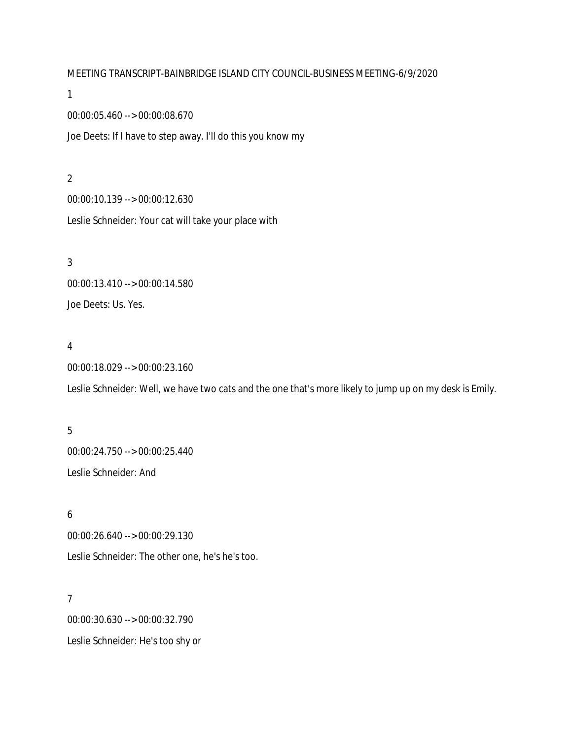MEETING TRANSCRIPT-BAINBRIDGE ISLAND CITY COUNCIL-BUSINESS MEETING-6/9/2020

1

00:00:05.460 --> 00:00:08.670

Joe Deets: If I have to step away. I'll do this you know my

2

00:00:10.139 --> 00:00:12.630

Leslie Schneider: Your cat will take your place with

3

00:00:13.410 --> 00:00:14.580

Joe Deets: Us. Yes.

4

00:00:18.029 --> 00:00:23.160

Leslie Schneider: Well, we have two cats and the one that's more likely to jump up on my desk is Emily.

5

00:00:24.750 --> 00:00:25.440

Leslie Schneider: And

6

00:00:26.640 --> 00:00:29.130

Leslie Schneider: The other one, he's he's too.

7

00:00:30.630 --> 00:00:32.790

Leslie Schneider: He's too shy or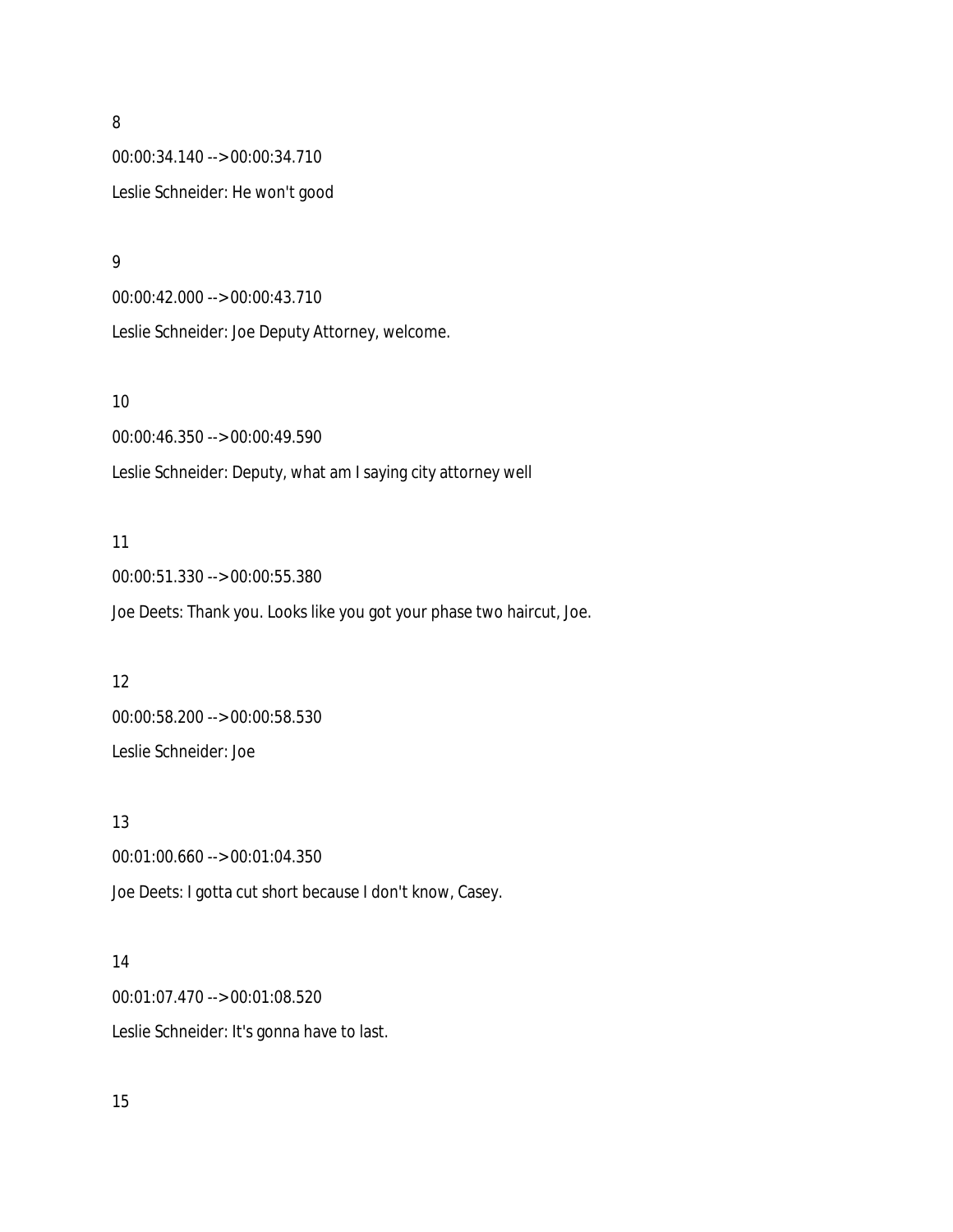8

00:00:34.140 --> 00:00:34.710

Leslie Schneider: He won't good

9

00:00:42.000 --> 00:00:43.710

Leslie Schneider: Joe Deputy Attorney, welcome.

10

00:00:46.350 --> 00:00:49.590

Leslie Schneider: Deputy, what am I saying city attorney well

11

00:00:51.330 --> 00:00:55.380

Joe Deets: Thank you. Looks like you got your phase two haircut, Joe.

12

00:00:58.200 --> 00:00:58.530

Leslie Schneider: Joe

13

00:01:00.660 --> 00:01:04.350

Joe Deets: I gotta cut short because I don't know, Casey.

14

00:01:07.470 --> 00:01:08.520

Leslie Schneider: It's gonna have to last.

15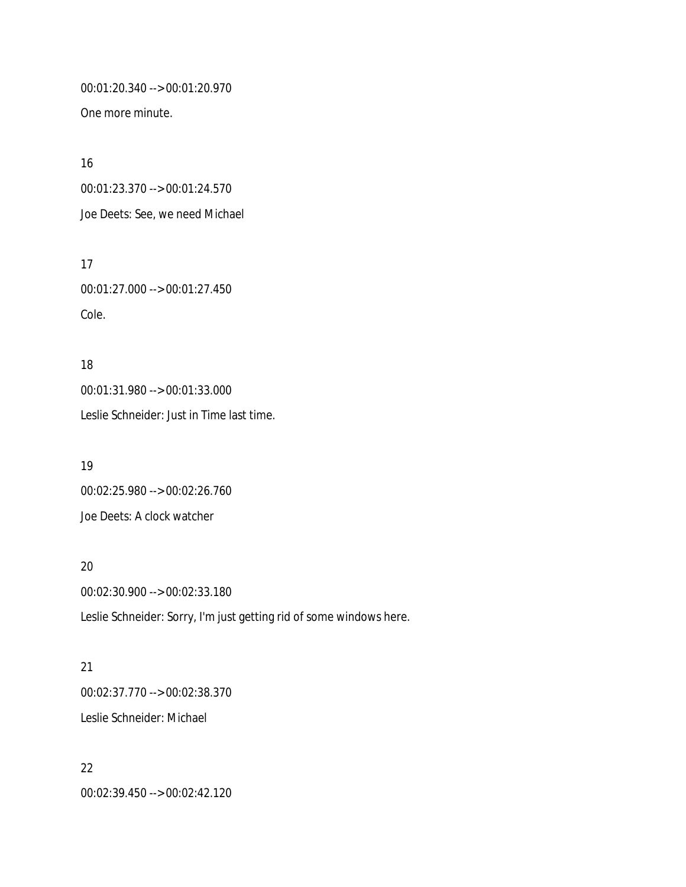00:01:20.340 --> 00:01:20.970

One more minute.

16

00:01:23.370 --> 00:01:24.570

Joe Deets: See, we need Michael

17

00:01:27.000 --> 00:01:27.450

Cole.

18

00:01:31.980 --> 00:01:33.000

Leslie Schneider: Just in Time last time.

19

00:02:25.980 --> 00:02:26.760

Joe Deets: A clock watcher

20

00:02:30.900 --> 00:02:33.180

Leslie Schneider: Sorry, I'm just getting rid of some windows here.

21

00:02:37.770 --> 00:02:38.370

Leslie Schneider: Michael

22

00:02:39.450 --> 00:02:42.120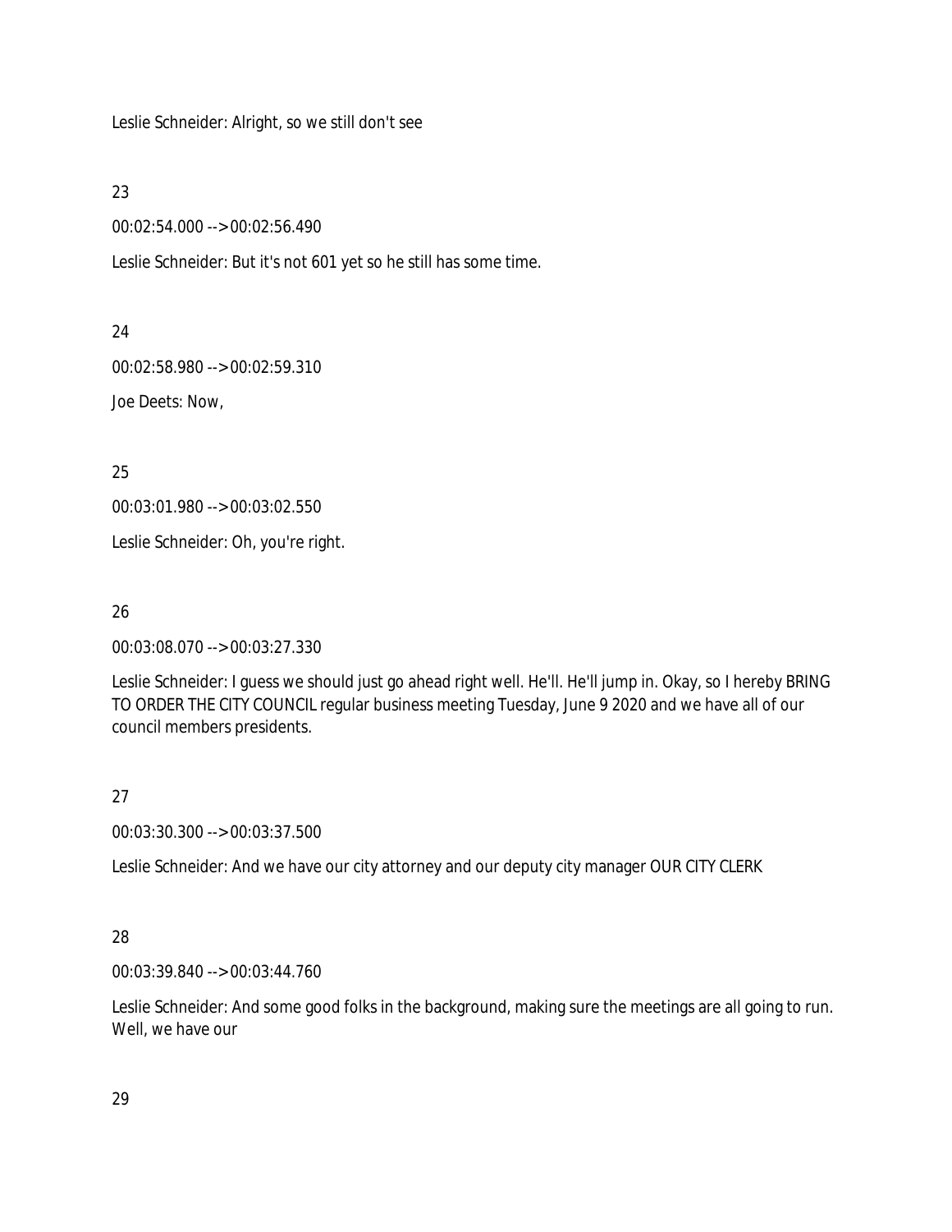Leslie Schneider: Alright, so we still don't see

23

00:02:54.000 --> 00:02:56.490

Leslie Schneider: But it's not 601 yet so he still has some time.

24

00:02:58.980 --> 00:02:59.310

Joe Deets: Now,

25

00:03:01.980 --> 00:03:02.550

Leslie Schneider: Oh, you're right.

26

00:03:08.070 --> 00:03:27.330

Leslie Schneider: I guess we should just go ahead right well. He'll. He'll jump in. Okay, so I hereby BRING TO ORDER THE CITY COUNCIL regular business meeting Tuesday, June 9 2020 and we have all of our council members presidents.

27

00:03:30.300 --> 00:03:37.500

Leslie Schneider: And we have our city attorney and our deputy city manager OUR CITY CLERK

28

00:03:39.840 --> 00:03:44.760

Leslie Schneider: And some good folks in the background, making sure the meetings are all going to run. Well, we have our

29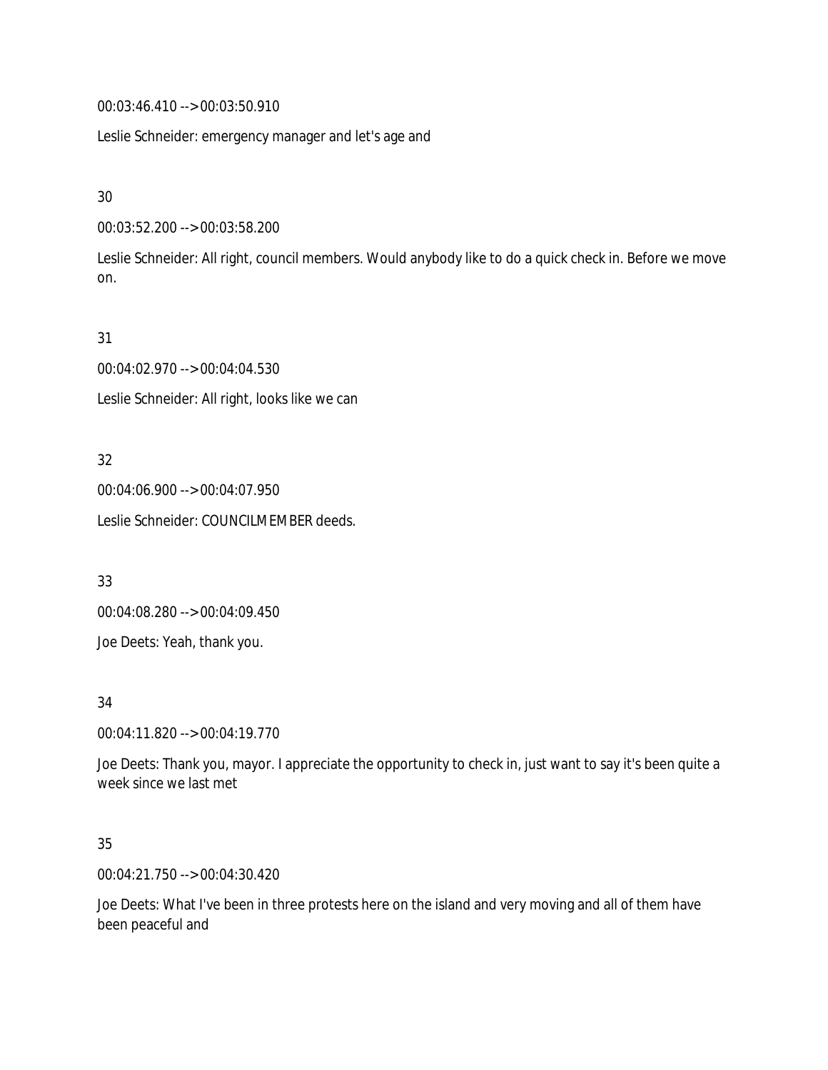00:03:46.410 --> 00:03:50.910

Leslie Schneider: emergency manager and let's age and

30

00:03:52.200 --> 00:03:58.200

Leslie Schneider: All right, council members. Would anybody like to do a quick check in. Before we move on.

31

00:04:02.970 --> 00:04:04.530

Leslie Schneider: All right, looks like we can

32

00:04:06.900 --> 00:04:07.950

Leslie Schneider: COUNCILMEMBER deeds.

33

00:04:08.280 --> 00:04:09.450

Joe Deets: Yeah, thank you.

34

00:04:11.820 --> 00:04:19.770

Joe Deets: Thank you, mayor. I appreciate the opportunity to check in, just want to say it's been quite a week since we last met

35

00:04:21.750 --> 00:04:30.420

Joe Deets: What I've been in three protests here on the island and very moving and all of them have been peaceful and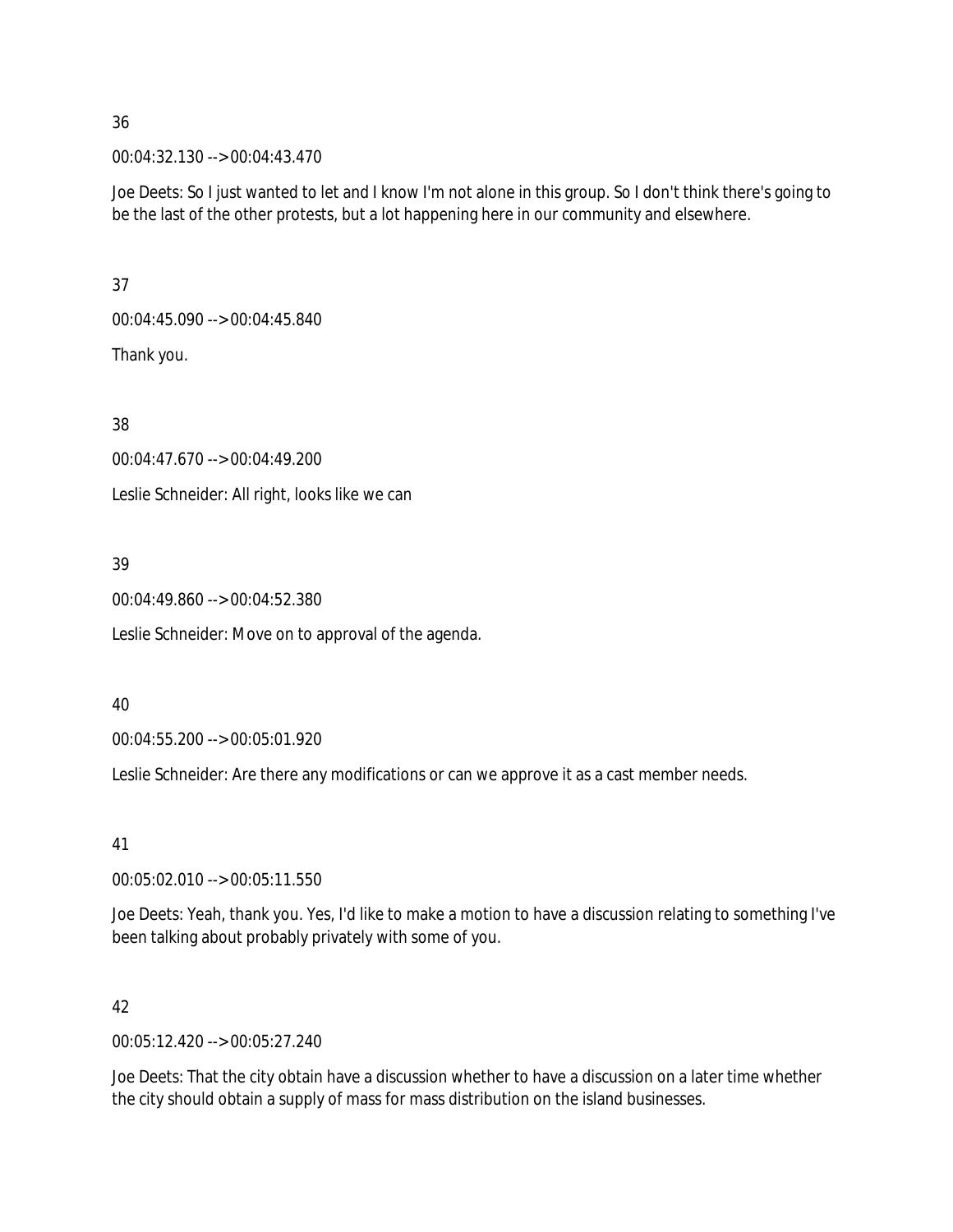36

00:04:32.130 --> 00:04:43.470

Joe Deets: So I just wanted to let and I know I'm not alone in this group. So I don't think there's going to be the last of the other protests, but a lot happening here in our community and elsewhere.

37

00:04:45.090 --> 00:04:45.840

Thank you.

38

00:04:47.670 --> 00:04:49.200

Leslie Schneider: All right, looks like we can

39

00:04:49.860 --> 00:04:52.380

Leslie Schneider: Move on to approval of the agenda.

40

00:04:55.200 --> 00:05:01.920

Leslie Schneider: Are there any modifications or can we approve it as a cast member needs.

41

00:05:02.010 --> 00:05:11.550

Joe Deets: Yeah, thank you. Yes, I'd like to make a motion to have a discussion relating to something I've been talking about probably privately with some of you.

42

00:05:12.420 --> 00:05:27.240

Joe Deets: That the city obtain have a discussion whether to have a discussion on a later time whether the city should obtain a supply of mass for mass distribution on the island businesses.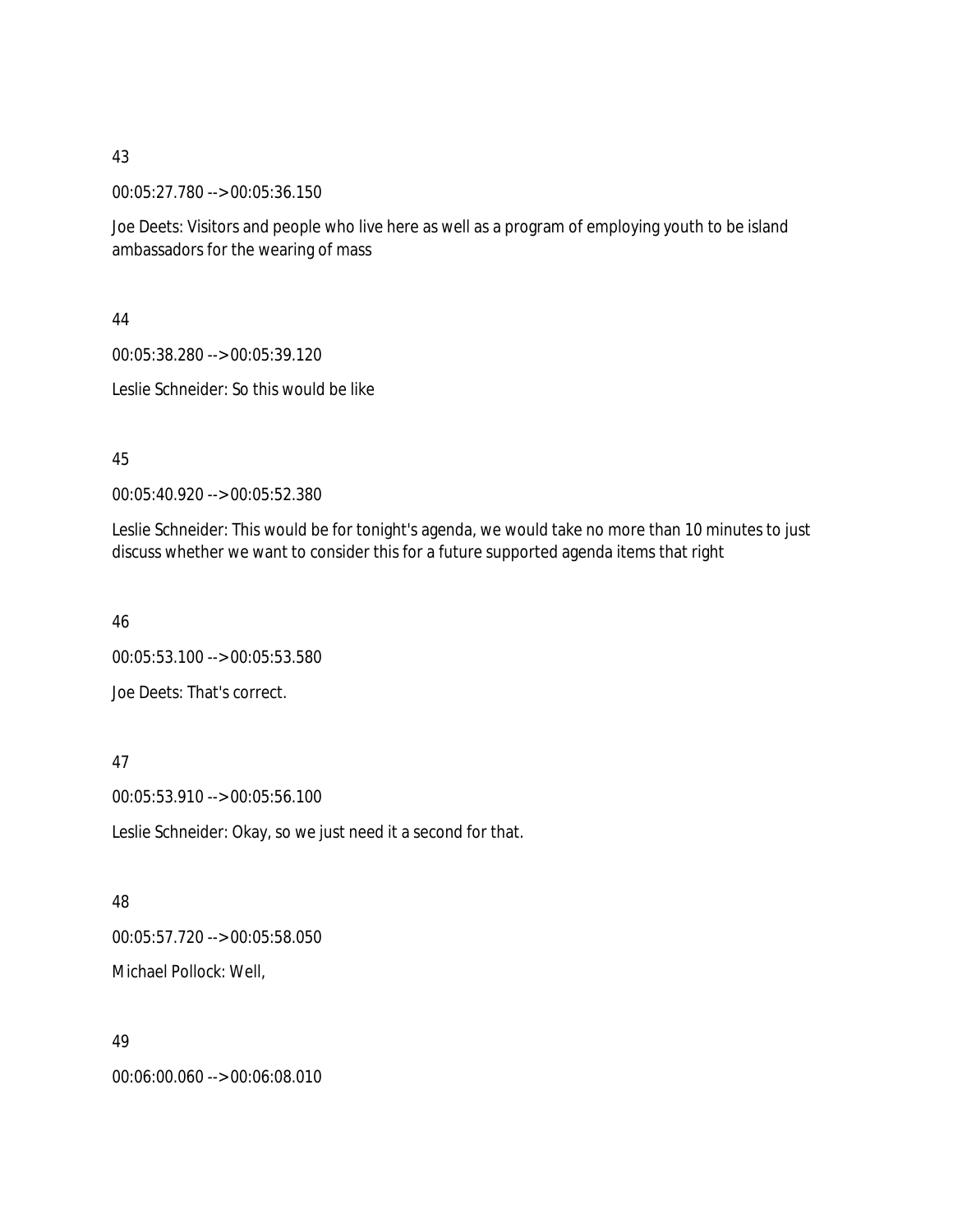43

00:05:27.780 --> 00:05:36.150

Joe Deets: Visitors and people who live here as well as a program of employing youth to be island ambassadors for the wearing of mass

44

00:05:38.280 --> 00:05:39.120

Leslie Schneider: So this would be like

45

00:05:40.920 --> 00:05:52.380

Leslie Schneider: This would be for tonight's agenda, we would take no more than 10 minutes to just discuss whether we want to consider this for a future supported agenda items that right

46

00:05:53.100 --> 00:05:53.580

Joe Deets: That's correct.

47

00:05:53.910 --> 00:05:56.100

Leslie Schneider: Okay, so we just need it a second for that.

48

00:05:57.720 --> 00:05:58.050

Michael Pollock: Well,

49

00:06:00.060 --> 00:06:08.010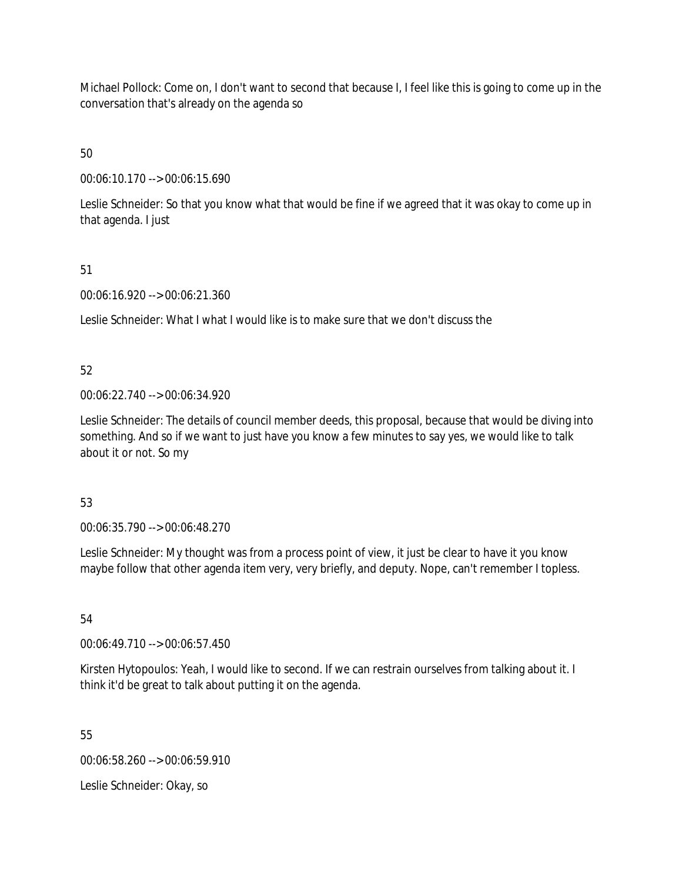Michael Pollock: Come on, I don't want to second that because I, I feel like this is going to come up in the conversation that's already on the agenda so

50

00:06:10.170 --> 00:06:15.690

Leslie Schneider: So that you know what that would be fine if we agreed that it was okay to come up in that agenda. I just

51

00:06:16.920 --> 00:06:21.360

Leslie Schneider: What I what I would like is to make sure that we don't discuss the

52

00:06:22.740 --> 00:06:34.920

Leslie Schneider: The details of council member deeds, this proposal, because that would be diving into something. And so if we want to just have you know a few minutes to say yes, we would like to talk about it or not. So my

53

00:06:35.790 --> 00:06:48.270

Leslie Schneider: My thought was from a process point of view, it just be clear to have it you know maybe follow that other agenda item very, very briefly, and deputy. Nope, can't remember I topless.

54

00:06:49.710 --> 00:06:57.450

Kirsten Hytopoulos: Yeah, I would like to second. If we can restrain ourselves from talking about it. I think it'd be great to talk about putting it on the agenda.

55

00:06:58.260 --> 00:06:59.910

Leslie Schneider: Okay, so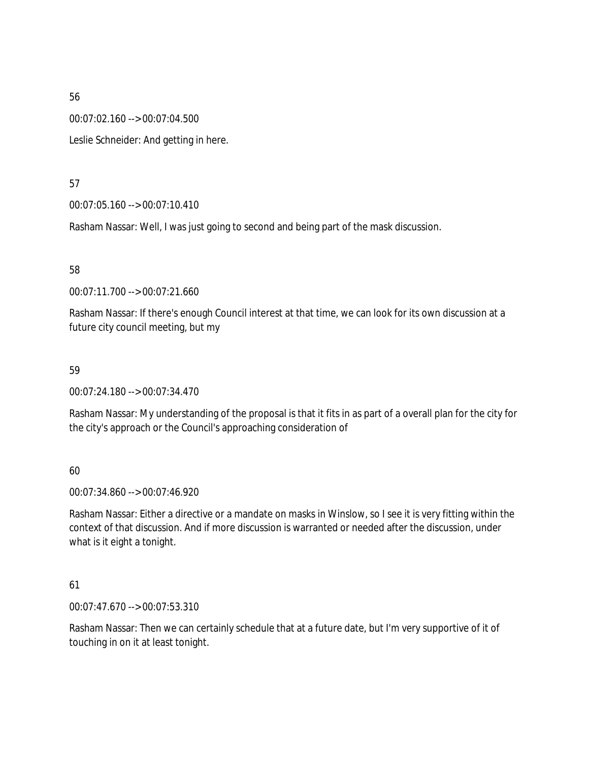56

00:07:02.160 --> 00:07:04.500

Leslie Schneider: And getting in here.

57

00:07:05.160 --> 00:07:10.410

Rasham Nassar: Well, I was just going to second and being part of the mask discussion.

58

00:07:11.700 --> 00:07:21.660

Rasham Nassar: If there's enough Council interest at that time, we can look for its own discussion at a future city council meeting, but my

59

00:07:24.180 --> 00:07:34.470

Rasham Nassar: My understanding of the proposal is that it fits in as part of a overall plan for the city for the city's approach or the Council's approaching consideration of

60

00:07:34.860 --> 00:07:46.920

Rasham Nassar: Either a directive or a mandate on masks in Winslow, so I see it is very fitting within the context of that discussion. And if more discussion is warranted or needed after the discussion, under what is it eight a tonight.

61

00:07:47.670 --> 00:07:53.310

Rasham Nassar: Then we can certainly schedule that at a future date, but I'm very supportive of it of touching in on it at least tonight.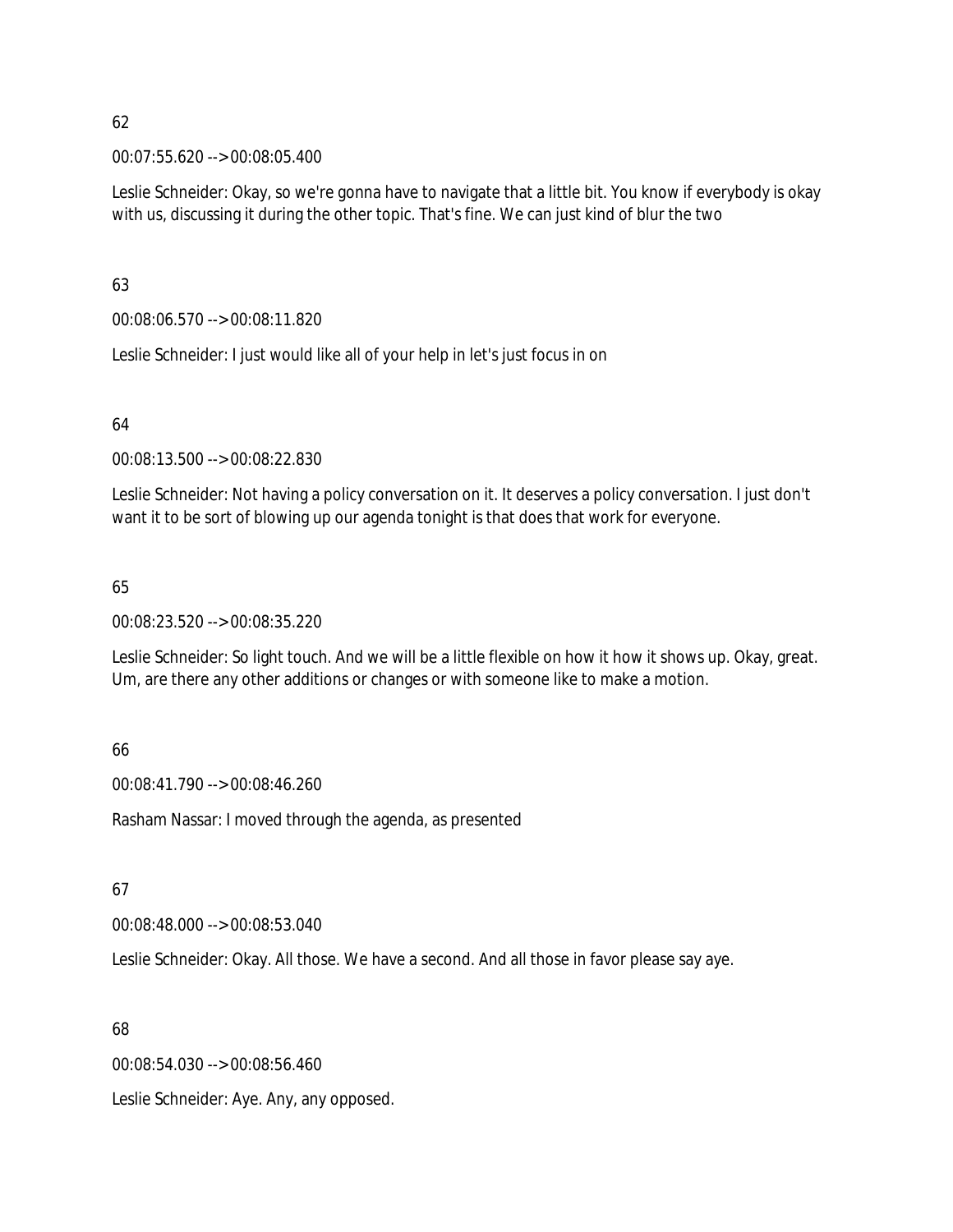62

00:07:55.620 --> 00:08:05.400

Leslie Schneider: Okay, so we're gonna have to navigate that a little bit. You know if everybody is okay with us, discussing it during the other topic. That's fine. We can just kind of blur the two

63

00:08:06.570 --> 00:08:11.820

Leslie Schneider: I just would like all of your help in let's just focus in on

64

00:08:13.500 --> 00:08:22.830

Leslie Schneider: Not having a policy conversation on it. It deserves a policy conversation. I just don't want it to be sort of blowing up our agenda tonight is that does that work for everyone.

65

00:08:23.520 --> 00:08:35.220

Leslie Schneider: So light touch. And we will be a little flexible on how it how it shows up. Okay, great. Um, are there any other additions or changes or with someone like to make a motion.

66

00:08:41.790 --> 00:08:46.260

Rasham Nassar: I moved through the agenda, as presented

67

00:08:48.000 --> 00:08:53.040

Leslie Schneider: Okay. All those. We have a second. And all those in favor please say aye.

68

00:08:54.030 --> 00:08:56.460

Leslie Schneider: Aye. Any, any opposed.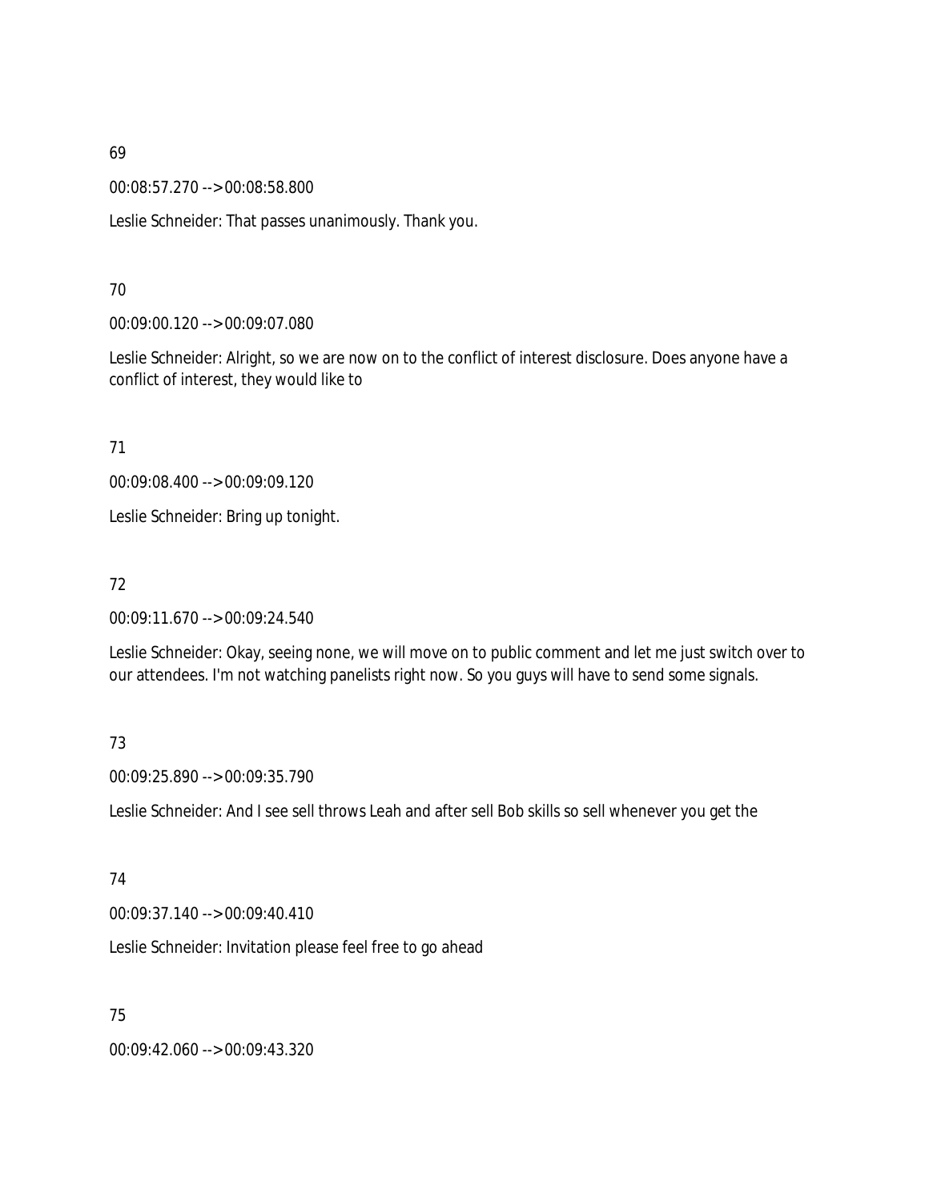69

00:08:57.270 --> 00:08:58.800

Leslie Schneider: That passes unanimously. Thank you.

70

00:09:00.120 --> 00:09:07.080

Leslie Schneider: Alright, so we are now on to the conflict of interest disclosure. Does anyone have a conflict of interest, they would like to

71

00:09:08.400 --> 00:09:09.120

Leslie Schneider: Bring up tonight.

72

00:09:11.670 --> 00:09:24.540

Leslie Schneider: Okay, seeing none, we will move on to public comment and let me just switch over to our attendees. I'm not watching panelists right now. So you guys will have to send some signals.

73

00:09:25.890 --> 00:09:35.790

Leslie Schneider: And I see sell throws Leah and after sell Bob skills so sell whenever you get the

74

00:09:37.140 --> 00:09:40.410

Leslie Schneider: Invitation please feel free to go ahead

75

00:09:42.060 --> 00:09:43.320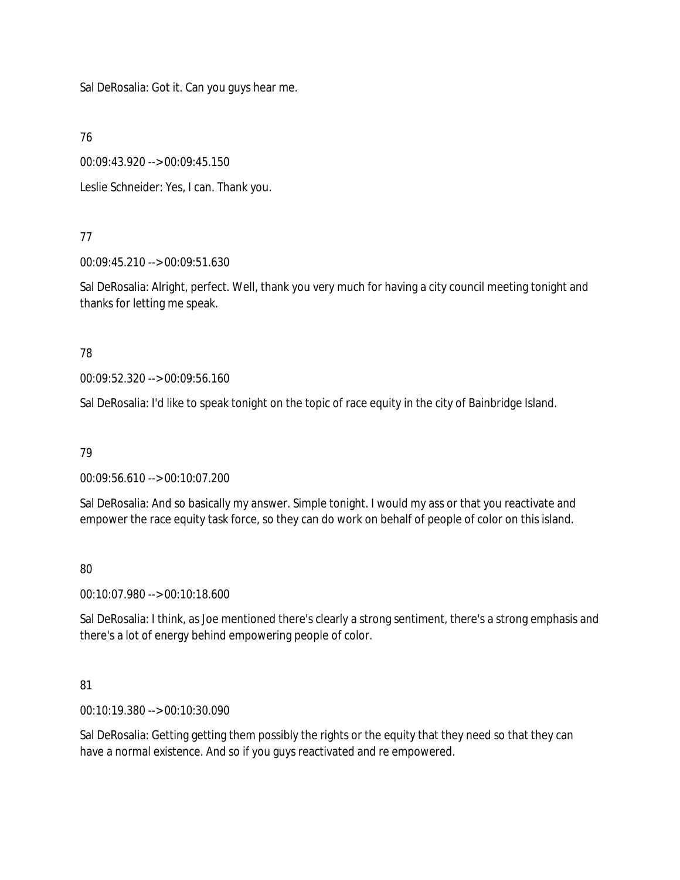Sal DeRosalia: Got it. Can you guys hear me.

76

00:09:43.920 --> 00:09:45.150

Leslie Schneider: Yes, I can. Thank you.

77

00:09:45.210 --> 00:09:51.630

Sal DeRosalia: Alright, perfect. Well, thank you very much for having a city council meeting tonight and thanks for letting me speak.

78

00:09:52.320 --> 00:09:56.160

Sal DeRosalia: I'd like to speak tonight on the topic of race equity in the city of Bainbridge Island.

79

00:09:56.610 --> 00:10:07.200

Sal DeRosalia: And so basically my answer. Simple tonight. I would my ass or that you reactivate and empower the race equity task force, so they can do work on behalf of people of color on this island.

80

00:10:07.980 --> 00:10:18.600

Sal DeRosalia: I think, as Joe mentioned there's clearly a strong sentiment, there's a strong emphasis and there's a lot of energy behind empowering people of color.

81

00:10:19.380 --> 00:10:30.090

Sal DeRosalia: Getting getting them possibly the rights or the equity that they need so that they can have a normal existence. And so if you guys reactivated and re empowered.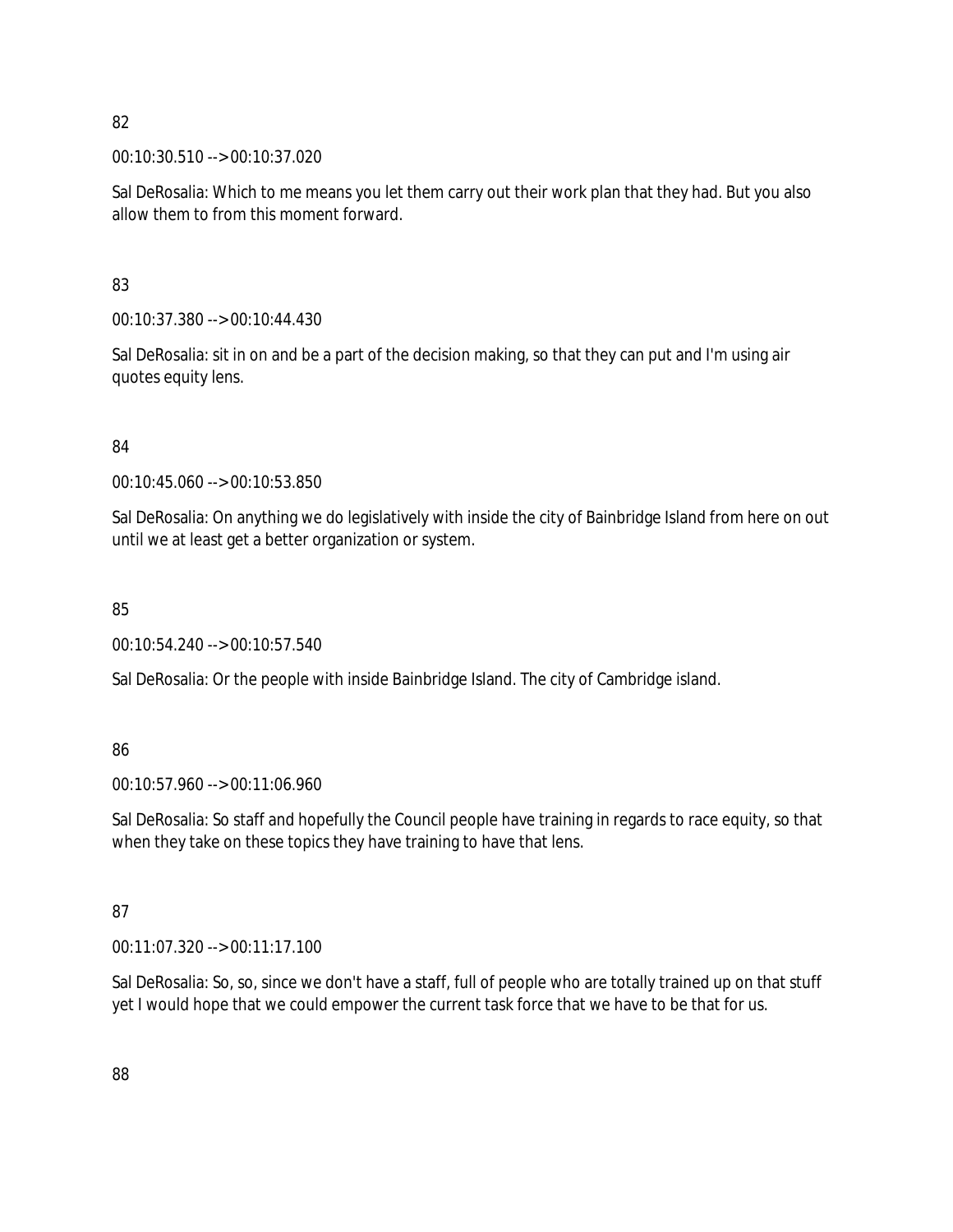82

00:10:30.510 --> 00:10:37.020

Sal DeRosalia: Which to me means you let them carry out their work plan that they had. But you also allow them to from this moment forward.

83

00:10:37.380 --> 00:10:44.430

Sal DeRosalia: sit in on and be a part of the decision making, so that they can put and I'm using air quotes equity lens.

84

00:10:45.060 --> 00:10:53.850

Sal DeRosalia: On anything we do legislatively with inside the city of Bainbridge Island from here on out until we at least get a better organization or system.

85

00:10:54.240 --> 00:10:57.540

Sal DeRosalia: Or the people with inside Bainbridge Island. The city of Cambridge island.

86

00:10:57.960 --> 00:11:06.960

Sal DeRosalia: So staff and hopefully the Council people have training in regards to race equity, so that when they take on these topics they have training to have that lens.

87

00:11:07.320 --> 00:11:17.100

Sal DeRosalia: So, so, since we don't have a staff, full of people who are totally trained up on that stuff yet I would hope that we could empower the current task force that we have to be that for us.

88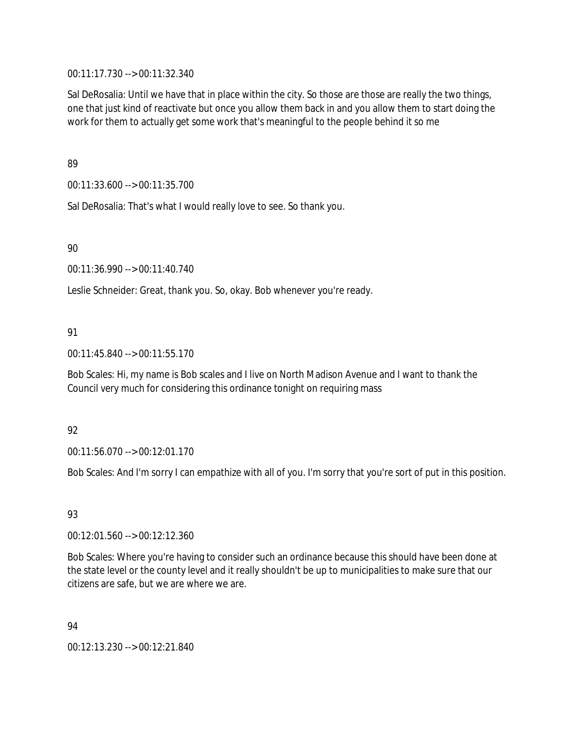00:11:17.730 --> 00:11:32.340

Sal DeRosalia: Until we have that in place within the city. So those are those are really the two things, one that just kind of reactivate but once you allow them back in and you allow them to start doing the work for them to actually get some work that's meaningful to the people behind it so me

89

00:11:33.600 --> 00:11:35.700

Sal DeRosalia: That's what I would really love to see. So thank you.

90

00:11:36.990 --> 00:11:40.740

Leslie Schneider: Great, thank you. So, okay. Bob whenever you're ready.

91

00:11:45.840 --> 00:11:55.170

Bob Scales: Hi, my name is Bob scales and I live on North Madison Avenue and I want to thank the Council very much for considering this ordinance tonight on requiring mass

92

00:11:56.070 --> 00:12:01.170

Bob Scales: And I'm sorry I can empathize with all of you. I'm sorry that you're sort of put in this position.

93

00:12:01.560 --> 00:12:12.360

Bob Scales: Where you're having to consider such an ordinance because this should have been done at the state level or the county level and it really shouldn't be up to municipalities to make sure that our citizens are safe, but we are where we are.

94

00:12:13.230 --> 00:12:21.840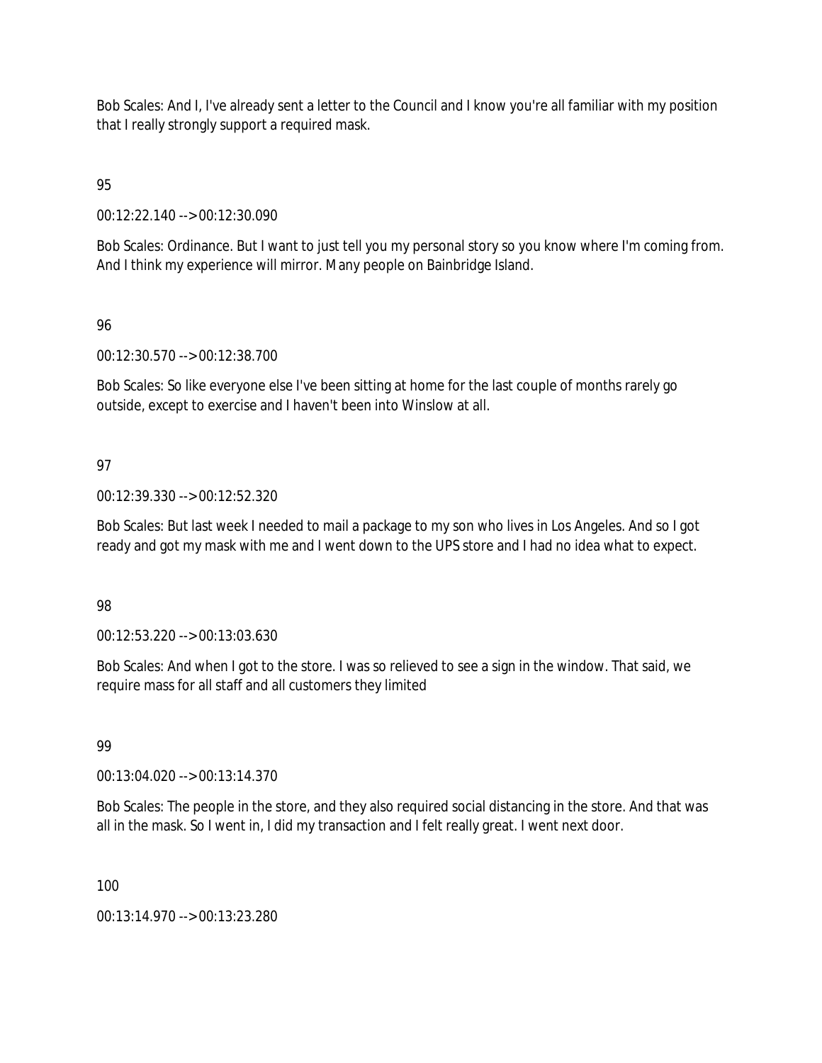Bob Scales: And I, I've already sent a letter to the Council and I know you're all familiar with my position that I really strongly support a required mask.

95

00:12:22.140 --> 00:12:30.090

Bob Scales: Ordinance. But I want to just tell you my personal story so you know where I'm coming from. And I think my experience will mirror. Many people on Bainbridge Island.

96

00:12:30.570 --> 00:12:38.700

Bob Scales: So like everyone else I've been sitting at home for the last couple of months rarely go outside, except to exercise and I haven't been into Winslow at all.

97

00:12:39.330 --> 00:12:52.320

Bob Scales: But last week I needed to mail a package to my son who lives in Los Angeles. And so I got ready and got my mask with me and I went down to the UPS store and I had no idea what to expect.

98

00:12:53.220 --> 00:13:03.630

Bob Scales: And when I got to the store. I was so relieved to see a sign in the window. That said, we require mass for all staff and all customers they limited

99

00:13:04.020 --> 00:13:14.370

Bob Scales: The people in the store, and they also required social distancing in the store. And that was all in the mask. So I went in, I did my transaction and I felt really great. I went next door.

100

00:13:14.970 --> 00:13:23.280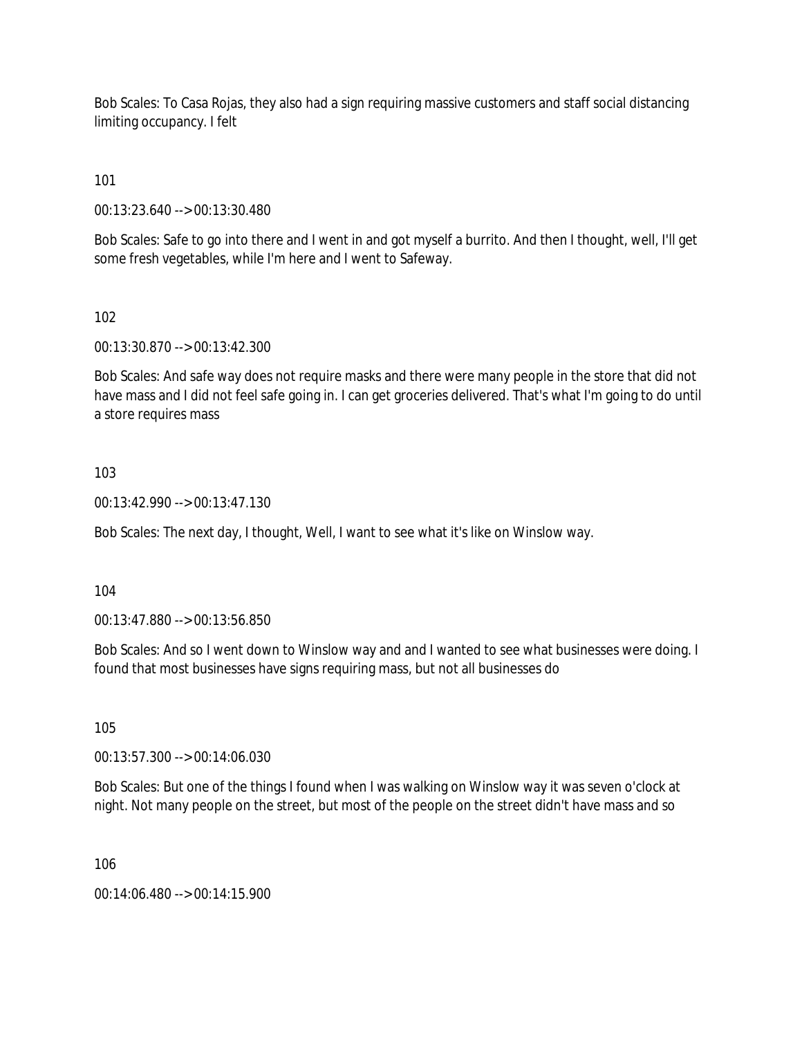Bob Scales: To Casa Rojas, they also had a sign requiring massive customers and staff social distancing limiting occupancy. I felt

101

00:13:23.640 --> 00:13:30.480

Bob Scales: Safe to go into there and I went in and got myself a burrito. And then I thought, well, I'll get some fresh vegetables, while I'm here and I went to Safeway.

102

00:13:30.870 --> 00:13:42.300

Bob Scales: And safe way does not require masks and there were many people in the store that did not have mass and I did not feel safe going in. I can get groceries delivered. That's what I'm going to do until a store requires mass

103

00:13:42.990 --> 00:13:47.130

Bob Scales: The next day, I thought, Well, I want to see what it's like on Winslow way.

104

00:13:47.880 --> 00:13:56.850

Bob Scales: And so I went down to Winslow way and and I wanted to see what businesses were doing. I found that most businesses have signs requiring mass, but not all businesses do

105

00:13:57.300 --> 00:14:06.030

Bob Scales: But one of the things I found when I was walking on Winslow way it was seven o'clock at night. Not many people on the street, but most of the people on the street didn't have mass and so

106

00:14:06.480 --> 00:14:15.900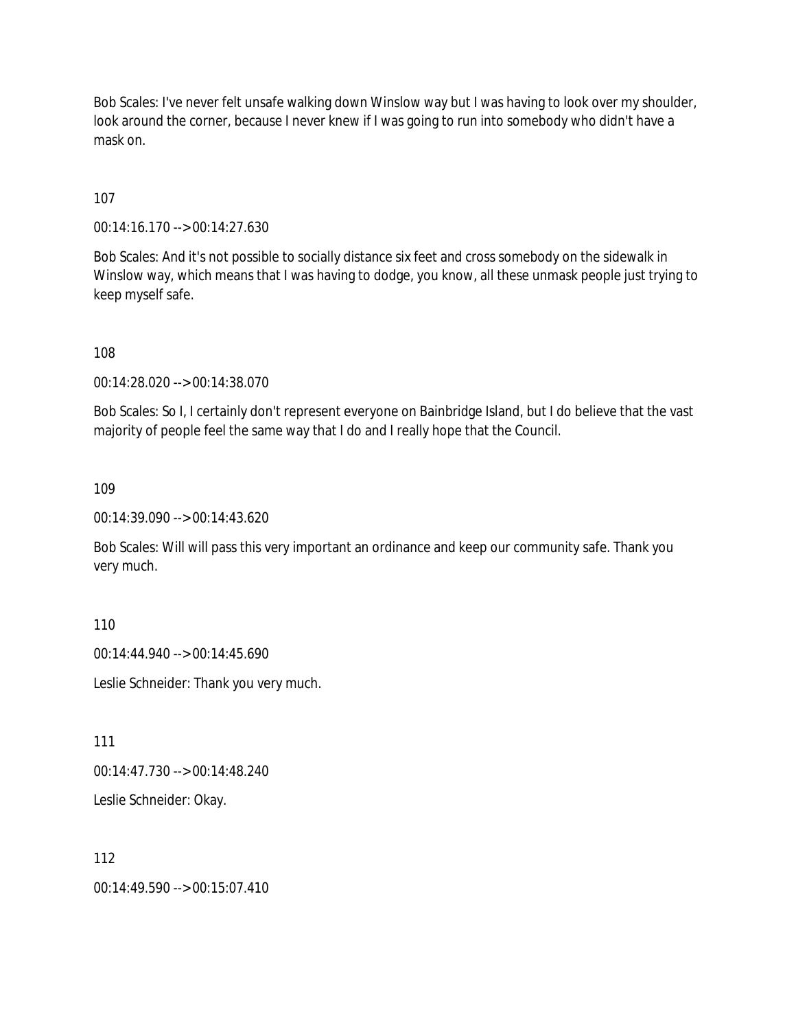Bob Scales: I've never felt unsafe walking down Winslow way but I was having to look over my shoulder, look around the corner, because I never knew if I was going to run into somebody who didn't have a mask on.

107

00:14:16.170 --> 00:14:27.630

Bob Scales: And it's not possible to socially distance six feet and cross somebody on the sidewalk in Winslow way, which means that I was having to dodge, you know, all these unmask people just trying to keep myself safe.

108

00:14:28.020 --> 00:14:38.070

Bob Scales: So I, I certainly don't represent everyone on Bainbridge Island, but I do believe that the vast majority of people feel the same way that I do and I really hope that the Council.

109

00:14:39.090 --> 00:14:43.620

Bob Scales: Will will pass this very important an ordinance and keep our community safe. Thank you very much.

110

00:14:44.940 --> 00:14:45.690

Leslie Schneider: Thank you very much.

111

00:14:47.730 --> 00:14:48.240

Leslie Schneider: Okay.

112

00:14:49.590 --> 00:15:07.410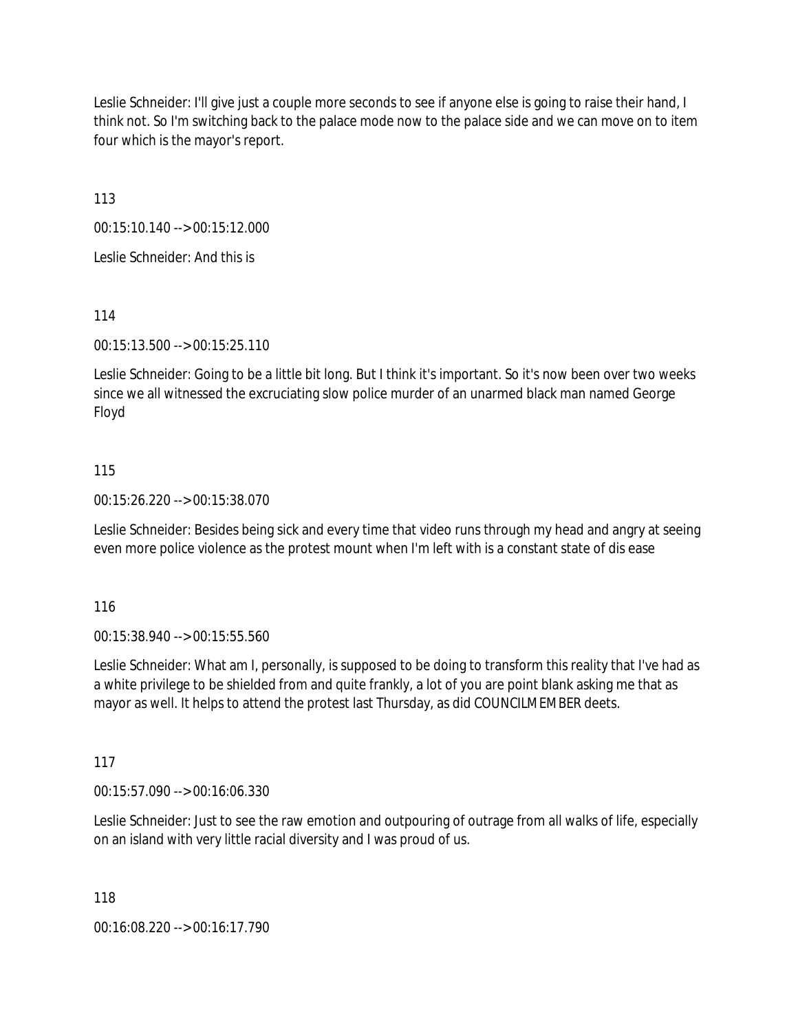Leslie Schneider: I'll give just a couple more seconds to see if anyone else is going to raise their hand, I think not. So I'm switching back to the palace mode now to the palace side and we can move on to item four which is the mayor's report.

113

00:15:10.140 --> 00:15:12.000

Leslie Schneider: And this is

114

00:15:13.500 --> 00:15:25.110

Leslie Schneider: Going to be a little bit long. But I think it's important. So it's now been over two weeks since we all witnessed the excruciating slow police murder of an unarmed black man named George Floyd

115

00:15:26.220 --> 00:15:38.070

Leslie Schneider: Besides being sick and every time that video runs through my head and angry at seeing even more police violence as the protest mount when I'm left with is a constant state of dis ease

116

00:15:38.940 --> 00:15:55.560

Leslie Schneider: What am I, personally, is supposed to be doing to transform this reality that I've had as a white privilege to be shielded from and quite frankly, a lot of you are point blank asking me that as mayor as well. It helps to attend the protest last Thursday, as did COUNCILMEMBER deets.

117

00:15:57.090 --> 00:16:06.330

Leslie Schneider: Just to see the raw emotion and outpouring of outrage from all walks of life, especially on an island with very little racial diversity and I was proud of us.

118

00:16:08.220 --> 00:16:17.790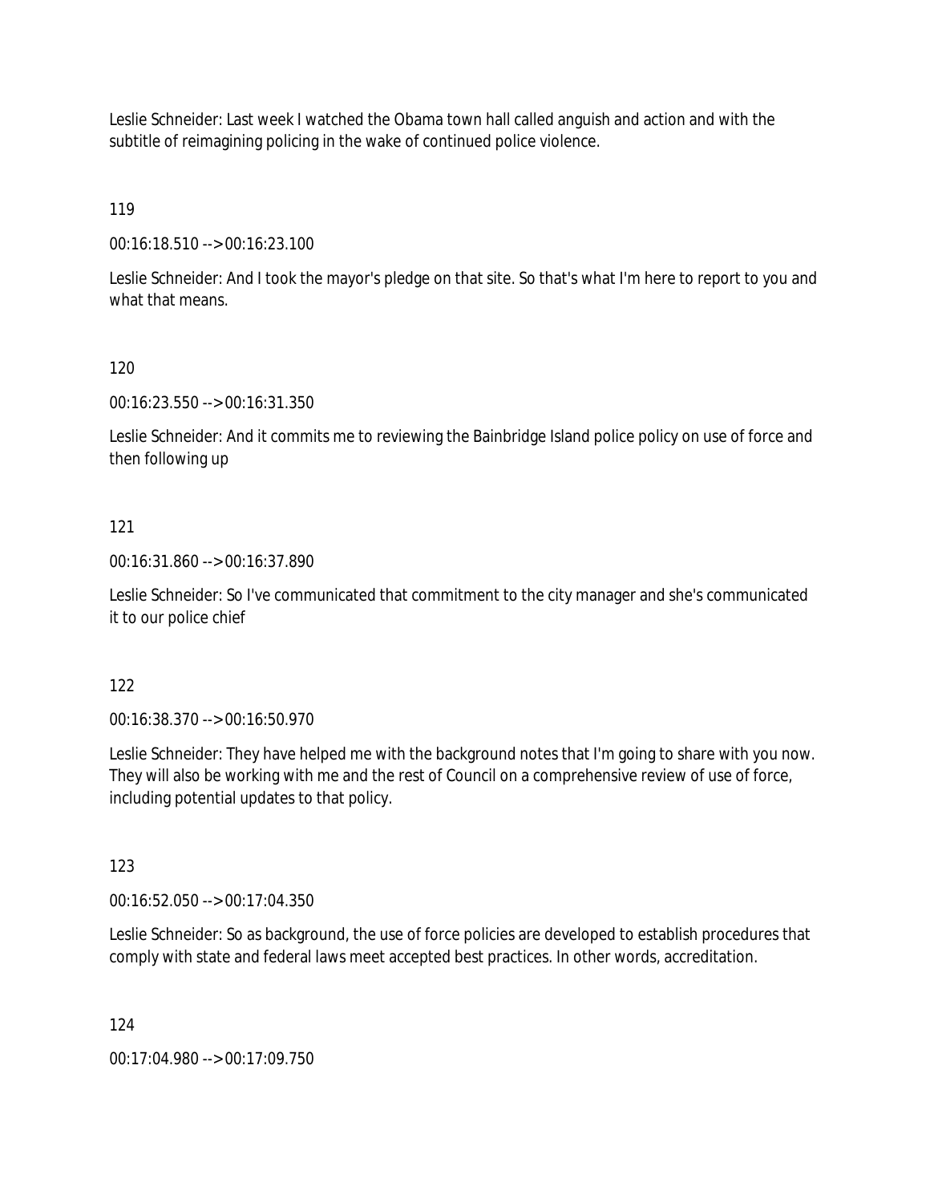Leslie Schneider: Last week I watched the Obama town hall called anguish and action and with the subtitle of reimagining policing in the wake of continued police violence.

119

00:16:18.510 --> 00:16:23.100

Leslie Schneider: And I took the mayor's pledge on that site. So that's what I'm here to report to you and what that means.

120

00:16:23.550 --> 00:16:31.350

Leslie Schneider: And it commits me to reviewing the Bainbridge Island police policy on use of force and then following up

121

00:16:31.860 --> 00:16:37.890

Leslie Schneider: So I've communicated that commitment to the city manager and she's communicated it to our police chief

122

00:16:38.370 --> 00:16:50.970

Leslie Schneider: They have helped me with the background notes that I'm going to share with you now. They will also be working with me and the rest of Council on a comprehensive review of use of force, including potential updates to that policy.

123

00:16:52.050 --> 00:17:04.350

Leslie Schneider: So as background, the use of force policies are developed to establish procedures that comply with state and federal laws meet accepted best practices. In other words, accreditation.

124

00:17:04.980 --> 00:17:09.750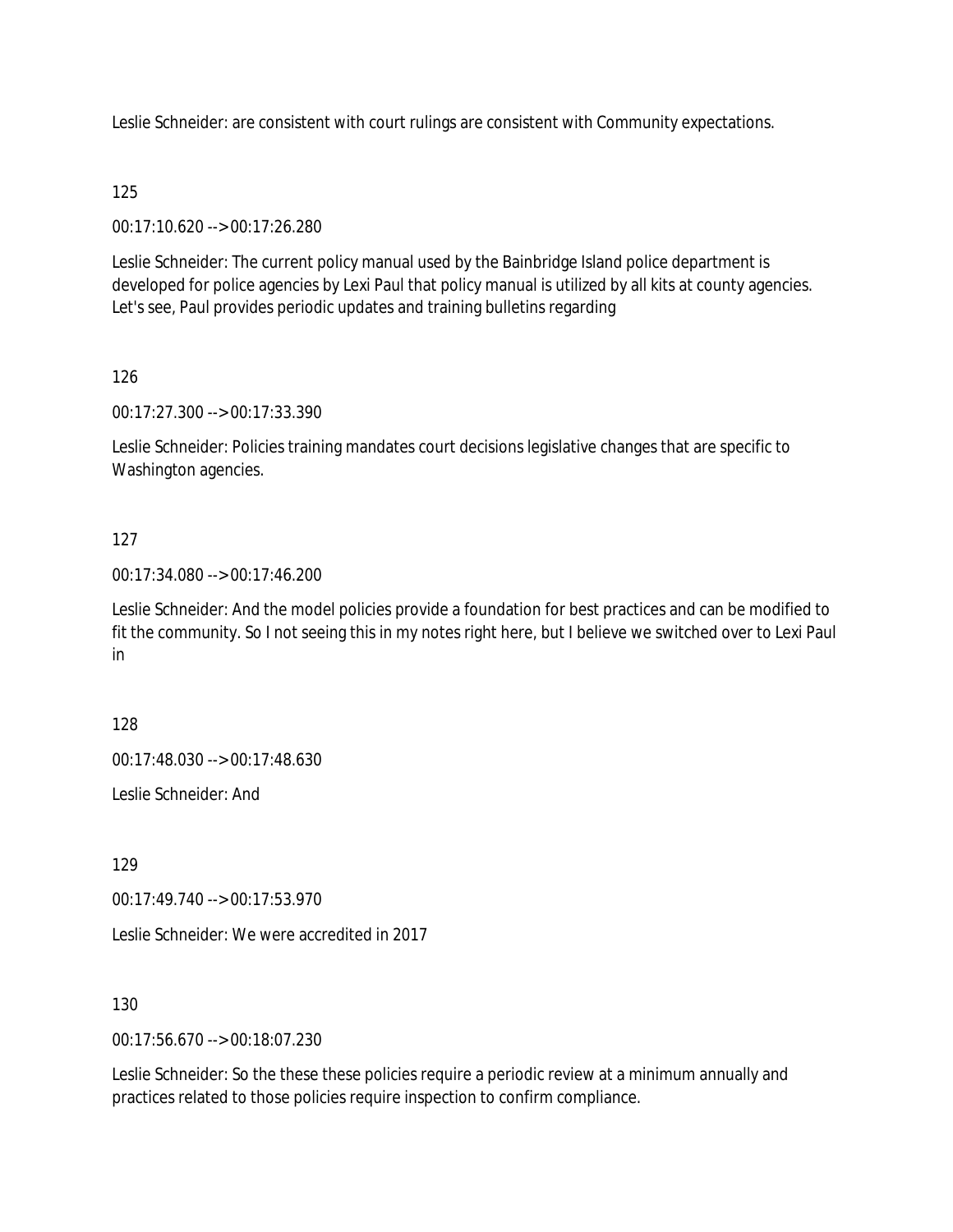Leslie Schneider: are consistent with court rulings are consistent with Community expectations.

125

00:17:10.620 --> 00:17:26.280

Leslie Schneider: The current policy manual used by the Bainbridge Island police department is developed for police agencies by Lexi Paul that policy manual is utilized by all kits at county agencies. Let's see, Paul provides periodic updates and training bulletins regarding

126

00:17:27.300 --> 00:17:33.390

Leslie Schneider: Policies training mandates court decisions legislative changes that are specific to Washington agencies.

127

00:17:34.080 --> 00:17:46.200

Leslie Schneider: And the model policies provide a foundation for best practices and can be modified to fit the community. So I not seeing this in my notes right here, but I believe we switched over to Lexi Paul in

128

00:17:48.030 --> 00:17:48.630

Leslie Schneider: And

129

00:17:49.740 --> 00:17:53.970

Leslie Schneider: We were accredited in 2017

130

00:17:56.670 --> 00:18:07.230

Leslie Schneider: So the these these policies require a periodic review at a minimum annually and practices related to those policies require inspection to confirm compliance.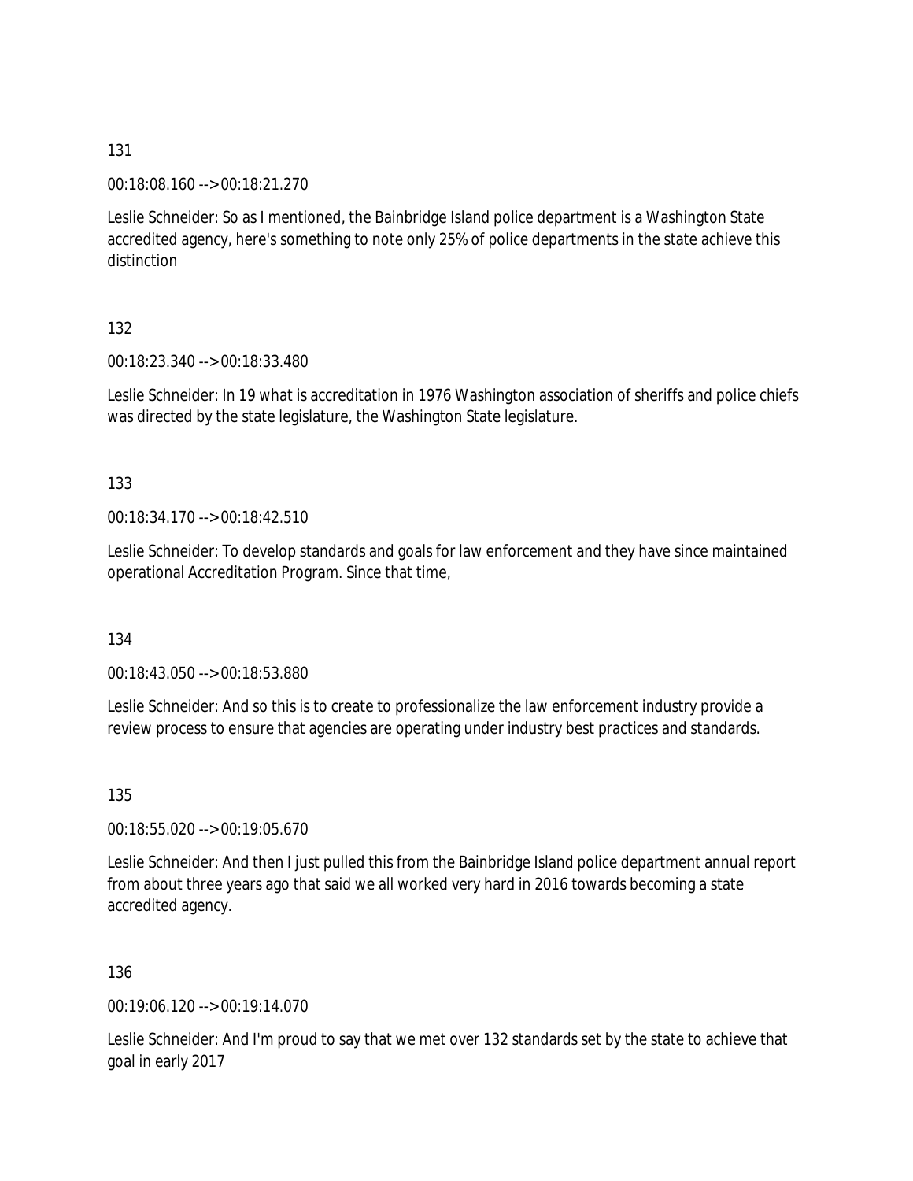131

00:18:08.160 --> 00:18:21.270

Leslie Schneider: So as I mentioned, the Bainbridge Island police department is a Washington State accredited agency, here's something to note only 25% of police departments in the state achieve this distinction

132

00:18:23.340 --> 00:18:33.480

Leslie Schneider: In 19 what is accreditation in 1976 Washington association of sheriffs and police chiefs was directed by the state legislature, the Washington State legislature.

133

00:18:34.170 --> 00:18:42.510

Leslie Schneider: To develop standards and goals for law enforcement and they have since maintained operational Accreditation Program. Since that time,

134

00:18:43.050 --> 00:18:53.880

Leslie Schneider: And so this is to create to professionalize the law enforcement industry provide a review process to ensure that agencies are operating under industry best practices and standards.

135

00:18:55.020 --> 00:19:05.670

Leslie Schneider: And then I just pulled this from the Bainbridge Island police department annual report from about three years ago that said we all worked very hard in 2016 towards becoming a state accredited agency.

136

00:19:06.120 --> 00:19:14.070

Leslie Schneider: And I'm proud to say that we met over 132 standards set by the state to achieve that goal in early 2017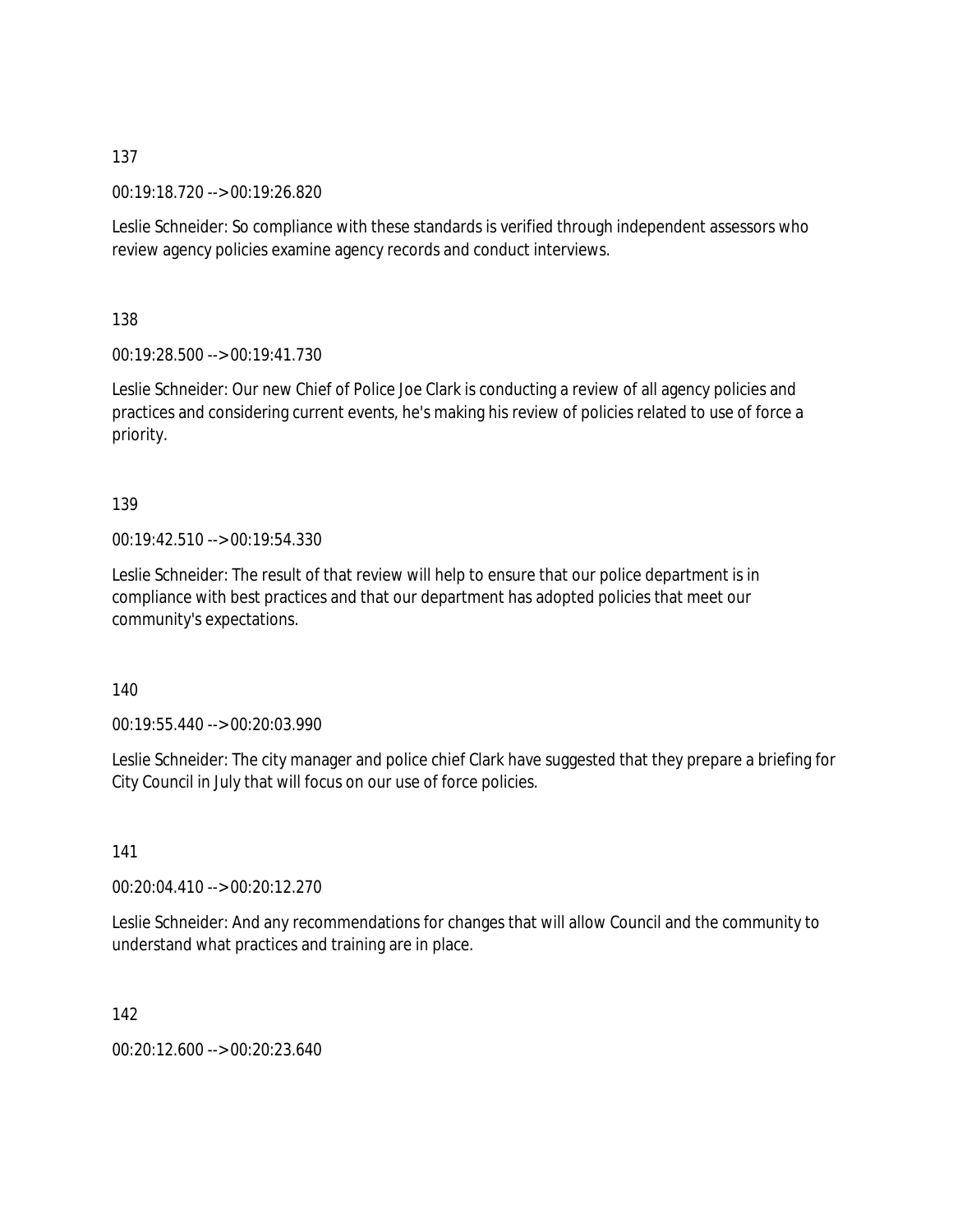137

00:19:18.720 --> 00:19:26.820

Leslie Schneider: So compliance with these standards is verified through independent assessors who review agency policies examine agency records and conduct interviews.

138

00:19:28.500 --> 00:19:41.730

Leslie Schneider: Our new Chief of Police Joe Clark is conducting a review of all agency policies and practices and considering current events, he's making his review of policies related to use of force a priority.

139

00:19:42.510 --> 00:19:54.330

Leslie Schneider: The result of that review will help to ensure that our police department is in compliance with best practices and that our department has adopted policies that meet our community's expectations.

140

00:19:55.440 --> 00:20:03.990

Leslie Schneider: The city manager and police chief Clark have suggested that they prepare a briefing for City Council in July that will focus on our use of force policies.

141

00:20:04.410 --> 00:20:12.270

Leslie Schneider: And any recommendations for changes that will allow Council and the community to understand what practices and training are in place.

142

00:20:12.600 --> 00:20:23.640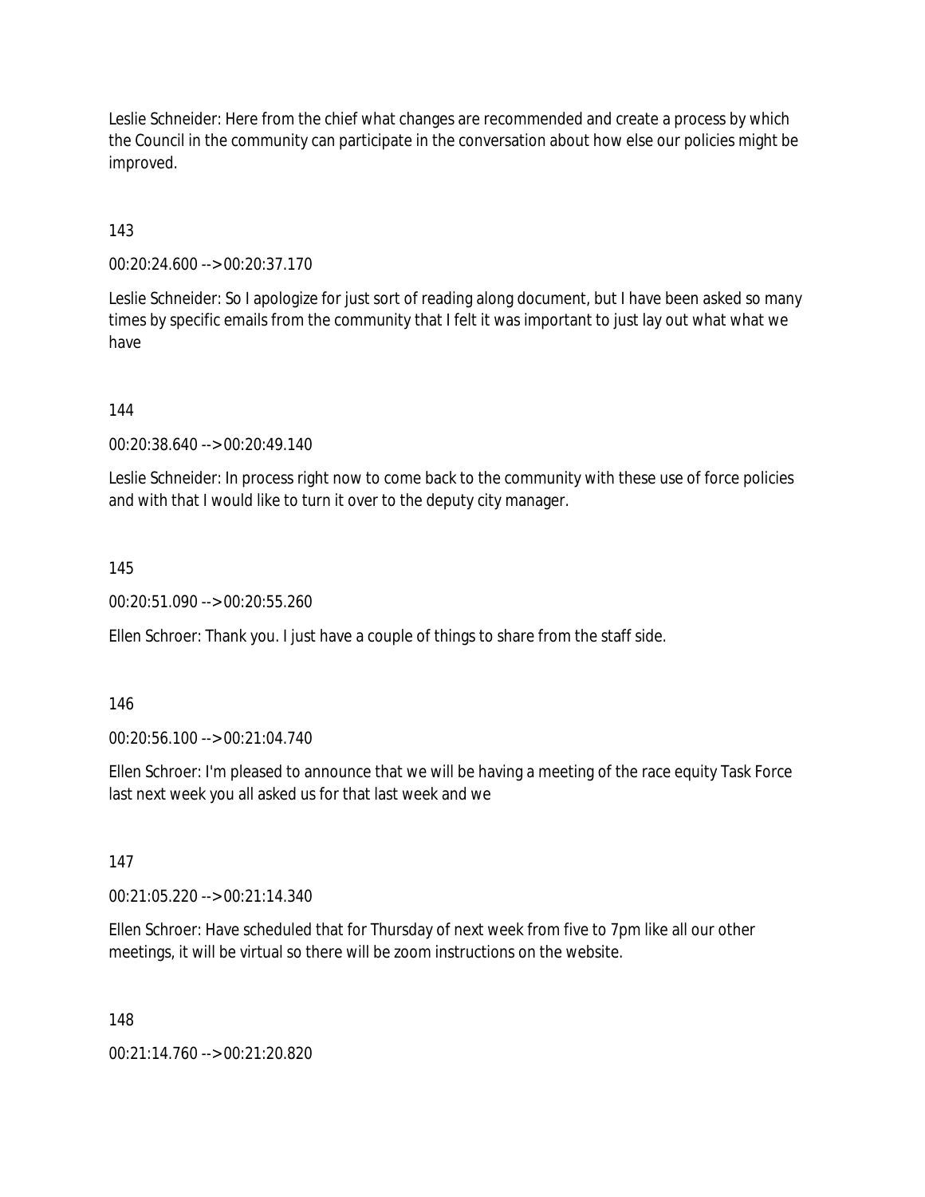Leslie Schneider: Here from the chief what changes are recommended and create a process by which the Council in the community can participate in the conversation about how else our policies might be improved.

143

00:20:24.600 --> 00:20:37.170

Leslie Schneider: So I apologize for just sort of reading along document, but I have been asked so many times by specific emails from the community that I felt it was important to just lay out what what we have

144

00:20:38.640 --> 00:20:49.140

Leslie Schneider: In process right now to come back to the community with these use of force policies and with that I would like to turn it over to the deputy city manager.

145

00:20:51.090 --> 00:20:55.260

Ellen Schroer: Thank you. I just have a couple of things to share from the staff side.

146

00:20:56.100 --> 00:21:04.740

Ellen Schroer: I'm pleased to announce that we will be having a meeting of the race equity Task Force last next week you all asked us for that last week and we

147

00:21:05.220 --> 00:21:14.340

Ellen Schroer: Have scheduled that for Thursday of next week from five to 7pm like all our other meetings, it will be virtual so there will be zoom instructions on the website.

148

00:21:14.760 --> 00:21:20.820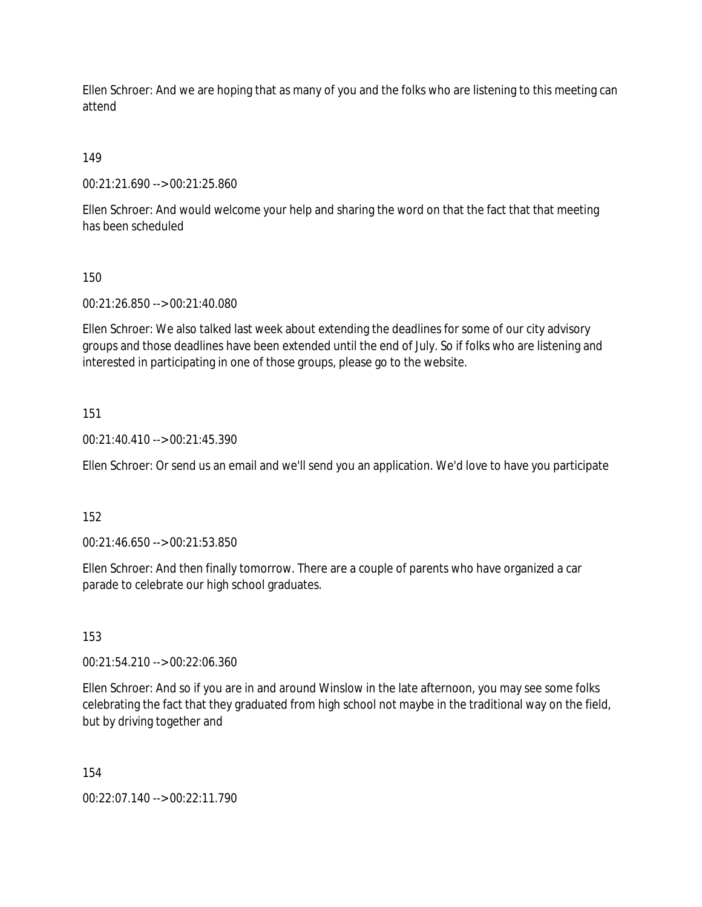Ellen Schroer: And we are hoping that as many of you and the folks who are listening to this meeting can attend

149

00:21:21.690 --> 00:21:25.860

Ellen Schroer: And would welcome your help and sharing the word on that the fact that that meeting has been scheduled

150

00:21:26.850 --> 00:21:40.080

Ellen Schroer: We also talked last week about extending the deadlines for some of our city advisory groups and those deadlines have been extended until the end of July. So if folks who are listening and interested in participating in one of those groups, please go to the website.

151

00:21:40.410 --> 00:21:45.390

Ellen Schroer: Or send us an email and we'll send you an application. We'd love to have you participate

152

00:21:46.650 --> 00:21:53.850

Ellen Schroer: And then finally tomorrow. There are a couple of parents who have organized a car parade to celebrate our high school graduates.

153

00:21:54.210 --> 00:22:06.360

Ellen Schroer: And so if you are in and around Winslow in the late afternoon, you may see some folks celebrating the fact that they graduated from high school not maybe in the traditional way on the field, but by driving together and

154

00:22:07.140 --> 00:22:11.790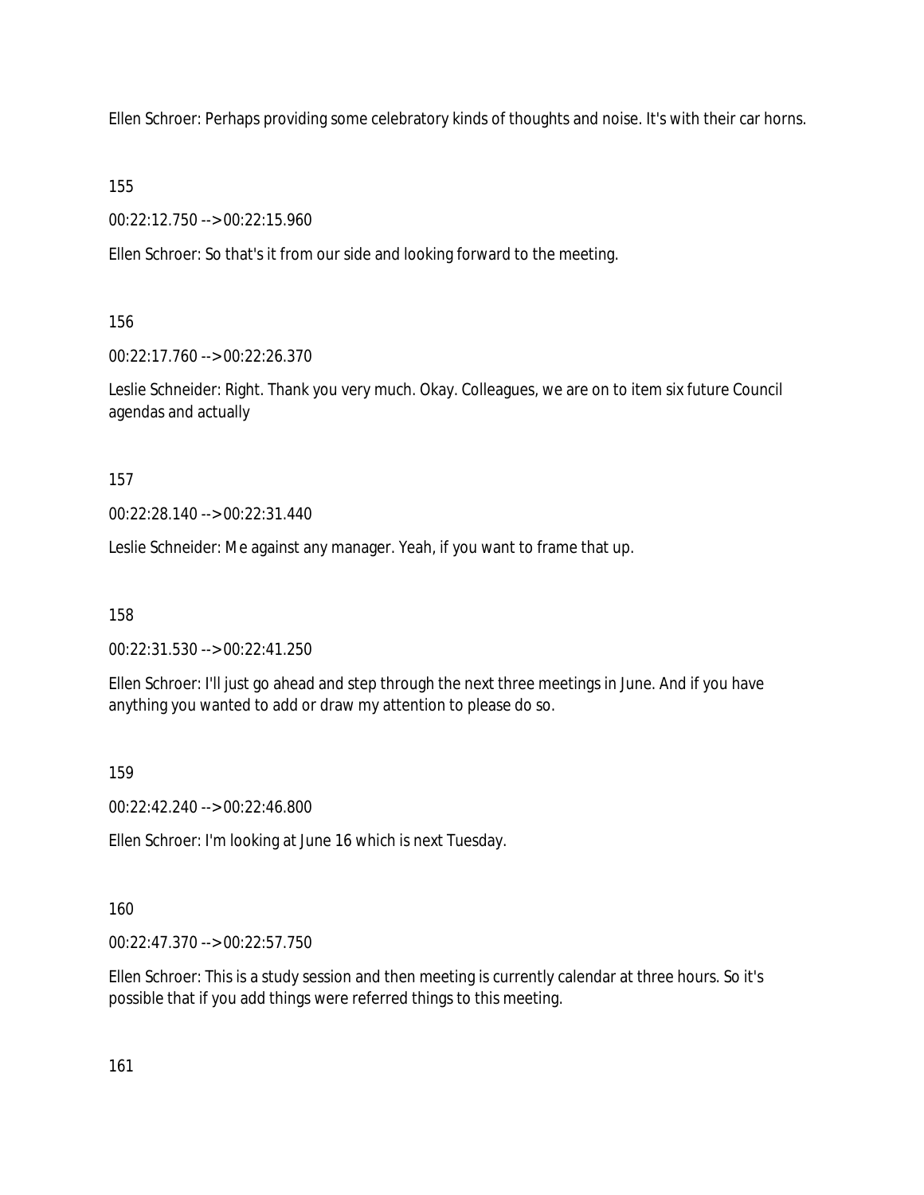Ellen Schroer: Perhaps providing some celebratory kinds of thoughts and noise. It's with their car horns.

155

00:22:12.750 --> 00:22:15.960

Ellen Schroer: So that's it from our side and looking forward to the meeting.

156

00:22:17.760 --> 00:22:26.370

Leslie Schneider: Right. Thank you very much. Okay. Colleagues, we are on to item six future Council agendas and actually

157

00:22:28.140 --> 00:22:31.440

Leslie Schneider: Me against any manager. Yeah, if you want to frame that up.

158

00:22:31.530 --> 00:22:41.250

Ellen Schroer: I'll just go ahead and step through the next three meetings in June. And if you have anything you wanted to add or draw my attention to please do so.

159

00:22:42.240 --> 00:22:46.800

Ellen Schroer: I'm looking at June 16 which is next Tuesday.

160

00:22:47.370 --> 00:22:57.750

Ellen Schroer: This is a study session and then meeting is currently calendar at three hours. So it's possible that if you add things were referred things to this meeting.

161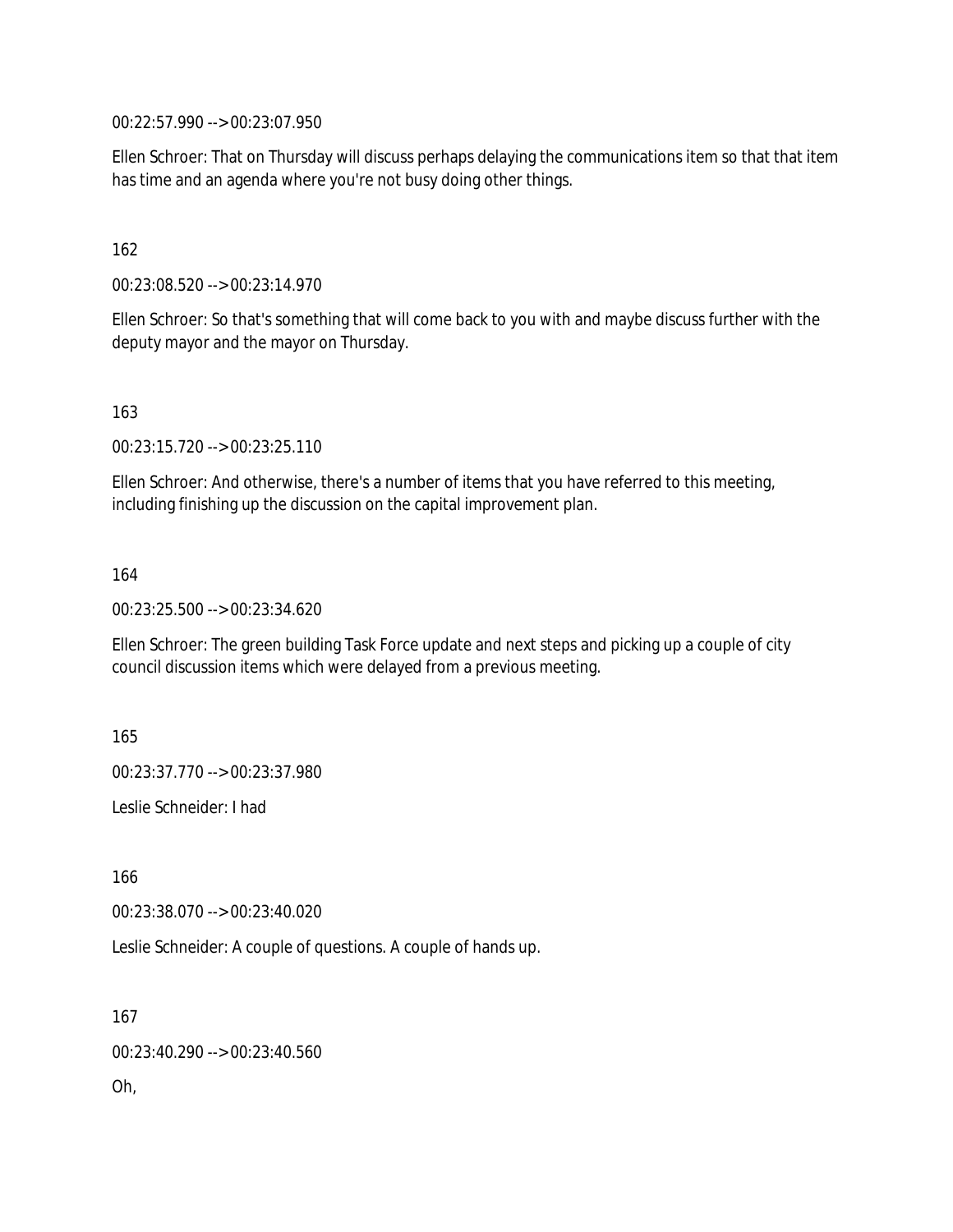00:22:57.990 --> 00:23:07.950

Ellen Schroer: That on Thursday will discuss perhaps delaying the communications item so that that item has time and an agenda where you're not busy doing other things.

162

00:23:08.520 --> 00:23:14.970

Ellen Schroer: So that's something that will come back to you with and maybe discuss further with the deputy mayor and the mayor on Thursday.

163

00:23:15.720 --> 00:23:25.110

Ellen Schroer: And otherwise, there's a number of items that you have referred to this meeting, including finishing up the discussion on the capital improvement plan.

164

00:23:25.500 --> 00:23:34.620

Ellen Schroer: The green building Task Force update and next steps and picking up a couple of city council discussion items which were delayed from a previous meeting.

165

00:23:37.770 --> 00:23:37.980

Leslie Schneider: I had

166

00:23:38.070 --> 00:23:40.020

Leslie Schneider: A couple of questions. A couple of hands up.

167

00:23:40.290 --> 00:23:40.560

Oh,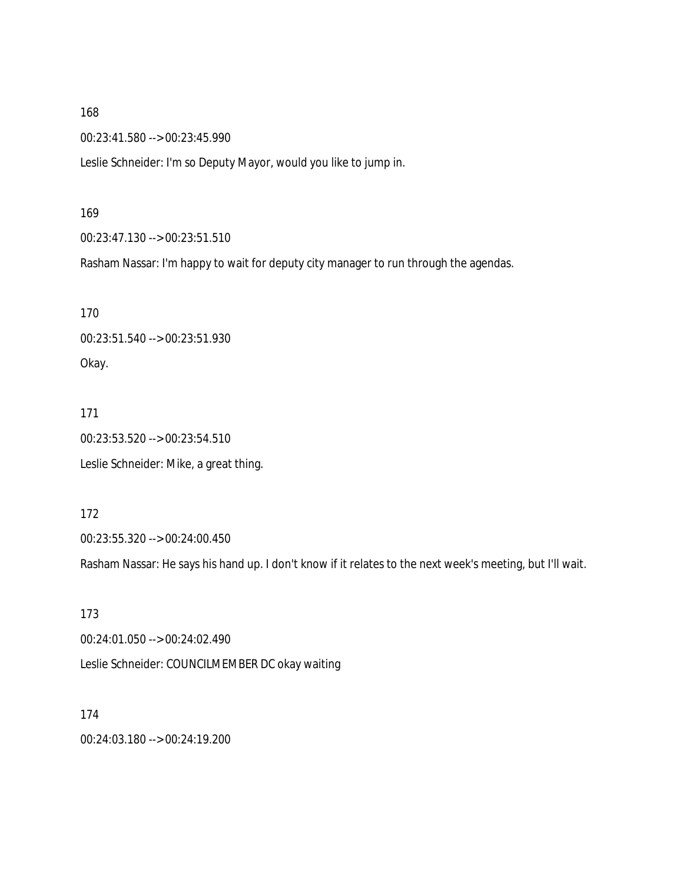168

00:23:41.580 --> 00:23:45.990

Leslie Schneider: I'm so Deputy Mayor, would you like to jump in.

169

00:23:47.130 --> 00:23:51.510

Rasham Nassar: I'm happy to wait for deputy city manager to run through the agendas.

170

00:23:51.540 --> 00:23:51.930

Okay.

171

00:23:53.520 --> 00:23:54.510

Leslie Schneider: Mike, a great thing.

172

00:23:55.320 --> 00:24:00.450

Rasham Nassar: He says his hand up. I don't know if it relates to the next week's meeting, but I'll wait.

173

00:24:01.050 --> 00:24:02.490

Leslie Schneider: COUNCILMEMBER DC okay waiting

174

00:24:03.180 --> 00:24:19.200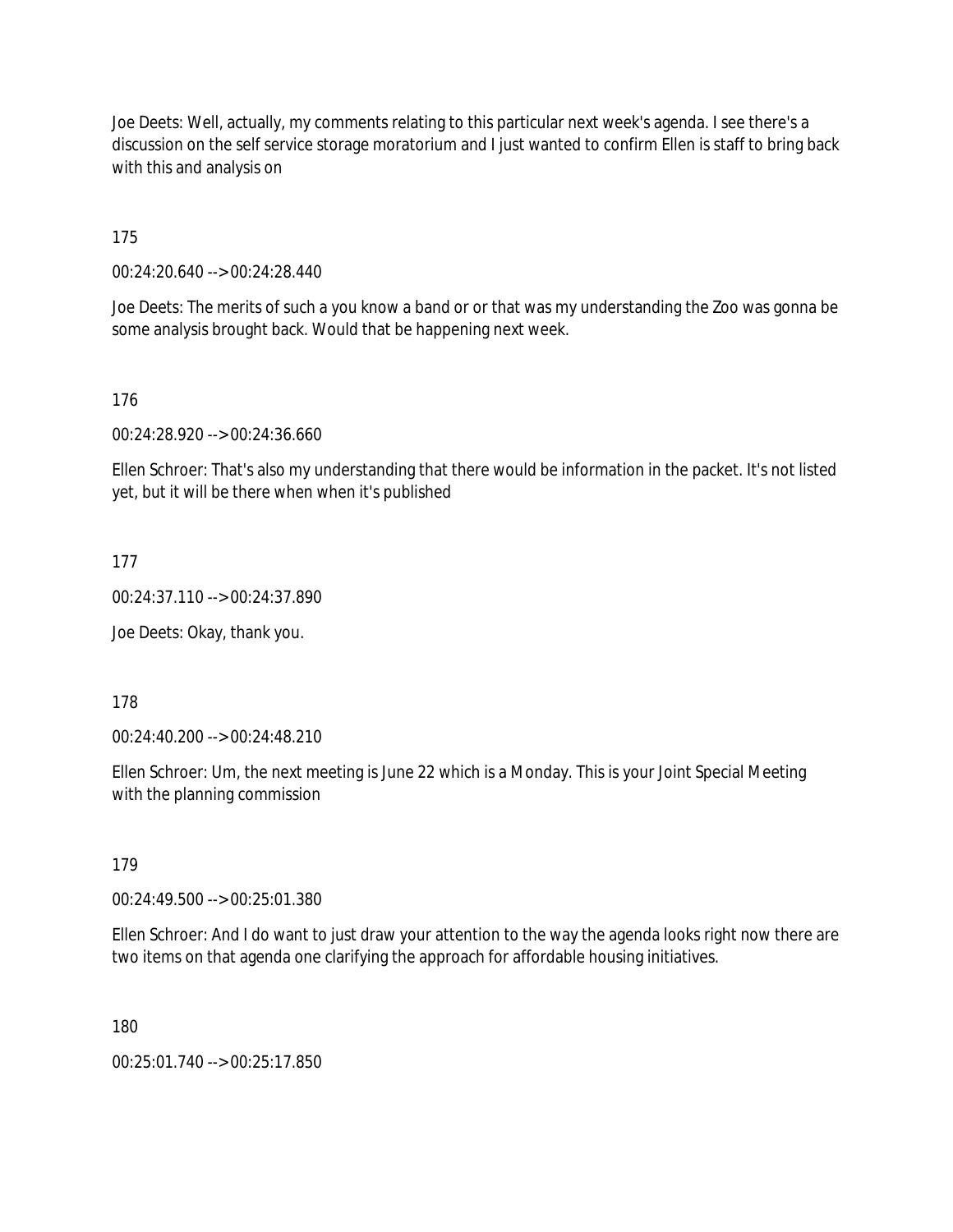Joe Deets: Well, actually, my comments relating to this particular next week's agenda. I see there's a discussion on the self service storage moratorium and I just wanted to confirm Ellen is staff to bring back with this and analysis on

175

00:24:20.640 --> 00:24:28.440

Joe Deets: The merits of such a you know a band or or that was my understanding the Zoo was gonna be some analysis brought back. Would that be happening next week.

176

00:24:28.920 --> 00:24:36.660

Ellen Schroer: That's also my understanding that there would be information in the packet. It's not listed yet, but it will be there when when it's published

177

00:24:37.110 --> 00:24:37.890

Joe Deets: Okay, thank you.

178

00:24:40.200 --> 00:24:48.210

Ellen Schroer: Um, the next meeting is June 22 which is a Monday. This is your Joint Special Meeting with the planning commission

179

00:24:49.500 --> 00:25:01.380

Ellen Schroer: And I do want to just draw your attention to the way the agenda looks right now there are two items on that agenda one clarifying the approach for affordable housing initiatives.

180

00:25:01.740 --> 00:25:17.850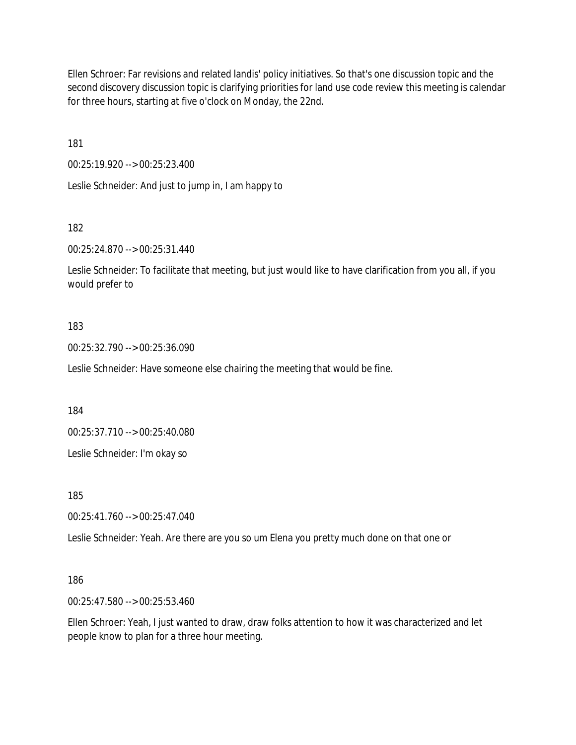Ellen Schroer: Far revisions and related landis' policy initiatives. So that's one discussion topic and the second discovery discussion topic is clarifying priorities for land use code review this meeting is calendar for three hours, starting at five o'clock on Monday, the 22nd.

181

00:25:19.920 --> 00:25:23.400

Leslie Schneider: And just to jump in, I am happy to

182

00:25:24.870 --> 00:25:31.440

Leslie Schneider: To facilitate that meeting, but just would like to have clarification from you all, if you would prefer to

183

00:25:32.790 --> 00:25:36.090

Leslie Schneider: Have someone else chairing the meeting that would be fine.

184

00:25:37.710 --> 00:25:40.080

Leslie Schneider: I'm okay so

185

00:25:41.760 --> 00:25:47.040

Leslie Schneider: Yeah. Are there are you so um Elena you pretty much done on that one or

186

00:25:47.580 --> 00:25:53.460

Ellen Schroer: Yeah, I just wanted to draw, draw folks attention to how it was characterized and let people know to plan for a three hour meeting.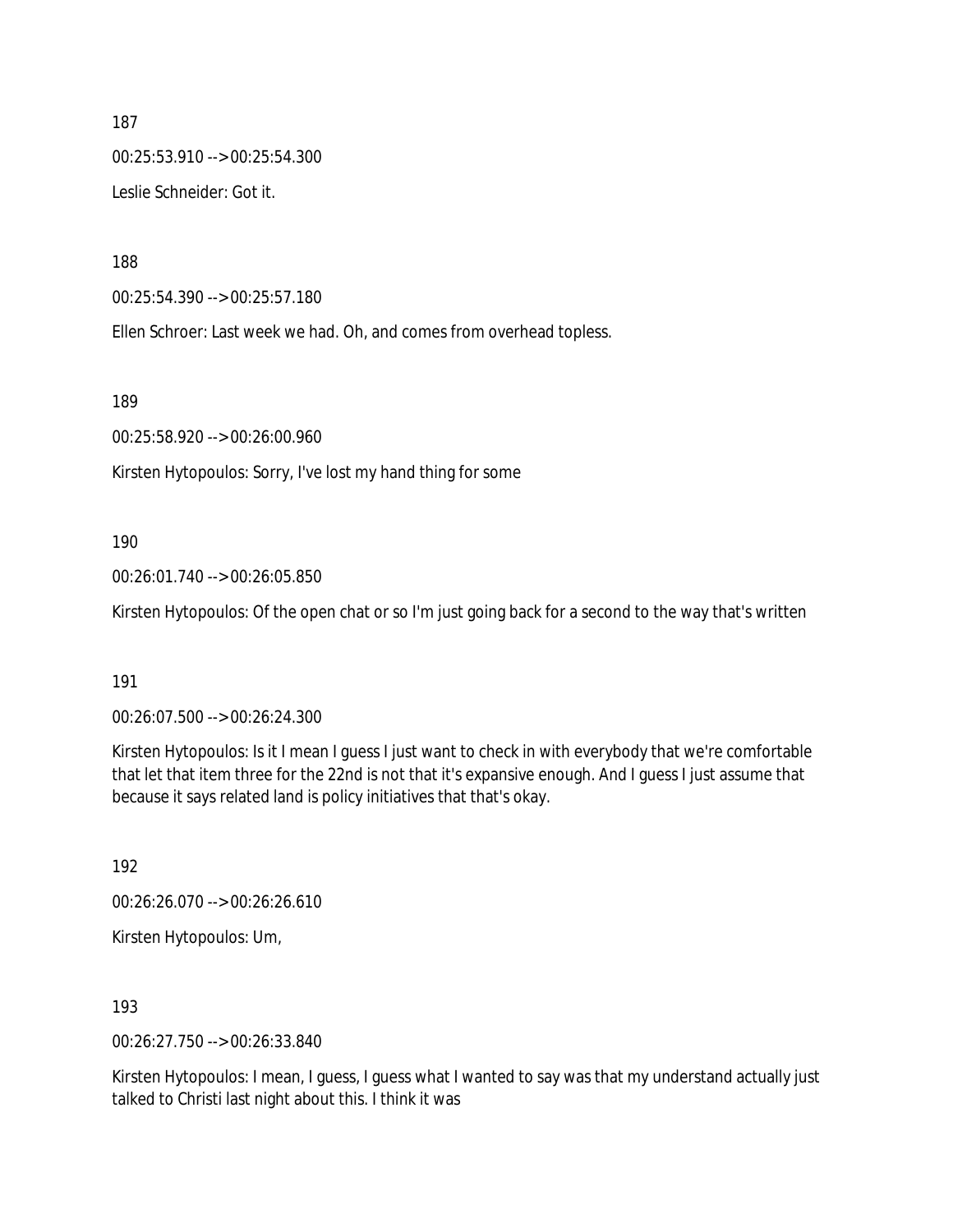187

00:25:53.910 --> 00:25:54.300

Leslie Schneider: Got it.

188

00:25:54.390 --> 00:25:57.180

Ellen Schroer: Last week we had. Oh, and comes from overhead topless.

189

00:25:58.920 --> 00:26:00.960

Kirsten Hytopoulos: Sorry, I've lost my hand thing for some

190

00:26:01.740 --> 00:26:05.850

Kirsten Hytopoulos: Of the open chat or so I'm just going back for a second to the way that's written

191

00:26:07.500 --> 00:26:24.300

Kirsten Hytopoulos: Is it I mean I guess I just want to check in with everybody that we're comfortable that let that item three for the 22nd is not that it's expansive enough. And I guess I just assume that because it says related land is policy initiatives that that's okay.

192

00:26:26.070 --> 00:26:26.610

Kirsten Hytopoulos: Um,

193

00:26:27.750 --> 00:26:33.840

Kirsten Hytopoulos: I mean, I guess, I guess what I wanted to say was that my understand actually just talked to Christi last night about this. I think it was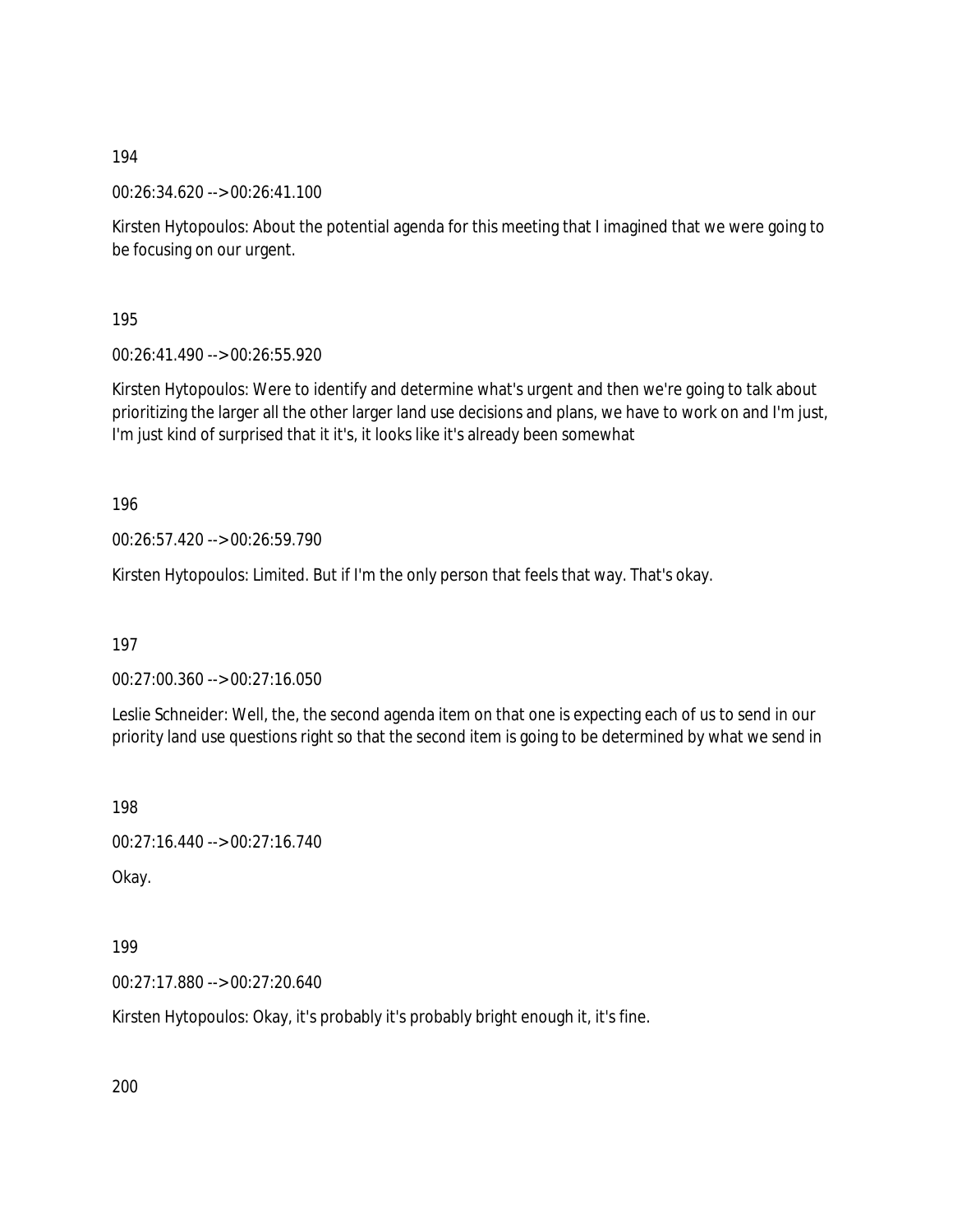194

00:26:34.620 --> 00:26:41.100

Kirsten Hytopoulos: About the potential agenda for this meeting that I imagined that we were going to be focusing on our urgent.

195

00:26:41.490 --> 00:26:55.920

Kirsten Hytopoulos: Were to identify and determine what's urgent and then we're going to talk about prioritizing the larger all the other larger land use decisions and plans, we have to work on and I'm just, I'm just kind of surprised that it it's, it looks like it's already been somewhat

196

00:26:57.420 --> 00:26:59.790

Kirsten Hytopoulos: Limited. But if I'm the only person that feels that way. That's okay.

197

00:27:00.360 --> 00:27:16.050

Leslie Schneider: Well, the, the second agenda item on that one is expecting each of us to send in our priority land use questions right so that the second item is going to be determined by what we send in

198

00:27:16.440 --> 00:27:16.740

Okay.

199

00:27:17.880 --> 00:27:20.640

Kirsten Hytopoulos: Okay, it's probably it's probably bright enough it, it's fine.

200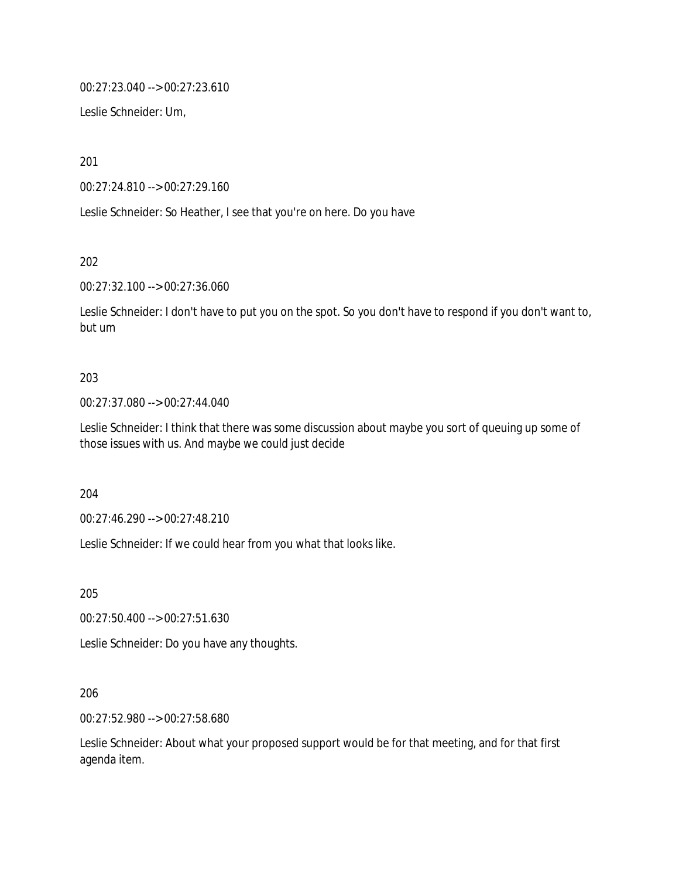00:27:23.040 --> 00:27:23.610

Leslie Schneider: Um,

201

00:27:24.810 --> 00:27:29.160

Leslie Schneider: So Heather, I see that you're on here. Do you have

202

00:27:32.100 --> 00:27:36.060

Leslie Schneider: I don't have to put you on the spot. So you don't have to respond if you don't want to, but um

203

00:27:37.080 --> 00:27:44.040

Leslie Schneider: I think that there was some discussion about maybe you sort of queuing up some of those issues with us. And maybe we could just decide

204

00:27:46.290 --> 00:27:48.210

Leslie Schneider: If we could hear from you what that looks like.

205

00:27:50.400 --> 00:27:51.630

Leslie Schneider: Do you have any thoughts.

206

00:27:52.980 --> 00:27:58.680

Leslie Schneider: About what your proposed support would be for that meeting, and for that first agenda item.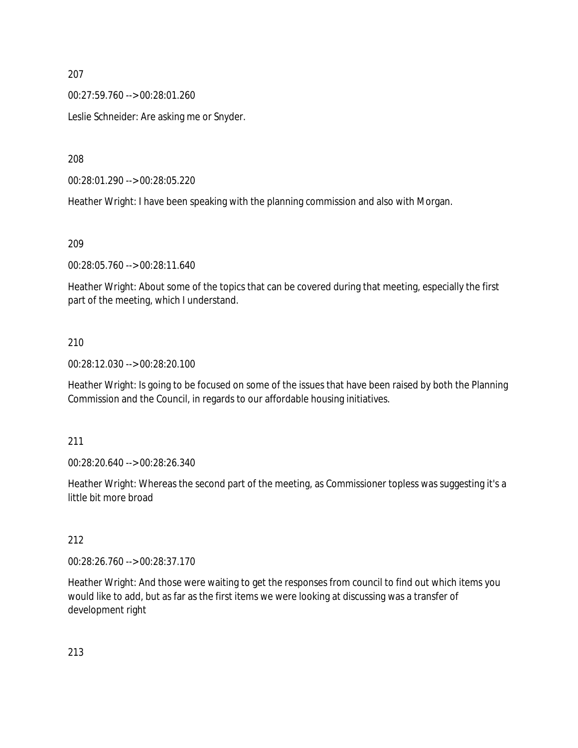207

00:27:59.760 --> 00:28:01.260

Leslie Schneider: Are asking me or Snyder.

208

00:28:01.290 --> 00:28:05.220

Heather Wright: I have been speaking with the planning commission and also with Morgan.

209

00:28:05.760 --> 00:28:11.640

Heather Wright: About some of the topics that can be covered during that meeting, especially the first part of the meeting, which I understand.

210

00:28:12.030 --> 00:28:20.100

Heather Wright: Is going to be focused on some of the issues that have been raised by both the Planning Commission and the Council, in regards to our affordable housing initiatives.

211

00:28:20.640 --> 00:28:26.340

Heather Wright: Whereas the second part of the meeting, as Commissioner topless was suggesting it's a little bit more broad

212

00:28:26.760 --> 00:28:37.170

Heather Wright: And those were waiting to get the responses from council to find out which items you would like to add, but as far as the first items we were looking at discussing was a transfer of development right

213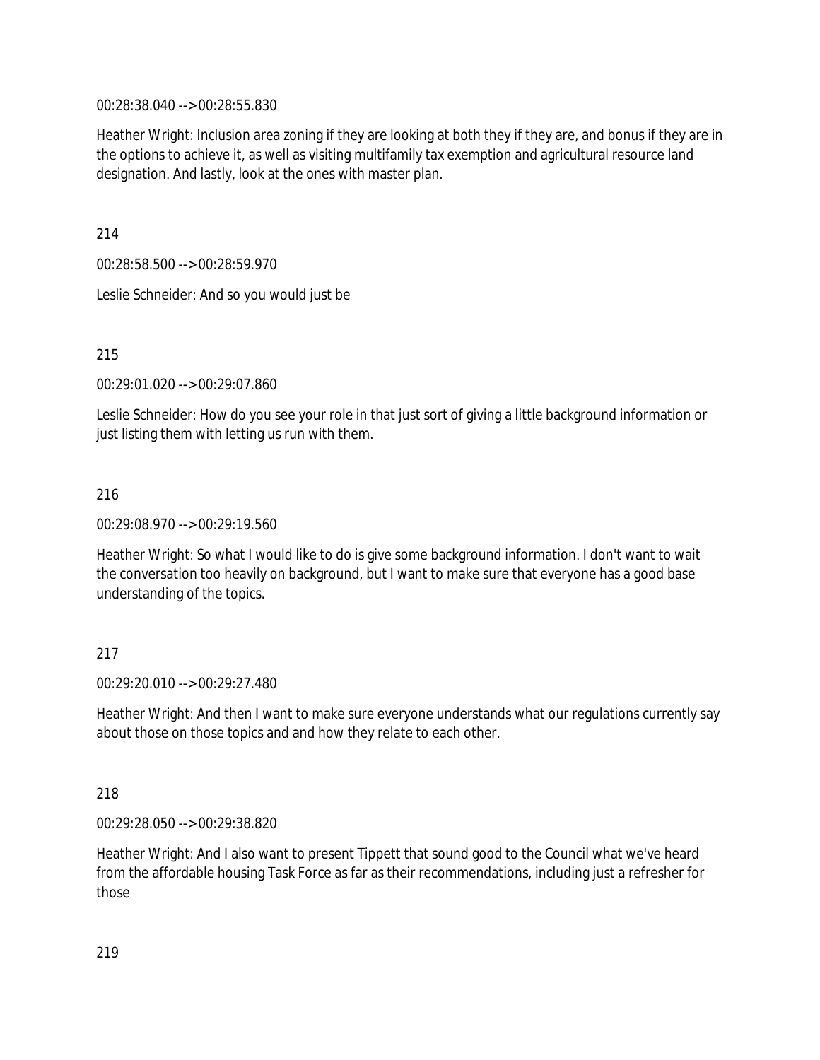00:28:38.040 --> 00:28:55.830

Heather Wright: Inclusion area zoning if they are looking at both they if they are, and bonus if they are in the options to achieve it, as well as visiting multifamily tax exemption and agricultural resource land designation. And lastly, look at the ones with master plan.

214

00:28:58.500 --> 00:28:59.970

Leslie Schneider: And so you would just be

215

00:29:01.020 --> 00:29:07.860

Leslie Schneider: How do you see your role in that just sort of giving a little background information or just listing them with letting us run with them.

216

00:29:08.970 --> 00:29:19.560

Heather Wright: So what I would like to do is give some background information. I don't want to wait the conversation too heavily on background, but I want to make sure that everyone has a good base understanding of the topics.

217

00:29:20.010 --> 00:29:27.480

Heather Wright: And then I want to make sure everyone understands what our regulations currently say about those on those topics and and how they relate to each other.

218

00:29:28.050 --> 00:29:38.820

Heather Wright: And I also want to present Tippett that sound good to the Council what we've heard from the affordable housing Task Force as far as their recommendations, including just a refresher for those

219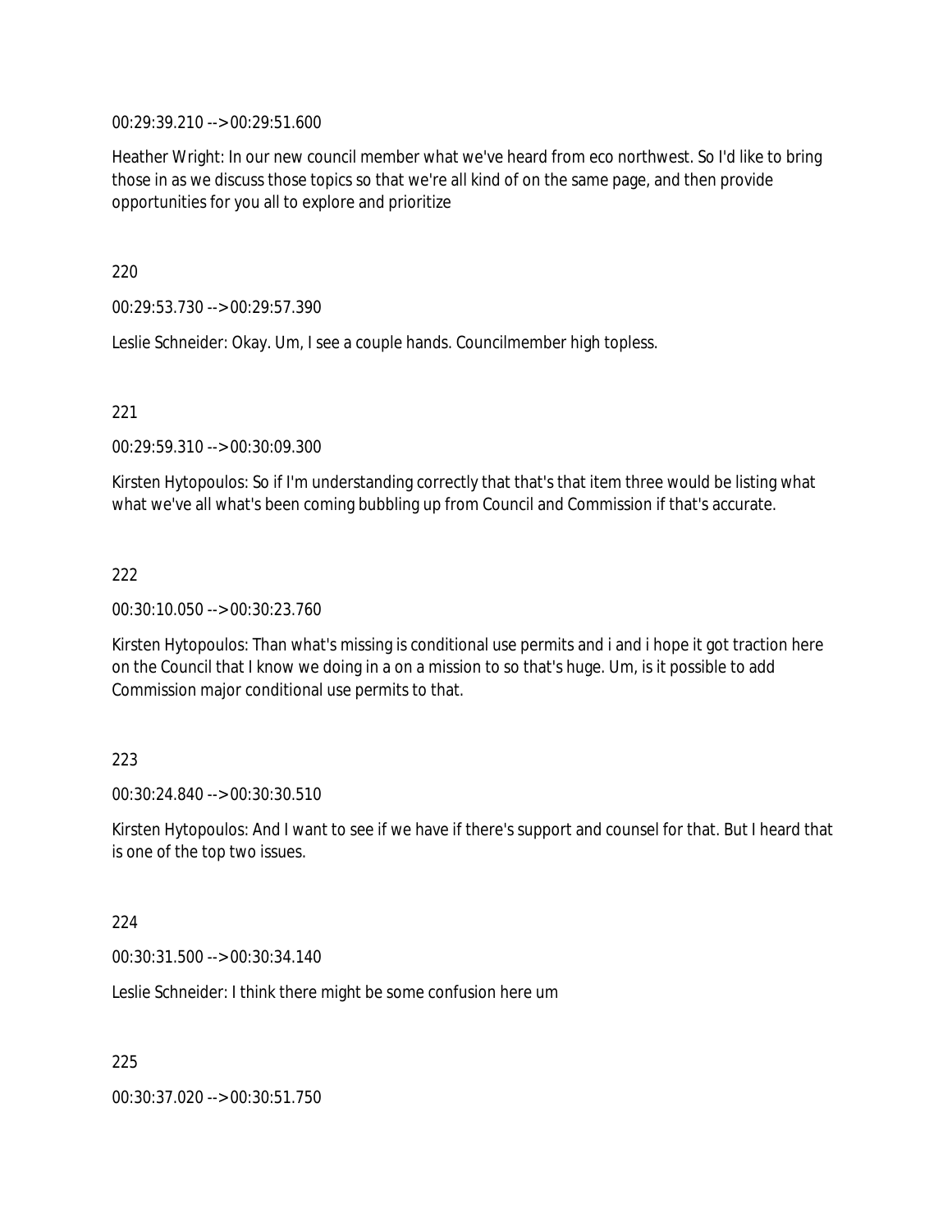00:29:39.210 --> 00:29:51.600

Heather Wright: In our new council member what we've heard from eco northwest. So I'd like to bring those in as we discuss those topics so that we're all kind of on the same page, and then provide opportunities for you all to explore and prioritize

220

00:29:53.730 --> 00:29:57.390

Leslie Schneider: Okay. Um, I see a couple hands. Councilmember high topless.

221

00:29:59.310 --> 00:30:09.300

Kirsten Hytopoulos: So if I'm understanding correctly that that's that item three would be listing what what we've all what's been coming bubbling up from Council and Commission if that's accurate.

222

00:30:10.050 --> 00:30:23.760

Kirsten Hytopoulos: Than what's missing is conditional use permits and i and i hope it got traction here on the Council that I know we doing in a on a mission to so that's huge. Um, is it possible to add Commission major conditional use permits to that.

223

00:30:24.840 --> 00:30:30.510

Kirsten Hytopoulos: And I want to see if we have if there's support and counsel for that. But I heard that is one of the top two issues.

224

00:30:31.500 --> 00:30:34.140

Leslie Schneider: I think there might be some confusion here um

225

00:30:37.020 --> 00:30:51.750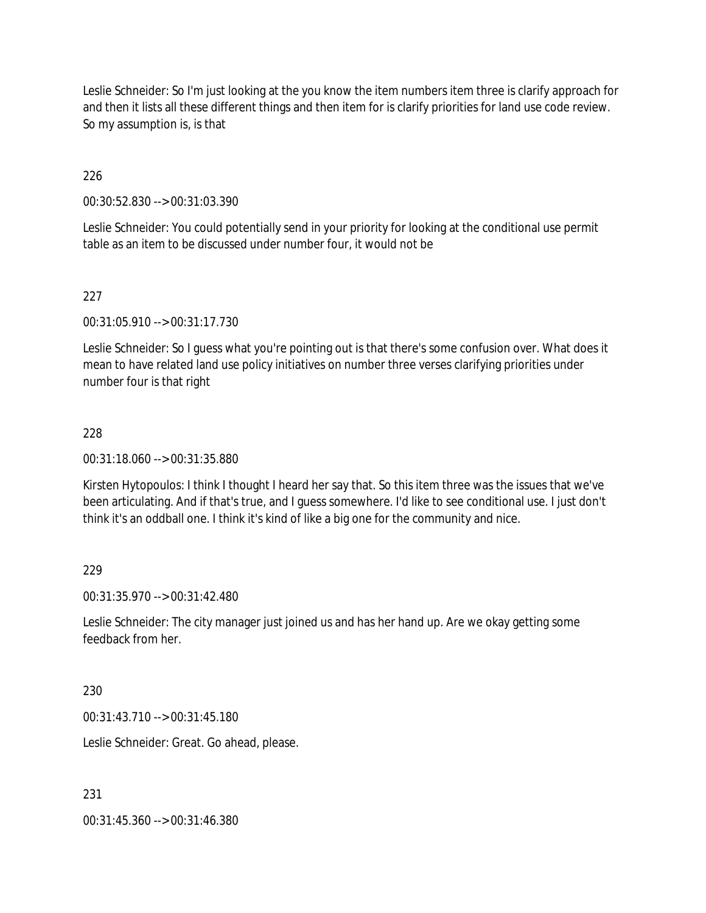Leslie Schneider: So I'm just looking at the you know the item numbers item three is clarify approach for and then it lists all these different things and then item for is clarify priorities for land use code review. So my assumption is, is that

226

00:30:52.830 --> 00:31:03.390

Leslie Schneider: You could potentially send in your priority for looking at the conditional use permit table as an item to be discussed under number four, it would not be

227

00:31:05.910 --> 00:31:17.730

Leslie Schneider: So I guess what you're pointing out is that there's some confusion over. What does it mean to have related land use policy initiatives on number three verses clarifying priorities under number four is that right

228

00:31:18.060 --> 00:31:35.880

Kirsten Hytopoulos: I think I thought I heard her say that. So this item three was the issues that we've been articulating. And if that's true, and I guess somewhere. I'd like to see conditional use. I just don't think it's an oddball one. I think it's kind of like a big one for the community and nice.

229

00:31:35.970 --> 00:31:42.480

Leslie Schneider: The city manager just joined us and has her hand up. Are we okay getting some feedback from her.

230

00:31:43.710 --> 00:31:45.180

Leslie Schneider: Great. Go ahead, please.

231

00:31:45.360 --> 00:31:46.380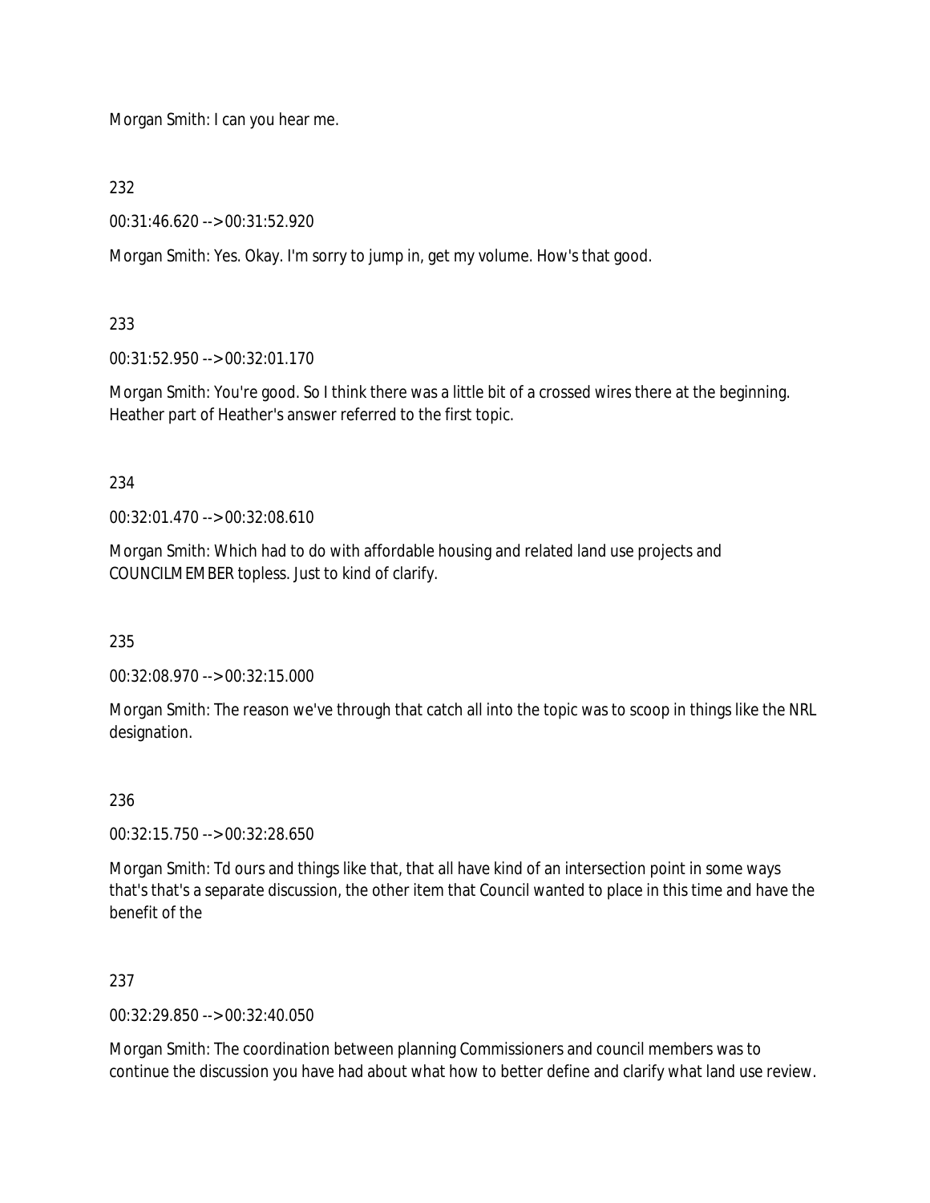Morgan Smith: I can you hear me.

232

00:31:46.620 --> 00:31:52.920

Morgan Smith: Yes. Okay. I'm sorry to jump in, get my volume. How's that good.

233

00:31:52.950 --> 00:32:01.170

Morgan Smith: You're good. So I think there was a little bit of a crossed wires there at the beginning. Heather part of Heather's answer referred to the first topic.

234

00:32:01.470 --> 00:32:08.610

Morgan Smith: Which had to do with affordable housing and related land use projects and COUNCILMEMBER topless. Just to kind of clarify.

235

00:32:08.970 --> 00:32:15.000

Morgan Smith: The reason we've through that catch all into the topic was to scoop in things like the NRL designation.

236

00:32:15.750 --> 00:32:28.650

Morgan Smith: Td ours and things like that, that all have kind of an intersection point in some ways that's that's a separate discussion, the other item that Council wanted to place in this time and have the benefit of the

237

00:32:29.850 --> 00:32:40.050

Morgan Smith: The coordination between planning Commissioners and council members was to continue the discussion you have had about what how to better define and clarify what land use review.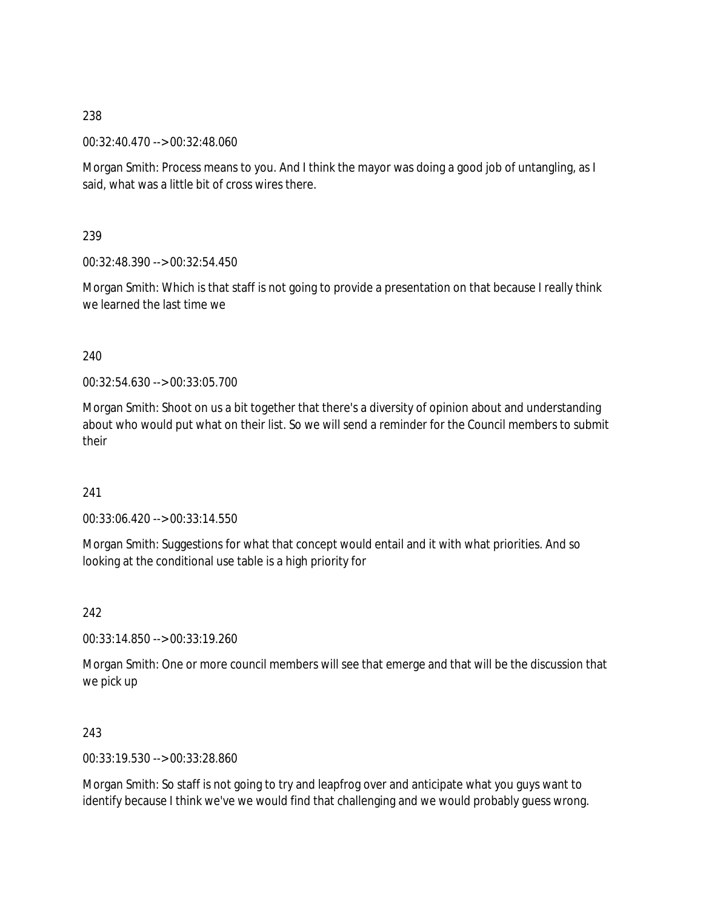238

00:32:40.470 --> 00:32:48.060

Morgan Smith: Process means to you. And I think the mayor was doing a good job of untangling, as I said, what was a little bit of cross wires there.

239

00:32:48.390 --> 00:32:54.450

Morgan Smith: Which is that staff is not going to provide a presentation on that because I really think we learned the last time we

240

00:32:54.630 --> 00:33:05.700

Morgan Smith: Shoot on us a bit together that there's a diversity of opinion about and understanding about who would put what on their list. So we will send a reminder for the Council members to submit their

241

00:33:06.420 --> 00:33:14.550

Morgan Smith: Suggestions for what that concept would entail and it with what priorities. And so looking at the conditional use table is a high priority for

242

00:33:14.850 --> 00:33:19.260

Morgan Smith: One or more council members will see that emerge and that will be the discussion that we pick up

243

00:33:19.530 --> 00:33:28.860

Morgan Smith: So staff is not going to try and leapfrog over and anticipate what you guys want to identify because I think we've we would find that challenging and we would probably guess wrong.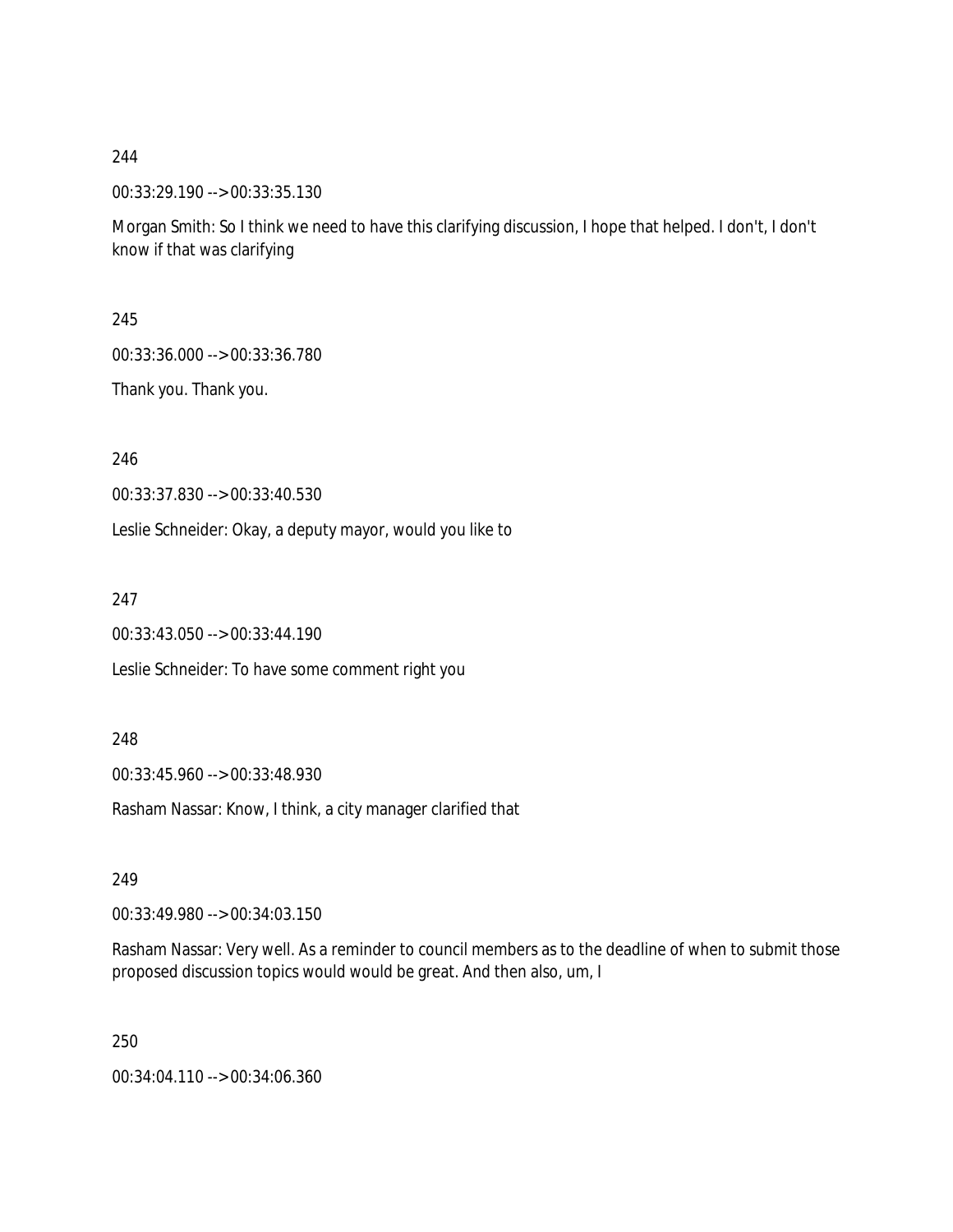244

00:33:29.190 --> 00:33:35.130

Morgan Smith: So I think we need to have this clarifying discussion, I hope that helped. I don't, I don't know if that was clarifying

245

00:33:36.000 --> 00:33:36.780

Thank you. Thank you.

246

00:33:37.830 --> 00:33:40.530

Leslie Schneider: Okay, a deputy mayor, would you like to

247

00:33:43.050 --> 00:33:44.190

Leslie Schneider: To have some comment right you

248

00:33:45.960 --> 00:33:48.930

Rasham Nassar: Know, I think, a city manager clarified that

249

00:33:49.980 --> 00:34:03.150

Rasham Nassar: Very well. As a reminder to council members as to the deadline of when to submit those proposed discussion topics would would be great. And then also, um, I

250

00:34:04.110 --> 00:34:06.360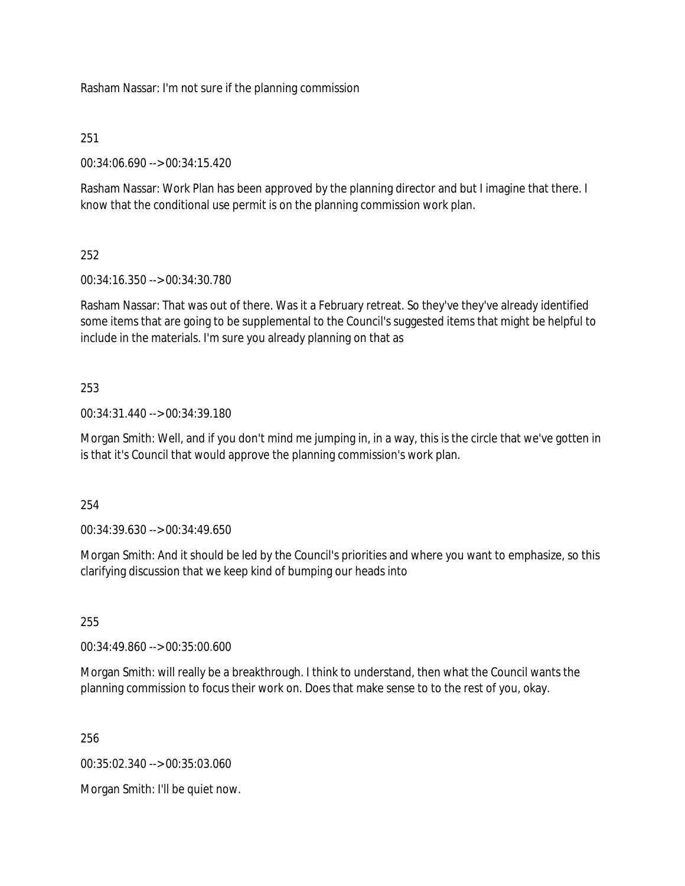Rasham Nassar: I'm not sure if the planning commission

251

00:34:06.690 --> 00:34:15.420

Rasham Nassar: Work Plan has been approved by the planning director and but I imagine that there. I know that the conditional use permit is on the planning commission work plan.

252

00:34:16.350 --> 00:34:30.780

Rasham Nassar: That was out of there. Was it a February retreat. So they've they've already identified some items that are going to be supplemental to the Council's suggested items that might be helpful to include in the materials. I'm sure you already planning on that as

253

00:34:31.440 --> 00:34:39.180

Morgan Smith: Well, and if you don't mind me jumping in, in a way, this is the circle that we've gotten in is that it's Council that would approve the planning commission's work plan.

254

00:34:39.630 --> 00:34:49.650

Morgan Smith: And it should be led by the Council's priorities and where you want to emphasize, so this clarifying discussion that we keep kind of bumping our heads into

255

00:34:49.860 --> 00:35:00.600

Morgan Smith: will really be a breakthrough. I think to understand, then what the Council wants the planning commission to focus their work on. Does that make sense to to the rest of you, okay.

256

00:35:02.340 --> 00:35:03.060

Morgan Smith: I'll be quiet now.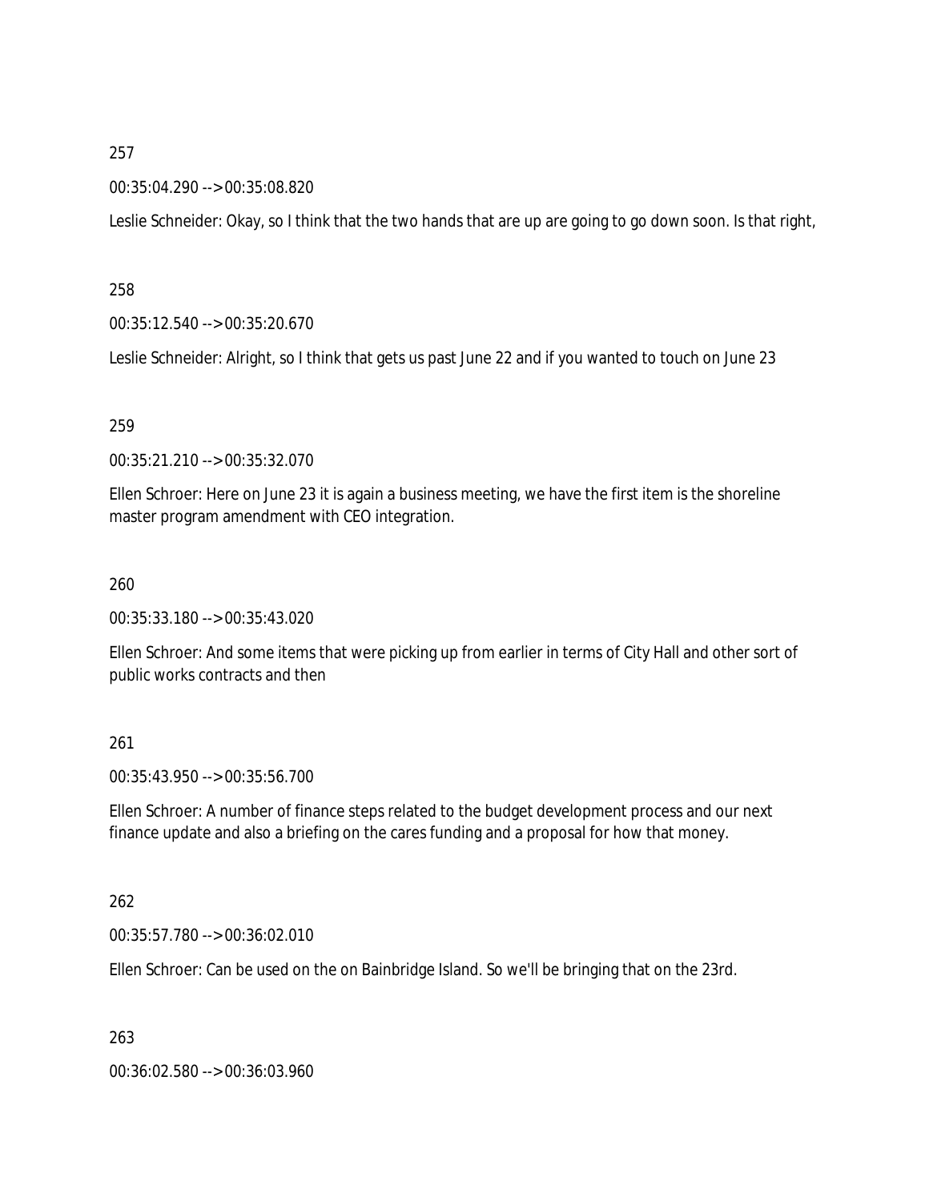257

00:35:04.290 --> 00:35:08.820

Leslie Schneider: Okay, so I think that the two hands that are up are going to go down soon. Is that right,

258

00:35:12.540 --> 00:35:20.670

Leslie Schneider: Alright, so I think that gets us past June 22 and if you wanted to touch on June 23

259

00:35:21.210 --> 00:35:32.070

Ellen Schroer: Here on June 23 it is again a business meeting, we have the first item is the shoreline master program amendment with CEO integration.

260

00:35:33.180 --> 00:35:43.020

Ellen Schroer: And some items that were picking up from earlier in terms of City Hall and other sort of public works contracts and then

261

00:35:43.950 --> 00:35:56.700

Ellen Schroer: A number of finance steps related to the budget development process and our next finance update and also a briefing on the cares funding and a proposal for how that money.

262

00:35:57.780 --> 00:36:02.010

Ellen Schroer: Can be used on the on Bainbridge Island. So we'll be bringing that on the 23rd.

263

00:36:02.580 --> 00:36:03.960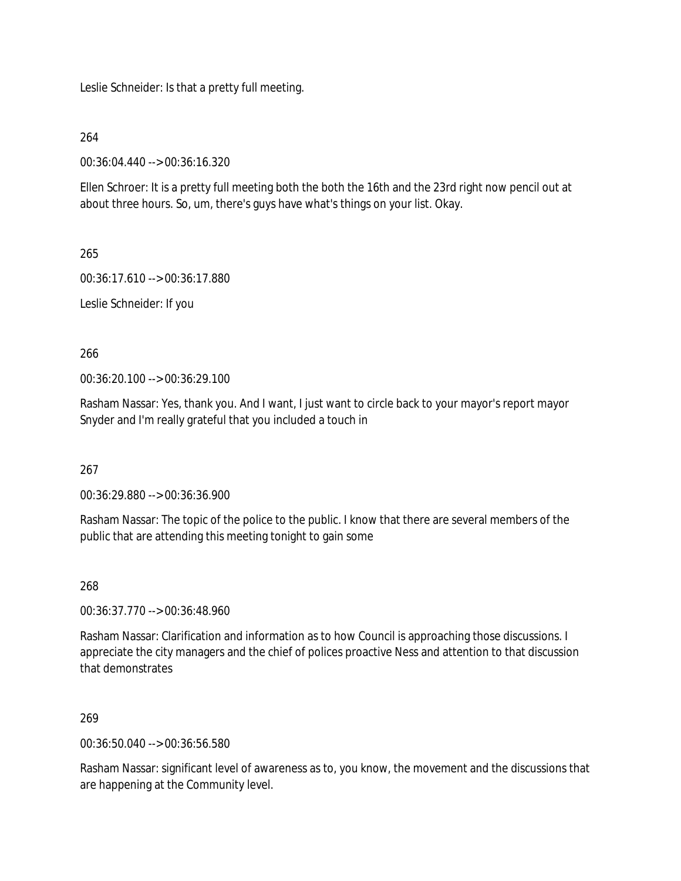Leslie Schneider: Is that a pretty full meeting.

264

00:36:04.440 --> 00:36:16.320

Ellen Schroer: It is a pretty full meeting both the both the 16th and the 23rd right now pencil out at about three hours. So, um, there's guys have what's things on your list. Okay.

265

00:36:17.610 --> 00:36:17.880

Leslie Schneider: If you

266

00:36:20.100 --> 00:36:29.100

Rasham Nassar: Yes, thank you. And I want, I just want to circle back to your mayor's report mayor Snyder and I'm really grateful that you included a touch in

267

00:36:29.880 --> 00:36:36.900

Rasham Nassar: The topic of the police to the public. I know that there are several members of the public that are attending this meeting tonight to gain some

268

00:36:37.770 --> 00:36:48.960

Rasham Nassar: Clarification and information as to how Council is approaching those discussions. I appreciate the city managers and the chief of polices proactive Ness and attention to that discussion that demonstrates

269

00:36:50.040 --> 00:36:56.580

Rasham Nassar: significant level of awareness as to, you know, the movement and the discussions that are happening at the Community level.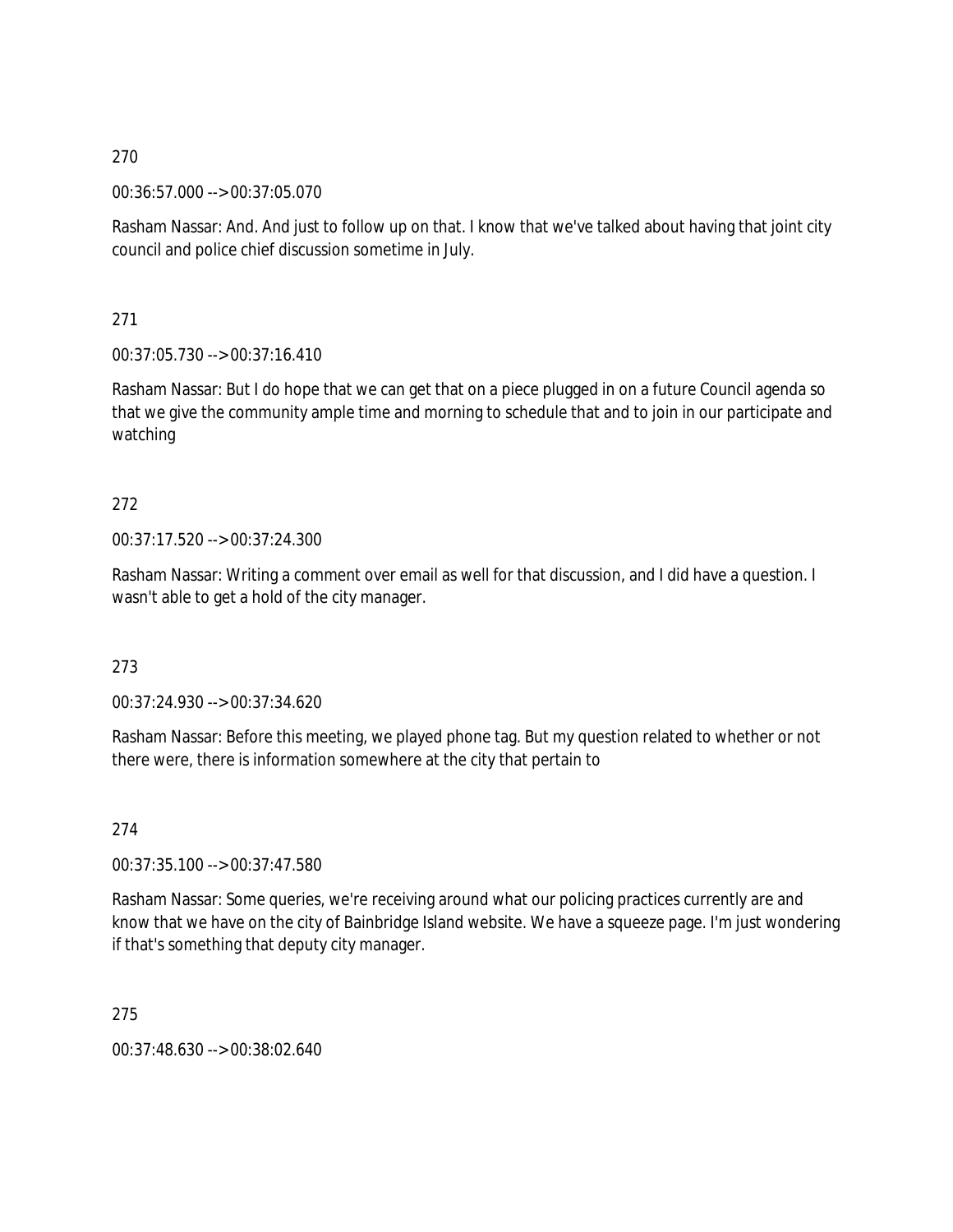270

00:36:57.000 --> 00:37:05.070

Rasham Nassar: And. And just to follow up on that. I know that we've talked about having that joint city council and police chief discussion sometime in July.

271

00:37:05.730 --> 00:37:16.410

Rasham Nassar: But I do hope that we can get that on a piece plugged in on a future Council agenda so that we give the community ample time and morning to schedule that and to join in our participate and watching

272

00:37:17.520 --> 00:37:24.300

Rasham Nassar: Writing a comment over email as well for that discussion, and I did have a question. I wasn't able to get a hold of the city manager.

273

00:37:24.930 --> 00:37:34.620

Rasham Nassar: Before this meeting, we played phone tag. But my question related to whether or not there were, there is information somewhere at the city that pertain to

274

00:37:35.100 --> 00:37:47.580

Rasham Nassar: Some queries, we're receiving around what our policing practices currently are and know that we have on the city of Bainbridge Island website. We have a squeeze page. I'm just wondering if that's something that deputy city manager.

275

00:37:48.630 --> 00:38:02.640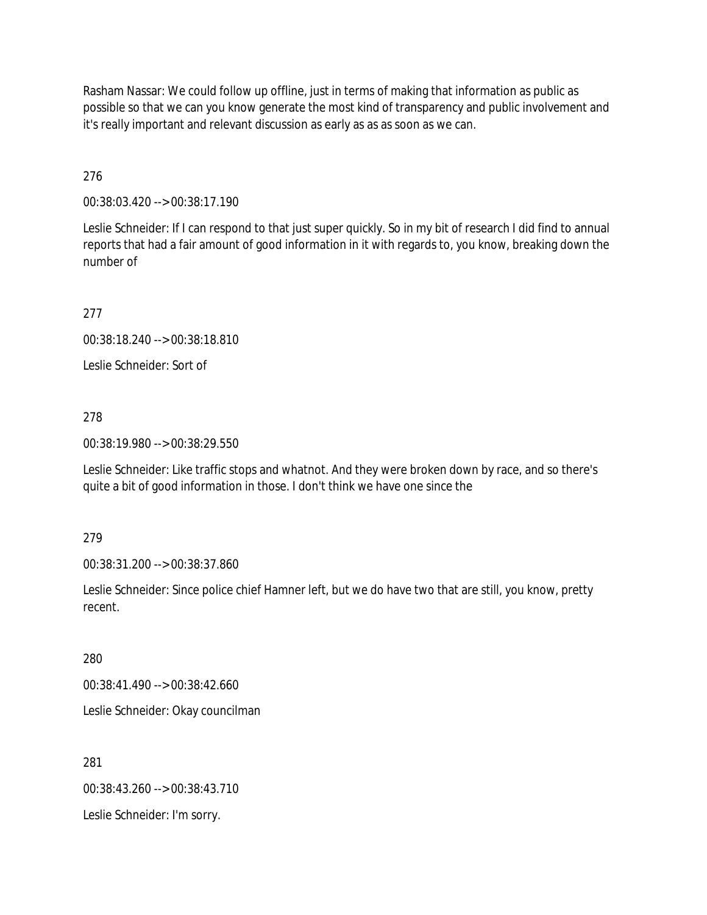Rasham Nassar: We could follow up offline, just in terms of making that information as public as possible so that we can you know generate the most kind of transparency and public involvement and it's really important and relevant discussion as early as as as soon as we can.

276

00:38:03.420 --> 00:38:17.190

Leslie Schneider: If I can respond to that just super quickly. So in my bit of research I did find to annual reports that had a fair amount of good information in it with regards to, you know, breaking down the number of

277

00:38:18.240 --> 00:38:18.810

Leslie Schneider: Sort of

278

00:38:19.980 --> 00:38:29.550

Leslie Schneider: Like traffic stops and whatnot. And they were broken down by race, and so there's quite a bit of good information in those. I don't think we have one since the

279

00:38:31.200 --> 00:38:37.860

Leslie Schneider: Since police chief Hamner left, but we do have two that are still, you know, pretty recent.

280

00:38:41.490 --> 00:38:42.660

Leslie Schneider: Okay councilman

281

00:38:43.260 --> 00:38:43.710

Leslie Schneider: I'm sorry.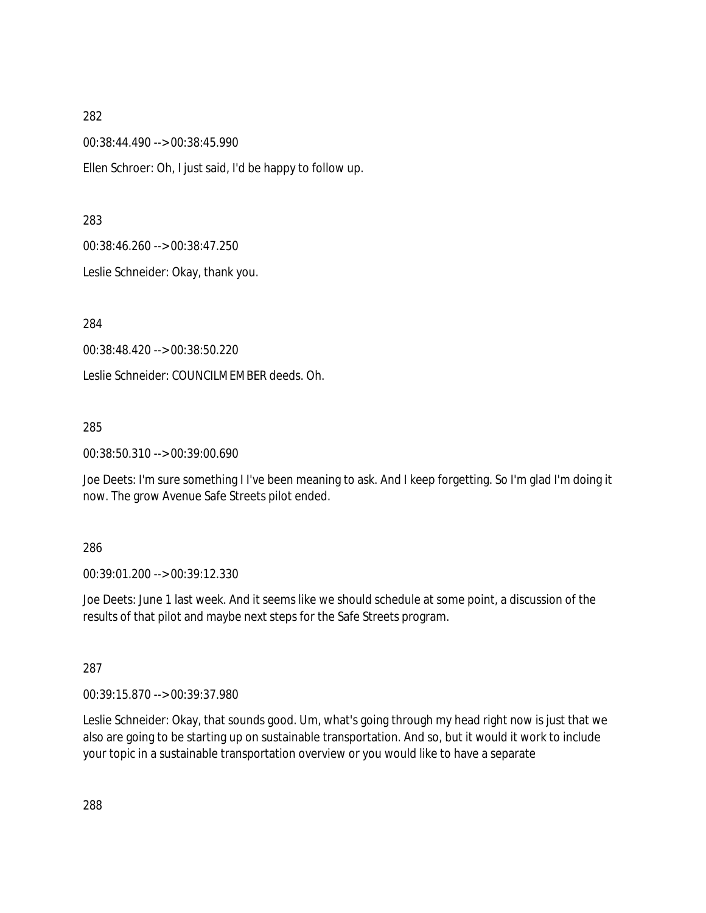282

00:38:44.490 --> 00:38:45.990

Ellen Schroer: Oh, I just said, I'd be happy to follow up.

283

00:38:46.260 --> 00:38:47.250

Leslie Schneider: Okay, thank you.

284

00:38:48.420 --> 00:38:50.220

Leslie Schneider: COUNCILMEMBER deeds. Oh.

285

00:38:50.310 --> 00:39:00.690

Joe Deets: I'm sure something I I've been meaning to ask. And I keep forgetting. So I'm glad I'm doing it now. The grow Avenue Safe Streets pilot ended.

286

00:39:01.200 --> 00:39:12.330

Joe Deets: June 1 last week. And it seems like we should schedule at some point, a discussion of the results of that pilot and maybe next steps for the Safe Streets program.

287

00:39:15.870 --> 00:39:37.980

Leslie Schneider: Okay, that sounds good. Um, what's going through my head right now is just that we also are going to be starting up on sustainable transportation. And so, but it would it work to include your topic in a sustainable transportation overview or you would like to have a separate

288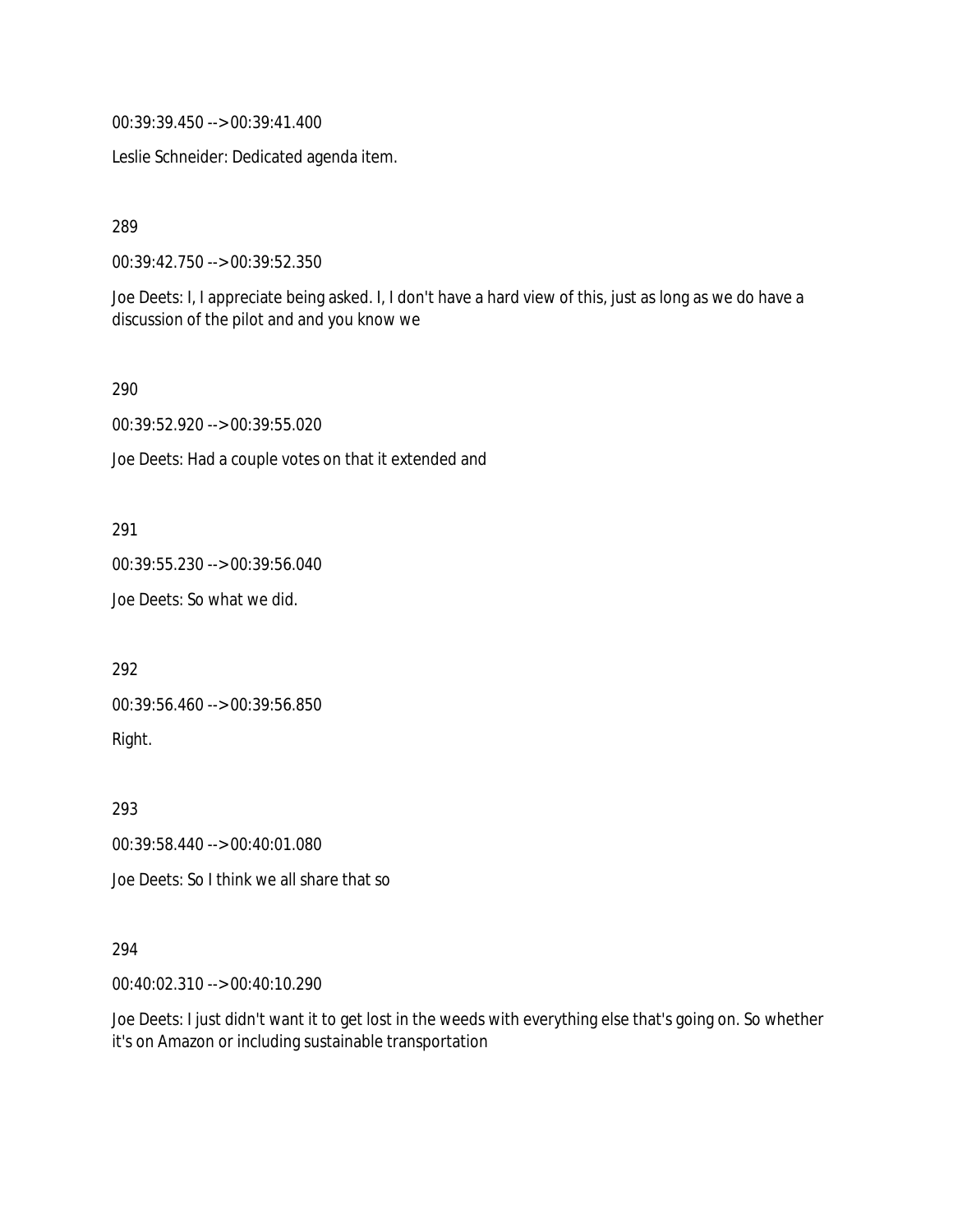00:39:39.450 --> 00:39:41.400

Leslie Schneider: Dedicated agenda item.

289

00:39:42.750 --> 00:39:52.350

Joe Deets: I, I appreciate being asked. I, I don't have a hard view of this, just as long as we do have a discussion of the pilot and and you know we

290

00:39:52.920 --> 00:39:55.020

Joe Deets: Had a couple votes on that it extended and

291

00:39:55.230 --> 00:39:56.040

Joe Deets: So what we did.

292

00:39:56.460 --> 00:39:56.850

Right.

293

00:39:58.440 --> 00:40:01.080

Joe Deets: So I think we all share that so

294

00:40:02.310 --> 00:40:10.290

Joe Deets: I just didn't want it to get lost in the weeds with everything else that's going on. So whether it's on Amazon or including sustainable transportation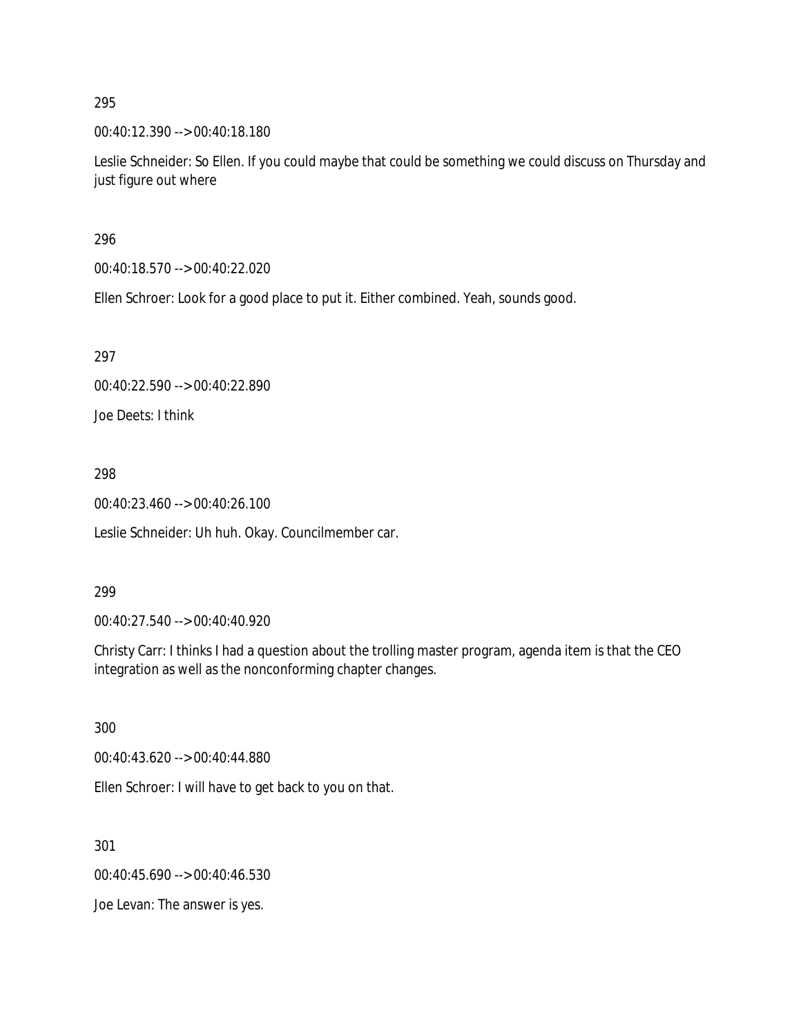295

00:40:12.390 --> 00:40:18.180

Leslie Schneider: So Ellen. If you could maybe that could be something we could discuss on Thursday and just figure out where

296

00:40:18.570 --> 00:40:22.020

Ellen Schroer: Look for a good place to put it. Either combined. Yeah, sounds good.

297

00:40:22.590 --> 00:40:22.890

Joe Deets: I think

298

00:40:23.460 --> 00:40:26.100

Leslie Schneider: Uh huh. Okay. Councilmember car.

299

00:40:27.540 --> 00:40:40.920

Christy Carr: I thinks I had a question about the trolling master program, agenda item is that the CEO integration as well as the nonconforming chapter changes.

300

00:40:43.620 --> 00:40:44.880

Ellen Schroer: I will have to get back to you on that.

301

00:40:45.690 --> 00:40:46.530

Joe Levan: The answer is yes.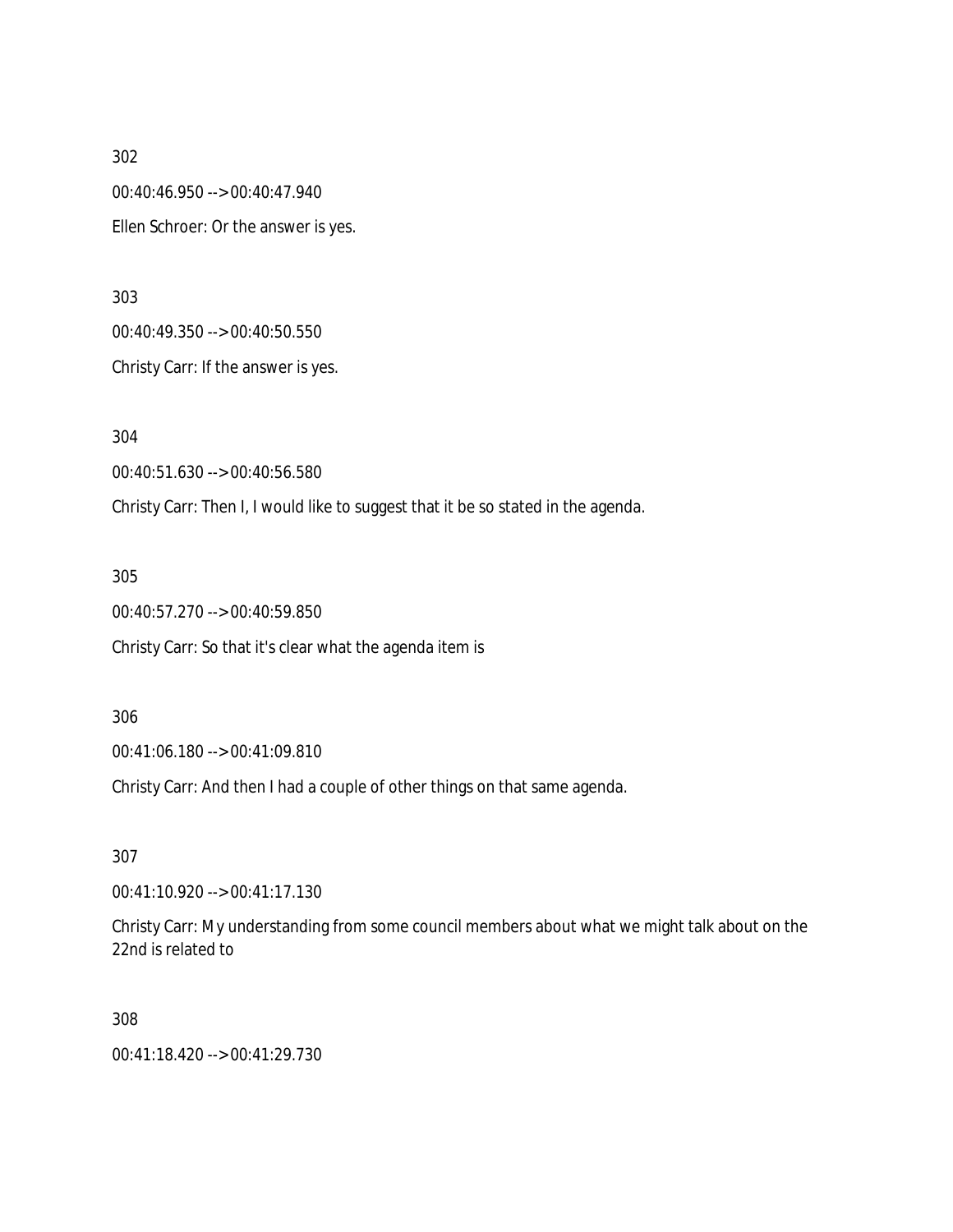302

00:40:46.950 --> 00:40:47.940

Ellen Schroer: Or the answer is yes.

303

00:40:49.350 --> 00:40:50.550

Christy Carr: If the answer is yes.

304

00:40:51.630 --> 00:40:56.580

Christy Carr: Then I, I would like to suggest that it be so stated in the agenda.

305

00:40:57.270 --> 00:40:59.850

Christy Carr: So that it's clear what the agenda item is

306

00:41:06.180 --> 00:41:09.810

Christy Carr: And then I had a couple of other things on that same agenda.

307

00:41:10.920 --> 00:41:17.130

Christy Carr: My understanding from some council members about what we might talk about on the 22nd is related to

308

00:41:18.420 --> 00:41:29.730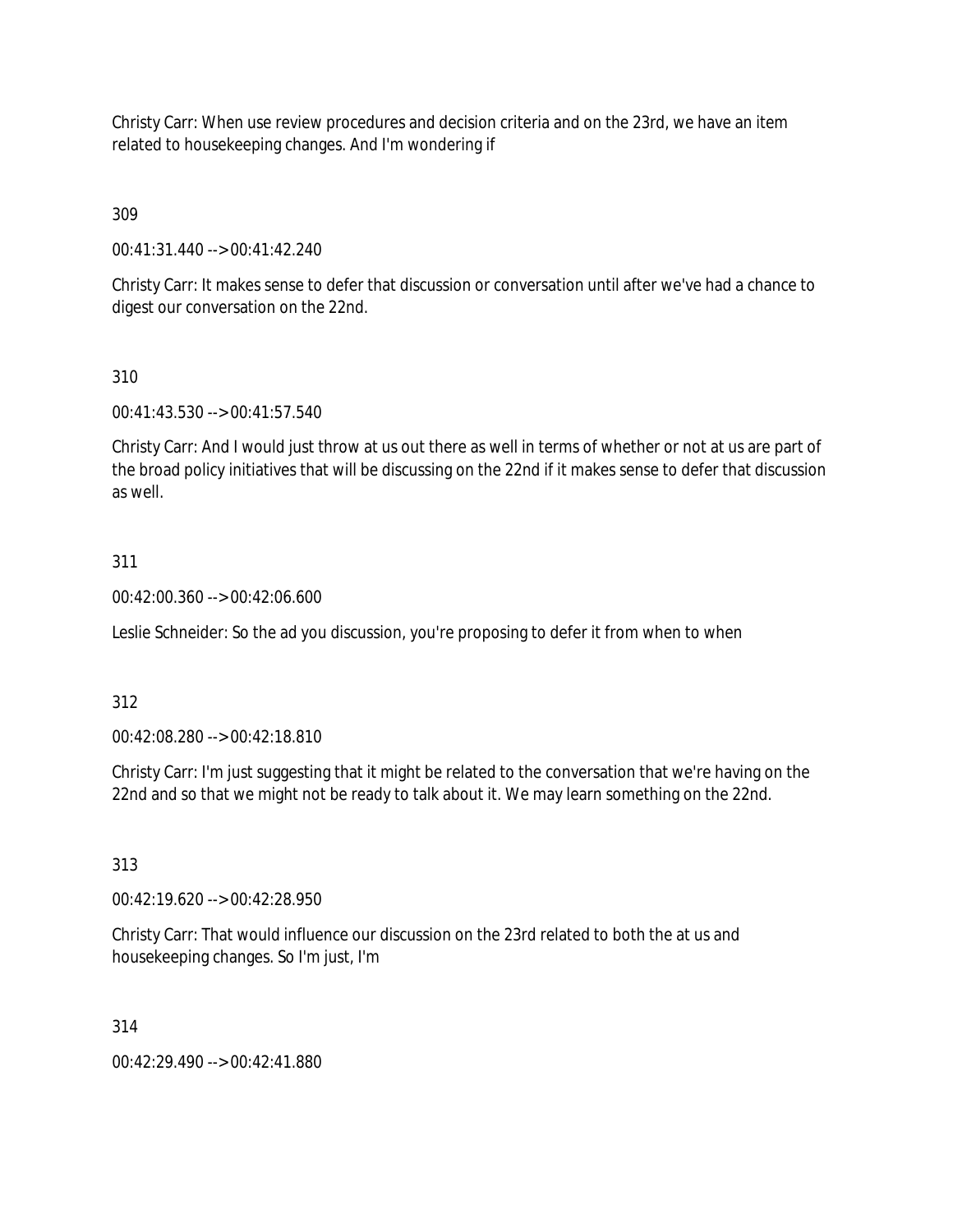Christy Carr: When use review procedures and decision criteria and on the 23rd, we have an item related to housekeeping changes. And I'm wondering if

309

00:41:31.440 --> 00:41:42.240

Christy Carr: It makes sense to defer that discussion or conversation until after we've had a chance to digest our conversation on the 22nd.

310

00:41:43.530 --> 00:41:57.540

Christy Carr: And I would just throw at us out there as well in terms of whether or not at us are part of the broad policy initiatives that will be discussing on the 22nd if it makes sense to defer that discussion as well.

311

00:42:00.360 --> 00:42:06.600

Leslie Schneider: So the ad you discussion, you're proposing to defer it from when to when

312

00:42:08.280 --> 00:42:18.810

Christy Carr: I'm just suggesting that it might be related to the conversation that we're having on the 22nd and so that we might not be ready to talk about it. We may learn something on the 22nd.

313

00:42:19.620 --> 00:42:28.950

Christy Carr: That would influence our discussion on the 23rd related to both the at us and housekeeping changes. So I'm just, I'm

314

00:42:29.490 --> 00:42:41.880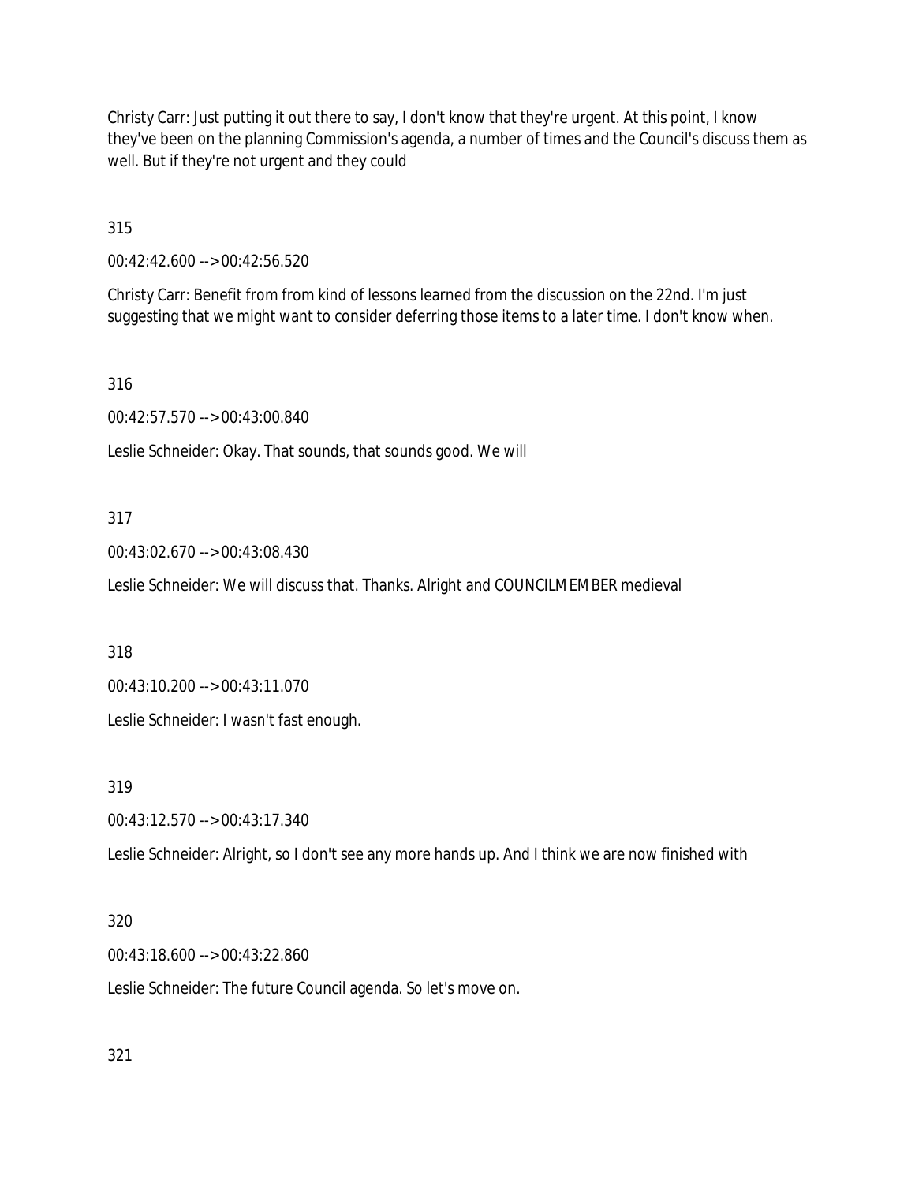Christy Carr: Just putting it out there to say, I don't know that they're urgent. At this point, I know they've been on the planning Commission's agenda, a number of times and the Council's discuss them as well. But if they're not urgent and they could

315

00:42:42.600 --> 00:42:56.520

Christy Carr: Benefit from from kind of lessons learned from the discussion on the 22nd. I'm just suggesting that we might want to consider deferring those items to a later time. I don't know when.

316

00:42:57.570 --> 00:43:00.840

Leslie Schneider: Okay. That sounds, that sounds good. We will

317

00:43:02.670 --> 00:43:08.430

Leslie Schneider: We will discuss that. Thanks. Alright and COUNCILMEMBER medieval

318

00:43:10.200 --> 00:43:11.070

Leslie Schneider: I wasn't fast enough.

319

00:43:12.570 --> 00:43:17.340

Leslie Schneider: Alright, so I don't see any more hands up. And I think we are now finished with

320

00:43:18.600 --> 00:43:22.860

Leslie Schneider: The future Council agenda. So let's move on.

321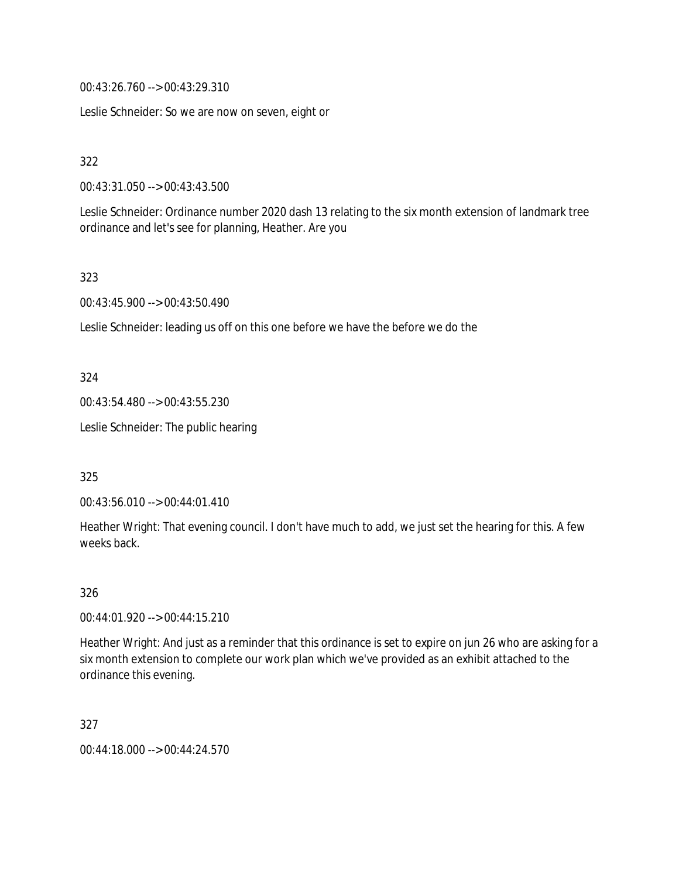00:43:26.760 --> 00:43:29.310

Leslie Schneider: So we are now on seven, eight or

322

00:43:31.050 --> 00:43:43.500

Leslie Schneider: Ordinance number 2020 dash 13 relating to the six month extension of landmark tree ordinance and let's see for planning, Heather. Are you

323

00:43:45.900 --> 00:43:50.490

Leslie Schneider: leading us off on this one before we have the before we do the

324

00:43:54.480 --> 00:43:55.230

Leslie Schneider: The public hearing

325

00:43:56.010 --> 00:44:01.410

Heather Wright: That evening council. I don't have much to add, we just set the hearing for this. A few weeks back.

326

00:44:01.920 --> 00:44:15.210

Heather Wright: And just as a reminder that this ordinance is set to expire on jun 26 who are asking for a six month extension to complete our work plan which we've provided as an exhibit attached to the ordinance this evening.

327

00:44:18.000 --> 00:44:24.570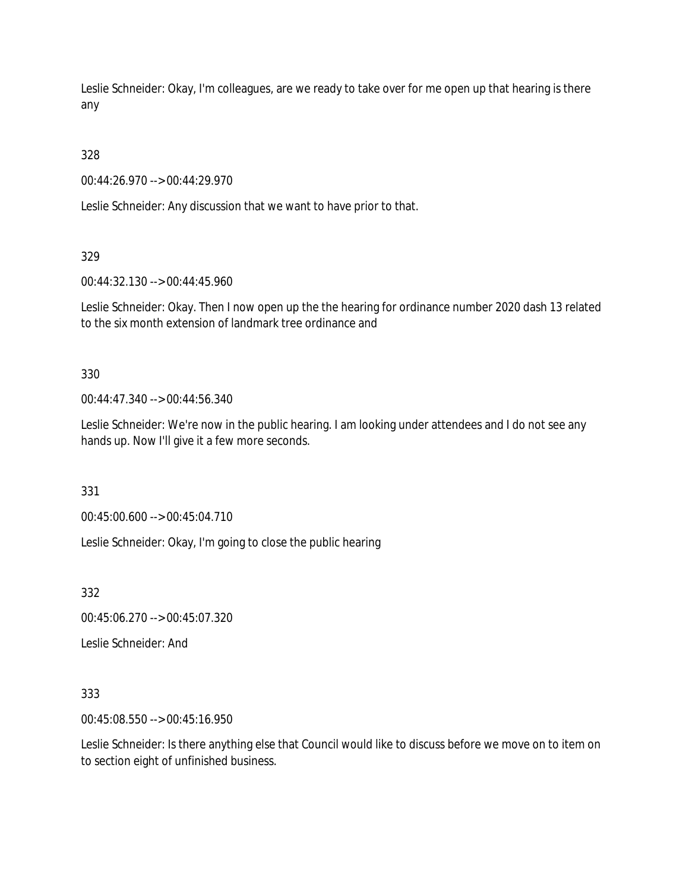Leslie Schneider: Okay, I'm colleagues, are we ready to take over for me open up that hearing is there any

328

00:44:26.970 --> 00:44:29.970

Leslie Schneider: Any discussion that we want to have prior to that.

329

00:44:32.130 --> 00:44:45.960

Leslie Schneider: Okay. Then I now open up the the hearing for ordinance number 2020 dash 13 related to the six month extension of landmark tree ordinance and

330

00:44:47.340 --> 00:44:56.340

Leslie Schneider: We're now in the public hearing. I am looking under attendees and I do not see any hands up. Now I'll give it a few more seconds.

331

00:45:00.600 --> 00:45:04.710

Leslie Schneider: Okay, I'm going to close the public hearing

332

00:45:06.270 --> 00:45:07.320

Leslie Schneider: And

333

00:45:08.550 --> 00:45:16.950

Leslie Schneider: Is there anything else that Council would like to discuss before we move on to item on to section eight of unfinished business.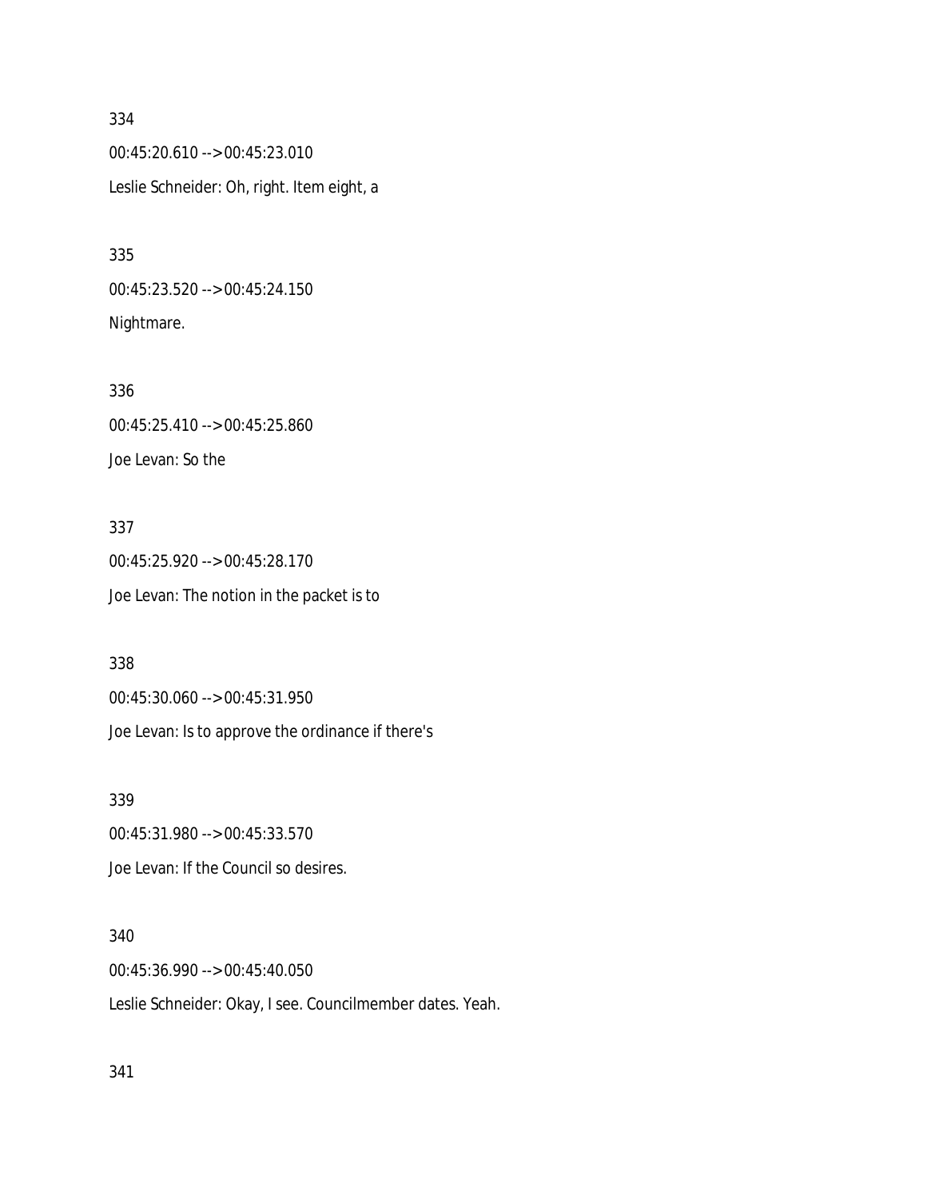334

00:45:20.610 --> 00:45:23.010

Leslie Schneider: Oh, right. Item eight, a

335

00:45:23.520 --> 00:45:24.150

Nightmare.

336

00:45:25.410 --> 00:45:25.860

Joe Levan: So the

337

00:45:25.920 --> 00:45:28.170

Joe Levan: The notion in the packet is to

338

00:45:30.060 --> 00:45:31.950

Joe Levan: Is to approve the ordinance if there's

339

00:45:31.980 --> 00:45:33.570

Joe Levan: If the Council so desires.

340

00:45:36.990 --> 00:45:40.050

Leslie Schneider: Okay, I see. Councilmember dates. Yeah.

341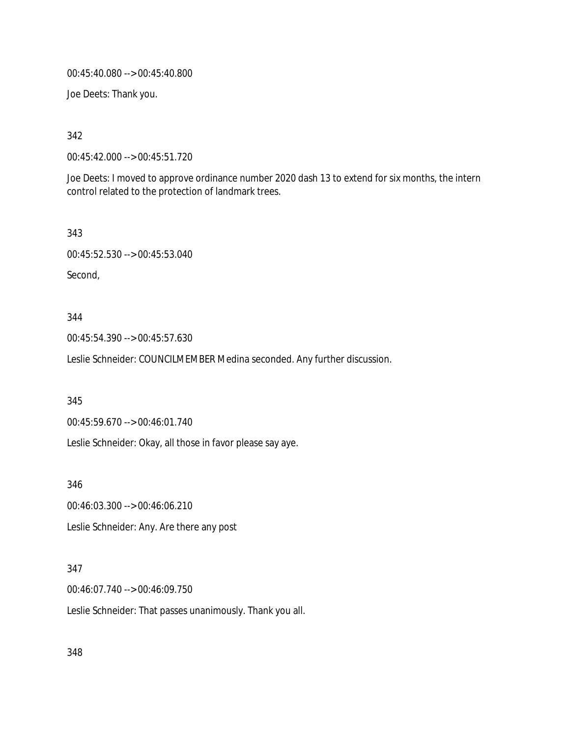00:45:40.080 --> 00:45:40.800

Joe Deets: Thank you.

342

00:45:42.000 --> 00:45:51.720

Joe Deets: I moved to approve ordinance number 2020 dash 13 to extend for six months, the intern control related to the protection of landmark trees.

343

00:45:52.530 --> 00:45:53.040

Second,

344

00:45:54.390 --> 00:45:57.630

Leslie Schneider: COUNCILMEMBER Medina seconded. Any further discussion.

345

00:45:59.670 --> 00:46:01.740

Leslie Schneider: Okay, all those in favor please say aye.

346

00:46:03.300 --> 00:46:06.210

Leslie Schneider: Any. Are there any post

347

00:46:07.740 --> 00:46:09.750

Leslie Schneider: That passes unanimously. Thank you all.

348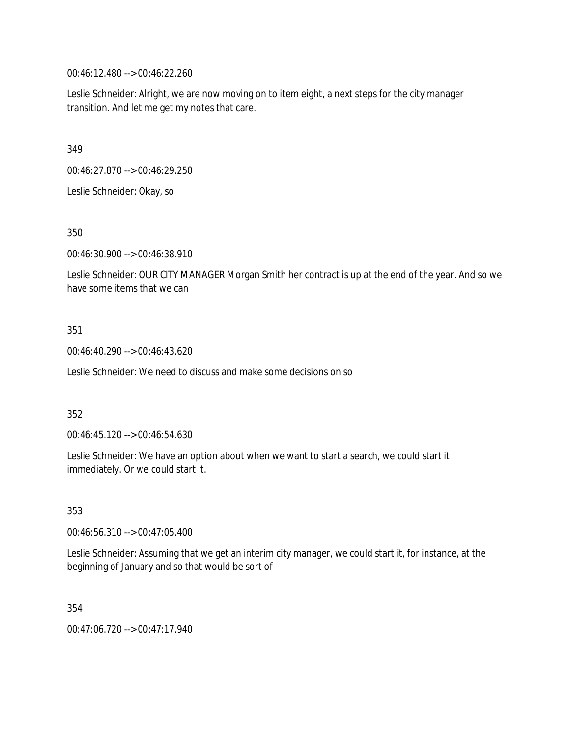00:46:12.480 --> 00:46:22.260

Leslie Schneider: Alright, we are now moving on to item eight, a next steps for the city manager transition. And let me get my notes that care.

349

00:46:27.870 --> 00:46:29.250

Leslie Schneider: Okay, so

350

00:46:30.900 --> 00:46:38.910

Leslie Schneider: OUR CITY MANAGER Morgan Smith her contract is up at the end of the year. And so we have some items that we can

351

00:46:40.290 --> 00:46:43.620

Leslie Schneider: We need to discuss and make some decisions on so

352

00:46:45.120 --> 00:46:54.630

Leslie Schneider: We have an option about when we want to start a search, we could start it immediately. Or we could start it.

353

00:46:56.310 --> 00:47:05.400

Leslie Schneider: Assuming that we get an interim city manager, we could start it, for instance, at the beginning of January and so that would be sort of

354

00:47:06.720 --> 00:47:17.940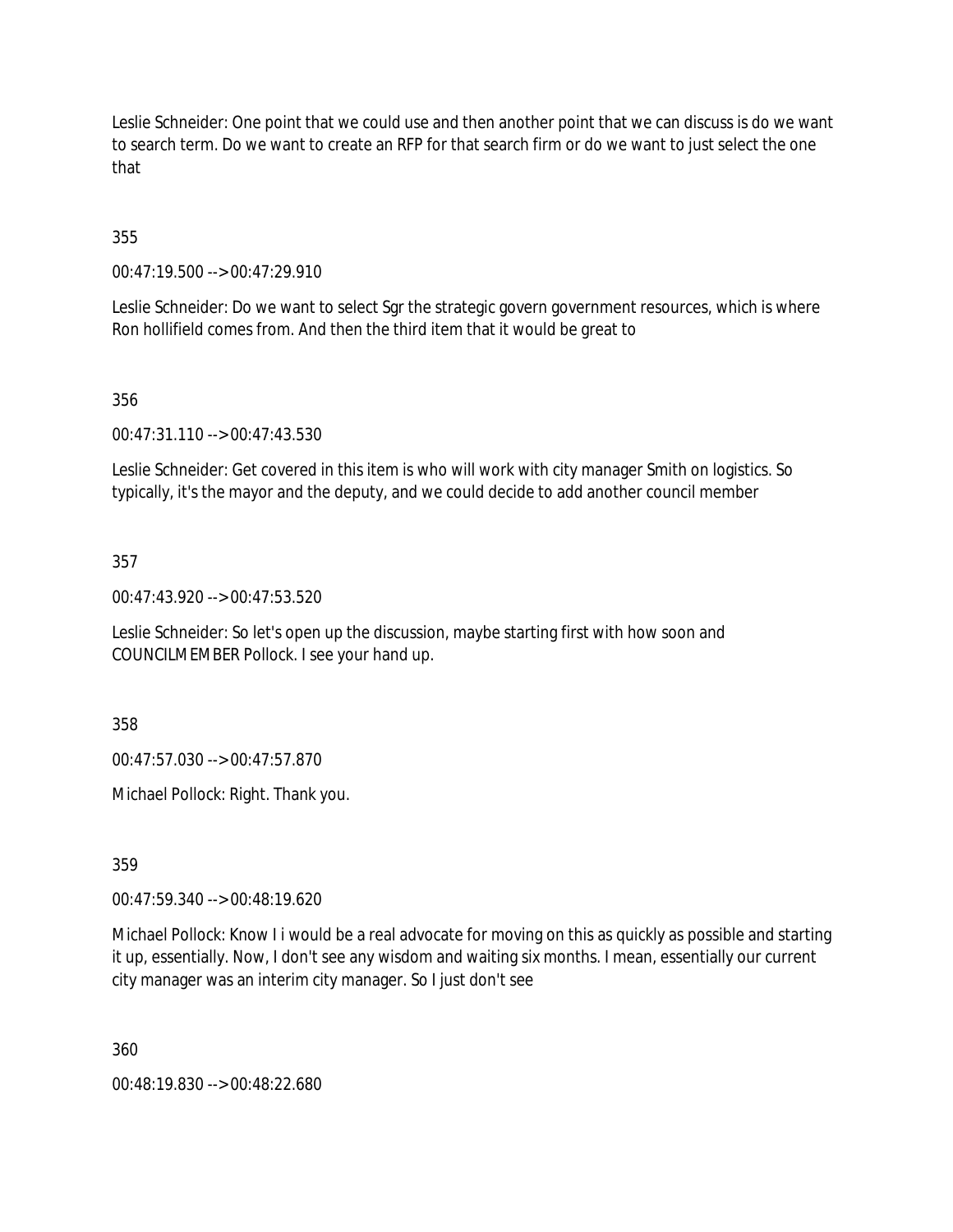Leslie Schneider: One point that we could use and then another point that we can discuss is do we want to search term. Do we want to create an RFP for that search firm or do we want to just select the one that

355

00:47:19.500 --> 00:47:29.910

Leslie Schneider: Do we want to select Sgr the strategic govern government resources, which is where Ron hollifield comes from. And then the third item that it would be great to

356

00:47:31.110 --> 00:47:43.530

Leslie Schneider: Get covered in this item is who will work with city manager Smith on logistics. So typically, it's the mayor and the deputy, and we could decide to add another council member

357

00:47:43.920 --> 00:47:53.520

Leslie Schneider: So let's open up the discussion, maybe starting first with how soon and COUNCILMEMBER Pollock. I see your hand up.

358

00:47:57.030 --> 00:47:57.870

Michael Pollock: Right. Thank you.

359

00:47:59.340 --> 00:48:19.620

Michael Pollock: Know I i would be a real advocate for moving on this as quickly as possible and starting it up, essentially. Now, I don't see any wisdom and waiting six months. I mean, essentially our current city manager was an interim city manager. So I just don't see

360

00:48:19.830 --> 00:48:22.680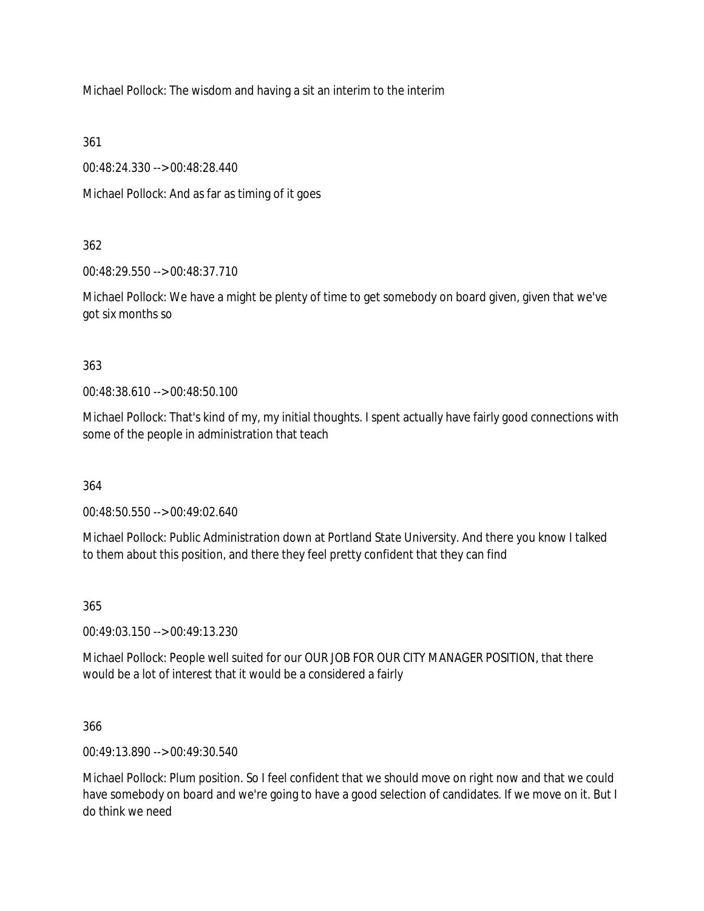Michael Pollock: The wisdom and having a sit an interim to the interim

361

00:48:24.330 --> 00:48:28.440

Michael Pollock: And as far as timing of it goes

362

00:48:29.550 --> 00:48:37.710

Michael Pollock: We have a might be plenty of time to get somebody on board given, given that we've got six months so

363

00:48:38.610 --> 00:48:50.100

Michael Pollock: That's kind of my, my initial thoughts. I spent actually have fairly good connections with some of the people in administration that teach

364

00:48:50.550 --> 00:49:02.640

Michael Pollock: Public Administration down at Portland State University. And there you know I talked to them about this position, and there they feel pretty confident that they can find

365

00:49:03.150 --> 00:49:13.230

Michael Pollock: People well suited for our OUR JOB FOR OUR CITY MANAGER POSITION, that there would be a lot of interest that it would be a considered a fairly

366

00:49:13.890 --> 00:49:30.540

Michael Pollock: Plum position. So I feel confident that we should move on right now and that we could have somebody on board and we're going to have a good selection of candidates. If we move on it. But I do think we need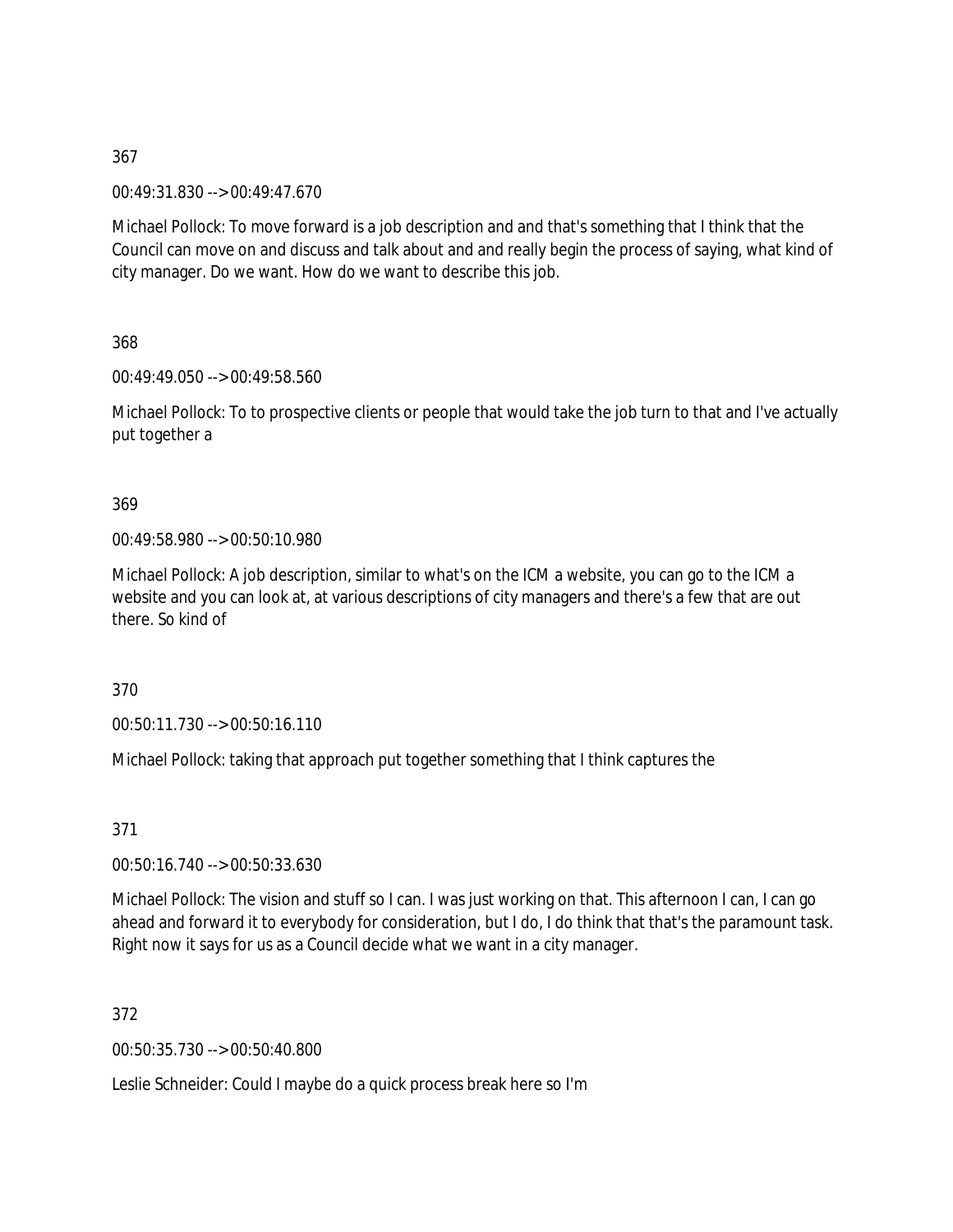367

00:49:31.830 --> 00:49:47.670

Michael Pollock: To move forward is a job description and and that's something that I think that the Council can move on and discuss and talk about and and really begin the process of saying, what kind of city manager. Do we want. How do we want to describe this job.

368

00:49:49.050 --> 00:49:58.560

Michael Pollock: To to prospective clients or people that would take the job turn to that and I've actually put together a

369

00:49:58.980 --> 00:50:10.980

Michael Pollock: A job description, similar to what's on the ICM a website, you can go to the ICM a website and you can look at, at various descriptions of city managers and there's a few that are out there. So kind of

370

00:50:11.730 --> 00:50:16.110

Michael Pollock: taking that approach put together something that I think captures the

371

00:50:16.740 --> 00:50:33.630

Michael Pollock: The vision and stuff so I can. I was just working on that. This afternoon I can, I can go ahead and forward it to everybody for consideration, but I do, I do think that that's the paramount task. Right now it says for us as a Council decide what we want in a city manager.

372

00:50:35.730 --> 00:50:40.800

Leslie Schneider: Could I maybe do a quick process break here so I'm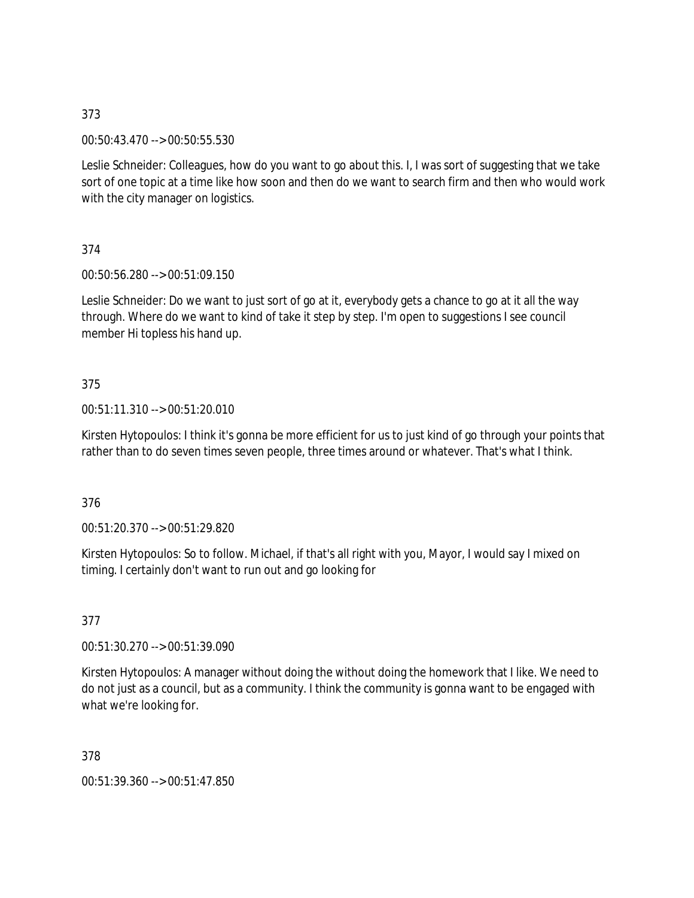373

00:50:43.470 --> 00:50:55.530

Leslie Schneider: Colleagues, how do you want to go about this. I, I was sort of suggesting that we take sort of one topic at a time like how soon and then do we want to search firm and then who would work with the city manager on logistics.

374

00:50:56.280 --> 00:51:09.150

Leslie Schneider: Do we want to just sort of go at it, everybody gets a chance to go at it all the way through. Where do we want to kind of take it step by step. I'm open to suggestions I see council member Hi topless his hand up.

375

00:51:11.310 --> 00:51:20.010

Kirsten Hytopoulos: I think it's gonna be more efficient for us to just kind of go through your points that rather than to do seven times seven people, three times around or whatever. That's what I think.

376

00:51:20.370 --> 00:51:29.820

Kirsten Hytopoulos: So to follow. Michael, if that's all right with you, Mayor, I would say I mixed on timing. I certainly don't want to run out and go looking for

377

00:51:30.270 --> 00:51:39.090

Kirsten Hytopoulos: A manager without doing the without doing the homework that I like. We need to do not just as a council, but as a community. I think the community is gonna want to be engaged with what we're looking for.

378

00:51:39.360 --> 00:51:47.850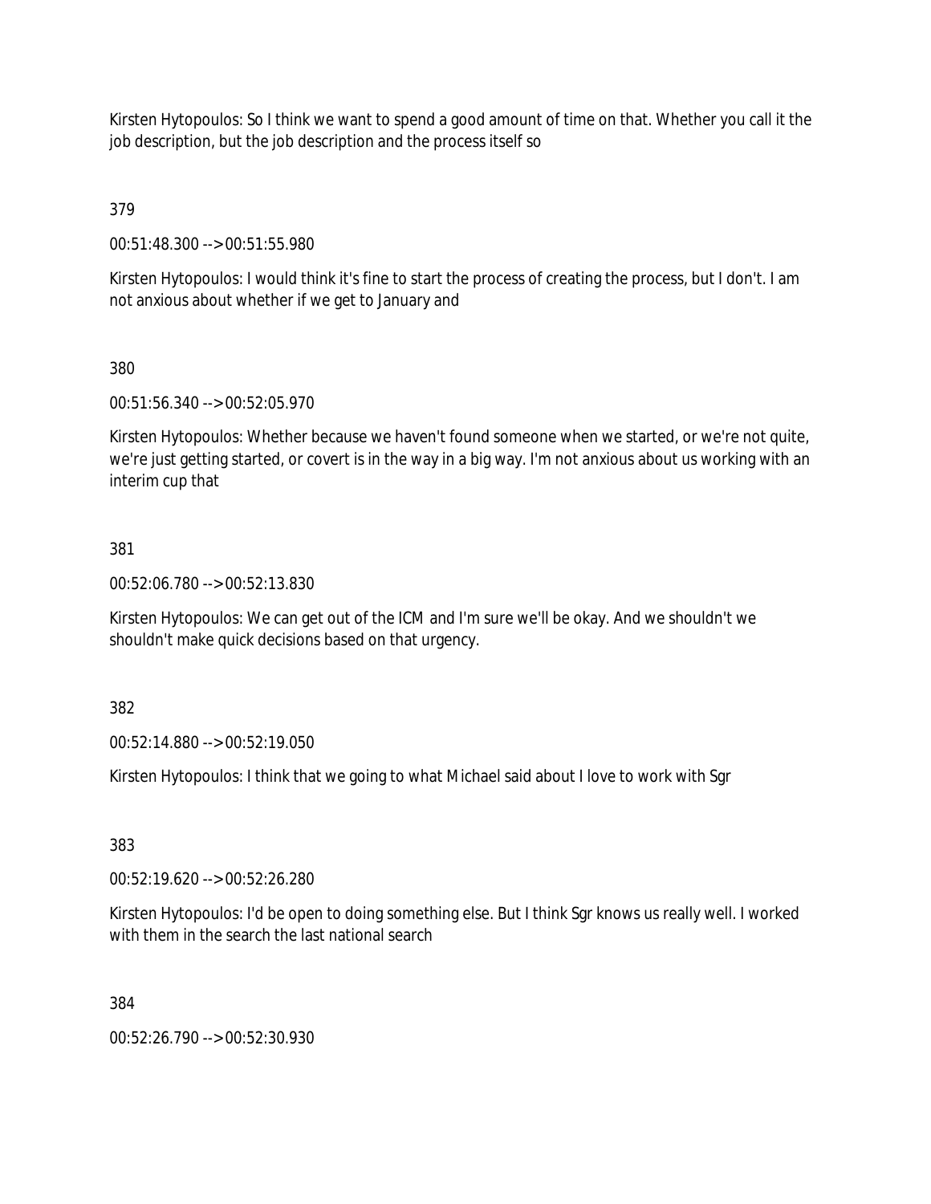Kirsten Hytopoulos: So I think we want to spend a good amount of time on that. Whether you call it the job description, but the job description and the process itself so

379

00:51:48.300 --> 00:51:55.980

Kirsten Hytopoulos: I would think it's fine to start the process of creating the process, but I don't. I am not anxious about whether if we get to January and

380

00:51:56.340 --> 00:52:05.970

Kirsten Hytopoulos: Whether because we haven't found someone when we started, or we're not quite, we're just getting started, or covert is in the way in a big way. I'm not anxious about us working with an interim cup that

381

00:52:06.780 --> 00:52:13.830

Kirsten Hytopoulos: We can get out of the ICM and I'm sure we'll be okay. And we shouldn't we shouldn't make quick decisions based on that urgency.

382

00:52:14.880 --> 00:52:19.050

Kirsten Hytopoulos: I think that we going to what Michael said about I love to work with Sgr

383

00:52:19.620 --> 00:52:26.280

Kirsten Hytopoulos: I'd be open to doing something else. But I think Sgr knows us really well. I worked with them in the search the last national search

384

00:52:26.790 --> 00:52:30.930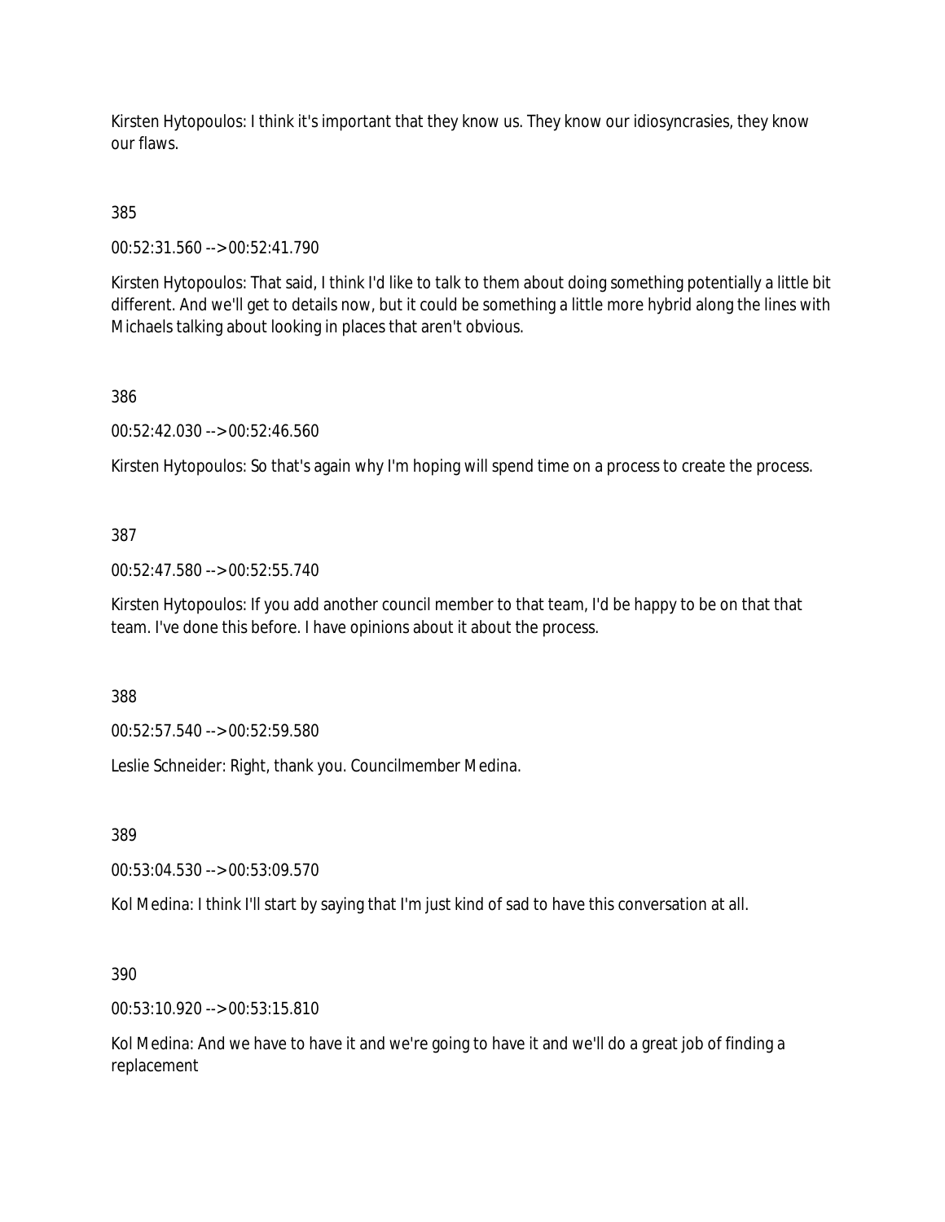Kirsten Hytopoulos: I think it's important that they know us. They know our idiosyncrasies, they know our flaws.

385

00:52:31.560 --> 00:52:41.790

Kirsten Hytopoulos: That said, I think I'd like to talk to them about doing something potentially a little bit different. And we'll get to details now, but it could be something a little more hybrid along the lines with Michaels talking about looking in places that aren't obvious.

386

00:52:42.030 --> 00:52:46.560

Kirsten Hytopoulos: So that's again why I'm hoping will spend time on a process to create the process.

387

00:52:47.580 --> 00:52:55.740

Kirsten Hytopoulos: If you add another council member to that team, I'd be happy to be on that that team. I've done this before. I have opinions about it about the process.

388

00:52:57.540 --> 00:52:59.580

Leslie Schneider: Right, thank you. Councilmember Medina.

389

00:53:04.530 --> 00:53:09.570

Kol Medina: I think I'll start by saying that I'm just kind of sad to have this conversation at all.

390

00:53:10.920 --> 00:53:15.810

Kol Medina: And we have to have it and we're going to have it and we'll do a great job of finding a replacement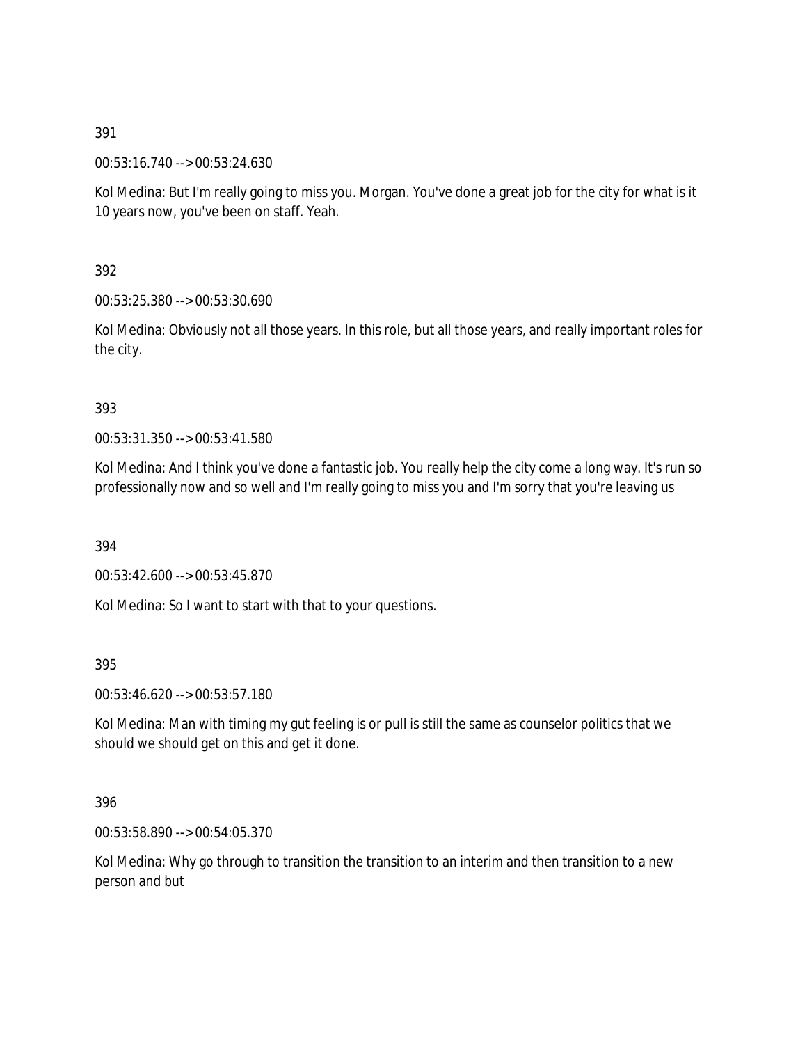391

00:53:16.740 --> 00:53:24.630

Kol Medina: But I'm really going to miss you. Morgan. You've done a great job for the city for what is it 10 years now, you've been on staff. Yeah.

392

00:53:25.380 --> 00:53:30.690

Kol Medina: Obviously not all those years. In this role, but all those years, and really important roles for the city.

393

00:53:31.350 --> 00:53:41.580

Kol Medina: And I think you've done a fantastic job. You really help the city come a long way. It's run so professionally now and so well and I'm really going to miss you and I'm sorry that you're leaving us

394

00:53:42.600 --> 00:53:45.870

Kol Medina: So I want to start with that to your questions.

395

00:53:46.620 --> 00:53:57.180

Kol Medina: Man with timing my gut feeling is or pull is still the same as counselor politics that we should we should get on this and get it done.

396

00:53:58.890 --> 00:54:05.370

Kol Medina: Why go through to transition the transition to an interim and then transition to a new person and but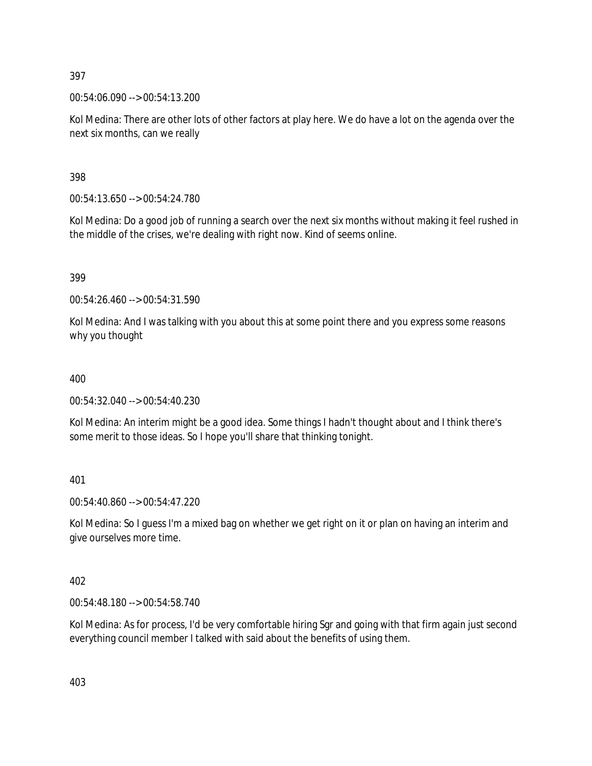397

00:54:06.090 --> 00:54:13.200

Kol Medina: There are other lots of other factors at play here. We do have a lot on the agenda over the next six months, can we really

398

00:54:13.650 --> 00:54:24.780

Kol Medina: Do a good job of running a search over the next six months without making it feel rushed in the middle of the crises, we're dealing with right now. Kind of seems online.

399

00:54:26.460 --> 00:54:31.590

Kol Medina: And I was talking with you about this at some point there and you express some reasons why you thought

400

00:54:32.040 --> 00:54:40.230

Kol Medina: An interim might be a good idea. Some things I hadn't thought about and I think there's some merit to those ideas. So I hope you'll share that thinking tonight.

401

00:54:40.860 --> 00:54:47.220

Kol Medina: So I guess I'm a mixed bag on whether we get right on it or plan on having an interim and give ourselves more time.

402

00:54:48.180 --> 00:54:58.740

Kol Medina: As for process, I'd be very comfortable hiring Sgr and going with that firm again just second everything council member I talked with said about the benefits of using them.

403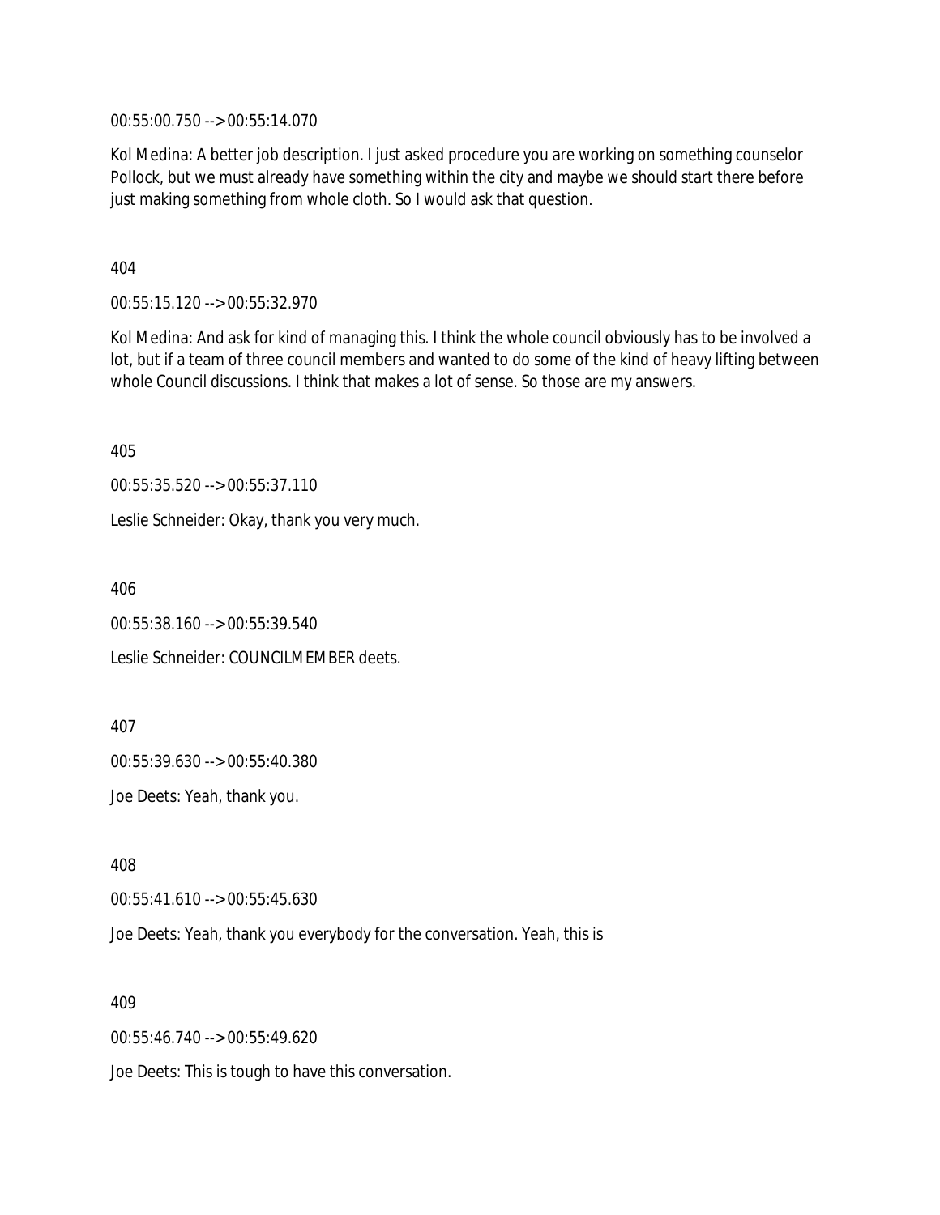00:55:00.750 --> 00:55:14.070

Kol Medina: A better job description. I just asked procedure you are working on something counselor Pollock, but we must already have something within the city and maybe we should start there before just making something from whole cloth. So I would ask that question.

404

00:55:15.120 --> 00:55:32.970

Kol Medina: And ask for kind of managing this. I think the whole council obviously has to be involved a lot, but if a team of three council members and wanted to do some of the kind of heavy lifting between whole Council discussions. I think that makes a lot of sense. So those are my answers.

405

00:55:35.520 --> 00:55:37.110

Leslie Schneider: Okay, thank you very much.

406

00:55:38.160 --> 00:55:39.540

Leslie Schneider: COUNCILMEMBER deets.

407

00:55:39.630 --> 00:55:40.380

Joe Deets: Yeah, thank you.

408

00:55:41.610 --> 00:55:45.630

Joe Deets: Yeah, thank you everybody for the conversation. Yeah, this is

409

00:55:46.740 --> 00:55:49.620

Joe Deets: This is tough to have this conversation.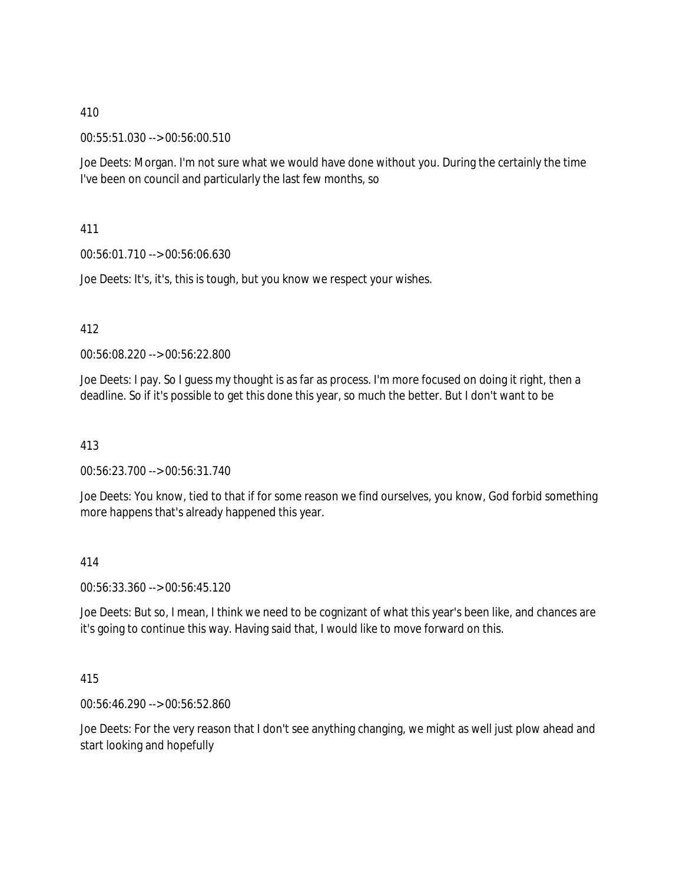410

00:55:51.030 --> 00:56:00.510

Joe Deets: Morgan. I'm not sure what we would have done without you. During the certainly the time I've been on council and particularly the last few months, so

411

00:56:01.710 --> 00:56:06.630

Joe Deets: It's, it's, this is tough, but you know we respect your wishes.

412

00:56:08.220 --> 00:56:22.800

Joe Deets: I pay. So I guess my thought is as far as process. I'm more focused on doing it right, then a deadline. So if it's possible to get this done this year, so much the better. But I don't want to be

413

00:56:23.700 --> 00:56:31.740

Joe Deets: You know, tied to that if for some reason we find ourselves, you know, God forbid something more happens that's already happened this year.

414

00:56:33.360 --> 00:56:45.120

Joe Deets: But so, I mean, I think we need to be cognizant of what this year's been like, and chances are it's going to continue this way. Having said that, I would like to move forward on this.

415

00:56:46.290 --> 00:56:52.860

Joe Deets: For the very reason that I don't see anything changing, we might as well just plow ahead and start looking and hopefully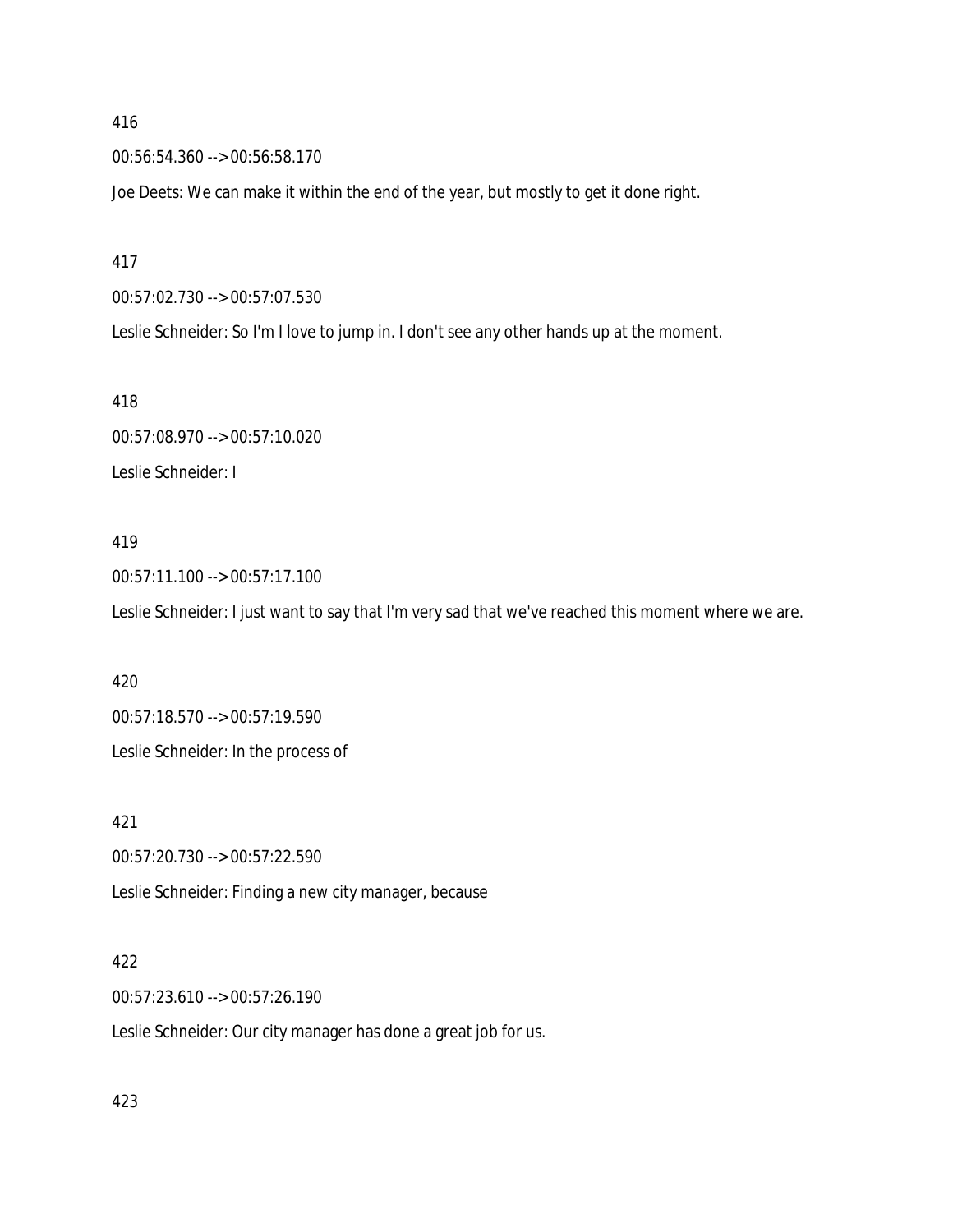416

00:56:54.360 --> 00:56:58.170

Joe Deets: We can make it within the end of the year, but mostly to get it done right.

417

00:57:02.730 --> 00:57:07.530

Leslie Schneider: So I'm I love to jump in. I don't see any other hands up at the moment.

418

00:57:08.970 --> 00:57:10.020

Leslie Schneider: I

419

00:57:11.100 --> 00:57:17.100

Leslie Schneider: I just want to say that I'm very sad that we've reached this moment where we are.

420

00:57:18.570 --> 00:57:19.590

Leslie Schneider: In the process of

421

00:57:20.730 --> 00:57:22.590

Leslie Schneider: Finding a new city manager, because

422

00:57:23.610 --> 00:57:26.190

Leslie Schneider: Our city manager has done a great job for us.

423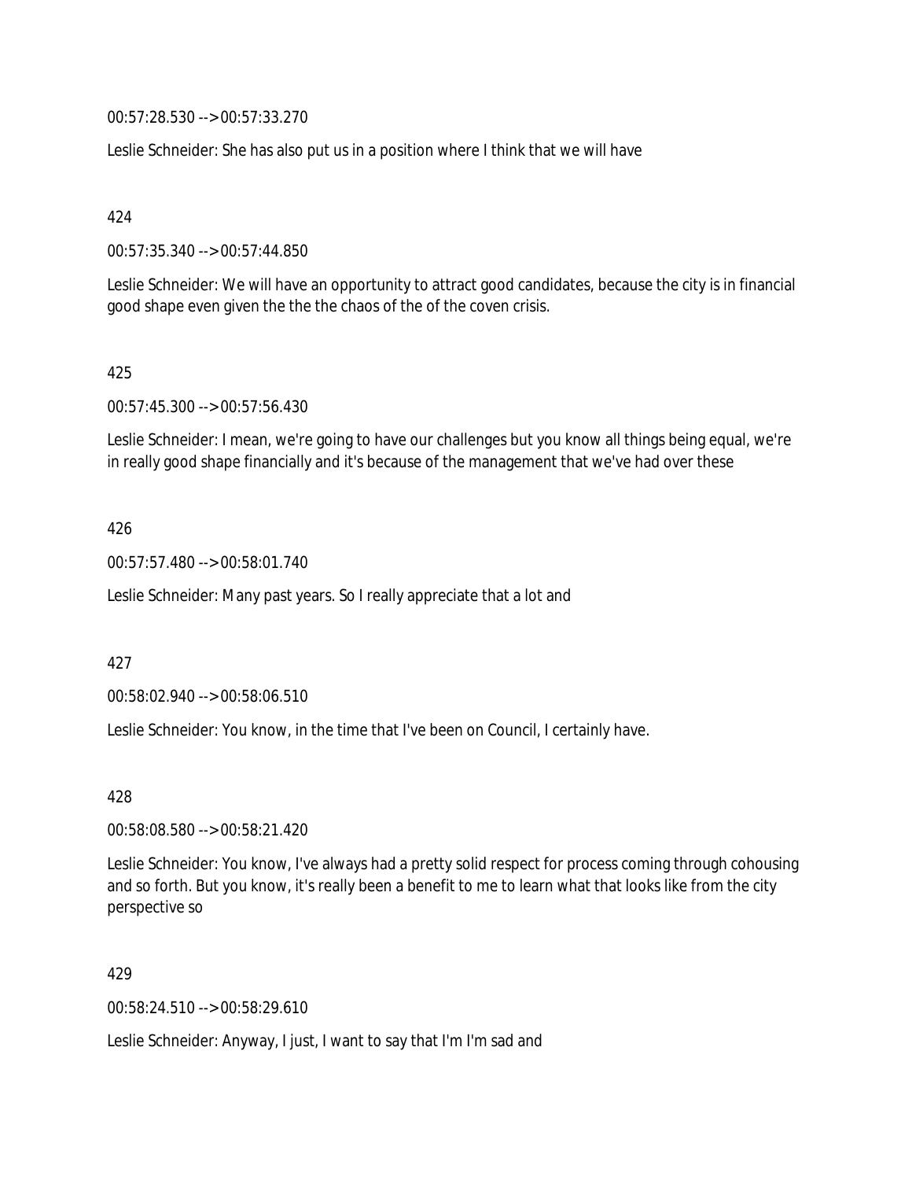00:57:28.530 --> 00:57:33.270

Leslie Schneider: She has also put us in a position where I think that we will have

424

00:57:35.340 --> 00:57:44.850

Leslie Schneider: We will have an opportunity to attract good candidates, because the city is in financial good shape even given the the the chaos of the of the coven crisis.

425

00:57:45.300 --> 00:57:56.430

Leslie Schneider: I mean, we're going to have our challenges but you know all things being equal, we're in really good shape financially and it's because of the management that we've had over these

426

00:57:57.480 --> 00:58:01.740

Leslie Schneider: Many past years. So I really appreciate that a lot and

427

00:58:02.940 --> 00:58:06.510

Leslie Schneider: You know, in the time that I've been on Council, I certainly have.

428

00:58:08.580 --> 00:58:21.420

Leslie Schneider: You know, I've always had a pretty solid respect for process coming through cohousing and so forth. But you know, it's really been a benefit to me to learn what that looks like from the city perspective so

429

00:58:24.510 --> 00:58:29.610

Leslie Schneider: Anyway, I just, I want to say that I'm I'm sad and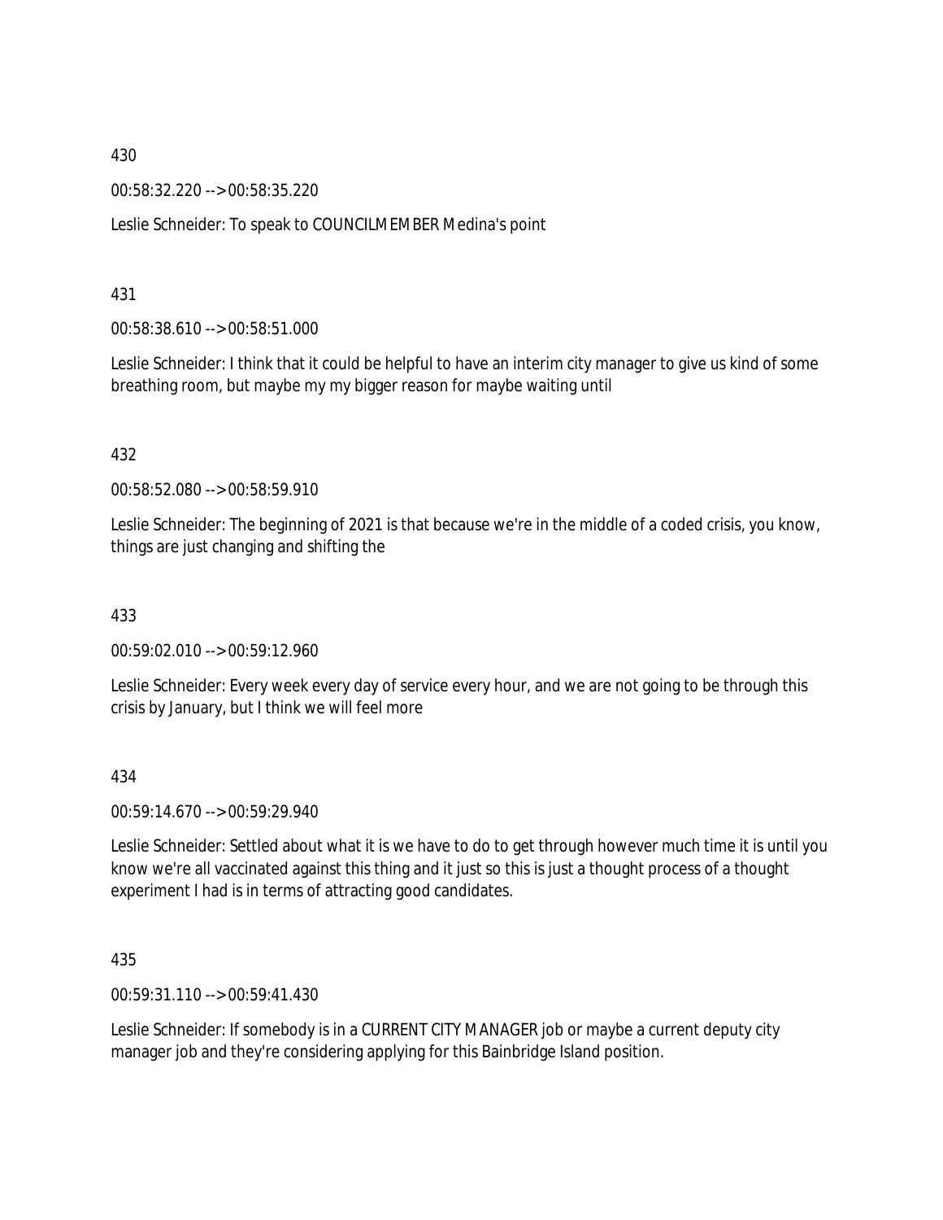430

00:58:32.220 --> 00:58:35.220

Leslie Schneider: To speak to COUNCILMEMBER Medina's point

431

00:58:38.610 --> 00:58:51.000

Leslie Schneider: I think that it could be helpful to have an interim city manager to give us kind of some breathing room, but maybe my my bigger reason for maybe waiting until

432

00:58:52.080 --> 00:58:59.910

Leslie Schneider: The beginning of 2021 is that because we're in the middle of a coded crisis, you know, things are just changing and shifting the

433

00:59:02.010 --> 00:59:12.960

Leslie Schneider: Every week every day of service every hour, and we are not going to be through this crisis by January, but I think we will feel more

434

00:59:14.670 --> 00:59:29.940

Leslie Schneider: Settled about what it is we have to do to get through however much time it is until you know we're all vaccinated against this thing and it just so this is just a thought process of a thought experiment I had is in terms of attracting good candidates.

435

00:59:31.110 --> 00:59:41.430

Leslie Schneider: If somebody is in a CURRENT CITY MANAGER job or maybe a current deputy city manager job and they're considering applying for this Bainbridge Island position.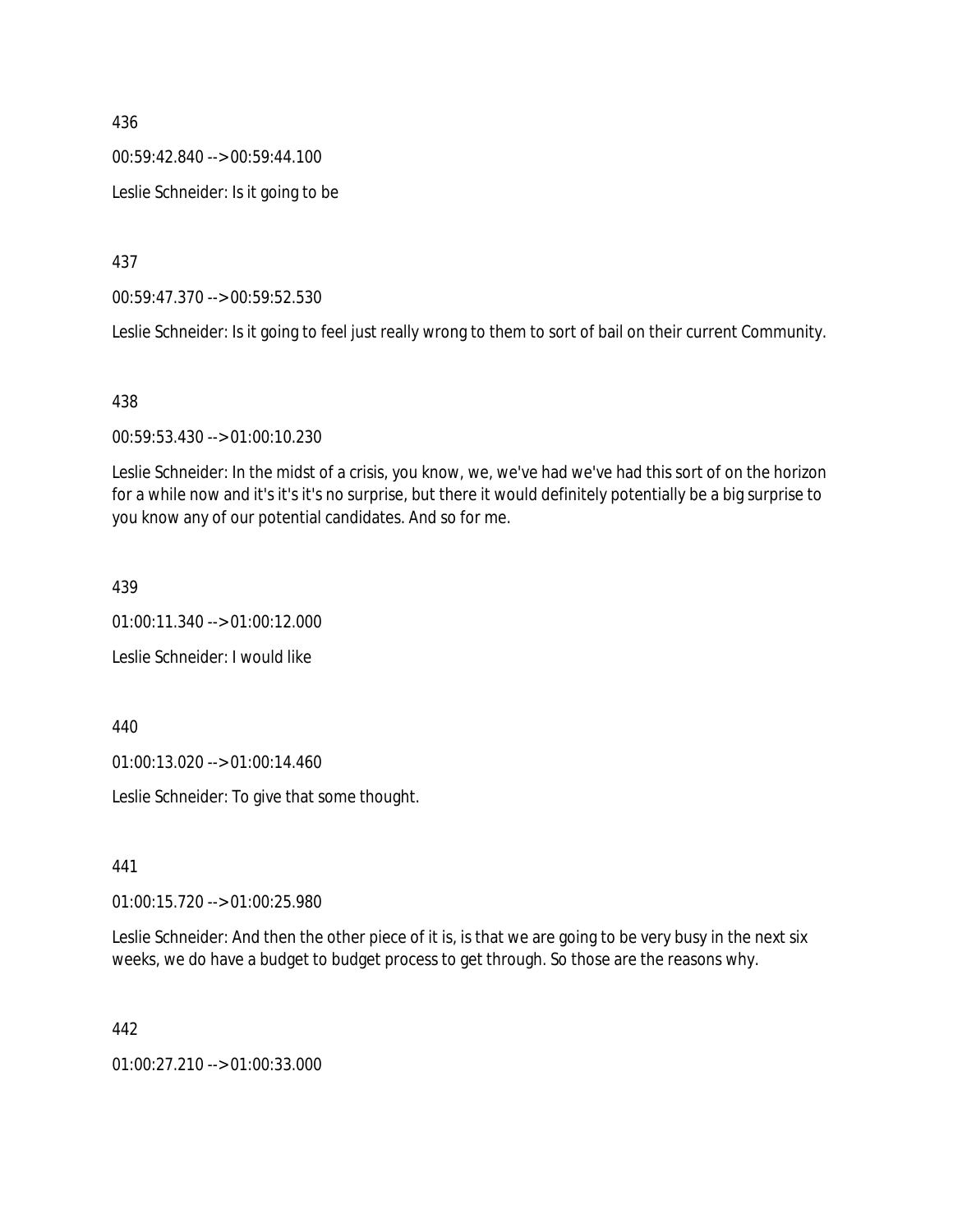436

00:59:42.840 --> 00:59:44.100

Leslie Schneider: Is it going to be

437

00:59:47.370 --> 00:59:52.530

Leslie Schneider: Is it going to feel just really wrong to them to sort of bail on their current Community.

438

00:59:53.430 --> 01:00:10.230

Leslie Schneider: In the midst of a crisis, you know, we, we've had we've had this sort of on the horizon for a while now and it's it's it's no surprise, but there it would definitely potentially be a big surprise to you know any of our potential candidates. And so for me.

439

01:00:11.340 --> 01:00:12.000

Leslie Schneider: I would like

440

01:00:13.020 --> 01:00:14.460

Leslie Schneider: To give that some thought.

441

01:00:15.720 --> 01:00:25.980

Leslie Schneider: And then the other piece of it is, is that we are going to be very busy in the next six weeks, we do have a budget to budget process to get through. So those are the reasons why.

442

01:00:27.210 --> 01:00:33.000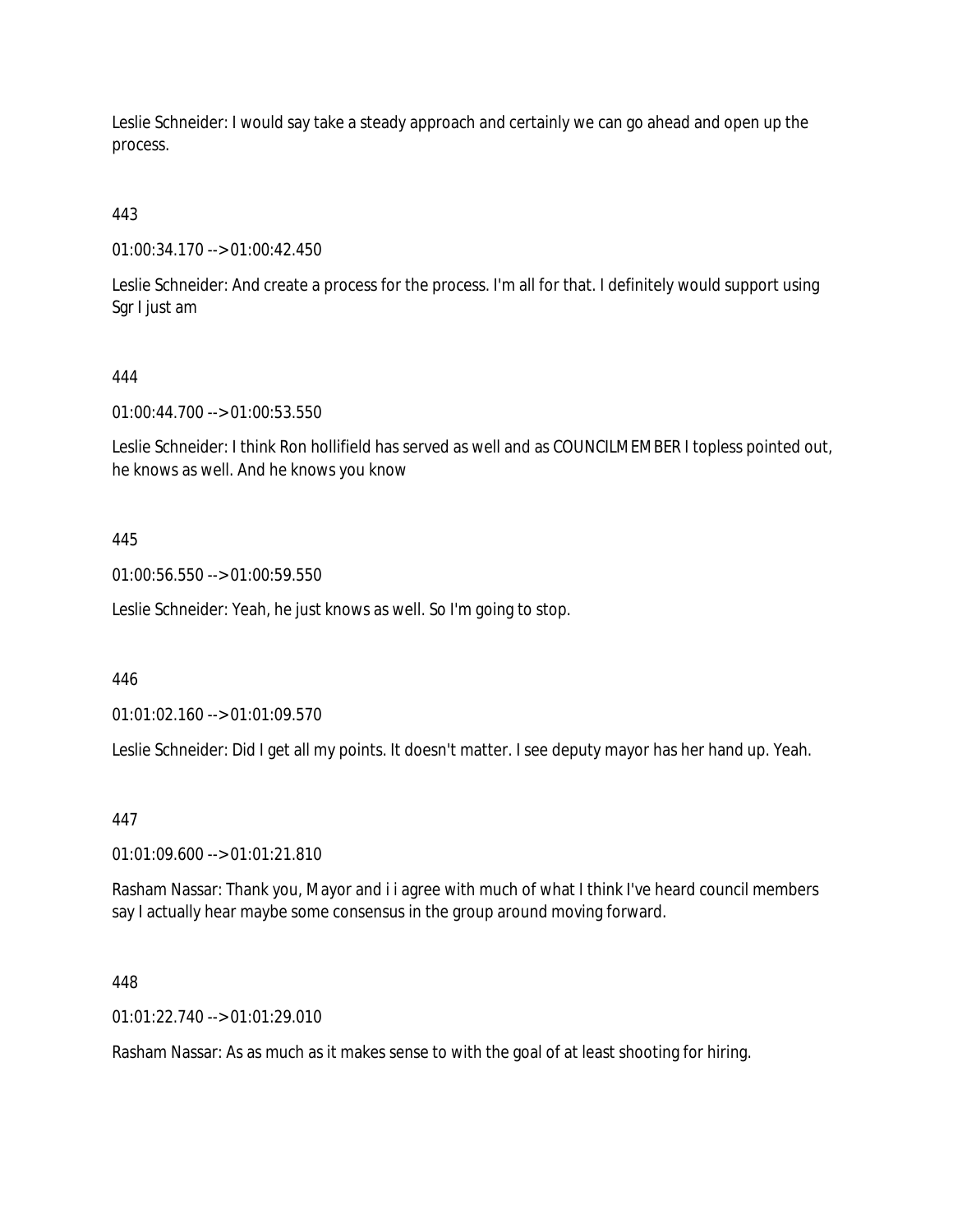Leslie Schneider: I would say take a steady approach and certainly we can go ahead and open up the process.

443

01:00:34.170 --> 01:00:42.450

Leslie Schneider: And create a process for the process. I'm all for that. I definitely would support using Sgr I just am

444

01:00:44.700 --> 01:00:53.550

Leslie Schneider: I think Ron hollifield has served as well and as COUNCILMEMBER I topless pointed out, he knows as well. And he knows you know

445

01:00:56.550 --> 01:00:59.550

Leslie Schneider: Yeah, he just knows as well. So I'm going to stop.

446

01:01:02.160 --> 01:01:09.570

Leslie Schneider: Did I get all my points. It doesn't matter. I see deputy mayor has her hand up. Yeah.

447

01:01:09.600 --> 01:01:21.810

Rasham Nassar: Thank you, Mayor and i i agree with much of what I think I've heard council members say I actually hear maybe some consensus in the group around moving forward.

448

01:01:22.740 --> 01:01:29.010

Rasham Nassar: As as much as it makes sense to with the goal of at least shooting for hiring.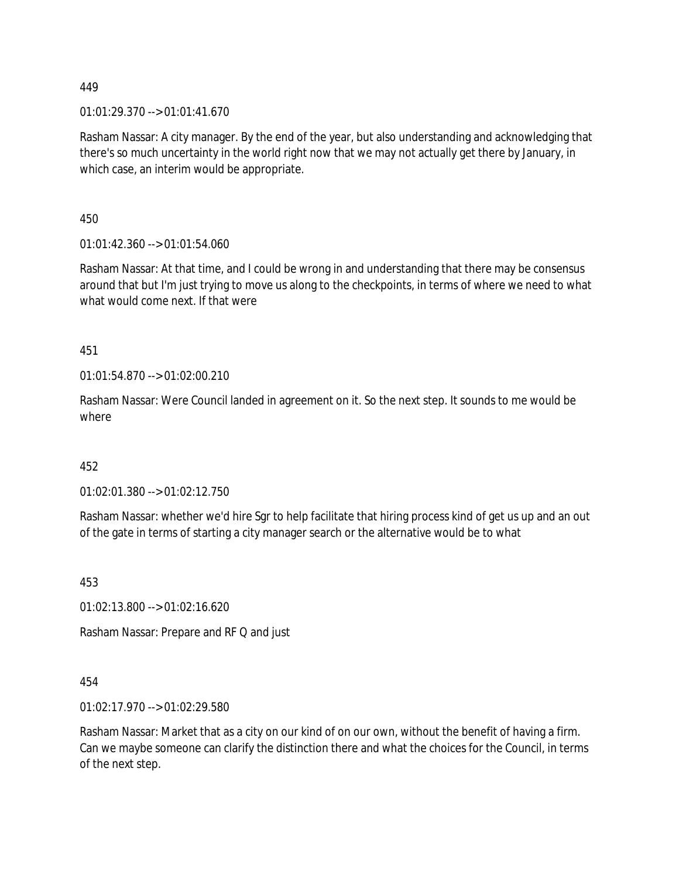449

01:01:29.370 --> 01:01:41.670

Rasham Nassar: A city manager. By the end of the year, but also understanding and acknowledging that there's so much uncertainty in the world right now that we may not actually get there by January, in which case, an interim would be appropriate.

450

01:01:42.360 --> 01:01:54.060

Rasham Nassar: At that time, and I could be wrong in and understanding that there may be consensus around that but I'm just trying to move us along to the checkpoints, in terms of where we need to what what would come next. If that were

451

01:01:54.870 --> 01:02:00.210

Rasham Nassar: Were Council landed in agreement on it. So the next step. It sounds to me would be where

452

01:02:01.380 --> 01:02:12.750

Rasham Nassar: whether we'd hire Sgr to help facilitate that hiring process kind of get us up and an out of the gate in terms of starting a city manager search or the alternative would be to what

453

01:02:13.800 --> 01:02:16.620

Rasham Nassar: Prepare and RF Q and just

454

01:02:17.970 --> 01:02:29.580

Rasham Nassar: Market that as a city on our kind of on our own, without the benefit of having a firm. Can we maybe someone can clarify the distinction there and what the choices for the Council, in terms of the next step.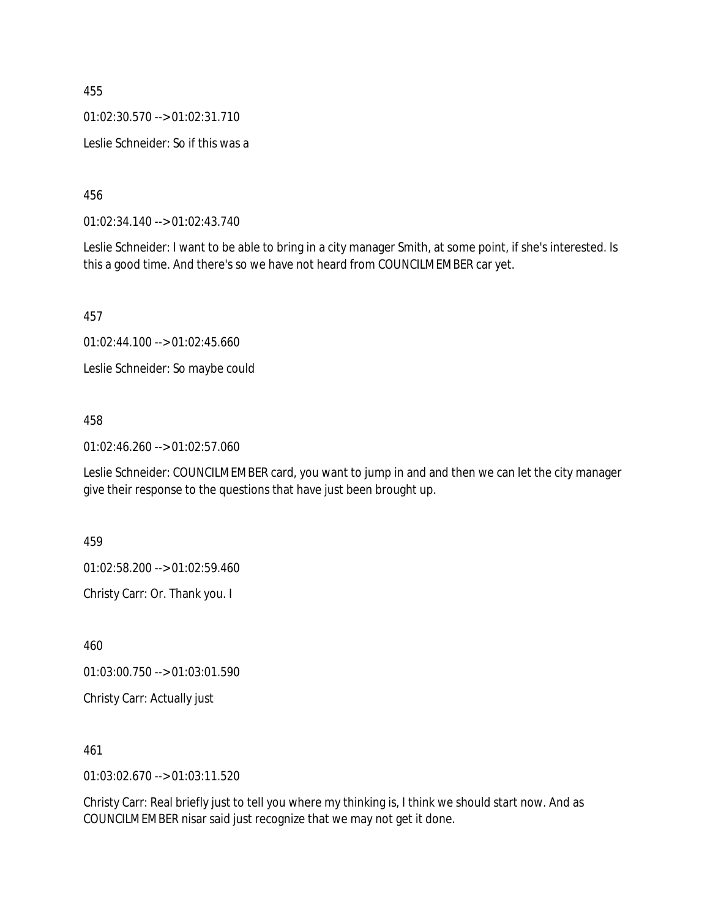455

01:02:30.570 --> 01:02:31.710

Leslie Schneider: So if this was a

456

01:02:34.140 --> 01:02:43.740

Leslie Schneider: I want to be able to bring in a city manager Smith, at some point, if she's interested. Is this a good time. And there's so we have not heard from COUNCILMEMBER car yet.

457

01:02:44.100 --> 01:02:45.660

Leslie Schneider: So maybe could

458

01:02:46.260 --> 01:02:57.060

Leslie Schneider: COUNCILMEMBER card, you want to jump in and and then we can let the city manager give their response to the questions that have just been brought up.

459

01:02:58.200 --> 01:02:59.460

Christy Carr: Or. Thank you. I

460

01:03:00.750 --> 01:03:01.590

Christy Carr: Actually just

461

01:03:02.670 --> 01:03:11.520

Christy Carr: Real briefly just to tell you where my thinking is, I think we should start now. And as COUNCILMEMBER nisar said just recognize that we may not get it done.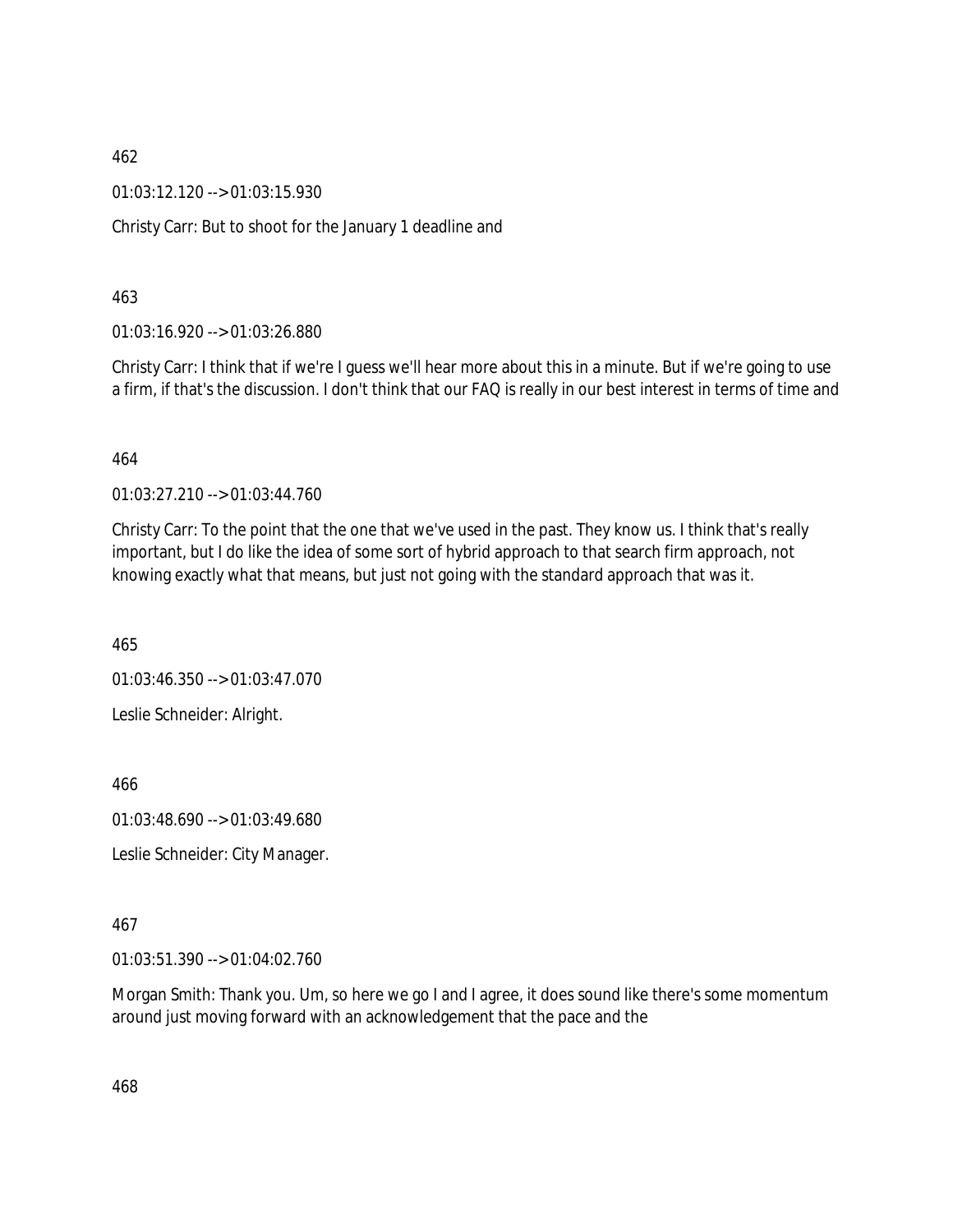462

01:03:12.120 --> 01:03:15.930

Christy Carr: But to shoot for the January 1 deadline and

463

01:03:16.920 --> 01:03:26.880

Christy Carr: I think that if we're I guess we'll hear more about this in a minute. But if we're going to use a firm, if that's the discussion. I don't think that our FAQ is really in our best interest in terms of time and

464

01:03:27.210 --> 01:03:44.760

Christy Carr: To the point that the one that we've used in the past. They know us. I think that's really important, but I do like the idea of some sort of hybrid approach to that search firm approach, not knowing exactly what that means, but just not going with the standard approach that was it.

465

01:03:46.350 --> 01:03:47.070

Leslie Schneider: Alright.

466

01:03:48.690 --> 01:03:49.680

Leslie Schneider: City Manager.

467

01:03:51.390 --> 01:04:02.760

Morgan Smith: Thank you. Um, so here we go I and I agree, it does sound like there's some momentum around just moving forward with an acknowledgement that the pace and the

468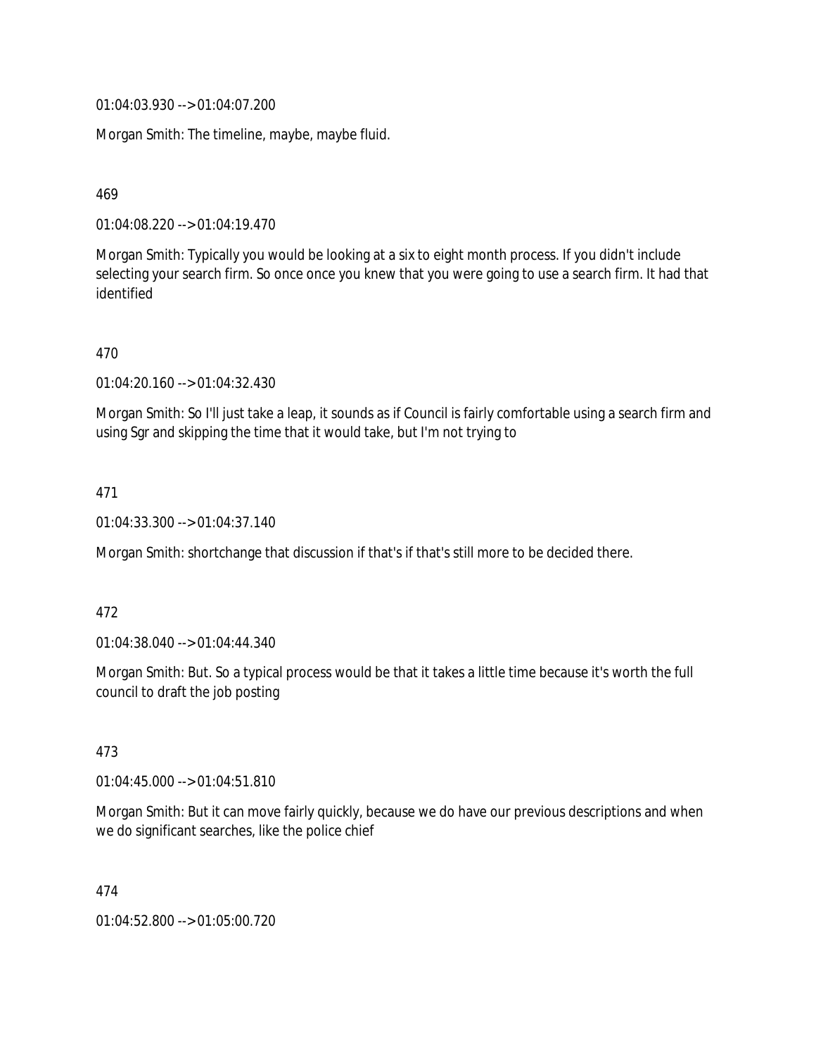01:04:03.930 --> 01:04:07.200

Morgan Smith: The timeline, maybe, maybe fluid.

469

01:04:08.220 --> 01:04:19.470

Morgan Smith: Typically you would be looking at a six to eight month process. If you didn't include selecting your search firm. So once once you knew that you were going to use a search firm. It had that identified

470

01:04:20.160 --> 01:04:32.430

Morgan Smith: So I'll just take a leap, it sounds as if Council is fairly comfortable using a search firm and using Sgr and skipping the time that it would take, but I'm not trying to

471

01:04:33.300 --> 01:04:37.140

Morgan Smith: shortchange that discussion if that's if that's still more to be decided there.

472

01:04:38.040 --> 01:04:44.340

Morgan Smith: But. So a typical process would be that it takes a little time because it's worth the full council to draft the job posting

473

01:04:45.000 --> 01:04:51.810

Morgan Smith: But it can move fairly quickly, because we do have our previous descriptions and when we do significant searches, like the police chief

474

01:04:52.800 --> 01:05:00.720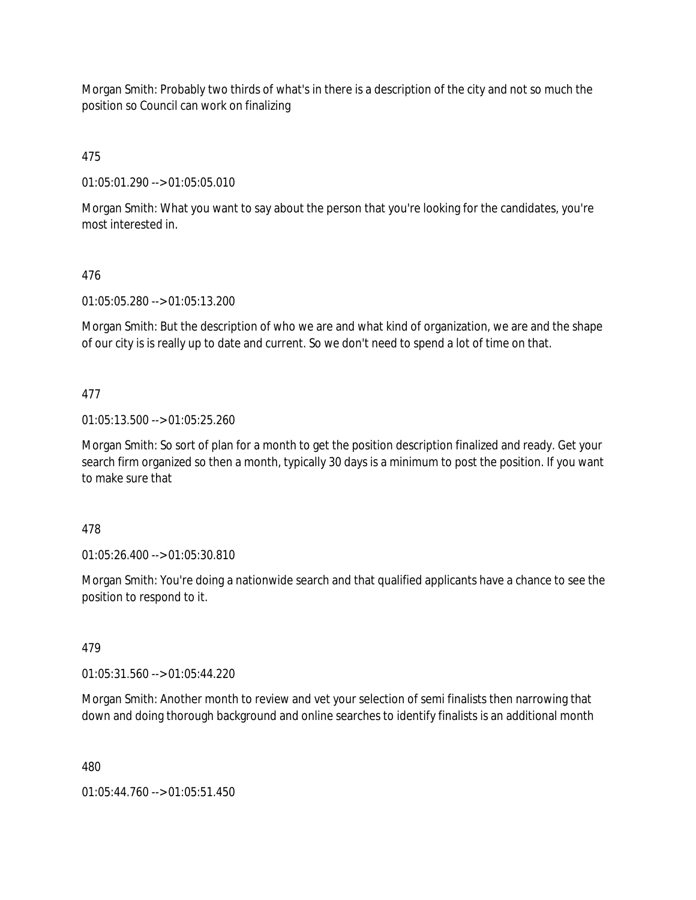Morgan Smith: Probably two thirds of what's in there is a description of the city and not so much the position so Council can work on finalizing

475

01:05:01.290 --> 01:05:05.010

Morgan Smith: What you want to say about the person that you're looking for the candidates, you're most interested in.

476

01:05:05.280 --> 01:05:13.200

Morgan Smith: But the description of who we are and what kind of organization, we are and the shape of our city is is really up to date and current. So we don't need to spend a lot of time on that.

477

01:05:13.500 --> 01:05:25.260

Morgan Smith: So sort of plan for a month to get the position description finalized and ready. Get your search firm organized so then a month, typically 30 days is a minimum to post the position. If you want to make sure that

478

01:05:26.400 --> 01:05:30.810

Morgan Smith: You're doing a nationwide search and that qualified applicants have a chance to see the position to respond to it.

479

01:05:31.560 --> 01:05:44.220

Morgan Smith: Another month to review and vet your selection of semi finalists then narrowing that down and doing thorough background and online searches to identify finalists is an additional month

480

01:05:44.760 --> 01:05:51.450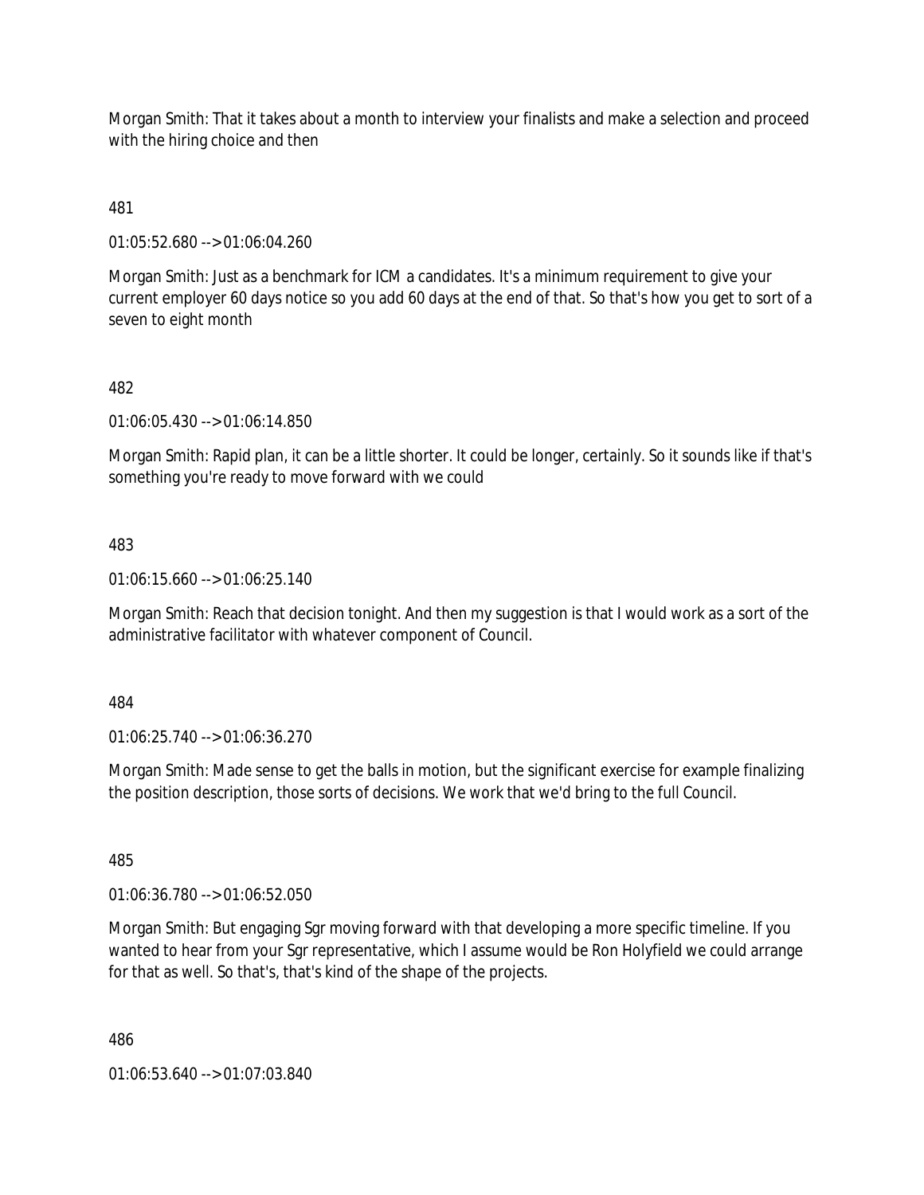Morgan Smith: That it takes about a month to interview your finalists and make a selection and proceed with the hiring choice and then

481

01:05:52.680 --> 01:06:04.260

Morgan Smith: Just as a benchmark for ICM a candidates. It's a minimum requirement to give your current employer 60 days notice so you add 60 days at the end of that. So that's how you get to sort of a seven to eight month

482

01:06:05.430 --> 01:06:14.850

Morgan Smith: Rapid plan, it can be a little shorter. It could be longer, certainly. So it sounds like if that's something you're ready to move forward with we could

483

01:06:15.660 --> 01:06:25.140

Morgan Smith: Reach that decision tonight. And then my suggestion is that I would work as a sort of the administrative facilitator with whatever component of Council.

484

01:06:25.740 --> 01:06:36.270

Morgan Smith: Made sense to get the balls in motion, but the significant exercise for example finalizing the position description, those sorts of decisions. We work that we'd bring to the full Council.

485

01:06:36.780 --> 01:06:52.050

Morgan Smith: But engaging Sgr moving forward with that developing a more specific timeline. If you wanted to hear from your Sgr representative, which I assume would be Ron Holyfield we could arrange for that as well. So that's, that's kind of the shape of the projects.

486

01:06:53.640 --> 01:07:03.840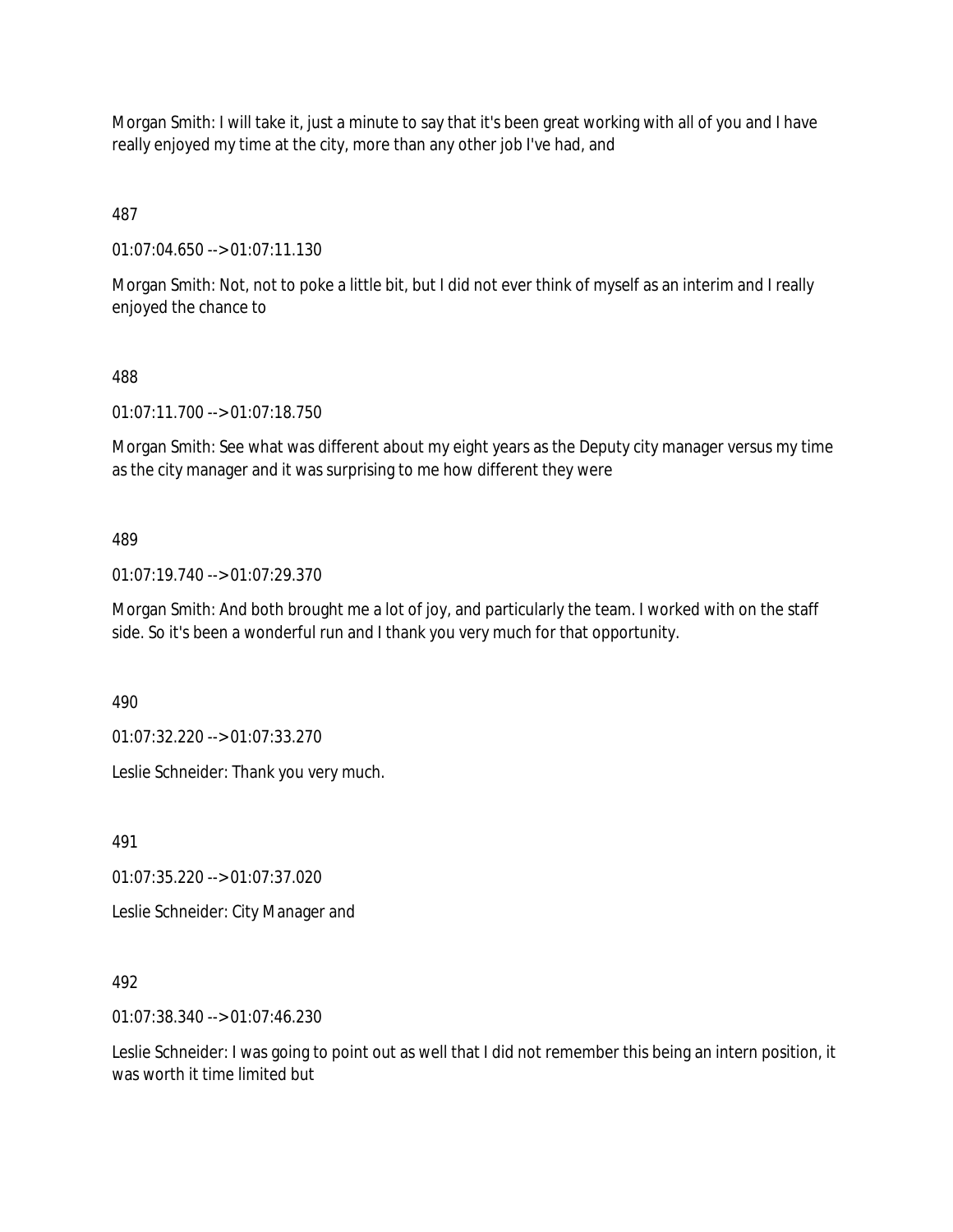Morgan Smith: I will take it, just a minute to say that it's been great working with all of you and I have really enjoyed my time at the city, more than any other job I've had, and

487

01:07:04.650 --> 01:07:11.130

Morgan Smith: Not, not to poke a little bit, but I did not ever think of myself as an interim and I really enjoyed the chance to

488

01:07:11.700 --> 01:07:18.750

Morgan Smith: See what was different about my eight years as the Deputy city manager versus my time as the city manager and it was surprising to me how different they were

489

01:07:19.740 --> 01:07:29.370

Morgan Smith: And both brought me a lot of joy, and particularly the team. I worked with on the staff side. So it's been a wonderful run and I thank you very much for that opportunity.

490

01:07:32.220 --> 01:07:33.270

Leslie Schneider: Thank you very much.

491

01:07:35.220 --> 01:07:37.020

Leslie Schneider: City Manager and

492

01:07:38.340 --> 01:07:46.230

Leslie Schneider: I was going to point out as well that I did not remember this being an intern position, it was worth it time limited but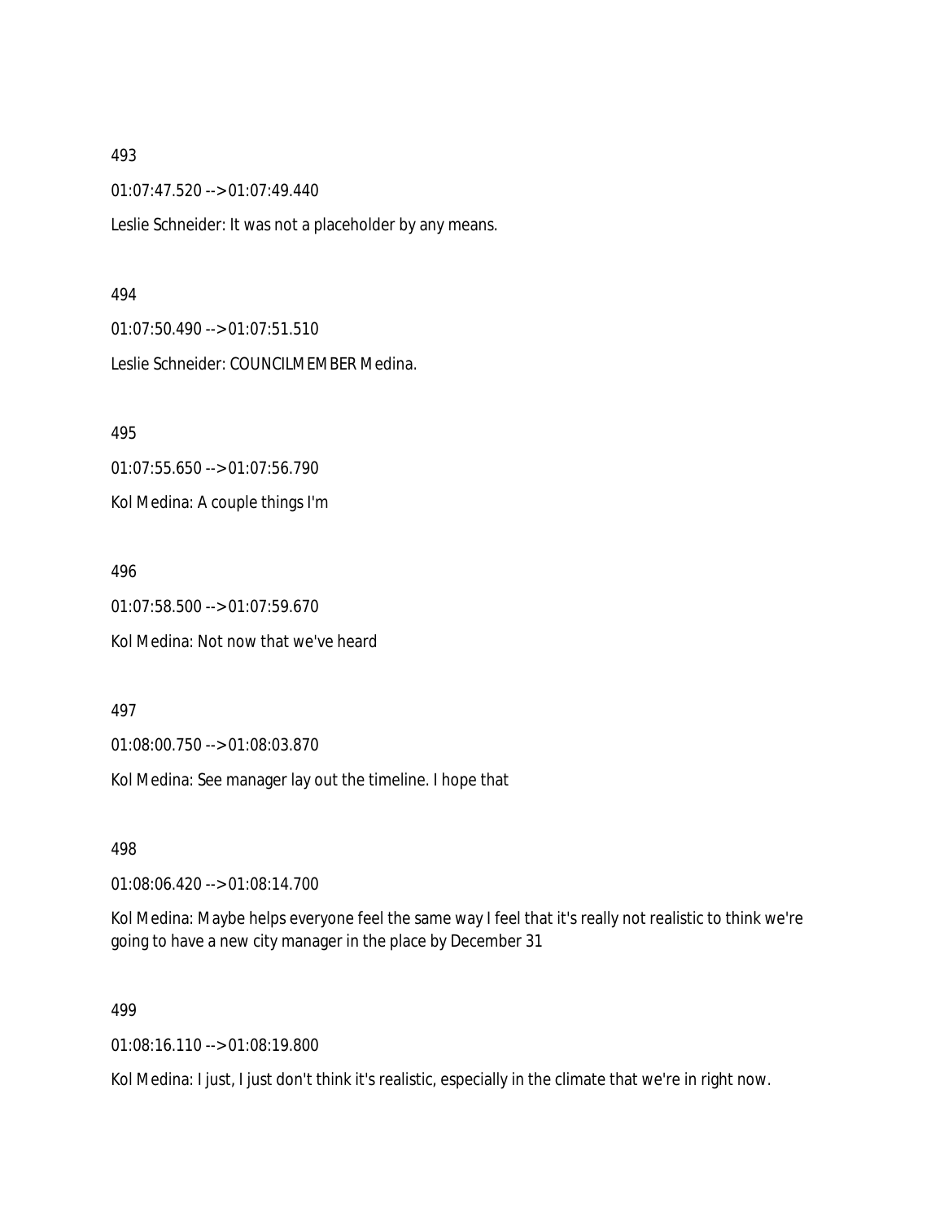493

01:07:47.520 --> 01:07:49.440

Leslie Schneider: It was not a placeholder by any means.

494

01:07:50.490 --> 01:07:51.510

Leslie Schneider: COUNCILMEMBER Medina.

495

01:07:55.650 --> 01:07:56.790

Kol Medina: A couple things I'm

496

01:07:58.500 --> 01:07:59.670

Kol Medina: Not now that we've heard

497

01:08:00.750 --> 01:08:03.870

Kol Medina: See manager lay out the timeline. I hope that

498

01:08:06.420 --> 01:08:14.700

Kol Medina: Maybe helps everyone feel the same way I feel that it's really not realistic to think we're going to have a new city manager in the place by December 31

499

01:08:16.110 --> 01:08:19.800

Kol Medina: I just, I just don't think it's realistic, especially in the climate that we're in right now.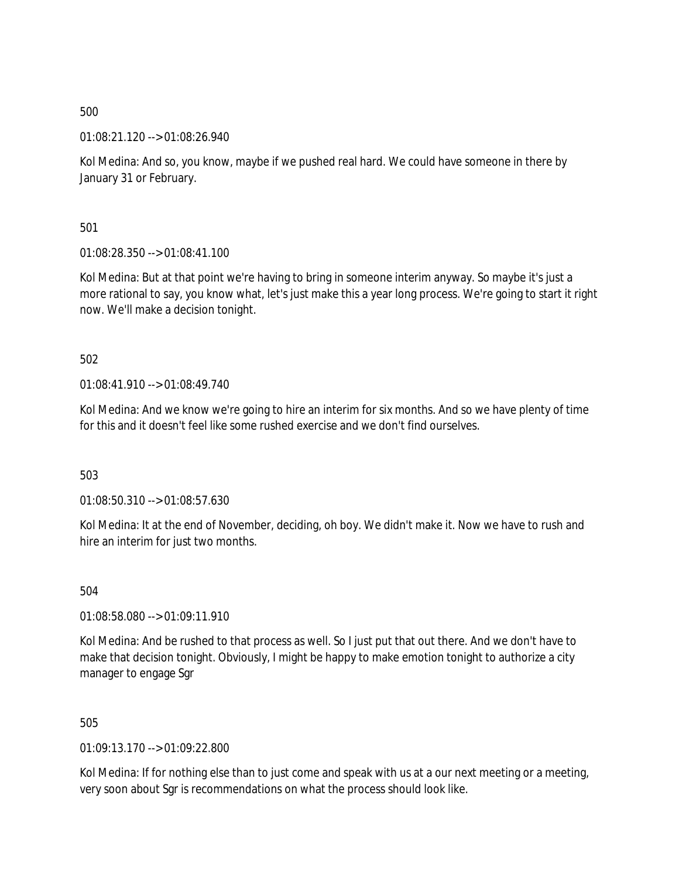500

01:08:21.120 --> 01:08:26.940

Kol Medina: And so, you know, maybe if we pushed real hard. We could have someone in there by January 31 or February.

501

01:08:28.350 --> 01:08:41.100

Kol Medina: But at that point we're having to bring in someone interim anyway. So maybe it's just a more rational to say, you know what, let's just make this a year long process. We're going to start it right now. We'll make a decision tonight.

502

01:08:41.910 --> 01:08:49.740

Kol Medina: And we know we're going to hire an interim for six months. And so we have plenty of time for this and it doesn't feel like some rushed exercise and we don't find ourselves.

503

01:08:50.310 --> 01:08:57.630

Kol Medina: It at the end of November, deciding, oh boy. We didn't make it. Now we have to rush and hire an interim for just two months.

504

01:08:58.080 --> 01:09:11.910

Kol Medina: And be rushed to that process as well. So I just put that out there. And we don't have to make that decision tonight. Obviously, I might be happy to make emotion tonight to authorize a city manager to engage Sgr

505

01:09:13.170 --> 01:09:22.800

Kol Medina: If for nothing else than to just come and speak with us at a our next meeting or a meeting, very soon about Sgr is recommendations on what the process should look like.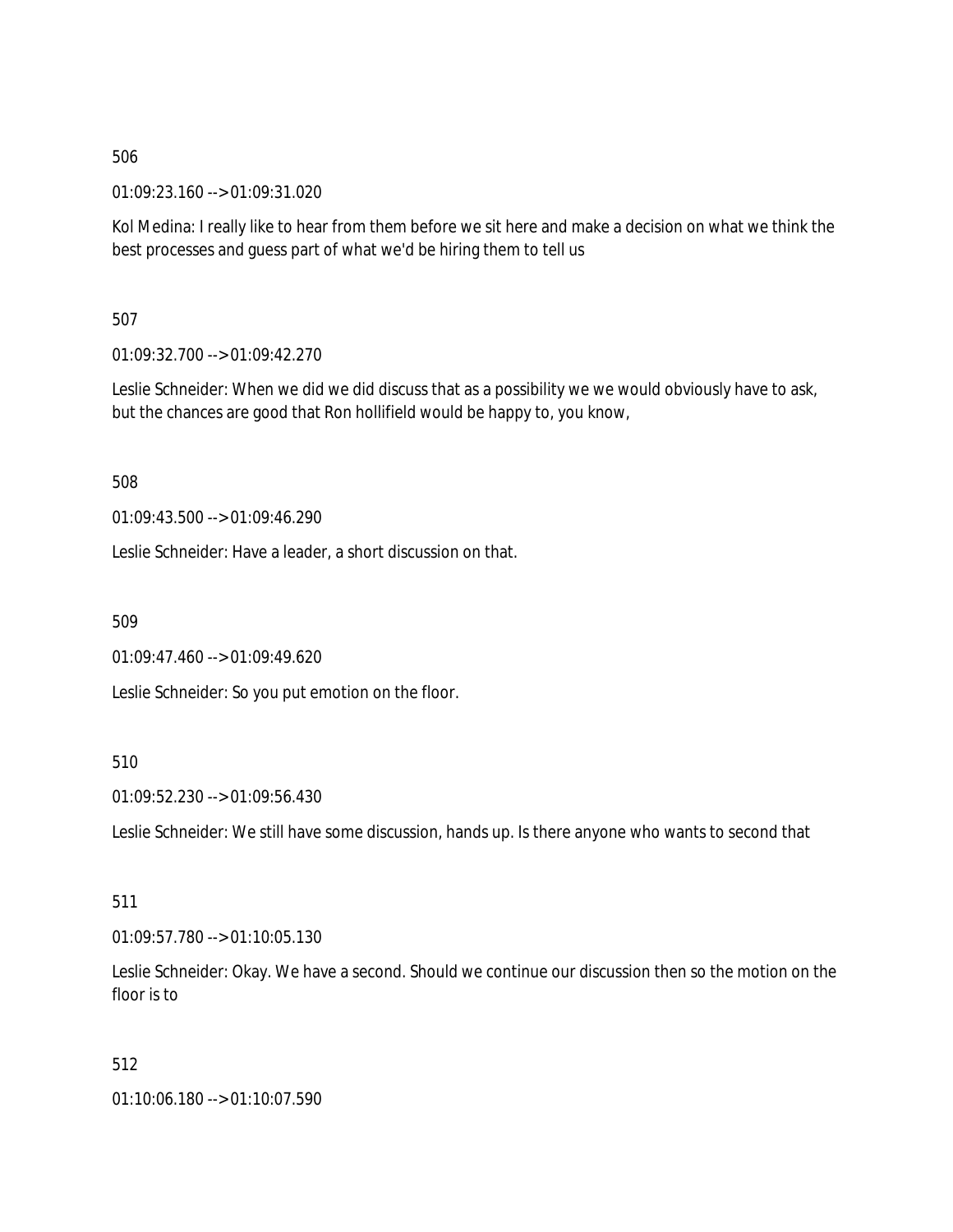506

01:09:23.160 --> 01:09:31.020

Kol Medina: I really like to hear from them before we sit here and make a decision on what we think the best processes and guess part of what we'd be hiring them to tell us

507

01:09:32.700 --> 01:09:42.270

Leslie Schneider: When we did we did discuss that as a possibility we we would obviously have to ask, but the chances are good that Ron hollifield would be happy to, you know,

508

01:09:43.500 --> 01:09:46.290

Leslie Schneider: Have a leader, a short discussion on that.

509

01:09:47.460 --> 01:09:49.620

Leslie Schneider: So you put emotion on the floor.

510

01:09:52.230 --> 01:09:56.430

Leslie Schneider: We still have some discussion, hands up. Is there anyone who wants to second that

511

01:09:57.780 --> 01:10:05.130

Leslie Schneider: Okay. We have a second. Should we continue our discussion then so the motion on the floor is to

512

01:10:06.180 --> 01:10:07.590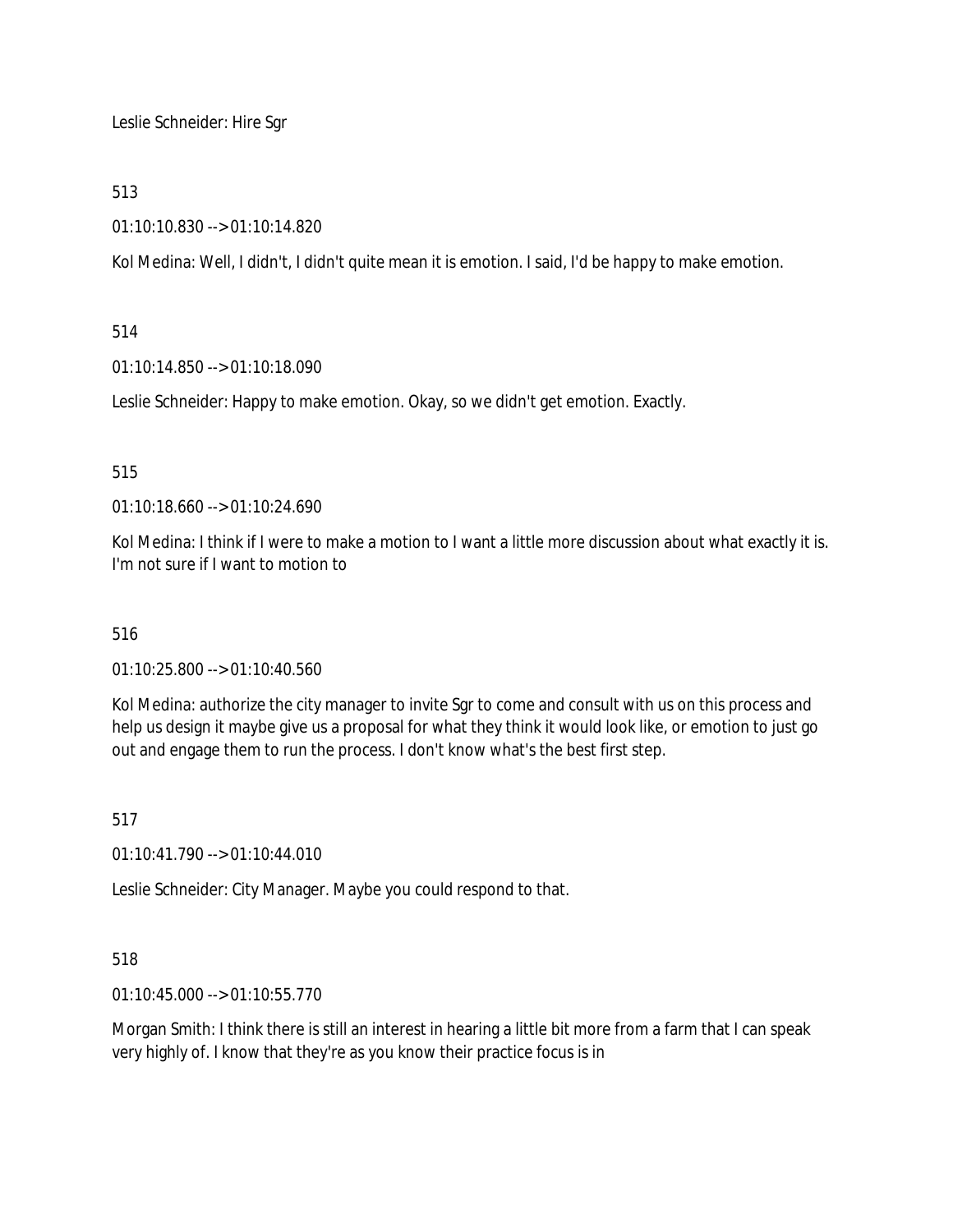Leslie Schneider: Hire Sgr

513

01:10:10.830 --> 01:10:14.820

Kol Medina: Well, I didn't, I didn't quite mean it is emotion. I said, I'd be happy to make emotion.

514

01:10:14.850 --> 01:10:18.090

Leslie Schneider: Happy to make emotion. Okay, so we didn't get emotion. Exactly.

515

01:10:18.660 --> 01:10:24.690

Kol Medina: I think if I were to make a motion to I want a little more discussion about what exactly it is. I'm not sure if I want to motion to

516

01:10:25.800 --> 01:10:40.560

Kol Medina: authorize the city manager to invite Sgr to come and consult with us on this process and help us design it maybe give us a proposal for what they think it would look like, or emotion to just go out and engage them to run the process. I don't know what's the best first step.

517

01:10:41.790 --> 01:10:44.010

Leslie Schneider: City Manager. Maybe you could respond to that.

518

01:10:45.000 --> 01:10:55.770

Morgan Smith: I think there is still an interest in hearing a little bit more from a farm that I can speak very highly of. I know that they're as you know their practice focus is in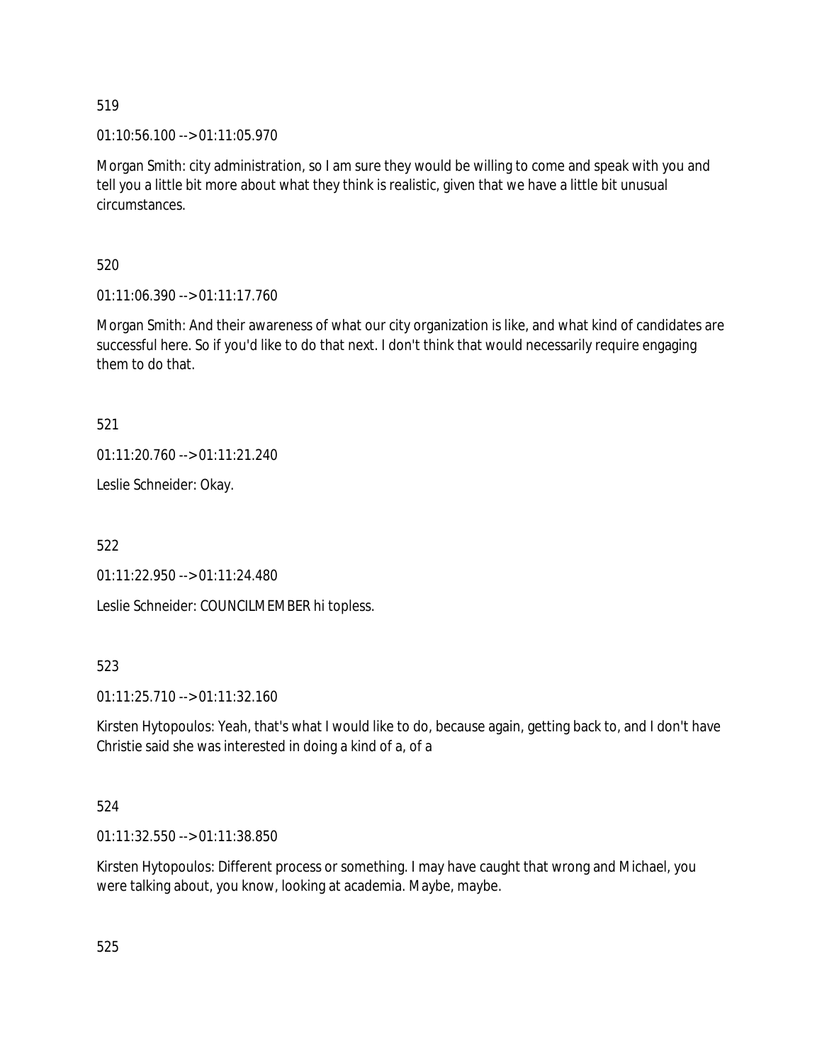519

01:10:56.100 --> 01:11:05.970

Morgan Smith: city administration, so I am sure they would be willing to come and speak with you and tell you a little bit more about what they think is realistic, given that we have a little bit unusual circumstances.

520

01:11:06.390 --> 01:11:17.760

Morgan Smith: And their awareness of what our city organization is like, and what kind of candidates are successful here. So if you'd like to do that next. I don't think that would necessarily require engaging them to do that.

521

01:11:20.760 --> 01:11:21.240

Leslie Schneider: Okay.

522

01:11:22.950 --> 01:11:24.480

Leslie Schneider: COUNCILMEMBER hi topless.

523

01:11:25.710 --> 01:11:32.160

Kirsten Hytopoulos: Yeah, that's what I would like to do, because again, getting back to, and I don't have Christie said she was interested in doing a kind of a, of a

524

01:11:32.550 --> 01:11:38.850

Kirsten Hytopoulos: Different process or something. I may have caught that wrong and Michael, you were talking about, you know, looking at academia. Maybe, maybe.

525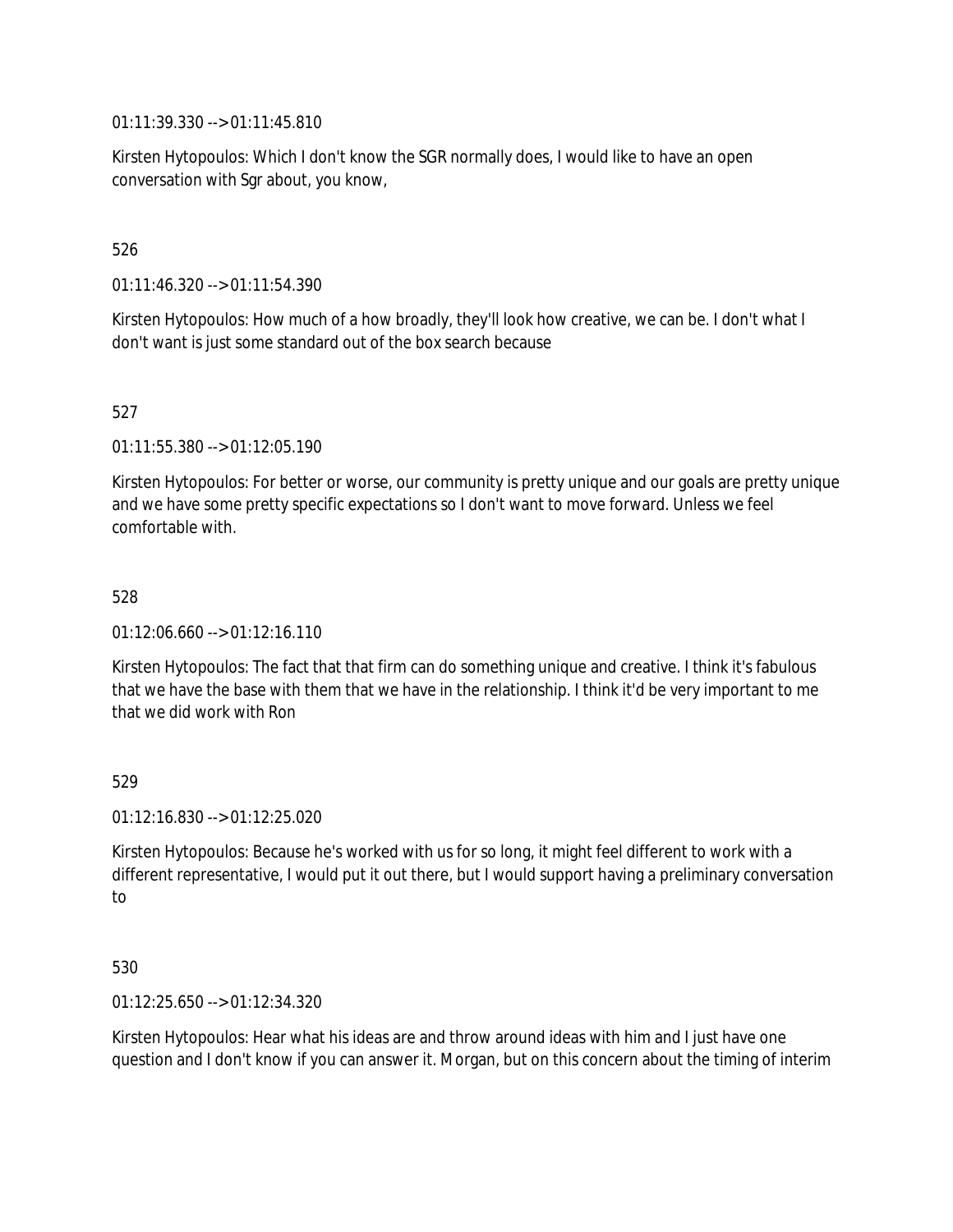01:11:39.330 --> 01:11:45.810

Kirsten Hytopoulos: Which I don't know the SGR normally does, I would like to have an open conversation with Sgr about, you know,

526

01:11:46.320 --> 01:11:54.390

Kirsten Hytopoulos: How much of a how broadly, they'll look how creative, we can be. I don't what I don't want is just some standard out of the box search because

527

01:11:55.380 --> 01:12:05.190

Kirsten Hytopoulos: For better or worse, our community is pretty unique and our goals are pretty unique and we have some pretty specific expectations so I don't want to move forward. Unless we feel comfortable with.

528

01:12:06.660 --> 01:12:16.110

Kirsten Hytopoulos: The fact that that firm can do something unique and creative. I think it's fabulous that we have the base with them that we have in the relationship. I think it'd be very important to me that we did work with Ron

529

01:12:16.830 --> 01:12:25.020

Kirsten Hytopoulos: Because he's worked with us for so long, it might feel different to work with a different representative, I would put it out there, but I would support having a preliminary conversation to

530

01:12:25.650 --> 01:12:34.320

Kirsten Hytopoulos: Hear what his ideas are and throw around ideas with him and I just have one question and I don't know if you can answer it. Morgan, but on this concern about the timing of interim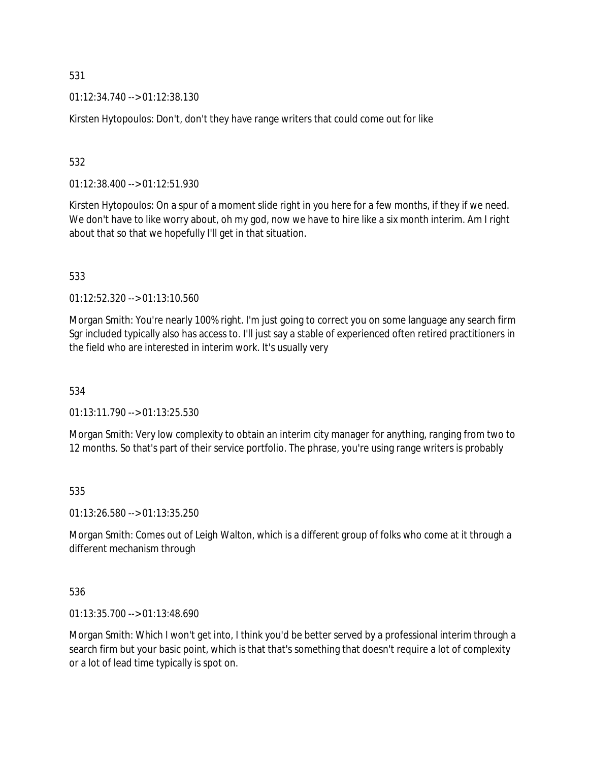531

01:12:34.740 --> 01:12:38.130

Kirsten Hytopoulos: Don't, don't they have range writers that could come out for like

532

01:12:38.400 --> 01:12:51.930

Kirsten Hytopoulos: On a spur of a moment slide right in you here for a few months, if they if we need. We don't have to like worry about, oh my god, now we have to hire like a six month interim. Am I right about that so that we hopefully I'll get in that situation.

533

01:12:52.320 --> 01:13:10.560

Morgan Smith: You're nearly 100% right. I'm just going to correct you on some language any search firm Sgr included typically also has access to. I'll just say a stable of experienced often retired practitioners in the field who are interested in interim work. It's usually very

534

01:13:11.790 --> 01:13:25.530

Morgan Smith: Very low complexity to obtain an interim city manager for anything, ranging from two to 12 months. So that's part of their service portfolio. The phrase, you're using range writers is probably

535

01:13:26.580 --> 01:13:35.250

Morgan Smith: Comes out of Leigh Walton, which is a different group of folks who come at it through a different mechanism through

536

01:13:35.700 --> 01:13:48.690

Morgan Smith: Which I won't get into, I think you'd be better served by a professional interim through a search firm but your basic point, which is that that's something that doesn't require a lot of complexity or a lot of lead time typically is spot on.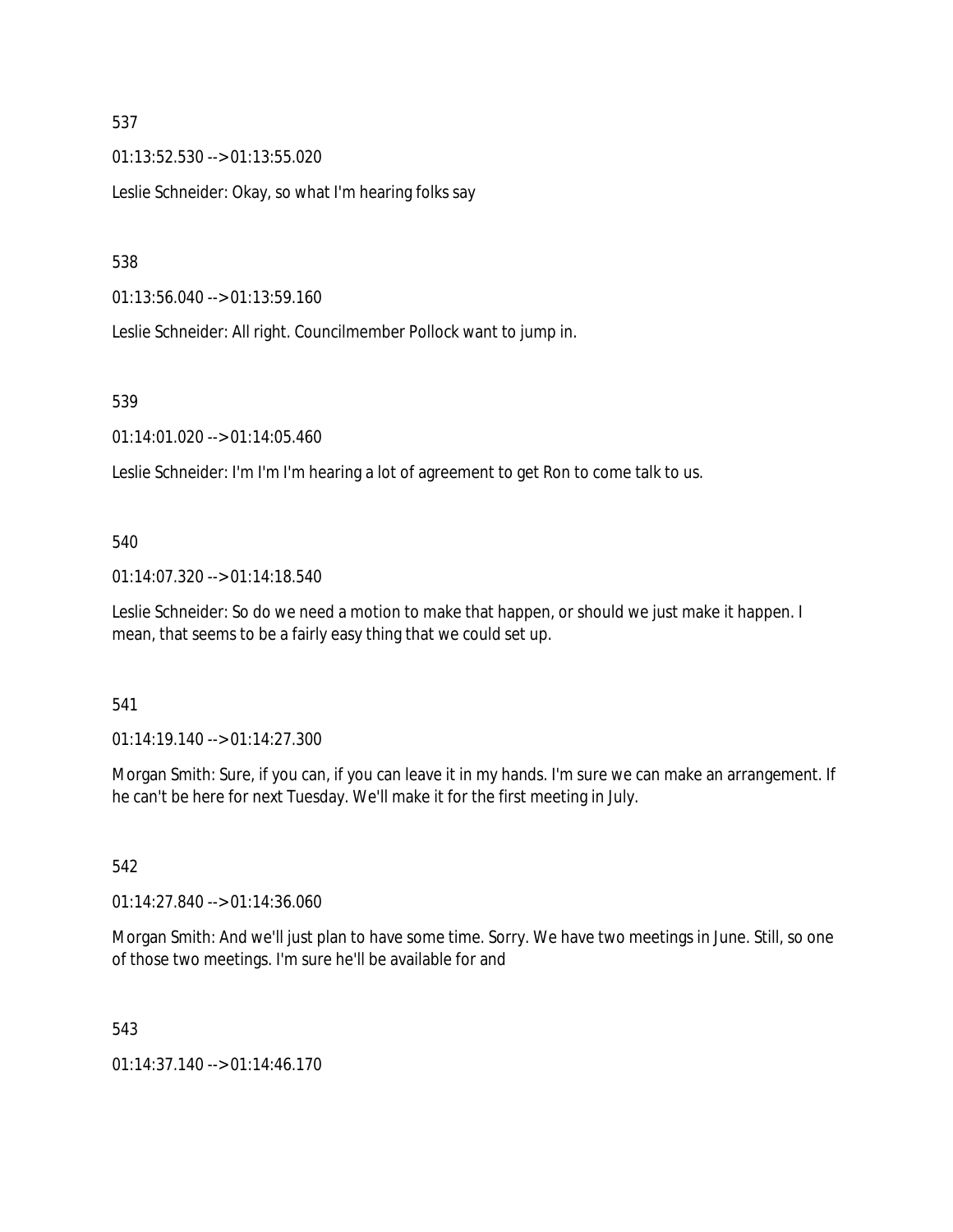537

01:13:52.530 --> 01:13:55.020

Leslie Schneider: Okay, so what I'm hearing folks say

538

01:13:56.040 --> 01:13:59.160

Leslie Schneider: All right. Councilmember Pollock want to jump in.

539

01:14:01.020 --> 01:14:05.460

Leslie Schneider: I'm I'm I'm hearing a lot of agreement to get Ron to come talk to us.

540

01:14:07.320 --> 01:14:18.540

Leslie Schneider: So do we need a motion to make that happen, or should we just make it happen. I mean, that seems to be a fairly easy thing that we could set up.

541

01:14:19.140 --> 01:14:27.300

Morgan Smith: Sure, if you can, if you can leave it in my hands. I'm sure we can make an arrangement. If he can't be here for next Tuesday. We'll make it for the first meeting in July.

542

01:14:27.840 --> 01:14:36.060

Morgan Smith: And we'll just plan to have some time. Sorry. We have two meetings in June. Still, so one of those two meetings. I'm sure he'll be available for and

543

01:14:37.140 --> 01:14:46.170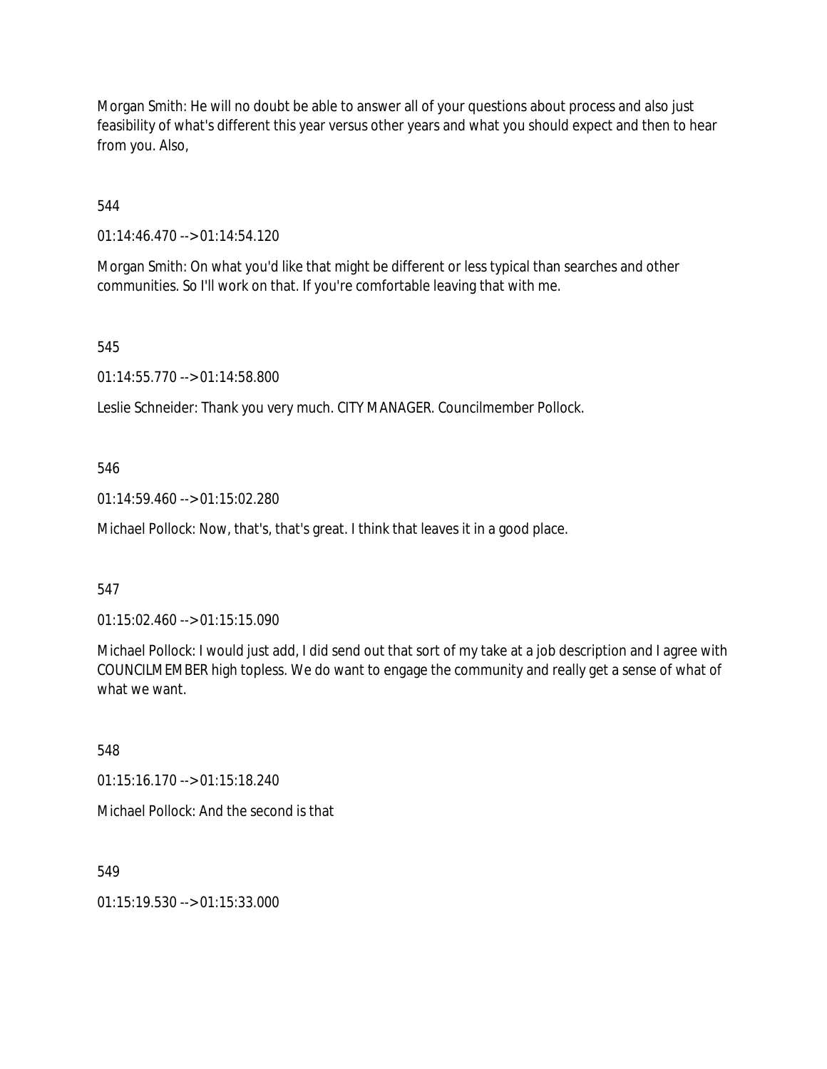Morgan Smith: He will no doubt be able to answer all of your questions about process and also just feasibility of what's different this year versus other years and what you should expect and then to hear from you. Also,

544

01:14:46.470 --> 01:14:54.120

Morgan Smith: On what you'd like that might be different or less typical than searches and other communities. So I'll work on that. If you're comfortable leaving that with me.

545

01:14:55.770 --> 01:14:58.800

Leslie Schneider: Thank you very much. CITY MANAGER. Councilmember Pollock.

546

01:14:59.460 --> 01:15:02.280

Michael Pollock: Now, that's, that's great. I think that leaves it in a good place.

547

01:15:02.460 --> 01:15:15.090

Michael Pollock: I would just add, I did send out that sort of my take at a job description and I agree with COUNCILMEMBER high topless. We do want to engage the community and really get a sense of what of what we want.

548

01:15:16.170 --> 01:15:18.240

Michael Pollock: And the second is that

549

01:15:19.530 --> 01:15:33.000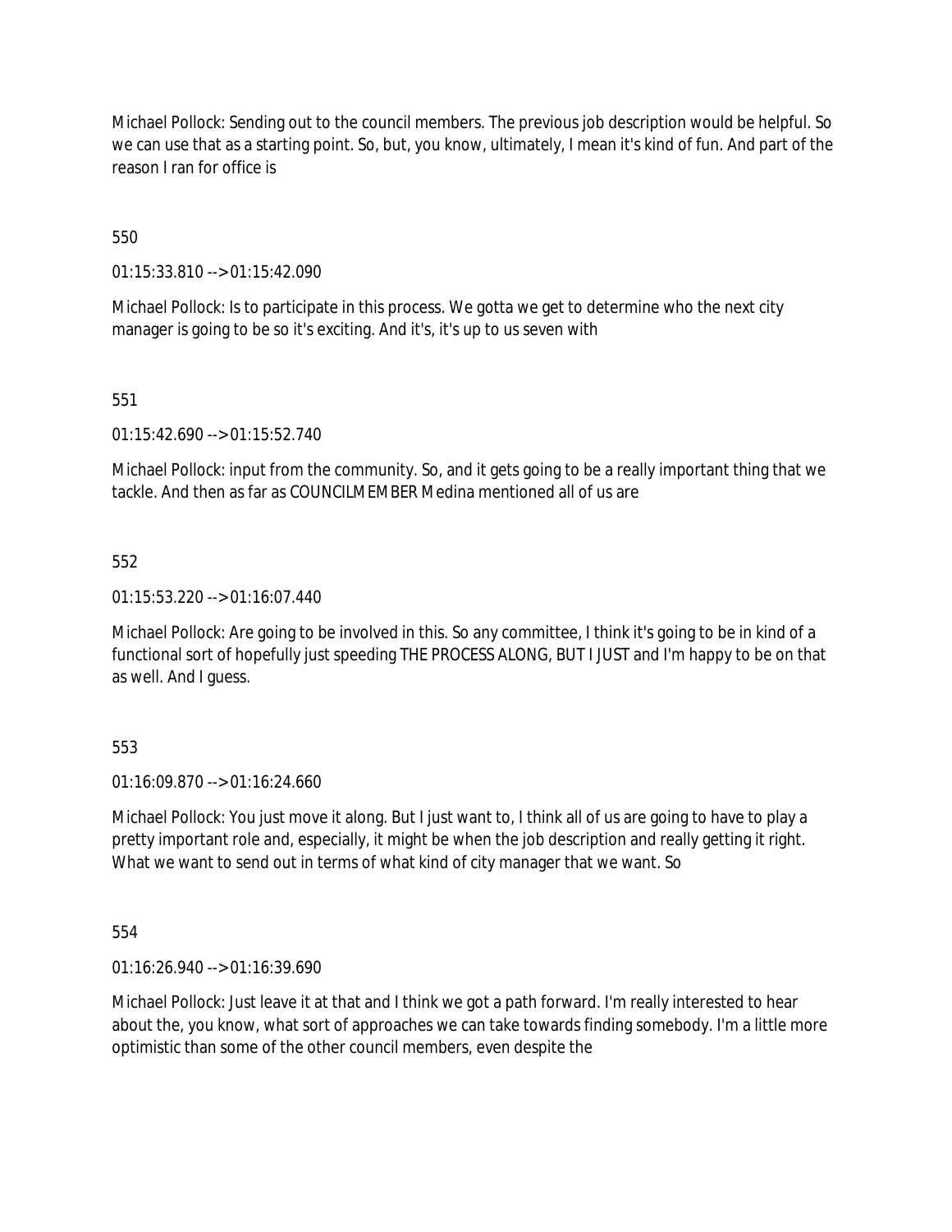Michael Pollock: Sending out to the council members. The previous job description would be helpful. So we can use that as a starting point. So, but, you know, ultimately, I mean it's kind of fun. And part of the reason I ran for office is

550

01:15:33.810 --> 01:15:42.090

Michael Pollock: Is to participate in this process. We gotta we get to determine who the next city manager is going to be so it's exciting. And it's, it's up to us seven with

551

01:15:42.690 --> 01:15:52.740

Michael Pollock: input from the community. So, and it gets going to be a really important thing that we tackle. And then as far as COUNCILMEMBER Medina mentioned all of us are

552

01:15:53.220 --> 01:16:07.440

Michael Pollock: Are going to be involved in this. So any committee, I think it's going to be in kind of a functional sort of hopefully just speeding THE PROCESS ALONG, BUT I JUST and I'm happy to be on that as well. And I guess.

553

01:16:09.870 --> 01:16:24.660

Michael Pollock: You just move it along. But I just want to, I think all of us are going to have to play a pretty important role and, especially, it might be when the job description and really getting it right. What we want to send out in terms of what kind of city manager that we want. So

554

01:16:26.940 --> 01:16:39.690

Michael Pollock: Just leave it at that and I think we got a path forward. I'm really interested to hear about the, you know, what sort of approaches we can take towards finding somebody. I'm a little more optimistic than some of the other council members, even despite the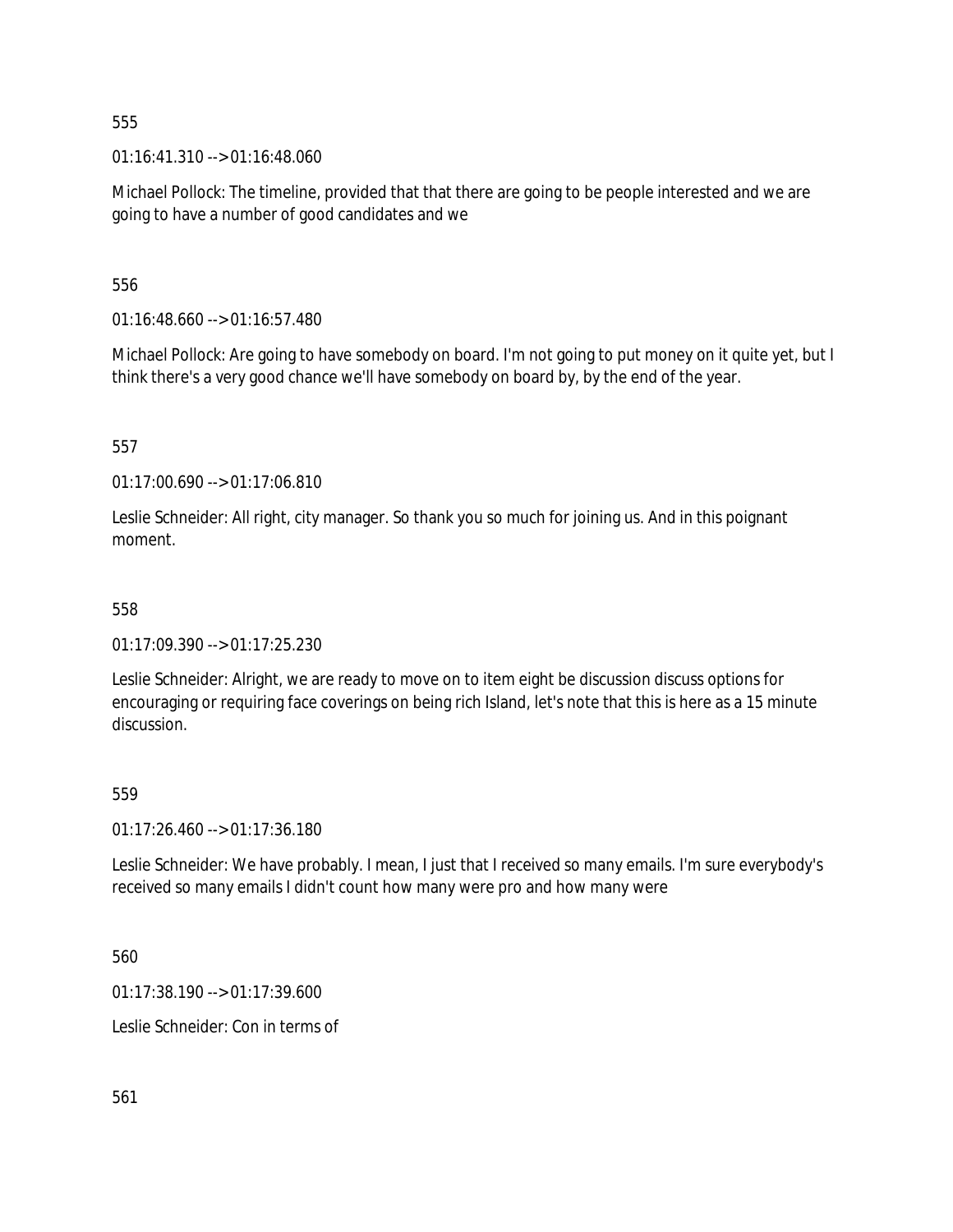555

01:16:41.310 --> 01:16:48.060

Michael Pollock: The timeline, provided that that there are going to be people interested and we are going to have a number of good candidates and we

556

01:16:48.660 --> 01:16:57.480

Michael Pollock: Are going to have somebody on board. I'm not going to put money on it quite yet, but I think there's a very good chance we'll have somebody on board by, by the end of the year.

557

01:17:00.690 --> 01:17:06.810

Leslie Schneider: All right, city manager. So thank you so much for joining us. And in this poignant moment.

558

01:17:09.390 --> 01:17:25.230

Leslie Schneider: Alright, we are ready to move on to item eight be discussion discuss options for encouraging or requiring face coverings on being rich Island, let's note that this is here as a 15 minute discussion.

559

01:17:26.460 --> 01:17:36.180

Leslie Schneider: We have probably. I mean, I just that I received so many emails. I'm sure everybody's received so many emails I didn't count how many were pro and how many were

560

01:17:38.190 --> 01:17:39.600

Leslie Schneider: Con in terms of

561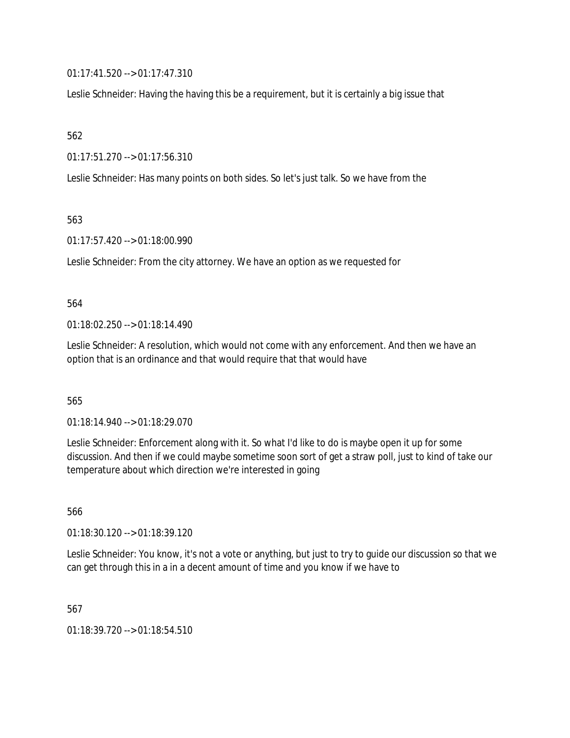01:17:41.520 --> 01:17:47.310

Leslie Schneider: Having the having this be a requirement, but it is certainly a big issue that

562

01:17:51.270 --> 01:17:56.310

Leslie Schneider: Has many points on both sides. So let's just talk. So we have from the

563

01:17:57.420 --> 01:18:00.990

Leslie Schneider: From the city attorney. We have an option as we requested for

564

01:18:02.250 --> 01:18:14.490

Leslie Schneider: A resolution, which would not come with any enforcement. And then we have an option that is an ordinance and that would require that that would have

565

01:18:14.940 --> 01:18:29.070

Leslie Schneider: Enforcement along with it. So what I'd like to do is maybe open it up for some discussion. And then if we could maybe sometime soon sort of get a straw poll, just to kind of take our temperature about which direction we're interested in going

566

01:18:30.120 --> 01:18:39.120

Leslie Schneider: You know, it's not a vote or anything, but just to try to guide our discussion so that we can get through this in a in a decent amount of time and you know if we have to

567

01:18:39.720 --> 01:18:54.510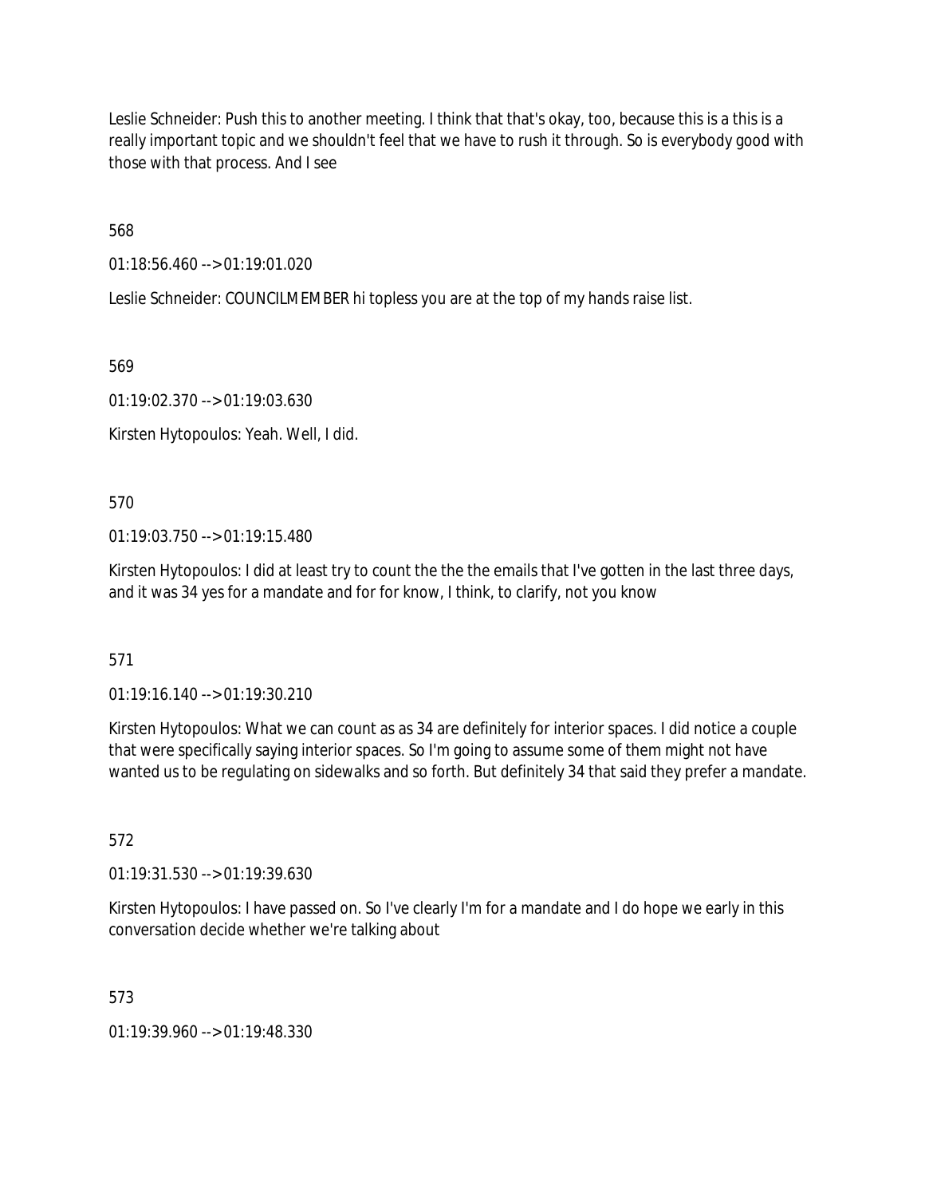Leslie Schneider: Push this to another meeting. I think that that's okay, too, because this is a this is a really important topic and we shouldn't feel that we have to rush it through. So is everybody good with those with that process. And I see

568

01:18:56.460 --> 01:19:01.020

Leslie Schneider: COUNCILMEMBER hi topless you are at the top of my hands raise list.

569

01:19:02.370 --> 01:19:03.630

Kirsten Hytopoulos: Yeah. Well, I did.

570

01:19:03.750 --> 01:19:15.480

Kirsten Hytopoulos: I did at least try to count the the the emails that I've gotten in the last three days, and it was 34 yes for a mandate and for for know, I think, to clarify, not you know

571

01:19:16.140 --> 01:19:30.210

Kirsten Hytopoulos: What we can count as as 34 are definitely for interior spaces. I did notice a couple that were specifically saying interior spaces. So I'm going to assume some of them might not have wanted us to be regulating on sidewalks and so forth. But definitely 34 that said they prefer a mandate.

572

01:19:31.530 --> 01:19:39.630

Kirsten Hytopoulos: I have passed on. So I've clearly I'm for a mandate and I do hope we early in this conversation decide whether we're talking about

573

01:19:39.960 --> 01:19:48.330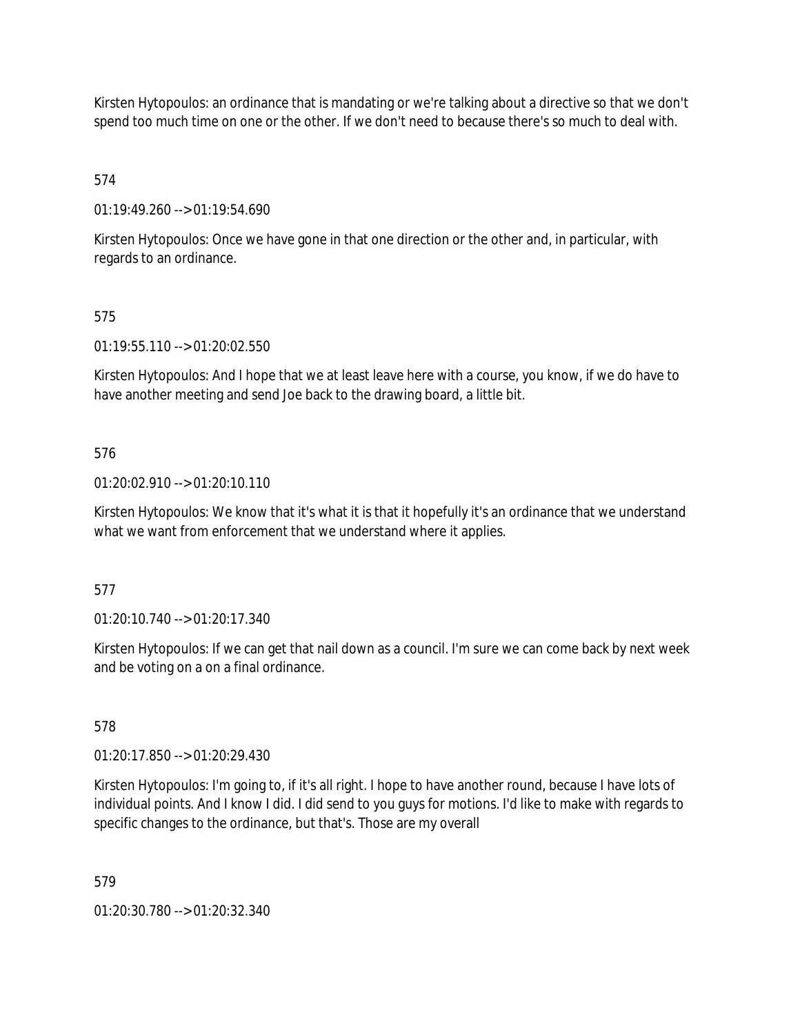Kirsten Hytopoulos: an ordinance that is mandating or we're talking about a directive so that we don't spend too much time on one or the other. If we don't need to because there's so much to deal with.

574

01:19:49.260 --> 01:19:54.690

Kirsten Hytopoulos: Once we have gone in that one direction or the other and, in particular, with regards to an ordinance.

575

01:19:55.110 --> 01:20:02.550

Kirsten Hytopoulos: And I hope that we at least leave here with a course, you know, if we do have to have another meeting and send Joe back to the drawing board, a little bit.

576

01:20:02.910 --> 01:20:10.110

Kirsten Hytopoulos: We know that it's what it is that it hopefully it's an ordinance that we understand what we want from enforcement that we understand where it applies.

577

01:20:10.740 --> 01:20:17.340

Kirsten Hytopoulos: If we can get that nail down as a council. I'm sure we can come back by next week and be voting on a on a final ordinance.

578

01:20:17.850 --> 01:20:29.430

Kirsten Hytopoulos: I'm going to, if it's all right. I hope to have another round, because I have lots of individual points. And I know I did. I did send to you guys for motions. I'd like to make with regards to specific changes to the ordinance, but that's. Those are my overall

579

01:20:30.780 --> 01:20:32.340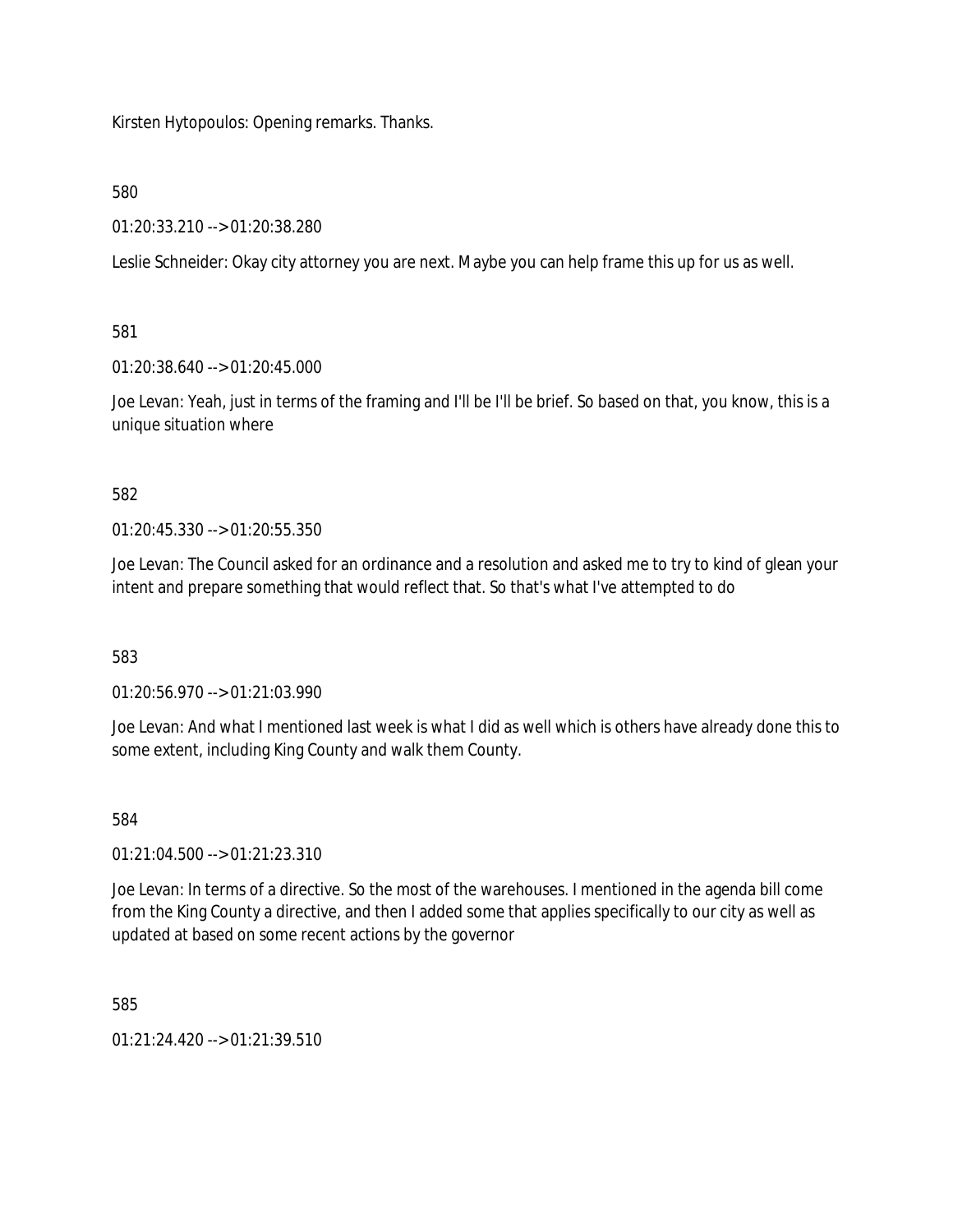Kirsten Hytopoulos: Opening remarks. Thanks.

580

01:20:33.210 --> 01:20:38.280

Leslie Schneider: Okay city attorney you are next. Maybe you can help frame this up for us as well.

581

01:20:38.640 --> 01:20:45.000

Joe Levan: Yeah, just in terms of the framing and I'll be I'll be brief. So based on that, you know, this is a unique situation where

582

01:20:45.330 --> 01:20:55.350

Joe Levan: The Council asked for an ordinance and a resolution and asked me to try to kind of glean your intent and prepare something that would reflect that. So that's what I've attempted to do

583

01:20:56.970 --> 01:21:03.990

Joe Levan: And what I mentioned last week is what I did as well which is others have already done this to some extent, including King County and walk them County.

584

01:21:04.500 --> 01:21:23.310

Joe Levan: In terms of a directive. So the most of the warehouses. I mentioned in the agenda bill come from the King County a directive, and then I added some that applies specifically to our city as well as updated at based on some recent actions by the governor

585

01:21:24.420 --> 01:21:39.510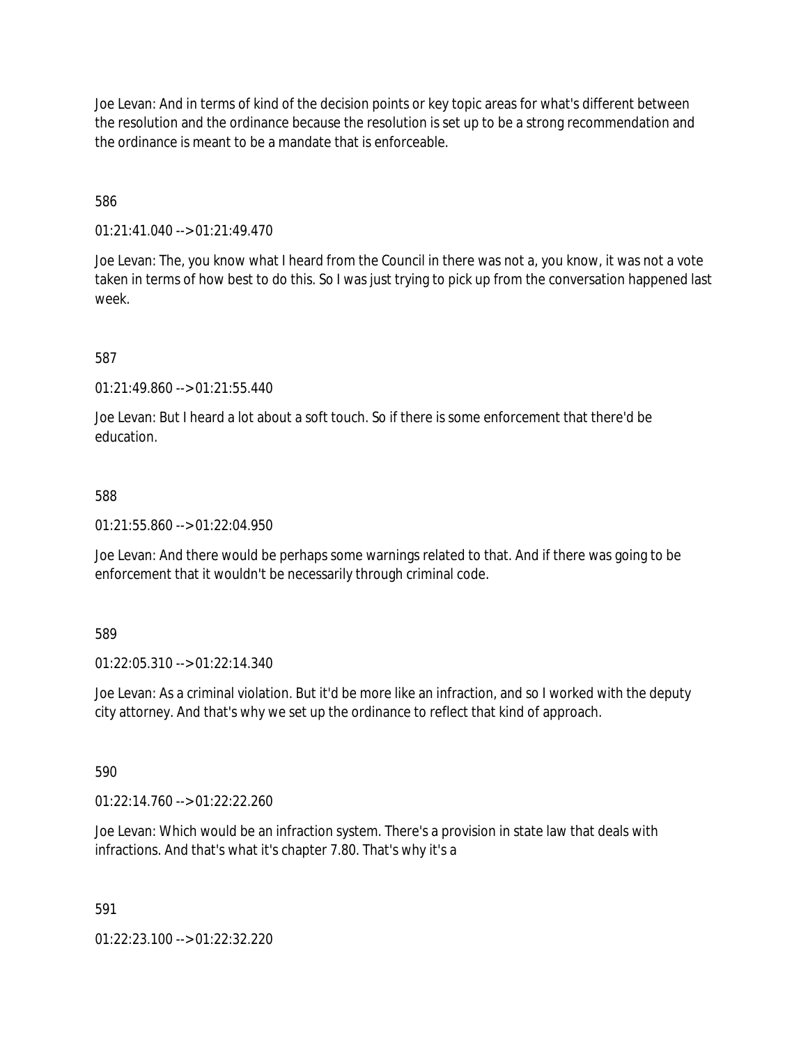Joe Levan: And in terms of kind of the decision points or key topic areas for what's different between the resolution and the ordinance because the resolution is set up to be a strong recommendation and the ordinance is meant to be a mandate that is enforceable.

586

01:21:41.040 --> 01:21:49.470

Joe Levan: The, you know what I heard from the Council in there was not a, you know, it was not a vote taken in terms of how best to do this. So I was just trying to pick up from the conversation happened last week.

587

01:21:49.860 --> 01:21:55.440

Joe Levan: But I heard a lot about a soft touch. So if there is some enforcement that there'd be education.

588

01:21:55.860 --> 01:22:04.950

Joe Levan: And there would be perhaps some warnings related to that. And if there was going to be enforcement that it wouldn't be necessarily through criminal code.

589

01:22:05.310 --> 01:22:14.340

Joe Levan: As a criminal violation. But it'd be more like an infraction, and so I worked with the deputy city attorney. And that's why we set up the ordinance to reflect that kind of approach.

590

01:22:14.760 --> 01:22:22.260

Joe Levan: Which would be an infraction system. There's a provision in state law that deals with infractions. And that's what it's chapter 7.80. That's why it's a

591

01:22:23.100 --> 01:22:32.220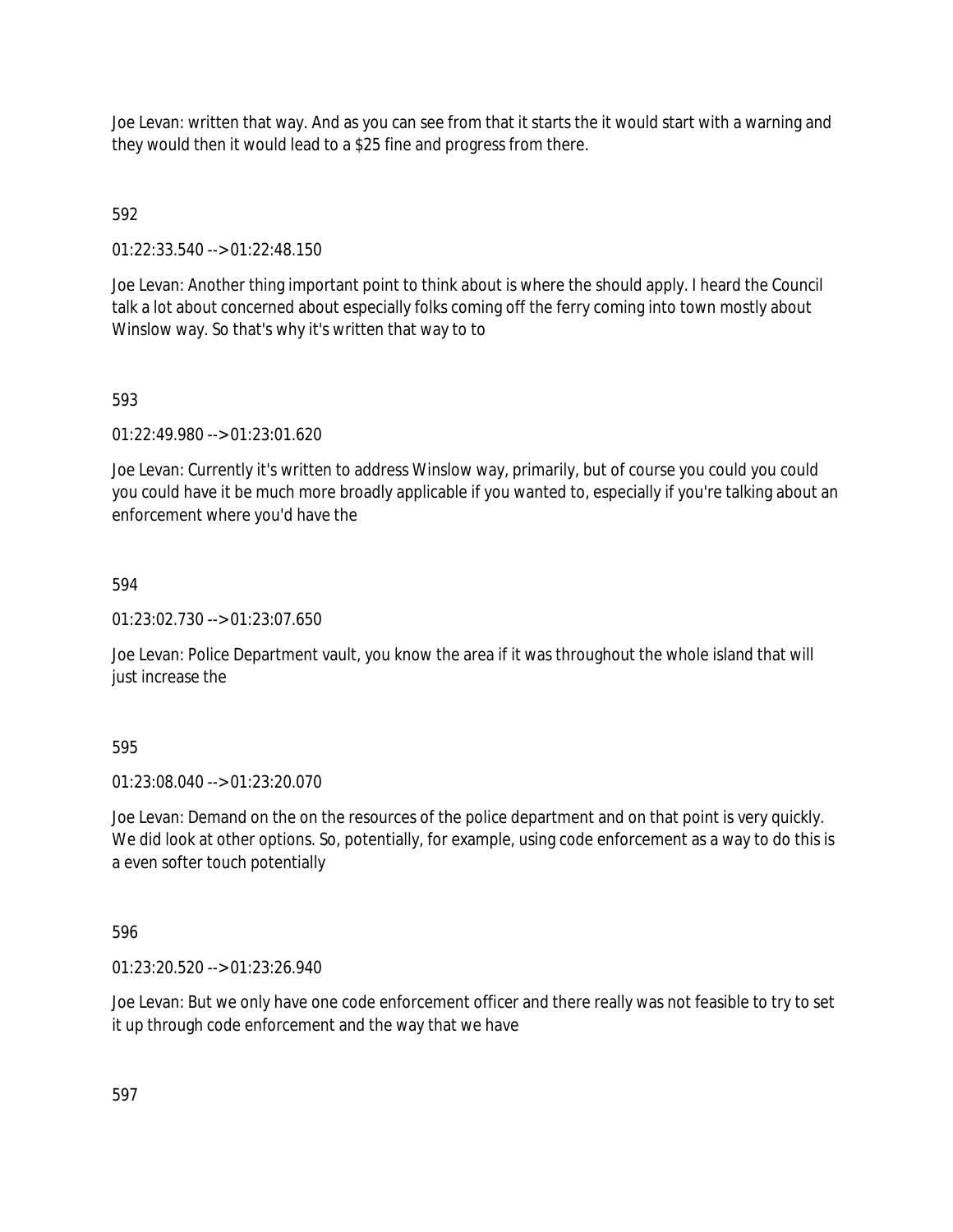Joe Levan: written that way. And as you can see from that it starts the it would start with a warning and they would then it would lead to a $25 fine and progress from there.

592

01:22:33.540 --> 01:22:48.150

Joe Levan: Another thing important point to think about is where the should apply. I heard the Council talk a lot about concerned about especially folks coming off the ferry coming into town mostly about Winslow way. So that's why it's written that way to to

593

01:22:49.980 --> 01:23:01.620

Joe Levan: Currently it's written to address Winslow way, primarily, but of course you could you could you could have it be much more broadly applicable if you wanted to, especially if you're talking about an enforcement where you'd have the

594

01:23:02.730 --> 01:23:07.650

Joe Levan: Police Department vault, you know the area if it was throughout the whole island that will just increase the

595

01:23:08.040 --> 01:23:20.070

Joe Levan: Demand on the on the resources of the police department and on that point is very quickly. We did look at other options. So, potentially, for example, using code enforcement as a way to do this is a even softer touch potentially

596

01:23:20.520 --> 01:23:26.940

Joe Levan: But we only have one code enforcement officer and there really was not feasible to try to set it up through code enforcement and the way that we have

597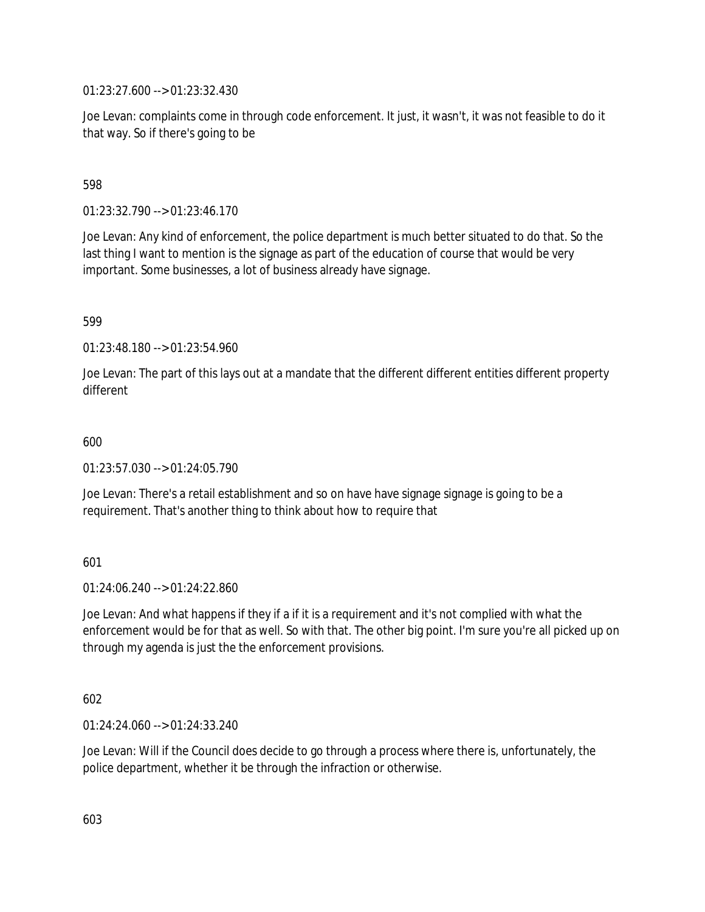01:23:27.600 --> 01:23:32.430

Joe Levan: complaints come in through code enforcement. It just, it wasn't, it was not feasible to do it that way. So if there's going to be

598

01:23:32.790 --> 01:23:46.170

Joe Levan: Any kind of enforcement, the police department is much better situated to do that. So the last thing I want to mention is the signage as part of the education of course that would be very important. Some businesses, a lot of business already have signage.

599

01:23:48.180 --> 01:23:54.960

Joe Levan: The part of this lays out at a mandate that the different different entities different property different

600

01:23:57.030 --> 01:24:05.790

Joe Levan: There's a retail establishment and so on have have signage signage is going to be a requirement. That's another thing to think about how to require that

601

01:24:06.240 --> 01:24:22.860

Joe Levan: And what happens if they if a if it is a requirement and it's not complied with what the enforcement would be for that as well. So with that. The other big point. I'm sure you're all picked up on through my agenda is just the the enforcement provisions.

602

01:24:24.060 --> 01:24:33.240

Joe Levan: Will if the Council does decide to go through a process where there is, unfortunately, the police department, whether it be through the infraction or otherwise.

603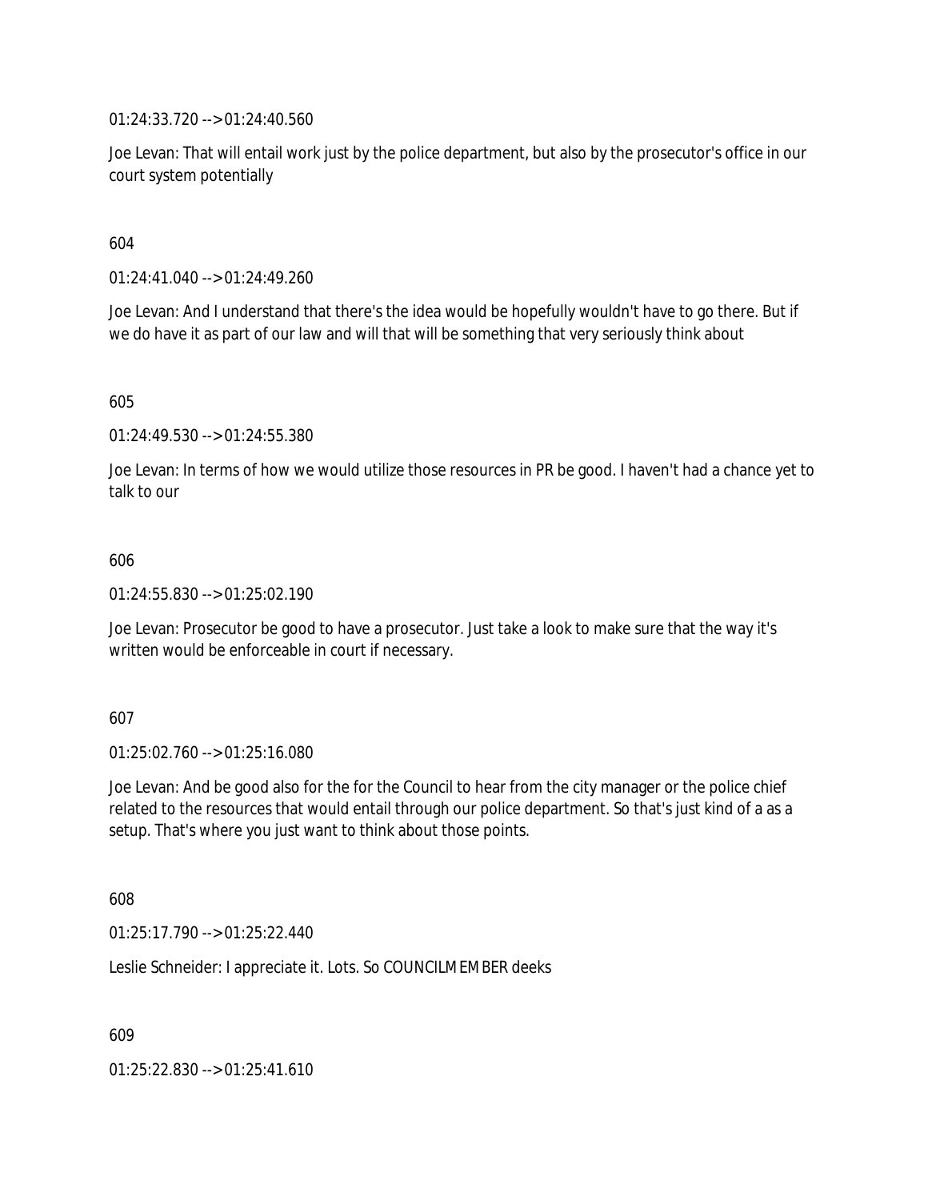01:24:33.720 --> 01:24:40.560

Joe Levan: That will entail work just by the police department, but also by the prosecutor's office in our court system potentially

604

01:24:41.040 --> 01:24:49.260

Joe Levan: And I understand that there's the idea would be hopefully wouldn't have to go there. But if we do have it as part of our law and will that will be something that very seriously think about

605

01:24:49.530 --> 01:24:55.380

Joe Levan: In terms of how we would utilize those resources in PR be good. I haven't had a chance yet to talk to our

606

01:24:55.830 --> 01:25:02.190

Joe Levan: Prosecutor be good to have a prosecutor. Just take a look to make sure that the way it's written would be enforceable in court if necessary.

607

01:25:02.760 --> 01:25:16.080

Joe Levan: And be good also for the for the Council to hear from the city manager or the police chief related to the resources that would entail through our police department. So that's just kind of a as a setup. That's where you just want to think about those points.

608

01:25:17.790 --> 01:25:22.440

Leslie Schneider: I appreciate it. Lots. So COUNCILMEMBER deeks

609

01:25:22.830 --> 01:25:41.610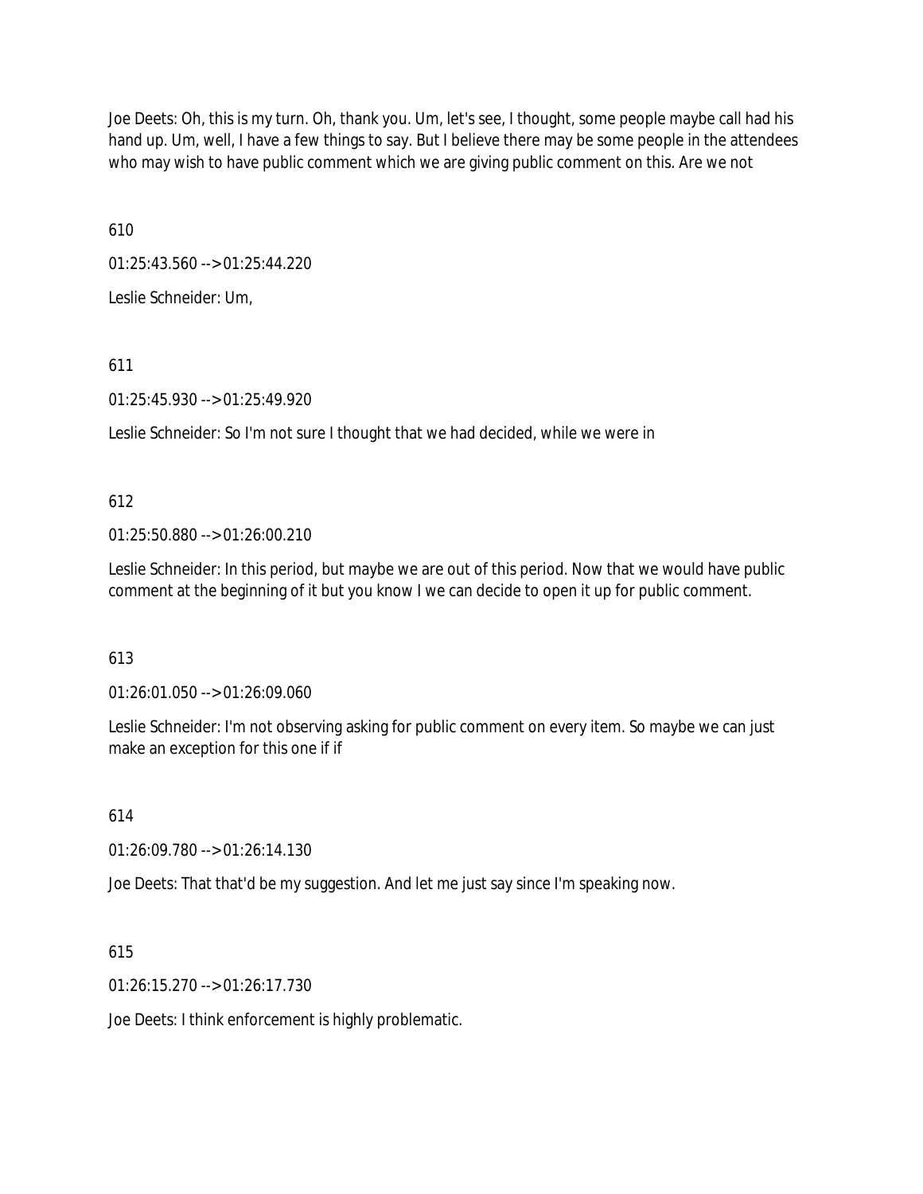Joe Deets: Oh, this is my turn. Oh, thank you. Um, let's see, I thought, some people maybe call had his hand up. Um, well, I have a few things to say. But I believe there may be some people in the attendees who may wish to have public comment which we are giving public comment on this. Are we not

610

01:25:43.560 --> 01:25:44.220

Leslie Schneider: Um,

611

01:25:45.930 --> 01:25:49.920

Leslie Schneider: So I'm not sure I thought that we had decided, while we were in

612

01:25:50.880 --> 01:26:00.210

Leslie Schneider: In this period, but maybe we are out of this period. Now that we would have public comment at the beginning of it but you know I we can decide to open it up for public comment.

613

01:26:01.050 --> 01:26:09.060

Leslie Schneider: I'm not observing asking for public comment on every item. So maybe we can just make an exception for this one if if

614

01:26:09.780 --> 01:26:14.130

Joe Deets: That that'd be my suggestion. And let me just say since I'm speaking now.

615

01:26:15.270 --> 01:26:17.730

Joe Deets: I think enforcement is highly problematic.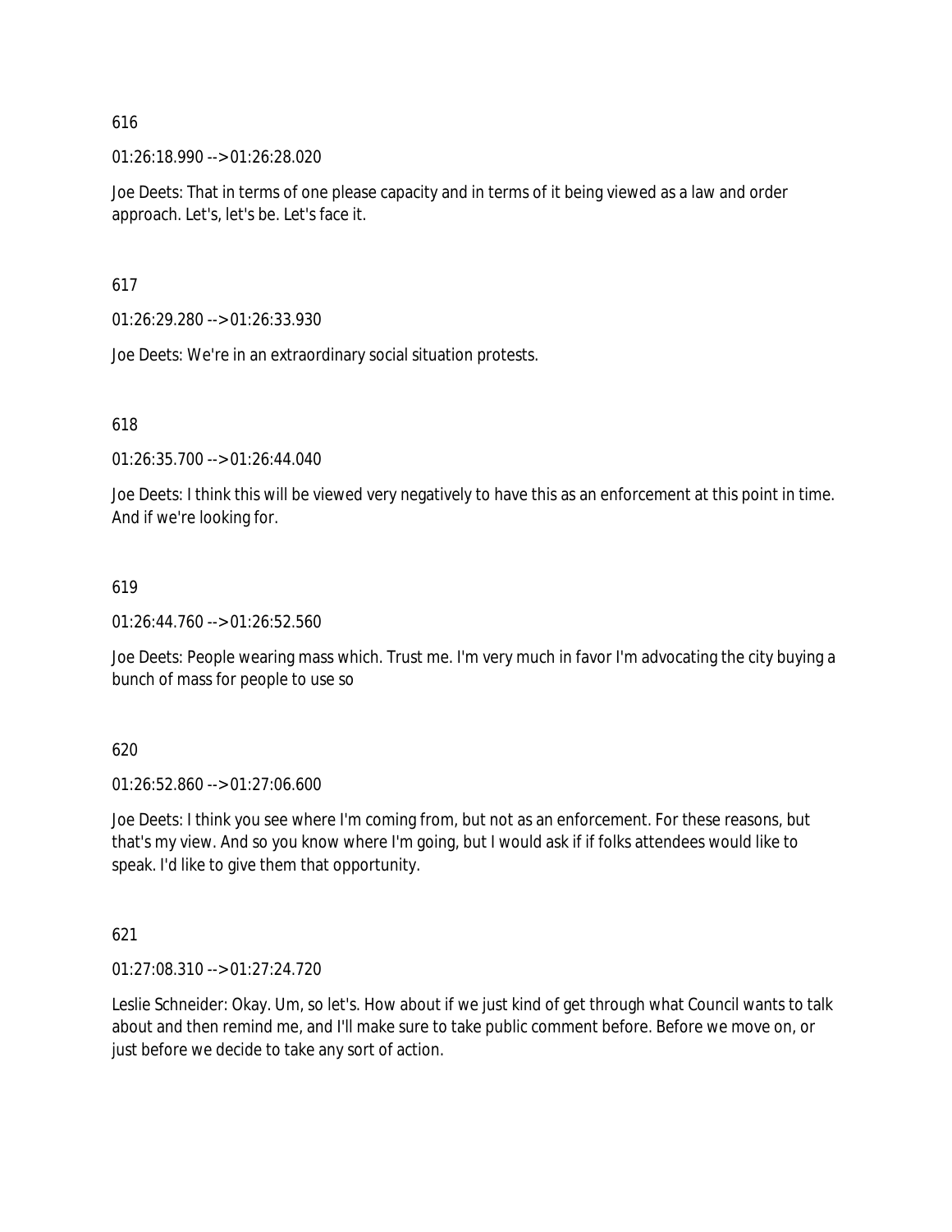616

01:26:18.990 --> 01:26:28.020

Joe Deets: That in terms of one please capacity and in terms of it being viewed as a law and order approach. Let's, let's be. Let's face it.

617

01:26:29.280 --> 01:26:33.930

Joe Deets: We're in an extraordinary social situation protests.

618

01:26:35.700 --> 01:26:44.040

Joe Deets: I think this will be viewed very negatively to have this as an enforcement at this point in time. And if we're looking for.

619

01:26:44.760 --> 01:26:52.560

Joe Deets: People wearing mass which. Trust me. I'm very much in favor I'm advocating the city buying a bunch of mass for people to use so

620

01:26:52.860 --> 01:27:06.600

Joe Deets: I think you see where I'm coming from, but not as an enforcement. For these reasons, but that's my view. And so you know where I'm going, but I would ask if if folks attendees would like to speak. I'd like to give them that opportunity.

621

01:27:08.310 --> 01:27:24.720

Leslie Schneider: Okay. Um, so let's. How about if we just kind of get through what Council wants to talk about and then remind me, and I'll make sure to take public comment before. Before we move on, or just before we decide to take any sort of action.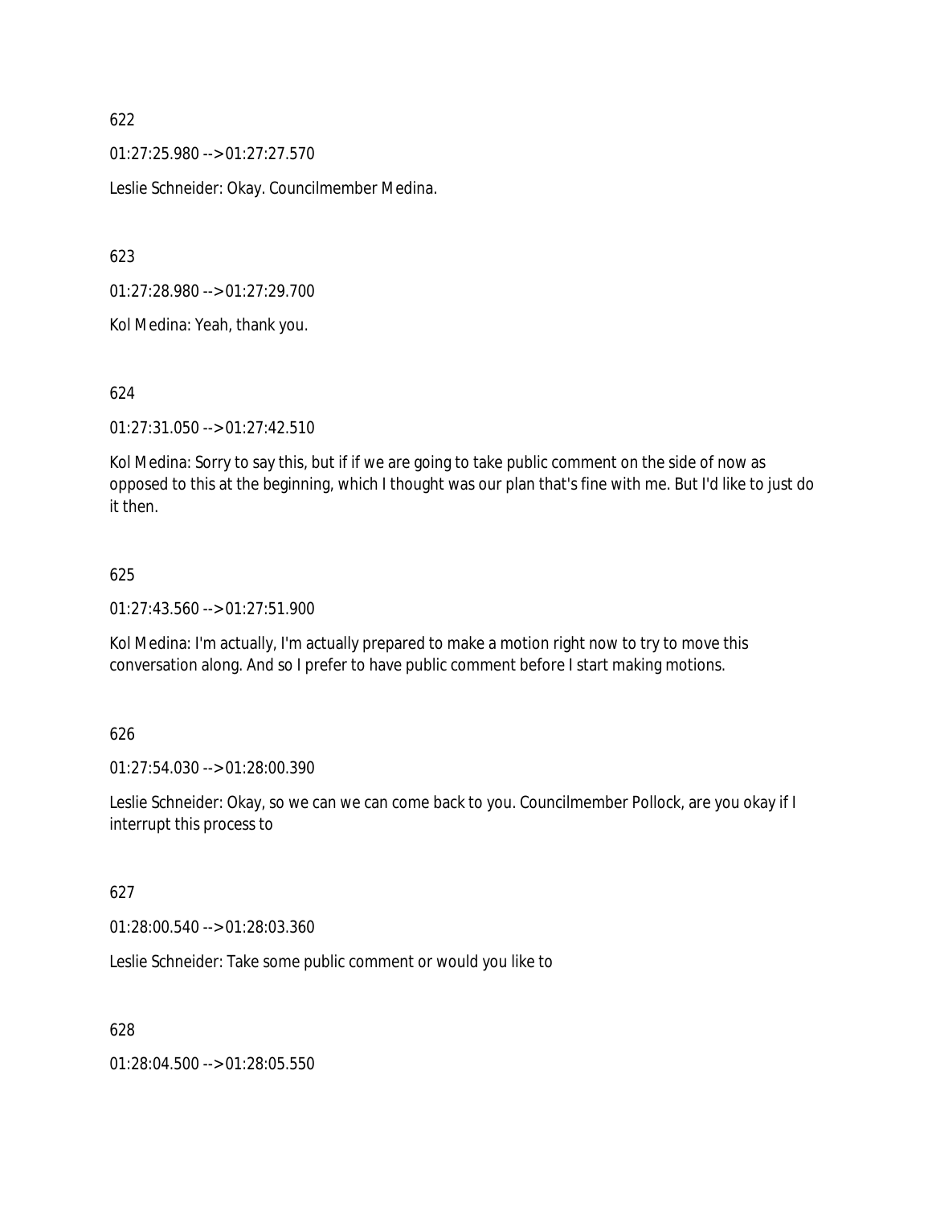622

01:27:25.980 --> 01:27:27.570

Leslie Schneider: Okay. Councilmember Medina.

623

01:27:28.980 --> 01:27:29.700

Kol Medina: Yeah, thank you.

624

01:27:31.050 --> 01:27:42.510

Kol Medina: Sorry to say this, but if if we are going to take public comment on the side of now as opposed to this at the beginning, which I thought was our plan that's fine with me. But I'd like to just do it then.

625

01:27:43.560 --> 01:27:51.900

Kol Medina: I'm actually, I'm actually prepared to make a motion right now to try to move this conversation along. And so I prefer to have public comment before I start making motions.

626

01:27:54.030 --> 01:28:00.390

Leslie Schneider: Okay, so we can we can come back to you. Councilmember Pollock, are you okay if I interrupt this process to

627

01:28:00.540 --> 01:28:03.360

Leslie Schneider: Take some public comment or would you like to

628

01:28:04.500 --> 01:28:05.550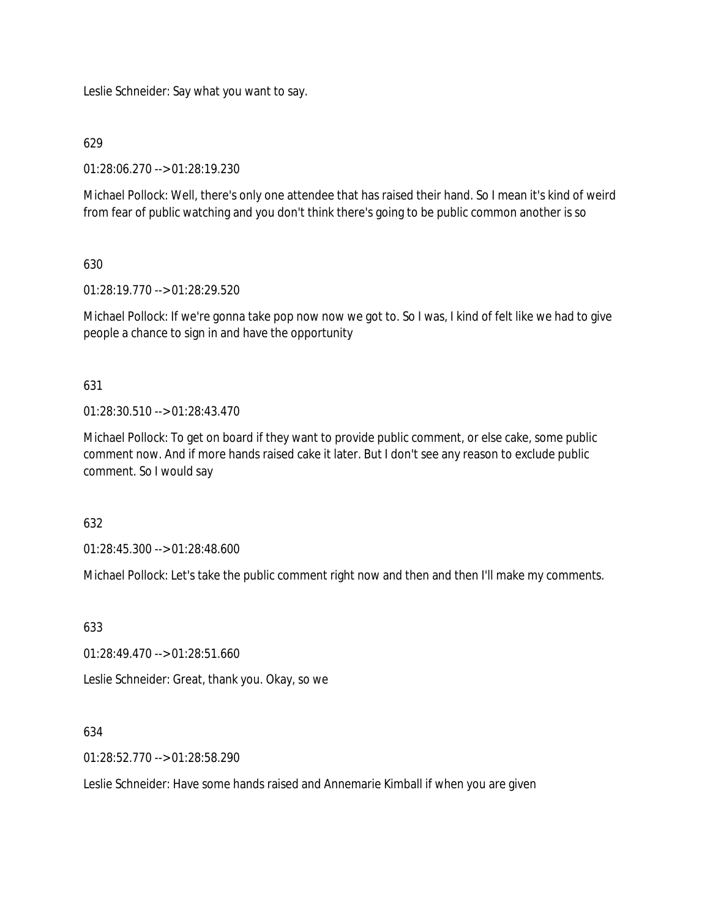Leslie Schneider: Say what you want to say.

629

01:28:06.270 --> 01:28:19.230

Michael Pollock: Well, there's only one attendee that has raised their hand. So I mean it's kind of weird from fear of public watching and you don't think there's going to be public common another is so

630

01:28:19.770 --> 01:28:29.520

Michael Pollock: If we're gonna take pop now now we got to. So I was, I kind of felt like we had to give people a chance to sign in and have the opportunity

631

01:28:30.510 --> 01:28:43.470

Michael Pollock: To get on board if they want to provide public comment, or else cake, some public comment now. And if more hands raised cake it later. But I don't see any reason to exclude public comment. So I would say

632

01:28:45.300 --> 01:28:48.600

Michael Pollock: Let's take the public comment right now and then and then I'll make my comments.

633

01:28:49.470 --> 01:28:51.660

Leslie Schneider: Great, thank you. Okay, so we

634

01:28:52.770 --> 01:28:58.290

Leslie Schneider: Have some hands raised and Annemarie Kimball if when you are given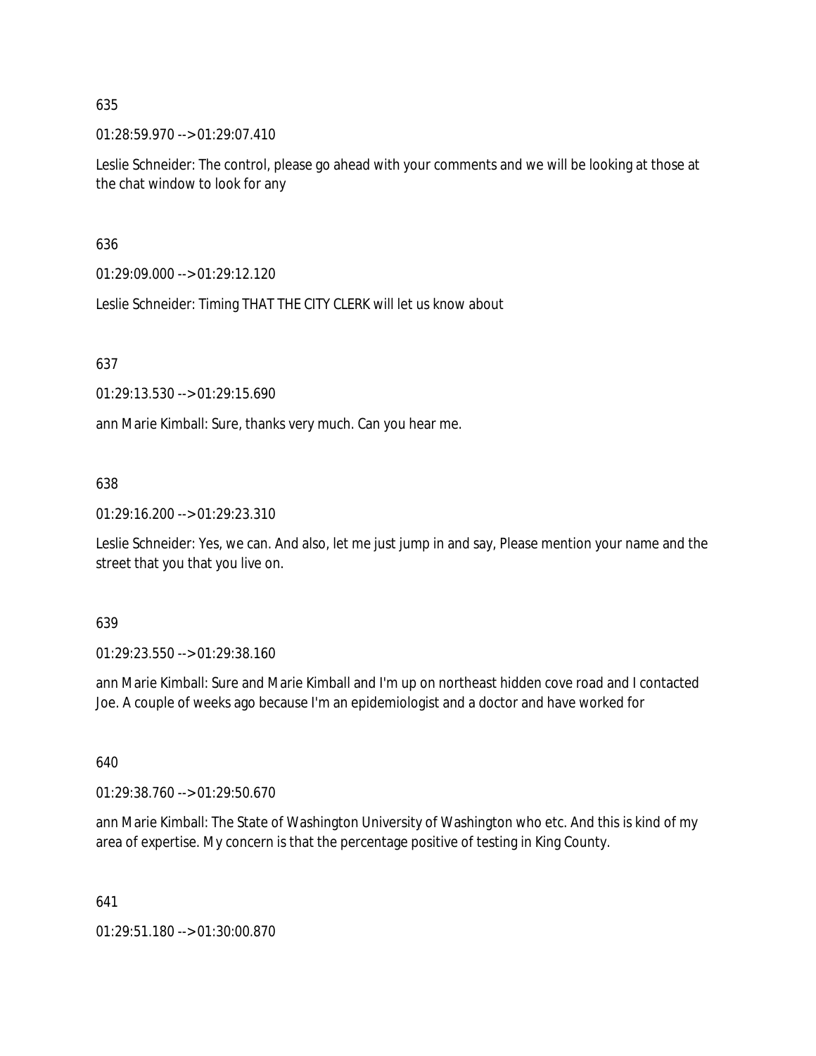635

01:28:59.970 --> 01:29:07.410

Leslie Schneider: The control, please go ahead with your comments and we will be looking at those at the chat window to look for any

636

01:29:09.000 --> 01:29:12.120

Leslie Schneider: Timing THAT THE CITY CLERK will let us know about

637

01:29:13.530 --> 01:29:15.690

ann Marie Kimball: Sure, thanks very much. Can you hear me.

638

01:29:16.200 --> 01:29:23.310

Leslie Schneider: Yes, we can. And also, let me just jump in and say, Please mention your name and the street that you that you live on.

639

01:29:23.550 --> 01:29:38.160

ann Marie Kimball: Sure and Marie Kimball and I'm up on northeast hidden cove road and I contacted Joe. A couple of weeks ago because I'm an epidemiologist and a doctor and have worked for

640

01:29:38.760 --> 01:29:50.670

ann Marie Kimball: The State of Washington University of Washington who etc. And this is kind of my area of expertise. My concern is that the percentage positive of testing in King County.

641

01:29:51.180 --> 01:30:00.870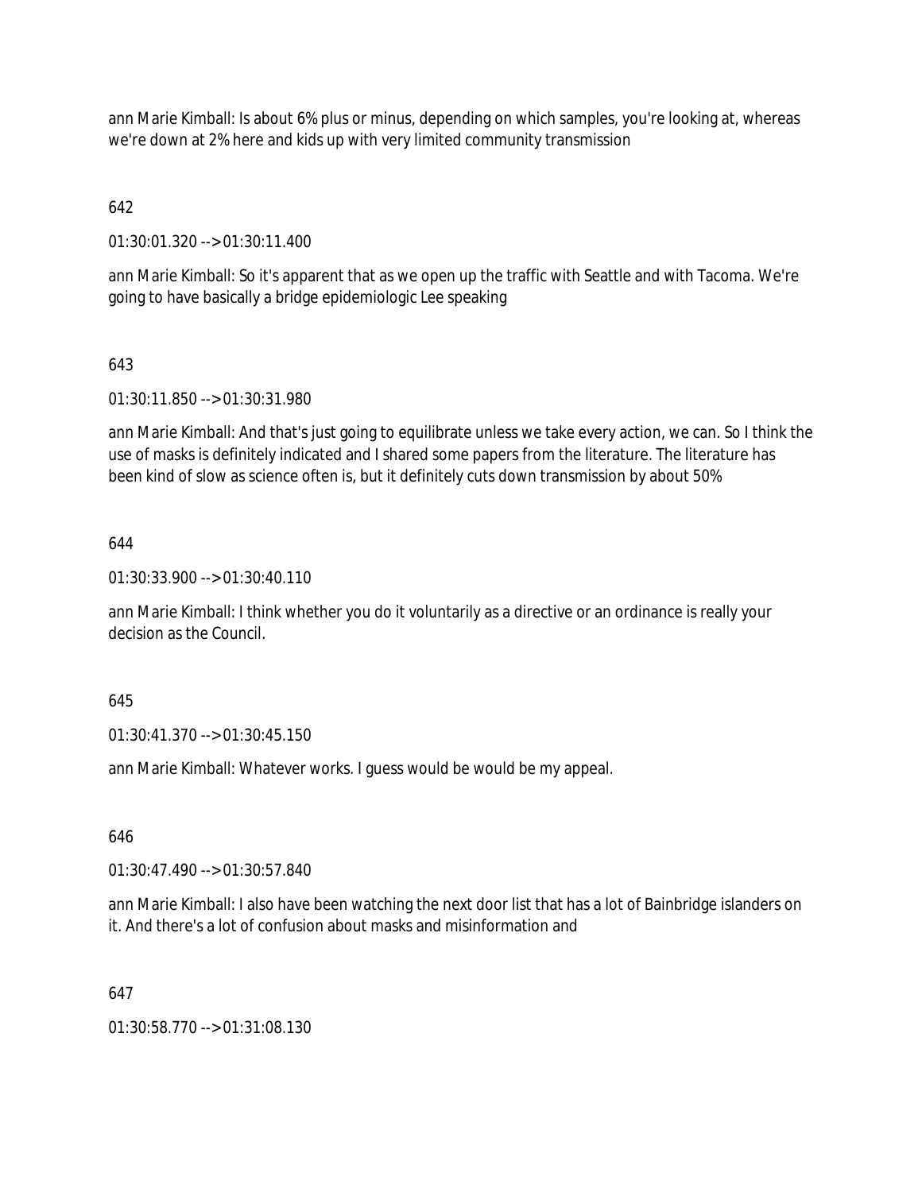ann Marie Kimball: Is about 6% plus or minus, depending on which samples, you're looking at, whereas we're down at 2% here and kids up with very limited community transmission

642

01:30:01.320 --> 01:30:11.400

ann Marie Kimball: So it's apparent that as we open up the traffic with Seattle and with Tacoma. We're going to have basically a bridge epidemiologic Lee speaking

643

01:30:11.850 --> 01:30:31.980

ann Marie Kimball: And that's just going to equilibrate unless we take every action, we can. So I think the use of masks is definitely indicated and I shared some papers from the literature. The literature has been kind of slow as science often is, but it definitely cuts down transmission by about 50%

644

01:30:33.900 --> 01:30:40.110

ann Marie Kimball: I think whether you do it voluntarily as a directive or an ordinance is really your decision as the Council.

645

01:30:41.370 --> 01:30:45.150

ann Marie Kimball: Whatever works. I guess would be would be my appeal.

646

01:30:47.490 --> 01:30:57.840

ann Marie Kimball: I also have been watching the next door list that has a lot of Bainbridge islanders on it. And there's a lot of confusion about masks and misinformation and

647

01:30:58.770 --> 01:31:08.130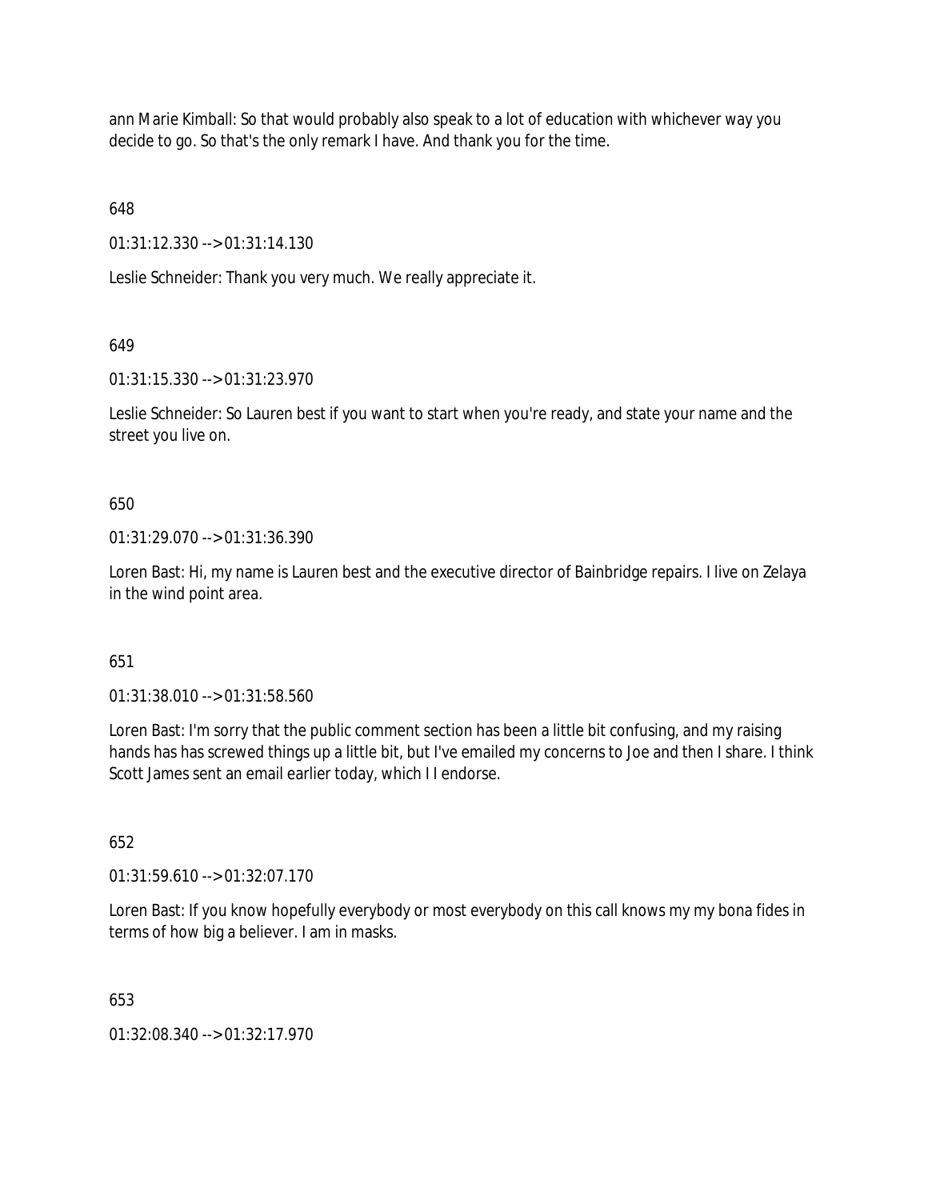ann Marie Kimball: So that would probably also speak to a lot of education with whichever way you decide to go. So that's the only remark I have. And thank you for the time.

648

01:31:12.330 --> 01:31:14.130

Leslie Schneider: Thank you very much. We really appreciate it.

649

01:31:15.330 --> 01:31:23.970

Leslie Schneider: So Lauren best if you want to start when you're ready, and state your name and the street you live on.

650

01:31:29.070 --> 01:31:36.390

Loren Bast: Hi, my name is Lauren best and the executive director of Bainbridge repairs. I live on Zelaya in the wind point area.

651

01:31:38.010 --> 01:31:58.560

Loren Bast: I'm sorry that the public comment section has been a little bit confusing, and my raising hands has has screwed things up a little bit, but I've emailed my concerns to Joe and then I share. I think Scott James sent an email earlier today, which I I endorse.

652

01:31:59.610 --> 01:32:07.170

Loren Bast: If you know hopefully everybody or most everybody on this call knows my my bona fides in terms of how big a believer. I am in masks.

653

01:32:08.340 --> 01:32:17.970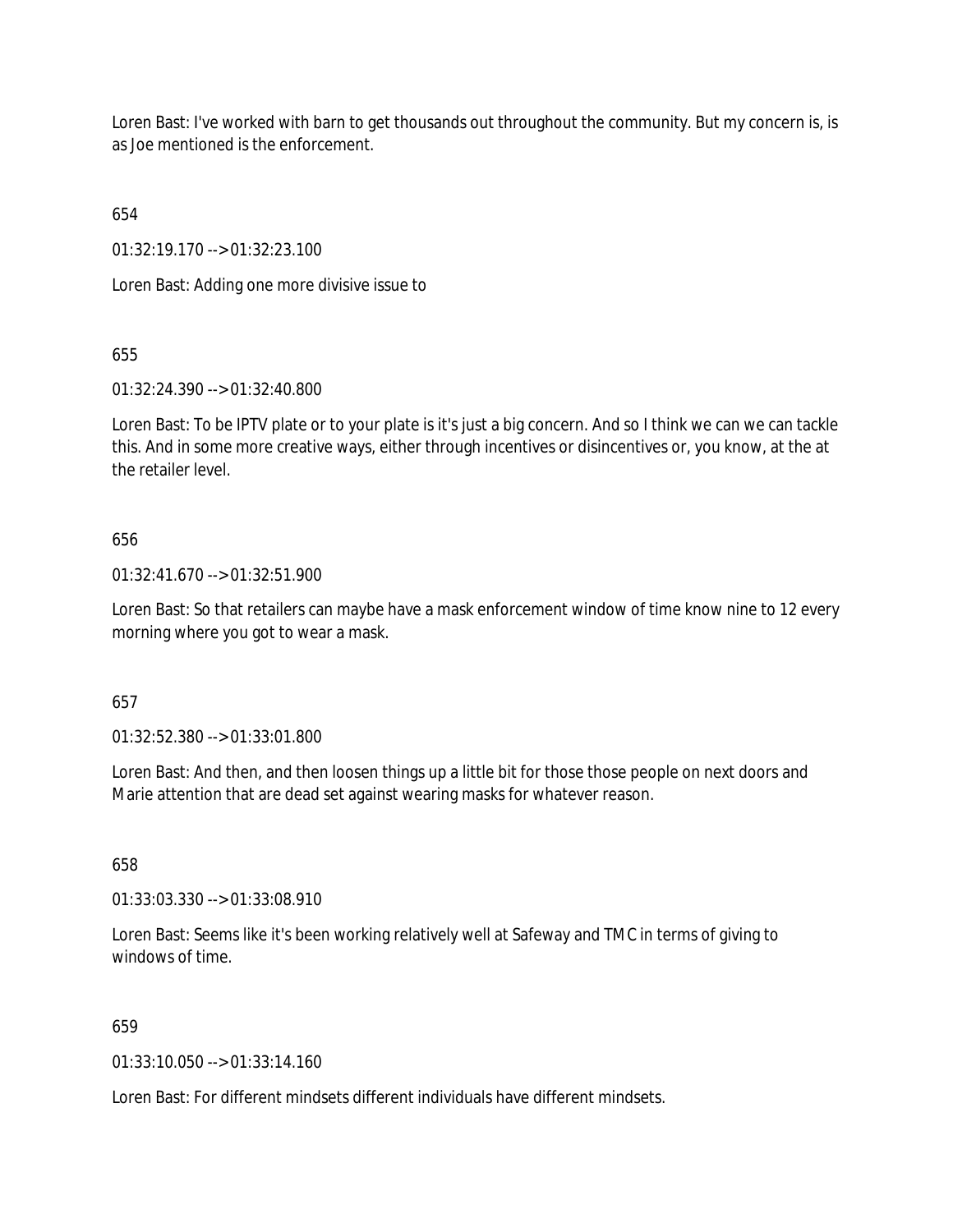Loren Bast: I've worked with barn to get thousands out throughout the community. But my concern is, is as Joe mentioned is the enforcement.

654

01:32:19.170 --> 01:32:23.100

Loren Bast: Adding one more divisive issue to

655

01:32:24.390 --> 01:32:40.800

Loren Bast: To be IPTV plate or to your plate is it's just a big concern. And so I think we can we can tackle this. And in some more creative ways, either through incentives or disincentives or, you know, at the at the retailer level.

656

01:32:41.670 --> 01:32:51.900

Loren Bast: So that retailers can maybe have a mask enforcement window of time know nine to 12 every morning where you got to wear a mask.

657

01:32:52.380 --> 01:33:01.800

Loren Bast: And then, and then loosen things up a little bit for those those people on next doors and Marie attention that are dead set against wearing masks for whatever reason.

658

01:33:03.330 --> 01:33:08.910

Loren Bast: Seems like it's been working relatively well at Safeway and TMC in terms of giving to windows of time.

659

01:33:10.050 --> 01:33:14.160

Loren Bast: For different mindsets different individuals have different mindsets.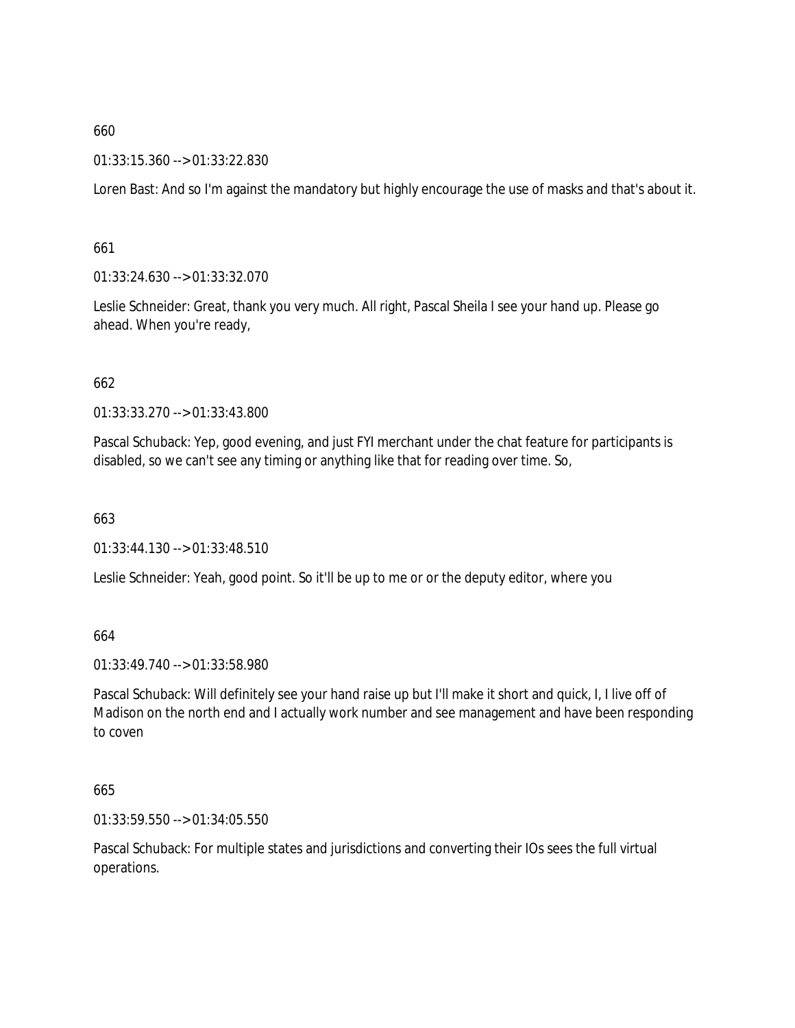660

01:33:15.360 --> 01:33:22.830

Loren Bast: And so I'm against the mandatory but highly encourage the use of masks and that's about it.

661

01:33:24.630 --> 01:33:32.070

Leslie Schneider: Great, thank you very much. All right, Pascal Sheila I see your hand up. Please go ahead. When you're ready,

662

01:33:33.270 --> 01:33:43.800

Pascal Schuback: Yep, good evening, and just FYI merchant under the chat feature for participants is disabled, so we can't see any timing or anything like that for reading over time. So,

663

01:33:44.130 --> 01:33:48.510

Leslie Schneider: Yeah, good point. So it'll be up to me or or the deputy editor, where you

664

01:33:49.740 --> 01:33:58.980

Pascal Schuback: Will definitely see your hand raise up but I'll make it short and quick, I, I live off of Madison on the north end and I actually work number and see management and have been responding to coven

665

01:33:59.550 --> 01:34:05.550

Pascal Schuback: For multiple states and jurisdictions and converting their IOs sees the full virtual operations.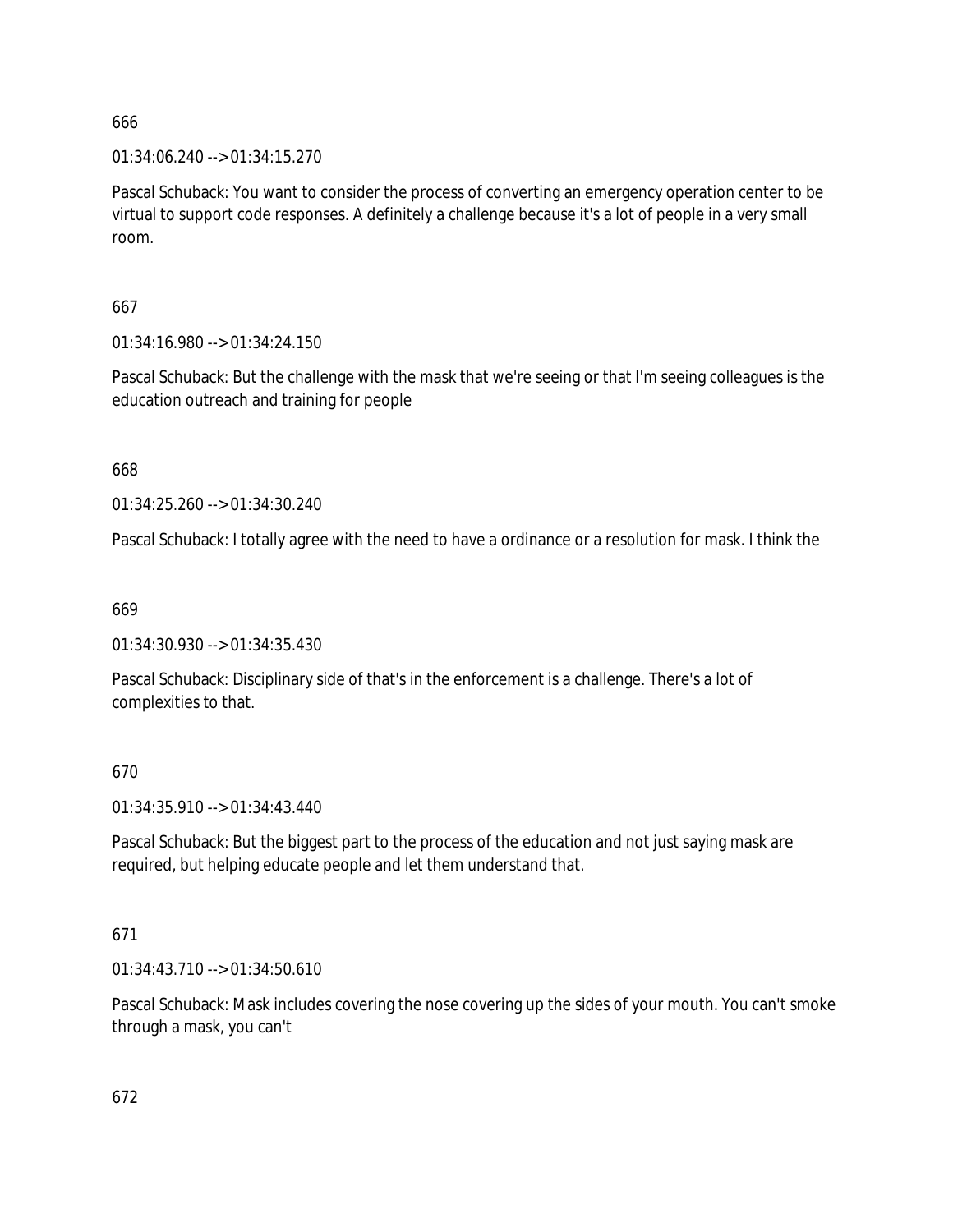666

01:34:06.240 --> 01:34:15.270

Pascal Schuback: You want to consider the process of converting an emergency operation center to be virtual to support code responses. A definitely a challenge because it's a lot of people in a very small room.

667

01:34:16.980 --> 01:34:24.150

Pascal Schuback: But the challenge with the mask that we're seeing or that I'm seeing colleagues is the education outreach and training for people

668

01:34:25.260 --> 01:34:30.240

Pascal Schuback: I totally agree with the need to have a ordinance or a resolution for mask. I think the

669

01:34:30.930 --> 01:34:35.430

Pascal Schuback: Disciplinary side of that's in the enforcement is a challenge. There's a lot of complexities to that.

670

01:34:35.910 --> 01:34:43.440

Pascal Schuback: But the biggest part to the process of the education and not just saying mask are required, but helping educate people and let them understand that.

671

01:34:43.710 --> 01:34:50.610

Pascal Schuback: Mask includes covering the nose covering up the sides of your mouth. You can't smoke through a mask, you can't

672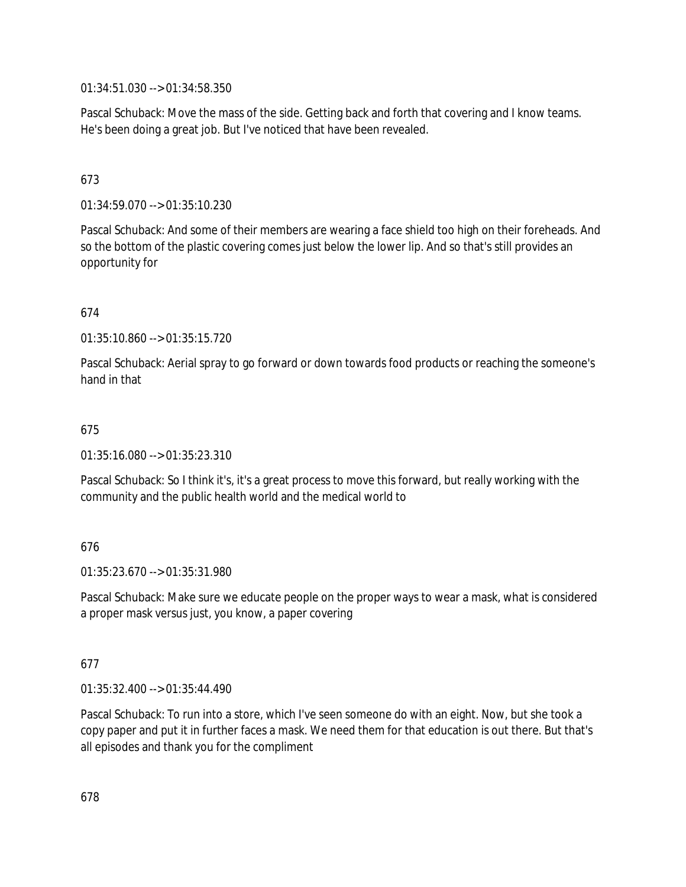01:34:51.030 --> 01:34:58.350

Pascal Schuback: Move the mass of the side. Getting back and forth that covering and I know teams. He's been doing a great job. But I've noticed that have been revealed.

673

01:34:59.070 --> 01:35:10.230

Pascal Schuback: And some of their members are wearing a face shield too high on their foreheads. And so the bottom of the plastic covering comes just below the lower lip. And so that's still provides an opportunity for

674

01:35:10.860 --> 01:35:15.720

Pascal Schuback: Aerial spray to go forward or down towards food products or reaching the someone's hand in that

675

01:35:16.080 --> 01:35:23.310

Pascal Schuback: So I think it's, it's a great process to move this forward, but really working with the community and the public health world and the medical world to

676

01:35:23.670 --> 01:35:31.980

Pascal Schuback: Make sure we educate people on the proper ways to wear a mask, what is considered a proper mask versus just, you know, a paper covering

677

01:35:32.400 --> 01:35:44.490

Pascal Schuback: To run into a store, which I've seen someone do with an eight. Now, but she took a copy paper and put it in further faces a mask. We need them for that education is out there. But that's all episodes and thank you for the compliment

678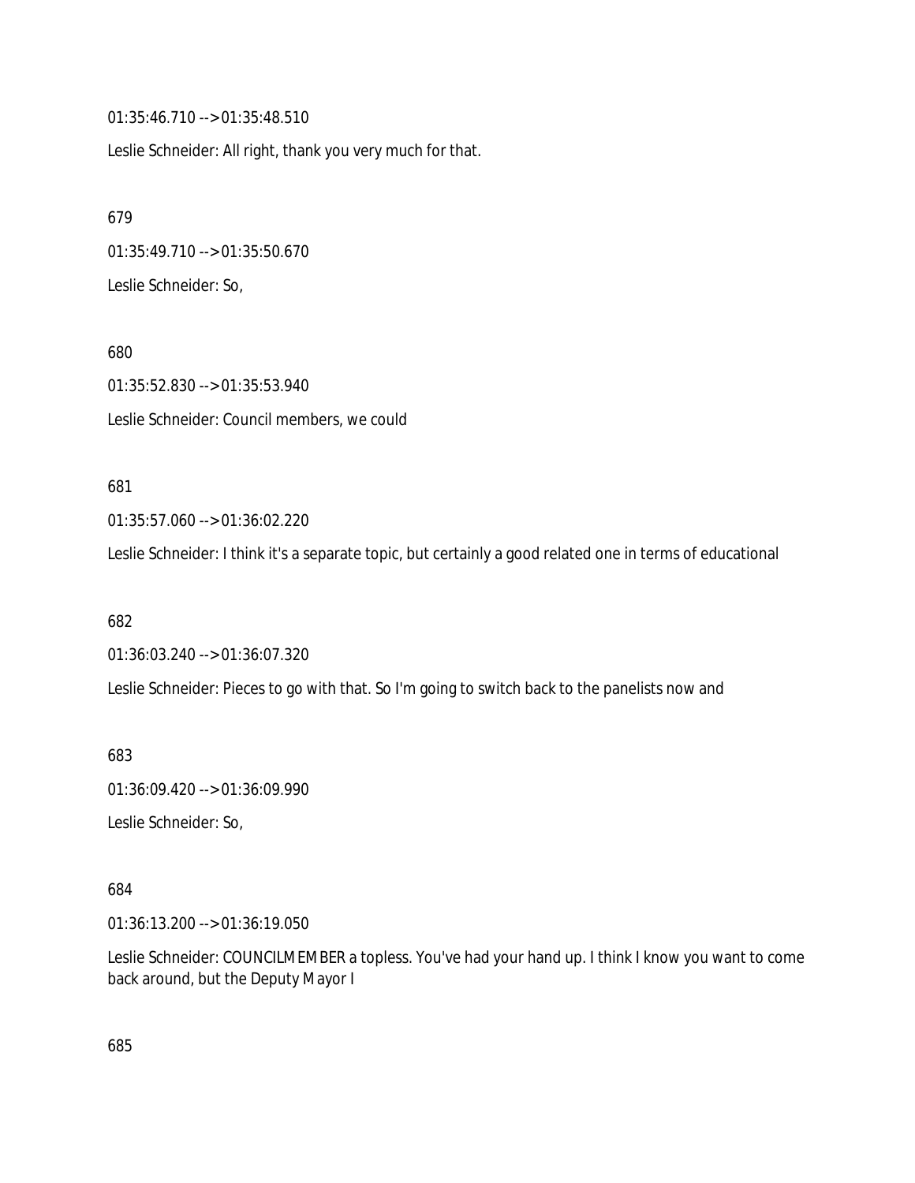01:35:46.710 --> 01:35:48.510

Leslie Schneider: All right, thank you very much for that.

679

01:35:49.710 --> 01:35:50.670

Leslie Schneider: So,

680

01:35:52.830 --> 01:35:53.940

Leslie Schneider: Council members, we could

681

01:35:57.060 --> 01:36:02.220

Leslie Schneider: I think it's a separate topic, but certainly a good related one in terms of educational

682

01:36:03.240 --> 01:36:07.320

Leslie Schneider: Pieces to go with that. So I'm going to switch back to the panelists now and

683

01:36:09.420 --> 01:36:09.990

Leslie Schneider: So,

684

01:36:13.200 --> 01:36:19.050

Leslie Schneider: COUNCILMEMBER a topless. You've had your hand up. I think I know you want to come back around, but the Deputy Mayor I

685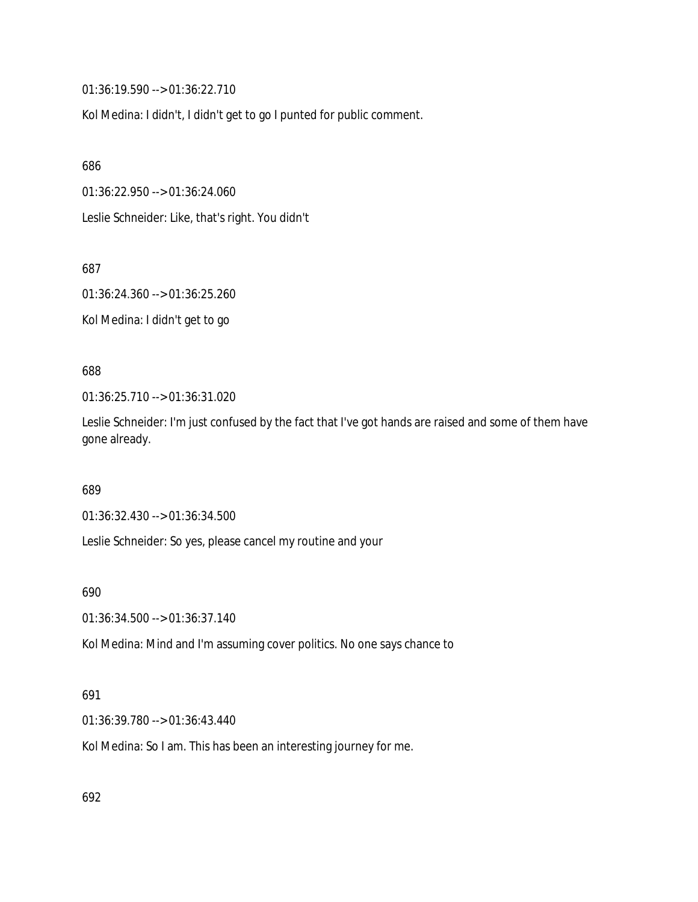01:36:19.590 --> 01:36:22.710

Kol Medina: I didn't, I didn't get to go I punted for public comment.

686

01:36:22.950 --> 01:36:24.060

Leslie Schneider: Like, that's right. You didn't

687

01:36:24.360 --> 01:36:25.260

Kol Medina: I didn't get to go

688

01:36:25.710 --> 01:36:31.020

Leslie Schneider: I'm just confused by the fact that I've got hands are raised and some of them have gone already.

689

01:36:32.430 --> 01:36:34.500

Leslie Schneider: So yes, please cancel my routine and your

690

01:36:34.500 --> 01:36:37.140

Kol Medina: Mind and I'm assuming cover politics. No one says chance to

691

01:36:39.780 --> 01:36:43.440

Kol Medina: So I am. This has been an interesting journey for me.

692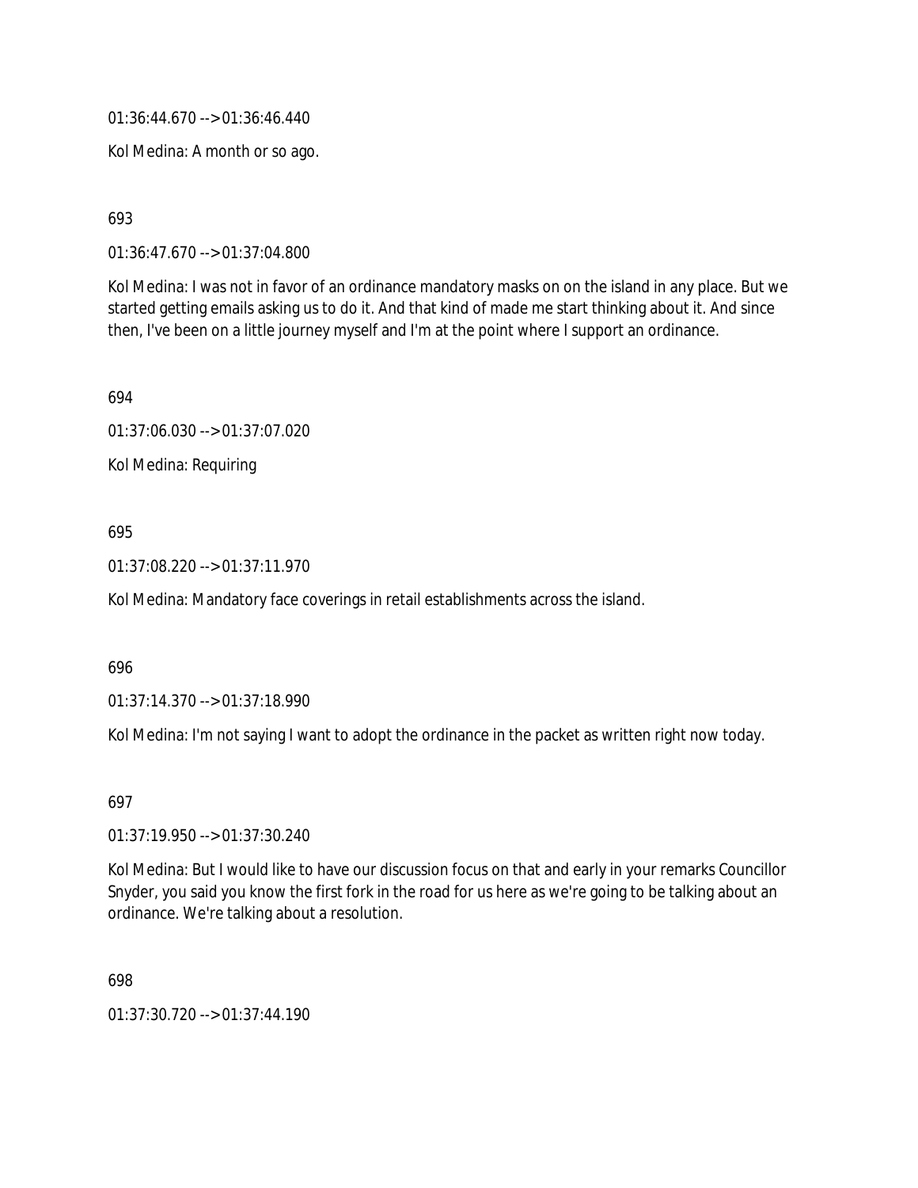01:36:44.670 --> 01:36:46.440

Kol Medina: A month or so ago.

693

01:36:47.670 --> 01:37:04.800

Kol Medina: I was not in favor of an ordinance mandatory masks on on the island in any place. But we started getting emails asking us to do it. And that kind of made me start thinking about it. And since then, I've been on a little journey myself and I'm at the point where I support an ordinance.

694

01:37:06.030 --> 01:37:07.020

Kol Medina: Requiring

695

01:37:08.220 --> 01:37:11.970

Kol Medina: Mandatory face coverings in retail establishments across the island.

696

01:37:14.370 --> 01:37:18.990

Kol Medina: I'm not saying I want to adopt the ordinance in the packet as written right now today.

697

01:37:19.950 --> 01:37:30.240

Kol Medina: But I would like to have our discussion focus on that and early in your remarks Councillor Snyder, you said you know the first fork in the road for us here as we're going to be talking about an ordinance. We're talking about a resolution.

698

01:37:30.720 --> 01:37:44.190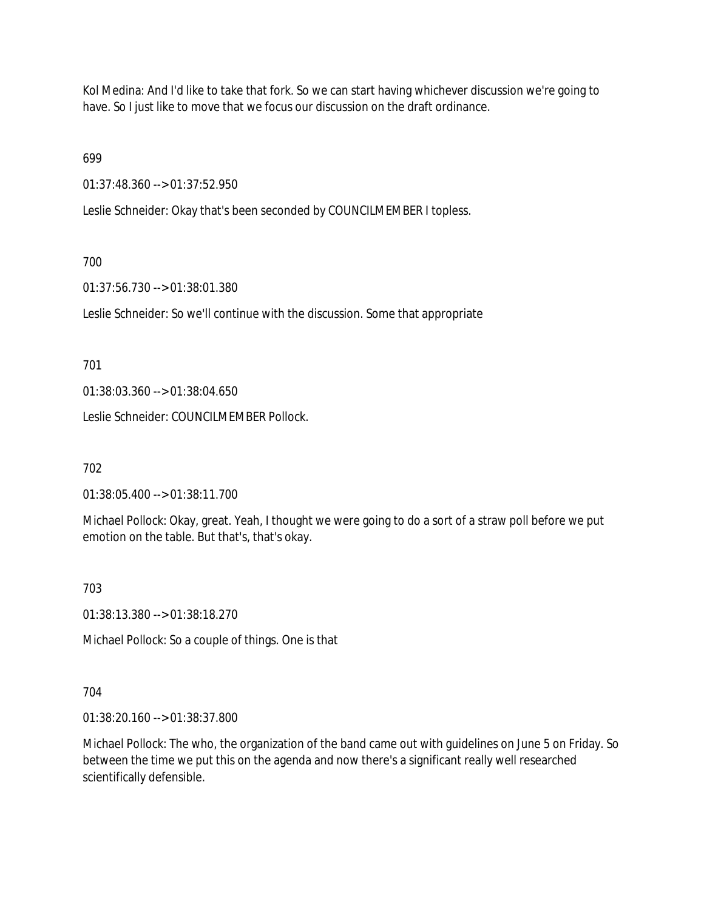Kol Medina: And I'd like to take that fork. So we can start having whichever discussion we're going to have. So I just like to move that we focus our discussion on the draft ordinance.

699

01:37:48.360 --> 01:37:52.950

Leslie Schneider: Okay that's been seconded by COUNCILMEMBER I topless.

700

01:37:56.730 --> 01:38:01.380

Leslie Schneider: So we'll continue with the discussion. Some that appropriate

701

01:38:03.360 --> 01:38:04.650

Leslie Schneider: COUNCILMEMBER Pollock.

702

01:38:05.400 --> 01:38:11.700

Michael Pollock: Okay, great. Yeah, I thought we were going to do a sort of a straw poll before we put emotion on the table. But that's, that's okay.

703

01:38:13.380 --> 01:38:18.270

Michael Pollock: So a couple of things. One is that

704

01:38:20.160 --> 01:38:37.800

Michael Pollock: The who, the organization of the band came out with guidelines on June 5 on Friday. So between the time we put this on the agenda and now there's a significant really well researched scientifically defensible.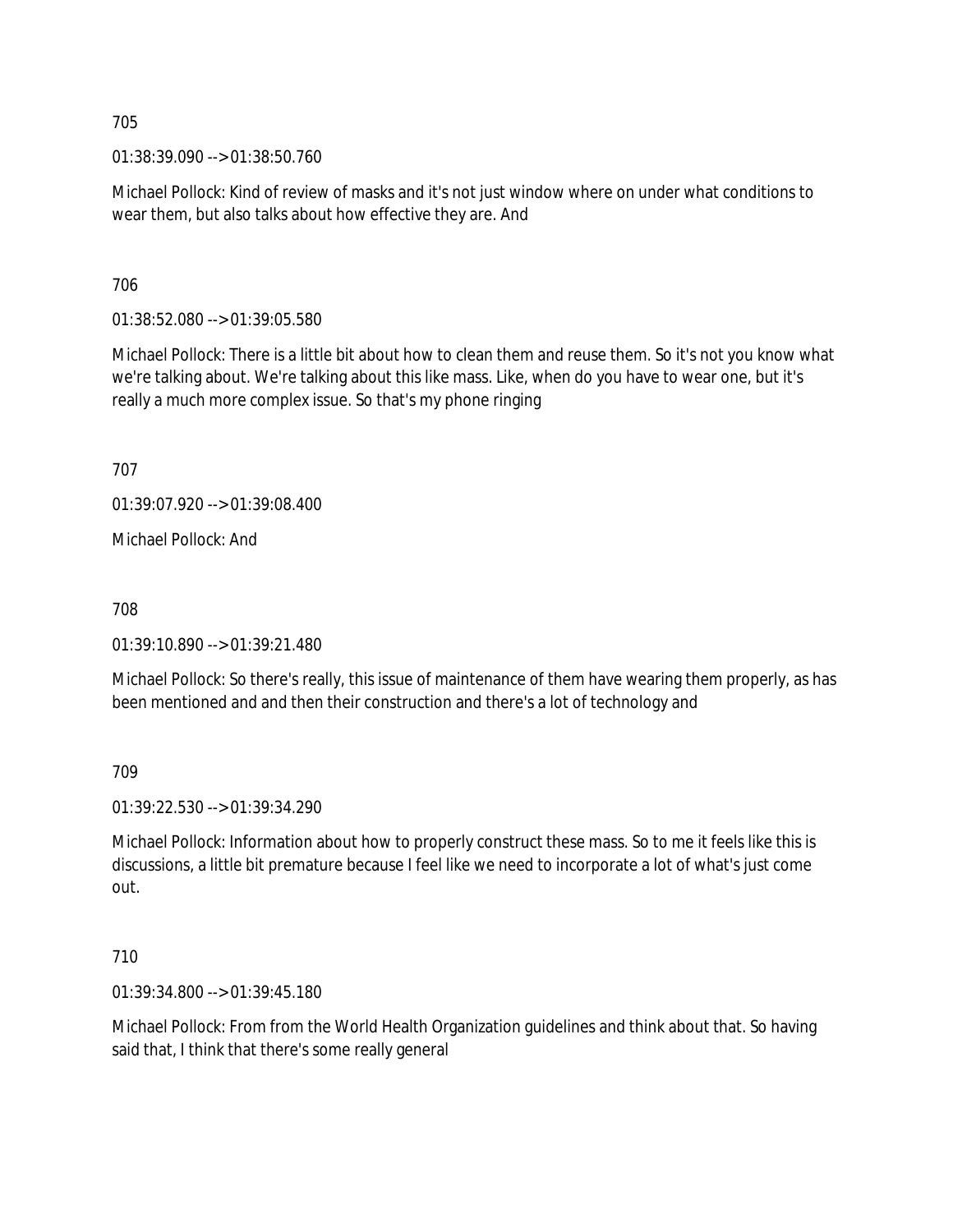705

01:38:39.090 --> 01:38:50.760

Michael Pollock: Kind of review of masks and it's not just window where on under what conditions to wear them, but also talks about how effective they are. And

706

01:38:52.080 --> 01:39:05.580

Michael Pollock: There is a little bit about how to clean them and reuse them. So it's not you know what we're talking about. We're talking about this like mass. Like, when do you have to wear one, but it's really a much more complex issue. So that's my phone ringing

707

01:39:07.920 --> 01:39:08.400

Michael Pollock: And

708

01:39:10.890 --> 01:39:21.480

Michael Pollock: So there's really, this issue of maintenance of them have wearing them properly, as has been mentioned and and then their construction and there's a lot of technology and

709

01:39:22.530 --> 01:39:34.290

Michael Pollock: Information about how to properly construct these mass. So to me it feels like this is discussions, a little bit premature because I feel like we need to incorporate a lot of what's just come out.

710

01:39:34.800 --> 01:39:45.180

Michael Pollock: From from the World Health Organization guidelines and think about that. So having said that, I think that there's some really general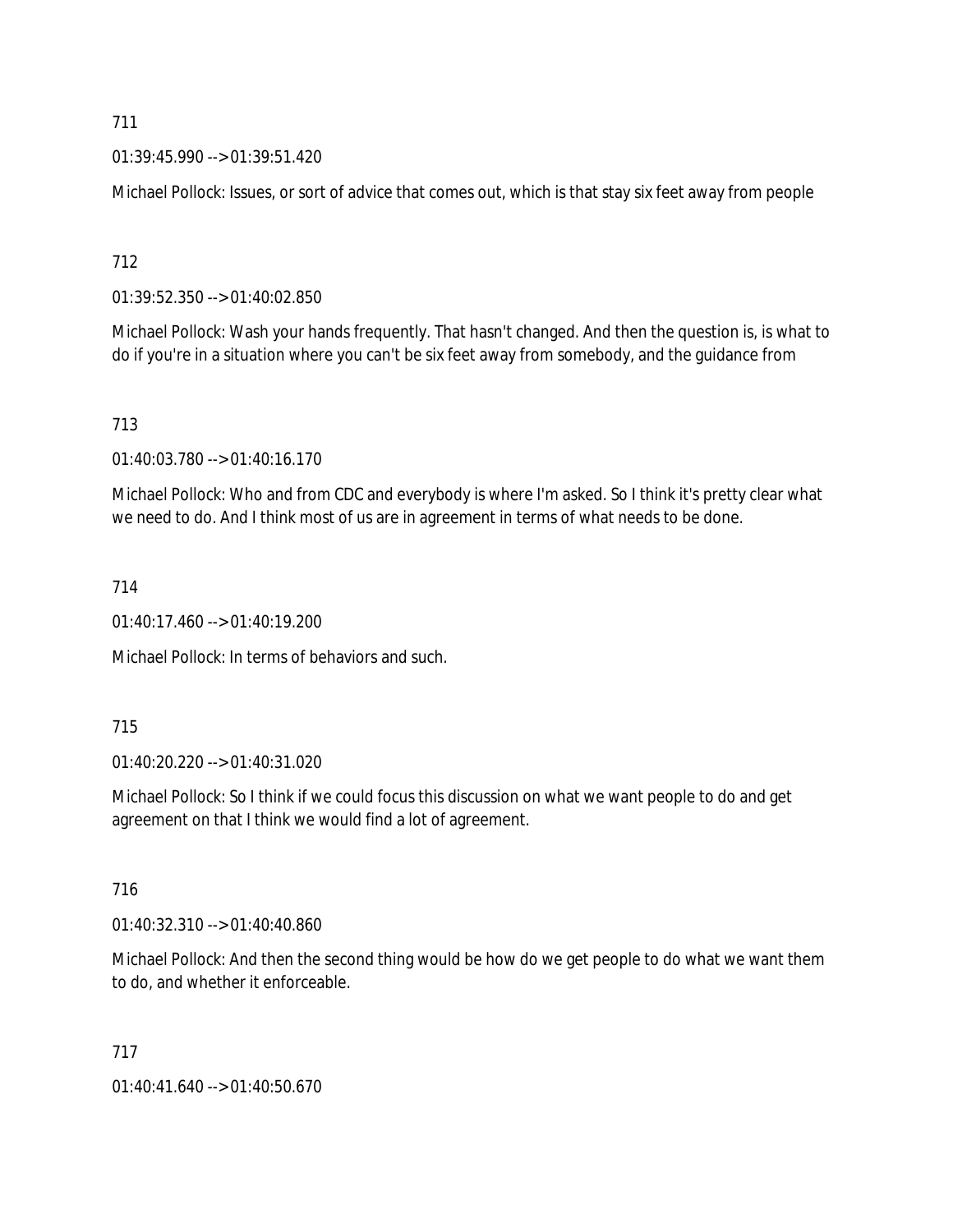711

01:39:45.990 --> 01:39:51.420

Michael Pollock: Issues, or sort of advice that comes out, which is that stay six feet away from people

712

01:39:52.350 --> 01:40:02.850

Michael Pollock: Wash your hands frequently. That hasn't changed. And then the question is, is what to do if you're in a situation where you can't be six feet away from somebody, and the guidance from

713

01:40:03.780 --> 01:40:16.170

Michael Pollock: Who and from CDC and everybody is where I'm asked. So I think it's pretty clear what we need to do. And I think most of us are in agreement in terms of what needs to be done.

714

01:40:17.460 --> 01:40:19.200

Michael Pollock: In terms of behaviors and such.

715

01:40:20.220 --> 01:40:31.020

Michael Pollock: So I think if we could focus this discussion on what we want people to do and get agreement on that I think we would find a lot of agreement.

716

01:40:32.310 --> 01:40:40.860

Michael Pollock: And then the second thing would be how do we get people to do what we want them to do, and whether it enforceable.

717

01:40:41.640 --> 01:40:50.670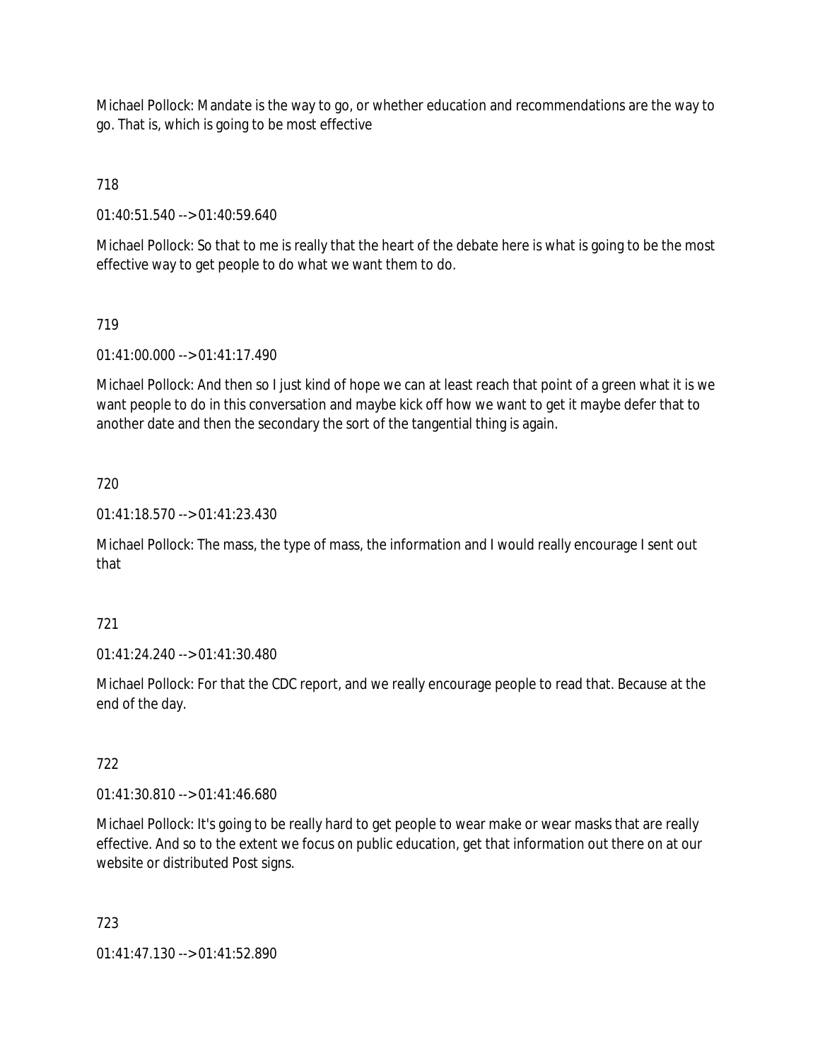Michael Pollock: Mandate is the way to go, or whether education and recommendations are the way to go. That is, which is going to be most effective

718

01:40:51.540 --> 01:40:59.640

Michael Pollock: So that to me is really that the heart of the debate here is what is going to be the most effective way to get people to do what we want them to do.

719

01:41:00.000 --> 01:41:17.490

Michael Pollock: And then so I just kind of hope we can at least reach that point of a green what it is we want people to do in this conversation and maybe kick off how we want to get it maybe defer that to another date and then the secondary the sort of the tangential thing is again.

720

01:41:18.570 --> 01:41:23.430

Michael Pollock: The mass, the type of mass, the information and I would really encourage I sent out that

721

01:41:24.240 --> 01:41:30.480

Michael Pollock: For that the CDC report, and we really encourage people to read that. Because at the end of the day.

722

01:41:30.810 --> 01:41:46.680

Michael Pollock: It's going to be really hard to get people to wear make or wear masks that are really effective. And so to the extent we focus on public education, get that information out there on at our website or distributed Post signs.

723

01:41:47.130 --> 01:41:52.890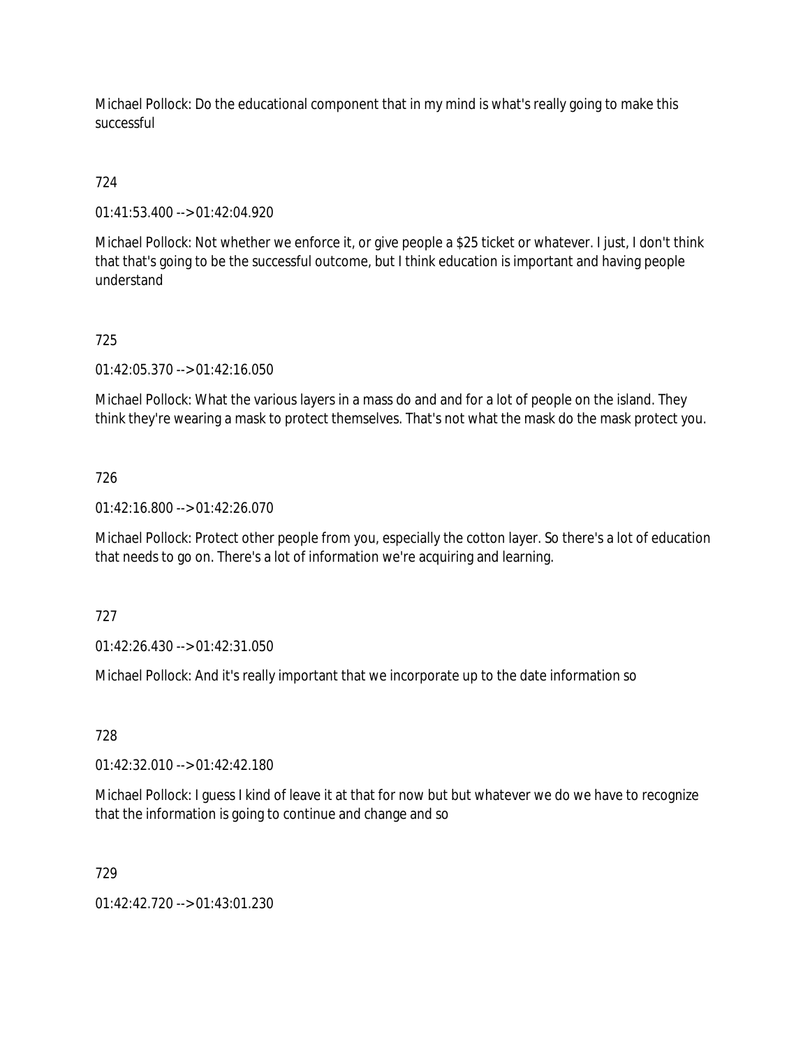Michael Pollock: Do the educational component that in my mind is what's really going to make this successful

724

01:41:53.400 --> 01:42:04.920

Michael Pollock: Not whether we enforce it, or give people a $25 ticket or whatever. I just, I don't think that that's going to be the successful outcome, but I think education is important and having people understand

725

01:42:05.370 --> 01:42:16.050

Michael Pollock: What the various layers in a mass do and and for a lot of people on the island. They think they're wearing a mask to protect themselves. That's not what the mask do the mask protect you.

726

01:42:16.800 --> 01:42:26.070

Michael Pollock: Protect other people from you, especially the cotton layer. So there's a lot of education that needs to go on. There's a lot of information we're acquiring and learning.

727

01:42:26.430 --> 01:42:31.050

Michael Pollock: And it's really important that we incorporate up to the date information so

728

01:42:32.010 --> 01:42:42.180

Michael Pollock: I guess I kind of leave it at that for now but but whatever we do we have to recognize that the information is going to continue and change and so

729

01:42:42.720 --> 01:43:01.230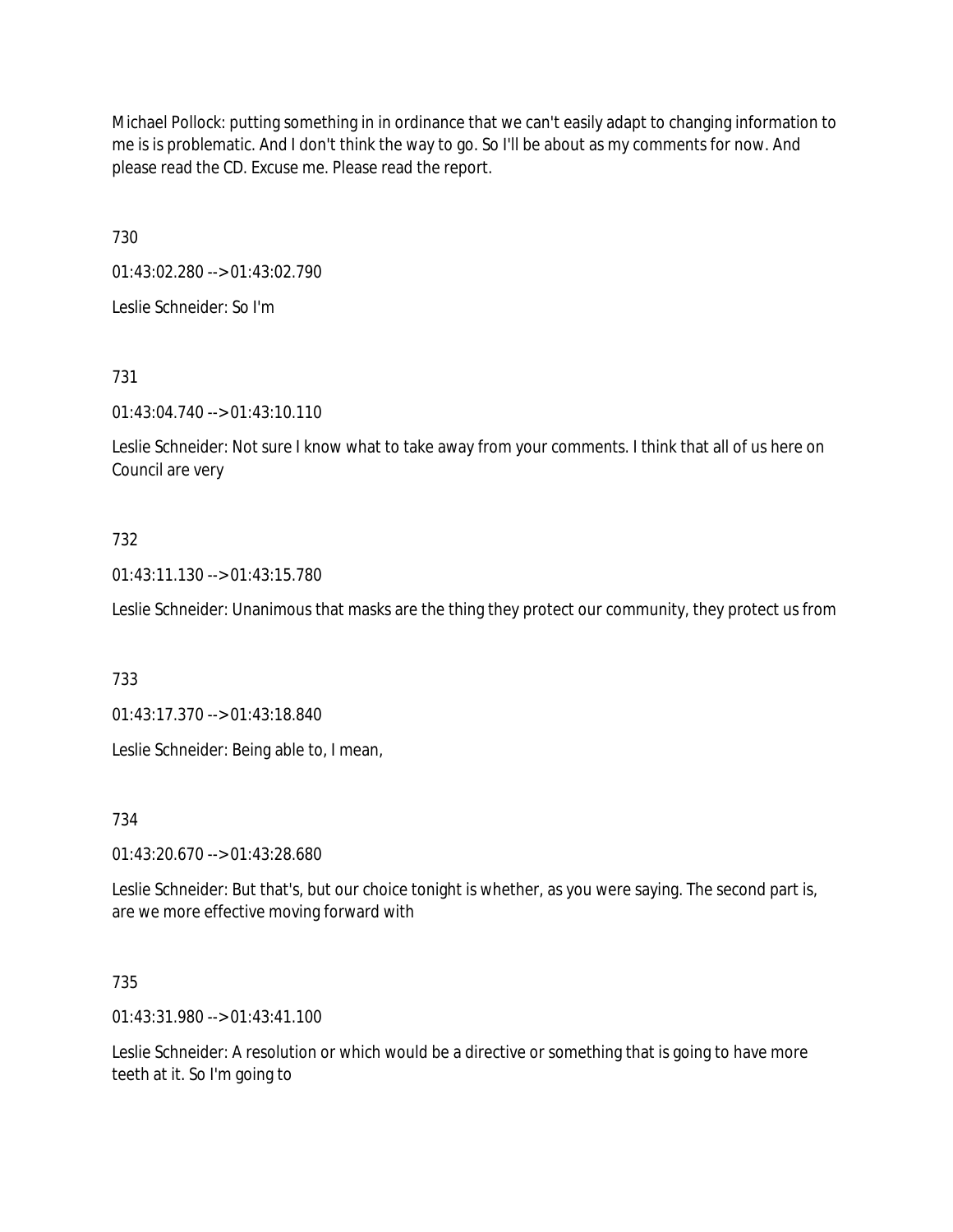Michael Pollock: putting something in in ordinance that we can't easily adapt to changing information to me is is problematic. And I don't think the way to go. So I'll be about as my comments for now. And please read the CD. Excuse me. Please read the report.

730

01:43:02.280 --> 01:43:02.790

Leslie Schneider: So I'm

731

01:43:04.740 --> 01:43:10.110

Leslie Schneider: Not sure I know what to take away from your comments. I think that all of us here on Council are very

732

01:43:11.130 --> 01:43:15.780

Leslie Schneider: Unanimous that masks are the thing they protect our community, they protect us from

733

01:43:17.370 --> 01:43:18.840

Leslie Schneider: Being able to, I mean,

734

01:43:20.670 --> 01:43:28.680

Leslie Schneider: But that's, but our choice tonight is whether, as you were saying. The second part is, are we more effective moving forward with

735

01:43:31.980 --> 01:43:41.100

Leslie Schneider: A resolution or which would be a directive or something that is going to have more teeth at it. So I'm going to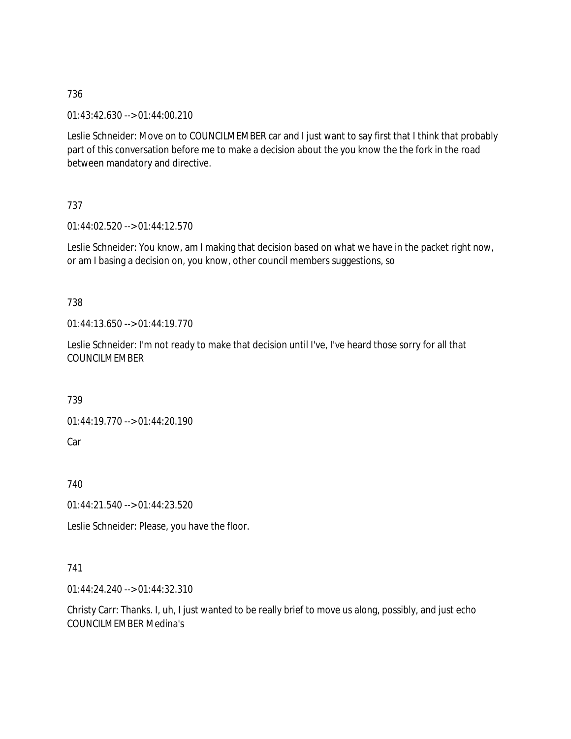736

01:43:42.630 --> 01:44:00.210

Leslie Schneider: Move on to COUNCILMEMBER car and I just want to say first that I think that probably part of this conversation before me to make a decision about the you know the the fork in the road between mandatory and directive.

737

01:44:02.520 --> 01:44:12.570

Leslie Schneider: You know, am I making that decision based on what we have in the packet right now, or am I basing a decision on, you know, other council members suggestions, so

738

01:44:13.650 --> 01:44:19.770

Leslie Schneider: I'm not ready to make that decision until I've, I've heard those sorry for all that COUNCILMEMBER

739

01:44:19.770 --> 01:44:20.190

Car

740

01:44:21.540 --> 01:44:23.520

Leslie Schneider: Please, you have the floor.

741

01:44:24.240 --> 01:44:32.310

Christy Carr: Thanks. I, uh, I just wanted to be really brief to move us along, possibly, and just echo COUNCILMEMBER Medina's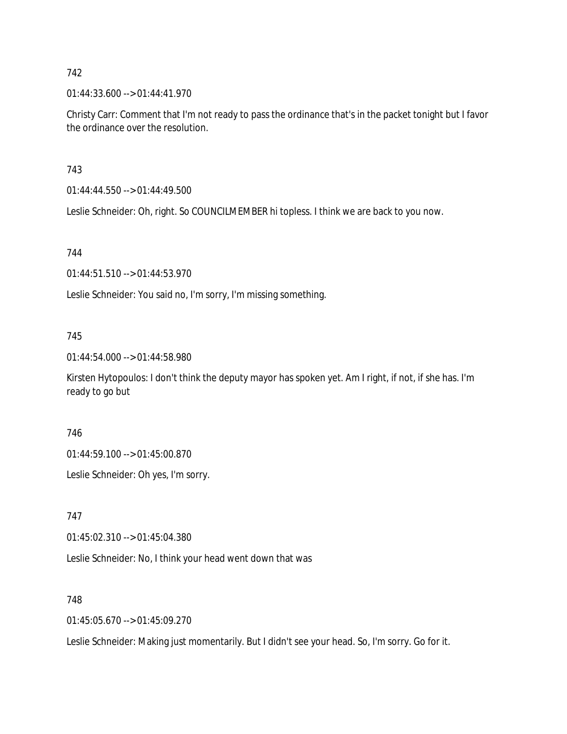742

01:44:33.600 --> 01:44:41.970

Christy Carr: Comment that I'm not ready to pass the ordinance that's in the packet tonight but I favor the ordinance over the resolution.

743

01:44:44.550 --> 01:44:49.500

Leslie Schneider: Oh, right. So COUNCILMEMBER hi topless. I think we are back to you now.

744

01:44:51.510 --> 01:44:53.970

Leslie Schneider: You said no, I'm sorry, I'm missing something.

745

01:44:54.000 --> 01:44:58.980

Kirsten Hytopoulos: I don't think the deputy mayor has spoken yet. Am I right, if not, if she has. I'm ready to go but

746

01:44:59.100 --> 01:45:00.870

Leslie Schneider: Oh yes, I'm sorry.

747

01:45:02.310 --> 01:45:04.380

Leslie Schneider: No, I think your head went down that was

748

01:45:05.670 --> 01:45:09.270

Leslie Schneider: Making just momentarily. But I didn't see your head. So, I'm sorry. Go for it.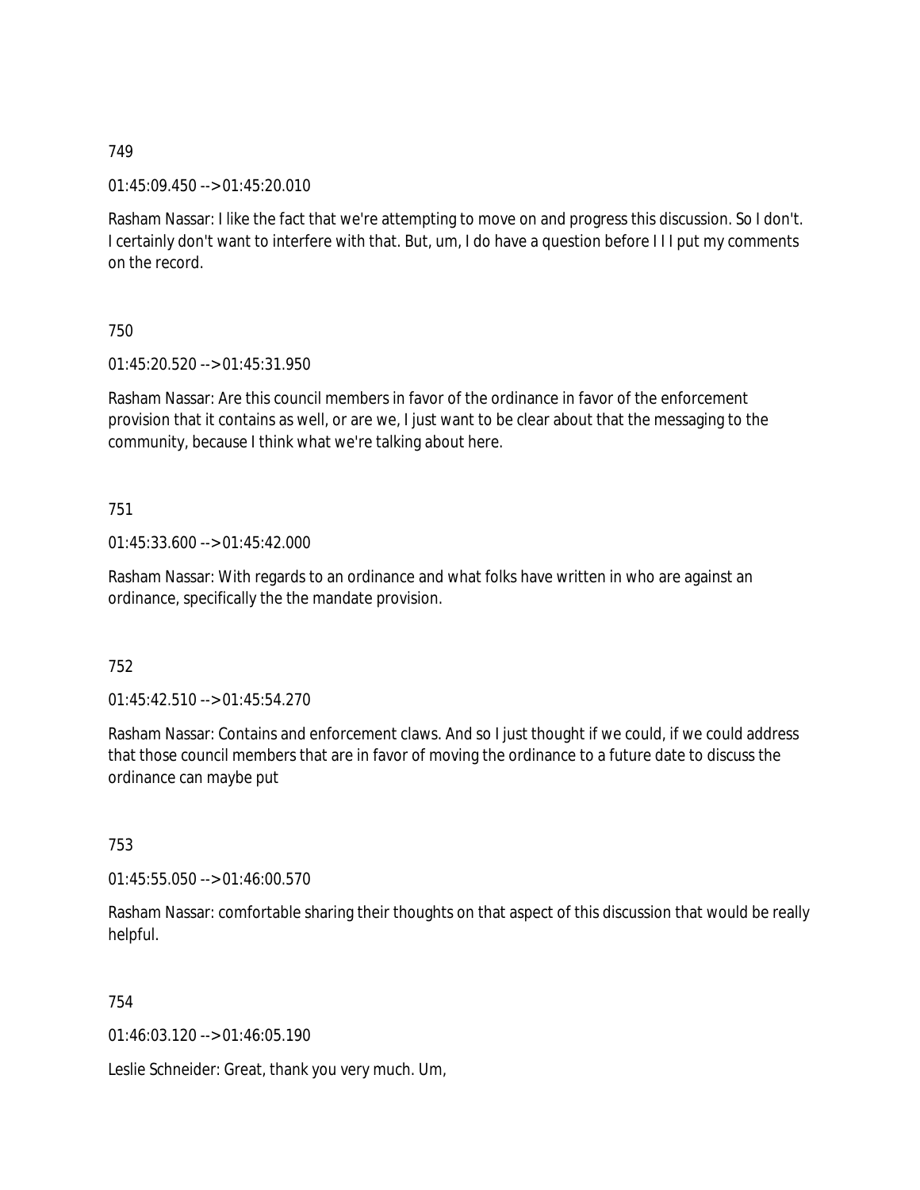749

01:45:09.450 --> 01:45:20.010

Rasham Nassar: I like the fact that we're attempting to move on and progress this discussion. So I don't. I certainly don't want to interfere with that. But, um, I do have a question before I I I put my comments on the record.

750

01:45:20.520 --> 01:45:31.950

Rasham Nassar: Are this council members in favor of the ordinance in favor of the enforcement provision that it contains as well, or are we, I just want to be clear about that the messaging to the community, because I think what we're talking about here.

751

01:45:33.600 --> 01:45:42.000

Rasham Nassar: With regards to an ordinance and what folks have written in who are against an ordinance, specifically the the mandate provision.

752

01:45:42.510 --> 01:45:54.270

Rasham Nassar: Contains and enforcement claws. And so I just thought if we could, if we could address that those council members that are in favor of moving the ordinance to a future date to discuss the ordinance can maybe put

753

01:45:55.050 --> 01:46:00.570

Rasham Nassar: comfortable sharing their thoughts on that aspect of this discussion that would be really helpful.

754

01:46:03.120 --> 01:46:05.190

Leslie Schneider: Great, thank you very much. Um,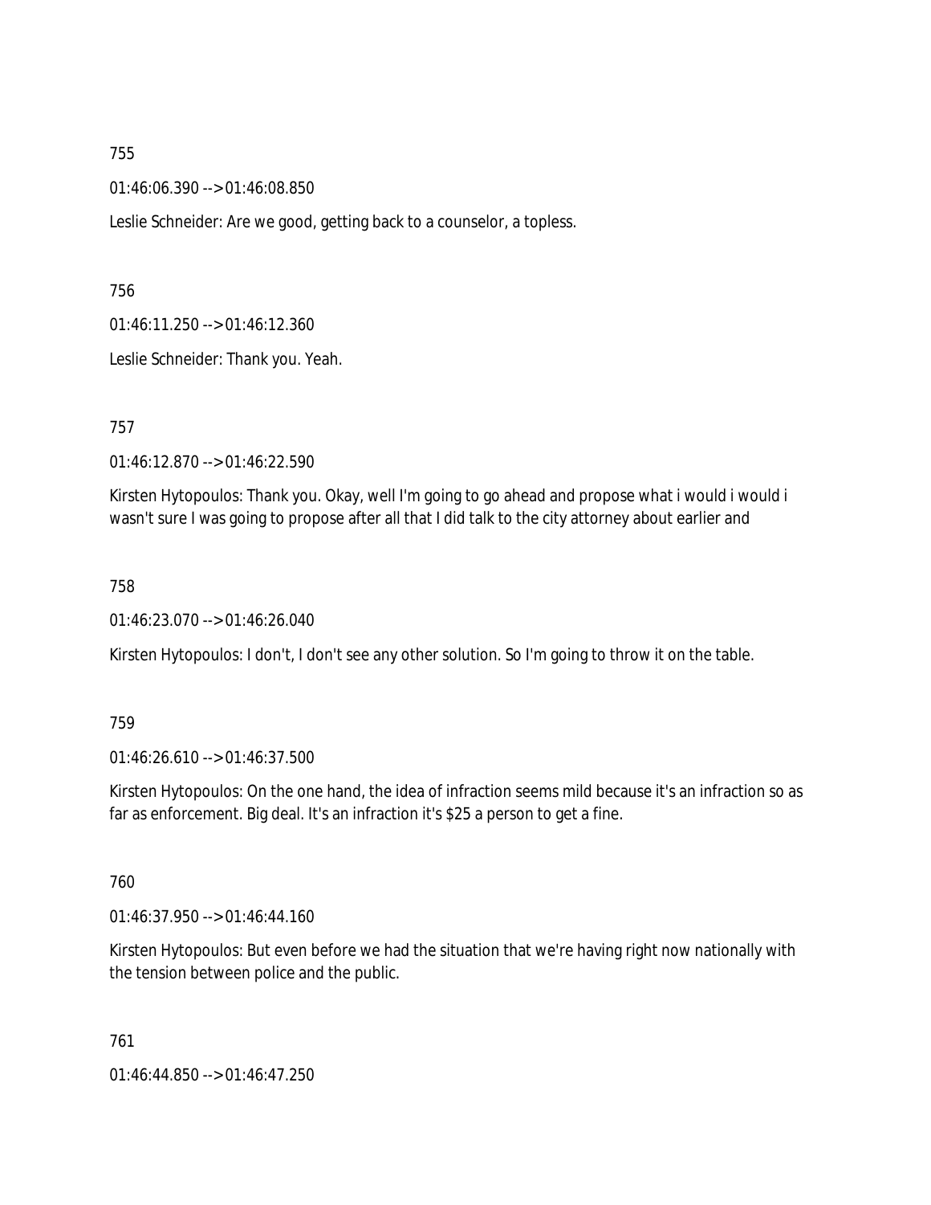755

01:46:06.390 --> 01:46:08.850

Leslie Schneider: Are we good, getting back to a counselor, a topless.

756

01:46:11.250 --> 01:46:12.360

Leslie Schneider: Thank you. Yeah.

757

01:46:12.870 --> 01:46:22.590

Kirsten Hytopoulos: Thank you. Okay, well I'm going to go ahead and propose what i would i would i wasn't sure I was going to propose after all that I did talk to the city attorney about earlier and

758

01:46:23.070 --> 01:46:26.040

Kirsten Hytopoulos: I don't, I don't see any other solution. So I'm going to throw it on the table.

759

01:46:26.610 --> 01:46:37.500

Kirsten Hytopoulos: On the one hand, the idea of infraction seems mild because it's an infraction so as far as enforcement. Big deal. It's an infraction it's $25 a person to get a fine.

760

01:46:37.950 --> 01:46:44.160

Kirsten Hytopoulos: But even before we had the situation that we're having right now nationally with the tension between police and the public.

761

01:46:44.850 --> 01:46:47.250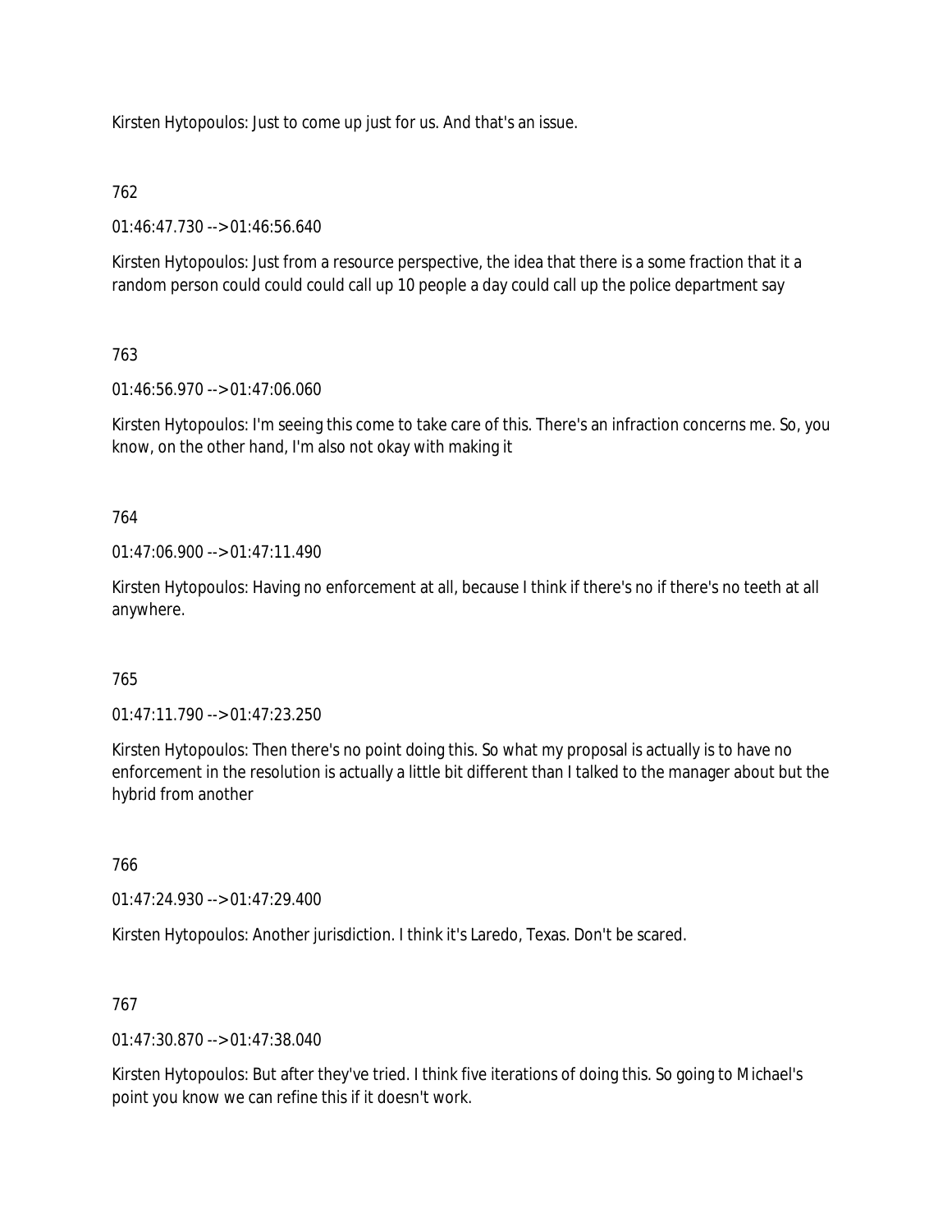Kirsten Hytopoulos: Just to come up just for us. And that's an issue.

762

01:46:47.730 --> 01:46:56.640

Kirsten Hytopoulos: Just from a resource perspective, the idea that there is a some fraction that it a random person could could could call up 10 people a day could call up the police department say

763

01:46:56.970 --> 01:47:06.060

Kirsten Hytopoulos: I'm seeing this come to take care of this. There's an infraction concerns me. So, you know, on the other hand, I'm also not okay with making it

764

01:47:06.900 --> 01:47:11.490

Kirsten Hytopoulos: Having no enforcement at all, because I think if there's no if there's no teeth at all anywhere.

765

01:47:11.790 --> 01:47:23.250

Kirsten Hytopoulos: Then there's no point doing this. So what my proposal is actually is to have no enforcement in the resolution is actually a little bit different than I talked to the manager about but the hybrid from another

766

01:47:24.930 --> 01:47:29.400

Kirsten Hytopoulos: Another jurisdiction. I think it's Laredo, Texas. Don't be scared.

767

01:47:30.870 --> 01:47:38.040

Kirsten Hytopoulos: But after they've tried. I think five iterations of doing this. So going to Michael's point you know we can refine this if it doesn't work.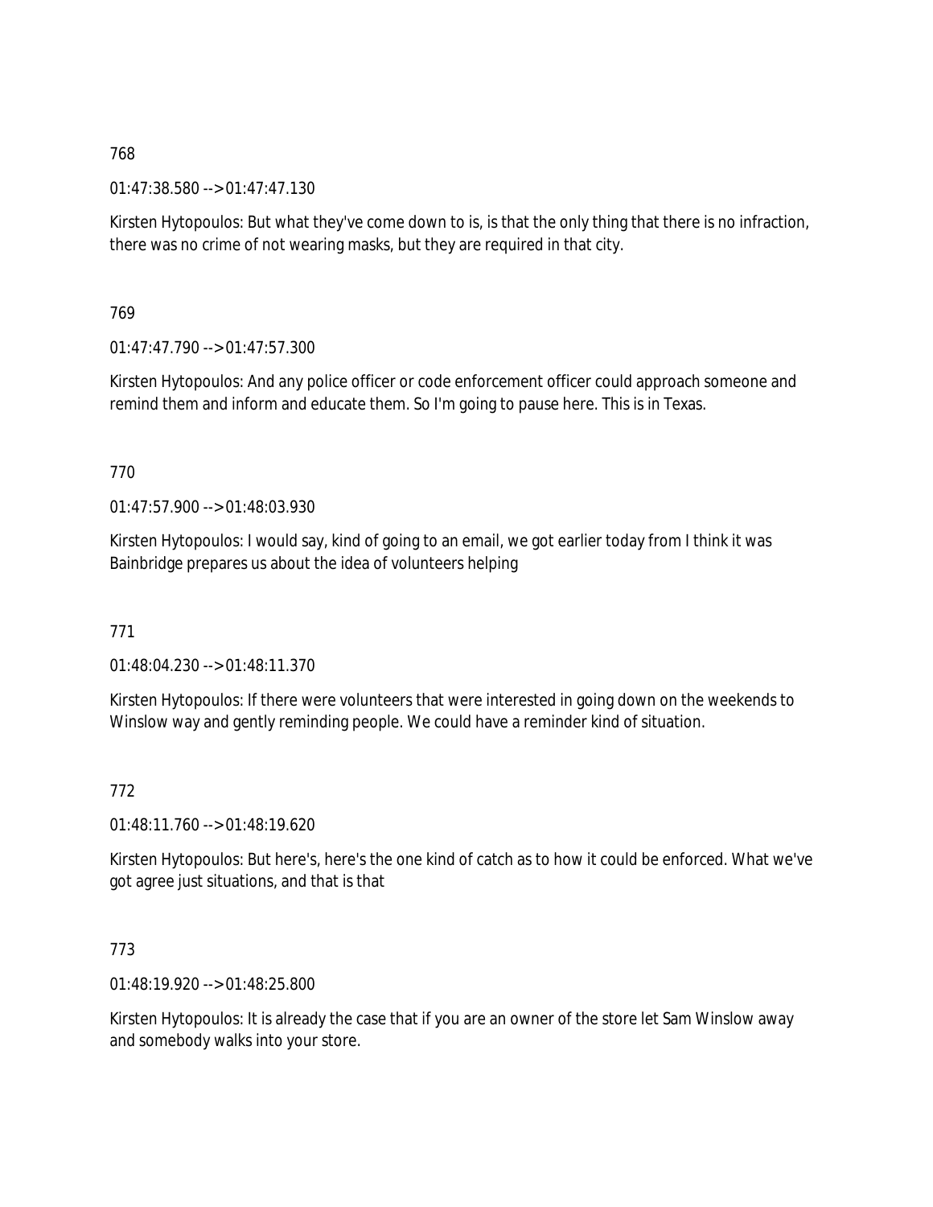768

01:47:38.580 --> 01:47:47.130

Kirsten Hytopoulos: But what they've come down to is, is that the only thing that there is no infraction, there was no crime of not wearing masks, but they are required in that city.

769

01:47:47.790 --> 01:47:57.300

Kirsten Hytopoulos: And any police officer or code enforcement officer could approach someone and remind them and inform and educate them. So I'm going to pause here. This is in Texas.

770

01:47:57.900 --> 01:48:03.930

Kirsten Hytopoulos: I would say, kind of going to an email, we got earlier today from I think it was Bainbridge prepares us about the idea of volunteers helping

771

01:48:04.230 --> 01:48:11.370

Kirsten Hytopoulos: If there were volunteers that were interested in going down on the weekends to Winslow way and gently reminding people. We could have a reminder kind of situation.

772

01:48:11.760 --> 01:48:19.620

Kirsten Hytopoulos: But here's, here's the one kind of catch as to how it could be enforced. What we've got agree just situations, and that is that

773

01:48:19.920 --> 01:48:25.800

Kirsten Hytopoulos: It is already the case that if you are an owner of the store let Sam Winslow away and somebody walks into your store.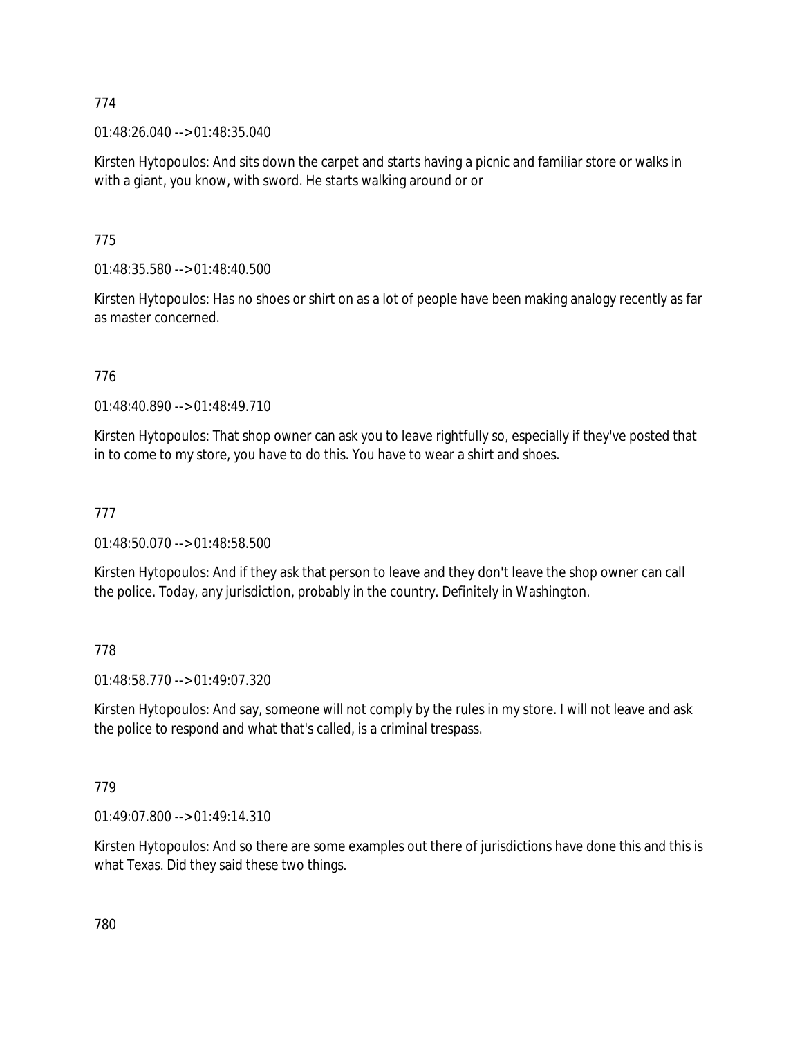774

01:48:26.040 --> 01:48:35.040

Kirsten Hytopoulos: And sits down the carpet and starts having a picnic and familiar store or walks in with a giant, you know, with sword. He starts walking around or or

775

01:48:35.580 --> 01:48:40.500

Kirsten Hytopoulos: Has no shoes or shirt on as a lot of people have been making analogy recently as far as master concerned.

776

01:48:40.890 --> 01:48:49.710

Kirsten Hytopoulos: That shop owner can ask you to leave rightfully so, especially if they've posted that in to come to my store, you have to do this. You have to wear a shirt and shoes.

777

01:48:50.070 --> 01:48:58.500

Kirsten Hytopoulos: And if they ask that person to leave and they don't leave the shop owner can call the police. Today, any jurisdiction, probably in the country. Definitely in Washington.

778

01:48:58.770 --> 01:49:07.320

Kirsten Hytopoulos: And say, someone will not comply by the rules in my store. I will not leave and ask the police to respond and what that's called, is a criminal trespass.

779

01:49:07.800 --> 01:49:14.310

Kirsten Hytopoulos: And so there are some examples out there of jurisdictions have done this and this is what Texas. Did they said these two things.

780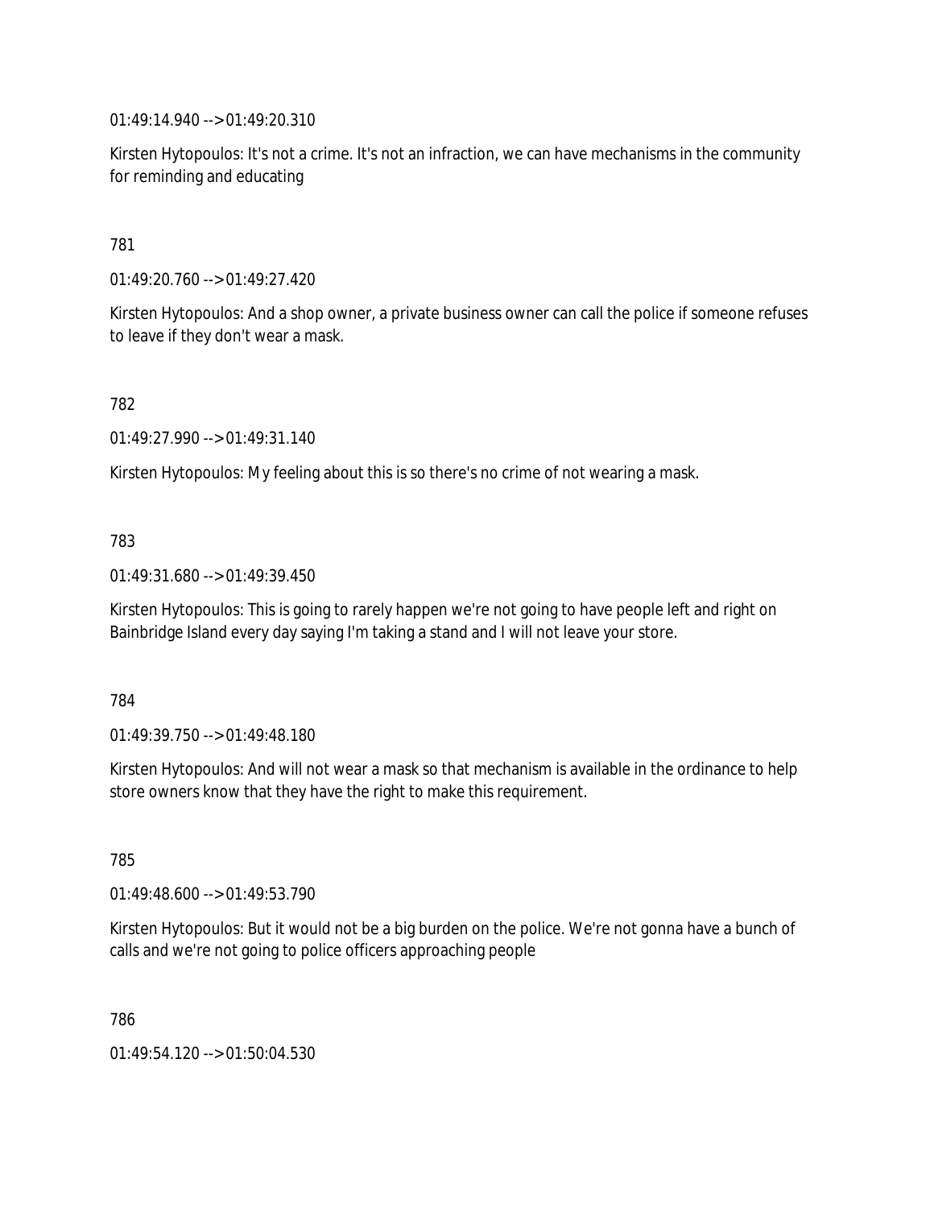01:49:14.940 --> 01:49:20.310

Kirsten Hytopoulos: It's not a crime. It's not an infraction, we can have mechanisms in the community for reminding and educating

781

01:49:20.760 --> 01:49:27.420

Kirsten Hytopoulos: And a shop owner, a private business owner can call the police if someone refuses to leave if they don't wear a mask.

782

01:49:27.990 --> 01:49:31.140

Kirsten Hytopoulos: My feeling about this is so there's no crime of not wearing a mask.

783

01:49:31.680 --> 01:49:39.450

Kirsten Hytopoulos: This is going to rarely happen we're not going to have people left and right on Bainbridge Island every day saying I'm taking a stand and I will not leave your store.

784

01:49:39.750 --> 01:49:48.180

Kirsten Hytopoulos: And will not wear a mask so that mechanism is available in the ordinance to help store owners know that they have the right to make this requirement.

785

01:49:48.600 --> 01:49:53.790

Kirsten Hytopoulos: But it would not be a big burden on the police. We're not gonna have a bunch of calls and we're not going to police officers approaching people

786

01:49:54.120 --> 01:50:04.530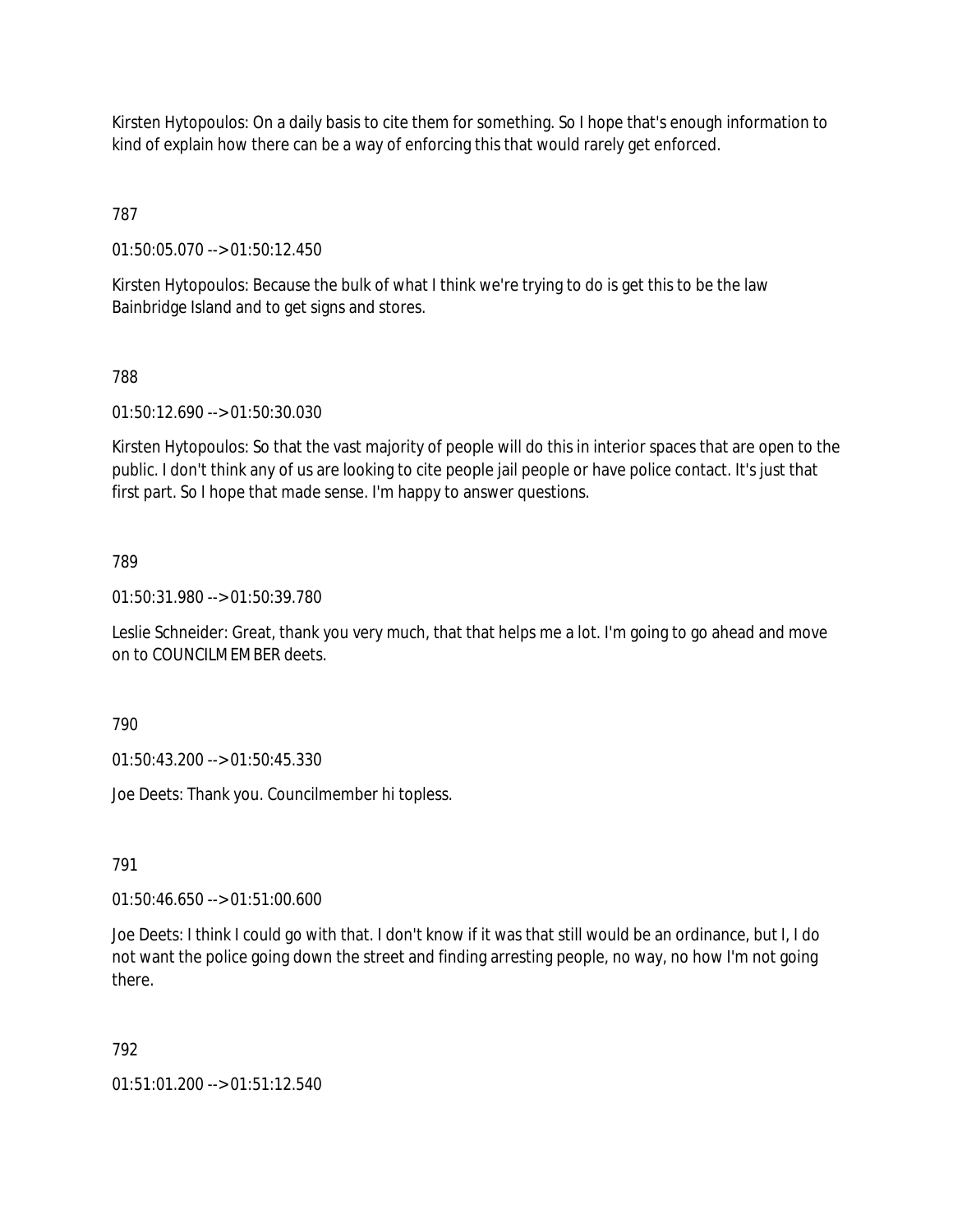Kirsten Hytopoulos: On a daily basis to cite them for something. So I hope that's enough information to kind of explain how there can be a way of enforcing this that would rarely get enforced.

787

01:50:05.070 --> 01:50:12.450

Kirsten Hytopoulos: Because the bulk of what I think we're trying to do is get this to be the law Bainbridge Island and to get signs and stores.

788

01:50:12.690 --> 01:50:30.030

Kirsten Hytopoulos: So that the vast majority of people will do this in interior spaces that are open to the public. I don't think any of us are looking to cite people jail people or have police contact. It's just that first part. So I hope that made sense. I'm happy to answer questions.

789

01:50:31.980 --> 01:50:39.780

Leslie Schneider: Great, thank you very much, that that helps me a lot. I'm going to go ahead and move on to COUNCILMEMBER deets.

790

01:50:43.200 --> 01:50:45.330

Joe Deets: Thank you. Councilmember hi topless.

791

01:50:46.650 --> 01:51:00.600

Joe Deets: I think I could go with that. I don't know if it was that still would be an ordinance, but I, I do not want the police going down the street and finding arresting people, no way, no how I'm not going there.

792

01:51:01.200 --> 01:51:12.540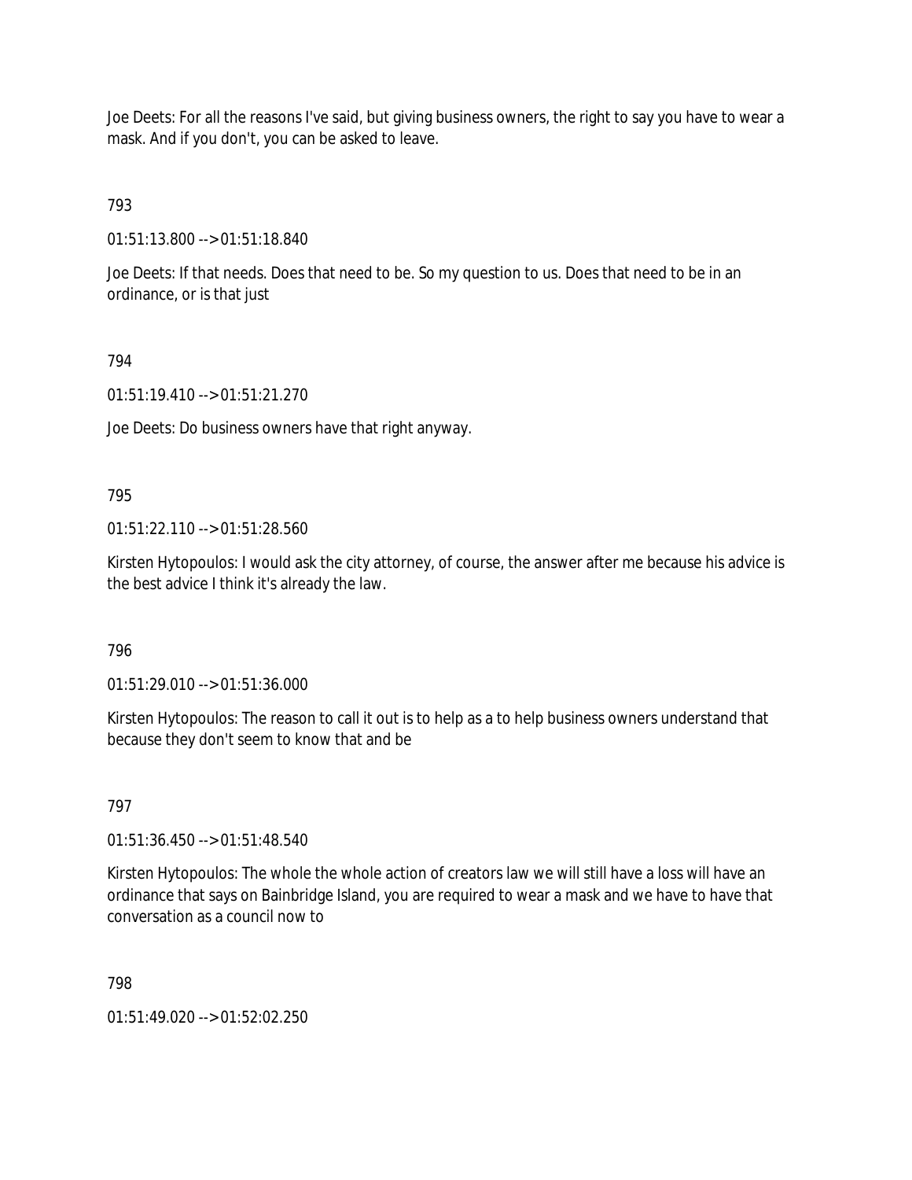Joe Deets: For all the reasons I've said, but giving business owners, the right to say you have to wear a mask. And if you don't, you can be asked to leave.

793

01:51:13.800 --> 01:51:18.840

Joe Deets: If that needs. Does that need to be. So my question to us. Does that need to be in an ordinance, or is that just

794

01:51:19.410 --> 01:51:21.270

Joe Deets: Do business owners have that right anyway.

795

01:51:22.110 --> 01:51:28.560

Kirsten Hytopoulos: I would ask the city attorney, of course, the answer after me because his advice is the best advice I think it's already the law.

796

01:51:29.010 --> 01:51:36.000

Kirsten Hytopoulos: The reason to call it out is to help as a to help business owners understand that because they don't seem to know that and be

797

01:51:36.450 --> 01:51:48.540

Kirsten Hytopoulos: The whole the whole action of creators law we will still have a loss will have an ordinance that says on Bainbridge Island, you are required to wear a mask and we have to have that conversation as a council now to

798

01:51:49.020 --> 01:52:02.250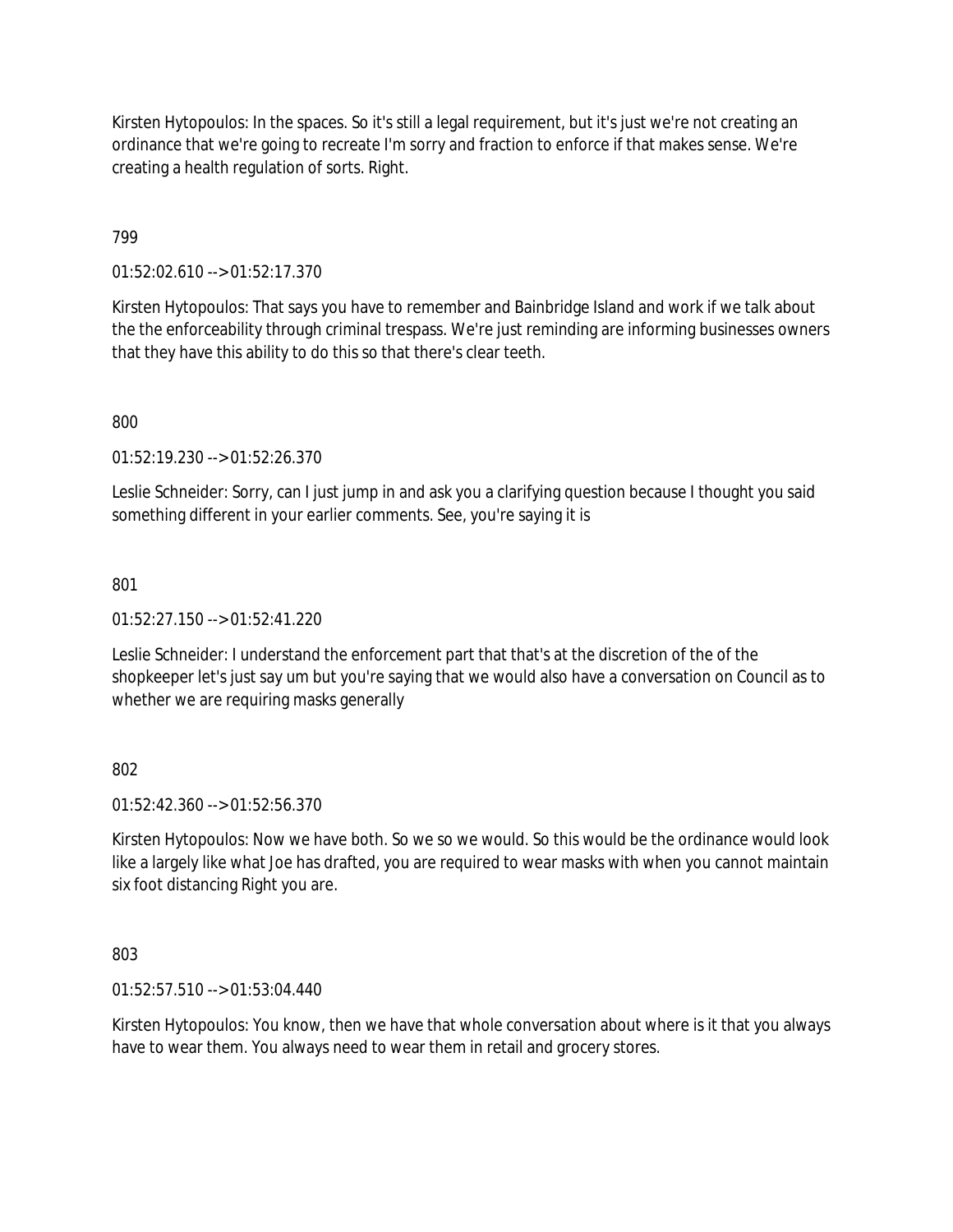Kirsten Hytopoulos: In the spaces. So it's still a legal requirement, but it's just we're not creating an ordinance that we're going to recreate I'm sorry and fraction to enforce if that makes sense. We're creating a health regulation of sorts. Right.

799

01:52:02.610 --> 01:52:17.370

Kirsten Hytopoulos: That says you have to remember and Bainbridge Island and work if we talk about the the enforceability through criminal trespass. We're just reminding are informing businesses owners that they have this ability to do this so that there's clear teeth.

800

01:52:19.230 --> 01:52:26.370

Leslie Schneider: Sorry, can I just jump in and ask you a clarifying question because I thought you said something different in your earlier comments. See, you're saying it is

801

01:52:27.150 --> 01:52:41.220

Leslie Schneider: I understand the enforcement part that that's at the discretion of the of the shopkeeper let's just say um but you're saying that we would also have a conversation on Council as to whether we are requiring masks generally

802

01:52:42.360 --> 01:52:56.370

Kirsten Hytopoulos: Now we have both. So we so we would. So this would be the ordinance would look like a largely like what Joe has drafted, you are required to wear masks with when you cannot maintain six foot distancing Right you are.

803

01:52:57.510 --> 01:53:04.440

Kirsten Hytopoulos: You know, then we have that whole conversation about where is it that you always have to wear them. You always need to wear them in retail and grocery stores.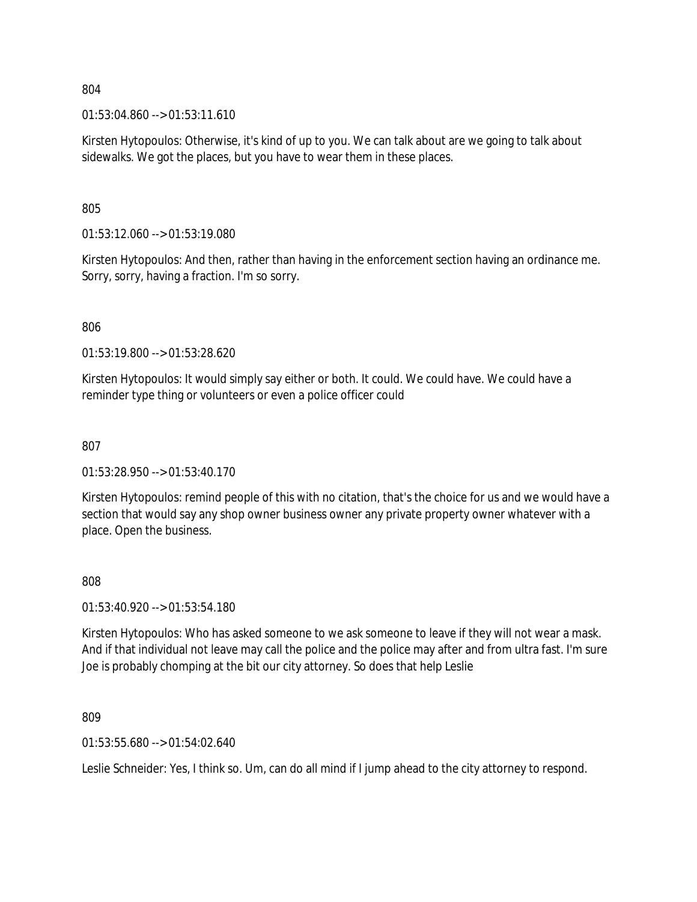804

01:53:04.860 --> 01:53:11.610

Kirsten Hytopoulos: Otherwise, it's kind of up to you. We can talk about are we going to talk about sidewalks. We got the places, but you have to wear them in these places.

805

01:53:12.060 --> 01:53:19.080

Kirsten Hytopoulos: And then, rather than having in the enforcement section having an ordinance me. Sorry, sorry, having a fraction. I'm so sorry.

806

01:53:19.800 --> 01:53:28.620

Kirsten Hytopoulos: It would simply say either or both. It could. We could have. We could have a reminder type thing or volunteers or even a police officer could

807

01:53:28.950 --> 01:53:40.170

Kirsten Hytopoulos: remind people of this with no citation, that's the choice for us and we would have a section that would say any shop owner business owner any private property owner whatever with a place. Open the business.

808

01:53:40.920 --> 01:53:54.180

Kirsten Hytopoulos: Who has asked someone to we ask someone to leave if they will not wear a mask. And if that individual not leave may call the police and the police may after and from ultra fast. I'm sure Joe is probably chomping at the bit our city attorney. So does that help Leslie

809

01:53:55.680 --> 01:54:02.640

Leslie Schneider: Yes, I think so. Um, can do all mind if I jump ahead to the city attorney to respond.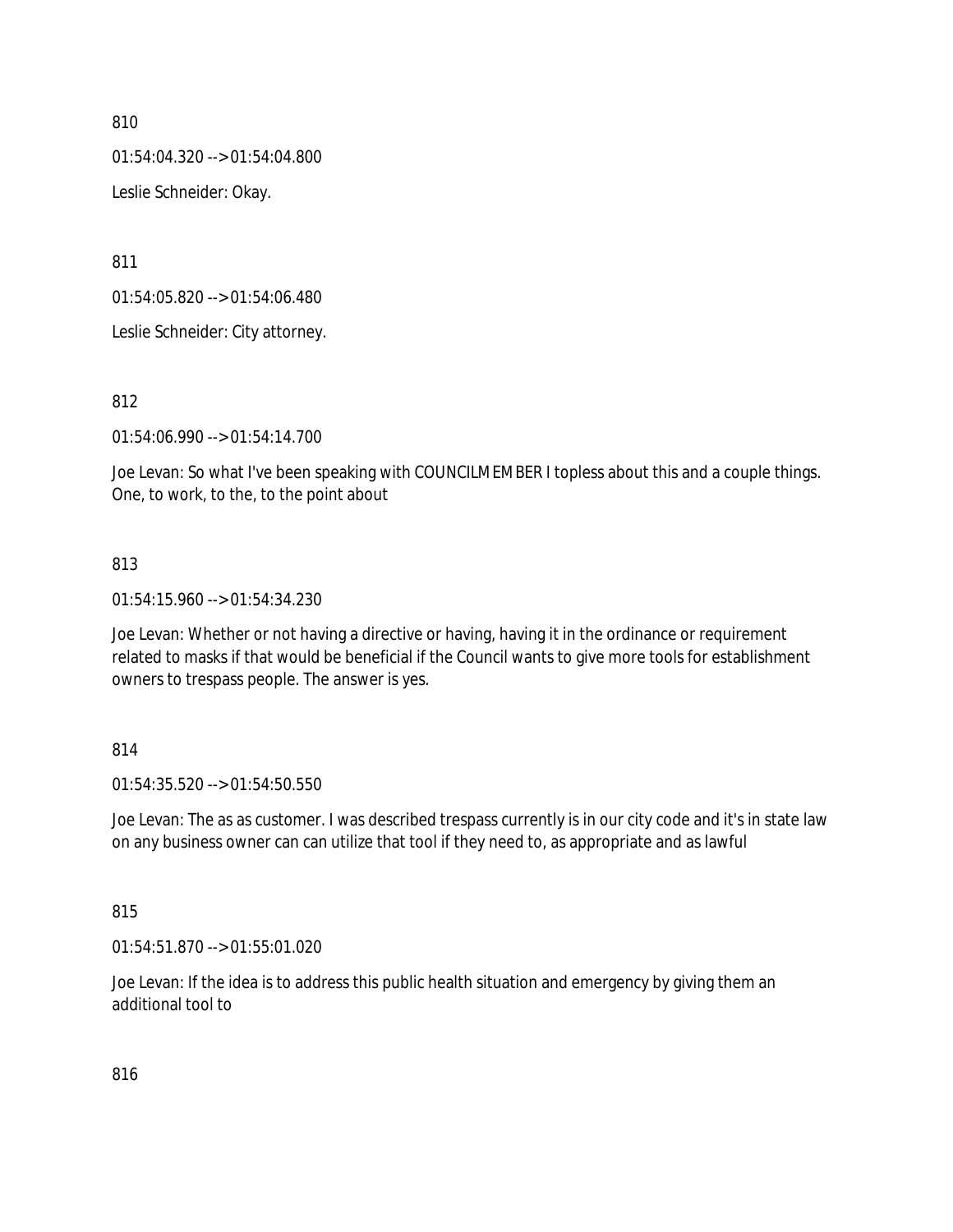810

01:54:04.320 --> 01:54:04.800

Leslie Schneider: Okay.

811

01:54:05.820 --> 01:54:06.480

Leslie Schneider: City attorney.

812

01:54:06.990 --> 01:54:14.700

Joe Levan: So what I've been speaking with COUNCILMEMBER I topless about this and a couple things. One, to work, to the, to the point about

813

01:54:15.960 --> 01:54:34.230

Joe Levan: Whether or not having a directive or having, having it in the ordinance or requirement related to masks if that would be beneficial if the Council wants to give more tools for establishment owners to trespass people. The answer is yes.

814

01:54:35.520 --> 01:54:50.550

Joe Levan: The as as customer. I was described trespass currently is in our city code and it's in state law on any business owner can can utilize that tool if they need to, as appropriate and as lawful

815

01:54:51.870 --> 01:55:01.020

Joe Levan: If the idea is to address this public health situation and emergency by giving them an additional tool to

816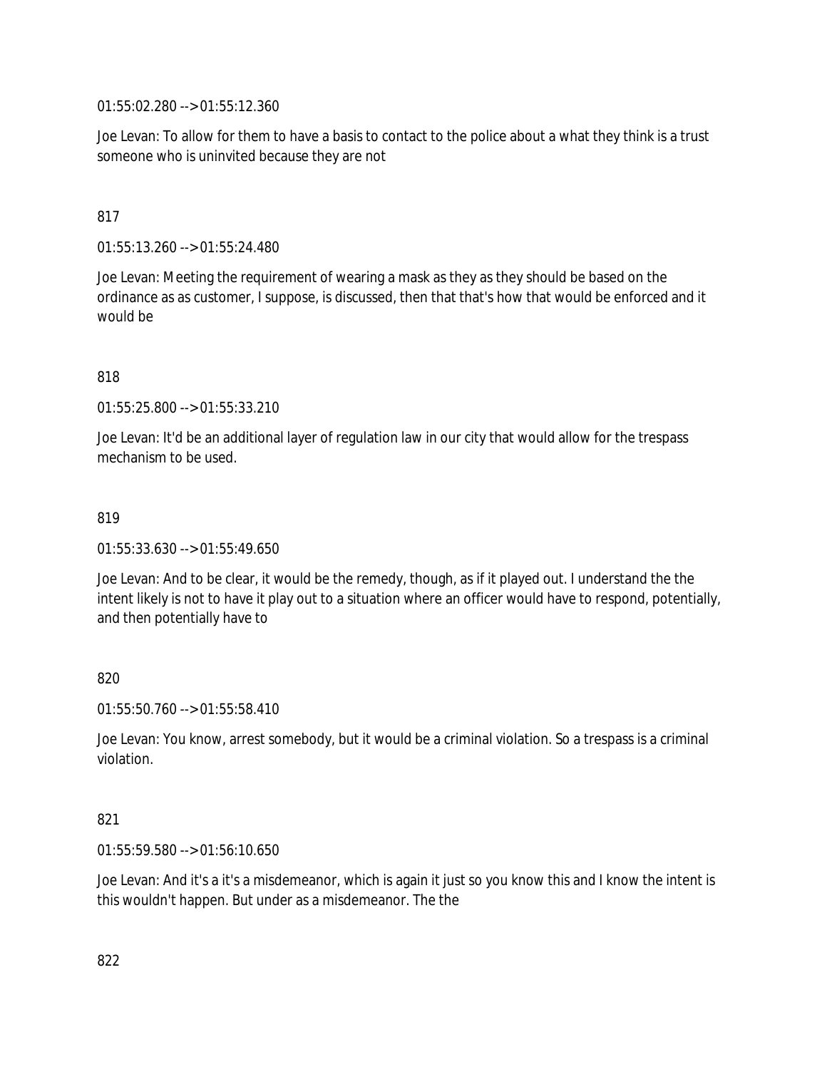01:55:02.280 --> 01:55:12.360

Joe Levan: To allow for them to have a basis to contact to the police about a what they think is a trust someone who is uninvited because they are not

817

01:55:13.260 --> 01:55:24.480

Joe Levan: Meeting the requirement of wearing a mask as they as they should be based on the ordinance as as customer, I suppose, is discussed, then that that's how that would be enforced and it would be

818

01:55:25.800 --> 01:55:33.210

Joe Levan: It'd be an additional layer of regulation law in our city that would allow for the trespass mechanism to be used.

819

01:55:33.630 --> 01:55:49.650

Joe Levan: And to be clear, it would be the remedy, though, as if it played out. I understand the the intent likely is not to have it play out to a situation where an officer would have to respond, potentially, and then potentially have to

820

01:55:50.760 --> 01:55:58.410

Joe Levan: You know, arrest somebody, but it would be a criminal violation. So a trespass is a criminal violation.

821

01:55:59.580 --> 01:56:10.650

Joe Levan: And it's a it's a misdemeanor, which is again it just so you know this and I know the intent is this wouldn't happen. But under as a misdemeanor. The the

822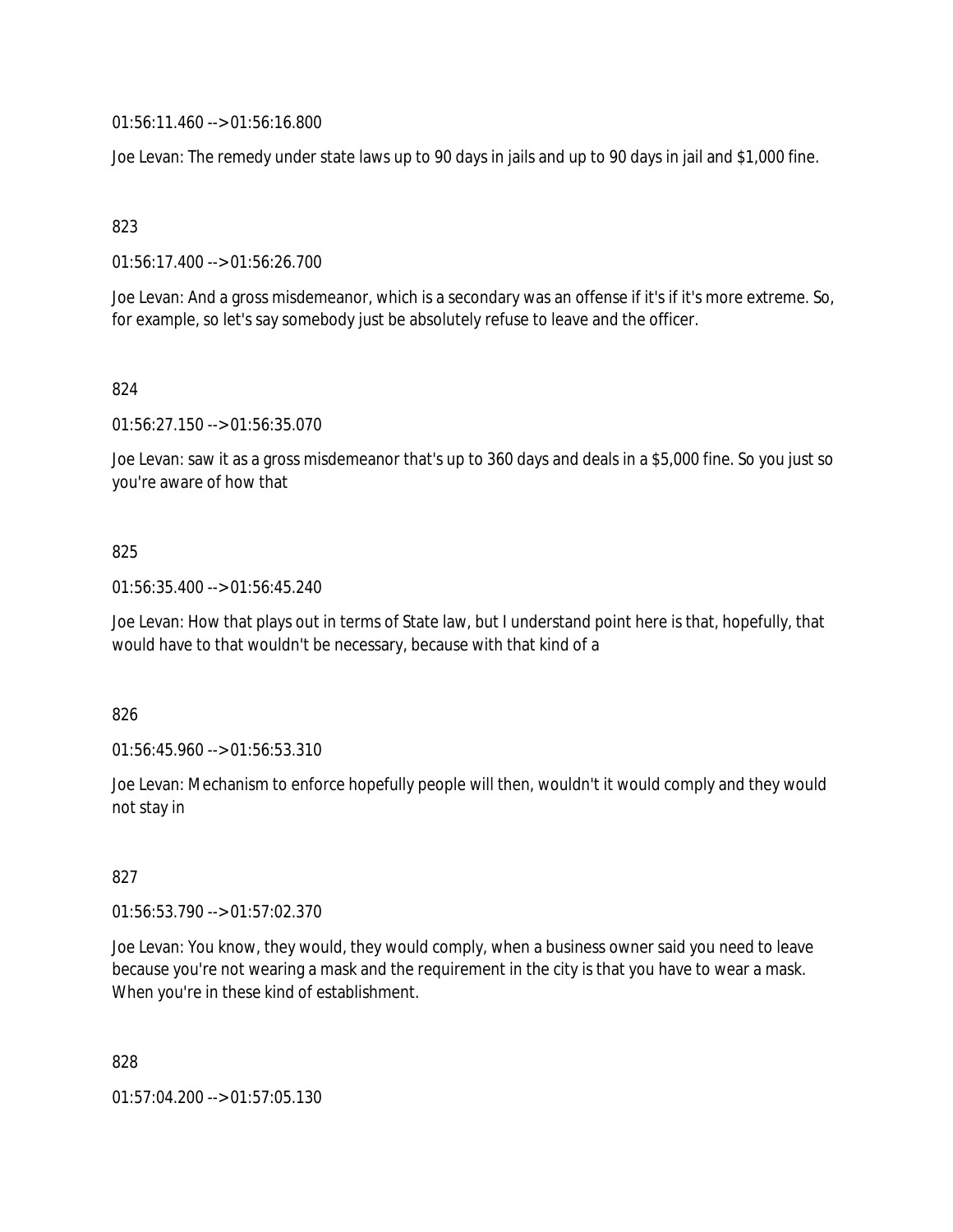01:56:11.460 --> 01:56:16.800

Joe Levan: The remedy under state laws up to 90 days in jails and up to 90 days in jail and $1,000 fine.

823

01:56:17.400 --> 01:56:26.700

Joe Levan: And a gross misdemeanor, which is a secondary was an offense if it's if it's more extreme. So, for example, so let's say somebody just be absolutely refuse to leave and the officer.

824

01:56:27.150 --> 01:56:35.070

Joe Levan: saw it as a gross misdemeanor that's up to 360 days and deals in a $5,000 fine. So you just so you're aware of how that

825

01:56:35.400 --> 01:56:45.240

Joe Levan: How that plays out in terms of State law, but I understand point here is that, hopefully, that would have to that wouldn't be necessary, because with that kind of a

826

01:56:45.960 --> 01:56:53.310

Joe Levan: Mechanism to enforce hopefully people will then, wouldn't it would comply and they would not stay in

827

01:56:53.790 --> 01:57:02.370

Joe Levan: You know, they would, they would comply, when a business owner said you need to leave because you're not wearing a mask and the requirement in the city is that you have to wear a mask. When you're in these kind of establishment.

828

01:57:04.200 --> 01:57:05.130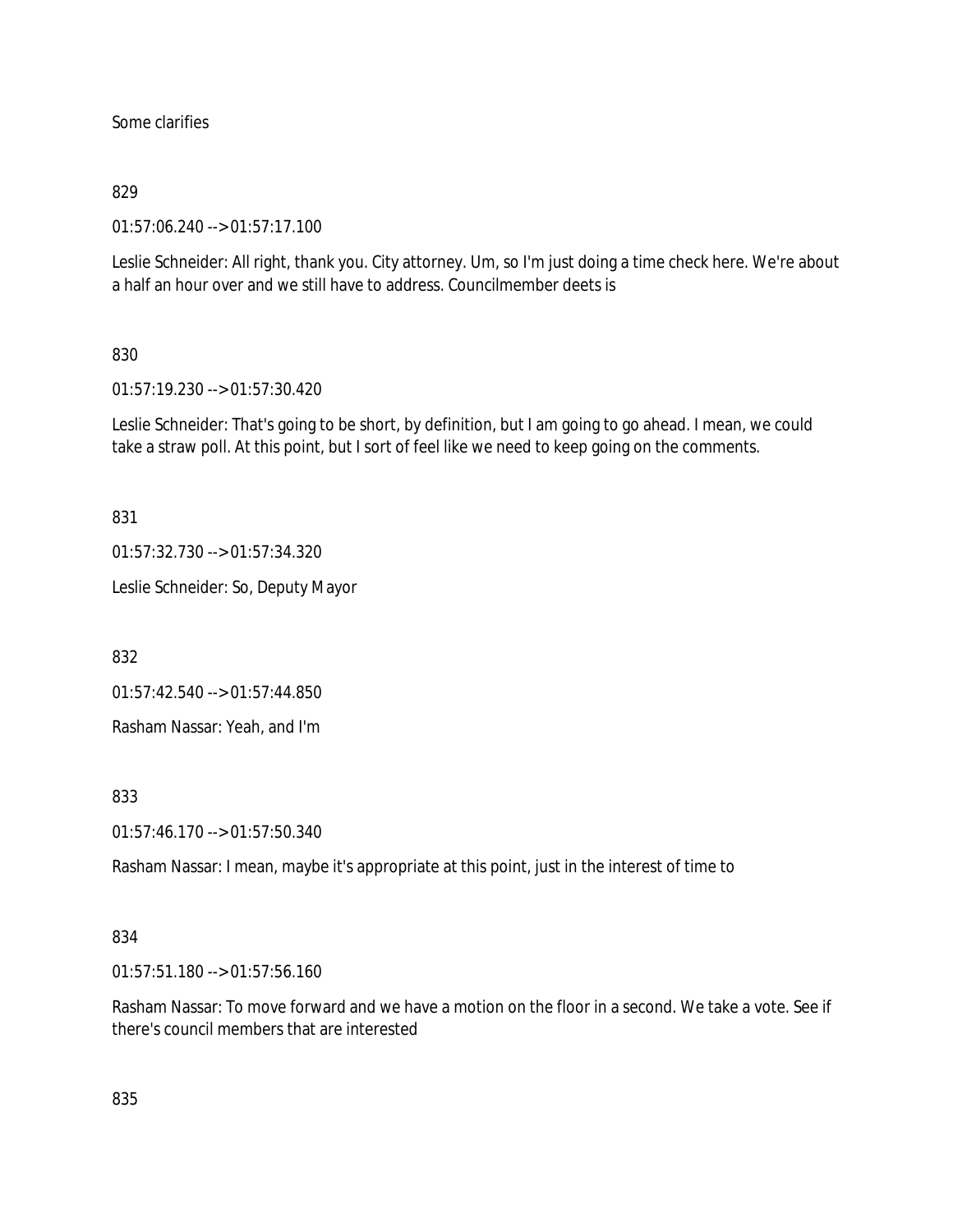Some clarifies

829

01:57:06.240 --> 01:57:17.100

Leslie Schneider: All right, thank you. City attorney. Um, so I'm just doing a time check here. We're about a half an hour over and we still have to address. Councilmember deets is

830

01:57:19.230 --> 01:57:30.420

Leslie Schneider: That's going to be short, by definition, but I am going to go ahead. I mean, we could take a straw poll. At this point, but I sort of feel like we need to keep going on the comments.

831

01:57:32.730 --> 01:57:34.320

Leslie Schneider: So, Deputy Mayor

832

01:57:42.540 --> 01:57:44.850

Rasham Nassar: Yeah, and I'm

833

01:57:46.170 --> 01:57:50.340

Rasham Nassar: I mean, maybe it's appropriate at this point, just in the interest of time to

834

01:57:51.180 --> 01:57:56.160

Rasham Nassar: To move forward and we have a motion on the floor in a second. We take a vote. See if there's council members that are interested

835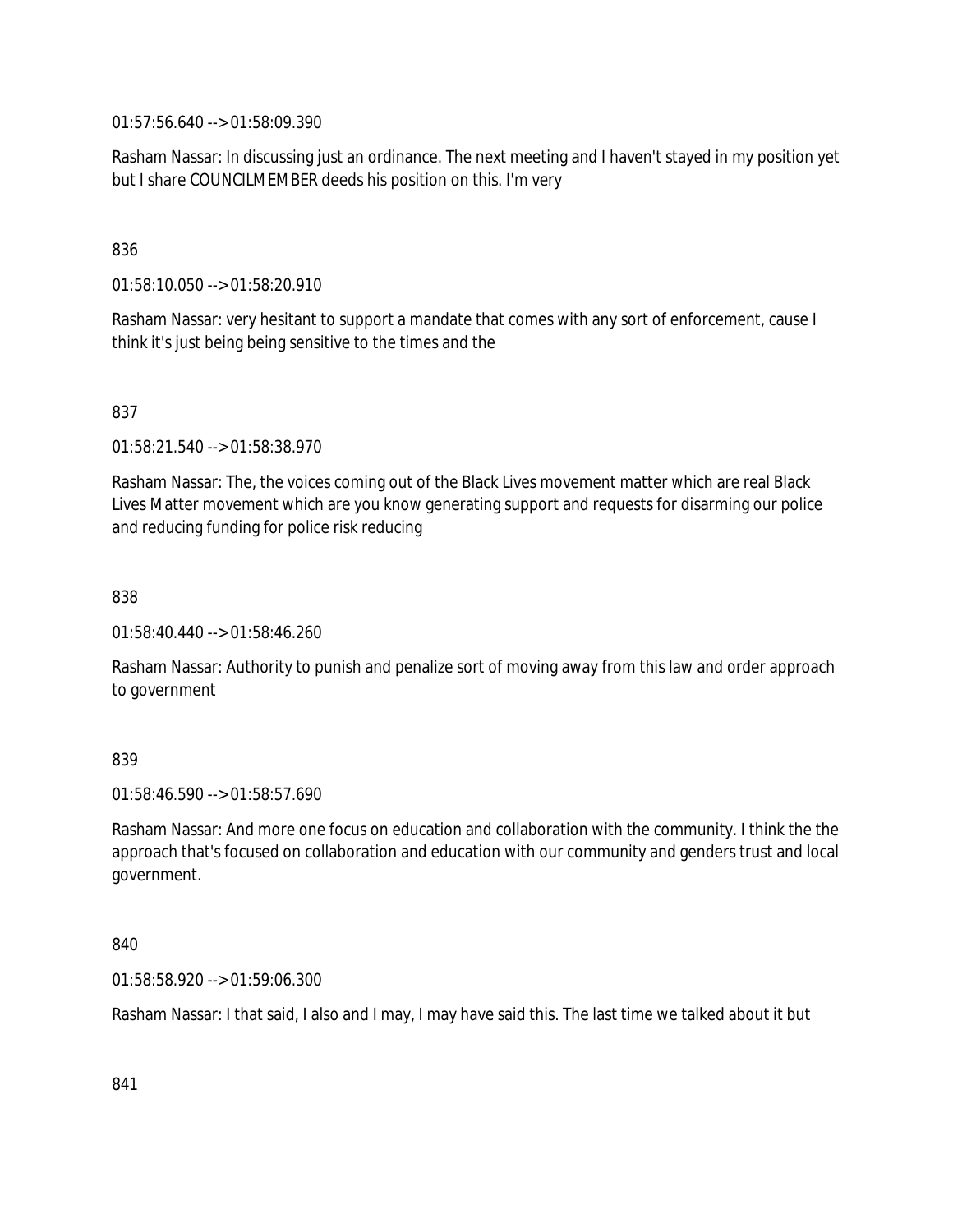01:57:56.640 --> 01:58:09.390

Rasham Nassar: In discussing just an ordinance. The next meeting and I haven't stayed in my position yet but I share COUNCILMEMBER deeds his position on this. I'm very

836

01:58:10.050 --> 01:58:20.910

Rasham Nassar: very hesitant to support a mandate that comes with any sort of enforcement, cause I think it's just being being sensitive to the times and the

837

01:58:21.540 --> 01:58:38.970

Rasham Nassar: The, the voices coming out of the Black Lives movement matter which are real Black Lives Matter movement which are you know generating support and requests for disarming our police and reducing funding for police risk reducing

838

01:58:40.440 --> 01:58:46.260

Rasham Nassar: Authority to punish and penalize sort of moving away from this law and order approach to government

839

01:58:46.590 --> 01:58:57.690

Rasham Nassar: And more one focus on education and collaboration with the community. I think the the approach that's focused on collaboration and education with our community and genders trust and local government.

840

01:58:58.920 --> 01:59:06.300

Rasham Nassar: I that said, I also and I may, I may have said this. The last time we talked about it but

841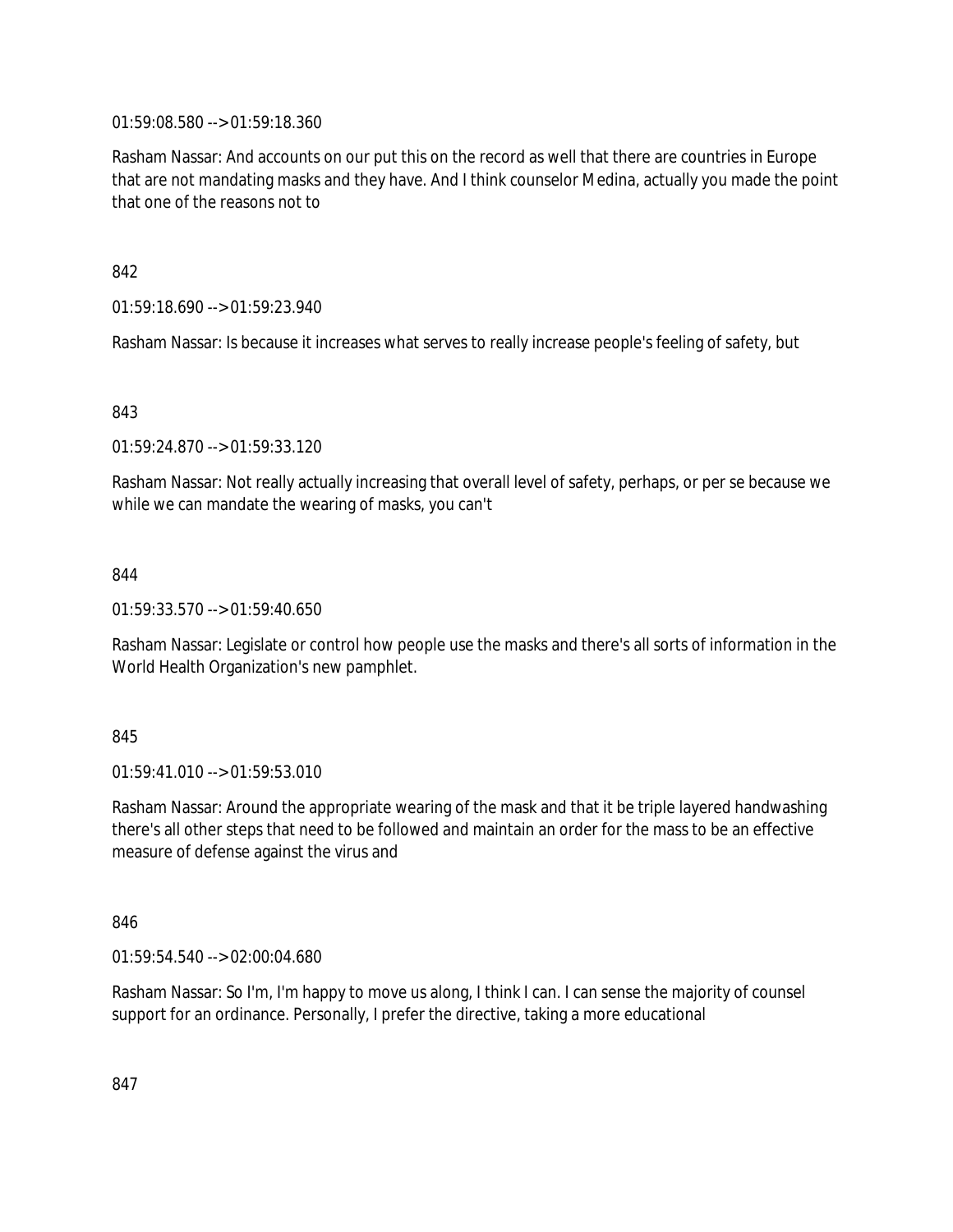01:59:08.580 --> 01:59:18.360

Rasham Nassar: And accounts on our put this on the record as well that there are countries in Europe that are not mandating masks and they have. And I think counselor Medina, actually you made the point that one of the reasons not to

842

01:59:18.690 --> 01:59:23.940

Rasham Nassar: Is because it increases what serves to really increase people's feeling of safety, but

843

01:59:24.870 --> 01:59:33.120

Rasham Nassar: Not really actually increasing that overall level of safety, perhaps, or per se because we while we can mandate the wearing of masks, you can't

844

01:59:33.570 --> 01:59:40.650

Rasham Nassar: Legislate or control how people use the masks and there's all sorts of information in the World Health Organization's new pamphlet.

845

01:59:41.010 --> 01:59:53.010

Rasham Nassar: Around the appropriate wearing of the mask and that it be triple layered handwashing there's all other steps that need to be followed and maintain an order for the mass to be an effective measure of defense against the virus and

846

01:59:54.540 --> 02:00:04.680

Rasham Nassar: So I'm, I'm happy to move us along, I think I can. I can sense the majority of counsel support for an ordinance. Personally, I prefer the directive, taking a more educational

847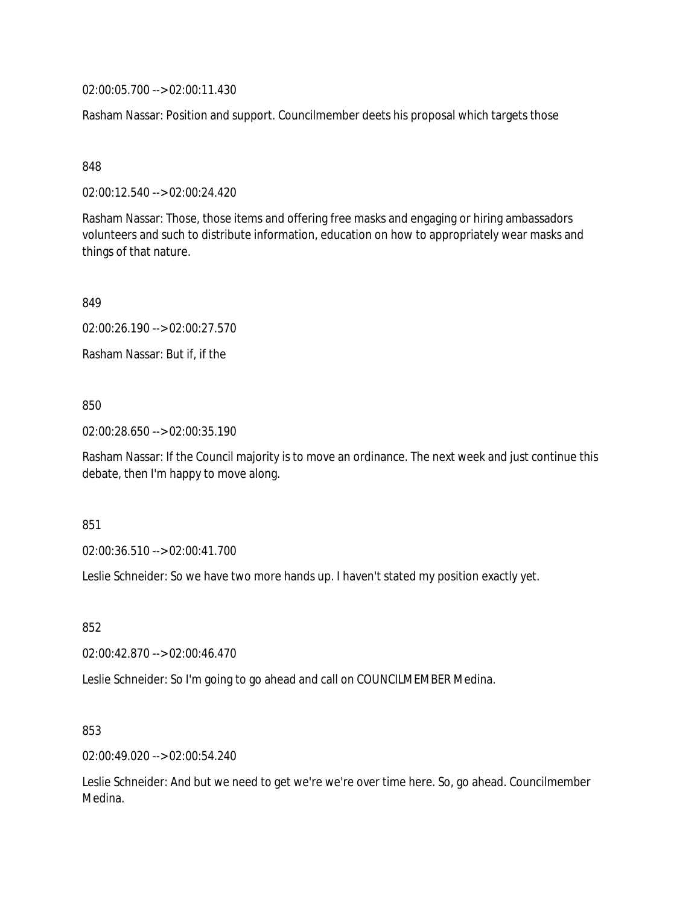02:00:05.700 --> 02:00:11.430

Rasham Nassar: Position and support. Councilmember deets his proposal which targets those

848

02:00:12.540 --> 02:00:24.420

Rasham Nassar: Those, those items and offering free masks and engaging or hiring ambassadors volunteers and such to distribute information, education on how to appropriately wear masks and things of that nature.

849

02:00:26.190 --> 02:00:27.570

Rasham Nassar: But if, if the

850

02:00:28.650 --> 02:00:35.190

Rasham Nassar: If the Council majority is to move an ordinance. The next week and just continue this debate, then I'm happy to move along.

851

02:00:36.510 --> 02:00:41.700

Leslie Schneider: So we have two more hands up. I haven't stated my position exactly yet.

852

02:00:42.870 --> 02:00:46.470

Leslie Schneider: So I'm going to go ahead and call on COUNCILMEMBER Medina.

853

02:00:49.020 --> 02:00:54.240

Leslie Schneider: And but we need to get we're we're over time here. So, go ahead. Councilmember Medina.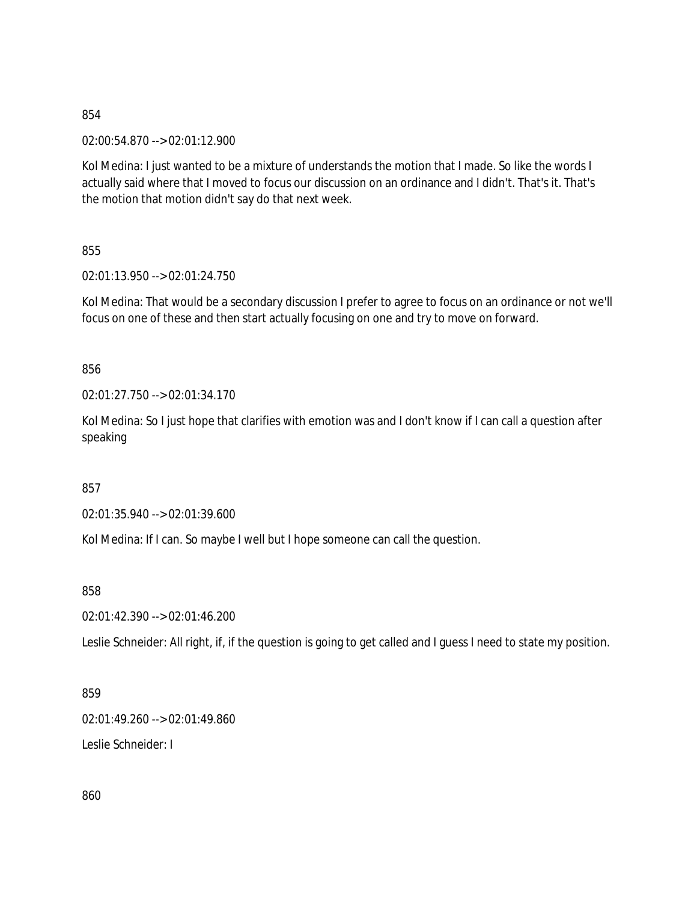854

02:00:54.870 --> 02:01:12.900

Kol Medina: I just wanted to be a mixture of understands the motion that I made. So like the words I actually said where that I moved to focus our discussion on an ordinance and I didn't. That's it. That's the motion that motion didn't say do that next week.

855

02:01:13.950 --> 02:01:24.750

Kol Medina: That would be a secondary discussion I prefer to agree to focus on an ordinance or not we'll focus on one of these and then start actually focusing on one and try to move on forward.

856

02:01:27.750 --> 02:01:34.170

Kol Medina: So I just hope that clarifies with emotion was and I don't know if I can call a question after speaking

857

02:01:35.940 --> 02:01:39.600

Kol Medina: If I can. So maybe I well but I hope someone can call the question.

858

02:01:42.390 --> 02:01:46.200

Leslie Schneider: All right, if, if the question is going to get called and I guess I need to state my position.

859

02:01:49.260 --> 02:01:49.860

Leslie Schneider: I

860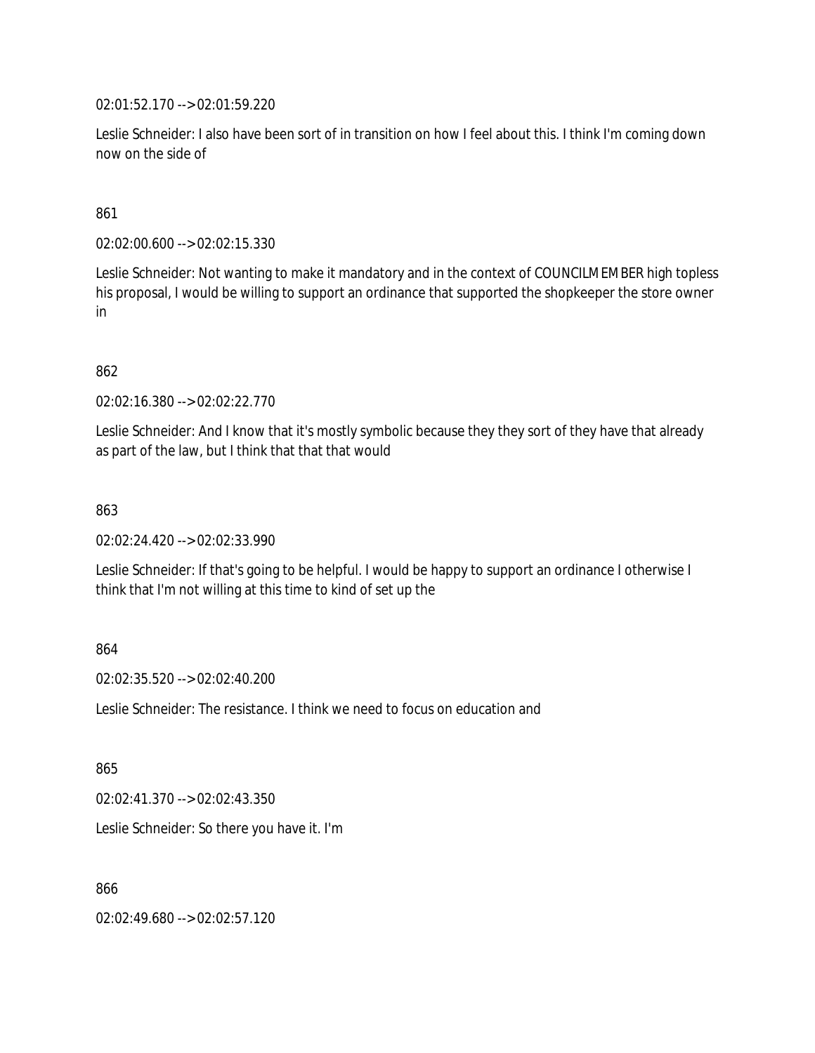02:01:52.170 --> 02:01:59.220

Leslie Schneider: I also have been sort of in transition on how I feel about this. I think I'm coming down now on the side of

861

02:02:00.600 --> 02:02:15.330

Leslie Schneider: Not wanting to make it mandatory and in the context of COUNCILMEMBER high topless his proposal, I would be willing to support an ordinance that supported the shopkeeper the store owner in

862

02:02:16.380 --> 02:02:22.770

Leslie Schneider: And I know that it's mostly symbolic because they they sort of they have that already as part of the law, but I think that that that would

863

02:02:24.420 --> 02:02:33.990

Leslie Schneider: If that's going to be helpful. I would be happy to support an ordinance I otherwise I think that I'm not willing at this time to kind of set up the

864

02:02:35.520 --> 02:02:40.200

Leslie Schneider: The resistance. I think we need to focus on education and

865

02:02:41.370 --> 02:02:43.350

Leslie Schneider: So there you have it. I'm

866

02:02:49.680 --> 02:02:57.120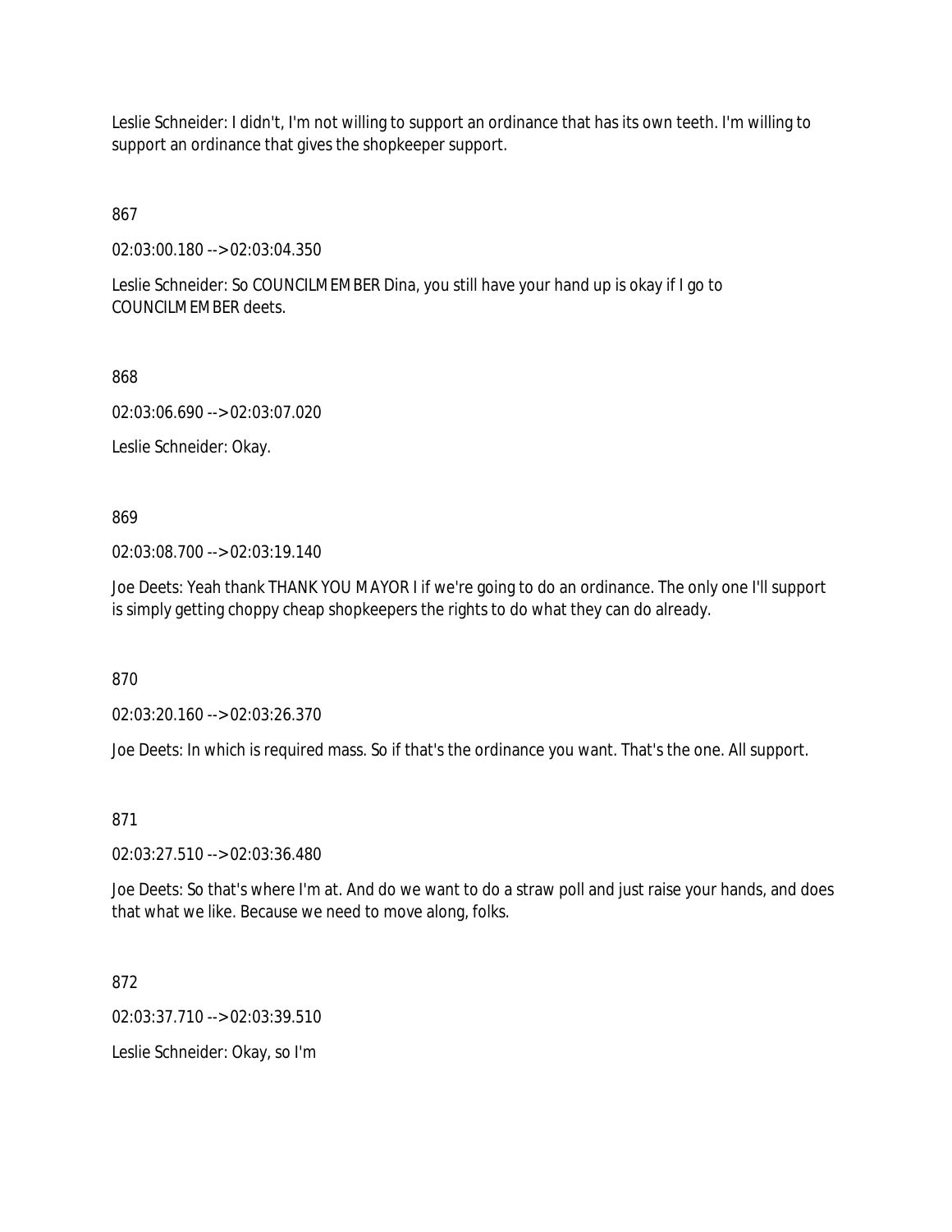Leslie Schneider: I didn't, I'm not willing to support an ordinance that has its own teeth. I'm willing to support an ordinance that gives the shopkeeper support.

867

02:03:00.180 --> 02:03:04.350

Leslie Schneider: So COUNCILMEMBER Dina, you still have your hand up is okay if I go to COUNCILMEMBER deets.

868

02:03:06.690 --> 02:03:07.020

Leslie Schneider: Okay.

869

02:03:08.700 --> 02:03:19.140

Joe Deets: Yeah thank THANK YOU MAYOR I if we're going to do an ordinance. The only one I'll support is simply getting choppy cheap shopkeepers the rights to do what they can do already.

870

02:03:20.160 --> 02:03:26.370

Joe Deets: In which is required mass. So if that's the ordinance you want. That's the one. All support.

871

02:03:27.510 --> 02:03:36.480

Joe Deets: So that's where I'm at. And do we want to do a straw poll and just raise your hands, and does that what we like. Because we need to move along, folks.

872

02:03:37.710 --> 02:03:39.510

Leslie Schneider: Okay, so I'm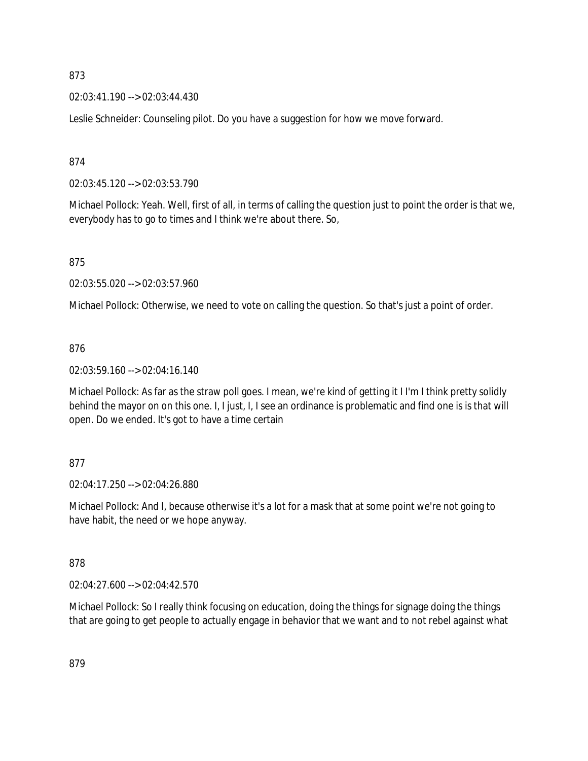873

02:03:41.190 --> 02:03:44.430

Leslie Schneider: Counseling pilot. Do you have a suggestion for how we move forward.

874

02:03:45.120 --> 02:03:53.790

Michael Pollock: Yeah. Well, first of all, in terms of calling the question just to point the order is that we, everybody has to go to times and I think we're about there. So,

875

02:03:55.020 --> 02:03:57.960

Michael Pollock: Otherwise, we need to vote on calling the question. So that's just a point of order.

876

02:03:59.160 --> 02:04:16.140

Michael Pollock: As far as the straw poll goes. I mean, we're kind of getting it I I'm I think pretty solidly behind the mayor on on this one. I, I just, I, I see an ordinance is problematic and find one is is that will open. Do we ended. It's got to have a time certain

877

02:04:17.250 --> 02:04:26.880

Michael Pollock: And I, because otherwise it's a lot for a mask that at some point we're not going to have habit, the need or we hope anyway.

878

02:04:27.600 --> 02:04:42.570

Michael Pollock: So I really think focusing on education, doing the things for signage doing the things that are going to get people to actually engage in behavior that we want and to not rebel against what

879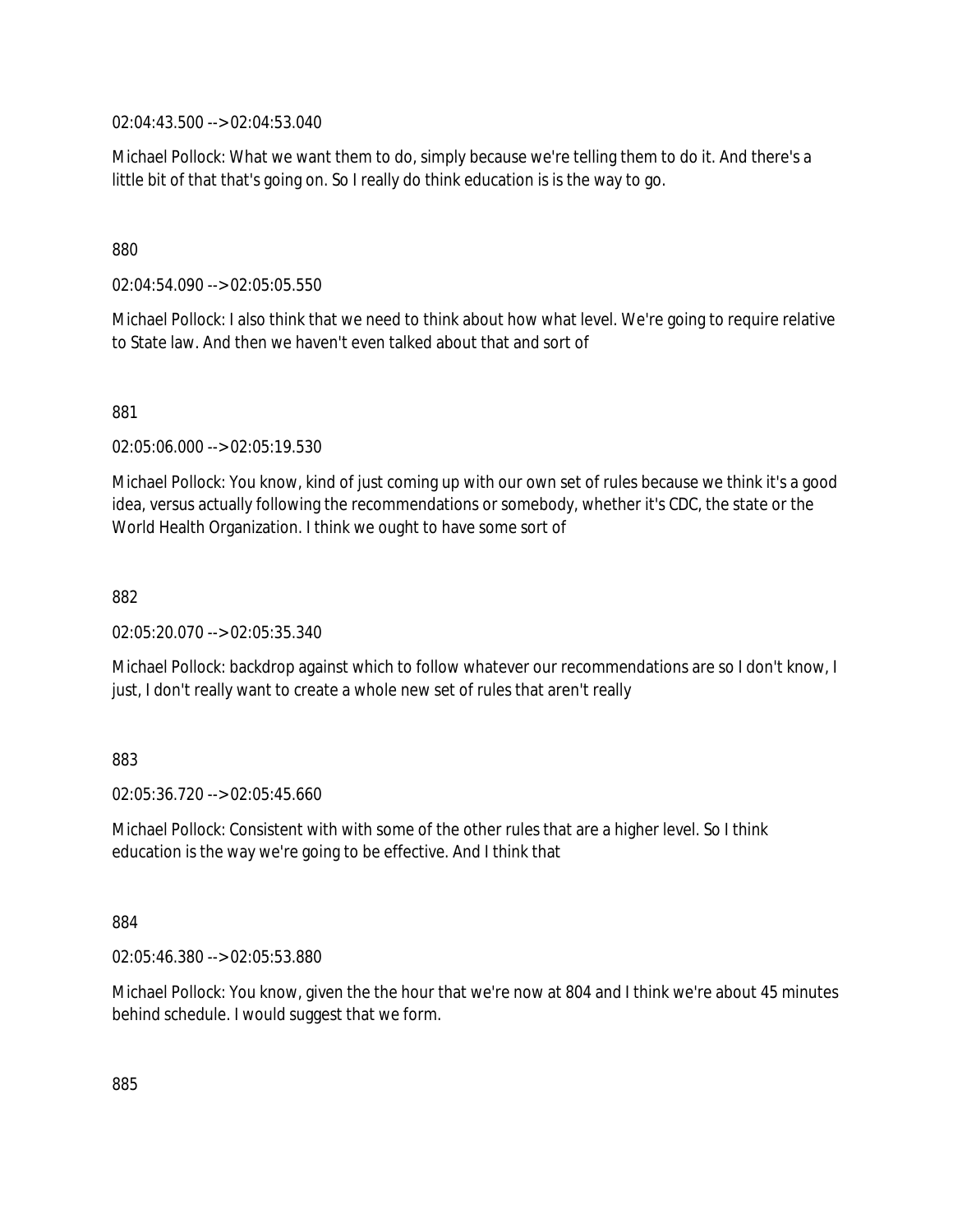02:04:43.500 --> 02:04:53.040

Michael Pollock: What we want them to do, simply because we're telling them to do it. And there's a little bit of that that's going on. So I really do think education is is the way to go.

880

02:04:54.090 --> 02:05:05.550

Michael Pollock: I also think that we need to think about how what level. We're going to require relative to State law. And then we haven't even talked about that and sort of

881

02:05:06.000 --> 02:05:19.530

Michael Pollock: You know, kind of just coming up with our own set of rules because we think it's a good idea, versus actually following the recommendations or somebody, whether it's CDC, the state or the World Health Organization. I think we ought to have some sort of

882

02:05:20.070 --> 02:05:35.340

Michael Pollock: backdrop against which to follow whatever our recommendations are so I don't know, I just, I don't really want to create a whole new set of rules that aren't really

883

02:05:36.720 --> 02:05:45.660

Michael Pollock: Consistent with with some of the other rules that are a higher level. So I think education is the way we're going to be effective. And I think that

884

02:05:46.380 --> 02:05:53.880

Michael Pollock: You know, given the the hour that we're now at 804 and I think we're about 45 minutes behind schedule. I would suggest that we form.

885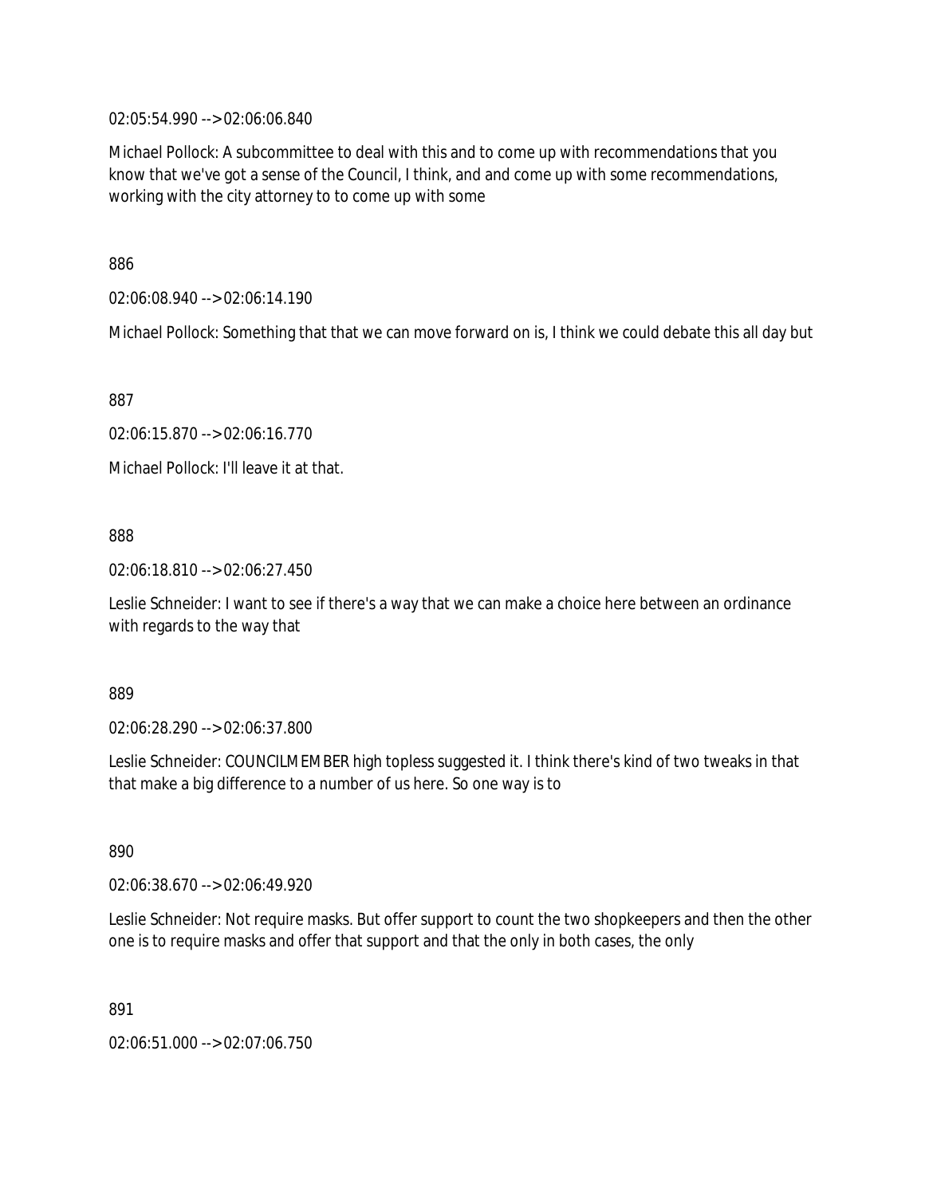02:05:54.990 --> 02:06:06.840

Michael Pollock: A subcommittee to deal with this and to come up with recommendations that you know that we've got a sense of the Council, I think, and and come up with some recommendations, working with the city attorney to to come up with some

886

02:06:08.940 --> 02:06:14.190

Michael Pollock: Something that that we can move forward on is, I think we could debate this all day but

887

02:06:15.870 --> 02:06:16.770

Michael Pollock: I'll leave it at that.

888

02:06:18.810 --> 02:06:27.450

Leslie Schneider: I want to see if there's a way that we can make a choice here between an ordinance with regards to the way that

889

02:06:28.290 --> 02:06:37.800

Leslie Schneider: COUNCILMEMBER high topless suggested it. I think there's kind of two tweaks in that that make a big difference to a number of us here. So one way is to

890

02:06:38.670 --> 02:06:49.920

Leslie Schneider: Not require masks. But offer support to count the two shopkeepers and then the other one is to require masks and offer that support and that the only in both cases, the only

891

02:06:51.000 --> 02:07:06.750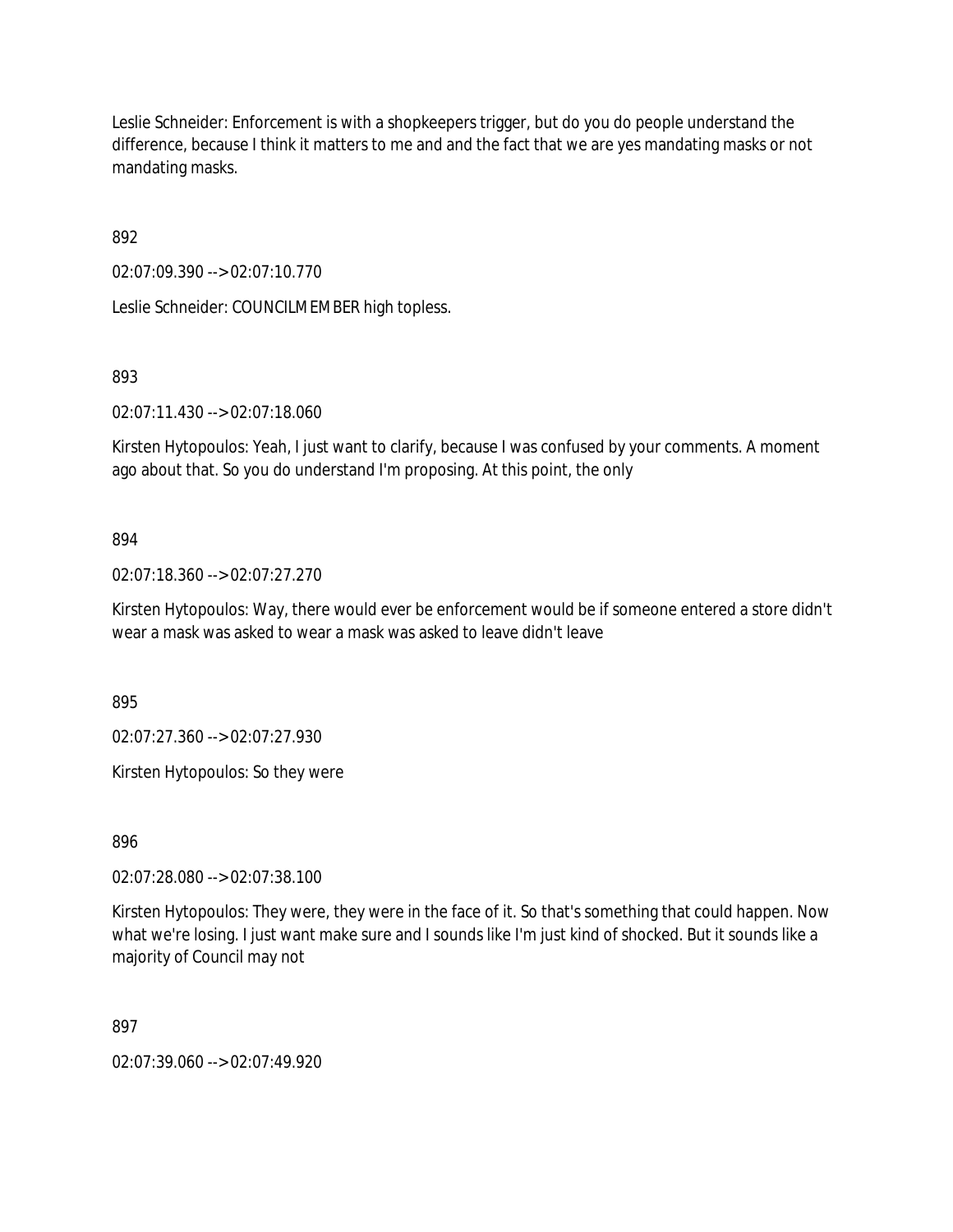Leslie Schneider: Enforcement is with a shopkeepers trigger, but do you do people understand the difference, because I think it matters to me and and the fact that we are yes mandating masks or not mandating masks.

892

02:07:09.390 --> 02:07:10.770

Leslie Schneider: COUNCILMEMBER high topless.

893

02:07:11.430 --> 02:07:18.060

Kirsten Hytopoulos: Yeah, I just want to clarify, because I was confused by your comments. A moment ago about that. So you do understand I'm proposing. At this point, the only

894

02:07:18.360 --> 02:07:27.270

Kirsten Hytopoulos: Way, there would ever be enforcement would be if someone entered a store didn't wear a mask was asked to wear a mask was asked to leave didn't leave

895

02:07:27.360 --> 02:07:27.930

Kirsten Hytopoulos: So they were

896

02:07:28.080 --> 02:07:38.100

Kirsten Hytopoulos: They were, they were in the face of it. So that's something that could happen. Now what we're losing. I just want make sure and I sounds like I'm just kind of shocked. But it sounds like a majority of Council may not

897

02:07:39.060 --> 02:07:49.920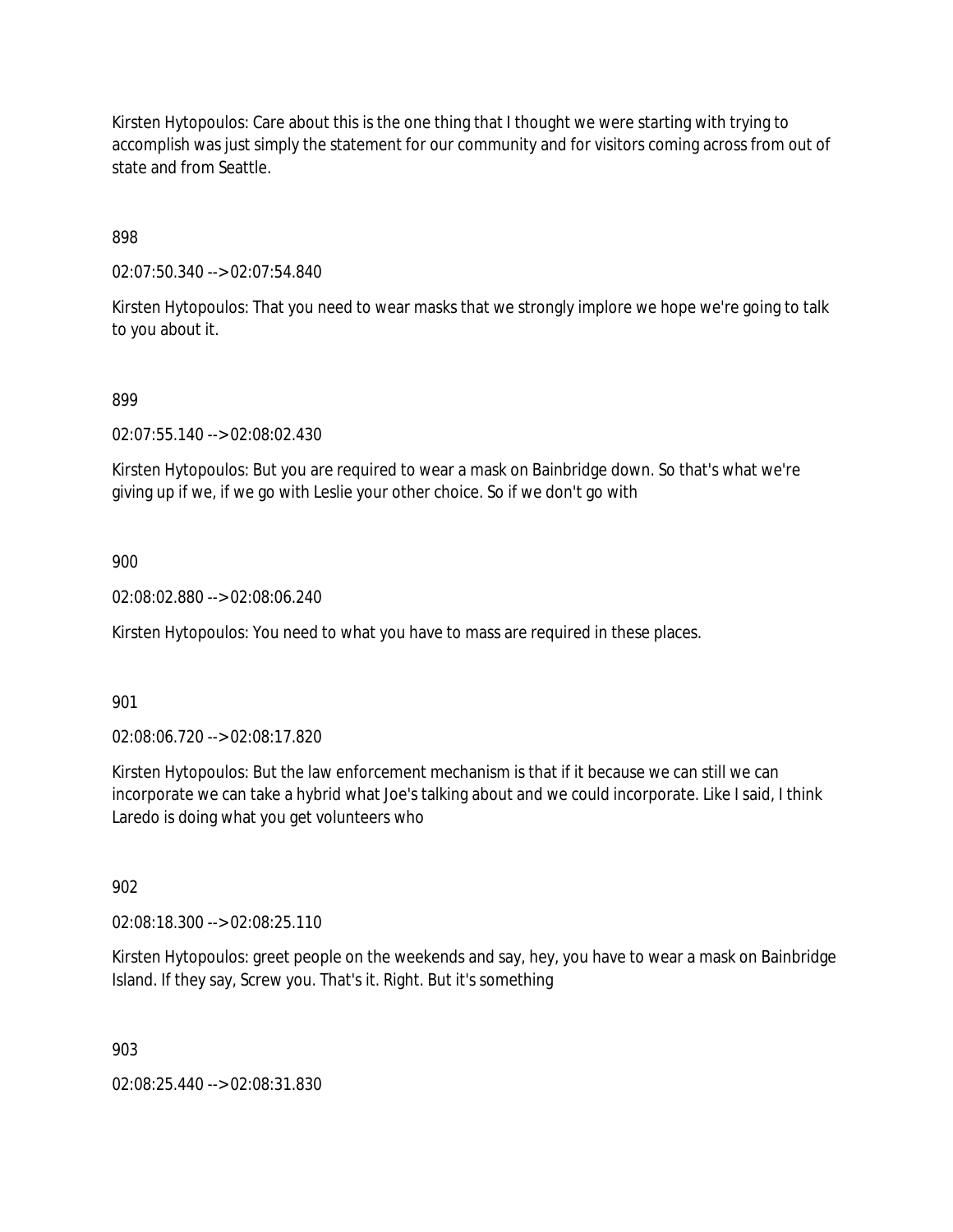Kirsten Hytopoulos: Care about this is the one thing that I thought we were starting with trying to accomplish was just simply the statement for our community and for visitors coming across from out of state and from Seattle.

898

02:07:50.340 --> 02:07:54.840

Kirsten Hytopoulos: That you need to wear masks that we strongly implore we hope we're going to talk to you about it.

899

02:07:55.140 --> 02:08:02.430

Kirsten Hytopoulos: But you are required to wear a mask on Bainbridge down. So that's what we're giving up if we, if we go with Leslie your other choice. So if we don't go with

900

02:08:02.880 --> 02:08:06.240

Kirsten Hytopoulos: You need to what you have to mass are required in these places.

901

02:08:06.720 --> 02:08:17.820

Kirsten Hytopoulos: But the law enforcement mechanism is that if it because we can still we can incorporate we can take a hybrid what Joe's talking about and we could incorporate. Like I said, I think Laredo is doing what you get volunteers who

902

02:08:18.300 --> 02:08:25.110

Kirsten Hytopoulos: greet people on the weekends and say, hey, you have to wear a mask on Bainbridge Island. If they say, Screw you. That's it. Right. But it's something

903

02:08:25.440 --> 02:08:31.830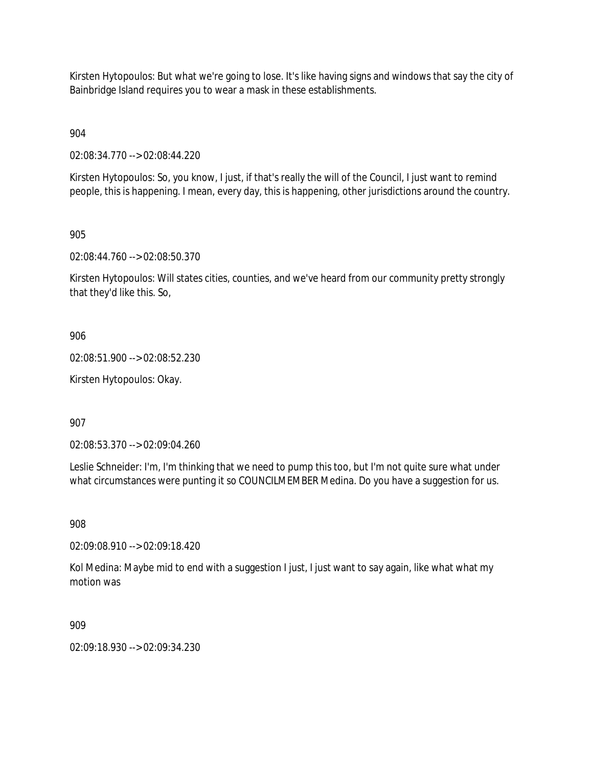Kirsten Hytopoulos: But what we're going to lose. It's like having signs and windows that say the city of Bainbridge Island requires you to wear a mask in these establishments.

904

02:08:34.770 --> 02:08:44.220

Kirsten Hytopoulos: So, you know, I just, if that's really the will of the Council, I just want to remind people, this is happening. I mean, every day, this is happening, other jurisdictions around the country.

905

02:08:44.760 --> 02:08:50.370

Kirsten Hytopoulos: Will states cities, counties, and we've heard from our community pretty strongly that they'd like this. So,

906

02:08:51.900 --> 02:08:52.230

Kirsten Hytopoulos: Okay.

907

02:08:53.370 --> 02:09:04.260

Leslie Schneider: I'm, I'm thinking that we need to pump this too, but I'm not quite sure what under what circumstances were punting it so COUNCILMEMBER Medina. Do you have a suggestion for us.

908

02:09:08.910 --> 02:09:18.420

Kol Medina: Maybe mid to end with a suggestion I just, I just want to say again, like what what my motion was

909

02:09:18.930 --> 02:09:34.230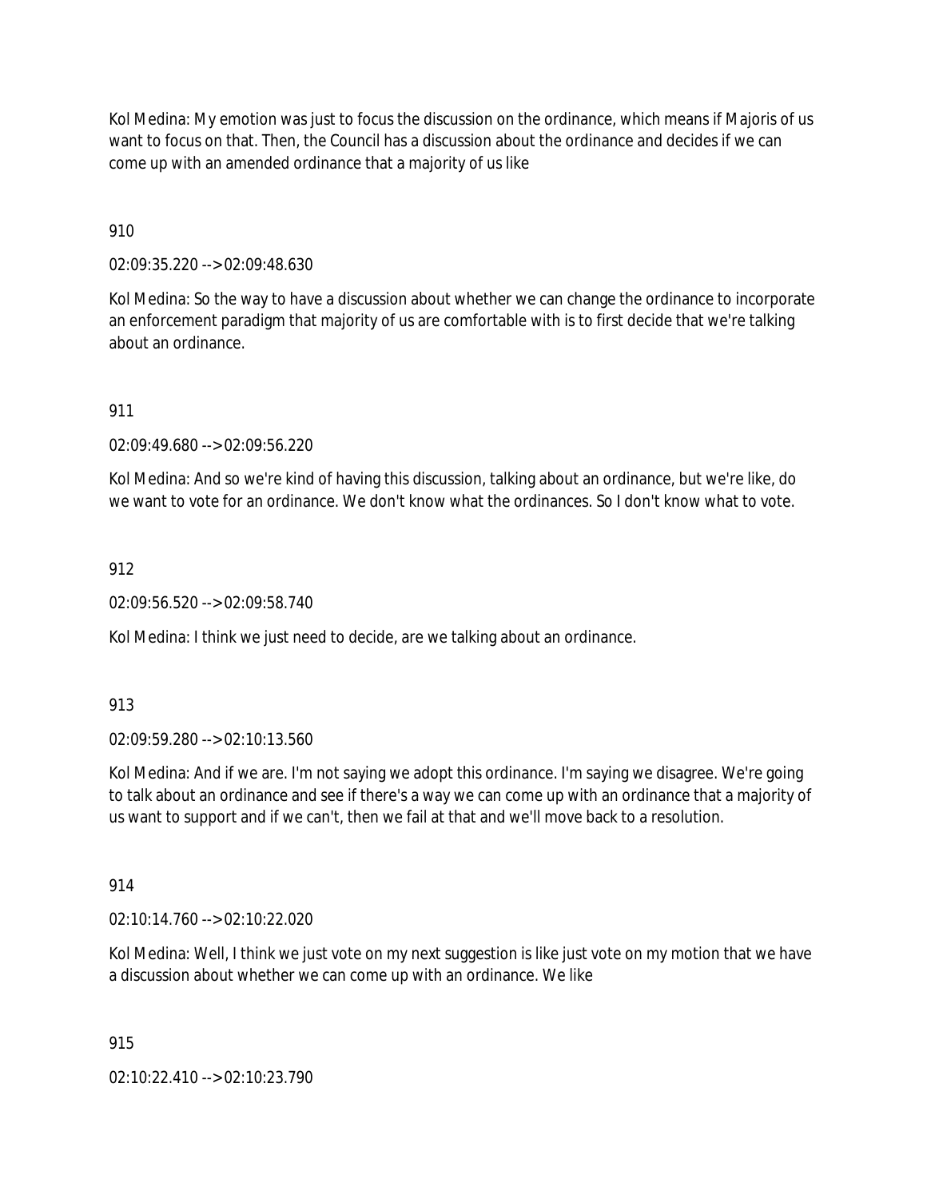Kol Medina: My emotion was just to focus the discussion on the ordinance, which means if Majoris of us want to focus on that. Then, the Council has a discussion about the ordinance and decides if we can come up with an amended ordinance that a majority of us like

910

02:09:35.220 --> 02:09:48.630

Kol Medina: So the way to have a discussion about whether we can change the ordinance to incorporate an enforcement paradigm that majority of us are comfortable with is to first decide that we're talking about an ordinance.

911

02:09:49.680 --> 02:09:56.220

Kol Medina: And so we're kind of having this discussion, talking about an ordinance, but we're like, do we want to vote for an ordinance. We don't know what the ordinances. So I don't know what to vote.

912

02:09:56.520 --> 02:09:58.740

Kol Medina: I think we just need to decide, are we talking about an ordinance.

913

02:09:59.280 --> 02:10:13.560

Kol Medina: And if we are. I'm not saying we adopt this ordinance. I'm saying we disagree. We're going to talk about an ordinance and see if there's a way we can come up with an ordinance that a majority of us want to support and if we can't, then we fail at that and we'll move back to a resolution.

914

02:10:14.760 --> 02:10:22.020

Kol Medina: Well, I think we just vote on my next suggestion is like just vote on my motion that we have a discussion about whether we can come up with an ordinance. We like

915

02:10:22.410 --> 02:10:23.790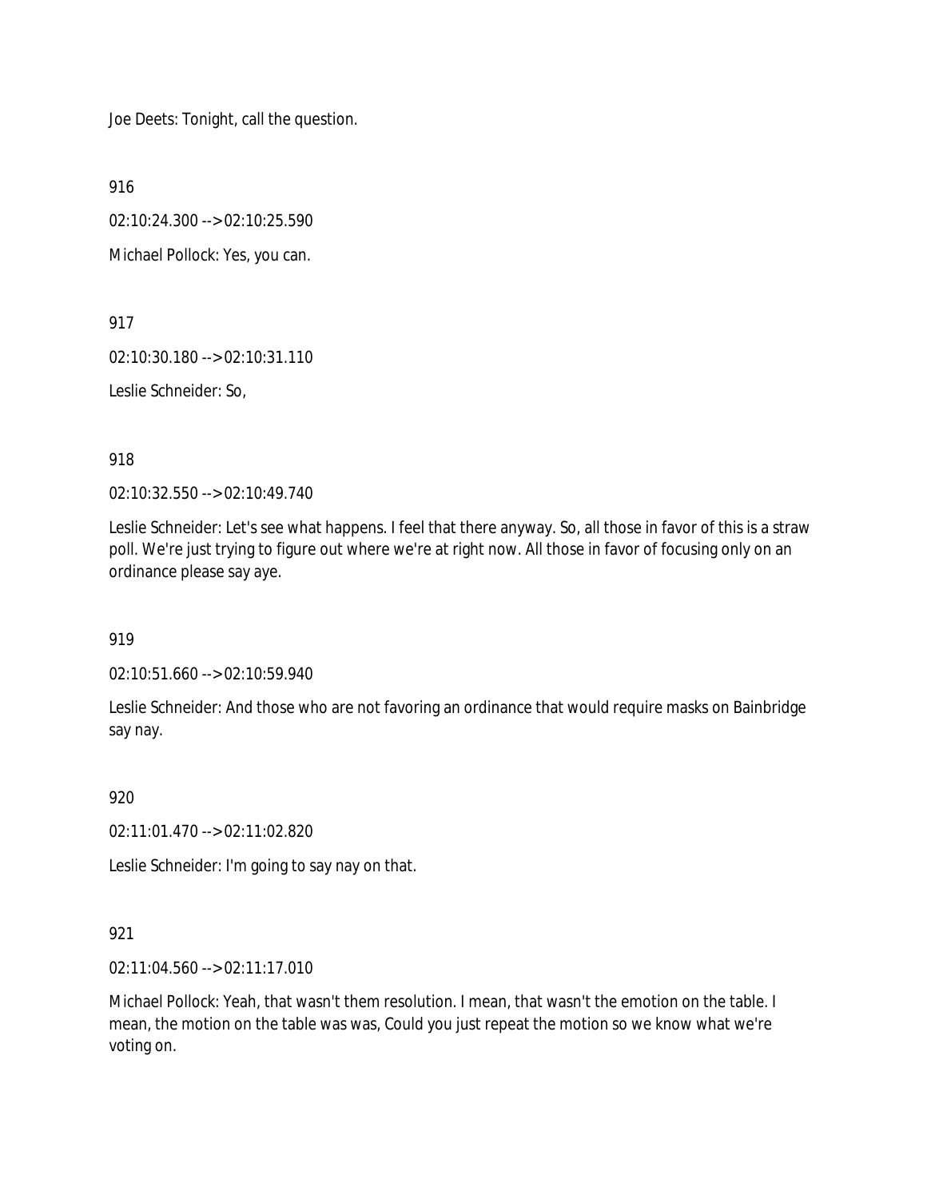Joe Deets: Tonight, call the question.

916

02:10:24.300 --> 02:10:25.590

Michael Pollock: Yes, you can.

917

02:10:30.180 --> 02:10:31.110

Leslie Schneider: So,

918

02:10:32.550 --> 02:10:49.740

Leslie Schneider: Let's see what happens. I feel that there anyway. So, all those in favor of this is a straw poll. We're just trying to figure out where we're at right now. All those in favor of focusing only on an ordinance please say aye.

919

02:10:51.660 --> 02:10:59.940

Leslie Schneider: And those who are not favoring an ordinance that would require masks on Bainbridge say nay.

920

02:11:01.470 --> 02:11:02.820

Leslie Schneider: I'm going to say nay on that.

921

02:11:04.560 --> 02:11:17.010

Michael Pollock: Yeah, that wasn't them resolution. I mean, that wasn't the emotion on the table. I mean, the motion on the table was was, Could you just repeat the motion so we know what we're voting on.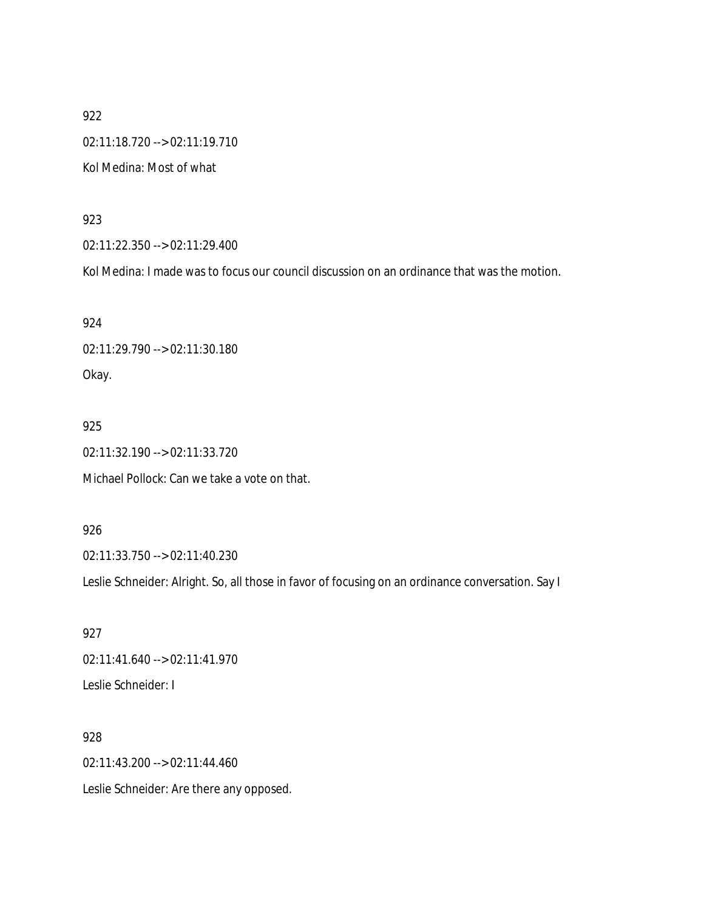922

02:11:18.720 --> 02:11:19.710

Kol Medina: Most of what

923

02:11:22.350 --> 02:11:29.400

Kol Medina: I made was to focus our council discussion on an ordinance that was the motion.

924

02:11:29.790 --> 02:11:30.180

Okay.

925

02:11:32.190 --> 02:11:33.720

Michael Pollock: Can we take a vote on that.

926

02:11:33.750 --> 02:11:40.230

Leslie Schneider: Alright. So, all those in favor of focusing on an ordinance conversation. Say I

927

02:11:41.640 --> 02:11:41.970

Leslie Schneider: I

928

02:11:43.200 --> 02:11:44.460

Leslie Schneider: Are there any opposed.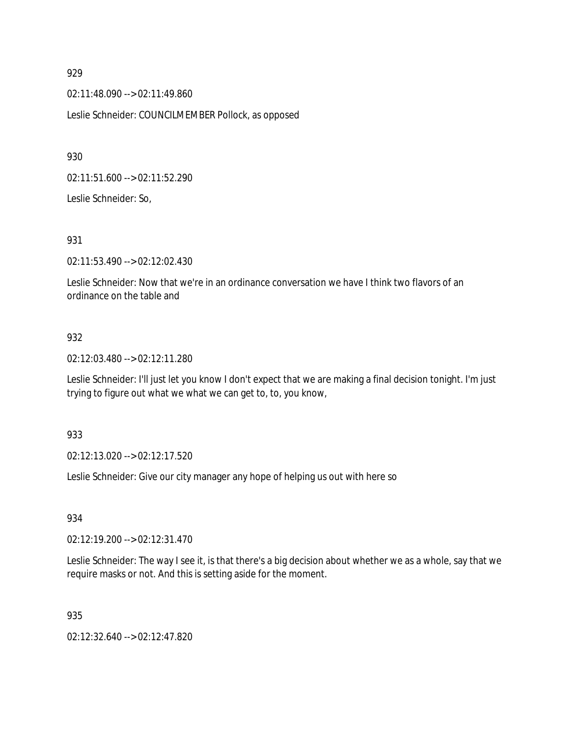929

02:11:48.090 --> 02:11:49.860

Leslie Schneider: COUNCILMEMBER Pollock, as opposed

930

02:11:51.600 --> 02:11:52.290

Leslie Schneider: So,

931

02:11:53.490 --> 02:12:02.430

Leslie Schneider: Now that we're in an ordinance conversation we have I think two flavors of an ordinance on the table and

932

02:12:03.480 --> 02:12:11.280

Leslie Schneider: I'll just let you know I don't expect that we are making a final decision tonight. I'm just trying to figure out what we what we can get to, to, you know,

933

02:12:13.020 --> 02:12:17.520

Leslie Schneider: Give our city manager any hope of helping us out with here so

934

02:12:19.200 --> 02:12:31.470

Leslie Schneider: The way I see it, is that there's a big decision about whether we as a whole, say that we require masks or not. And this is setting aside for the moment.

935

02:12:32.640 --> 02:12:47.820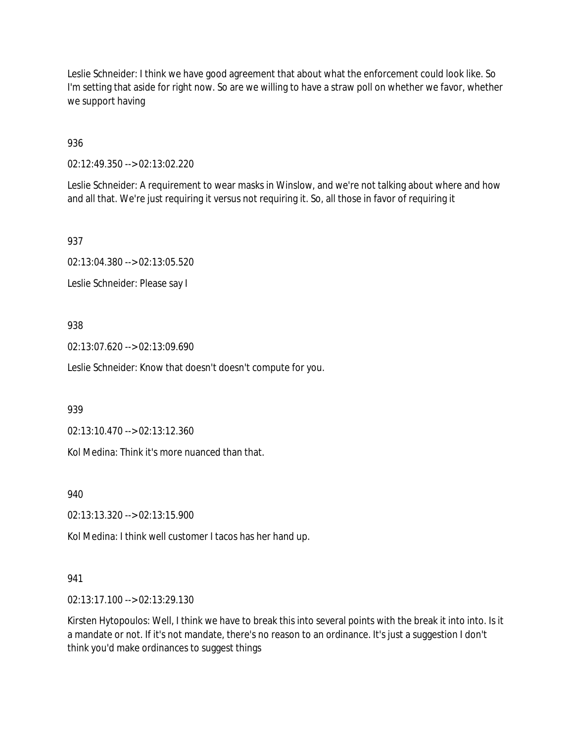Leslie Schneider: I think we have good agreement that about what the enforcement could look like. So I'm setting that aside for right now. So are we willing to have a straw poll on whether we favor, whether we support having

936

02:12:49.350 --> 02:13:02.220

Leslie Schneider: A requirement to wear masks in Winslow, and we're not talking about where and how and all that. We're just requiring it versus not requiring it. So, all those in favor of requiring it

937

02:13:04.380 --> 02:13:05.520

Leslie Schneider: Please say I

938

02:13:07.620 --> 02:13:09.690

Leslie Schneider: Know that doesn't doesn't compute for you.

939

02:13:10.470 --> 02:13:12.360

Kol Medina: Think it's more nuanced than that.

940

02:13:13.320 --> 02:13:15.900

Kol Medina: I think well customer I tacos has her hand up.

941

02:13:17.100 --> 02:13:29.130

Kirsten Hytopoulos: Well, I think we have to break this into several points with the break it into into. Is it a mandate or not. If it's not mandate, there's no reason to an ordinance. It's just a suggestion I don't think you'd make ordinances to suggest things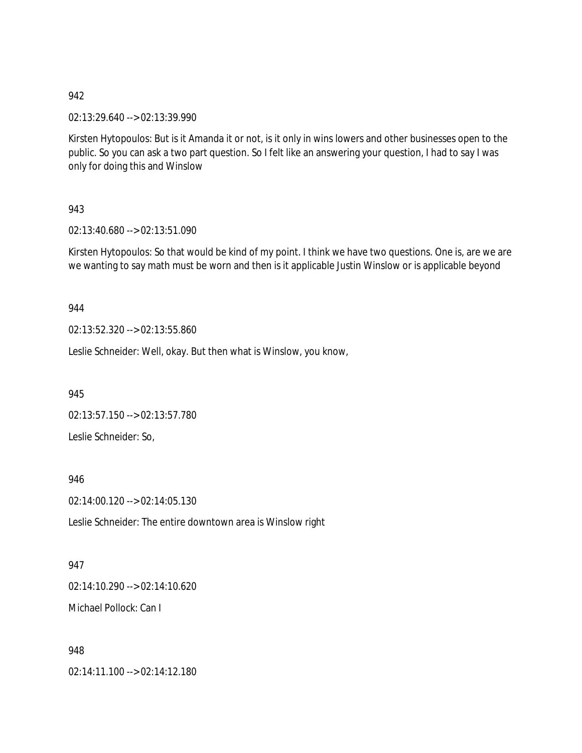942

02:13:29.640 --> 02:13:39.990

Kirsten Hytopoulos: But is it Amanda it or not, is it only in wins lowers and other businesses open to the public. So you can ask a two part question. So I felt like an answering your question, I had to say I was only for doing this and Winslow

943

02:13:40.680 --> 02:13:51.090

Kirsten Hytopoulos: So that would be kind of my point. I think we have two questions. One is, are we are we wanting to say math must be worn and then is it applicable Justin Winslow or is applicable beyond

944

02:13:52.320 --> 02:13:55.860

Leslie Schneider: Well, okay. But then what is Winslow, you know,

945

02:13:57.150 --> 02:13:57.780

Leslie Schneider: So,

946

02:14:00.120 --> 02:14:05.130

Leslie Schneider: The entire downtown area is Winslow right

947

02:14:10.290 --> 02:14:10.620

Michael Pollock: Can I

948

02:14:11.100 --> 02:14:12.180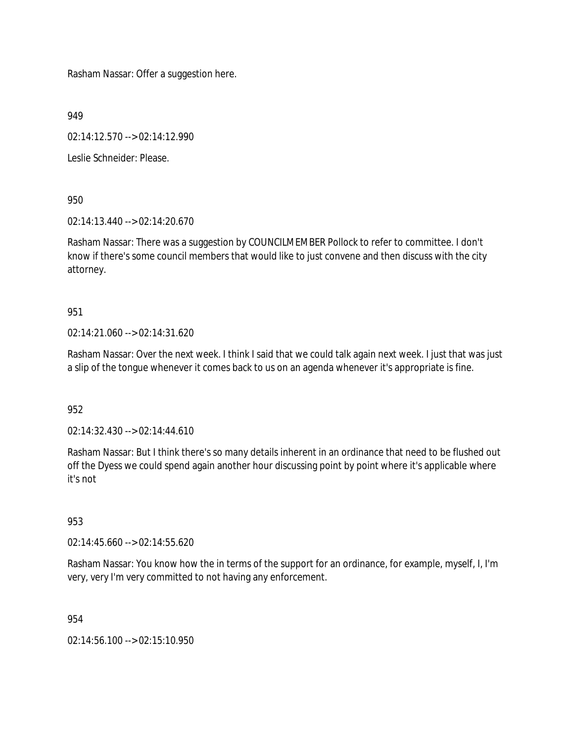Rasham Nassar: Offer a suggestion here.

949

02:14:12.570 --> 02:14:12.990

Leslie Schneider: Please.

950

02:14:13.440 --> 02:14:20.670

Rasham Nassar: There was a suggestion by COUNCILMEMBER Pollock to refer to committee. I don't know if there's some council members that would like to just convene and then discuss with the city attorney.

951

02:14:21.060 --> 02:14:31.620

Rasham Nassar: Over the next week. I think I said that we could talk again next week. I just that was just a slip of the tongue whenever it comes back to us on an agenda whenever it's appropriate is fine.

952

02:14:32.430 --> 02:14:44.610

Rasham Nassar: But I think there's so many details inherent in an ordinance that need to be flushed out off the Dyess we could spend again another hour discussing point by point where it's applicable where it's not

953

02:14:45.660 --> 02:14:55.620

Rasham Nassar: You know how the in terms of the support for an ordinance, for example, myself, I, I'm very, very I'm very committed to not having any enforcement.

954

02:14:56.100 --> 02:15:10.950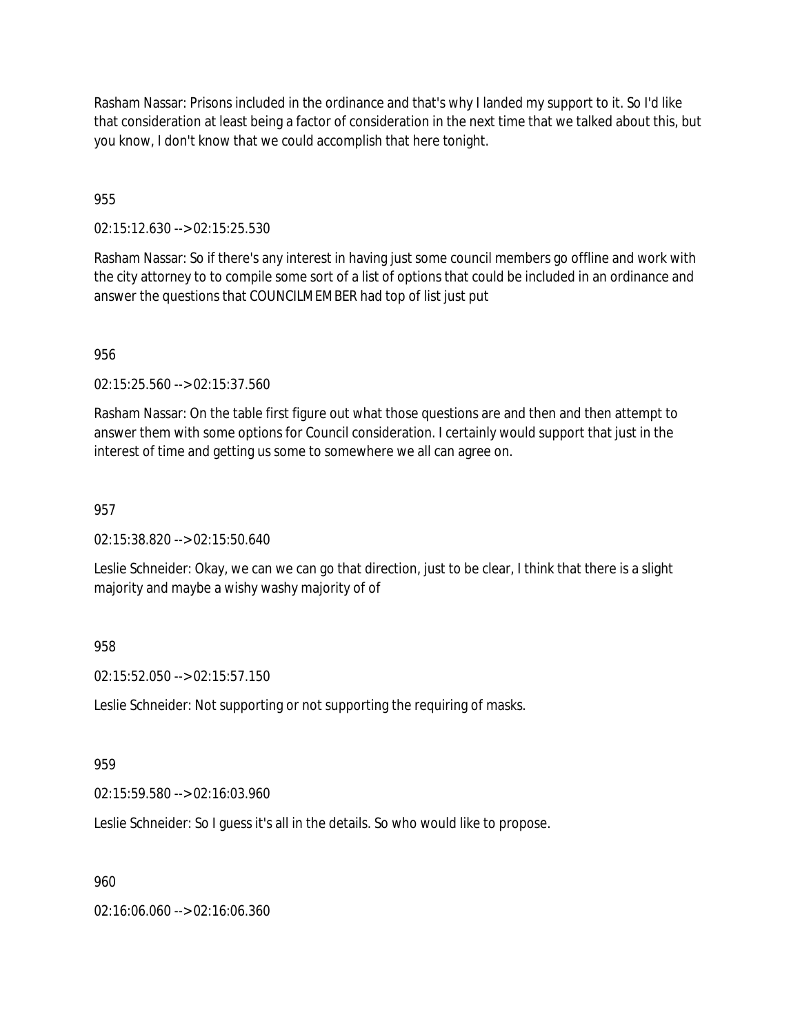Rasham Nassar: Prisons included in the ordinance and that's why I landed my support to it. So I'd like that consideration at least being a factor of consideration in the next time that we talked about this, but you know, I don't know that we could accomplish that here tonight.

955

02:15:12.630 --> 02:15:25.530

Rasham Nassar: So if there's any interest in having just some council members go offline and work with the city attorney to to compile some sort of a list of options that could be included in an ordinance and answer the questions that COUNCILMEMBER had top of list just put

956

02:15:25.560 --> 02:15:37.560

Rasham Nassar: On the table first figure out what those questions are and then and then attempt to answer them with some options for Council consideration. I certainly would support that just in the interest of time and getting us some to somewhere we all can agree on.

957

02:15:38.820 --> 02:15:50.640

Leslie Schneider: Okay, we can we can go that direction, just to be clear, I think that there is a slight majority and maybe a wishy washy majority of of

958

02:15:52.050 --> 02:15:57.150

Leslie Schneider: Not supporting or not supporting the requiring of masks.

959

02:15:59.580 --> 02:16:03.960

Leslie Schneider: So I guess it's all in the details. So who would like to propose.

960

02:16:06.060 --> 02:16:06.360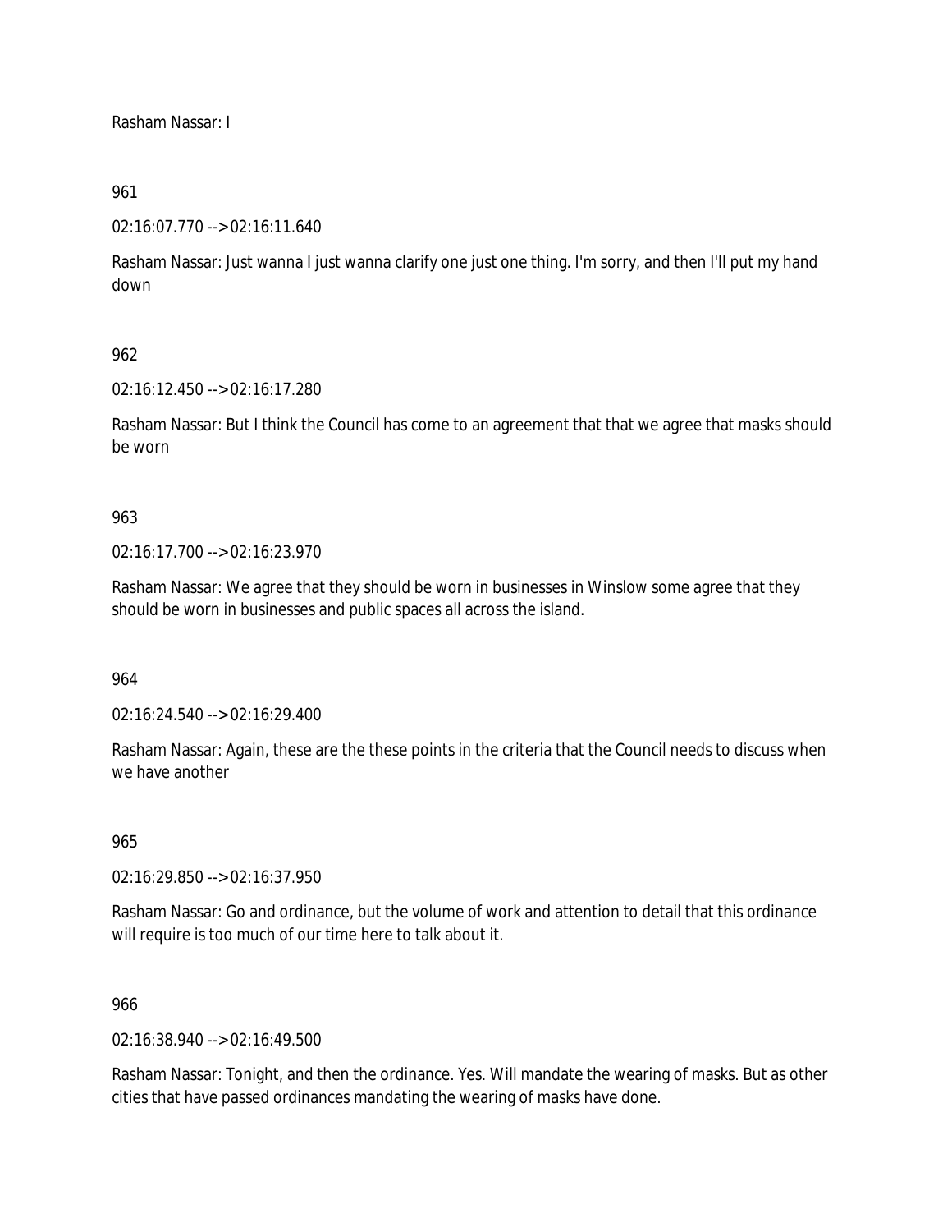Rasham Nassar: I

961

02:16:07.770 --> 02:16:11.640

Rasham Nassar: Just wanna I just wanna clarify one just one thing. I'm sorry, and then I'll put my hand down

962

02:16:12.450 --> 02:16:17.280

Rasham Nassar: But I think the Council has come to an agreement that that we agree that masks should be worn

963

02:16:17.700 --> 02:16:23.970

Rasham Nassar: We agree that they should be worn in businesses in Winslow some agree that they should be worn in businesses and public spaces all across the island.

964

02:16:24.540 --> 02:16:29.400

Rasham Nassar: Again, these are the these points in the criteria that the Council needs to discuss when we have another

965

02:16:29.850 --> 02:16:37.950

Rasham Nassar: Go and ordinance, but the volume of work and attention to detail that this ordinance will require is too much of our time here to talk about it.

966

02:16:38.940 --> 02:16:49.500

Rasham Nassar: Tonight, and then the ordinance. Yes. Will mandate the wearing of masks. But as other cities that have passed ordinances mandating the wearing of masks have done.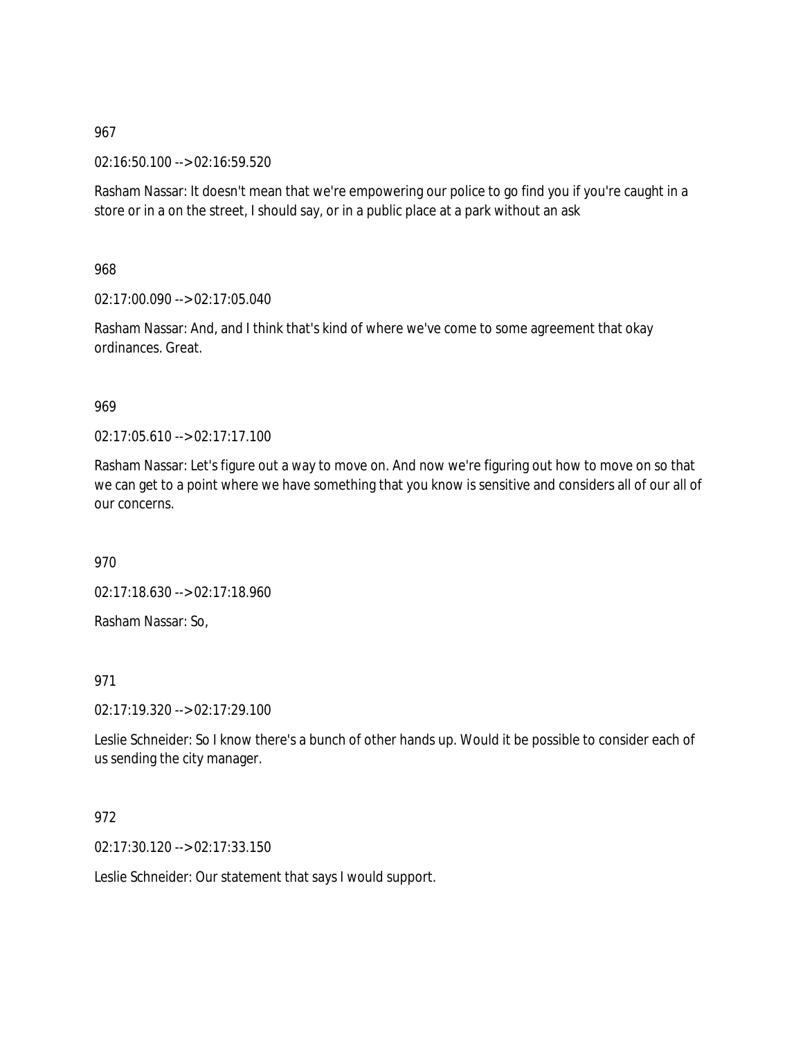967

02:16:50.100 --> 02:16:59.520

Rasham Nassar: It doesn't mean that we're empowering our police to go find you if you're caught in a store or in a on the street, I should say, or in a public place at a park without an ask

968

02:17:00.090 --> 02:17:05.040

Rasham Nassar: And, and I think that's kind of where we've come to some agreement that okay ordinances. Great.

969

02:17:05.610 --> 02:17:17.100

Rasham Nassar: Let's figure out a way to move on. And now we're figuring out how to move on so that we can get to a point where we have something that you know is sensitive and considers all of our all of our concerns.

970

02:17:18.630 --> 02:17:18.960

Rasham Nassar: So,

971

02:17:19.320 --> 02:17:29.100

Leslie Schneider: So I know there's a bunch of other hands up. Would it be possible to consider each of us sending the city manager.

972

02:17:30.120 --> 02:17:33.150

Leslie Schneider: Our statement that says I would support.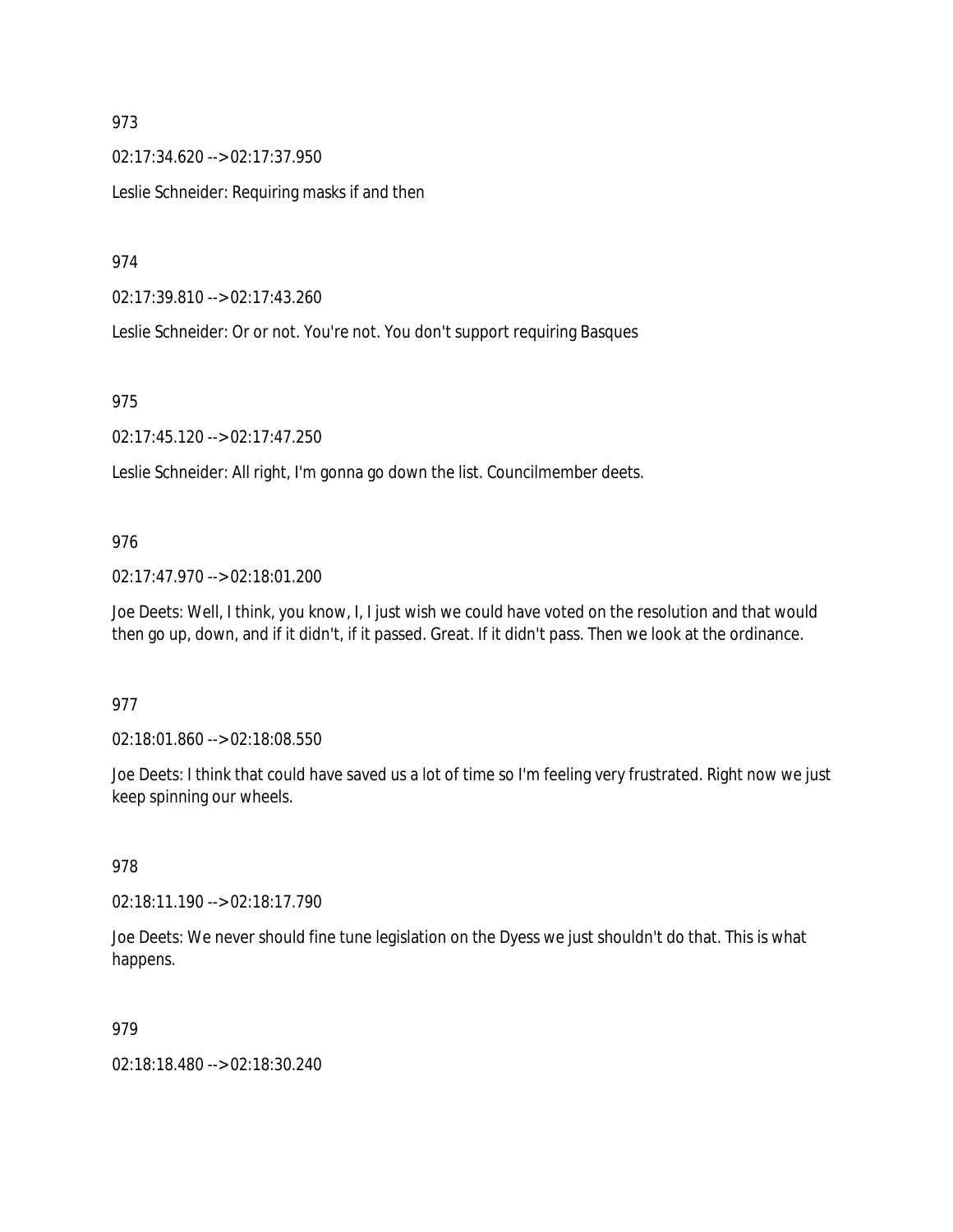973

02:17:34.620 --> 02:17:37.950

Leslie Schneider: Requiring masks if and then

974

02:17:39.810 --> 02:17:43.260

Leslie Schneider: Or or not. You're not. You don't support requiring Basques

975

02:17:45.120 --> 02:17:47.250

Leslie Schneider: All right, I'm gonna go down the list. Councilmember deets.

976

02:17:47.970 --> 02:18:01.200

Joe Deets: Well, I think, you know, I, I just wish we could have voted on the resolution and that would then go up, down, and if it didn't, if it passed. Great. If it didn't pass. Then we look at the ordinance.

977

02:18:01.860 --> 02:18:08.550

Joe Deets: I think that could have saved us a lot of time so I'm feeling very frustrated. Right now we just keep spinning our wheels.

978

02:18:11.190 --> 02:18:17.790

Joe Deets: We never should fine tune legislation on the Dyess we just shouldn't do that. This is what happens.

979

02:18:18.480 --> 02:18:30.240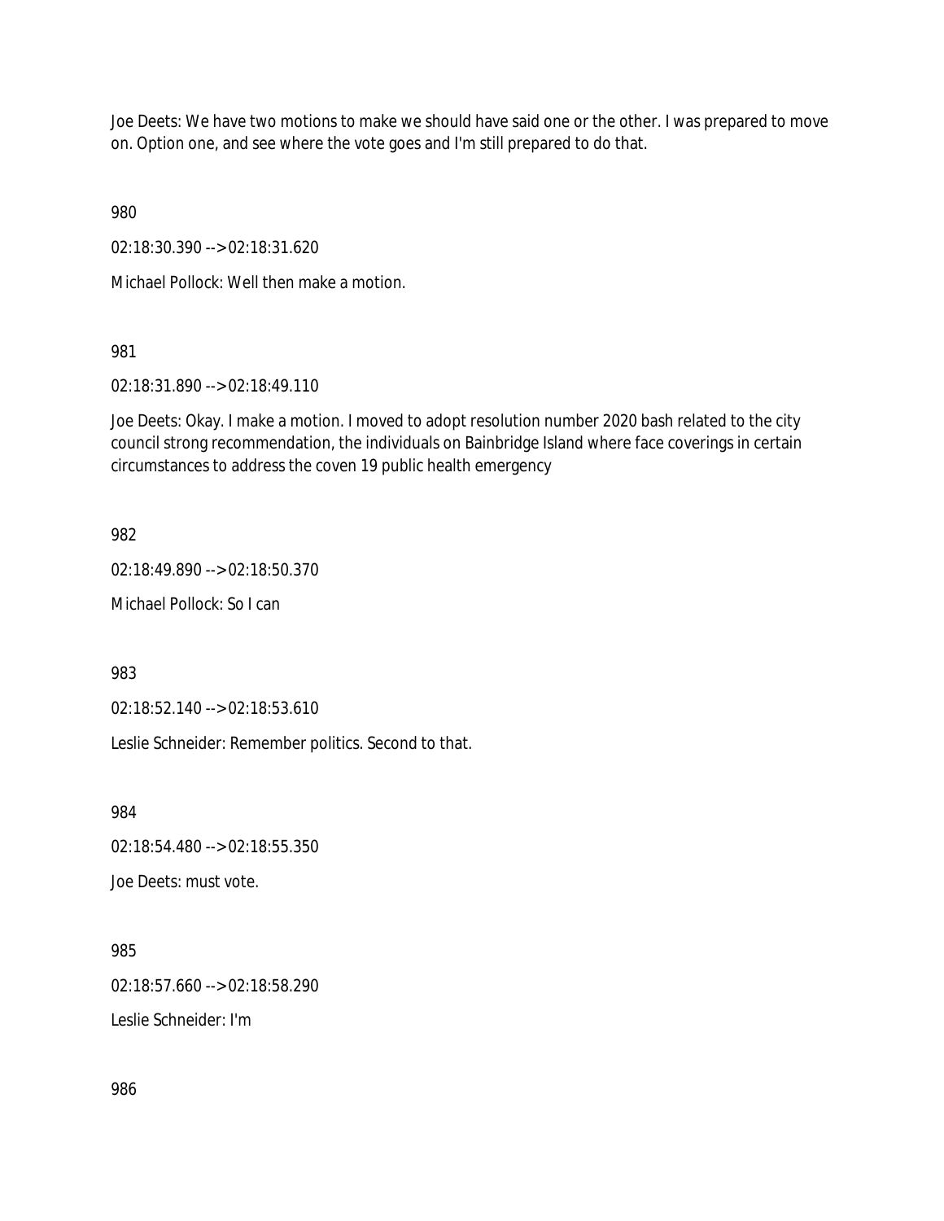Joe Deets: We have two motions to make we should have said one or the other. I was prepared to move on. Option one, and see where the vote goes and I'm still prepared to do that.

980

02:18:30.390 --> 02:18:31.620

Michael Pollock: Well then make a motion.

981

02:18:31.890 --> 02:18:49.110

Joe Deets: Okay. I make a motion. I moved to adopt resolution number 2020 bash related to the city council strong recommendation, the individuals on Bainbridge Island where face coverings in certain circumstances to address the coven 19 public health emergency

982

02:18:49.890 --> 02:18:50.370

Michael Pollock: So I can

983

02:18:52.140 --> 02:18:53.610

Leslie Schneider: Remember politics. Second to that.

984

02:18:54.480 --> 02:18:55.350

Joe Deets: must vote.

985

02:18:57.660 --> 02:18:58.290

Leslie Schneider: I'm

986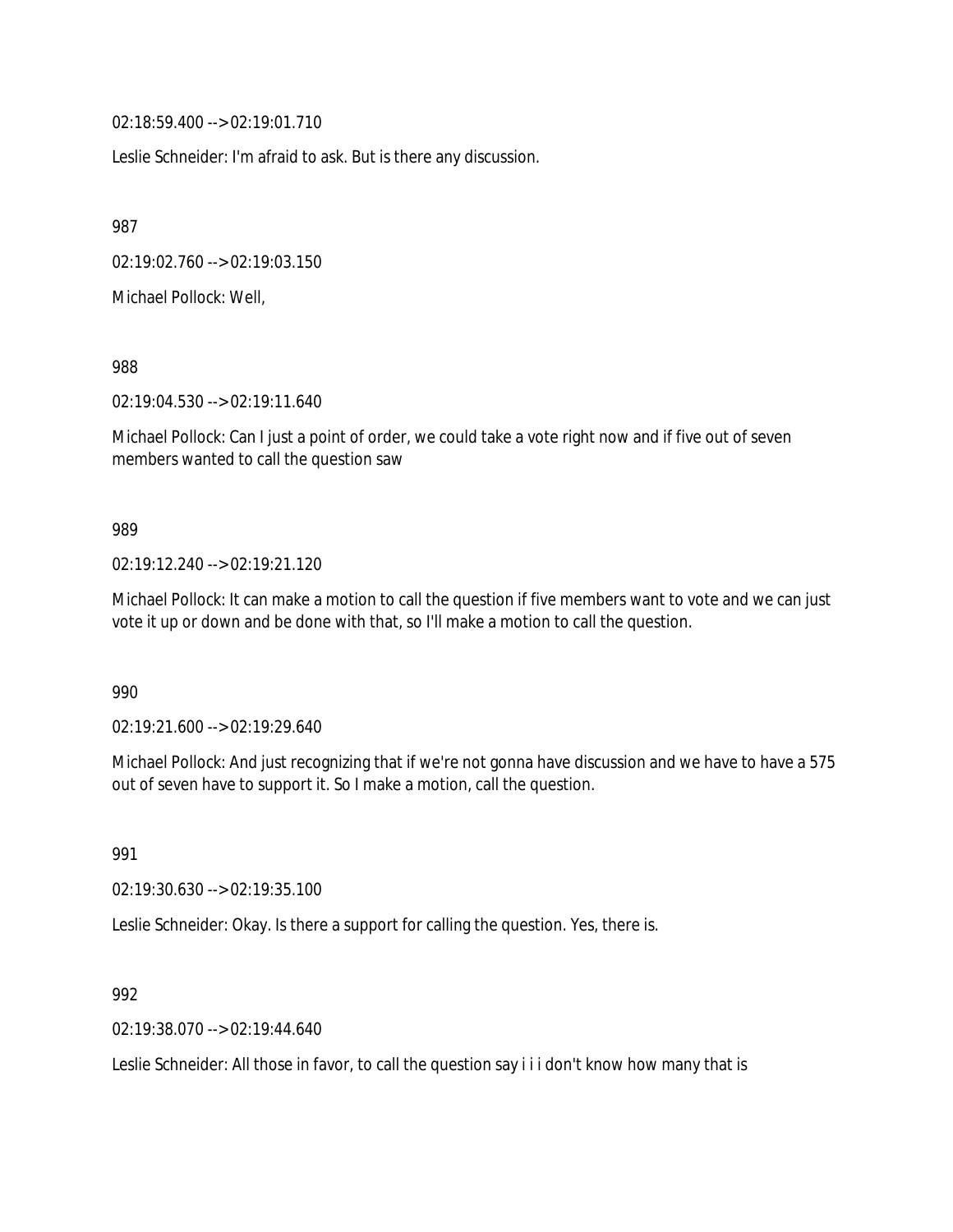02:18:59.400 --> 02:19:01.710

Leslie Schneider: I'm afraid to ask. But is there any discussion.

987

02:19:02.760 --> 02:19:03.150

Michael Pollock: Well,

988

02:19:04.530 --> 02:19:11.640

Michael Pollock: Can I just a point of order, we could take a vote right now and if five out of seven members wanted to call the question saw

989

02:19:12.240 --> 02:19:21.120

Michael Pollock: It can make a motion to call the question if five members want to vote and we can just vote it up or down and be done with that, so I'll make a motion to call the question.

990

02:19:21.600 --> 02:19:29.640

Michael Pollock: And just recognizing that if we're not gonna have discussion and we have to have a 575 out of seven have to support it. So I make a motion, call the question.

991

02:19:30.630 --> 02:19:35.100

Leslie Schneider: Okay. Is there a support for calling the question. Yes, there is.

992

02:19:38.070 --> 02:19:44.640

Leslie Schneider: All those in favor, to call the question say i i i don't know how many that is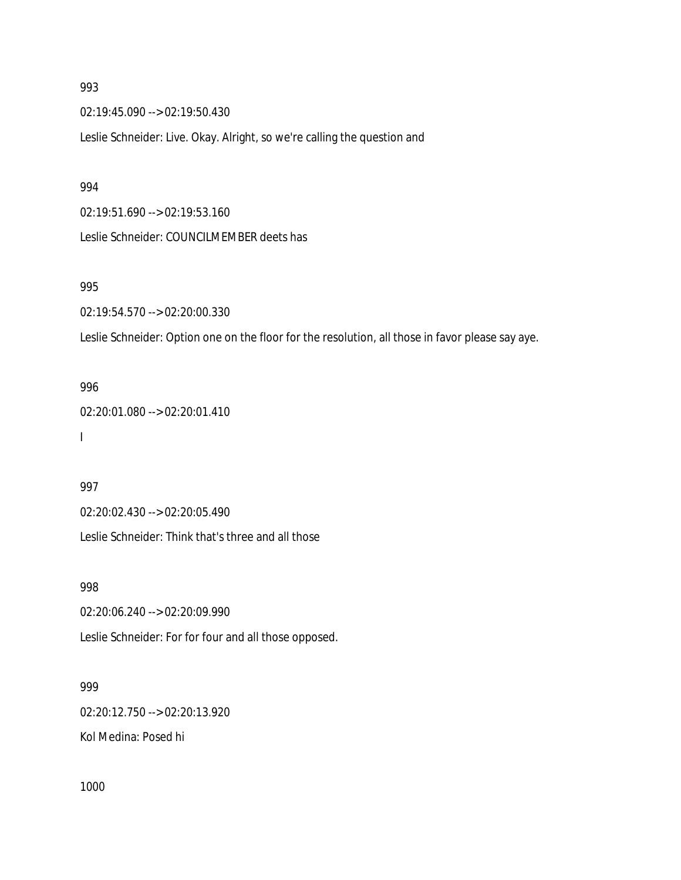993

02:19:45.090 --> 02:19:50.430

Leslie Schneider: Live. Okay. Alright, so we're calling the question and

994

02:19:51.690 --> 02:19:53.160

Leslie Schneider: COUNCILMEMBER deets has

995

02:19:54.570 --> 02:20:00.330

Leslie Schneider: Option one on the floor for the resolution, all those in favor please say aye.

996

02:20:01.080 --> 02:20:01.410

I

997

02:20:02.430 --> 02:20:05.490

Leslie Schneider: Think that's three and all those

998

02:20:06.240 --> 02:20:09.990

Leslie Schneider: For for four and all those opposed.

999

02:20:12.750 --> 02:20:13.920

Kol Medina: Posed hi

1000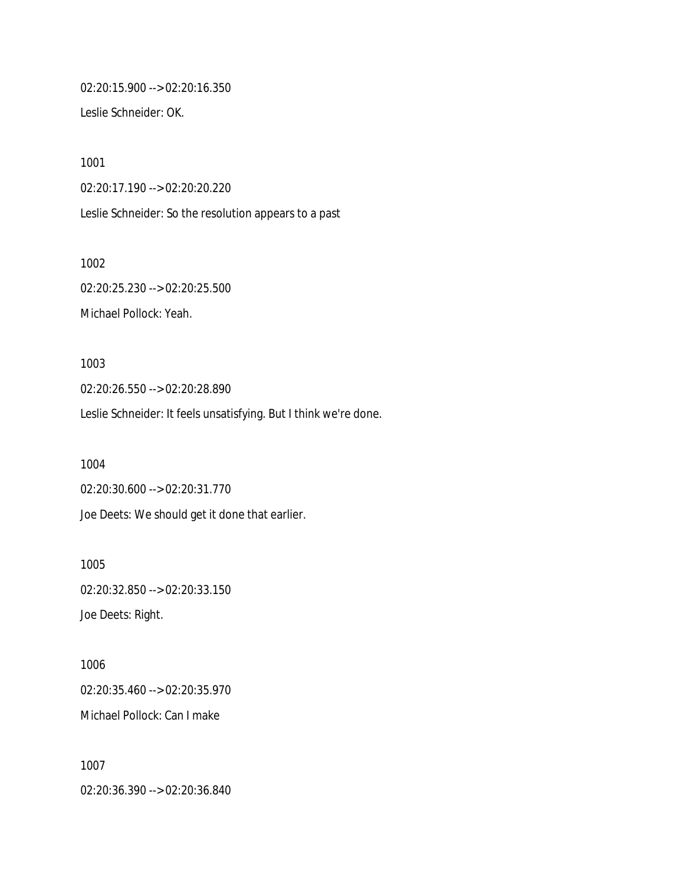02:20:15.900 --> 02:20:16.350

Leslie Schneider: OK.

1001

02:20:17.190 --> 02:20:20.220

Leslie Schneider: So the resolution appears to a past

1002

02:20:25.230 --> 02:20:25.500

Michael Pollock: Yeah.

1003

02:20:26.550 --> 02:20:28.890

Leslie Schneider: It feels unsatisfying. But I think we're done.

1004

02:20:30.600 --> 02:20:31.770

Joe Deets: We should get it done that earlier.

1005

02:20:32.850 --> 02:20:33.150

Joe Deets: Right.

1006

02:20:35.460 --> 02:20:35.970

Michael Pollock: Can I make

1007

02:20:36.390 --> 02:20:36.840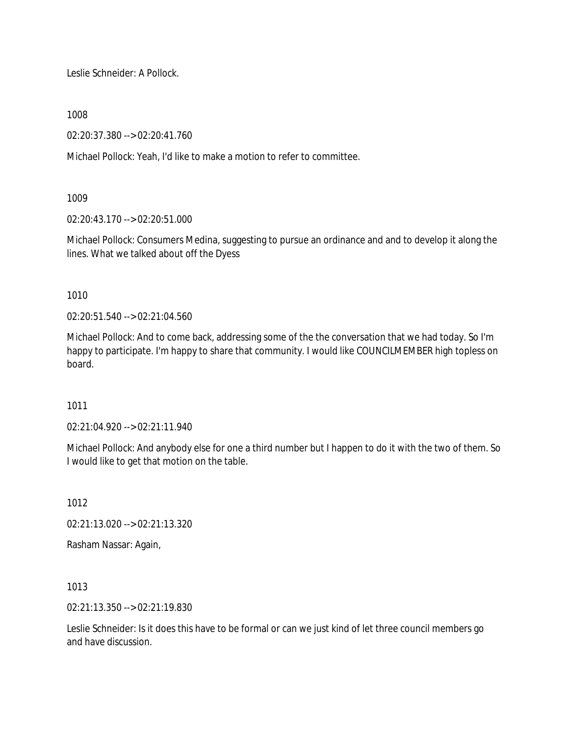Leslie Schneider: A Pollock.

1008

02:20:37.380 --> 02:20:41.760

Michael Pollock: Yeah, I'd like to make a motion to refer to committee.

1009

02:20:43.170 --> 02:20:51.000

Michael Pollock: Consumers Medina, suggesting to pursue an ordinance and and to develop it along the lines. What we talked about off the Dyess

1010

02:20:51.540 --> 02:21:04.560

Michael Pollock: And to come back, addressing some of the the conversation that we had today. So I'm happy to participate. I'm happy to share that community. I would like COUNCILMEMBER high topless on board.

1011

02:21:04.920 --> 02:21:11.940

Michael Pollock: And anybody else for one a third number but I happen to do it with the two of them. So I would like to get that motion on the table.

1012

02:21:13.020 --> 02:21:13.320

Rasham Nassar: Again,

1013

02:21:13.350 --> 02:21:19.830

Leslie Schneider: Is it does this have to be formal or can we just kind of let three council members go and have discussion.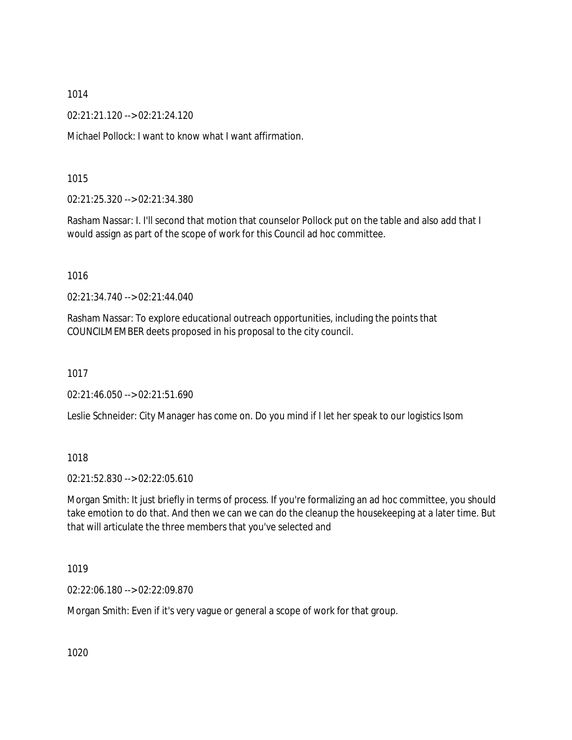1014

02:21:21.120 --> 02:21:24.120

Michael Pollock: I want to know what I want affirmation.

1015

02:21:25.320 --> 02:21:34.380

Rasham Nassar: I. I'll second that motion that counselor Pollock put on the table and also add that I would assign as part of the scope of work for this Council ad hoc committee.

1016

02:21:34.740 --> 02:21:44.040

Rasham Nassar: To explore educational outreach opportunities, including the points that COUNCILMEMBER deets proposed in his proposal to the city council.

1017

02:21:46.050 --> 02:21:51.690

Leslie Schneider: City Manager has come on. Do you mind if I let her speak to our logistics Isom

1018

02:21:52.830 --> 02:22:05.610

Morgan Smith: It just briefly in terms of process. If you're formalizing an ad hoc committee, you should take emotion to do that. And then we can we can do the cleanup the housekeeping at a later time. But that will articulate the three members that you've selected and

1019

02:22:06.180 --> 02:22:09.870

Morgan Smith: Even if it's very vague or general a scope of work for that group.

1020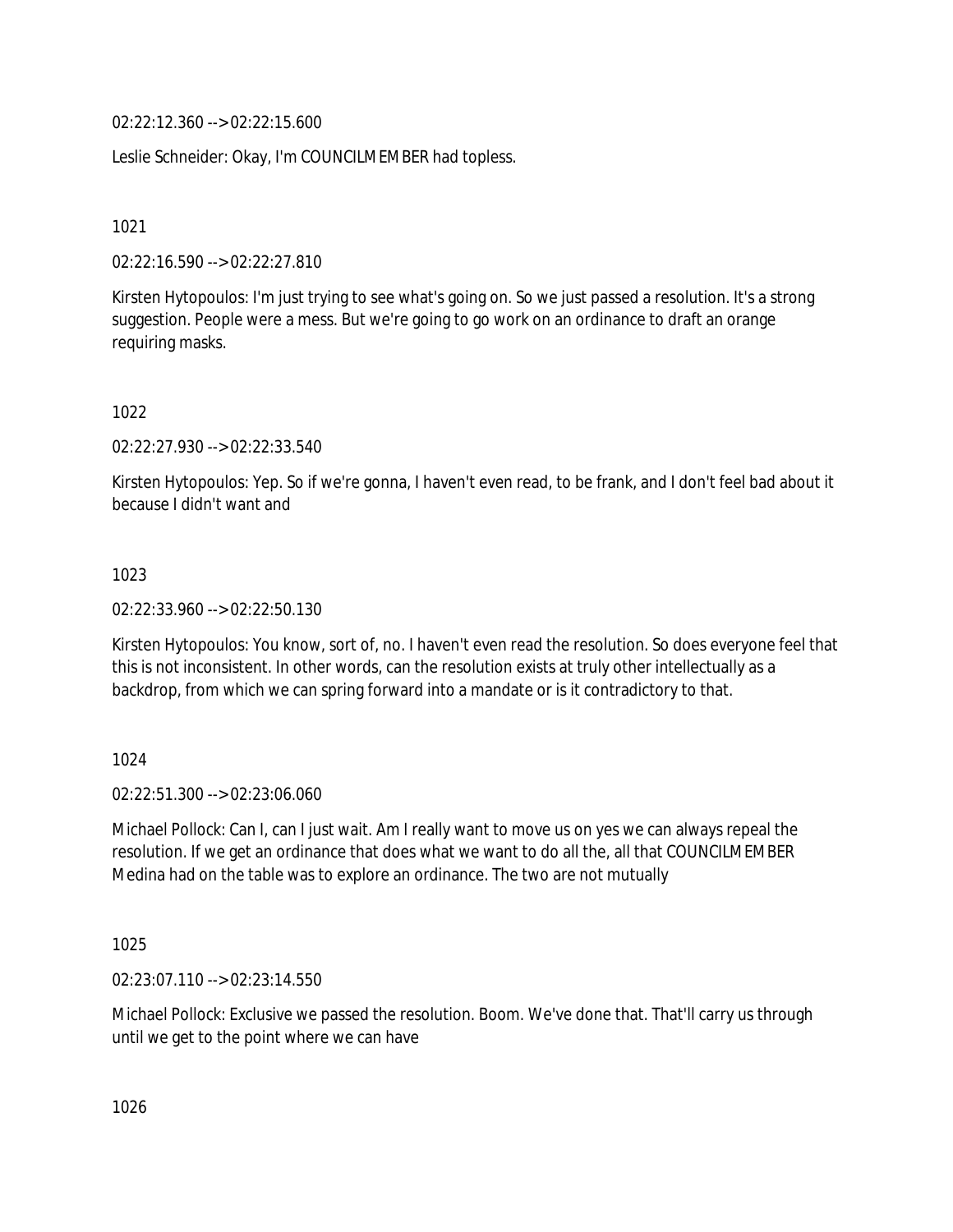02:22:12.360 --> 02:22:15.600

Leslie Schneider: Okay, I'm COUNCILMEMBER had topless.

1021

02:22:16.590 --> 02:22:27.810

Kirsten Hytopoulos: I'm just trying to see what's going on. So we just passed a resolution. It's a strong suggestion. People were a mess. But we're going to go work on an ordinance to draft an orange requiring masks.

1022

02:22:27.930 --> 02:22:33.540

Kirsten Hytopoulos: Yep. So if we're gonna, I haven't even read, to be frank, and I don't feel bad about it because I didn't want and

1023

02:22:33.960 --> 02:22:50.130

Kirsten Hytopoulos: You know, sort of, no. I haven't even read the resolution. So does everyone feel that this is not inconsistent. In other words, can the resolution exists at truly other intellectually as a backdrop, from which we can spring forward into a mandate or is it contradictory to that.

1024

02:22:51.300 --> 02:23:06.060

Michael Pollock: Can I, can I just wait. Am I really want to move us on yes we can always repeal the resolution. If we get an ordinance that does what we want to do all the, all that COUNCILMEMBER Medina had on the table was to explore an ordinance. The two are not mutually

1025

02:23:07.110 --> 02:23:14.550

Michael Pollock: Exclusive we passed the resolution. Boom. We've done that. That'll carry us through until we get to the point where we can have

1026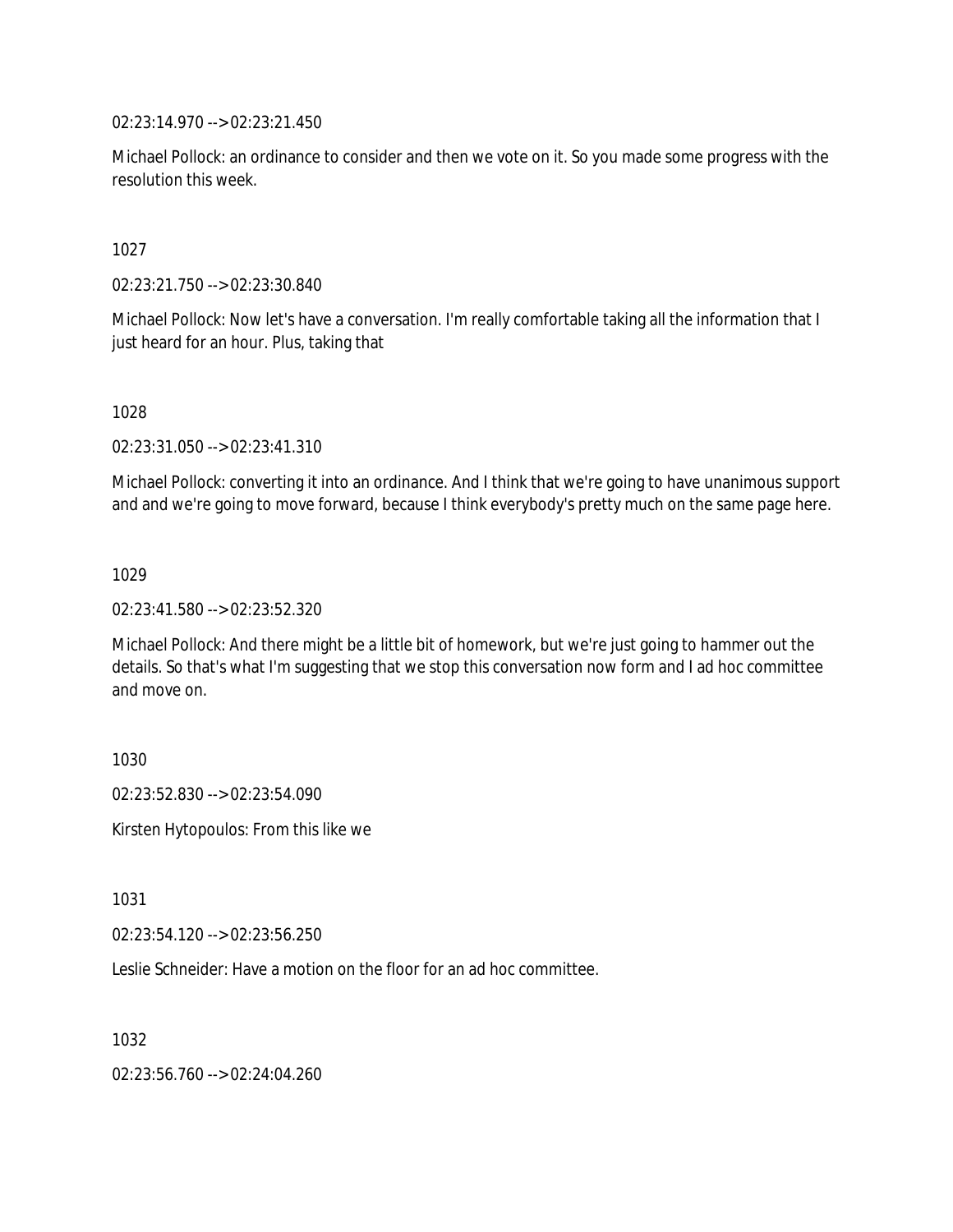02:23:14.970 --> 02:23:21.450

Michael Pollock: an ordinance to consider and then we vote on it. So you made some progress with the resolution this week.

1027

02:23:21.750 --> 02:23:30.840

Michael Pollock: Now let's have a conversation. I'm really comfortable taking all the information that I just heard for an hour. Plus, taking that

1028

02:23:31.050 --> 02:23:41.310

Michael Pollock: converting it into an ordinance. And I think that we're going to have unanimous support and and we're going to move forward, because I think everybody's pretty much on the same page here.

1029

02:23:41.580 --> 02:23:52.320

Michael Pollock: And there might be a little bit of homework, but we're just going to hammer out the details. So that's what I'm suggesting that we stop this conversation now form and I ad hoc committee and move on.

1030

02:23:52.830 --> 02:23:54.090

Kirsten Hytopoulos: From this like we

1031

02:23:54.120 --> 02:23:56.250

Leslie Schneider: Have a motion on the floor for an ad hoc committee.

1032

02:23:56.760 --> 02:24:04.260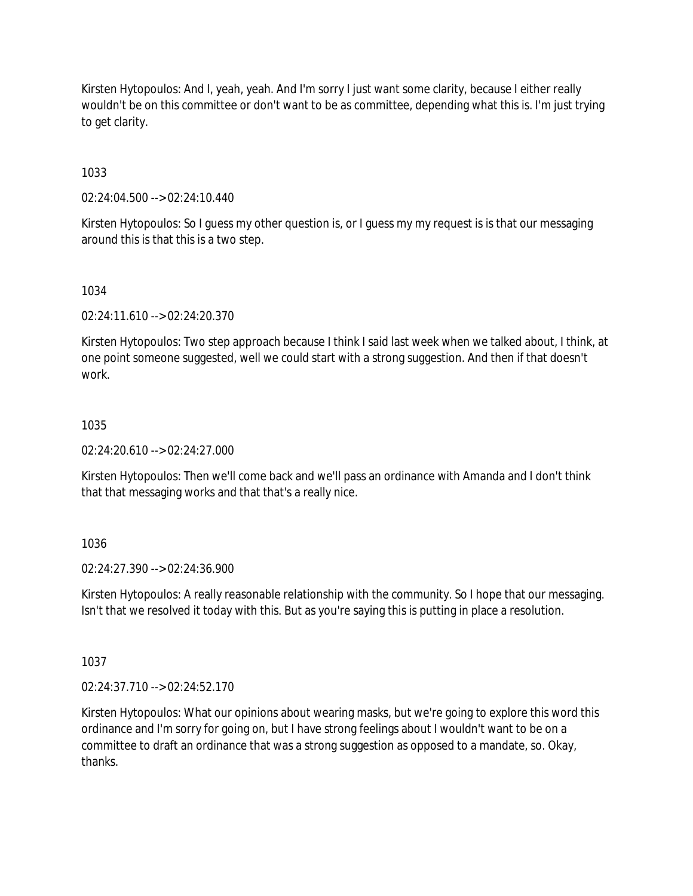Kirsten Hytopoulos: And I, yeah, yeah. And I'm sorry I just want some clarity, because I either really wouldn't be on this committee or don't want to be as committee, depending what this is. I'm just trying to get clarity.

1033

02:24:04.500 --> 02:24:10.440

Kirsten Hytopoulos: So I guess my other question is, or I guess my my request is is that our messaging around this is that this is a two step.

1034

02:24:11.610 --> 02:24:20.370

Kirsten Hytopoulos: Two step approach because I think I said last week when we talked about, I think, at one point someone suggested, well we could start with a strong suggestion. And then if that doesn't work.

1035

02:24:20.610 --> 02:24:27.000

Kirsten Hytopoulos: Then we'll come back and we'll pass an ordinance with Amanda and I don't think that that messaging works and that that's a really nice.

1036

02:24:27.390 --> 02:24:36.900

Kirsten Hytopoulos: A really reasonable relationship with the community. So I hope that our messaging. Isn't that we resolved it today with this. But as you're saying this is putting in place a resolution.

1037

02:24:37.710 --> 02:24:52.170

Kirsten Hytopoulos: What our opinions about wearing masks, but we're going to explore this word this ordinance and I'm sorry for going on, but I have strong feelings about I wouldn't want to be on a committee to draft an ordinance that was a strong suggestion as opposed to a mandate, so. Okay, thanks.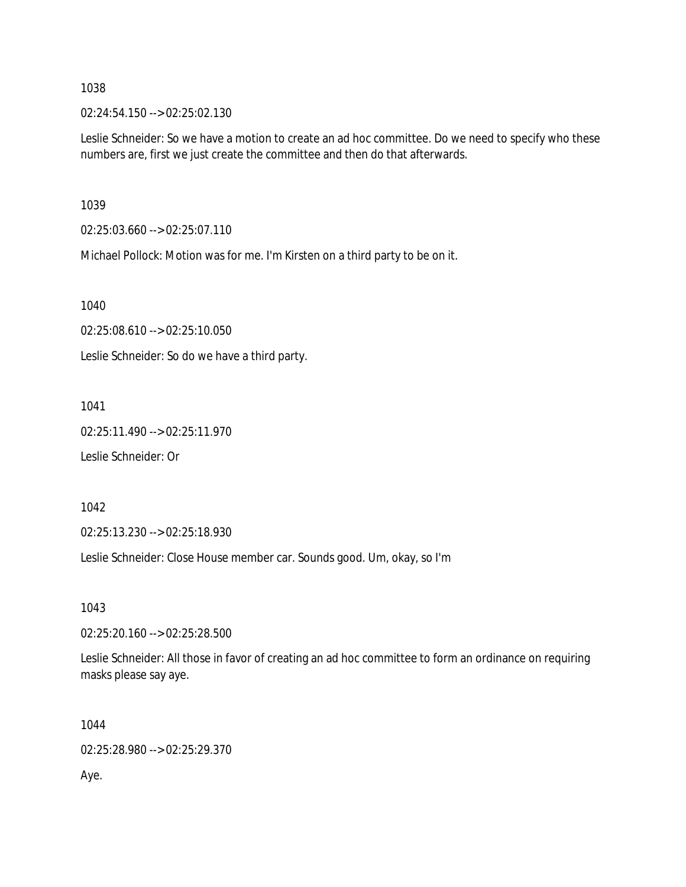1038

02:24:54.150 --> 02:25:02.130

Leslie Schneider: So we have a motion to create an ad hoc committee. Do we need to specify who these numbers are, first we just create the committee and then do that afterwards.

1039

02:25:03.660 --> 02:25:07.110

Michael Pollock: Motion was for me. I'm Kirsten on a third party to be on it.

1040

02:25:08.610 --> 02:25:10.050

Leslie Schneider: So do we have a third party.

1041

02:25:11.490 --> 02:25:11.970

Leslie Schneider: Or

1042

02:25:13.230 --> 02:25:18.930

Leslie Schneider: Close House member car. Sounds good. Um, okay, so I'm

1043

02:25:20.160 --> 02:25:28.500

Leslie Schneider: All those in favor of creating an ad hoc committee to form an ordinance on requiring masks please say aye.

1044

02:25:28.980 --> 02:25:29.370

Aye.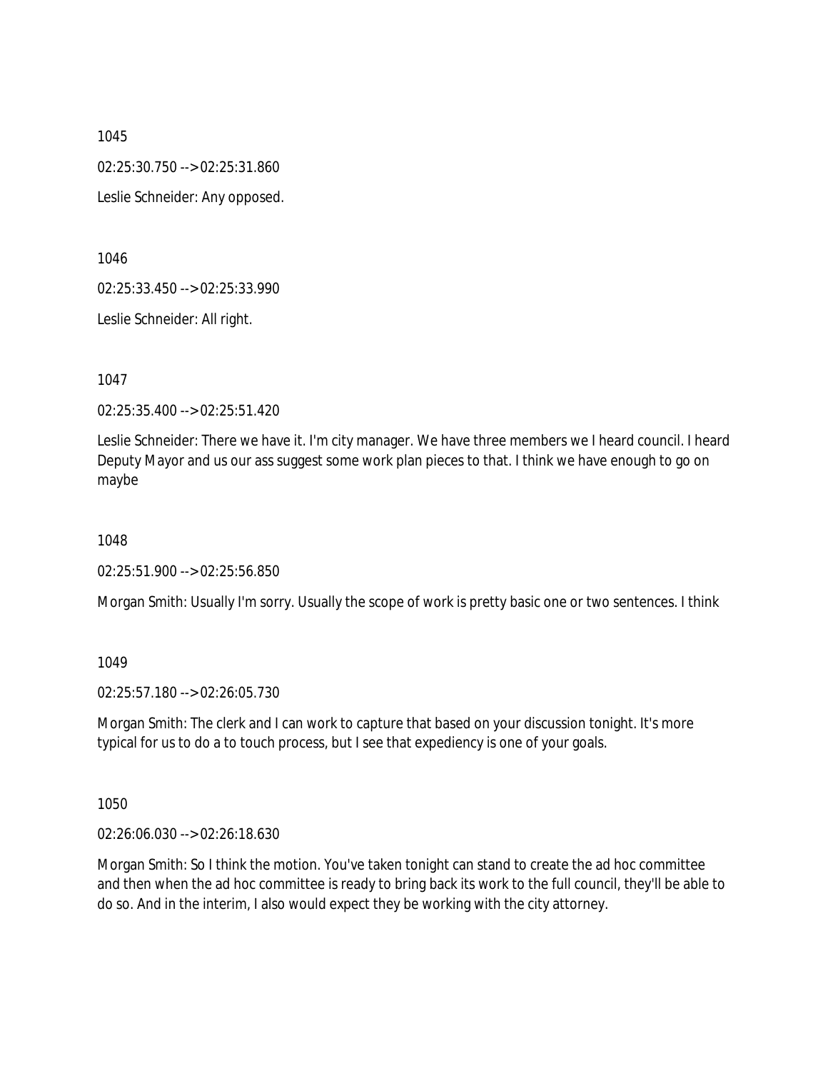1045

02:25:30.750 --> 02:25:31.860

Leslie Schneider: Any opposed.

1046

02:25:33.450 --> 02:25:33.990

Leslie Schneider: All right.

1047

02:25:35.400 --> 02:25:51.420

Leslie Schneider: There we have it. I'm city manager. We have three members we I heard council. I heard Deputy Mayor and us our ass suggest some work plan pieces to that. I think we have enough to go on maybe

1048

02:25:51.900 --> 02:25:56.850

Morgan Smith: Usually I'm sorry. Usually the scope of work is pretty basic one or two sentences. I think

1049

02:25:57.180 --> 02:26:05.730

Morgan Smith: The clerk and I can work to capture that based on your discussion tonight. It's more typical for us to do a to touch process, but I see that expediency is one of your goals.

1050

02:26:06.030 --> 02:26:18.630

Morgan Smith: So I think the motion. You've taken tonight can stand to create the ad hoc committee and then when the ad hoc committee is ready to bring back its work to the full council, they'll be able to do so. And in the interim, I also would expect they be working with the city attorney.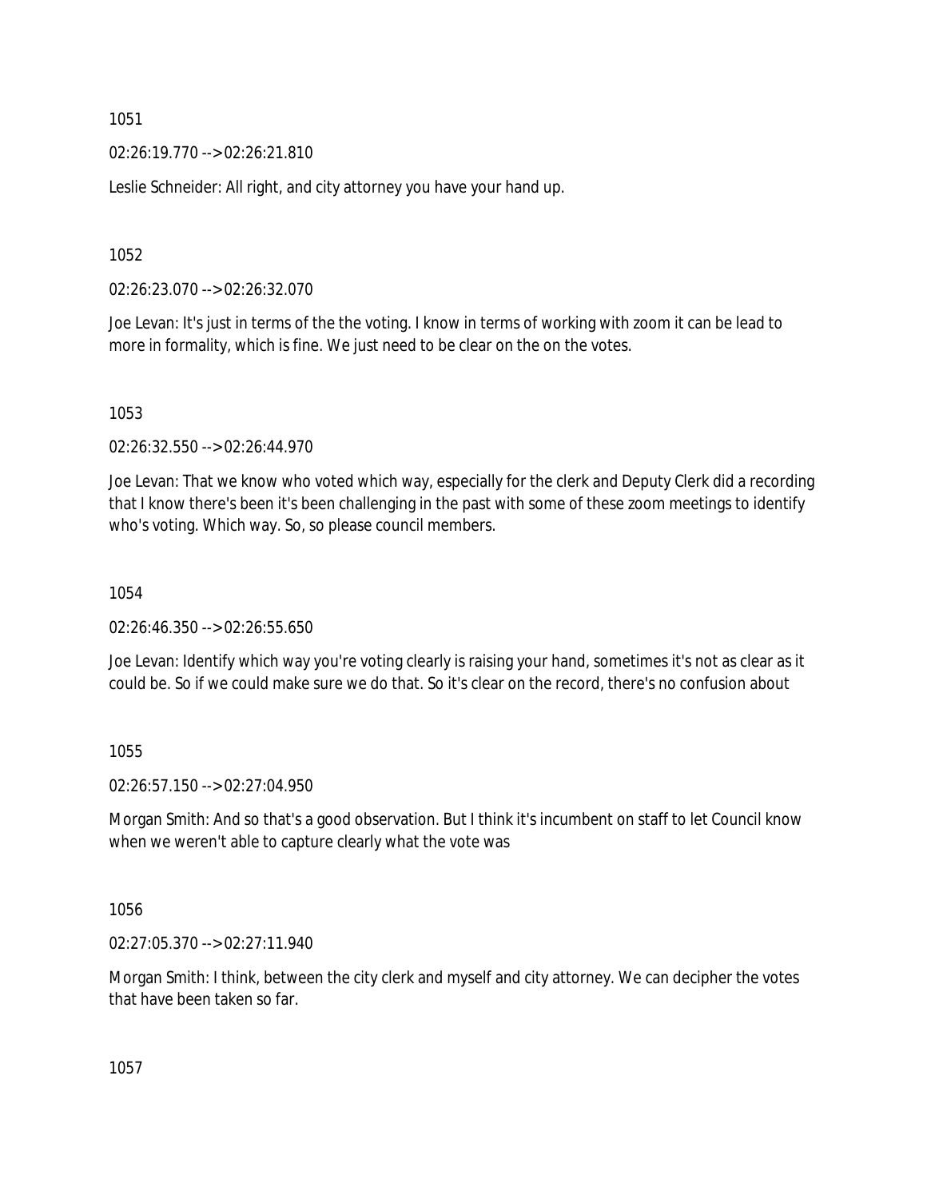1051

02:26:19.770 --> 02:26:21.810

Leslie Schneider: All right, and city attorney you have your hand up.

1052

02:26:23.070 --> 02:26:32.070

Joe Levan: It's just in terms of the the voting. I know in terms of working with zoom it can be lead to more in formality, which is fine. We just need to be clear on the on the votes.

1053

02:26:32.550 --> 02:26:44.970

Joe Levan: That we know who voted which way, especially for the clerk and Deputy Clerk did a recording that I know there's been it's been challenging in the past with some of these zoom meetings to identify who's voting. Which way. So, so please council members.

1054

02:26:46.350 --> 02:26:55.650

Joe Levan: Identify which way you're voting clearly is raising your hand, sometimes it's not as clear as it could be. So if we could make sure we do that. So it's clear on the record, there's no confusion about

1055

02:26:57.150 --> 02:27:04.950

Morgan Smith: And so that's a good observation. But I think it's incumbent on staff to let Council know when we weren't able to capture clearly what the vote was

1056

02:27:05.370 --> 02:27:11.940

Morgan Smith: I think, between the city clerk and myself and city attorney. We can decipher the votes that have been taken so far.

1057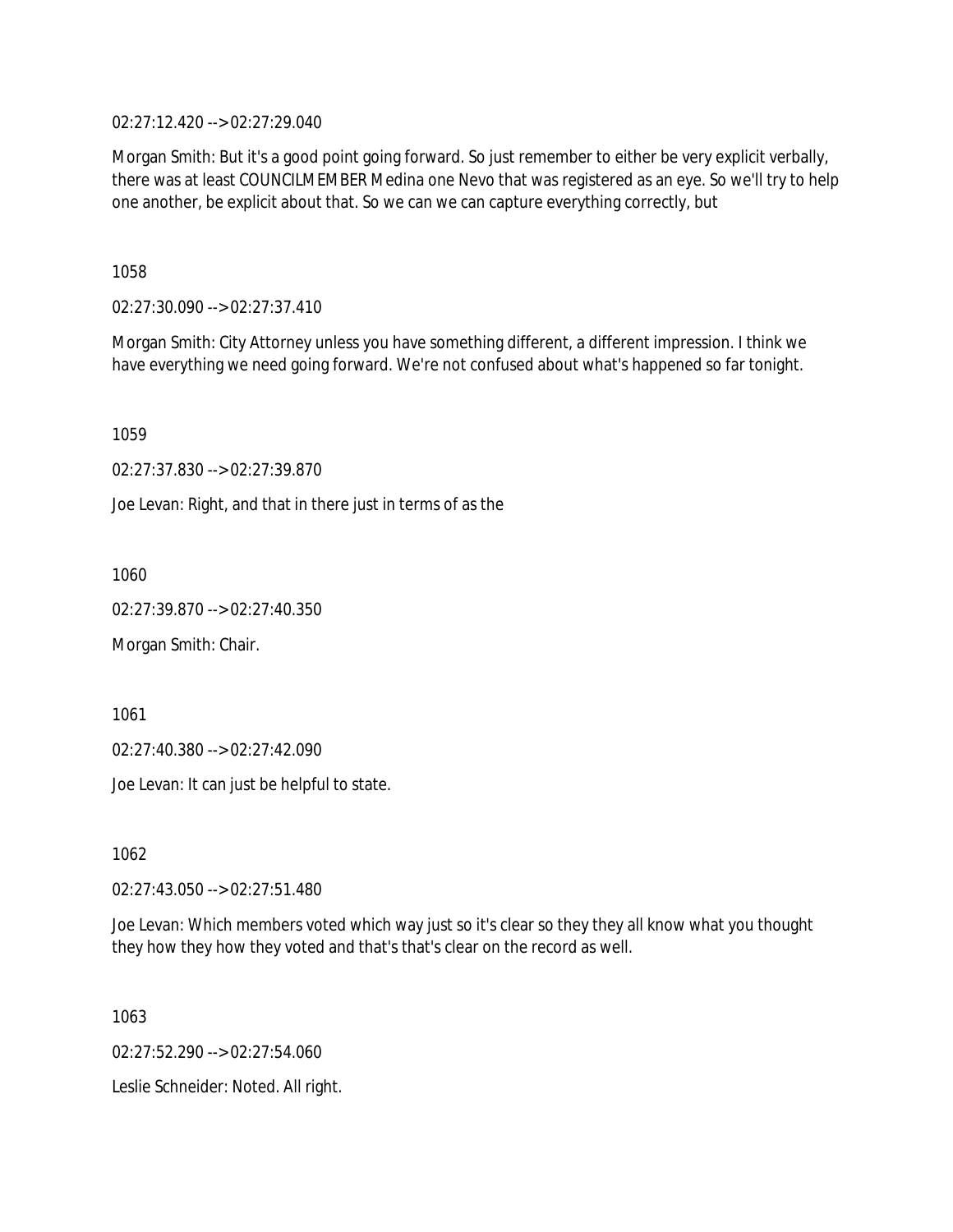02:27:12.420 --> 02:27:29.040

Morgan Smith: But it's a good point going forward. So just remember to either be very explicit verbally, there was at least COUNCILMEMBER Medina one Nevo that was registered as an eye. So we'll try to help one another, be explicit about that. So we can we can capture everything correctly, but

1058

02:27:30.090 --> 02:27:37.410

Morgan Smith: City Attorney unless you have something different, a different impression. I think we have everything we need going forward. We're not confused about what's happened so far tonight.

1059

02:27:37.830 --> 02:27:39.870

Joe Levan: Right, and that in there just in terms of as the

1060

02:27:39.870 --> 02:27:40.350

Morgan Smith: Chair.

1061

02:27:40.380 --> 02:27:42.090

Joe Levan: It can just be helpful to state.

1062

02:27:43.050 --> 02:27:51.480

Joe Levan: Which members voted which way just so it's clear so they they all know what you thought they how they how they voted and that's that's clear on the record as well.

1063

02:27:52.290 --> 02:27:54.060

Leslie Schneider: Noted. All right.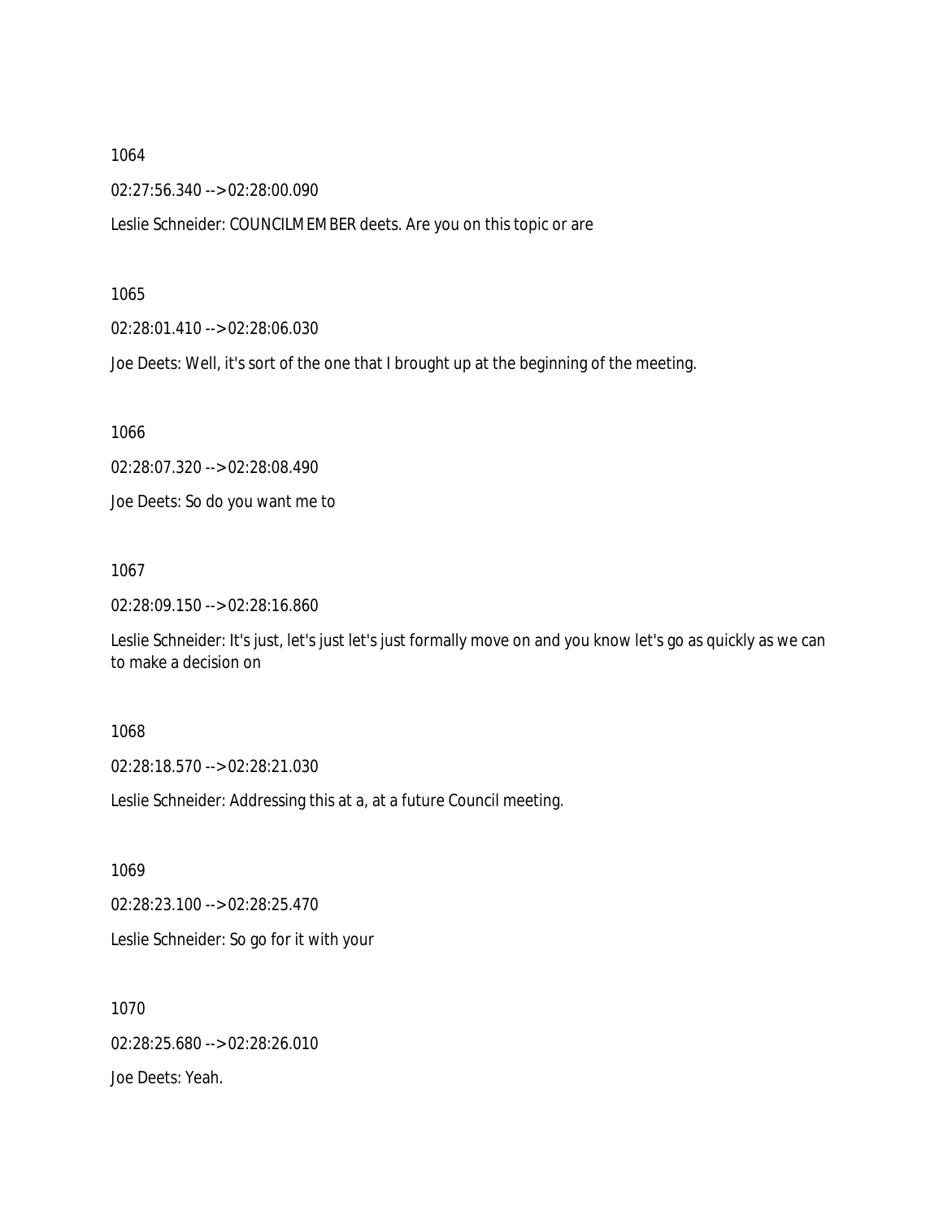1064

02:27:56.340 --> 02:28:00.090

Leslie Schneider: COUNCILMEMBER deets. Are you on this topic or are

1065

02:28:01.410 --> 02:28:06.030

Joe Deets: Well, it's sort of the one that I brought up at the beginning of the meeting.

1066

02:28:07.320 --> 02:28:08.490

Joe Deets: So do you want me to

1067

02:28:09.150 --> 02:28:16.860

Leslie Schneider: It's just, let's just let's just formally move on and you know let's go as quickly as we can to make a decision on

1068

02:28:18.570 --> 02:28:21.030

Leslie Schneider: Addressing this at a, at a future Council meeting.

1069

02:28:23.100 --> 02:28:25.470

Leslie Schneider: So go for it with your

1070

02:28:25.680 --> 02:28:26.010

Joe Deets: Yeah.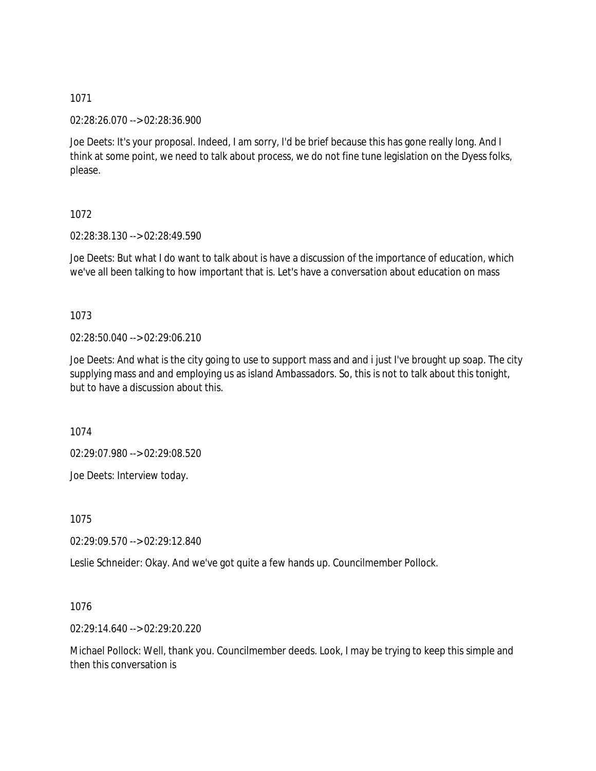1071

02:28:26.070 --> 02:28:36.900

Joe Deets: It's your proposal. Indeed, I am sorry, I'd be brief because this has gone really long. And I think at some point, we need to talk about process, we do not fine tune legislation on the Dyess folks, please.

1072

02:28:38.130 --> 02:28:49.590

Joe Deets: But what I do want to talk about is have a discussion of the importance of education, which we've all been talking to how important that is. Let's have a conversation about education on mass

1073

02:28:50.040 --> 02:29:06.210

Joe Deets: And what is the city going to use to support mass and and i just I've brought up soap. The city supplying mass and and employing us as island Ambassadors. So, this is not to talk about this tonight, but to have a discussion about this.

1074

02:29:07.980 --> 02:29:08.520

Joe Deets: Interview today.

1075

02:29:09.570 --> 02:29:12.840

Leslie Schneider: Okay. And we've got quite a few hands up. Councilmember Pollock.

1076

02:29:14.640 --> 02:29:20.220

Michael Pollock: Well, thank you. Councilmember deeds. Look, I may be trying to keep this simple and then this conversation is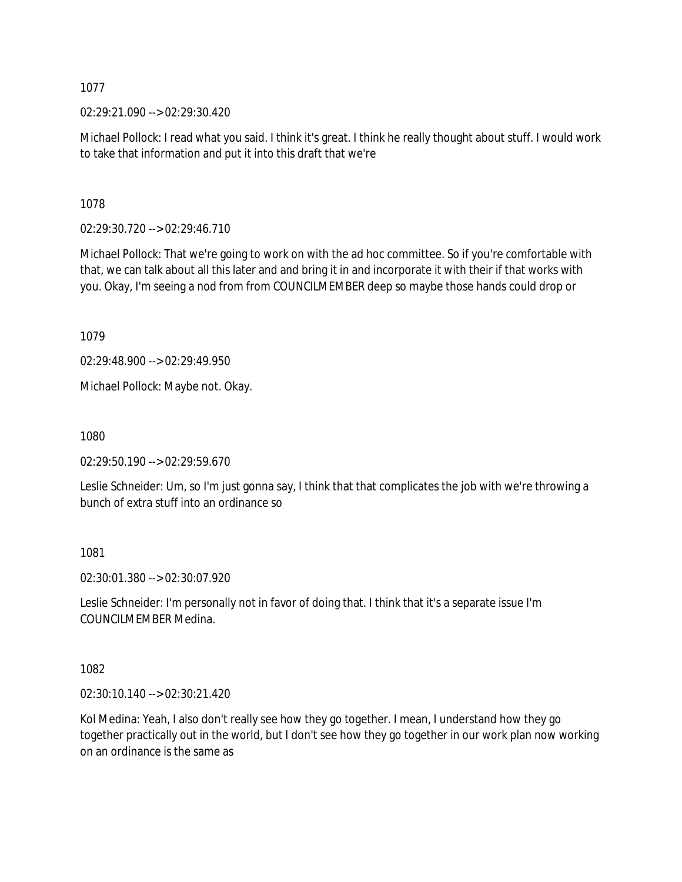1077

02:29:21.090 --> 02:29:30.420

Michael Pollock: I read what you said. I think it's great. I think he really thought about stuff. I would work to take that information and put it into this draft that we're

1078

02:29:30.720 --> 02:29:46.710

Michael Pollock: That we're going to work on with the ad hoc committee. So if you're comfortable with that, we can talk about all this later and and bring it in and incorporate it with their if that works with you. Okay, I'm seeing a nod from from COUNCILMEMBER deep so maybe those hands could drop or

1079

02:29:48.900 --> 02:29:49.950

Michael Pollock: Maybe not. Okay.

1080

02:29:50.190 --> 02:29:59.670

Leslie Schneider: Um, so I'm just gonna say, I think that that complicates the job with we're throwing a bunch of extra stuff into an ordinance so

1081

02:30:01.380 --> 02:30:07.920

Leslie Schneider: I'm personally not in favor of doing that. I think that it's a separate issue I'm COUNCILMEMBER Medina.

1082

02:30:10.140 --> 02:30:21.420

Kol Medina: Yeah, I also don't really see how they go together. I mean, I understand how they go together practically out in the world, but I don't see how they go together in our work plan now working on an ordinance is the same as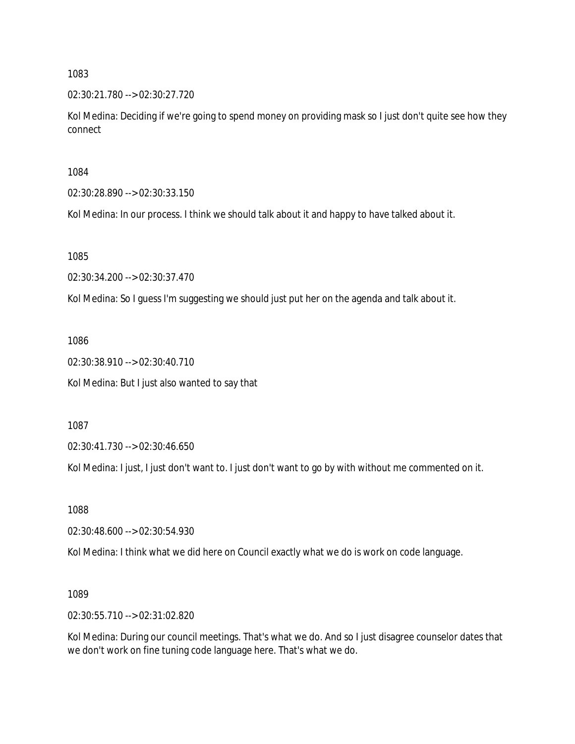1083

02:30:21.780 --> 02:30:27.720

Kol Medina: Deciding if we're going to spend money on providing mask so I just don't quite see how they connect

1084

02:30:28.890 --> 02:30:33.150

Kol Medina: In our process. I think we should talk about it and happy to have talked about it.

1085

02:30:34.200 --> 02:30:37.470

Kol Medina: So I guess I'm suggesting we should just put her on the agenda and talk about it.

1086

02:30:38.910 --> 02:30:40.710

Kol Medina: But I just also wanted to say that

1087

02:30:41.730 --> 02:30:46.650

Kol Medina: I just, I just don't want to. I just don't want to go by with without me commented on it.

1088

02:30:48.600 --> 02:30:54.930

Kol Medina: I think what we did here on Council exactly what we do is work on code language.

1089

02:30:55.710 --> 02:31:02.820

Kol Medina: During our council meetings. That's what we do. And so I just disagree counselor dates that we don't work on fine tuning code language here. That's what we do.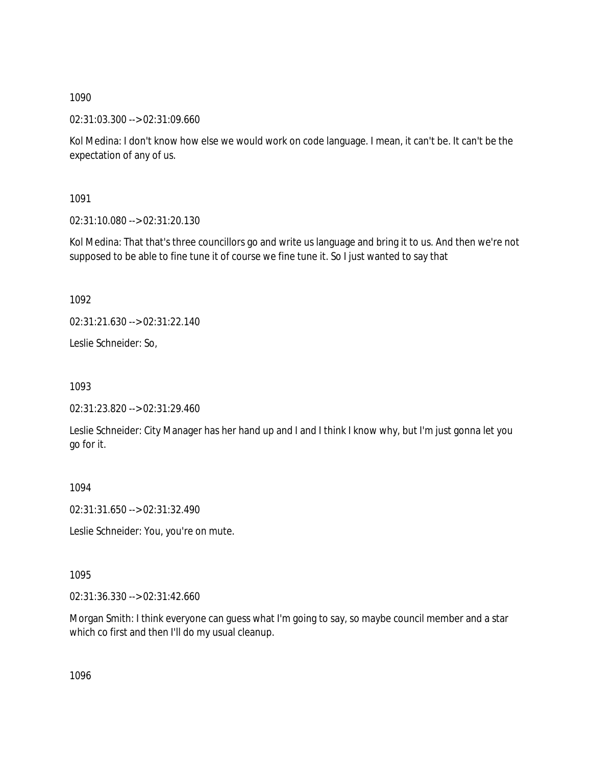1090

02:31:03.300 --> 02:31:09.660

Kol Medina: I don't know how else we would work on code language. I mean, it can't be. It can't be the expectation of any of us.

1091

02:31:10.080 --> 02:31:20.130

Kol Medina: That that's three councillors go and write us language and bring it to us. And then we're not supposed to be able to fine tune it of course we fine tune it. So I just wanted to say that

1092

02:31:21.630 --> 02:31:22.140

Leslie Schneider: So,

1093

02:31:23.820 --> 02:31:29.460

Leslie Schneider: City Manager has her hand up and I and I think I know why, but I'm just gonna let you go for it.

1094

02:31:31.650 --> 02:31:32.490

Leslie Schneider: You, you're on mute.

1095

02:31:36.330 --> 02:31:42.660

Morgan Smith: I think everyone can guess what I'm going to say, so maybe council member and a star which co first and then I'll do my usual cleanup.

1096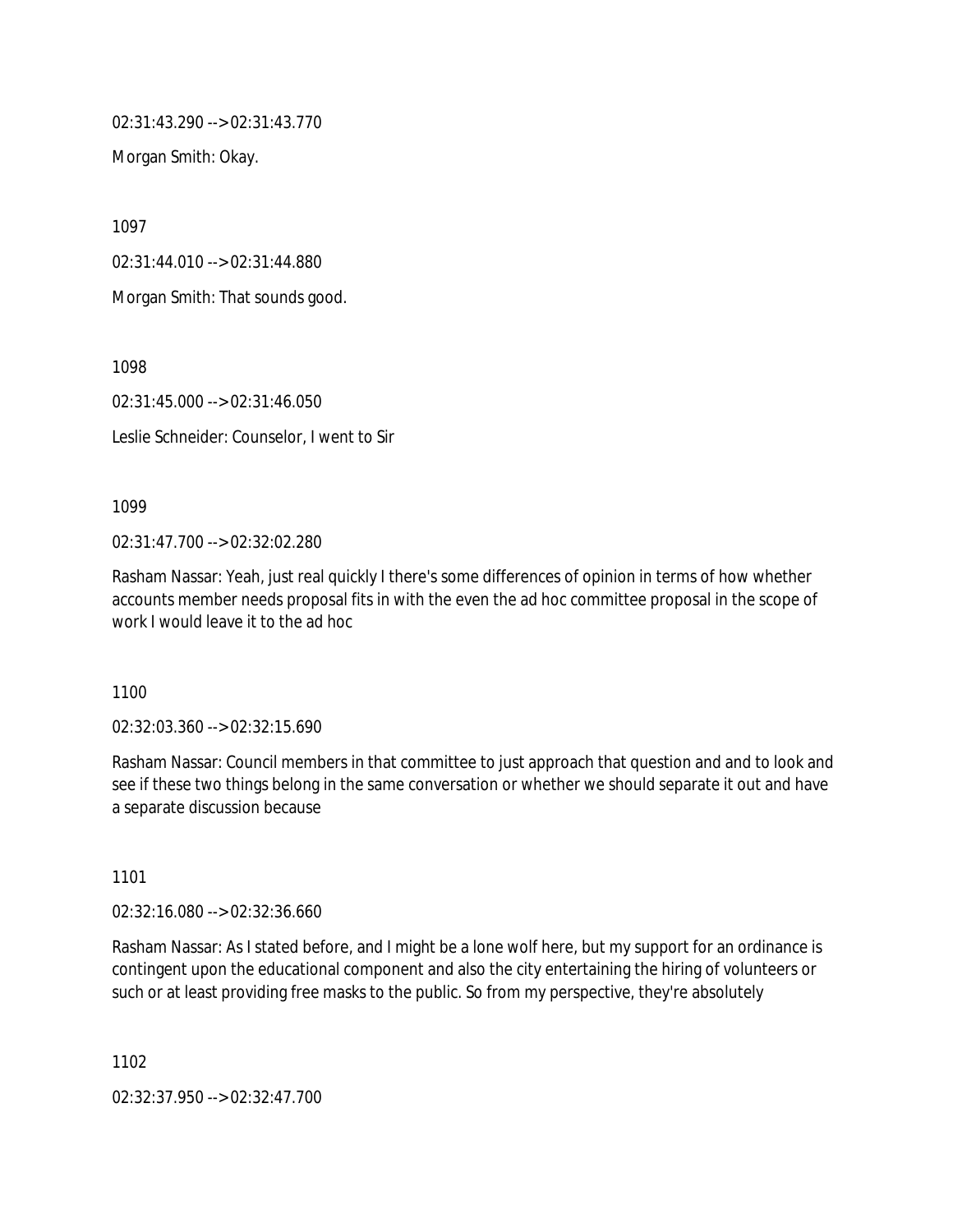02:31:43.290 --> 02:31:43.770

Morgan Smith: Okay.

1097

02:31:44.010 --> 02:31:44.880

Morgan Smith: That sounds good.

1098

02:31:45.000 --> 02:31:46.050

Leslie Schneider: Counselor, I went to Sir

1099

02:31:47.700 --> 02:32:02.280

Rasham Nassar: Yeah, just real quickly I there's some differences of opinion in terms of how whether accounts member needs proposal fits in with the even the ad hoc committee proposal in the scope of work I would leave it to the ad hoc

1100

02:32:03.360 --> 02:32:15.690

Rasham Nassar: Council members in that committee to just approach that question and and to look and see if these two things belong in the same conversation or whether we should separate it out and have a separate discussion because

1101

02:32:16.080 --> 02:32:36.660

Rasham Nassar: As I stated before, and I might be a lone wolf here, but my support for an ordinance is contingent upon the educational component and also the city entertaining the hiring of volunteers or such or at least providing free masks to the public. So from my perspective, they're absolutely

1102

02:32:37.950 --> 02:32:47.700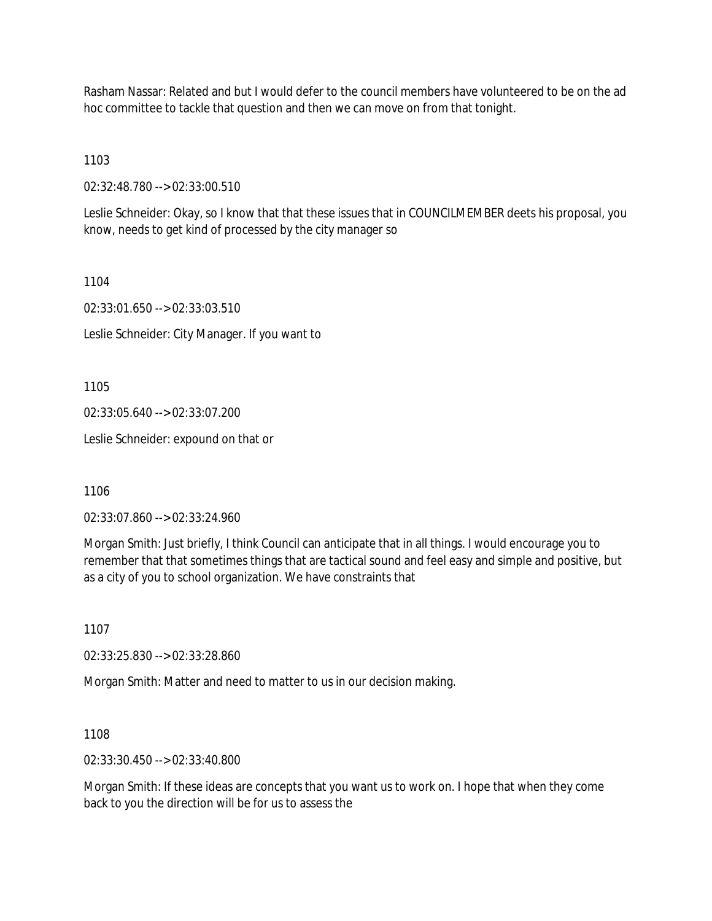Rasham Nassar: Related and but I would defer to the council members have volunteered to be on the ad hoc committee to tackle that question and then we can move on from that tonight.

1103

02:32:48.780 --> 02:33:00.510

Leslie Schneider: Okay, so I know that that these issues that in COUNCILMEMBER deets his proposal, you know, needs to get kind of processed by the city manager so

1104

02:33:01.650 --> 02:33:03.510

Leslie Schneider: City Manager. If you want to

1105

02:33:05.640 --> 02:33:07.200

Leslie Schneider: expound on that or

1106

02:33:07.860 --> 02:33:24.960

Morgan Smith: Just briefly, I think Council can anticipate that in all things. I would encourage you to remember that that sometimes things that are tactical sound and feel easy and simple and positive, but as a city of you to school organization. We have constraints that

1107

02:33:25.830 --> 02:33:28.860

Morgan Smith: Matter and need to matter to us in our decision making.

1108

02:33:30.450 --> 02:33:40.800

Morgan Smith: If these ideas are concepts that you want us to work on. I hope that when they come back to you the direction will be for us to assess the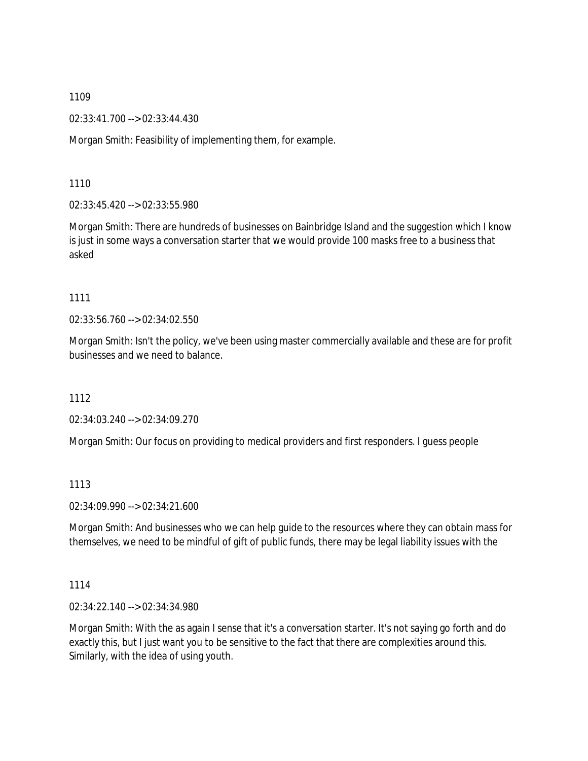1109

02:33:41.700 --> 02:33:44.430

Morgan Smith: Feasibility of implementing them, for example.

1110

02:33:45.420 --> 02:33:55.980

Morgan Smith: There are hundreds of businesses on Bainbridge Island and the suggestion which I know is just in some ways a conversation starter that we would provide 100 masks free to a business that asked

1111

02:33:56.760 --> 02:34:02.550

Morgan Smith: Isn't the policy, we've been using master commercially available and these are for profit businesses and we need to balance.

1112

02:34:03.240 --> 02:34:09.270

Morgan Smith: Our focus on providing to medical providers and first responders. I guess people

1113

02:34:09.990 --> 02:34:21.600

Morgan Smith: And businesses who we can help guide to the resources where they can obtain mass for themselves, we need to be mindful of gift of public funds, there may be legal liability issues with the

1114

02:34:22.140 --> 02:34:34.980

Morgan Smith: With the as again I sense that it's a conversation starter. It's not saying go forth and do exactly this, but I just want you to be sensitive to the fact that there are complexities around this. Similarly, with the idea of using youth.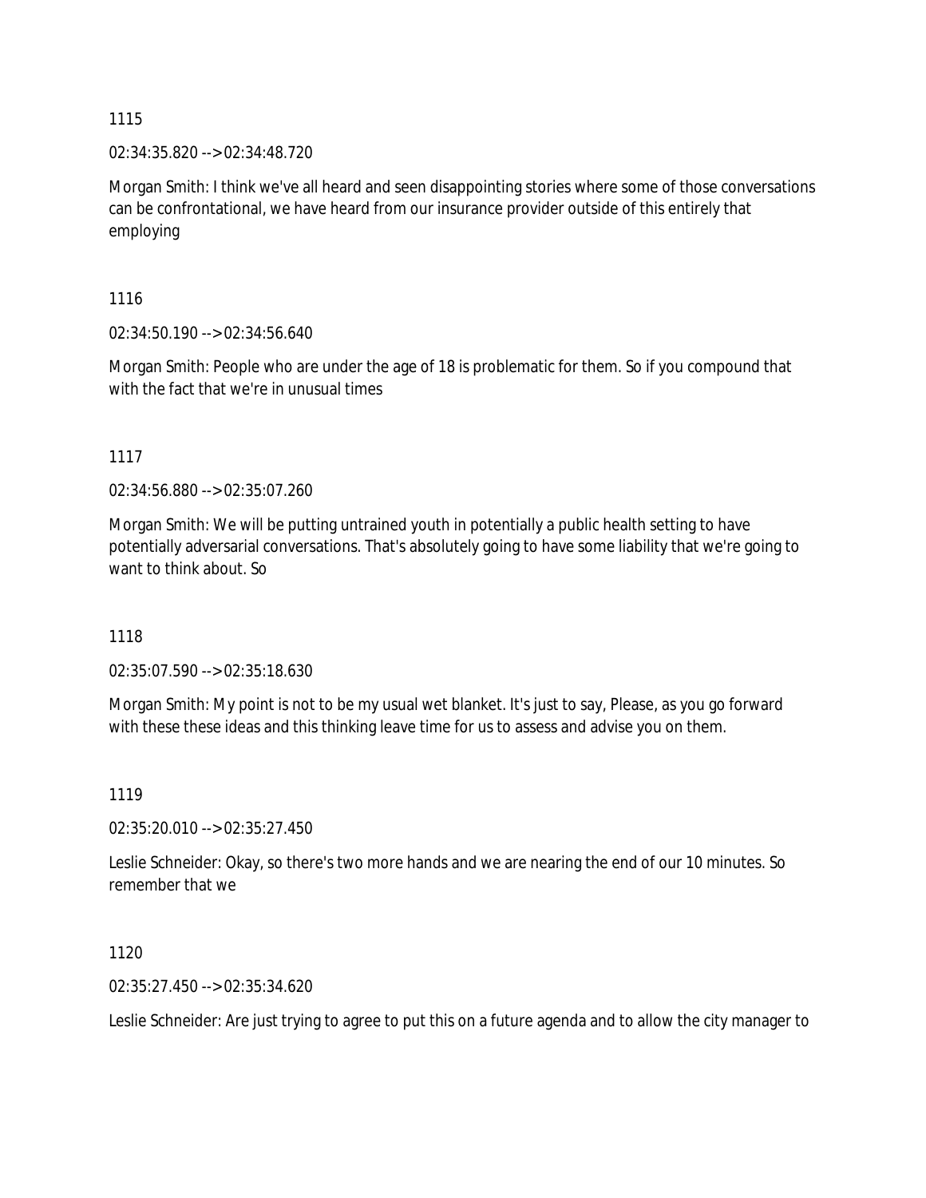1115

02:34:35.820 --> 02:34:48.720

Morgan Smith: I think we've all heard and seen disappointing stories where some of those conversations can be confrontational, we have heard from our insurance provider outside of this entirely that employing

1116

02:34:50.190 --> 02:34:56.640

Morgan Smith: People who are under the age of 18 is problematic for them. So if you compound that with the fact that we're in unusual times

1117

02:34:56.880 --> 02:35:07.260

Morgan Smith: We will be putting untrained youth in potentially a public health setting to have potentially adversarial conversations. That's absolutely going to have some liability that we're going to want to think about. So

1118

02:35:07.590 --> 02:35:18.630

Morgan Smith: My point is not to be my usual wet blanket. It's just to say, Please, as you go forward with these these ideas and this thinking leave time for us to assess and advise you on them.

1119

02:35:20.010 --> 02:35:27.450

Leslie Schneider: Okay, so there's two more hands and we are nearing the end of our 10 minutes. So remember that we

1120

02:35:27.450 --> 02:35:34.620

Leslie Schneider: Are just trying to agree to put this on a future agenda and to allow the city manager to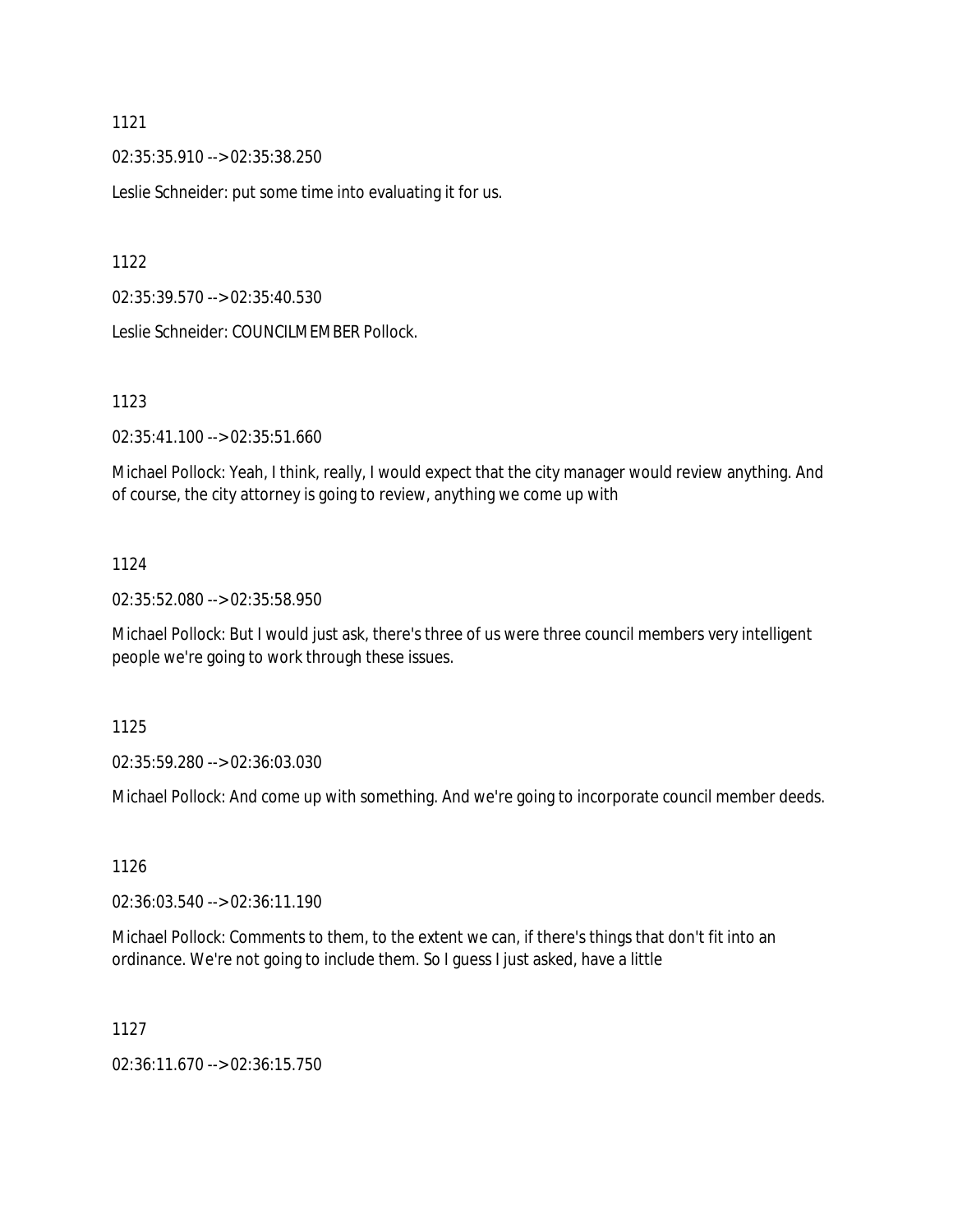1121

02:35:35.910 --> 02:35:38.250

Leslie Schneider: put some time into evaluating it for us.

1122

02:35:39.570 --> 02:35:40.530

Leslie Schneider: COUNCILMEMBER Pollock.

1123

02:35:41.100 --> 02:35:51.660

Michael Pollock: Yeah, I think, really, I would expect that the city manager would review anything. And of course, the city attorney is going to review, anything we come up with

1124

02:35:52.080 --> 02:35:58.950

Michael Pollock: But I would just ask, there's three of us were three council members very intelligent people we're going to work through these issues.

1125

02:35:59.280 --> 02:36:03.030

Michael Pollock: And come up with something. And we're going to incorporate council member deeds.

1126

02:36:03.540 --> 02:36:11.190

Michael Pollock: Comments to them, to the extent we can, if there's things that don't fit into an ordinance. We're not going to include them. So I guess I just asked, have a little

1127

02:36:11.670 --> 02:36:15.750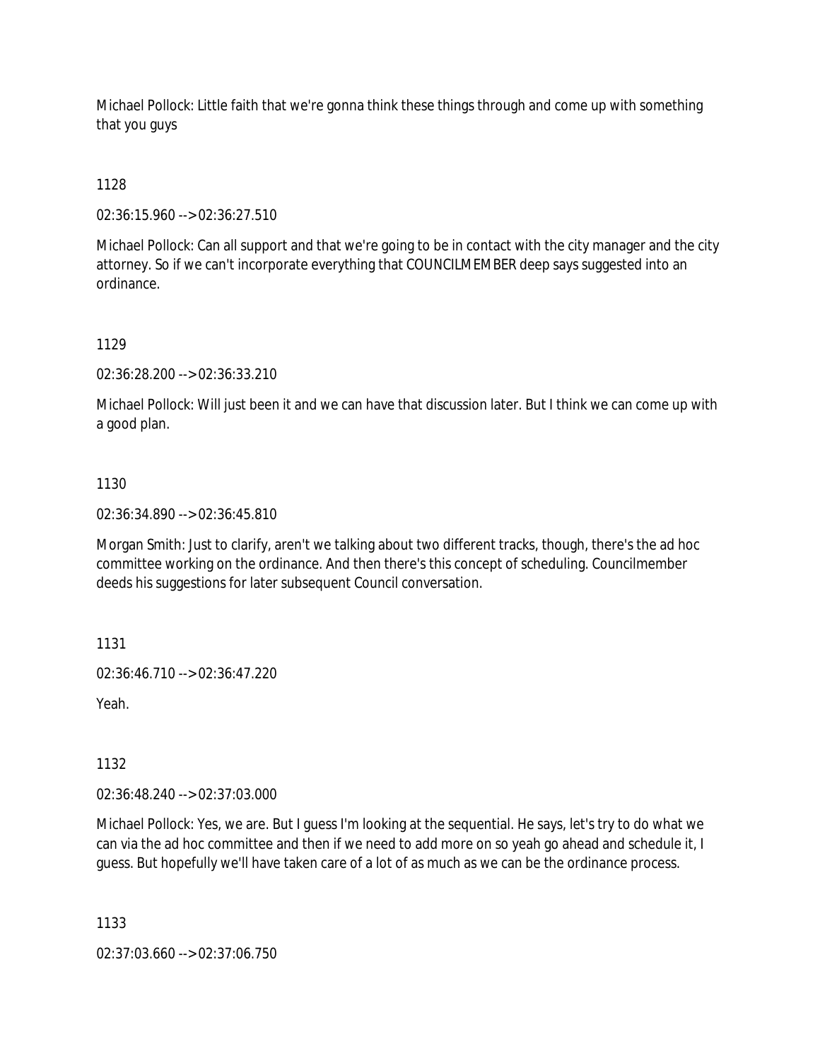Michael Pollock: Little faith that we're gonna think these things through and come up with something that you guys

1128

02:36:15.960 --> 02:36:27.510

Michael Pollock: Can all support and that we're going to be in contact with the city manager and the city attorney. So if we can't incorporate everything that COUNCILMEMBER deep says suggested into an ordinance.

1129

02:36:28.200 --> 02:36:33.210

Michael Pollock: Will just been it and we can have that discussion later. But I think we can come up with a good plan.

1130

02:36:34.890 --> 02:36:45.810

Morgan Smith: Just to clarify, aren't we talking about two different tracks, though, there's the ad hoc committee working on the ordinance. And then there's this concept of scheduling. Councilmember deeds his suggestions for later subsequent Council conversation.

1131

02:36:46.710 --> 02:36:47.220

Yeah.

1132

02:36:48.240 --> 02:37:03.000

Michael Pollock: Yes, we are. But I guess I'm looking at the sequential. He says, let's try to do what we can via the ad hoc committee and then if we need to add more on so yeah go ahead and schedule it, I guess. But hopefully we'll have taken care of a lot of as much as we can be the ordinance process.

1133

02:37:03.660 --> 02:37:06.750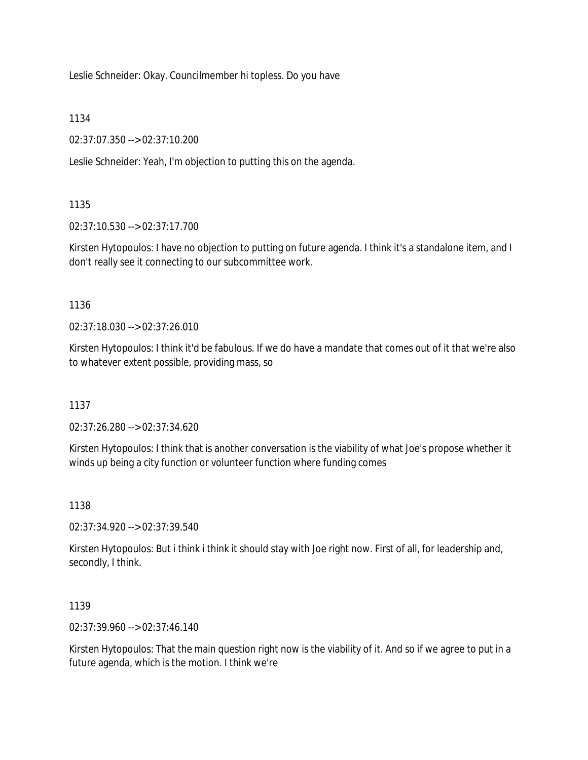Leslie Schneider: Okay. Councilmember hi topless. Do you have

1134

02:37:07.350 --> 02:37:10.200

Leslie Schneider: Yeah, I'm objection to putting this on the agenda.

1135

02:37:10.530 --> 02:37:17.700

Kirsten Hytopoulos: I have no objection to putting on future agenda. I think it's a standalone item, and I don't really see it connecting to our subcommittee work.

1136

02:37:18.030 --> 02:37:26.010

Kirsten Hytopoulos: I think it'd be fabulous. If we do have a mandate that comes out of it that we're also to whatever extent possible, providing mass, so

1137

02:37:26.280 --> 02:37:34.620

Kirsten Hytopoulos: I think that is another conversation is the viability of what Joe's propose whether it winds up being a city function or volunteer function where funding comes

1138

02:37:34.920 --> 02:37:39.540

Kirsten Hytopoulos: But i think i think it should stay with Joe right now. First of all, for leadership and, secondly, I think.

1139

02:37:39.960 --> 02:37:46.140

Kirsten Hytopoulos: That the main question right now is the viability of it. And so if we agree to put in a future agenda, which is the motion. I think we're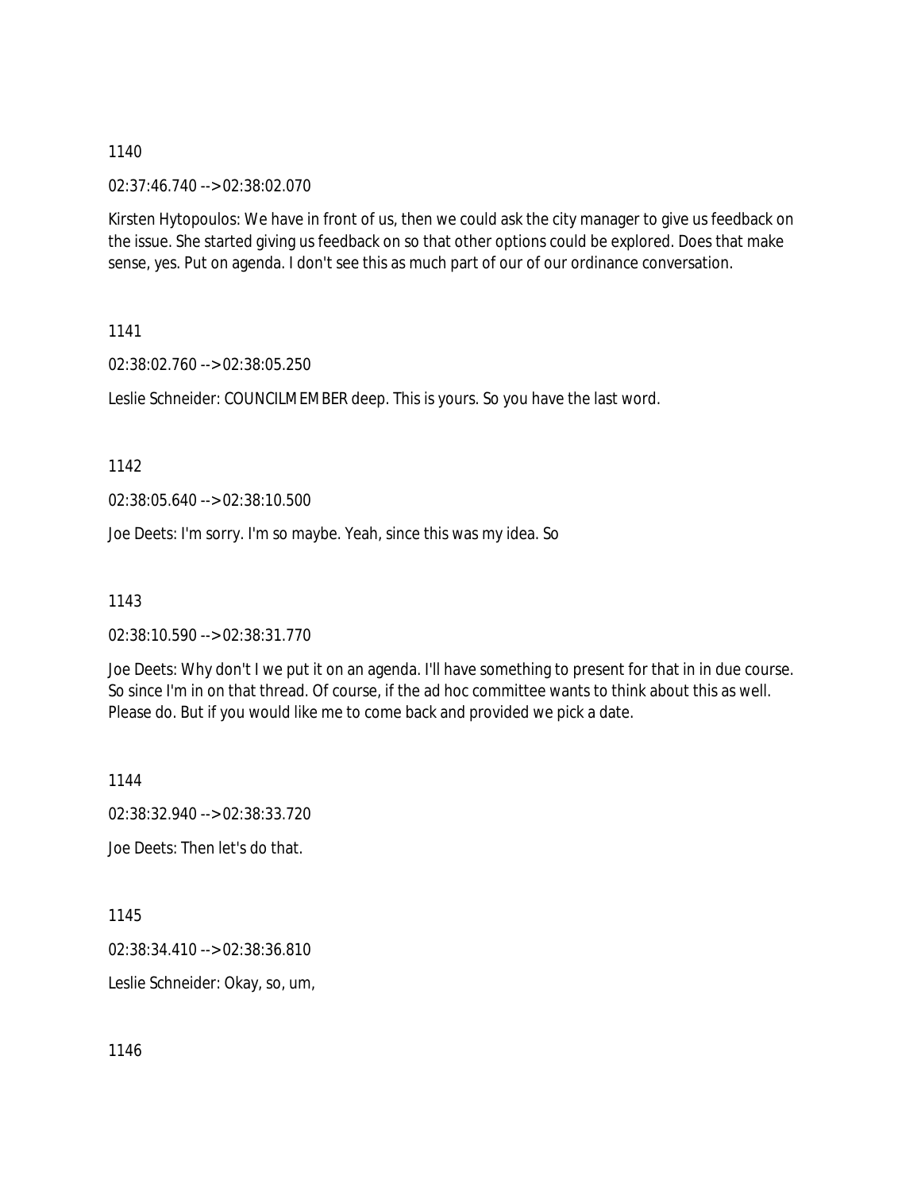1140

02:37:46.740 --> 02:38:02.070

Kirsten Hytopoulos: We have in front of us, then we could ask the city manager to give us feedback on the issue. She started giving us feedback on so that other options could be explored. Does that make sense, yes. Put on agenda. I don't see this as much part of our of our ordinance conversation.

1141

02:38:02.760 --> 02:38:05.250

Leslie Schneider: COUNCILMEMBER deep. This is yours. So you have the last word.

1142

02:38:05.640 --> 02:38:10.500

Joe Deets: I'm sorry. I'm so maybe. Yeah, since this was my idea. So

1143

02:38:10.590 --> 02:38:31.770

Joe Deets: Why don't I we put it on an agenda. I'll have something to present for that in in due course. So since I'm in on that thread. Of course, if the ad hoc committee wants to think about this as well. Please do. But if you would like me to come back and provided we pick a date.

1144

02:38:32.940 --> 02:38:33.720

Joe Deets: Then let's do that.

1145

02:38:34.410 --> 02:38:36.810

Leslie Schneider: Okay, so, um,

1146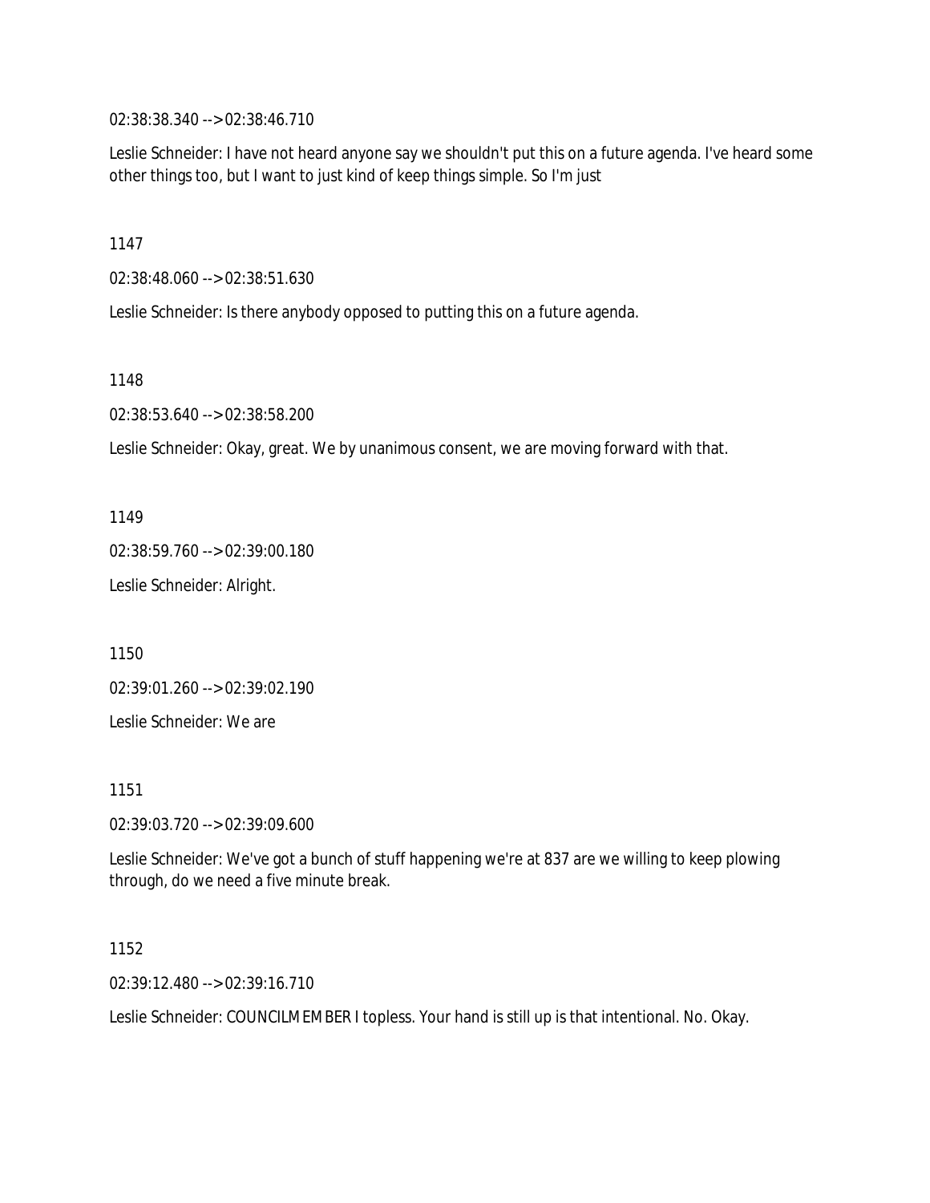02:38:38.340 --> 02:38:46.710

Leslie Schneider: I have not heard anyone say we shouldn't put this on a future agenda. I've heard some other things too, but I want to just kind of keep things simple. So I'm just

1147

02:38:48.060 --> 02:38:51.630

Leslie Schneider: Is there anybody opposed to putting this on a future agenda.

1148

02:38:53.640 --> 02:38:58.200

Leslie Schneider: Okay, great. We by unanimous consent, we are moving forward with that.

1149

02:38:59.760 --> 02:39:00.180

Leslie Schneider: Alright.

1150

02:39:01.260 --> 02:39:02.190

Leslie Schneider: We are

1151

02:39:03.720 --> 02:39:09.600

Leslie Schneider: We've got a bunch of stuff happening we're at 837 are we willing to keep plowing through, do we need a five minute break.

1152

02:39:12.480 --> 02:39:16.710

Leslie Schneider: COUNCILMEMBER I topless. Your hand is still up is that intentional. No. Okay.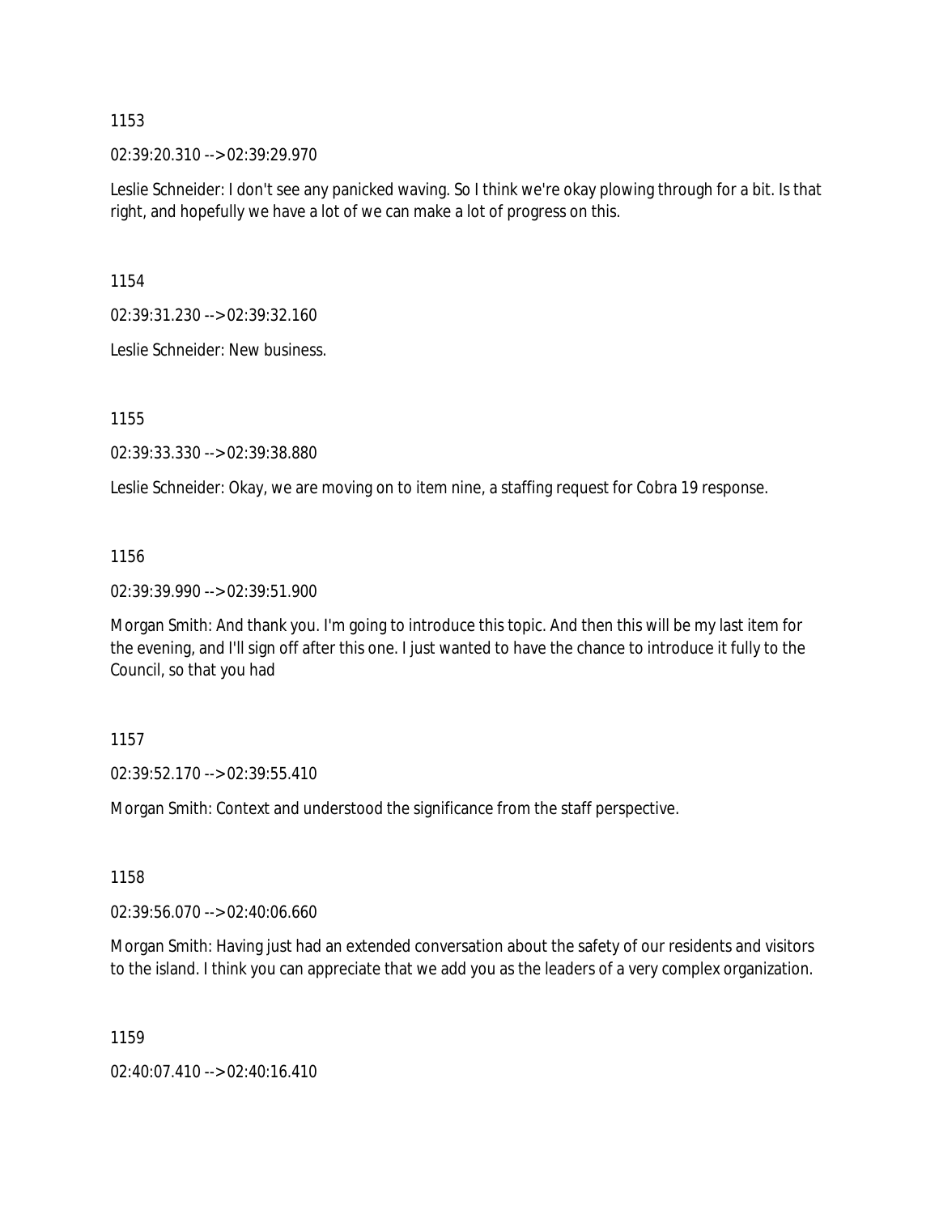1153

02:39:20.310 --> 02:39:29.970

Leslie Schneider: I don't see any panicked waving. So I think we're okay plowing through for a bit. Is that right, and hopefully we have a lot of we can make a lot of progress on this.

1154

02:39:31.230 --> 02:39:32.160

Leslie Schneider: New business.

1155

02:39:33.330 --> 02:39:38.880

Leslie Schneider: Okay, we are moving on to item nine, a staffing request for Cobra 19 response.

1156

02:39:39.990 --> 02:39:51.900

Morgan Smith: And thank you. I'm going to introduce this topic. And then this will be my last item for the evening, and I'll sign off after this one. I just wanted to have the chance to introduce it fully to the Council, so that you had

1157

02:39:52.170 --> 02:39:55.410

Morgan Smith: Context and understood the significance from the staff perspective.

1158

02:39:56.070 --> 02:40:06.660

Morgan Smith: Having just had an extended conversation about the safety of our residents and visitors to the island. I think you can appreciate that we add you as the leaders of a very complex organization.

1159

02:40:07.410 --> 02:40:16.410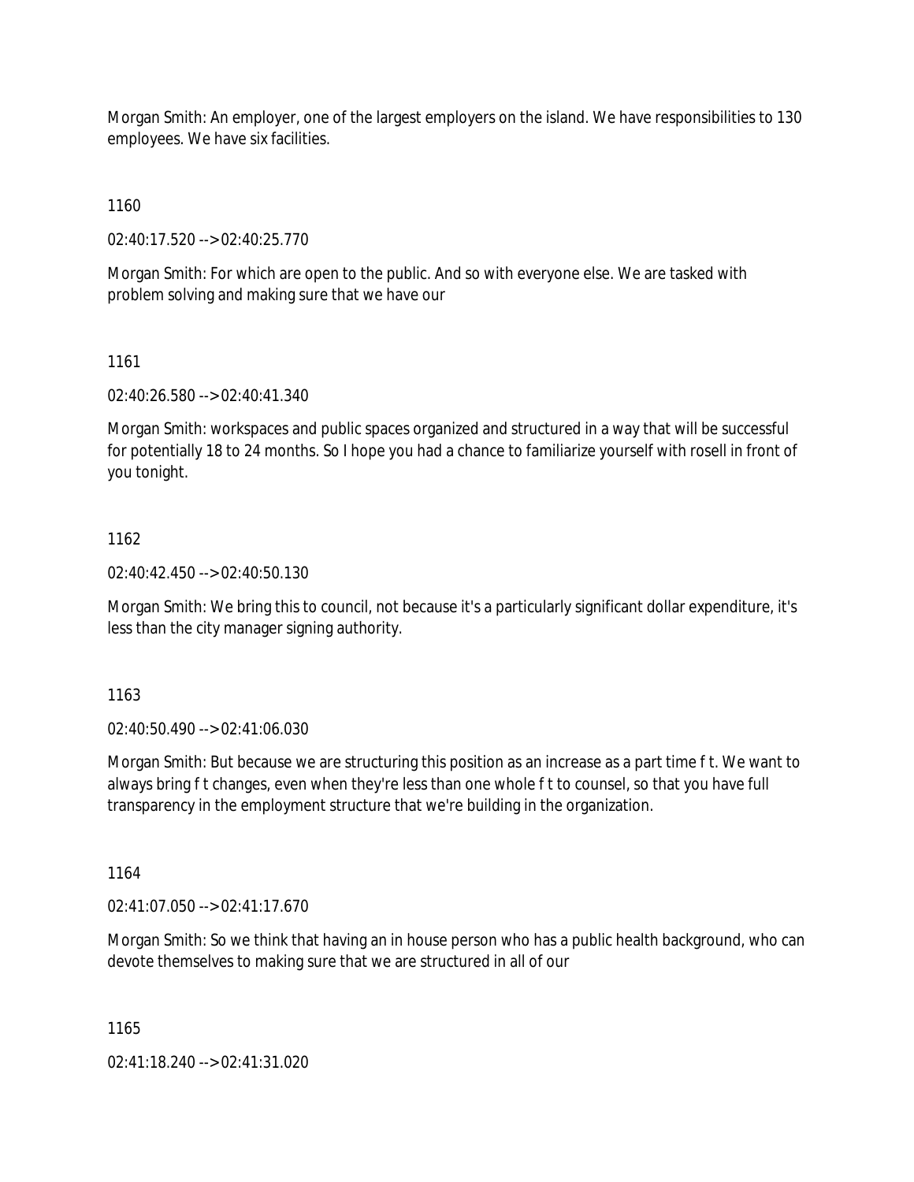Morgan Smith: An employer, one of the largest employers on the island. We have responsibilities to 130 employees. We have six facilities.

1160

02:40:17.520 --> 02:40:25.770

Morgan Smith: For which are open to the public. And so with everyone else. We are tasked with problem solving and making sure that we have our

1161

02:40:26.580 --> 02:40:41.340

Morgan Smith: workspaces and public spaces organized and structured in a way that will be successful for potentially 18 to 24 months. So I hope you had a chance to familiarize yourself with rosell in front of you tonight.

1162

02:40:42.450 --> 02:40:50.130

Morgan Smith: We bring this to council, not because it's a particularly significant dollar expenditure, it's less than the city manager signing authority.

1163

02:40:50.490 --> 02:41:06.030

Morgan Smith: But because we are structuring this position as an increase as a part time f t. We want to always bring f t changes, even when they're less than one whole f t to counsel, so that you have full transparency in the employment structure that we're building in the organization.

1164

02:41:07.050 --> 02:41:17.670

Morgan Smith: So we think that having an in house person who has a public health background, who can devote themselves to making sure that we are structured in all of our

1165

02:41:18.240 --> 02:41:31.020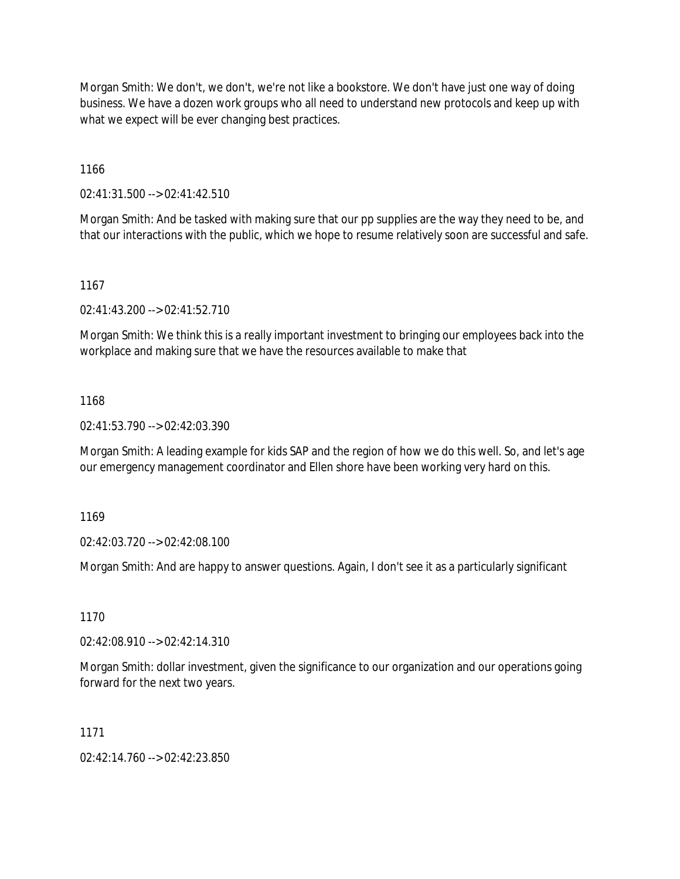Morgan Smith: We don't, we don't, we're not like a bookstore. We don't have just one way of doing business. We have a dozen work groups who all need to understand new protocols and keep up with what we expect will be ever changing best practices.

1166

02:41:31.500 --> 02:41:42.510

Morgan Smith: And be tasked with making sure that our pp supplies are the way they need to be, and that our interactions with the public, which we hope to resume relatively soon are successful and safe.

1167

02:41:43.200 --> 02:41:52.710

Morgan Smith: We think this is a really important investment to bringing our employees back into the workplace and making sure that we have the resources available to make that

1168

02:41:53.790 --> 02:42:03.390

Morgan Smith: A leading example for kids SAP and the region of how we do this well. So, and let's age our emergency management coordinator and Ellen shore have been working very hard on this.

1169

02:42:03.720 --> 02:42:08.100

Morgan Smith: And are happy to answer questions. Again, I don't see it as a particularly significant

1170

02:42:08.910 --> 02:42:14.310

Morgan Smith: dollar investment, given the significance to our organization and our operations going forward for the next two years.

1171

02:42:14.760 --> 02:42:23.850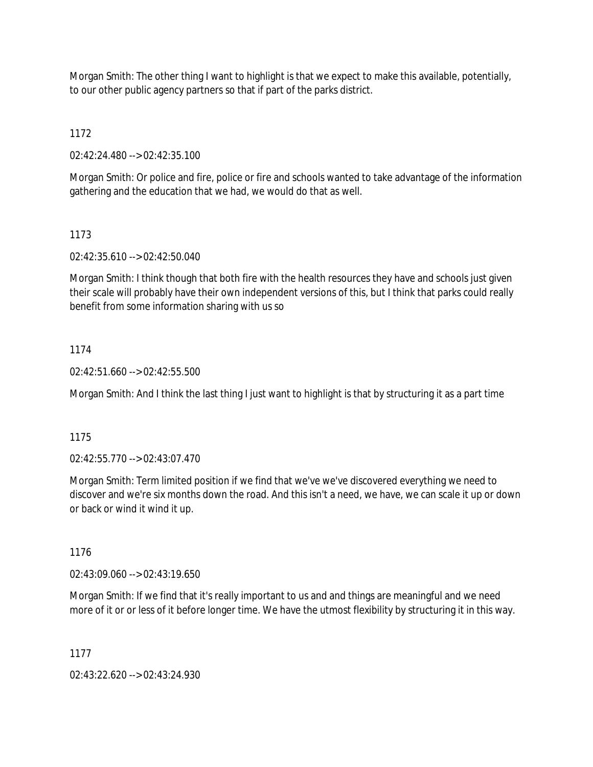Morgan Smith: The other thing I want to highlight is that we expect to make this available, potentially, to our other public agency partners so that if part of the parks district.

1172

02:42:24.480 --> 02:42:35.100

Morgan Smith: Or police and fire, police or fire and schools wanted to take advantage of the information gathering and the education that we had, we would do that as well.

1173

02:42:35.610 --> 02:42:50.040

Morgan Smith: I think though that both fire with the health resources they have and schools just given their scale will probably have their own independent versions of this, but I think that parks could really benefit from some information sharing with us so

1174

02:42:51.660 --> 02:42:55.500

Morgan Smith: And I think the last thing I just want to highlight is that by structuring it as a part time

1175

02:42:55.770 --> 02:43:07.470

Morgan Smith: Term limited position if we find that we've we've discovered everything we need to discover and we're six months down the road. And this isn't a need, we have, we can scale it up or down or back or wind it wind it up.

1176

02:43:09.060 --> 02:43:19.650

Morgan Smith: If we find that it's really important to us and and things are meaningful and we need more of it or or less of it before longer time. We have the utmost flexibility by structuring it in this way.

1177

02:43:22.620 --> 02:43:24.930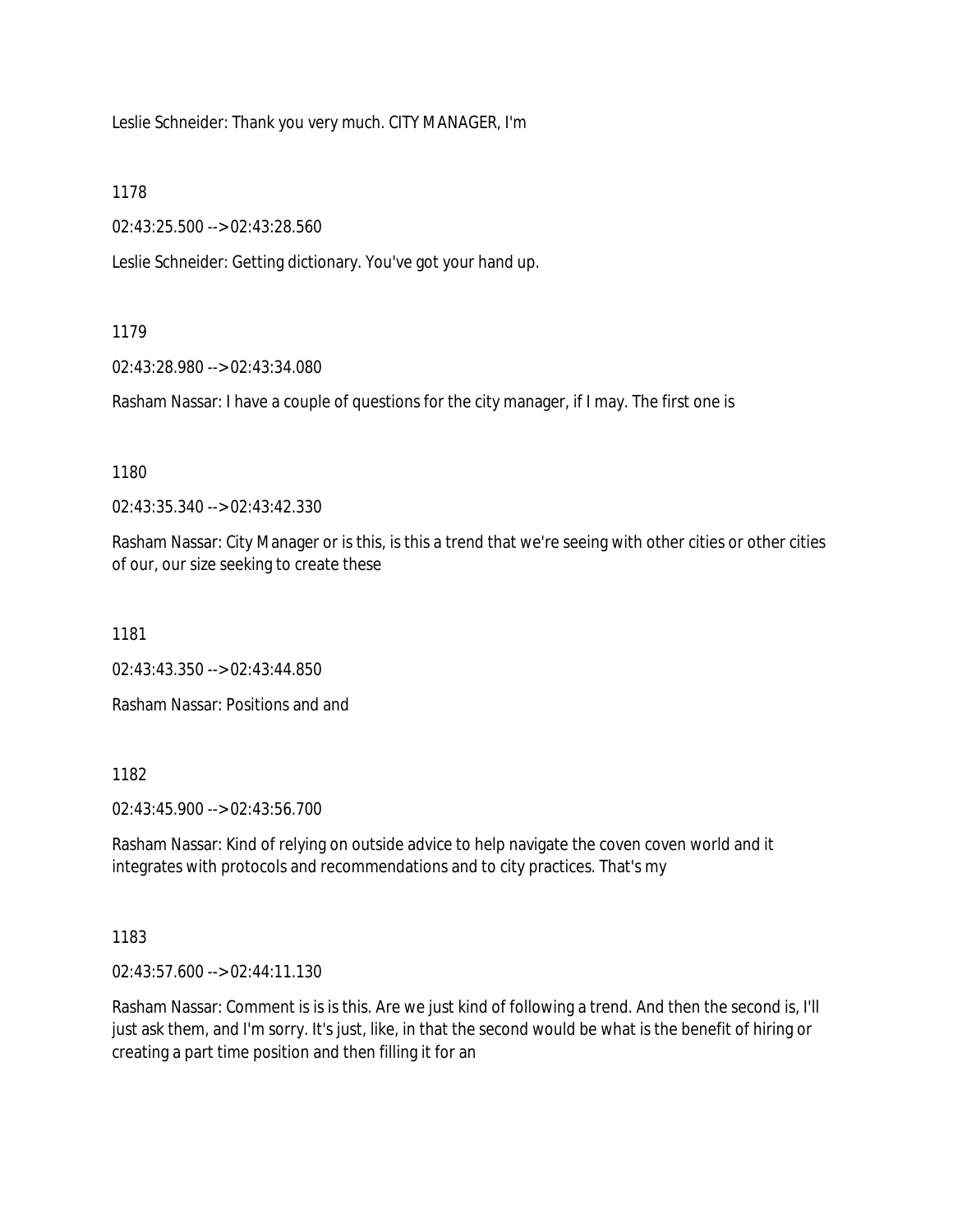Leslie Schneider: Thank you very much. CITY MANAGER, I'm

1178

02:43:25.500 --> 02:43:28.560

Leslie Schneider: Getting dictionary. You've got your hand up.

1179

02:43:28.980 --> 02:43:34.080

Rasham Nassar: I have a couple of questions for the city manager, if I may. The first one is

1180

02:43:35.340 --> 02:43:42.330

Rasham Nassar: City Manager or is this, is this a trend that we're seeing with other cities or other cities of our, our size seeking to create these

1181

02:43:43.350 --> 02:43:44.850

Rasham Nassar: Positions and and

1182

02:43:45.900 --> 02:43:56.700

Rasham Nassar: Kind of relying on outside advice to help navigate the coven coven world and it integrates with protocols and recommendations and to city practices. That's my

1183

02:43:57.600 --> 02:44:11.130

Rasham Nassar: Comment is is is this. Are we just kind of following a trend. And then the second is, I'll just ask them, and I'm sorry. It's just, like, in that the second would be what is the benefit of hiring or creating a part time position and then filling it for an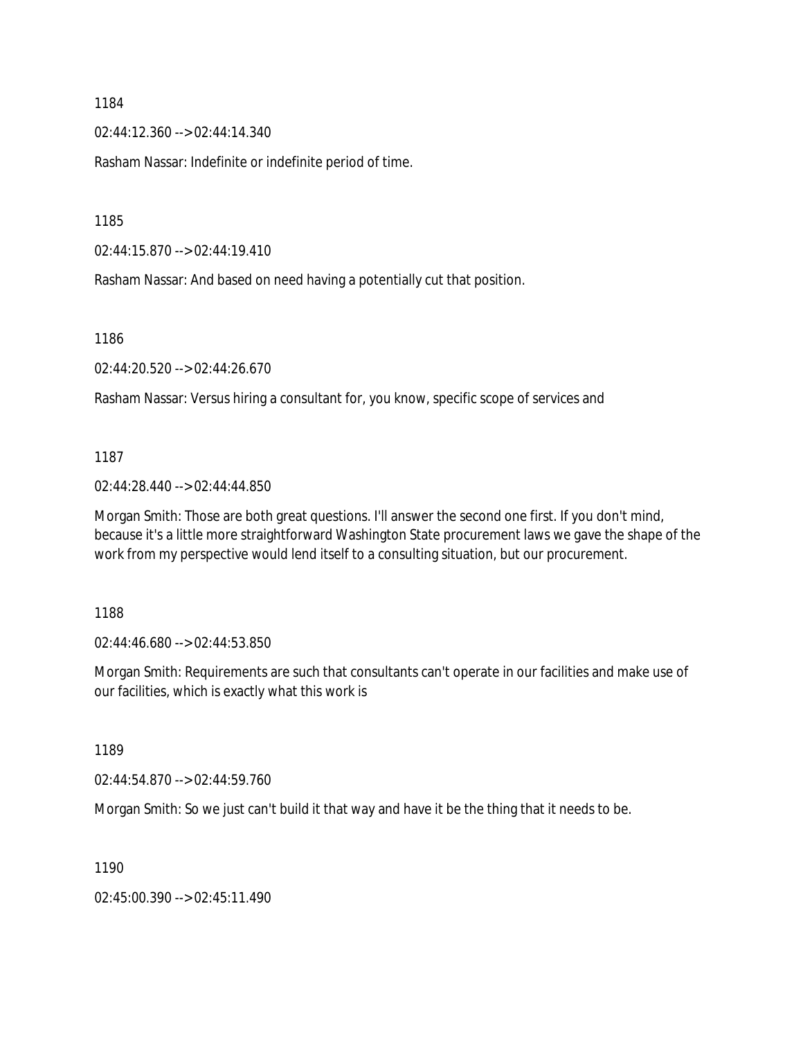1184

02:44:12.360 --> 02:44:14.340

Rasham Nassar: Indefinite or indefinite period of time.

1185

02:44:15.870 --> 02:44:19.410

Rasham Nassar: And based on need having a potentially cut that position.

1186

02:44:20.520 --> 02:44:26.670

Rasham Nassar: Versus hiring a consultant for, you know, specific scope of services and

1187

02:44:28.440 --> 02:44:44.850

Morgan Smith: Those are both great questions. I'll answer the second one first. If you don't mind, because it's a little more straightforward Washington State procurement laws we gave the shape of the work from my perspective would lend itself to a consulting situation, but our procurement.

1188

02:44:46.680 --> 02:44:53.850

Morgan Smith: Requirements are such that consultants can't operate in our facilities and make use of our facilities, which is exactly what this work is

1189

02:44:54.870 --> 02:44:59.760

Morgan Smith: So we just can't build it that way and have it be the thing that it needs to be.

1190

02:45:00.390 --> 02:45:11.490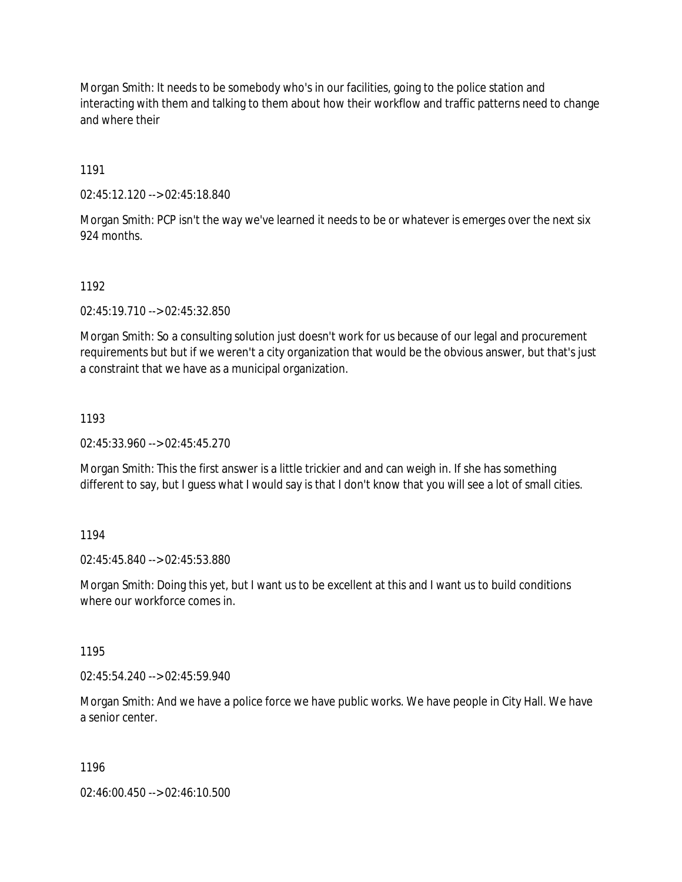Morgan Smith: It needs to be somebody who's in our facilities, going to the police station and interacting with them and talking to them about how their workflow and traffic patterns need to change and where their

1191

02:45:12.120 --> 02:45:18.840

Morgan Smith: PCP isn't the way we've learned it needs to be or whatever is emerges over the next six 924 months.

1192

02:45:19.710 --> 02:45:32.850

Morgan Smith: So a consulting solution just doesn't work for us because of our legal and procurement requirements but but if we weren't a city organization that would be the obvious answer, but that's just a constraint that we have as a municipal organization.

1193

02:45:33.960 --> 02:45:45.270

Morgan Smith: This the first answer is a little trickier and and can weigh in. If she has something different to say, but I guess what I would say is that I don't know that you will see a lot of small cities.

1194

02:45:45.840 --> 02:45:53.880

Morgan Smith: Doing this yet, but I want us to be excellent at this and I want us to build conditions where our workforce comes in.

1195

02:45:54.240 --> 02:45:59.940

Morgan Smith: And we have a police force we have public works. We have people in City Hall. We have a senior center.

1196

02:46:00.450 --> 02:46:10.500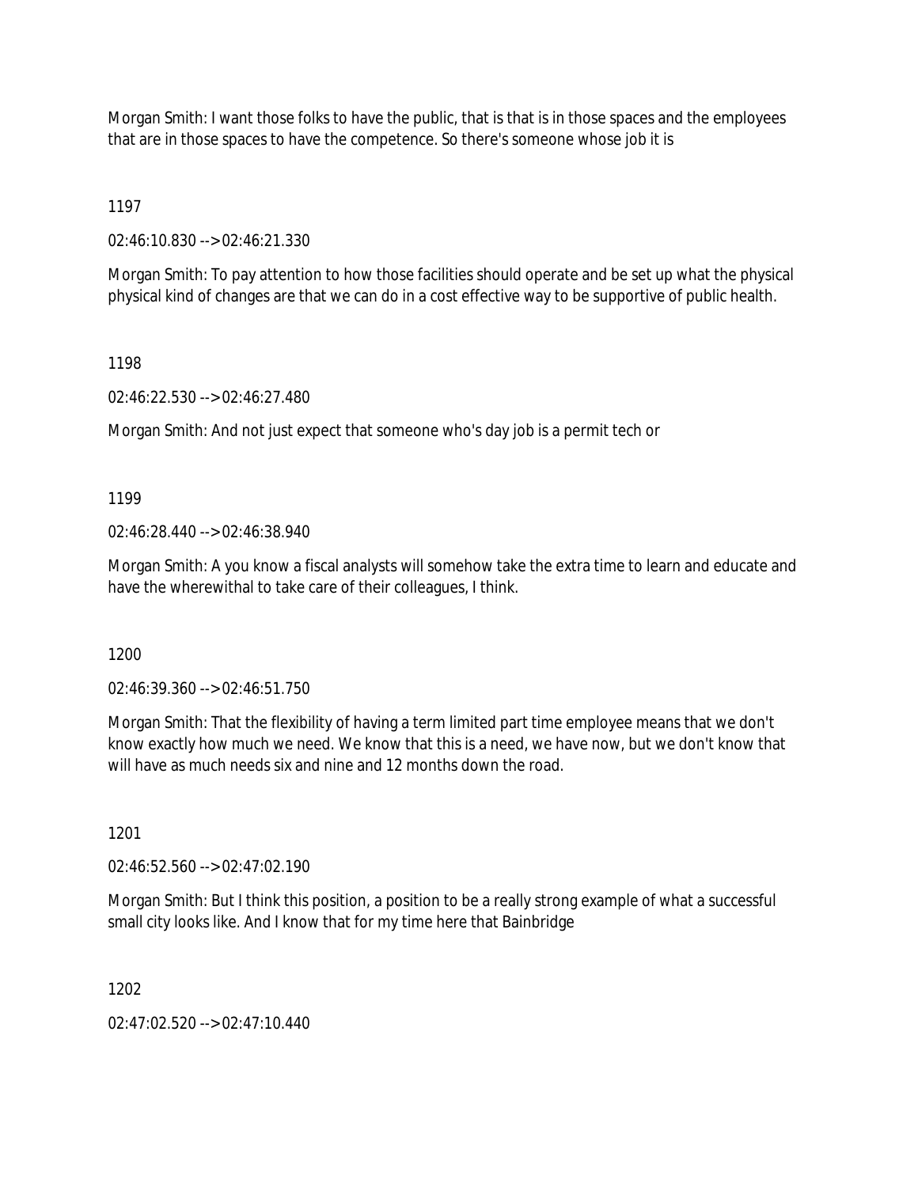Morgan Smith: I want those folks to have the public, that is that is in those spaces and the employees that are in those spaces to have the competence. So there's someone whose job it is

1197

02:46:10.830 --> 02:46:21.330

Morgan Smith: To pay attention to how those facilities should operate and be set up what the physical physical kind of changes are that we can do in a cost effective way to be supportive of public health.

1198

02:46:22.530 --> 02:46:27.480

Morgan Smith: And not just expect that someone who's day job is a permit tech or

1199

02:46:28.440 --> 02:46:38.940

Morgan Smith: A you know a fiscal analysts will somehow take the extra time to learn and educate and have the wherewithal to take care of their colleagues, I think.

1200

02:46:39.360 --> 02:46:51.750

Morgan Smith: That the flexibility of having a term limited part time employee means that we don't know exactly how much we need. We know that this is a need, we have now, but we don't know that will have as much needs six and nine and 12 months down the road.

1201

02:46:52.560 --> 02:47:02.190

Morgan Smith: But I think this position, a position to be a really strong example of what a successful small city looks like. And I know that for my time here that Bainbridge

1202

02:47:02.520 --> 02:47:10.440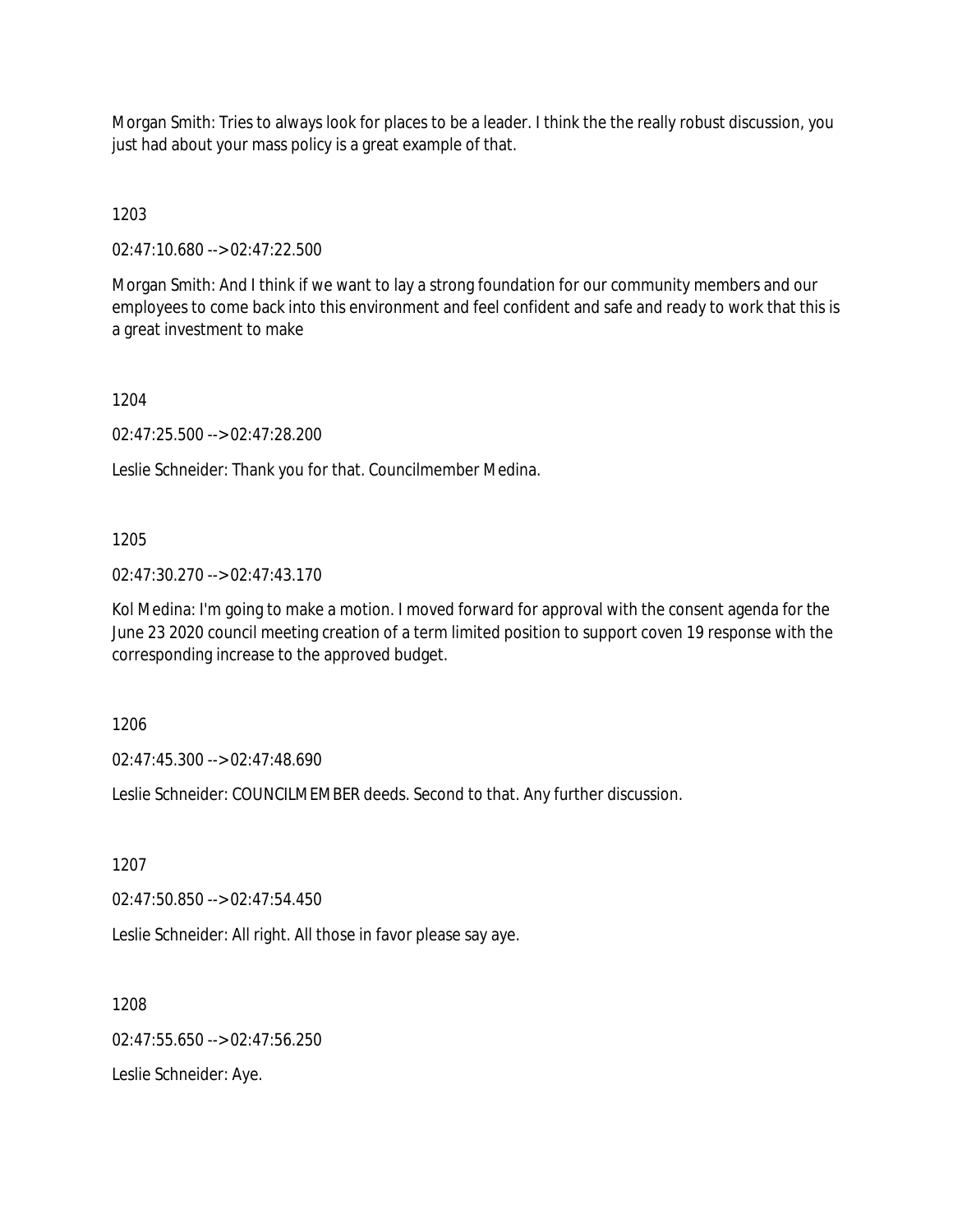Morgan Smith: Tries to always look for places to be a leader. I think the the really robust discussion, you just had about your mass policy is a great example of that.

1203

02:47:10.680 --> 02:47:22.500

Morgan Smith: And I think if we want to lay a strong foundation for our community members and our employees to come back into this environment and feel confident and safe and ready to work that this is a great investment to make

1204

02:47:25.500 --> 02:47:28.200

Leslie Schneider: Thank you for that. Councilmember Medina.

1205

02:47:30.270 --> 02:47:43.170

Kol Medina: I'm going to make a motion. I moved forward for approval with the consent agenda for the June 23 2020 council meeting creation of a term limited position to support coven 19 response with the corresponding increase to the approved budget.

1206

02:47:45.300 --> 02:47:48.690

Leslie Schneider: COUNCILMEMBER deeds. Second to that. Any further discussion.

1207

02:47:50.850 --> 02:47:54.450

Leslie Schneider: All right. All those in favor please say aye.

1208

02:47:55.650 --> 02:47:56.250

Leslie Schneider: Aye.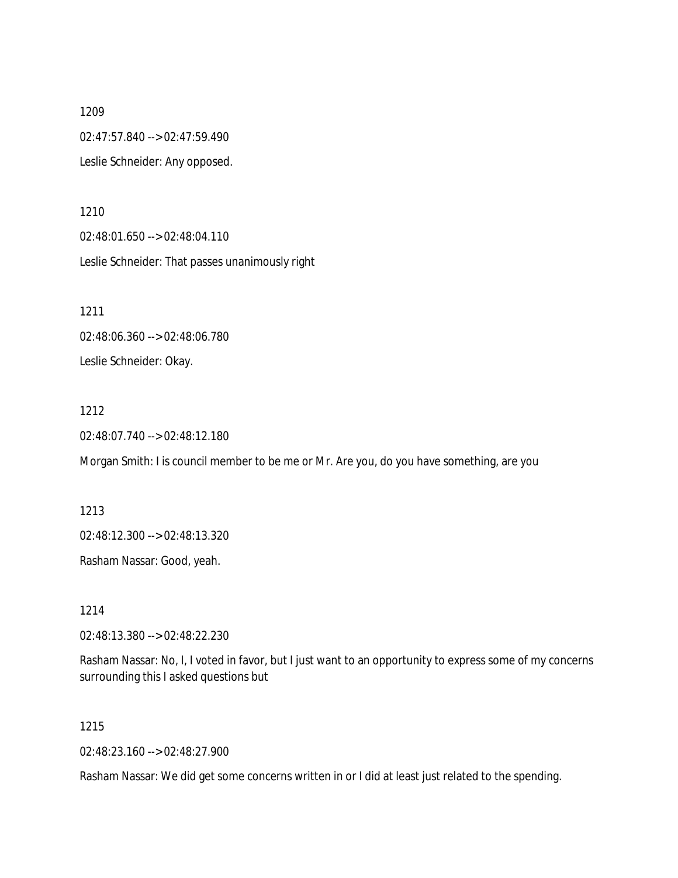1209

02:47:57.840 --> 02:47:59.490

Leslie Schneider: Any opposed.

1210

02:48:01.650 --> 02:48:04.110

Leslie Schneider: That passes unanimously right

1211

02:48:06.360 --> 02:48:06.780

Leslie Schneider: Okay.

1212

02:48:07.740 --> 02:48:12.180

Morgan Smith: I is council member to be me or Mr. Are you, do you have something, are you

1213

02:48:12.300 --> 02:48:13.320

Rasham Nassar: Good, yeah.

1214

02:48:13.380 --> 02:48:22.230

Rasham Nassar: No, I, I voted in favor, but I just want to an opportunity to express some of my concerns surrounding this I asked questions but

1215

02:48:23.160 --> 02:48:27.900

Rasham Nassar: We did get some concerns written in or I did at least just related to the spending.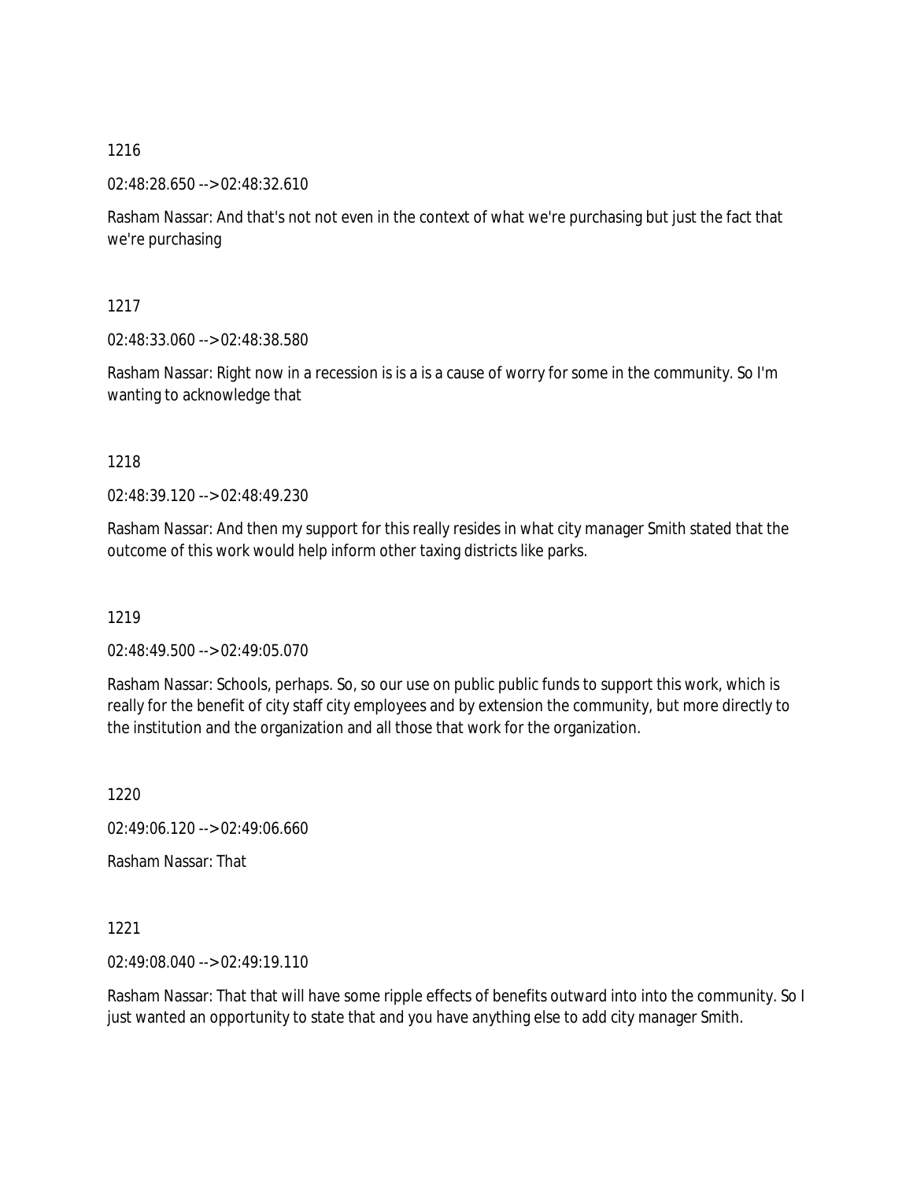1216

02:48:28.650 --> 02:48:32.610

Rasham Nassar: And that's not not even in the context of what we're purchasing but just the fact that we're purchasing

1217

02:48:33.060 --> 02:48:38.580

Rasham Nassar: Right now in a recession is is a is a cause of worry for some in the community. So I'm wanting to acknowledge that

1218

02:48:39.120 --> 02:48:49.230

Rasham Nassar: And then my support for this really resides in what city manager Smith stated that the outcome of this work would help inform other taxing districts like parks.

1219

02:48:49.500 --> 02:49:05.070

Rasham Nassar: Schools, perhaps. So, so our use on public public funds to support this work, which is really for the benefit of city staff city employees and by extension the community, but more directly to the institution and the organization and all those that work for the organization.

1220

02:49:06.120 --> 02:49:06.660

Rasham Nassar: That

1221

02:49:08.040 --> 02:49:19.110

Rasham Nassar: That that will have some ripple effects of benefits outward into into the community. So I just wanted an opportunity to state that and you have anything else to add city manager Smith.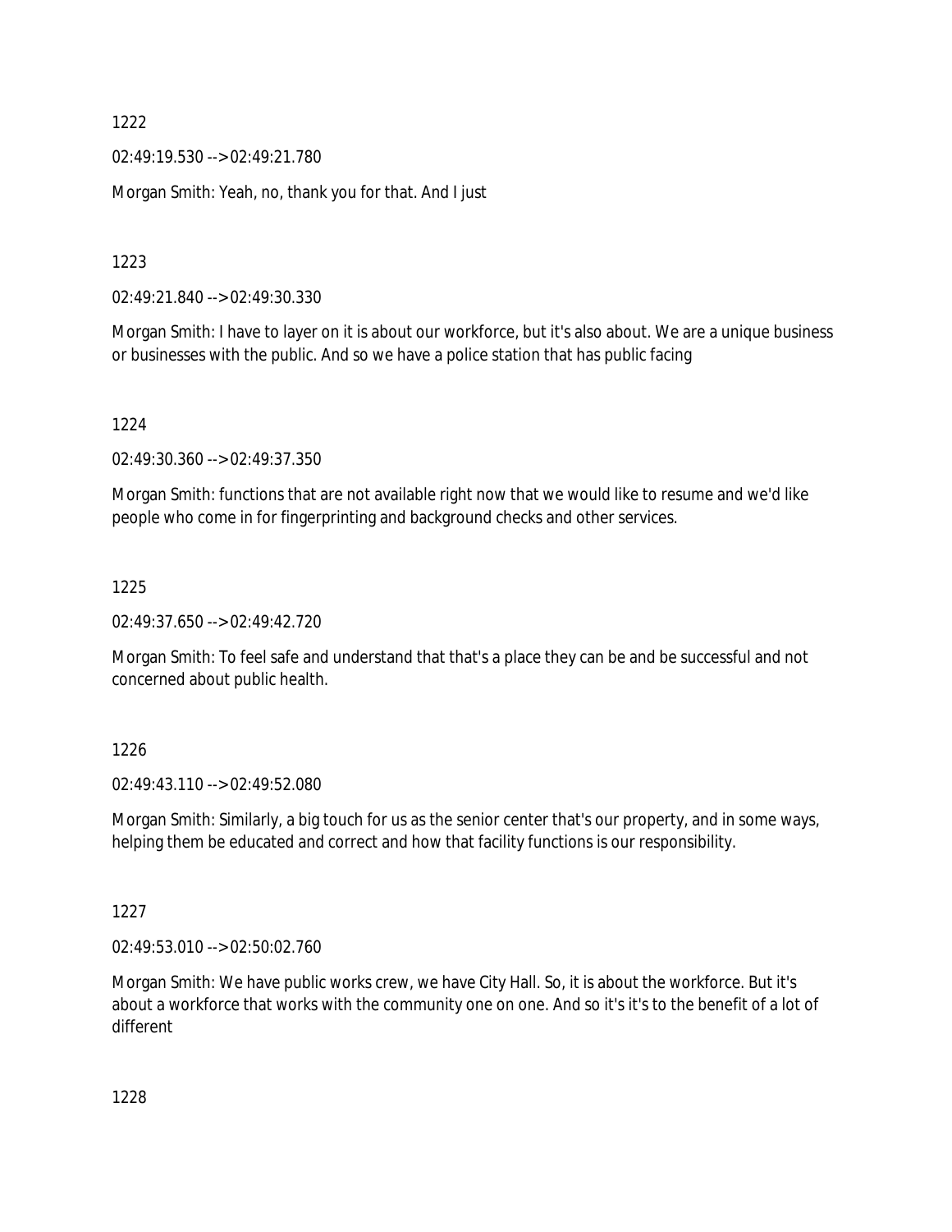1222

02:49:19.530 --> 02:49:21.780

Morgan Smith: Yeah, no, thank you for that. And I just

1223

02:49:21.840 --> 02:49:30.330

Morgan Smith: I have to layer on it is about our workforce, but it's also about. We are a unique business or businesses with the public. And so we have a police station that has public facing

1224

02:49:30.360 --> 02:49:37.350

Morgan Smith: functions that are not available right now that we would like to resume and we'd like people who come in for fingerprinting and background checks and other services.

1225

02:49:37.650 --> 02:49:42.720

Morgan Smith: To feel safe and understand that that's a place they can be and be successful and not concerned about public health.

1226

02:49:43.110 --> 02:49:52.080

Morgan Smith: Similarly, a big touch for us as the senior center that's our property, and in some ways, helping them be educated and correct and how that facility functions is our responsibility.

1227

02:49:53.010 --> 02:50:02.760

Morgan Smith: We have public works crew, we have City Hall. So, it is about the workforce. But it's about a workforce that works with the community one on one. And so it's it's to the benefit of a lot of different

1228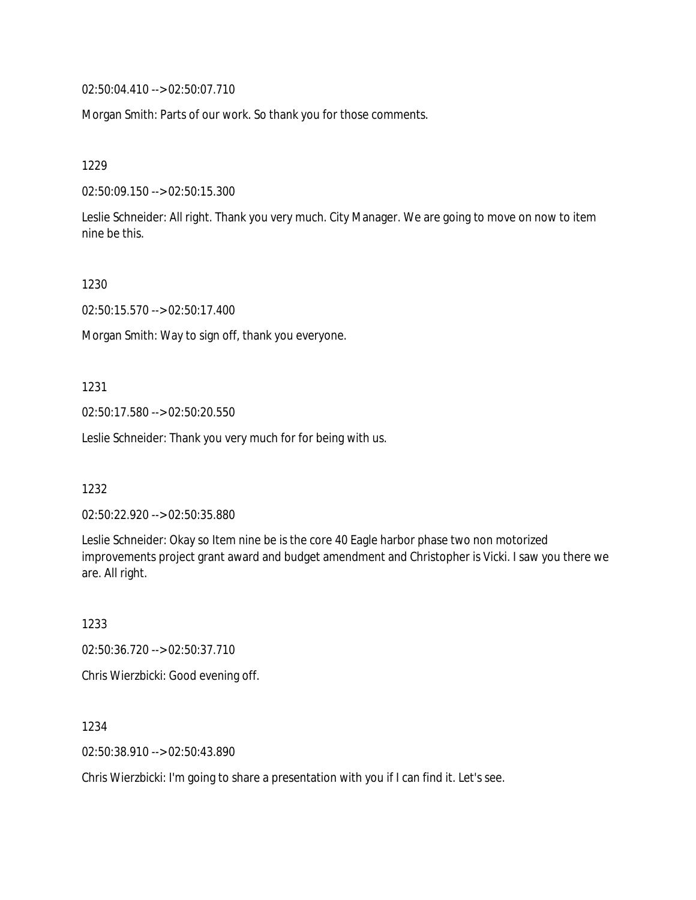02:50:04.410 --> 02:50:07.710

Morgan Smith: Parts of our work. So thank you for those comments.

1229

02:50:09.150 --> 02:50:15.300

Leslie Schneider: All right. Thank you very much. City Manager. We are going to move on now to item nine be this.

1230

02:50:15.570 --> 02:50:17.400

Morgan Smith: Way to sign off, thank you everyone.

1231

02:50:17.580 --> 02:50:20.550

Leslie Schneider: Thank you very much for for being with us.

1232

02:50:22.920 --> 02:50:35.880

Leslie Schneider: Okay so Item nine be is the core 40 Eagle harbor phase two non motorized improvements project grant award and budget amendment and Christopher is Vicki. I saw you there we are. All right.

1233

02:50:36.720 --> 02:50:37.710

Chris Wierzbicki: Good evening off.

1234

02:50:38.910 --> 02:50:43.890

Chris Wierzbicki: I'm going to share a presentation with you if I can find it. Let's see.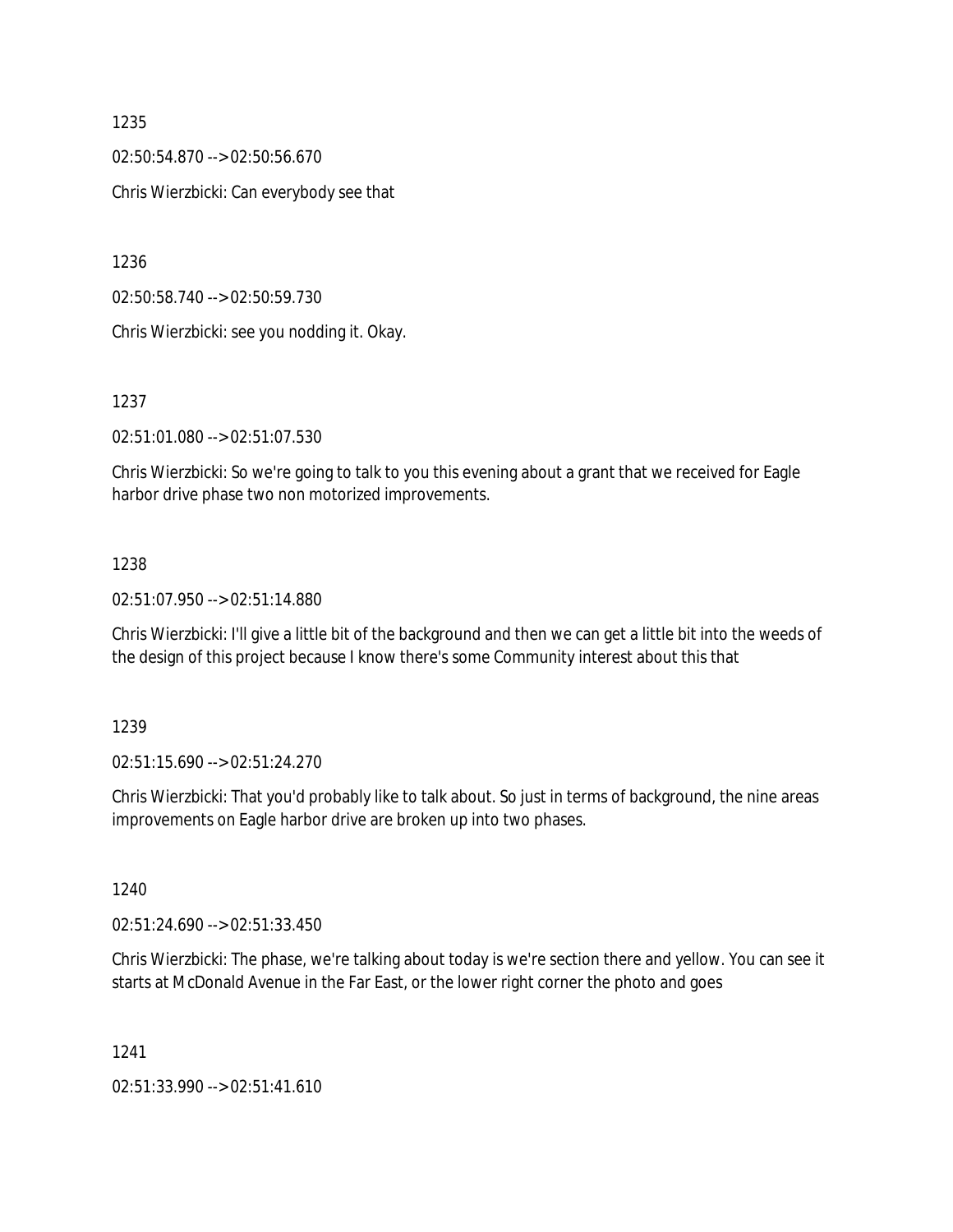1235

02:50:54.870 --> 02:50:56.670

Chris Wierzbicki: Can everybody see that

1236

02:50:58.740 --> 02:50:59.730

Chris Wierzbicki: see you nodding it. Okay.

1237

02:51:01.080 --> 02:51:07.530

Chris Wierzbicki: So we're going to talk to you this evening about a grant that we received for Eagle harbor drive phase two non motorized improvements.

1238

02:51:07.950 --> 02:51:14.880

Chris Wierzbicki: I'll give a little bit of the background and then we can get a little bit into the weeds of the design of this project because I know there's some Community interest about this that

1239

02:51:15.690 --> 02:51:24.270

Chris Wierzbicki: That you'd probably like to talk about. So just in terms of background, the nine areas improvements on Eagle harbor drive are broken up into two phases.

1240

02:51:24.690 --> 02:51:33.450

Chris Wierzbicki: The phase, we're talking about today is we're section there and yellow. You can see it starts at McDonald Avenue in the Far East, or the lower right corner the photo and goes

1241

02:51:33.990 --> 02:51:41.610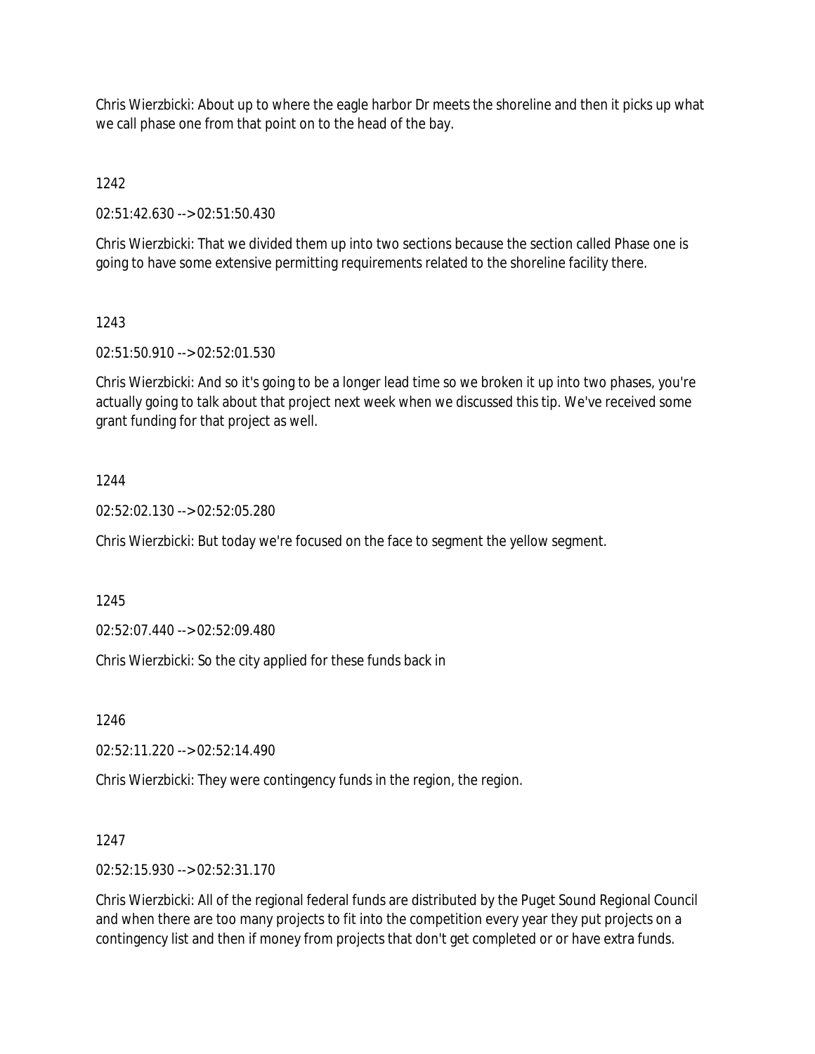Chris Wierzbicki: About up to where the eagle harbor Dr meets the shoreline and then it picks up what we call phase one from that point on to the head of the bay.

1242

02:51:42.630 --> 02:51:50.430

Chris Wierzbicki: That we divided them up into two sections because the section called Phase one is going to have some extensive permitting requirements related to the shoreline facility there.

1243

02:51:50.910 --> 02:52:01.530

Chris Wierzbicki: And so it's going to be a longer lead time so we broken it up into two phases, you're actually going to talk about that project next week when we discussed this tip. We've received some grant funding for that project as well.

1244

02:52:02.130 --> 02:52:05.280

Chris Wierzbicki: But today we're focused on the face to segment the yellow segment.

1245

02:52:07.440 --> 02:52:09.480

Chris Wierzbicki: So the city applied for these funds back in

1246

02:52:11.220 --> 02:52:14.490

Chris Wierzbicki: They were contingency funds in the region, the region.

1247

02:52:15.930 --> 02:52:31.170

Chris Wierzbicki: All of the regional federal funds are distributed by the Puget Sound Regional Council and when there are too many projects to fit into the competition every year they put projects on a contingency list and then if money from projects that don't get completed or or have extra funds.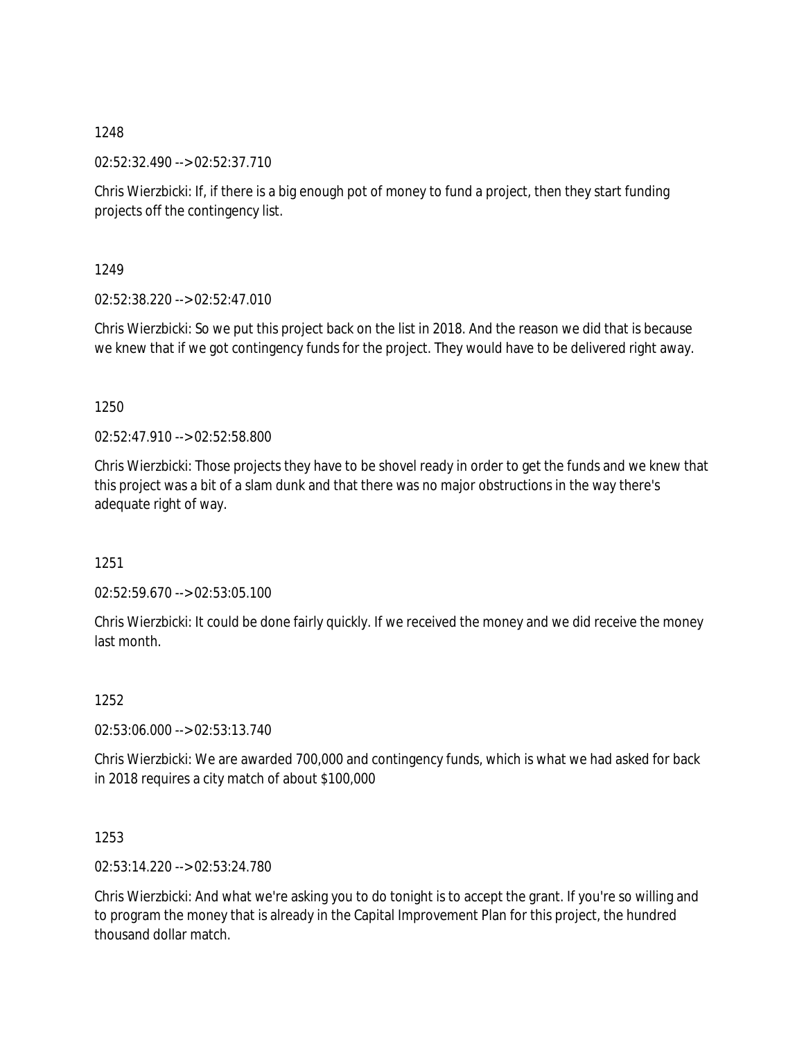1248

02:52:32.490 --> 02:52:37.710

Chris Wierzbicki: If, if there is a big enough pot of money to fund a project, then they start funding projects off the contingency list.

1249

02:52:38.220 --> 02:52:47.010

Chris Wierzbicki: So we put this project back on the list in 2018. And the reason we did that is because we knew that if we got contingency funds for the project. They would have to be delivered right away.

1250

02:52:47.910 --> 02:52:58.800

Chris Wierzbicki: Those projects they have to be shovel ready in order to get the funds and we knew that this project was a bit of a slam dunk and that there was no major obstructions in the way there's adequate right of way.

1251

02:52:59.670 --> 02:53:05.100

Chris Wierzbicki: It could be done fairly quickly. If we received the money and we did receive the money last month.

1252

02:53:06.000 --> 02:53:13.740

Chris Wierzbicki: We are awarded 700,000 and contingency funds, which is what we had asked for back in 2018 requires a city match of about $100,000

1253

02:53:14.220 --> 02:53:24.780

Chris Wierzbicki: And what we're asking you to do tonight is to accept the grant. If you're so willing and to program the money that is already in the Capital Improvement Plan for this project, the hundred thousand dollar match.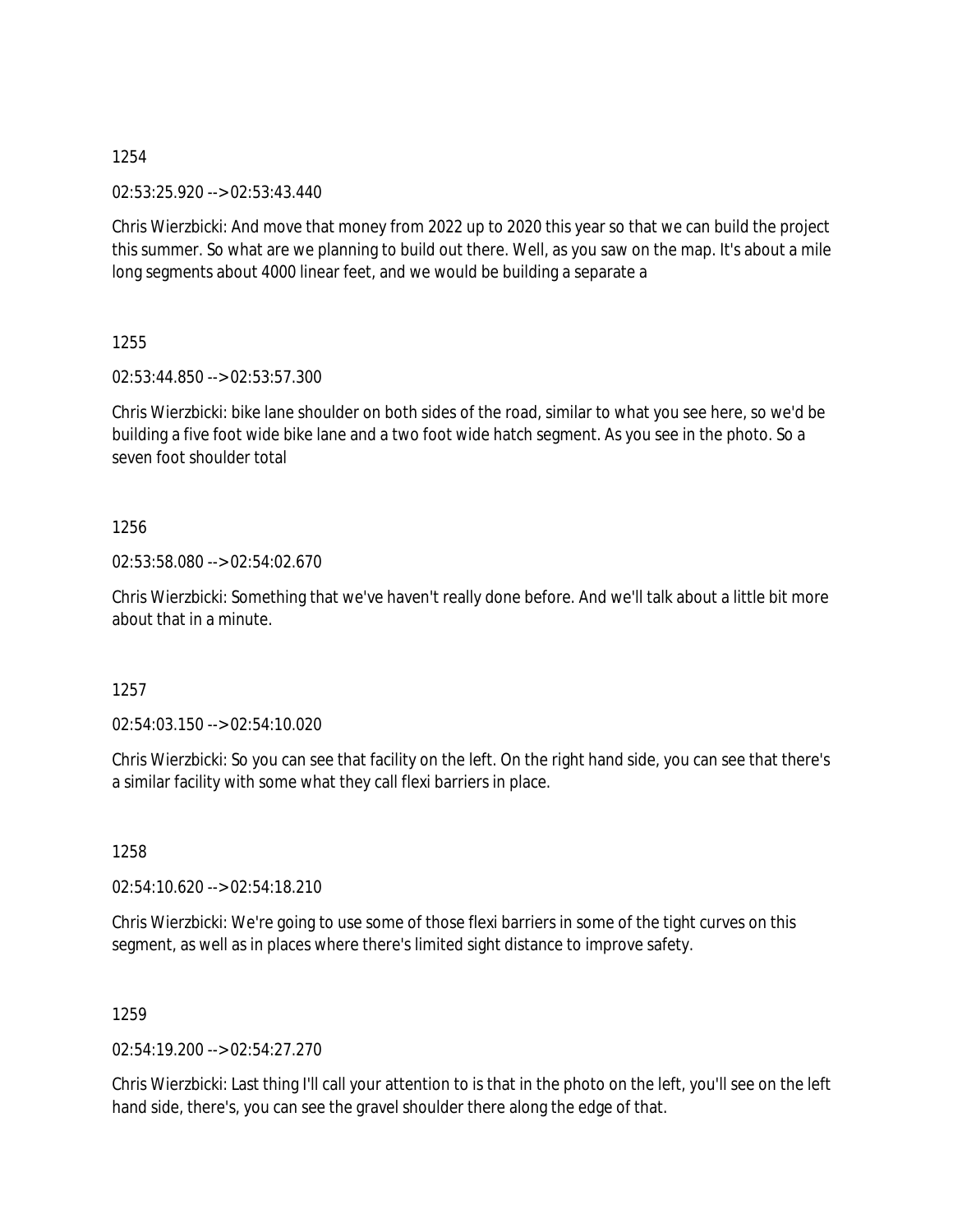1254

02:53:25.920 --> 02:53:43.440

Chris Wierzbicki: And move that money from 2022 up to 2020 this year so that we can build the project this summer. So what are we planning to build out there. Well, as you saw on the map. It's about a mile long segments about 4000 linear feet, and we would be building a separate a

1255

02:53:44.850 --> 02:53:57.300

Chris Wierzbicki: bike lane shoulder on both sides of the road, similar to what you see here, so we'd be building a five foot wide bike lane and a two foot wide hatch segment. As you see in the photo. So a seven foot shoulder total

1256

02:53:58.080 --> 02:54:02.670

Chris Wierzbicki: Something that we've haven't really done before. And we'll talk about a little bit more about that in a minute.

1257

02:54:03.150 --> 02:54:10.020

Chris Wierzbicki: So you can see that facility on the left. On the right hand side, you can see that there's a similar facility with some what they call flexi barriers in place.

1258

02:54:10.620 --> 02:54:18.210

Chris Wierzbicki: We're going to use some of those flexi barriers in some of the tight curves on this segment, as well as in places where there's limited sight distance to improve safety.

1259

02:54:19.200 --> 02:54:27.270

Chris Wierzbicki: Last thing I'll call your attention to is that in the photo on the left, you'll see on the left hand side, there's, you can see the gravel shoulder there along the edge of that.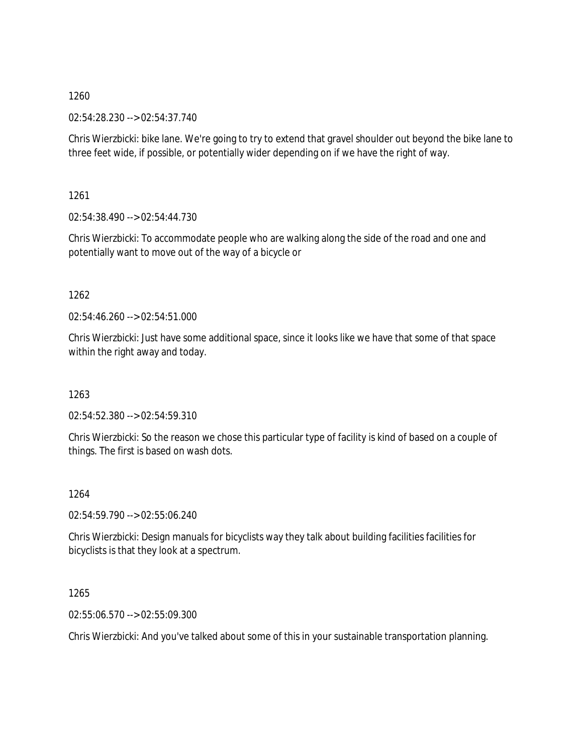1260

02:54:28.230 --> 02:54:37.740

Chris Wierzbicki: bike lane. We're going to try to extend that gravel shoulder out beyond the bike lane to three feet wide, if possible, or potentially wider depending on if we have the right of way.

1261

02:54:38.490 --> 02:54:44.730

Chris Wierzbicki: To accommodate people who are walking along the side of the road and one and potentially want to move out of the way of a bicycle or

1262

02:54:46.260 --> 02:54:51.000

Chris Wierzbicki: Just have some additional space, since it looks like we have that some of that space within the right away and today.

1263

02:54:52.380 --> 02:54:59.310

Chris Wierzbicki: So the reason we chose this particular type of facility is kind of based on a couple of things. The first is based on wash dots.

1264

02:54:59.790 --> 02:55:06.240

Chris Wierzbicki: Design manuals for bicyclists way they talk about building facilities facilities for bicyclists is that they look at a spectrum.

1265

02:55:06.570 --> 02:55:09.300

Chris Wierzbicki: And you've talked about some of this in your sustainable transportation planning.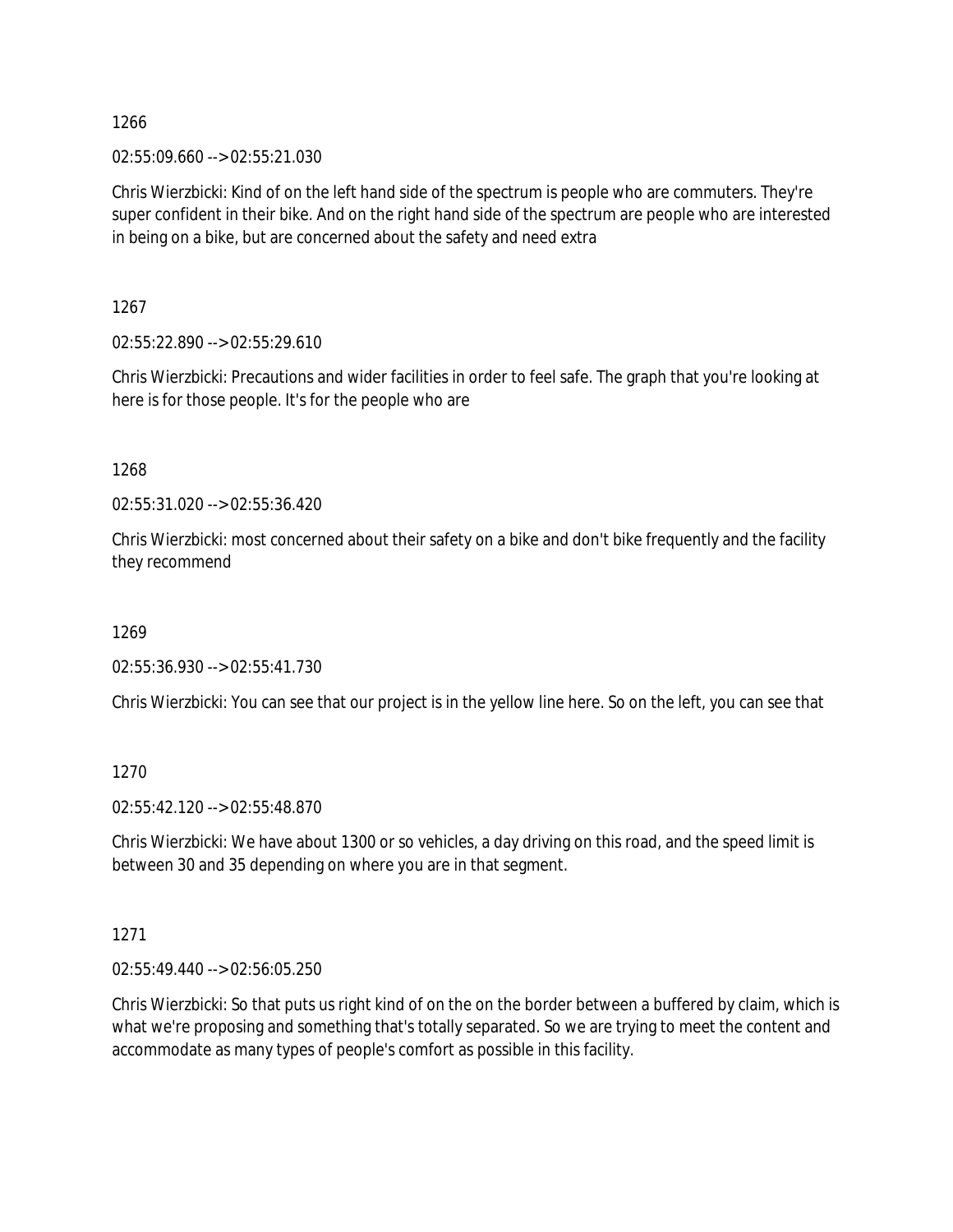1266

02:55:09.660 --> 02:55:21.030

Chris Wierzbicki: Kind of on the left hand side of the spectrum is people who are commuters. They're super confident in their bike. And on the right hand side of the spectrum are people who are interested in being on a bike, but are concerned about the safety and need extra

1267

02:55:22.890 --> 02:55:29.610

Chris Wierzbicki: Precautions and wider facilities in order to feel safe. The graph that you're looking at here is for those people. It's for the people who are

1268

02:55:31.020 --> 02:55:36.420

Chris Wierzbicki: most concerned about their safety on a bike and don't bike frequently and the facility they recommend

1269

02:55:36.930 --> 02:55:41.730

Chris Wierzbicki: You can see that our project is in the yellow line here. So on the left, you can see that

1270

02:55:42.120 --> 02:55:48.870

Chris Wierzbicki: We have about 1300 or so vehicles, a day driving on this road, and the speed limit is between 30 and 35 depending on where you are in that segment.

1271

02:55:49.440 --> 02:56:05.250

Chris Wierzbicki: So that puts us right kind of on the on the border between a buffered by claim, which is what we're proposing and something that's totally separated. So we are trying to meet the content and accommodate as many types of people's comfort as possible in this facility.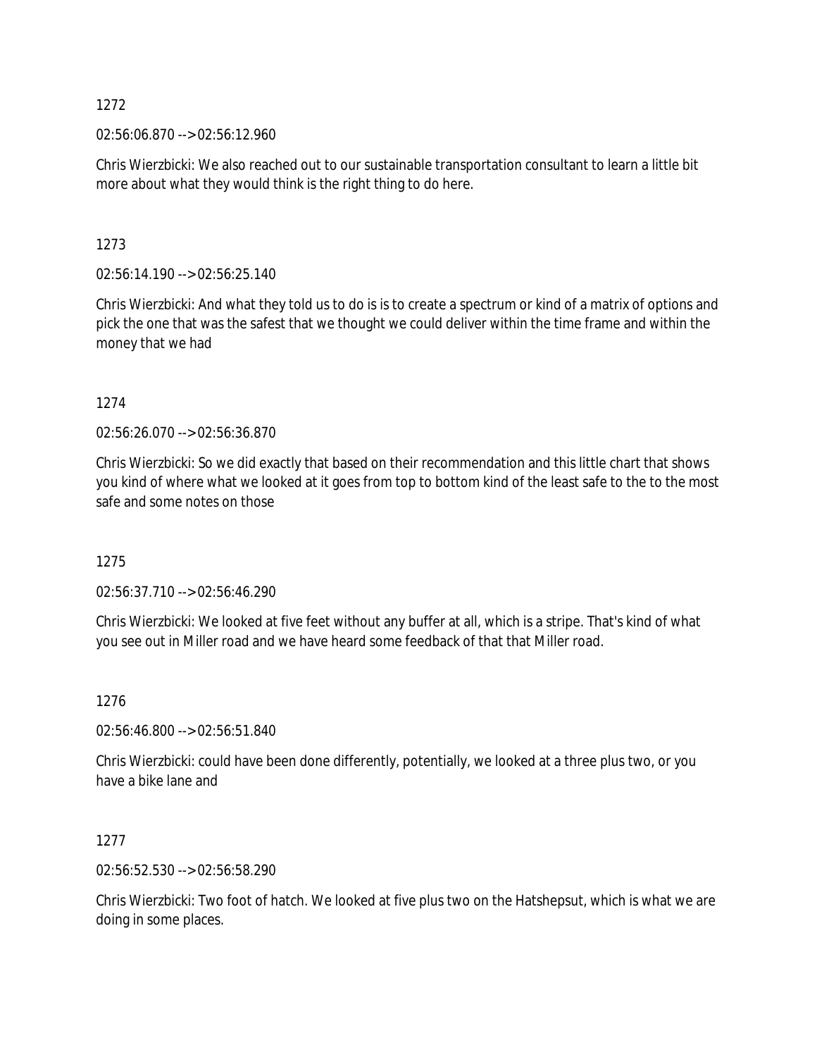1272

02:56:06.870 --> 02:56:12.960

Chris Wierzbicki: We also reached out to our sustainable transportation consultant to learn a little bit more about what they would think is the right thing to do here.

1273

02:56:14.190 --> 02:56:25.140

Chris Wierzbicki: And what they told us to do is is to create a spectrum or kind of a matrix of options and pick the one that was the safest that we thought we could deliver within the time frame and within the money that we had

1274

02:56:26.070 --> 02:56:36.870

Chris Wierzbicki: So we did exactly that based on their recommendation and this little chart that shows you kind of where what we looked at it goes from top to bottom kind of the least safe to the to the most safe and some notes on those

1275

02:56:37.710 --> 02:56:46.290

Chris Wierzbicki: We looked at five feet without any buffer at all, which is a stripe. That's kind of what you see out in Miller road and we have heard some feedback of that that Miller road.

1276

02:56:46.800 --> 02:56:51.840

Chris Wierzbicki: could have been done differently, potentially, we looked at a three plus two, or you have a bike lane and

1277

02:56:52.530 --> 02:56:58.290

Chris Wierzbicki: Two foot of hatch. We looked at five plus two on the Hatshepsut, which is what we are doing in some places.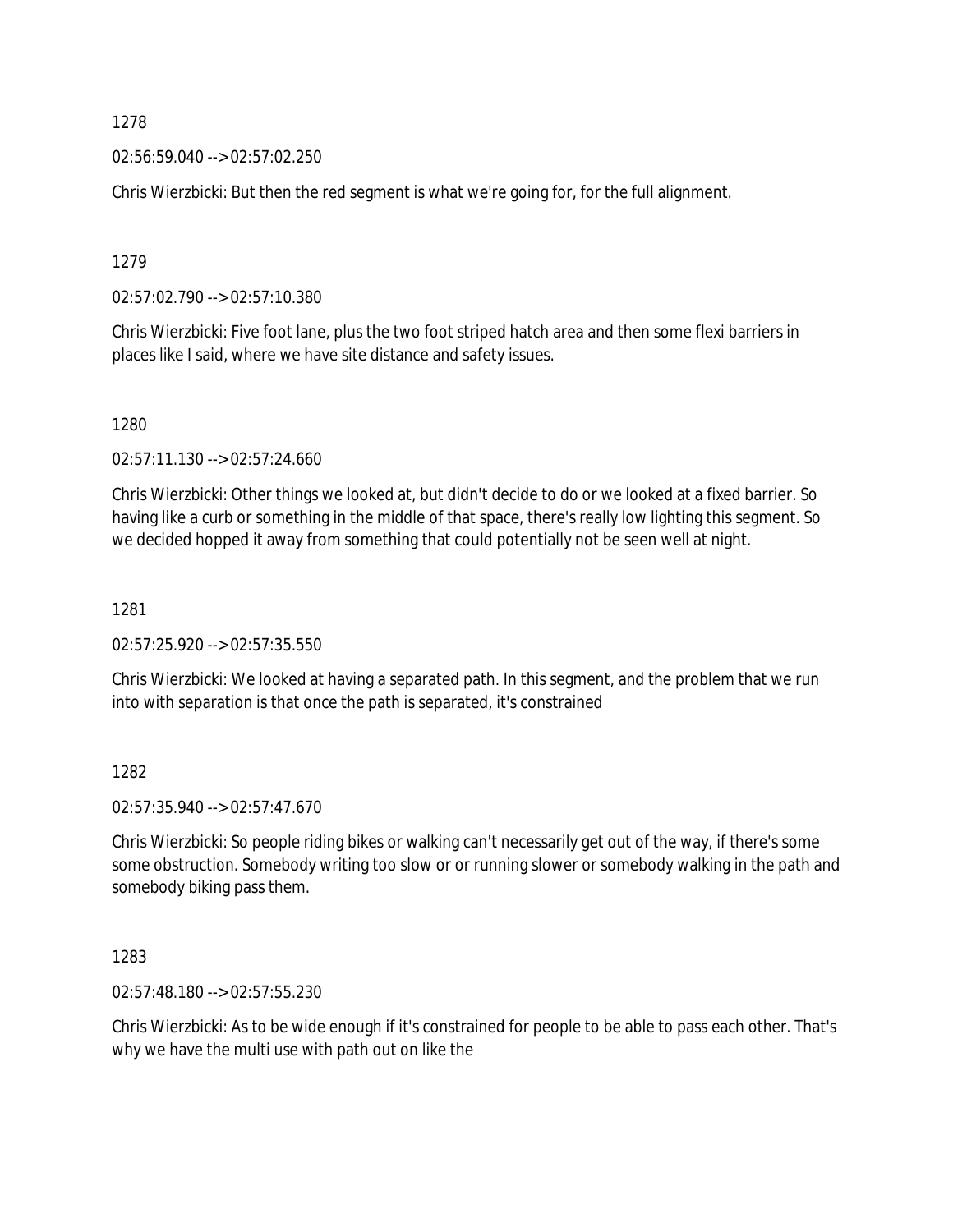1278

02:56:59.040 --> 02:57:02.250

Chris Wierzbicki: But then the red segment is what we're going for, for the full alignment.

1279

02:57:02.790 --> 02:57:10.380

Chris Wierzbicki: Five foot lane, plus the two foot striped hatch area and then some flexi barriers in places like I said, where we have site distance and safety issues.

1280

02:57:11.130 --> 02:57:24.660

Chris Wierzbicki: Other things we looked at, but didn't decide to do or we looked at a fixed barrier. So having like a curb or something in the middle of that space, there's really low lighting this segment. So we decided hopped it away from something that could potentially not be seen well at night.

1281

02:57:25.920 --> 02:57:35.550

Chris Wierzbicki: We looked at having a separated path. In this segment, and the problem that we run into with separation is that once the path is separated, it's constrained

1282

02:57:35.940 --> 02:57:47.670

Chris Wierzbicki: So people riding bikes or walking can't necessarily get out of the way, if there's some some obstruction. Somebody writing too slow or or running slower or somebody walking in the path and somebody biking pass them.

1283

02:57:48.180 --> 02:57:55.230

Chris Wierzbicki: As to be wide enough if it's constrained for people to be able to pass each other. That's why we have the multi use with path out on like the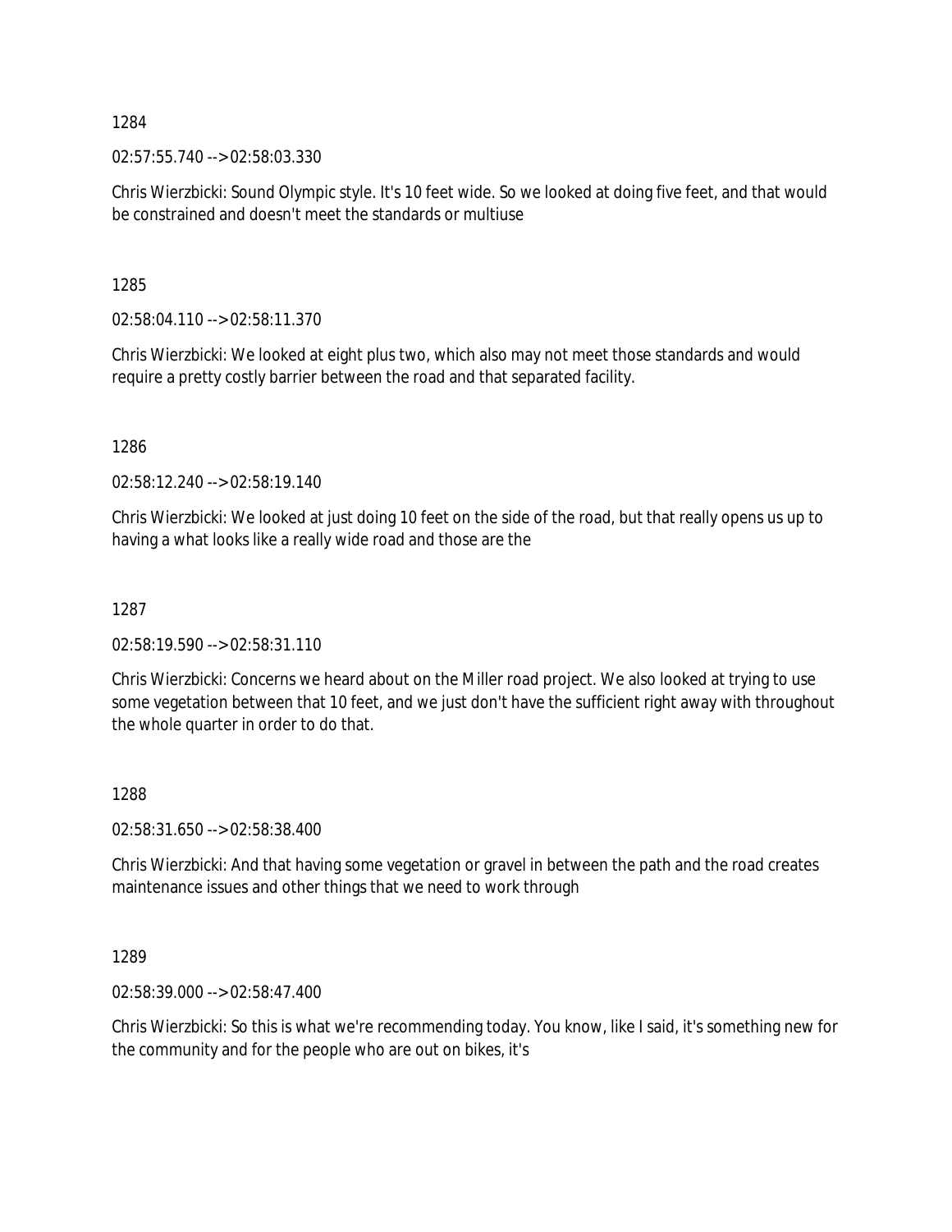1284

02:57:55.740 --> 02:58:03.330

Chris Wierzbicki: Sound Olympic style. It's 10 feet wide. So we looked at doing five feet, and that would be constrained and doesn't meet the standards or multiuse

1285

02:58:04.110 --> 02:58:11.370

Chris Wierzbicki: We looked at eight plus two, which also may not meet those standards and would require a pretty costly barrier between the road and that separated facility.

1286

02:58:12.240 --> 02:58:19.140

Chris Wierzbicki: We looked at just doing 10 feet on the side of the road, but that really opens us up to having a what looks like a really wide road and those are the

1287

02:58:19.590 --> 02:58:31.110

Chris Wierzbicki: Concerns we heard about on the Miller road project. We also looked at trying to use some vegetation between that 10 feet, and we just don't have the sufficient right away with throughout the whole quarter in order to do that.

1288

02:58:31.650 --> 02:58:38.400

Chris Wierzbicki: And that having some vegetation or gravel in between the path and the road creates maintenance issues and other things that we need to work through

1289

02:58:39.000 --> 02:58:47.400

Chris Wierzbicki: So this is what we're recommending today. You know, like I said, it's something new for the community and for the people who are out on bikes, it's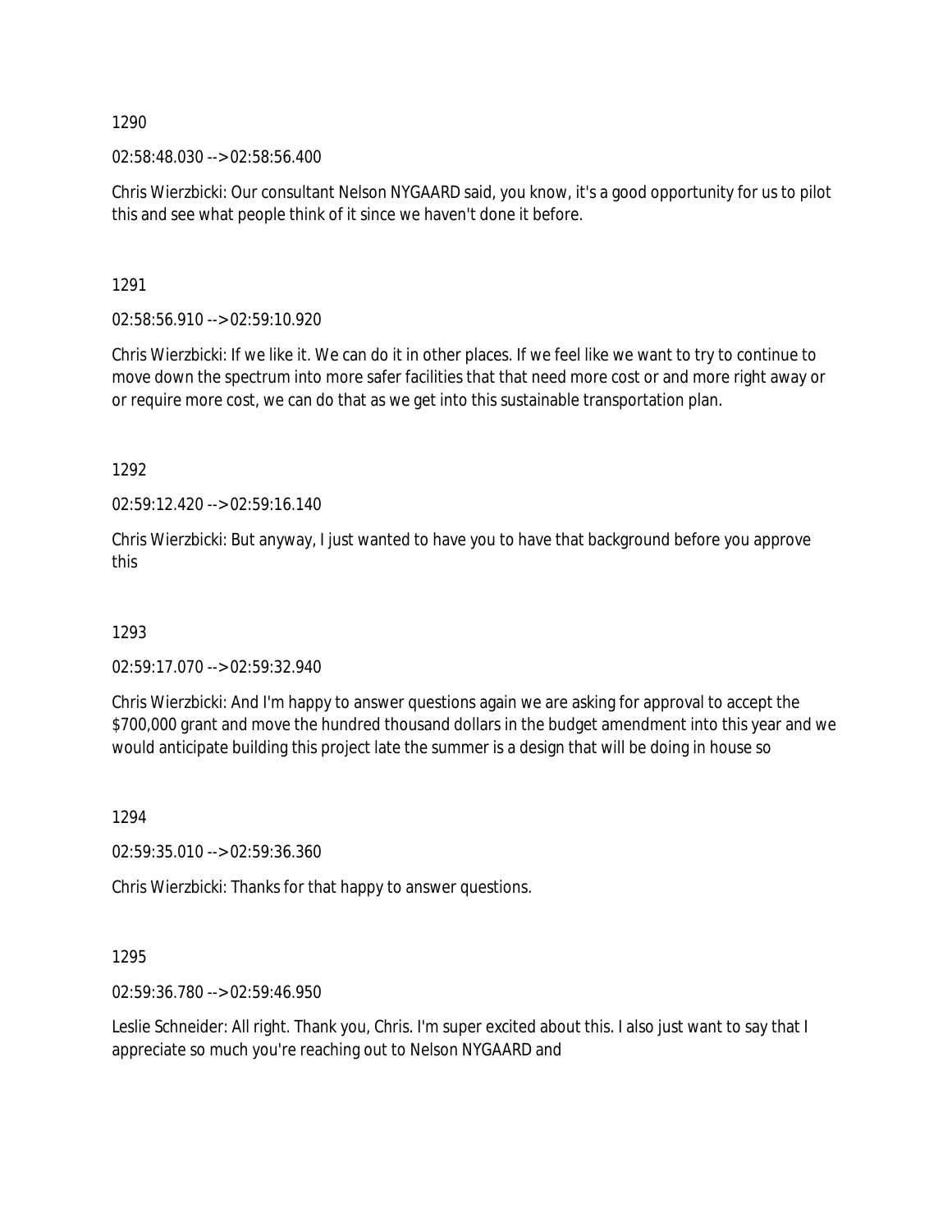1290

02:58:48.030 --> 02:58:56.400

Chris Wierzbicki: Our consultant Nelson NYGAARD said, you know, it's a good opportunity for us to pilot this and see what people think of it since we haven't done it before.

1291

02:58:56.910 --> 02:59:10.920

Chris Wierzbicki: If we like it. We can do it in other places. If we feel like we want to try to continue to move down the spectrum into more safer facilities that that need more cost or and more right away or or require more cost, we can do that as we get into this sustainable transportation plan.

1292

02:59:12.420 --> 02:59:16.140

Chris Wierzbicki: But anyway, I just wanted to have you to have that background before you approve this

1293

02:59:17.070 --> 02:59:32.940

Chris Wierzbicki: And I'm happy to answer questions again we are asking for approval to accept the $700,000 grant and move the hundred thousand dollars in the budget amendment into this year and we would anticipate building this project late the summer is a design that will be doing in house so

1294

02:59:35.010 --> 02:59:36.360

Chris Wierzbicki: Thanks for that happy to answer questions.

1295

02:59:36.780 --> 02:59:46.950

Leslie Schneider: All right. Thank you, Chris. I'm super excited about this. I also just want to say that I appreciate so much you're reaching out to Nelson NYGAARD and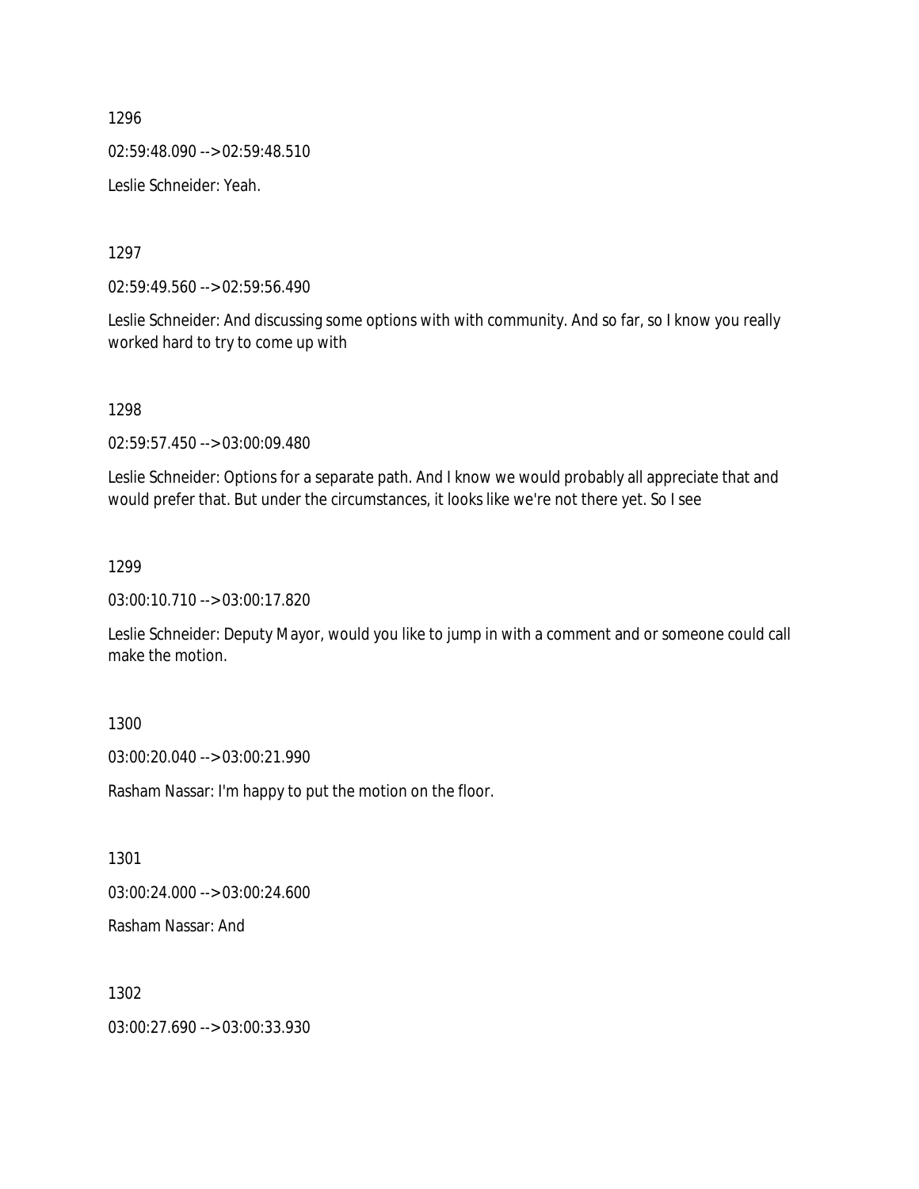1296

02:59:48.090 --> 02:59:48.510

Leslie Schneider: Yeah.

1297

02:59:49.560 --> 02:59:56.490

Leslie Schneider: And discussing some options with with community. And so far, so I know you really worked hard to try to come up with

1298

02:59:57.450 --> 03:00:09.480

Leslie Schneider: Options for a separate path. And I know we would probably all appreciate that and would prefer that. But under the circumstances, it looks like we're not there yet. So I see

1299

03:00:10.710 --> 03:00:17.820

Leslie Schneider: Deputy Mayor, would you like to jump in with a comment and or someone could call make the motion.

1300

03:00:20.040 --> 03:00:21.990

Rasham Nassar: I'm happy to put the motion on the floor.

1301

03:00:24.000 --> 03:00:24.600

Rasham Nassar: And

1302

03:00:27.690 --> 03:00:33.930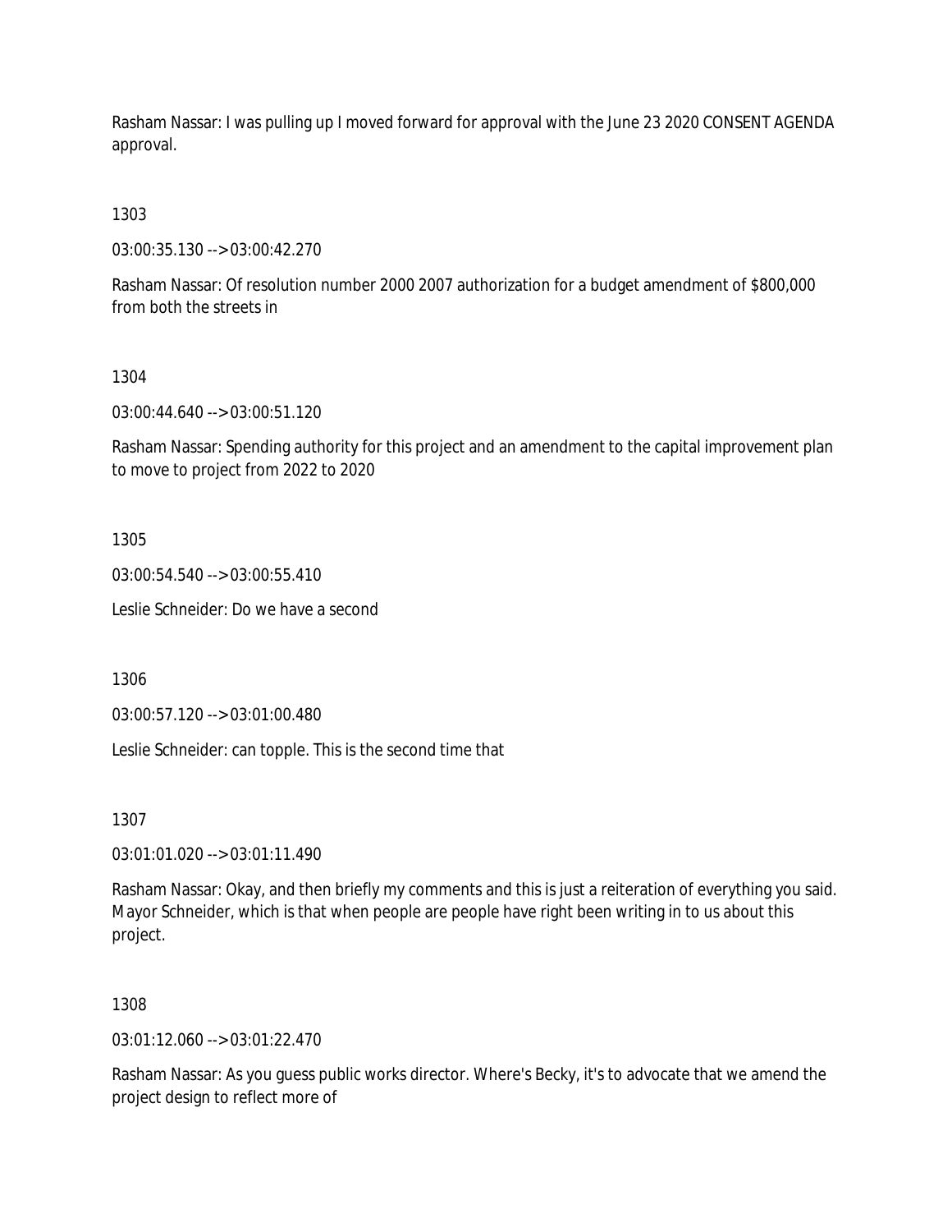Rasham Nassar: I was pulling up I moved forward for approval with the June 23 2020 CONSENT AGENDA approval.

1303

03:00:35.130 --> 03:00:42.270

Rasham Nassar: Of resolution number 2000 2007 authorization for a budget amendment of $800,000 from both the streets in

1304

03:00:44.640 --> 03:00:51.120

Rasham Nassar: Spending authority for this project and an amendment to the capital improvement plan to move to project from 2022 to 2020

1305

03:00:54.540 --> 03:00:55.410

Leslie Schneider: Do we have a second

1306

03:00:57.120 --> 03:01:00.480

Leslie Schneider: can topple. This is the second time that

1307

03:01:01.020 --> 03:01:11.490

Rasham Nassar: Okay, and then briefly my comments and this is just a reiteration of everything you said. Mayor Schneider, which is that when people are people have right been writing in to us about this project.

1308

03:01:12.060 --> 03:01:22.470

Rasham Nassar: As you guess public works director. Where's Becky, it's to advocate that we amend the project design to reflect more of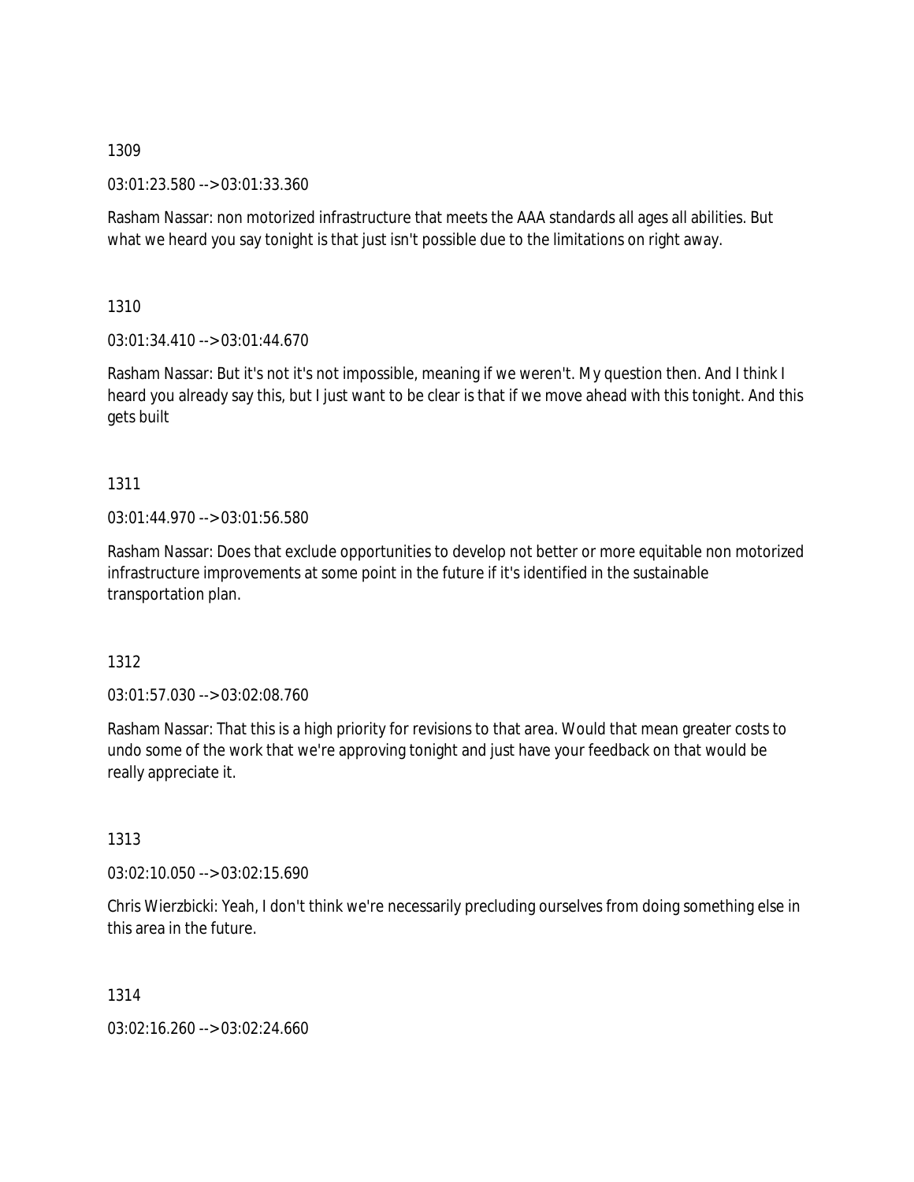1309

03:01:23.580 --> 03:01:33.360

Rasham Nassar: non motorized infrastructure that meets the AAA standards all ages all abilities. But what we heard you say tonight is that just isn't possible due to the limitations on right away.

1310

03:01:34.410 --> 03:01:44.670

Rasham Nassar: But it's not it's not impossible, meaning if we weren't. My question then. And I think I heard you already say this, but I just want to be clear is that if we move ahead with this tonight. And this gets built

1311

03:01:44.970 --> 03:01:56.580

Rasham Nassar: Does that exclude opportunities to develop not better or more equitable non motorized infrastructure improvements at some point in the future if it's identified in the sustainable transportation plan.

1312

03:01:57.030 --> 03:02:08.760

Rasham Nassar: That this is a high priority for revisions to that area. Would that mean greater costs to undo some of the work that we're approving tonight and just have your feedback on that would be really appreciate it.

1313

03:02:10.050 --> 03:02:15.690

Chris Wierzbicki: Yeah, I don't think we're necessarily precluding ourselves from doing something else in this area in the future.

1314

03:02:16.260 --> 03:02:24.660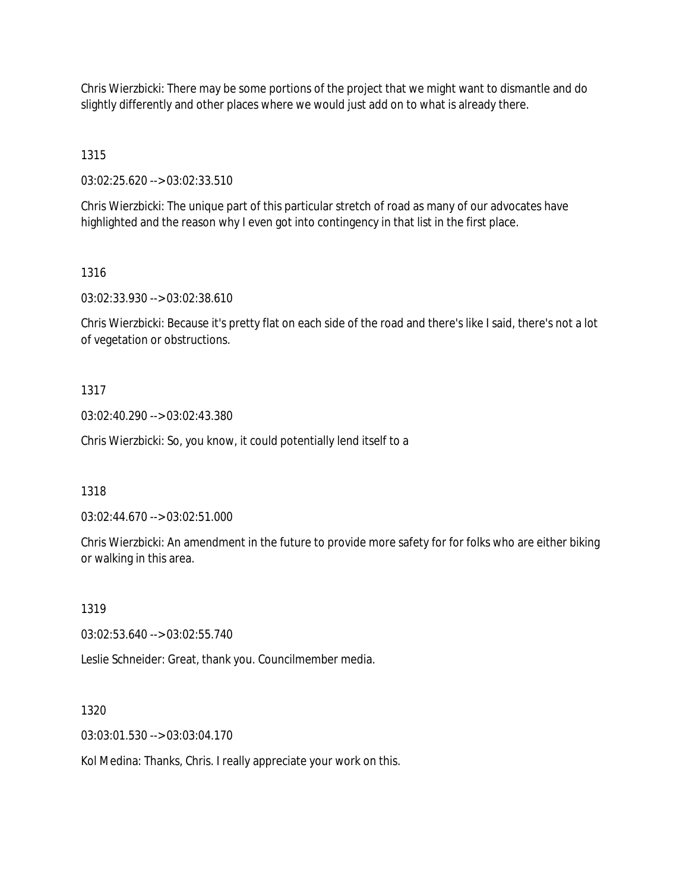Chris Wierzbicki: There may be some portions of the project that we might want to dismantle and do slightly differently and other places where we would just add on to what is already there.

1315

03:02:25.620 --> 03:02:33.510

Chris Wierzbicki: The unique part of this particular stretch of road as many of our advocates have highlighted and the reason why I even got into contingency in that list in the first place.

1316

03:02:33.930 --> 03:02:38.610

Chris Wierzbicki: Because it's pretty flat on each side of the road and there's like I said, there's not a lot of vegetation or obstructions.

1317

03:02:40.290 --> 03:02:43.380

Chris Wierzbicki: So, you know, it could potentially lend itself to a

1318

03:02:44.670 --> 03:02:51.000

Chris Wierzbicki: An amendment in the future to provide more safety for for folks who are either biking or walking in this area.

1319

03:02:53.640 --> 03:02:55.740

Leslie Schneider: Great, thank you. Councilmember media.

1320

03:03:01.530 --> 03:03:04.170

Kol Medina: Thanks, Chris. I really appreciate your work on this.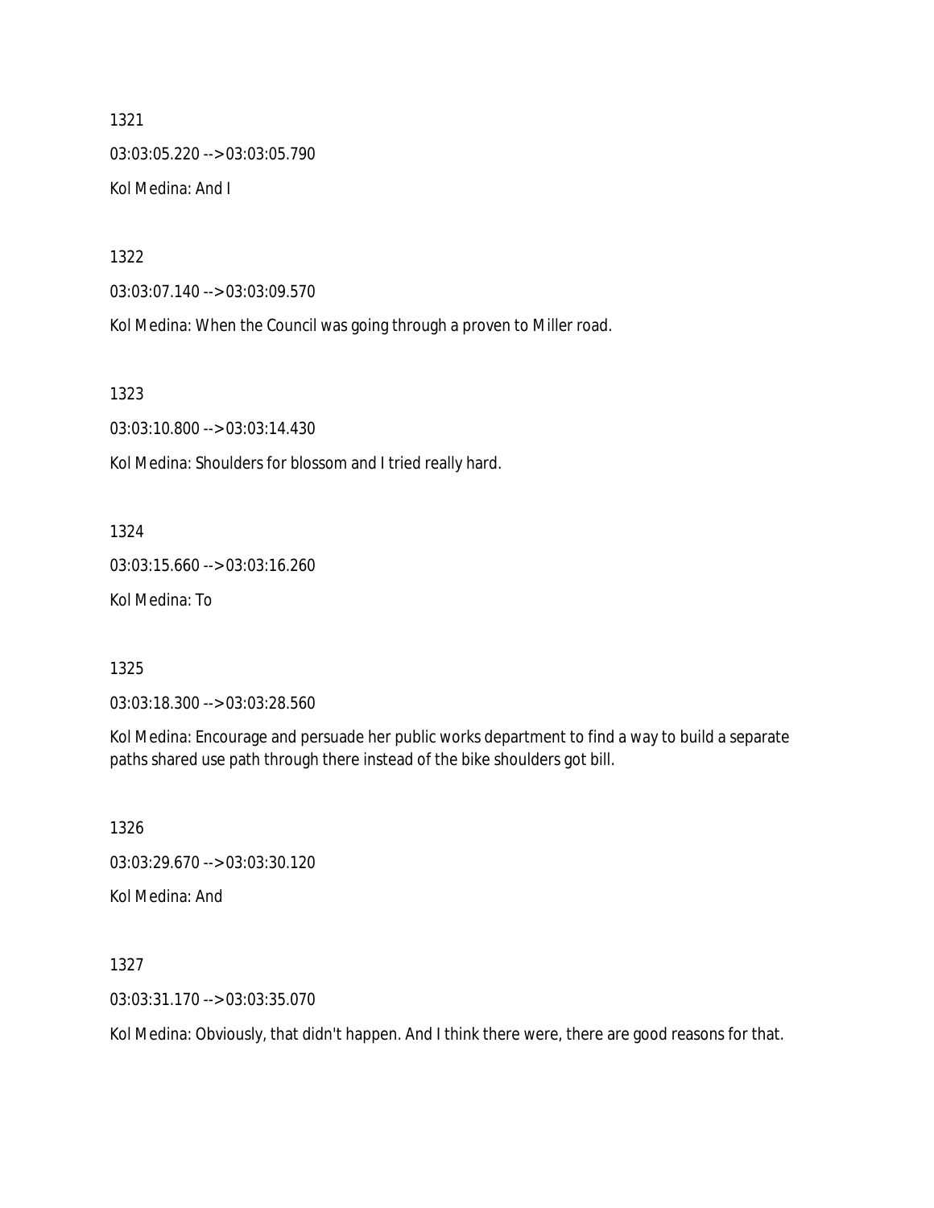1321

03:03:05.220 --> 03:03:05.790

Kol Medina: And I

1322

03:03:07.140 --> 03:03:09.570

Kol Medina: When the Council was going through a proven to Miller road.

1323

03:03:10.800 --> 03:03:14.430

Kol Medina: Shoulders for blossom and I tried really hard.

1324

03:03:15.660 --> 03:03:16.260

Kol Medina: To

1325

03:03:18.300 --> 03:03:28.560

Kol Medina: Encourage and persuade her public works department to find a way to build a separate paths shared use path through there instead of the bike shoulders got bill.

1326

03:03:29.670 --> 03:03:30.120

Kol Medina: And

1327

03:03:31.170 --> 03:03:35.070

Kol Medina: Obviously, that didn't happen. And I think there were, there are good reasons for that.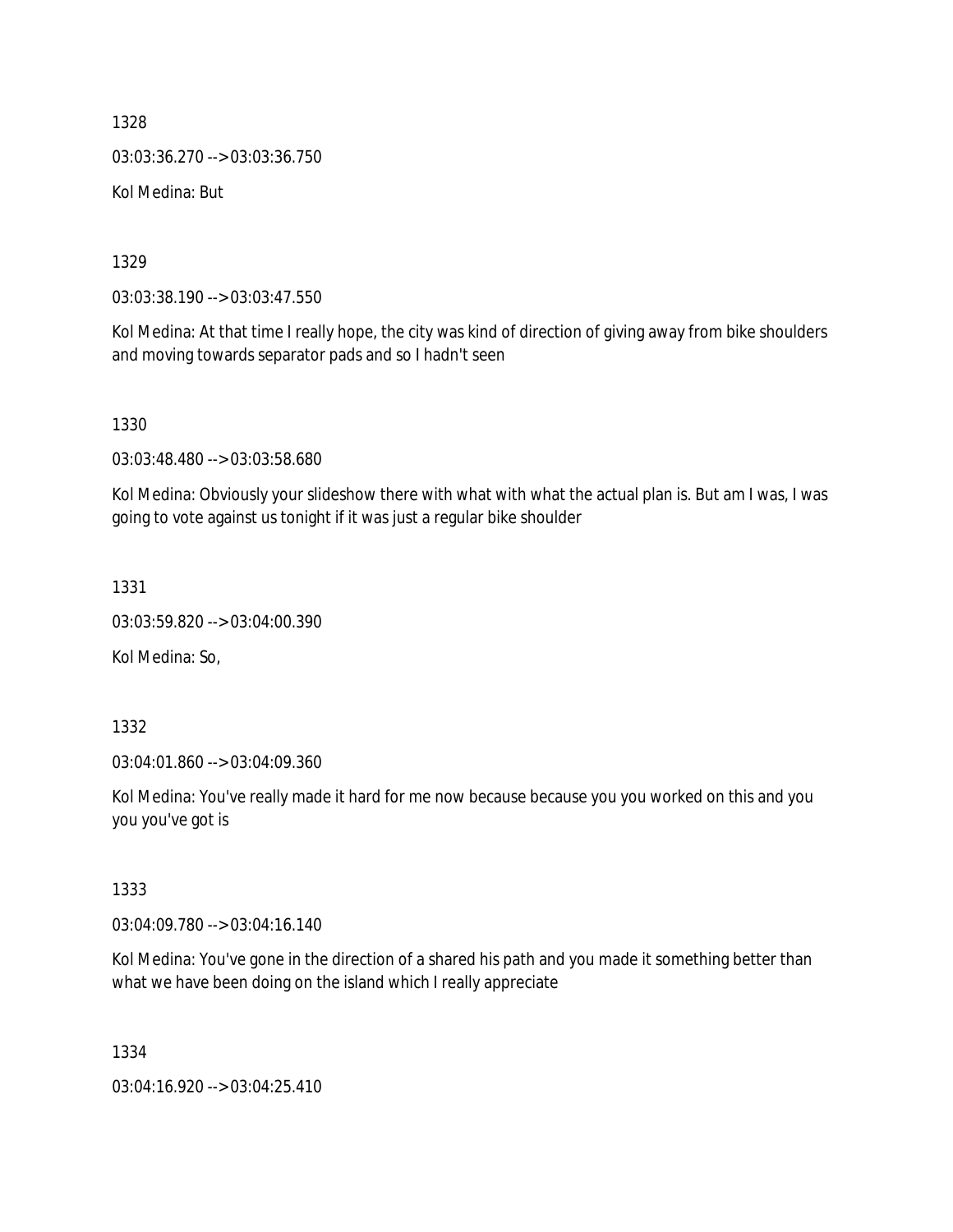1328

03:03:36.270 --> 03:03:36.750

Kol Medina: But

1329

03:03:38.190 --> 03:03:47.550

Kol Medina: At that time I really hope, the city was kind of direction of giving away from bike shoulders and moving towards separator pads and so I hadn't seen

1330

03:03:48.480 --> 03:03:58.680

Kol Medina: Obviously your slideshow there with what with what the actual plan is. But am I was, I was going to vote against us tonight if it was just a regular bike shoulder

1331

03:03:59.820 --> 03:04:00.390

Kol Medina: So,

1332

03:04:01.860 --> 03:04:09.360

Kol Medina: You've really made it hard for me now because because you you worked on this and you you you've got is

1333

03:04:09.780 --> 03:04:16.140

Kol Medina: You've gone in the direction of a shared his path and you made it something better than what we have been doing on the island which I really appreciate

1334

03:04:16.920 --> 03:04:25.410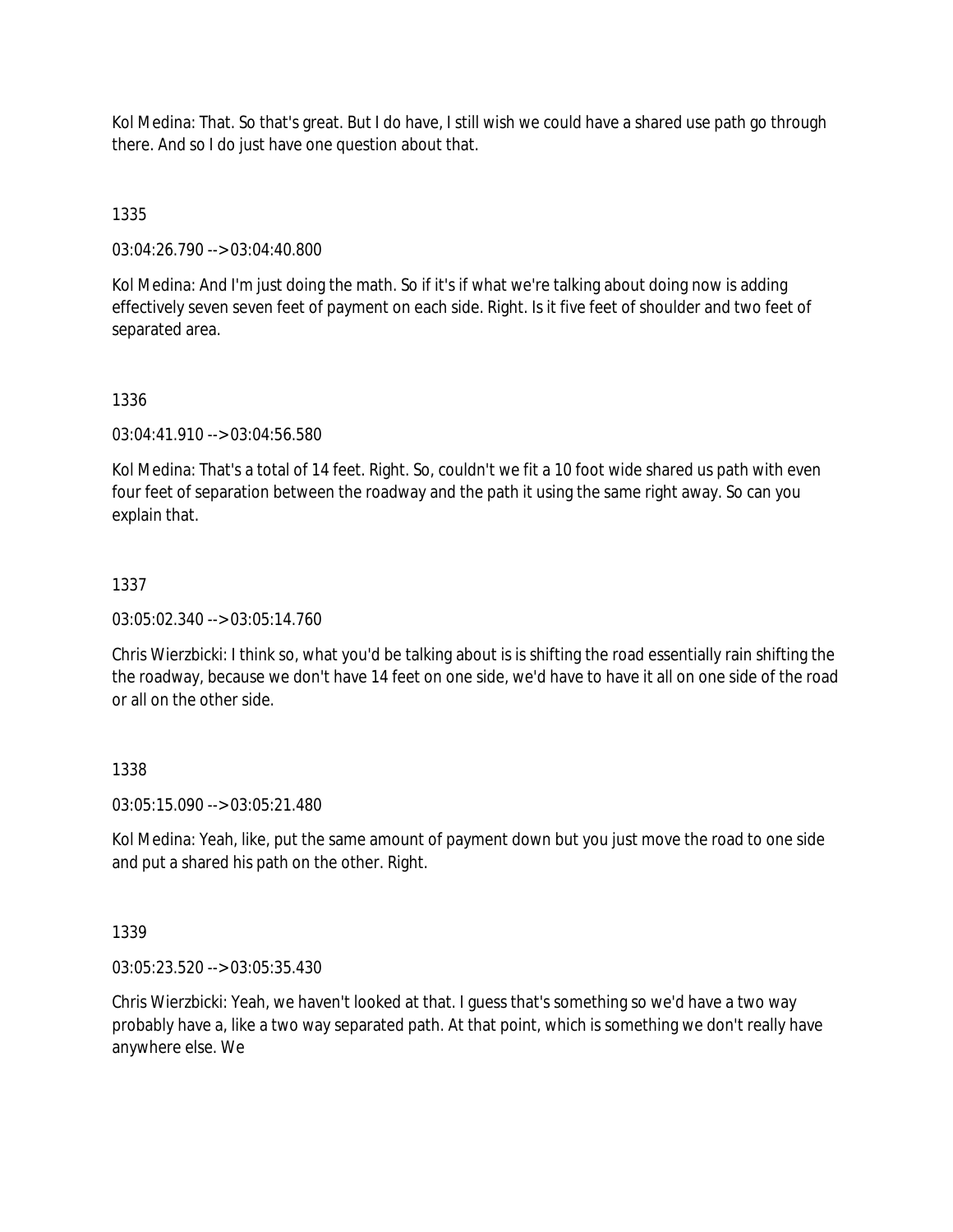Kol Medina: That. So that's great. But I do have, I still wish we could have a shared use path go through there. And so I do just have one question about that.

1335

03:04:26.790 --> 03:04:40.800

Kol Medina: And I'm just doing the math. So if it's if what we're talking about doing now is adding effectively seven seven feet of payment on each side. Right. Is it five feet of shoulder and two feet of separated area.

1336

03:04:41.910 --> 03:04:56.580

Kol Medina: That's a total of 14 feet. Right. So, couldn't we fit a 10 foot wide shared us path with even four feet of separation between the roadway and the path it using the same right away. So can you explain that.

1337

03:05:02.340 --> 03:05:14.760

Chris Wierzbicki: I think so, what you'd be talking about is is shifting the road essentially rain shifting the the roadway, because we don't have 14 feet on one side, we'd have to have it all on one side of the road or all on the other side.

1338

03:05:15.090 --> 03:05:21.480

Kol Medina: Yeah, like, put the same amount of payment down but you just move the road to one side and put a shared his path on the other. Right.

1339

03:05:23.520 --> 03:05:35.430

Chris Wierzbicki: Yeah, we haven't looked at that. I guess that's something so we'd have a two way probably have a, like a two way separated path. At that point, which is something we don't really have anywhere else. We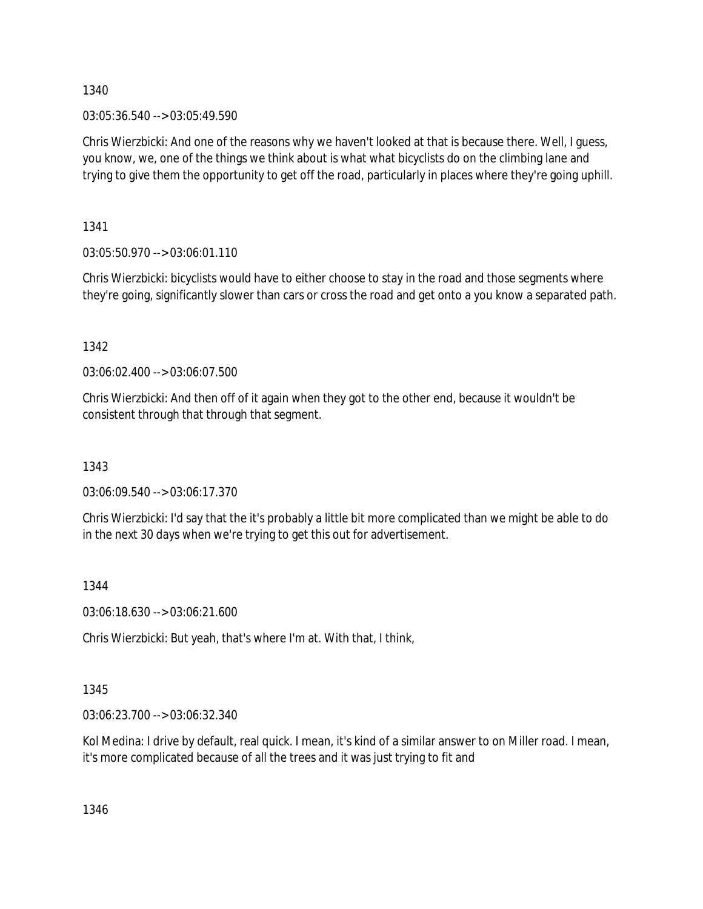1340

03:05:36.540 --> 03:05:49.590

Chris Wierzbicki: And one of the reasons why we haven't looked at that is because there. Well, I guess, you know, we, one of the things we think about is what what bicyclists do on the climbing lane and trying to give them the opportunity to get off the road, particularly in places where they're going uphill.

1341

03:05:50.970 --> 03:06:01.110

Chris Wierzbicki: bicyclists would have to either choose to stay in the road and those segments where they're going, significantly slower than cars or cross the road and get onto a you know a separated path.

1342

03:06:02.400 --> 03:06:07.500

Chris Wierzbicki: And then off of it again when they got to the other end, because it wouldn't be consistent through that through that segment.

1343

03:06:09.540 --> 03:06:17.370

Chris Wierzbicki: I'd say that the it's probably a little bit more complicated than we might be able to do in the next 30 days when we're trying to get this out for advertisement.

1344

03:06:18.630 --> 03:06:21.600

Chris Wierzbicki: But yeah, that's where I'm at. With that, I think,

1345

03:06:23.700 --> 03:06:32.340

Kol Medina: I drive by default, real quick. I mean, it's kind of a similar answer to on Miller road. I mean, it's more complicated because of all the trees and it was just trying to fit and

1346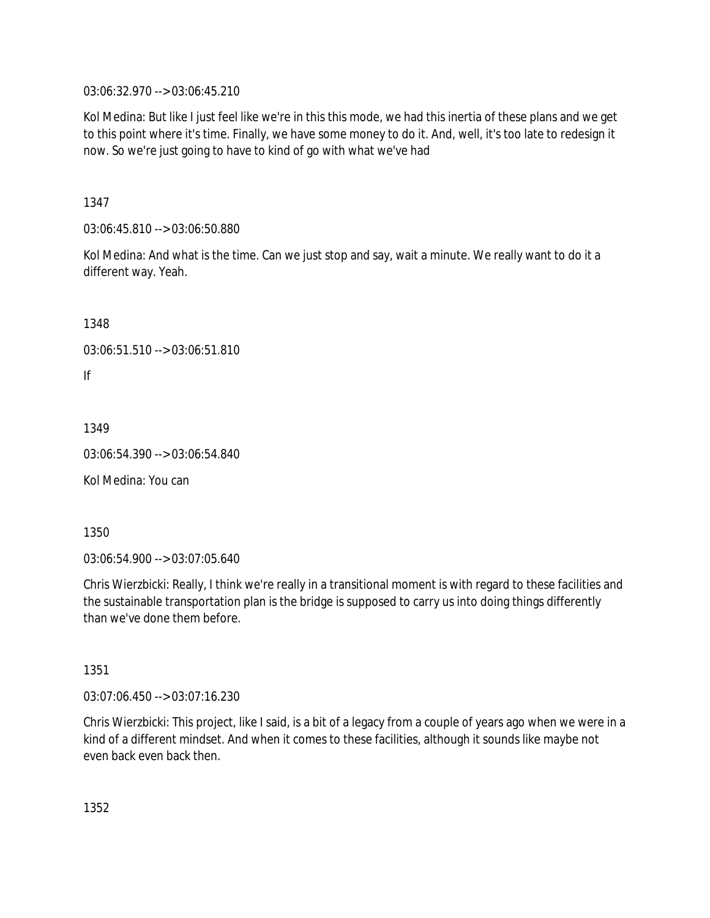03:06:32.970 --> 03:06:45.210

Kol Medina: But like I just feel like we're in this this mode, we had this inertia of these plans and we get to this point where it's time. Finally, we have some money to do it. And, well, it's too late to redesign it now. So we're just going to have to kind of go with what we've had

1347

03:06:45.810 --> 03:06:50.880

Kol Medina: And what is the time. Can we just stop and say, wait a minute. We really want to do it a different way. Yeah.

1348

03:06:51.510 --> 03:06:51.810

If

1349

03:06:54.390 --> 03:06:54.840

Kol Medina: You can

1350

03:06:54.900 --> 03:07:05.640

Chris Wierzbicki: Really, I think we're really in a transitional moment is with regard to these facilities and the sustainable transportation plan is the bridge is supposed to carry us into doing things differently than we've done them before.

1351

03:07:06.450 --> 03:07:16.230

Chris Wierzbicki: This project, like I said, is a bit of a legacy from a couple of years ago when we were in a kind of a different mindset. And when it comes to these facilities, although it sounds like maybe not even back even back then.

1352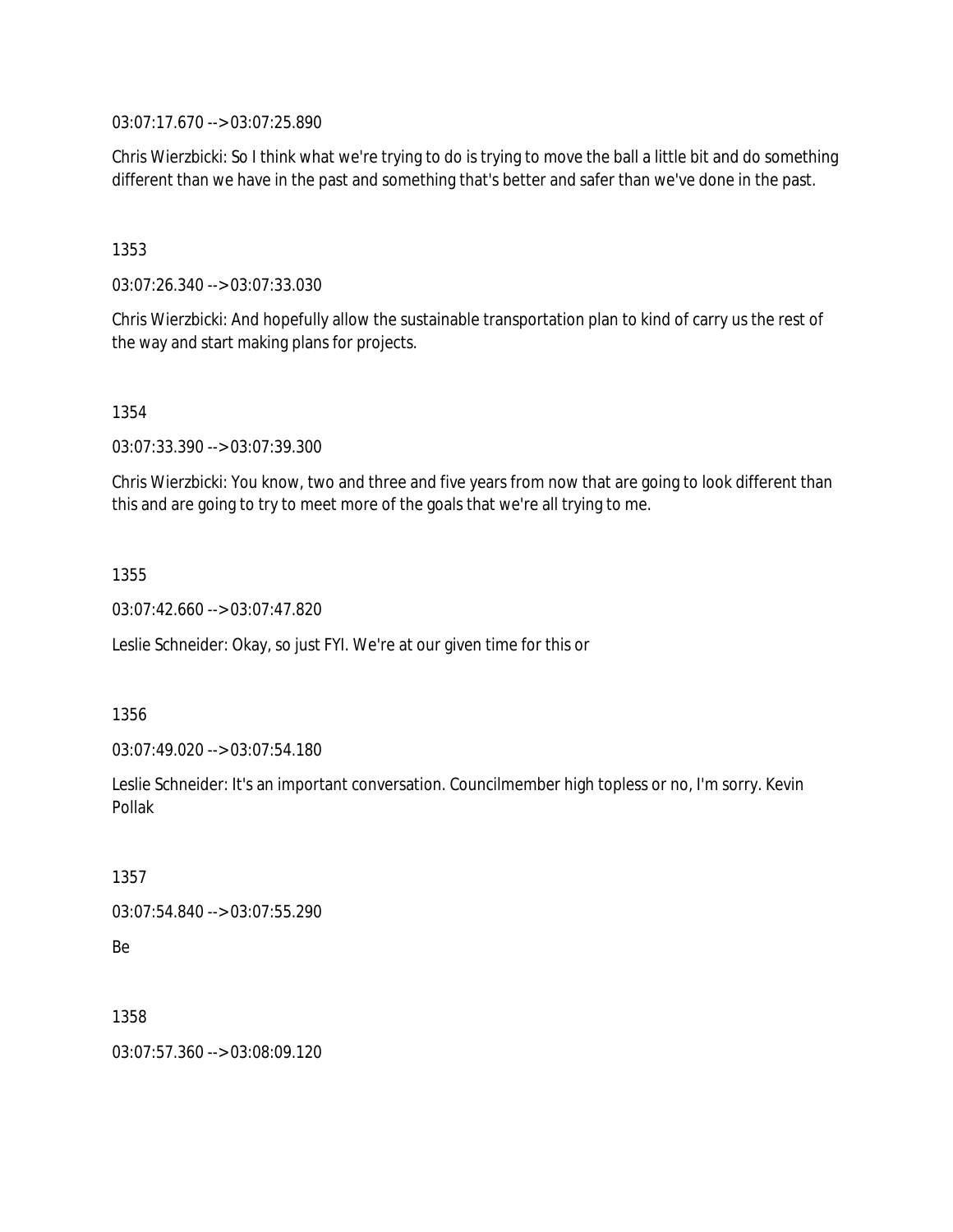03:07:17.670 --> 03:07:25.890

Chris Wierzbicki: So I think what we're trying to do is trying to move the ball a little bit and do something different than we have in the past and something that's better and safer than we've done in the past.

1353

03:07:26.340 --> 03:07:33.030

Chris Wierzbicki: And hopefully allow the sustainable transportation plan to kind of carry us the rest of the way and start making plans for projects.

1354

03:07:33.390 --> 03:07:39.300

Chris Wierzbicki: You know, two and three and five years from now that are going to look different than this and are going to try to meet more of the goals that we're all trying to me.

1355

03:07:42.660 --> 03:07:47.820

Leslie Schneider: Okay, so just FYI. We're at our given time for this or

1356

03:07:49.020 --> 03:07:54.180

Leslie Schneider: It's an important conversation. Councilmember high topless or no, I'm sorry. Kevin Pollak

1357

03:07:54.840 --> 03:07:55.290

Be

1358

03:07:57.360 --> 03:08:09.120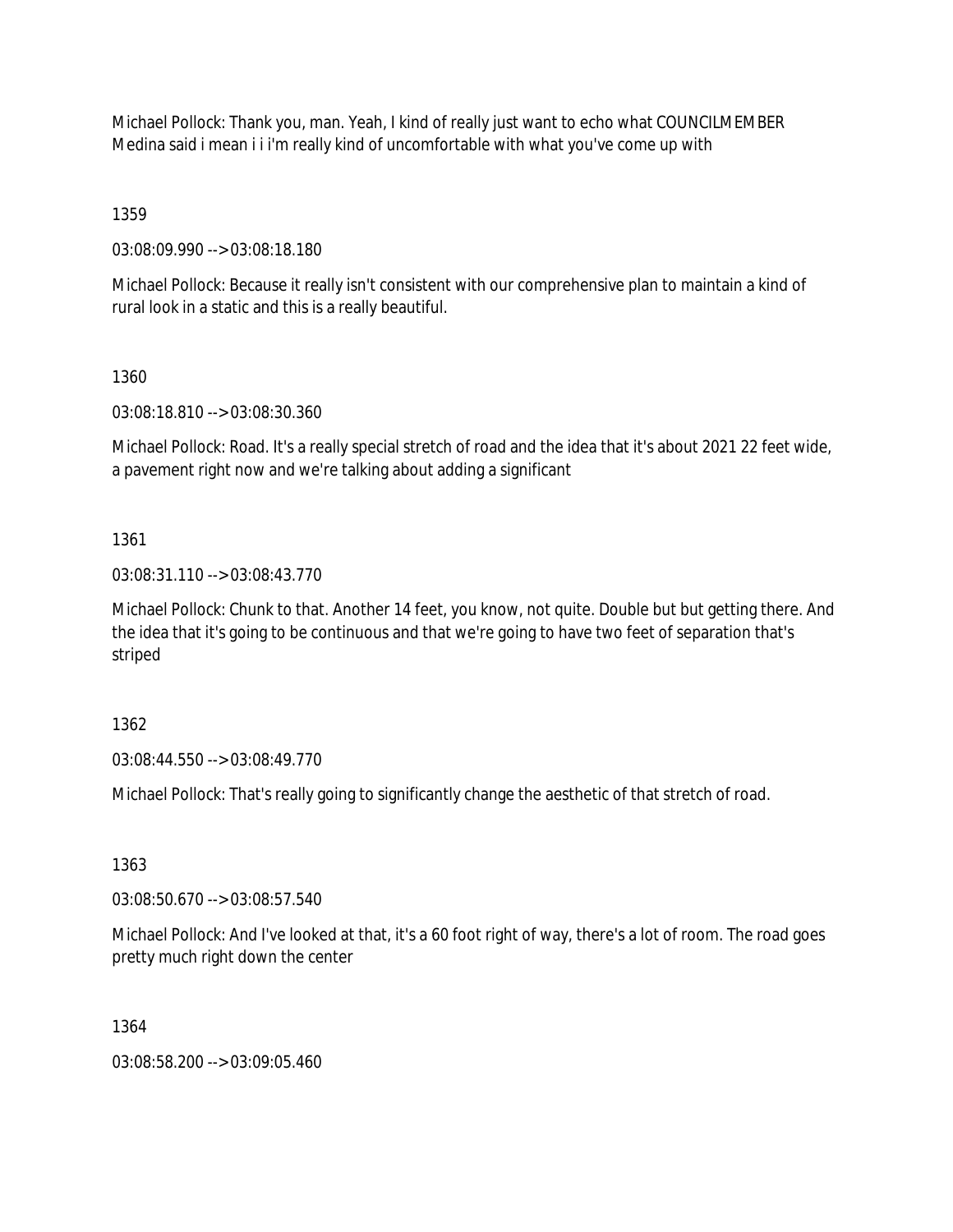Michael Pollock: Thank you, man. Yeah, I kind of really just want to echo what COUNCILMEMBER Medina said i mean i i i'm really kind of uncomfortable with what you've come up with

1359

03:08:09.990 --> 03:08:18.180

Michael Pollock: Because it really isn't consistent with our comprehensive plan to maintain a kind of rural look in a static and this is a really beautiful.

1360

03:08:18.810 --> 03:08:30.360

Michael Pollock: Road. It's a really special stretch of road and the idea that it's about 2021 22 feet wide, a pavement right now and we're talking about adding a significant

1361

03:08:31.110 --> 03:08:43.770

Michael Pollock: Chunk to that. Another 14 feet, you know, not quite. Double but but getting there. And the idea that it's going to be continuous and that we're going to have two feet of separation that's striped

1362

03:08:44.550 --> 03:08:49.770

Michael Pollock: That's really going to significantly change the aesthetic of that stretch of road.

1363

03:08:50.670 --> 03:08:57.540

Michael Pollock: And I've looked at that, it's a 60 foot right of way, there's a lot of room. The road goes pretty much right down the center

1364

03:08:58.200 --> 03:09:05.460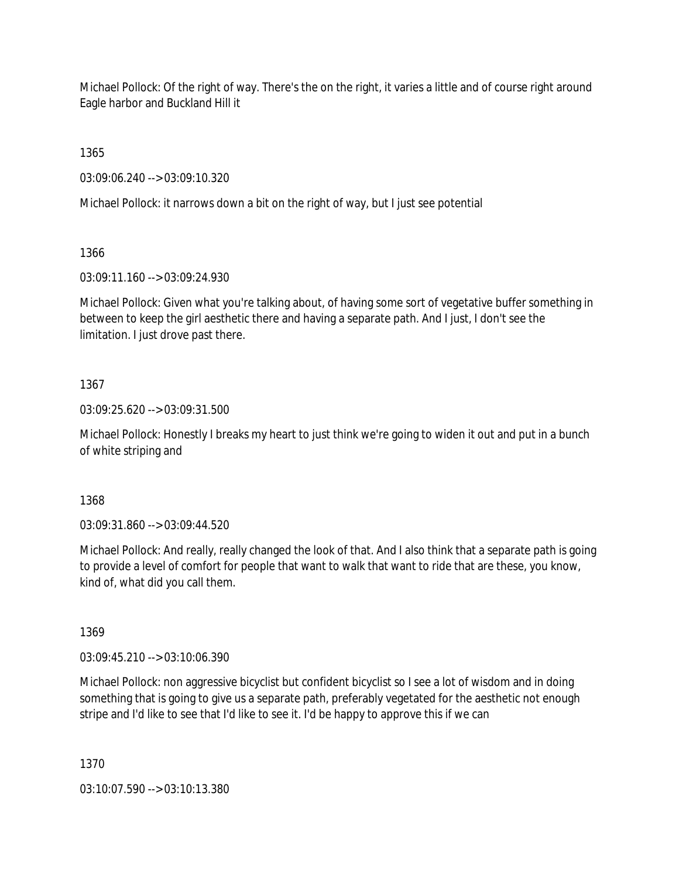Michael Pollock: Of the right of way. There's the on the right, it varies a little and of course right around Eagle harbor and Buckland Hill it

1365

03:09:06.240 --> 03:09:10.320

Michael Pollock: it narrows down a bit on the right of way, but I just see potential

1366

03:09:11.160 --> 03:09:24.930

Michael Pollock: Given what you're talking about, of having some sort of vegetative buffer something in between to keep the girl aesthetic there and having a separate path. And I just, I don't see the limitation. I just drove past there.

1367

03:09:25.620 --> 03:09:31.500

Michael Pollock: Honestly I breaks my heart to just think we're going to widen it out and put in a bunch of white striping and

1368

03:09:31.860 --> 03:09:44.520

Michael Pollock: And really, really changed the look of that. And I also think that a separate path is going to provide a level of comfort for people that want to walk that want to ride that are these, you know, kind of, what did you call them.

1369

03:09:45.210 --> 03:10:06.390

Michael Pollock: non aggressive bicyclist but confident bicyclist so I see a lot of wisdom and in doing something that is going to give us a separate path, preferably vegetated for the aesthetic not enough stripe and I'd like to see that I'd like to see it. I'd be happy to approve this if we can

1370

03:10:07.590 --> 03:10:13.380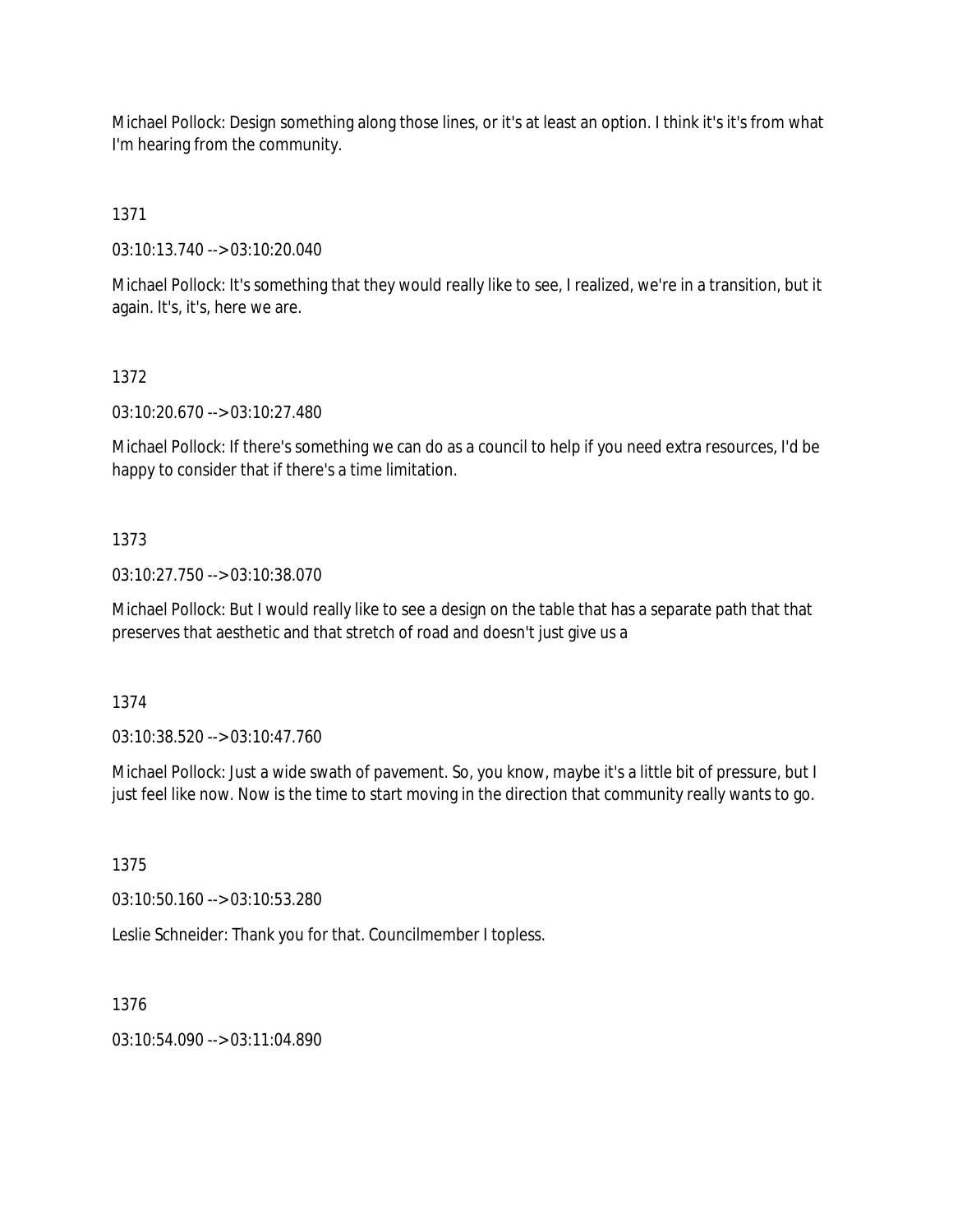Michael Pollock: Design something along those lines, or it's at least an option. I think it's it's from what I'm hearing from the community.

1371

03:10:13.740 --> 03:10:20.040

Michael Pollock: It's something that they would really like to see, I realized, we're in a transition, but it again. It's, it's, here we are.

1372

03:10:20.670 --> 03:10:27.480

Michael Pollock: If there's something we can do as a council to help if you need extra resources, I'd be happy to consider that if there's a time limitation.

1373

03:10:27.750 --> 03:10:38.070

Michael Pollock: But I would really like to see a design on the table that has a separate path that that preserves that aesthetic and that stretch of road and doesn't just give us a

1374

03:10:38.520 --> 03:10:47.760

Michael Pollock: Just a wide swath of pavement. So, you know, maybe it's a little bit of pressure, but I just feel like now. Now is the time to start moving in the direction that community really wants to go.

1375

03:10:50.160 --> 03:10:53.280

Leslie Schneider: Thank you for that. Councilmember I topless.

1376

03:10:54.090 --> 03:11:04.890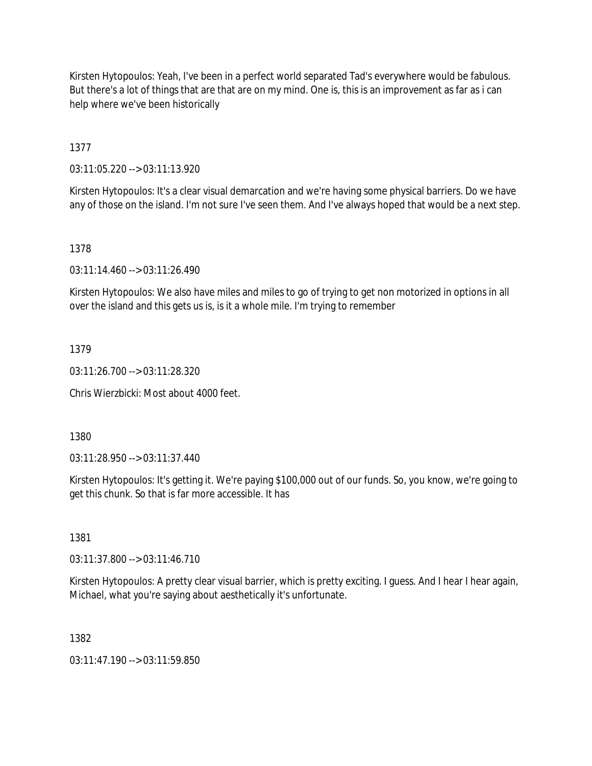Kirsten Hytopoulos: Yeah, I've been in a perfect world separated Tad's everywhere would be fabulous. But there's a lot of things that are that are on my mind. One is, this is an improvement as far as i can help where we've been historically

1377

03:11:05.220 --> 03:11:13.920

Kirsten Hytopoulos: It's a clear visual demarcation and we're having some physical barriers. Do we have any of those on the island. I'm not sure I've seen them. And I've always hoped that would be a next step.

1378

03:11:14.460 --> 03:11:26.490

Kirsten Hytopoulos: We also have miles and miles to go of trying to get non motorized in options in all over the island and this gets us is, is it a whole mile. I'm trying to remember

1379

03:11:26.700 --> 03:11:28.320

Chris Wierzbicki: Most about 4000 feet.

1380

03:11:28.950 --> 03:11:37.440

Kirsten Hytopoulos: It's getting it. We're paying $100,000 out of our funds. So, you know, we're going to get this chunk. So that is far more accessible. It has

1381

03:11:37.800 --> 03:11:46.710

Kirsten Hytopoulos: A pretty clear visual barrier, which is pretty exciting. I guess. And I hear I hear again, Michael, what you're saying about aesthetically it's unfortunate.

1382

03:11:47.190 --> 03:11:59.850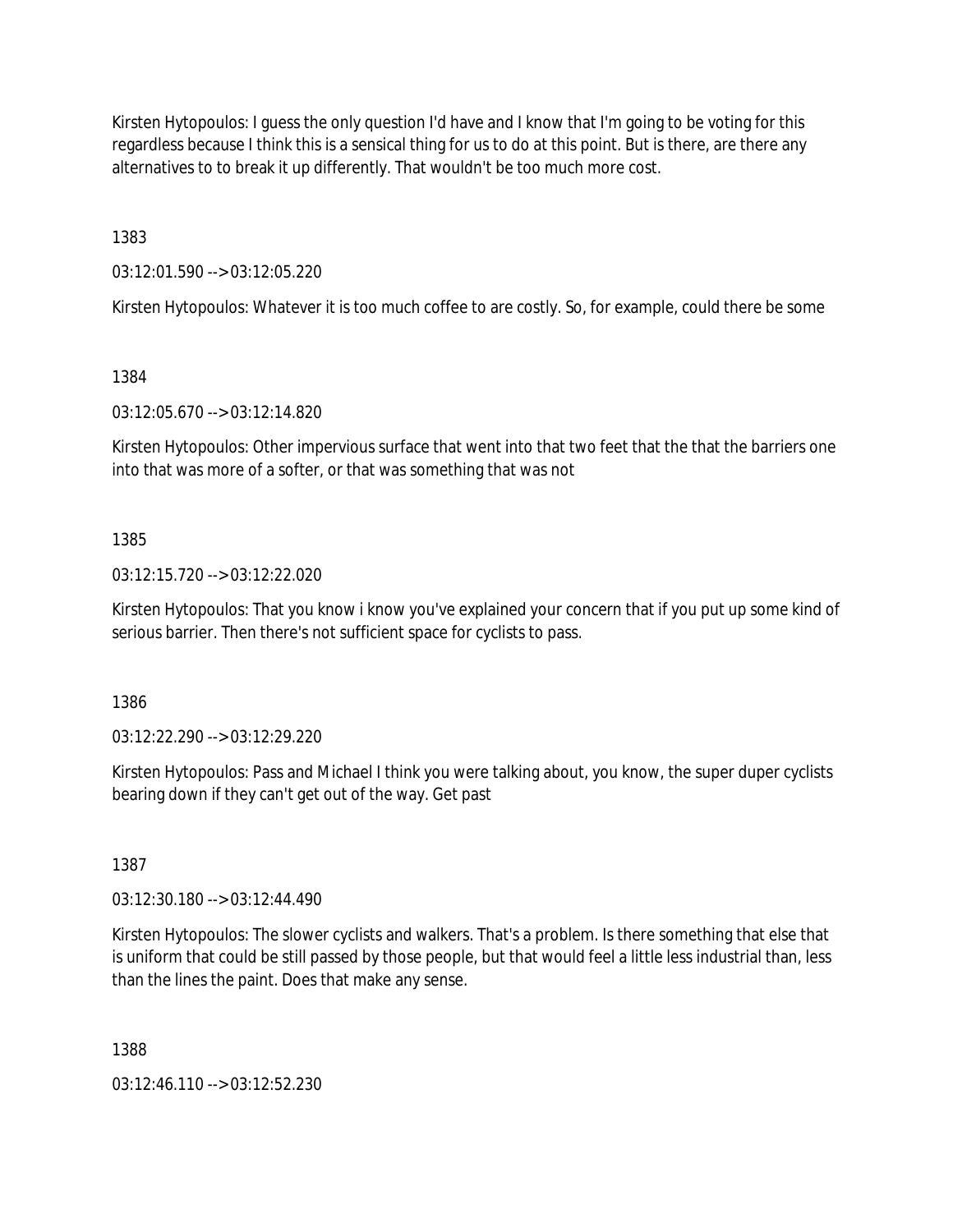Kirsten Hytopoulos: I guess the only question I'd have and I know that I'm going to be voting for this regardless because I think this is a sensical thing for us to do at this point. But is there, are there any alternatives to to break it up differently. That wouldn't be too much more cost.

1383

03:12:01.590 --> 03:12:05.220

Kirsten Hytopoulos: Whatever it is too much coffee to are costly. So, for example, could there be some

1384

03:12:05.670 --> 03:12:14.820

Kirsten Hytopoulos: Other impervious surface that went into that two feet that the that the barriers one into that was more of a softer, or that was something that was not

1385

03:12:15.720 --> 03:12:22.020

Kirsten Hytopoulos: That you know i know you've explained your concern that if you put up some kind of serious barrier. Then there's not sufficient space for cyclists to pass.

1386

03:12:22.290 --> 03:12:29.220

Kirsten Hytopoulos: Pass and Michael I think you were talking about, you know, the super duper cyclists bearing down if they can't get out of the way. Get past

1387

03:12:30.180 --> 03:12:44.490

Kirsten Hytopoulos: The slower cyclists and walkers. That's a problem. Is there something that else that is uniform that could be still passed by those people, but that would feel a little less industrial than, less than the lines the paint. Does that make any sense.

1388

03:12:46.110 --> 03:12:52.230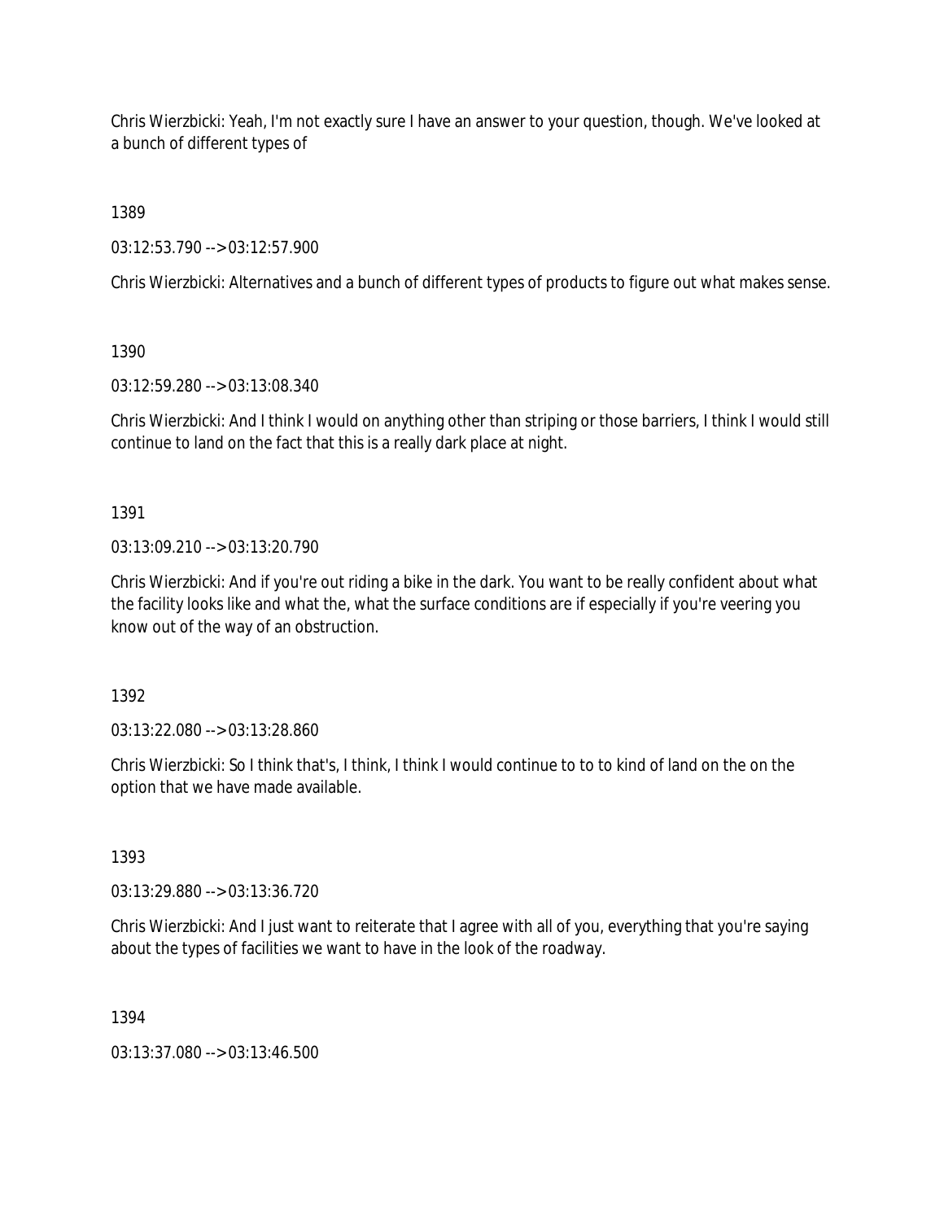Chris Wierzbicki: Yeah, I'm not exactly sure I have an answer to your question, though. We've looked at a bunch of different types of

1389

03:12:53.790 --> 03:12:57.900

Chris Wierzbicki: Alternatives and a bunch of different types of products to figure out what makes sense.

1390

03:12:59.280 --> 03:13:08.340

Chris Wierzbicki: And I think I would on anything other than striping or those barriers, I think I would still continue to land on the fact that this is a really dark place at night.

1391

03:13:09.210 --> 03:13:20.790

Chris Wierzbicki: And if you're out riding a bike in the dark. You want to be really confident about what the facility looks like and what the, what the surface conditions are if especially if you're veering you know out of the way of an obstruction.

1392

03:13:22.080 --> 03:13:28.860

Chris Wierzbicki: So I think that's, I think, I think I would continue to to to kind of land on the on the option that we have made available.

1393

03:13:29.880 --> 03:13:36.720

Chris Wierzbicki: And I just want to reiterate that I agree with all of you, everything that you're saying about the types of facilities we want to have in the look of the roadway.

1394

03:13:37.080 --> 03:13:46.500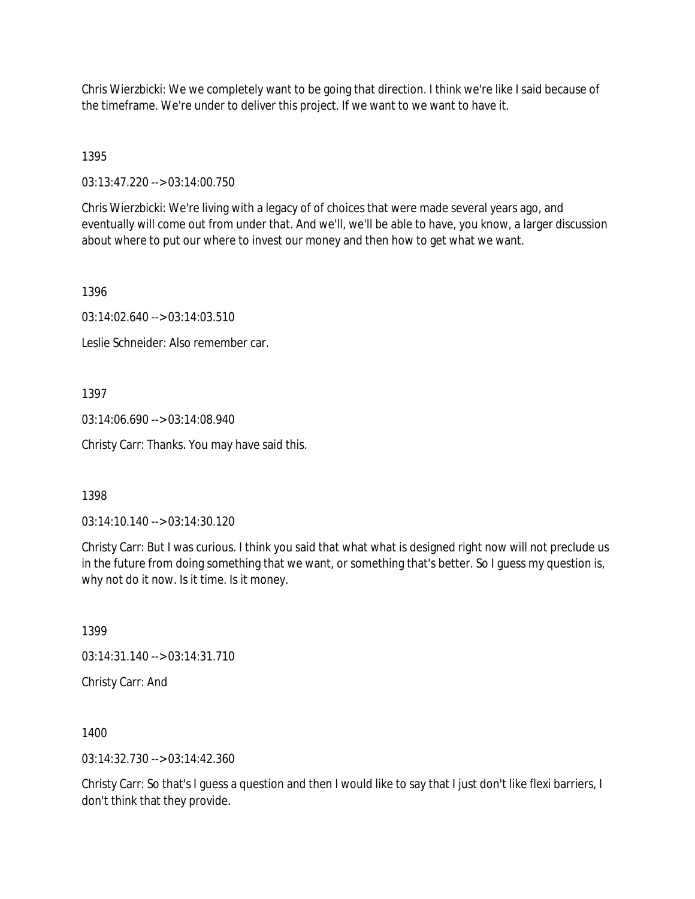Chris Wierzbicki: We we completely want to be going that direction. I think we're like I said because of the timeframe. We're under to deliver this project. If we want to we want to have it.

1395

03:13:47.220 --> 03:14:00.750

Chris Wierzbicki: We're living with a legacy of of choices that were made several years ago, and eventually will come out from under that. And we'll, we'll be able to have, you know, a larger discussion about where to put our where to invest our money and then how to get what we want.

1396

03:14:02.640 --> 03:14:03.510

Leslie Schneider: Also remember car.

1397

03:14:06.690 --> 03:14:08.940

Christy Carr: Thanks. You may have said this.

1398

03:14:10.140 --> 03:14:30.120

Christy Carr: But I was curious. I think you said that what what is designed right now will not preclude us in the future from doing something that we want, or something that's better. So I guess my question is, why not do it now. Is it time. Is it money.

1399

03:14:31.140 --> 03:14:31.710

Christy Carr: And

1400

03:14:32.730 --> 03:14:42.360

Christy Carr: So that's I guess a question and then I would like to say that I just don't like flexi barriers, I don't think that they provide.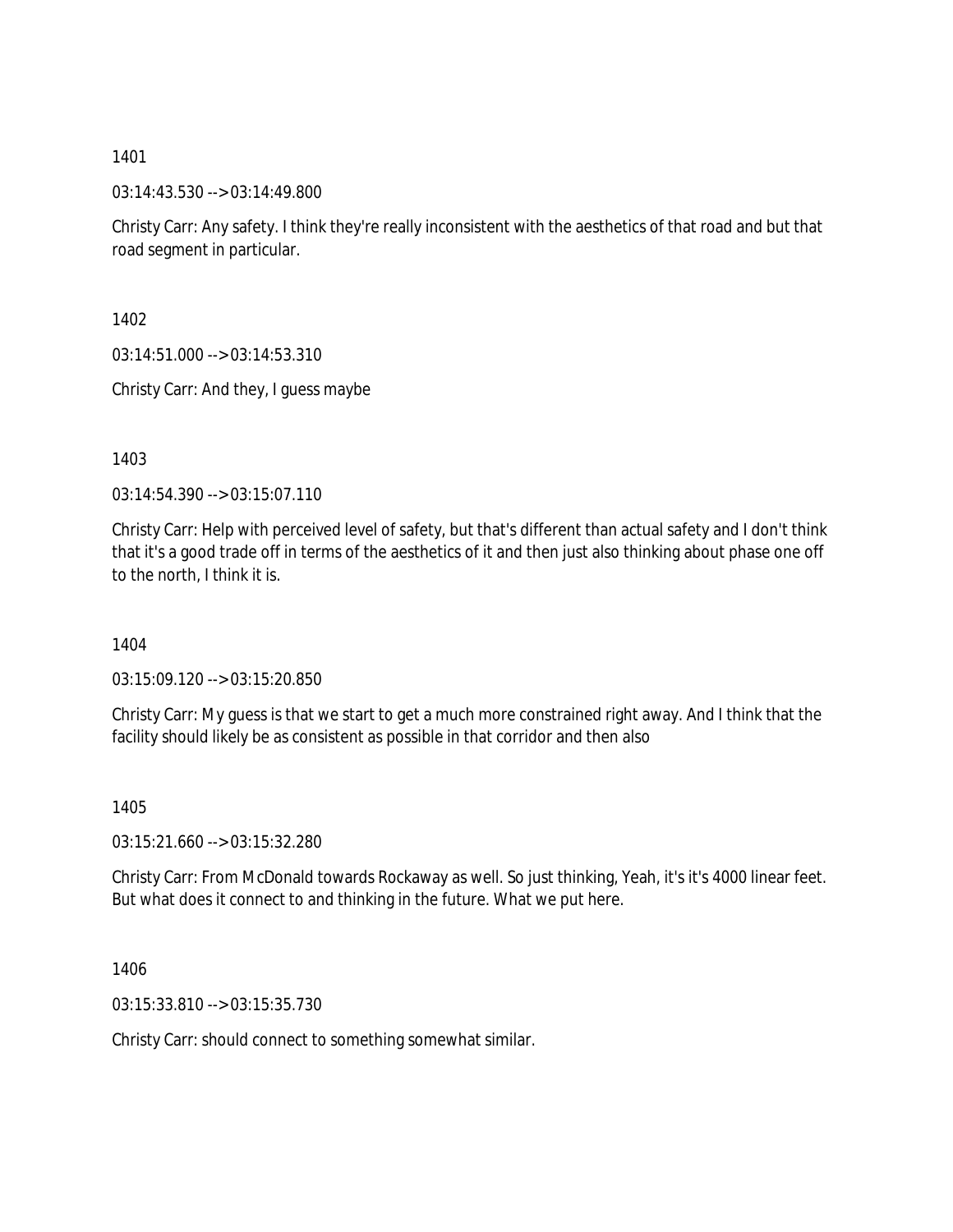1401

03:14:43.530 --> 03:14:49.800

Christy Carr: Any safety. I think they're really inconsistent with the aesthetics of that road and but that road segment in particular.

1402

03:14:51.000 --> 03:14:53.310

Christy Carr: And they, I guess maybe

1403

03:14:54.390 --> 03:15:07.110

Christy Carr: Help with perceived level of safety, but that's different than actual safety and I don't think that it's a good trade off in terms of the aesthetics of it and then just also thinking about phase one off to the north, I think it is.

1404

03:15:09.120 --> 03:15:20.850

Christy Carr: My guess is that we start to get a much more constrained right away. And I think that the facility should likely be as consistent as possible in that corridor and then also

1405

03:15:21.660 --> 03:15:32.280

Christy Carr: From McDonald towards Rockaway as well. So just thinking, Yeah, it's it's 4000 linear feet. But what does it connect to and thinking in the future. What we put here.

1406

03:15:33.810 --> 03:15:35.730

Christy Carr: should connect to something somewhat similar.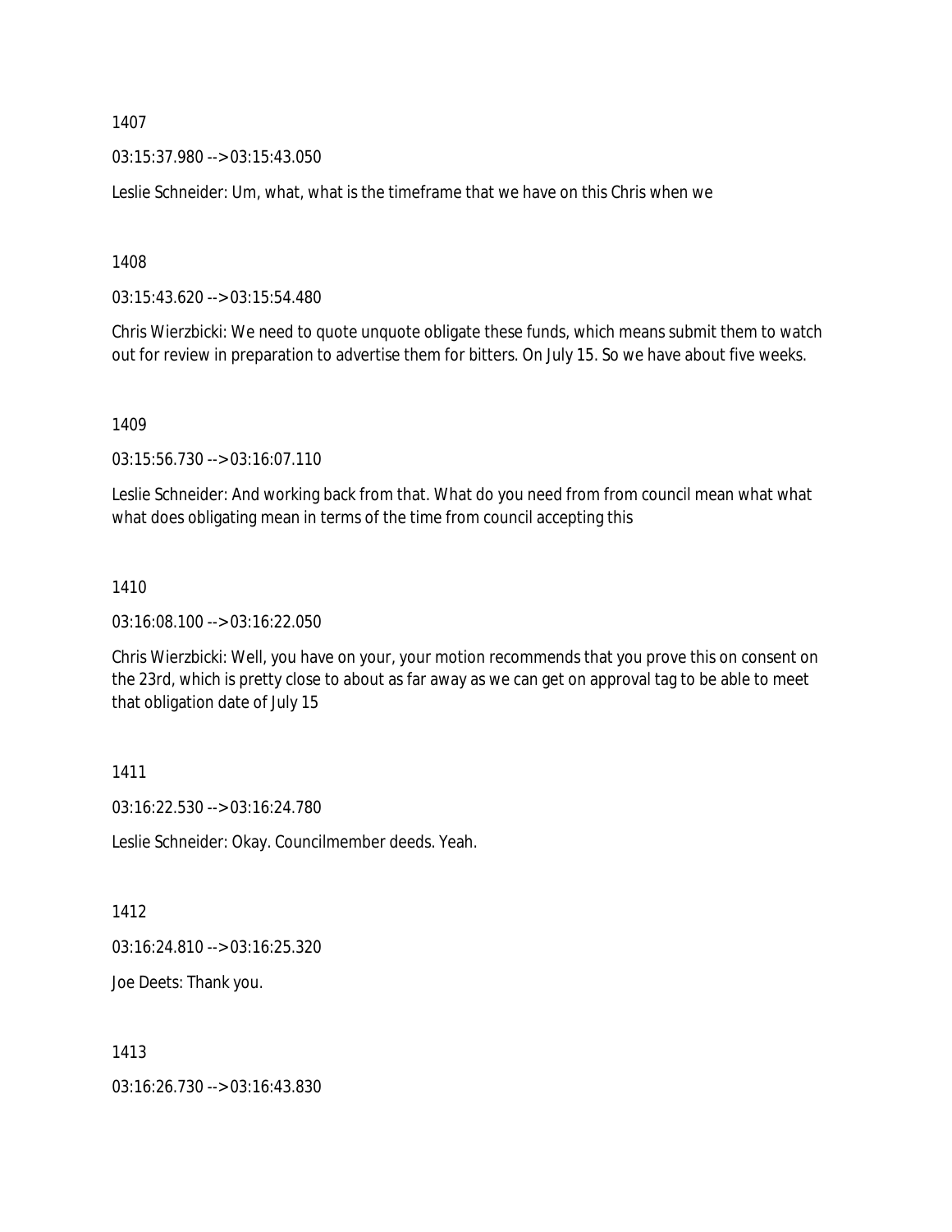1407

03:15:37.980 --> 03:15:43.050

Leslie Schneider: Um, what, what is the timeframe that we have on this Chris when we

1408

03:15:43.620 --> 03:15:54.480

Chris Wierzbicki: We need to quote unquote obligate these funds, which means submit them to watch out for review in preparation to advertise them for bitters. On July 15. So we have about five weeks.

1409

03:15:56.730 --> 03:16:07.110

Leslie Schneider: And working back from that. What do you need from from council mean what what what does obligating mean in terms of the time from council accepting this

1410

03:16:08.100 --> 03:16:22.050

Chris Wierzbicki: Well, you have on your, your motion recommends that you prove this on consent on the 23rd, which is pretty close to about as far away as we can get on approval tag to be able to meet that obligation date of July 15

1411

03:16:22.530 --> 03:16:24.780

Leslie Schneider: Okay. Councilmember deeds. Yeah.

1412

03:16:24.810 --> 03:16:25.320

Joe Deets: Thank you.

1413

03:16:26.730 --> 03:16:43.830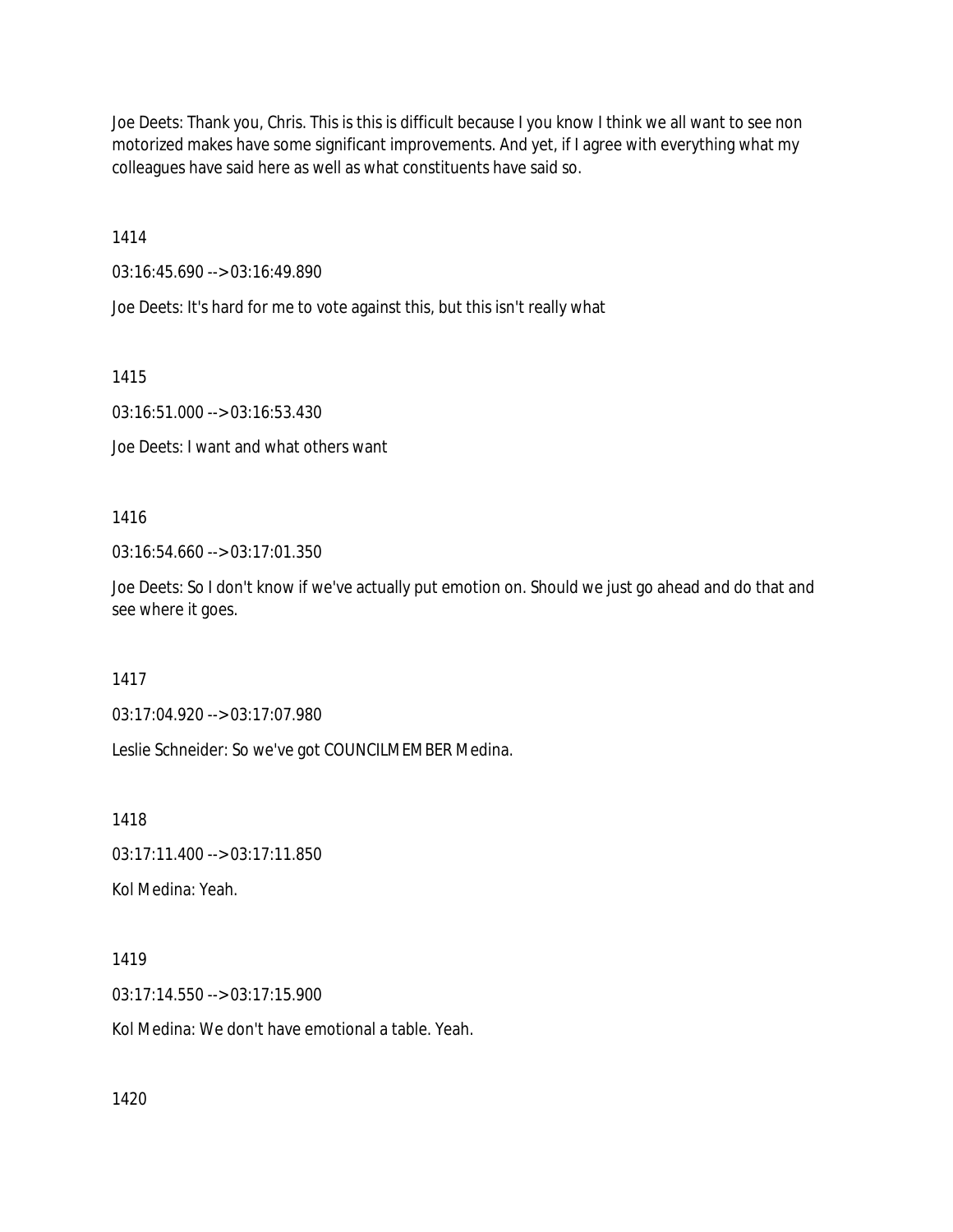Joe Deets: Thank you, Chris. This is this is difficult because I you know I think we all want to see non motorized makes have some significant improvements. And yet, if I agree with everything what my colleagues have said here as well as what constituents have said so.

1414

03:16:45.690 --> 03:16:49.890

Joe Deets: It's hard for me to vote against this, but this isn't really what

1415

03:16:51.000 --> 03:16:53.430

Joe Deets: I want and what others want

1416

03:16:54.660 --> 03:17:01.350

Joe Deets: So I don't know if we've actually put emotion on. Should we just go ahead and do that and see where it goes.

1417

03:17:04.920 --> 03:17:07.980

Leslie Schneider: So we've got COUNCILMEMBER Medina.

1418

03:17:11.400 --> 03:17:11.850

Kol Medina: Yeah.

1419

03:17:14.550 --> 03:17:15.900

Kol Medina: We don't have emotional a table. Yeah.

1420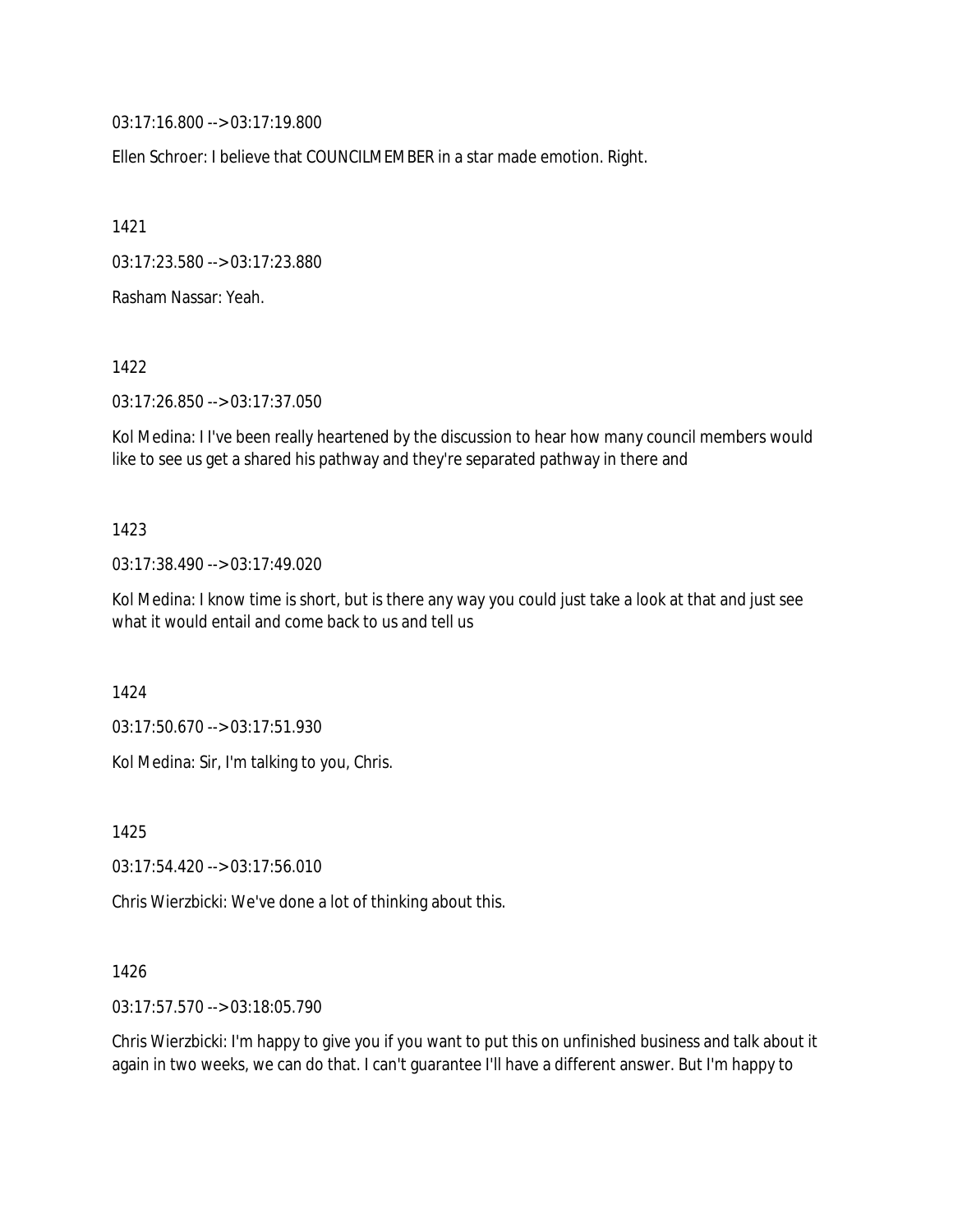03:17:16.800 --> 03:17:19.800

Ellen Schroer: I believe that COUNCILMEMBER in a star made emotion. Right.

1421

03:17:23.580 --> 03:17:23.880

Rasham Nassar: Yeah.

1422

03:17:26.850 --> 03:17:37.050

Kol Medina: I I've been really heartened by the discussion to hear how many council members would like to see us get a shared his pathway and they're separated pathway in there and

1423

03:17:38.490 --> 03:17:49.020

Kol Medina: I know time is short, but is there any way you could just take a look at that and just see what it would entail and come back to us and tell us

1424

03:17:50.670 --> 03:17:51.930

Kol Medina: Sir, I'm talking to you, Chris.

1425

03:17:54.420 --> 03:17:56.010

Chris Wierzbicki: We've done a lot of thinking about this.

1426

03:17:57.570 --> 03:18:05.790

Chris Wierzbicki: I'm happy to give you if you want to put this on unfinished business and talk about it again in two weeks, we can do that. I can't guarantee I'll have a different answer. But I'm happy to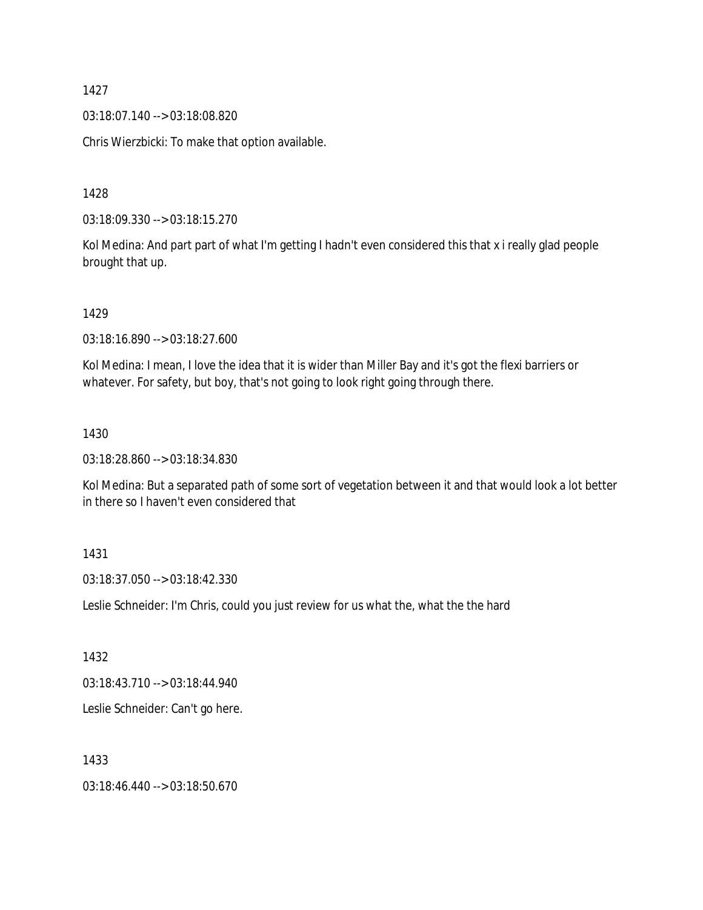1427

03:18:07.140 --> 03:18:08.820

Chris Wierzbicki: To make that option available.

1428

03:18:09.330 --> 03:18:15.270

Kol Medina: And part part of what I'm getting I hadn't even considered this that x i really glad people brought that up.

1429

03:18:16.890 --> 03:18:27.600

Kol Medina: I mean, I love the idea that it is wider than Miller Bay and it's got the flexi barriers or whatever. For safety, but boy, that's not going to look right going through there.

1430

03:18:28.860 --> 03:18:34.830

Kol Medina: But a separated path of some sort of vegetation between it and that would look a lot better in there so I haven't even considered that

1431

03:18:37.050 --> 03:18:42.330

Leslie Schneider: I'm Chris, could you just review for us what the, what the the hard

1432

03:18:43.710 --> 03:18:44.940

Leslie Schneider: Can't go here.

1433

03:18:46.440 --> 03:18:50.670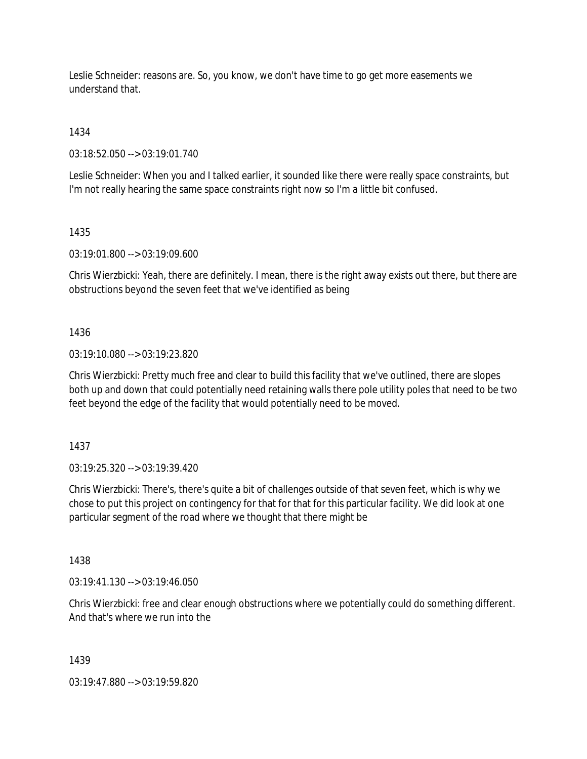Leslie Schneider: reasons are. So, you know, we don't have time to go get more easements we understand that.

1434

03:18:52.050 --> 03:19:01.740

Leslie Schneider: When you and I talked earlier, it sounded like there were really space constraints, but I'm not really hearing the same space constraints right now so I'm a little bit confused.

1435

03:19:01.800 --> 03:19:09.600

Chris Wierzbicki: Yeah, there are definitely. I mean, there is the right away exists out there, but there are obstructions beyond the seven feet that we've identified as being

1436

03:19:10.080 --> 03:19:23.820

Chris Wierzbicki: Pretty much free and clear to build this facility that we've outlined, there are slopes both up and down that could potentially need retaining walls there pole utility poles that need to be two feet beyond the edge of the facility that would potentially need to be moved.

1437

03:19:25.320 --> 03:19:39.420

Chris Wierzbicki: There's, there's quite a bit of challenges outside of that seven feet, which is why we chose to put this project on contingency for that for that for this particular facility. We did look at one particular segment of the road where we thought that there might be

1438

03:19:41.130 --> 03:19:46.050

Chris Wierzbicki: free and clear enough obstructions where we potentially could do something different. And that's where we run into the

1439

03:19:47.880 --> 03:19:59.820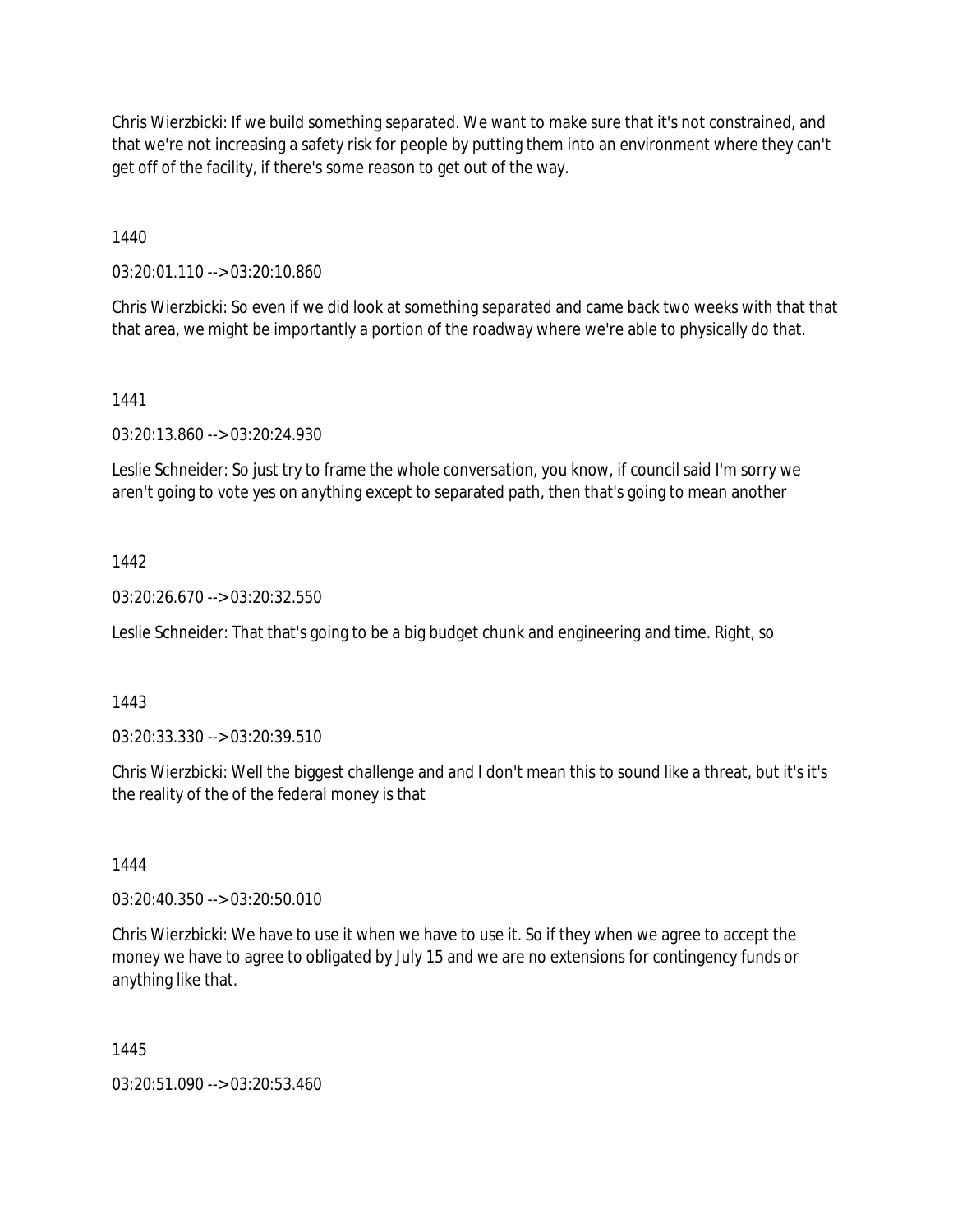Chris Wierzbicki: If we build something separated. We want to make sure that it's not constrained, and that we're not increasing a safety risk for people by putting them into an environment where they can't get off of the facility, if there's some reason to get out of the way.

1440

03:20:01.110 --> 03:20:10.860

Chris Wierzbicki: So even if we did look at something separated and came back two weeks with that that that area, we might be importantly a portion of the roadway where we're able to physically do that.

1441

03:20:13.860 --> 03:20:24.930

Leslie Schneider: So just try to frame the whole conversation, you know, if council said I'm sorry we aren't going to vote yes on anything except to separated path, then that's going to mean another

1442

03:20:26.670 --> 03:20:32.550

Leslie Schneider: That that's going to be a big budget chunk and engineering and time. Right, so

1443

03:20:33.330 --> 03:20:39.510

Chris Wierzbicki: Well the biggest challenge and and I don't mean this to sound like a threat, but it's it's the reality of the of the federal money is that

1444

03:20:40.350 --> 03:20:50.010

Chris Wierzbicki: We have to use it when we have to use it. So if they when we agree to accept the money we have to agree to obligated by July 15 and we are no extensions for contingency funds or anything like that.

1445

03:20:51.090 --> 03:20:53.460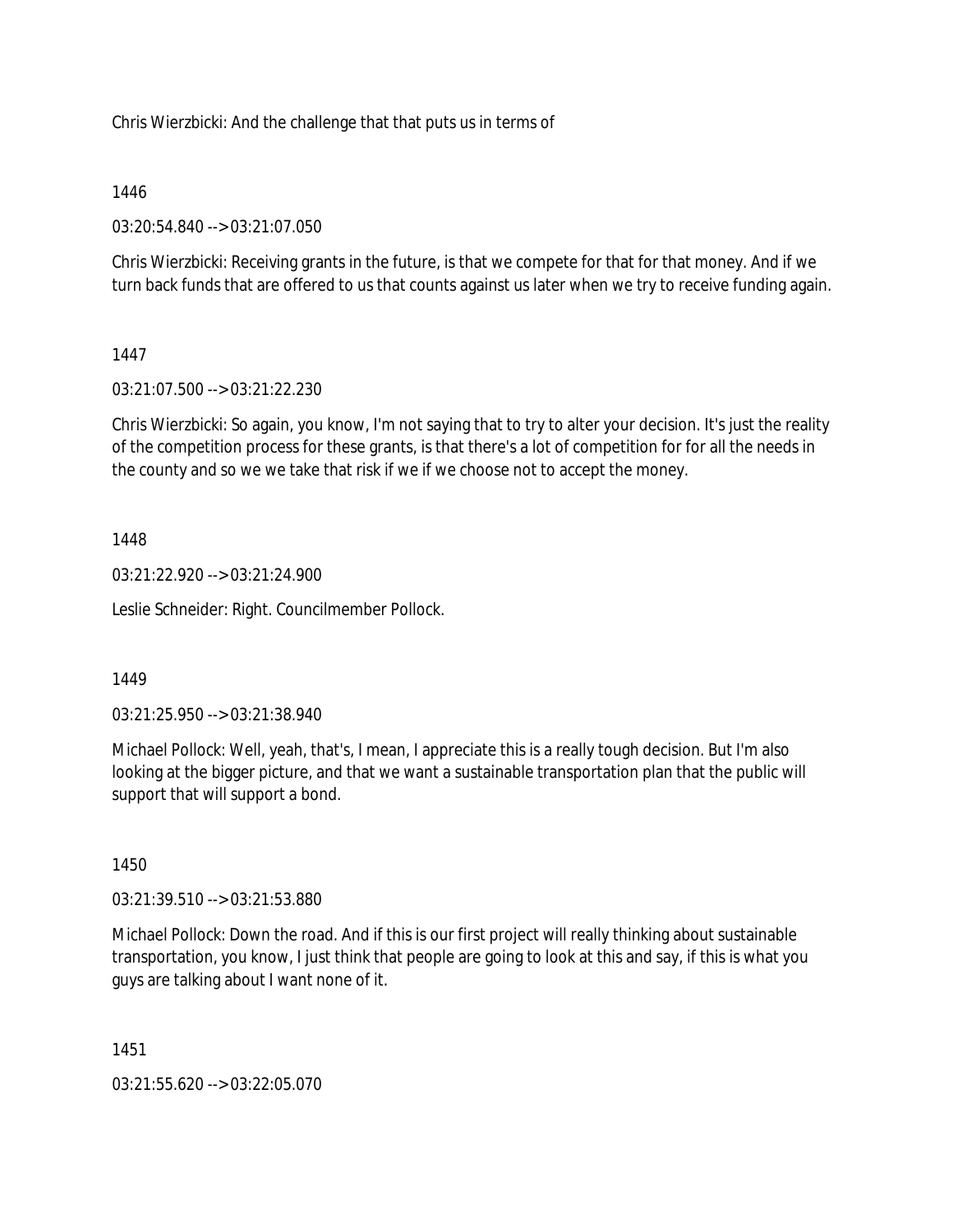Chris Wierzbicki: And the challenge that that puts us in terms of

1446

03:20:54.840 --> 03:21:07.050

Chris Wierzbicki: Receiving grants in the future, is that we compete for that for that money. And if we turn back funds that are offered to us that counts against us later when we try to receive funding again.

1447

03:21:07.500 --> 03:21:22.230

Chris Wierzbicki: So again, you know, I'm not saying that to try to alter your decision. It's just the reality of the competition process for these grants, is that there's a lot of competition for for all the needs in the county and so we we take that risk if we if we choose not to accept the money.

1448

03:21:22.920 --> 03:21:24.900

Leslie Schneider: Right. Councilmember Pollock.

1449

03:21:25.950 --> 03:21:38.940

Michael Pollock: Well, yeah, that's, I mean, I appreciate this is a really tough decision. But I'm also looking at the bigger picture, and that we want a sustainable transportation plan that the public will support that will support a bond.

1450

03:21:39.510 --> 03:21:53.880

Michael Pollock: Down the road. And if this is our first project will really thinking about sustainable transportation, you know, I just think that people are going to look at this and say, if this is what you guys are talking about I want none of it.

1451

03:21:55.620 --> 03:22:05.070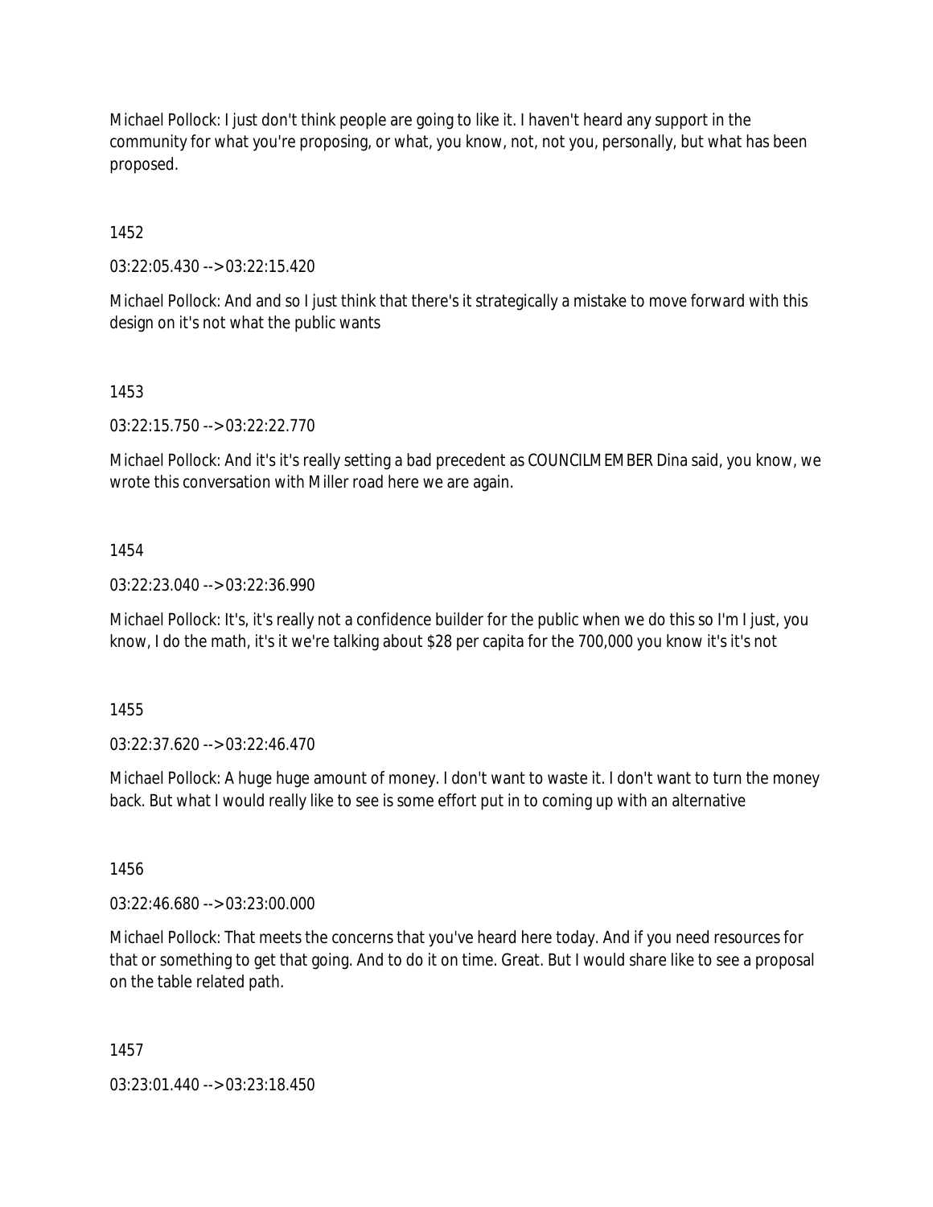Michael Pollock: I just don't think people are going to like it. I haven't heard any support in the community for what you're proposing, or what, you know, not, not you, personally, but what has been proposed.

1452

03:22:05.430 --> 03:22:15.420

Michael Pollock: And and so I just think that there's it strategically a mistake to move forward with this design on it's not what the public wants

1453

03:22:15.750 --> 03:22:22.770

Michael Pollock: And it's it's really setting a bad precedent as COUNCILMEMBER Dina said, you know, we wrote this conversation with Miller road here we are again.

1454

03:22:23.040 --> 03:22:36.990

Michael Pollock: It's, it's really not a confidence builder for the public when we do this so I'm I just, you know, I do the math, it's it we're talking about $28 per capita for the 700,000 you know it's it's not

1455

03:22:37.620 --> 03:22:46.470

Michael Pollock: A huge huge amount of money. I don't want to waste it. I don't want to turn the money back. But what I would really like to see is some effort put in to coming up with an alternative

1456

03:22:46.680 --> 03:23:00.000

Michael Pollock: That meets the concerns that you've heard here today. And if you need resources for that or something to get that going. And to do it on time. Great. But I would share like to see a proposal on the table related path.

1457

03:23:01.440 --> 03:23:18.450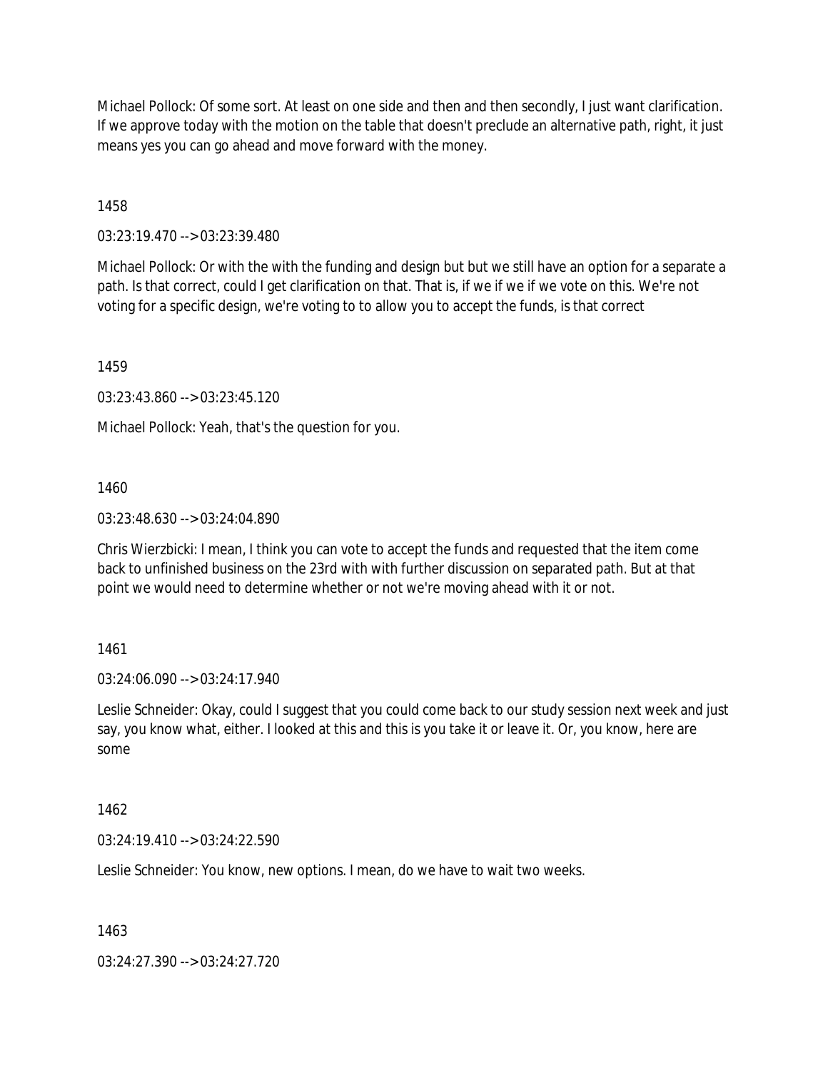Michael Pollock: Of some sort. At least on one side and then and then secondly, I just want clarification. If we approve today with the motion on the table that doesn't preclude an alternative path, right, it just means yes you can go ahead and move forward with the money.

1458

03:23:19.470 --> 03:23:39.480

Michael Pollock: Or with the with the funding and design but but we still have an option for a separate a path. Is that correct, could I get clarification on that. That is, if we if we if we vote on this. We're not voting for a specific design, we're voting to to allow you to accept the funds, is that correct

1459

03:23:43.860 --> 03:23:45.120

Michael Pollock: Yeah, that's the question for you.

1460

03:23:48.630 --> 03:24:04.890

Chris Wierzbicki: I mean, I think you can vote to accept the funds and requested that the item come back to unfinished business on the 23rd with with further discussion on separated path. But at that point we would need to determine whether or not we're moving ahead with it or not.

1461

03:24:06.090 --> 03:24:17.940

Leslie Schneider: Okay, could I suggest that you could come back to our study session next week and just say, you know what, either. I looked at this and this is you take it or leave it. Or, you know, here are some

1462

03:24:19.410 --> 03:24:22.590

Leslie Schneider: You know, new options. I mean, do we have to wait two weeks.

1463

03:24:27.390 --> 03:24:27.720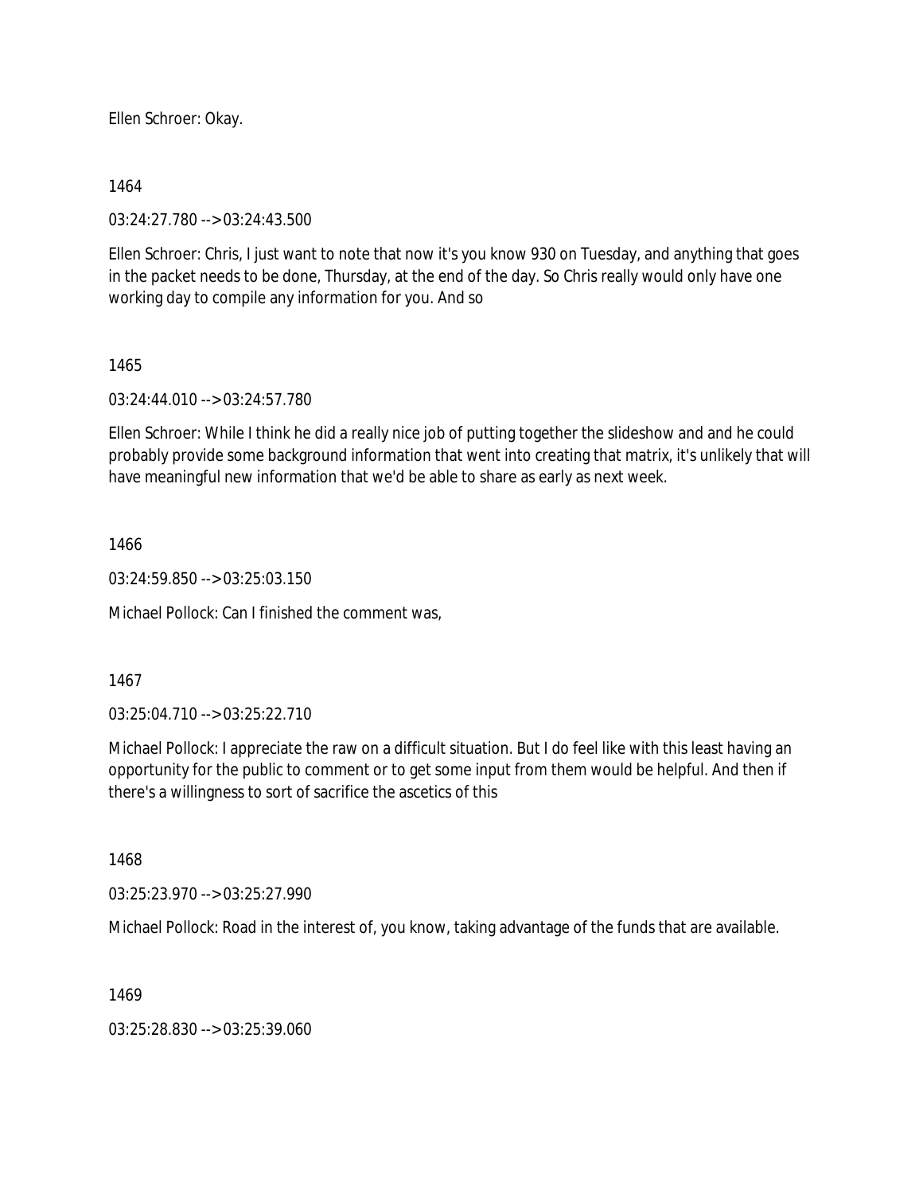Ellen Schroer: Okay.

1464

03:24:27.780 --> 03:24:43.500

Ellen Schroer: Chris, I just want to note that now it's you know 930 on Tuesday, and anything that goes in the packet needs to be done, Thursday, at the end of the day. So Chris really would only have one working day to compile any information for you. And so

1465

03:24:44.010 --> 03:24:57.780

Ellen Schroer: While I think he did a really nice job of putting together the slideshow and and he could probably provide some background information that went into creating that matrix, it's unlikely that will have meaningful new information that we'd be able to share as early as next week.

1466

03:24:59.850 --> 03:25:03.150

Michael Pollock: Can I finished the comment was,

1467

03:25:04.710 --> 03:25:22.710

Michael Pollock: I appreciate the raw on a difficult situation. But I do feel like with this least having an opportunity for the public to comment or to get some input from them would be helpful. And then if there's a willingness to sort of sacrifice the ascetics of this

1468

03:25:23.970 --> 03:25:27.990

Michael Pollock: Road in the interest of, you know, taking advantage of the funds that are available.

1469

03:25:28.830 --> 03:25:39.060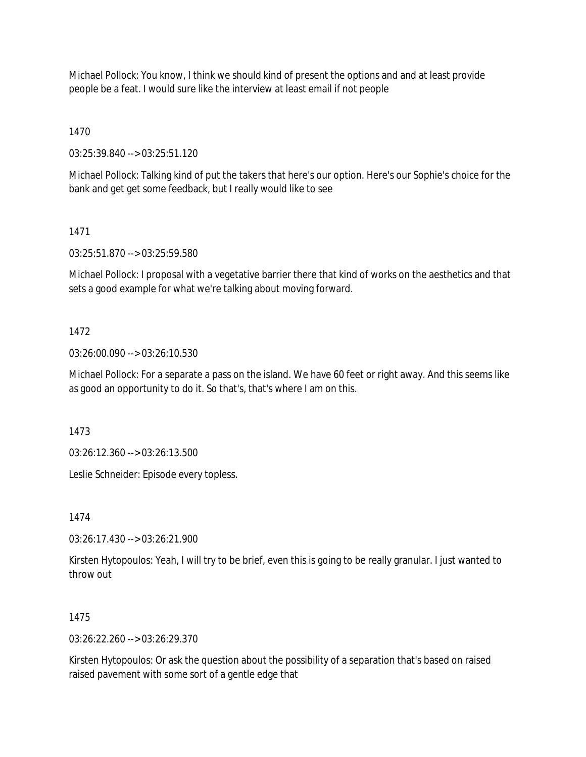Michael Pollock: You know, I think we should kind of present the options and and at least provide people be a feat. I would sure like the interview at least email if not people

1470

03:25:39.840 --> 03:25:51.120

Michael Pollock: Talking kind of put the takers that here's our option. Here's our Sophie's choice for the bank and get get some feedback, but I really would like to see

1471

03:25:51.870 --> 03:25:59.580

Michael Pollock: I proposal with a vegetative barrier there that kind of works on the aesthetics and that sets a good example for what we're talking about moving forward.

1472

03:26:00.090 --> 03:26:10.530

Michael Pollock: For a separate a pass on the island. We have 60 feet or right away. And this seems like as good an opportunity to do it. So that's, that's where I am on this.

1473

03:26:12.360 --> 03:26:13.500

Leslie Schneider: Episode every topless.

1474

03:26:17.430 --> 03:26:21.900

Kirsten Hytopoulos: Yeah, I will try to be brief, even this is going to be really granular. I just wanted to throw out

1475

03:26:22.260 --> 03:26:29.370

Kirsten Hytopoulos: Or ask the question about the possibility of a separation that's based on raised raised pavement with some sort of a gentle edge that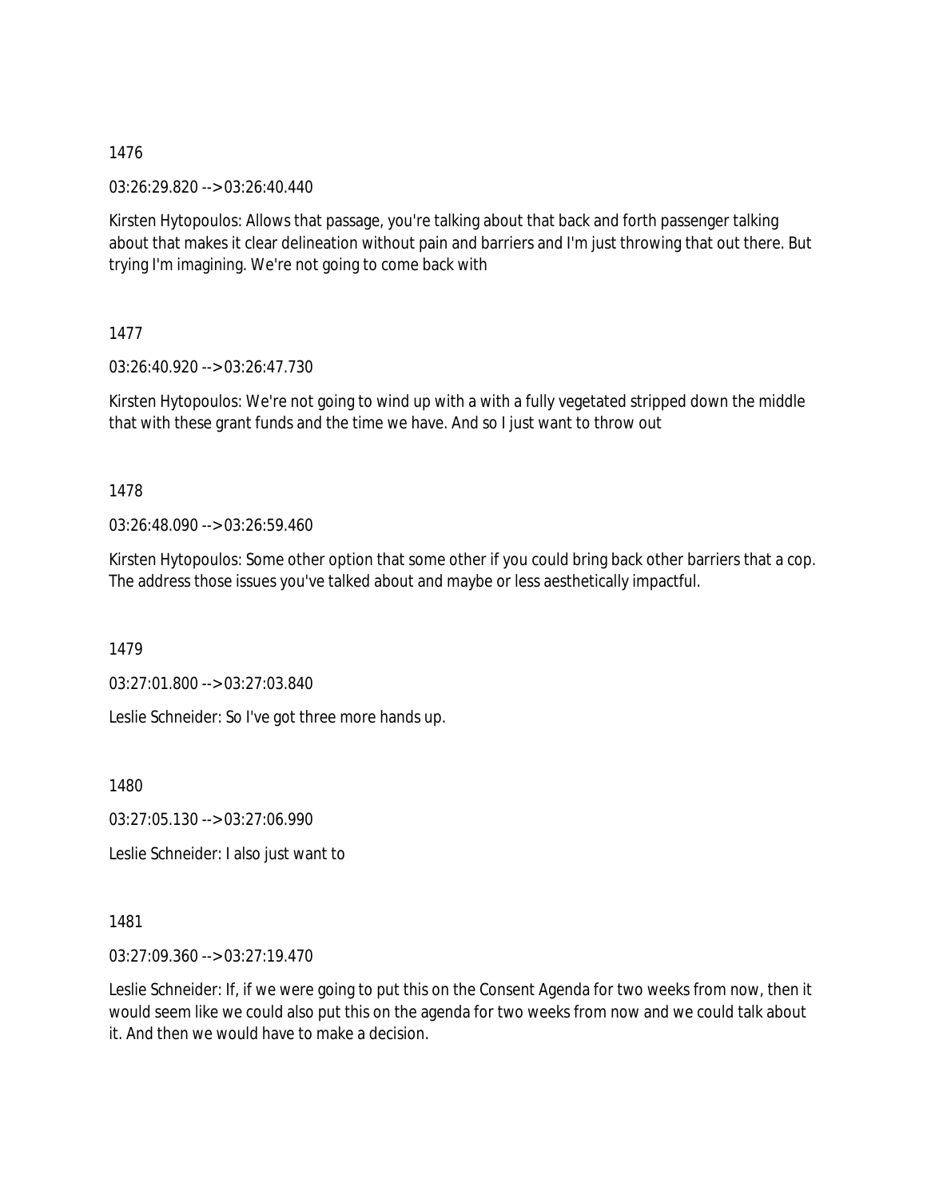1476

03:26:29.820 --> 03:26:40.440

Kirsten Hytopoulos: Allows that passage, you're talking about that back and forth passenger talking about that makes it clear delineation without pain and barriers and I'm just throwing that out there. But trying I'm imagining. We're not going to come back with

1477

03:26:40.920 --> 03:26:47.730

Kirsten Hytopoulos: We're not going to wind up with a with a fully vegetated stripped down the middle that with these grant funds and the time we have. And so I just want to throw out

1478

03:26:48.090 --> 03:26:59.460

Kirsten Hytopoulos: Some other option that some other if you could bring back other barriers that a cop. The address those issues you've talked about and maybe or less aesthetically impactful.

1479

03:27:01.800 --> 03:27:03.840

Leslie Schneider: So I've got three more hands up.

1480

03:27:05.130 --> 03:27:06.990

Leslie Schneider: I also just want to

1481

03:27:09.360 --> 03:27:19.470

Leslie Schneider: If, if we were going to put this on the Consent Agenda for two weeks from now, then it would seem like we could also put this on the agenda for two weeks from now and we could talk about it. And then we would have to make a decision.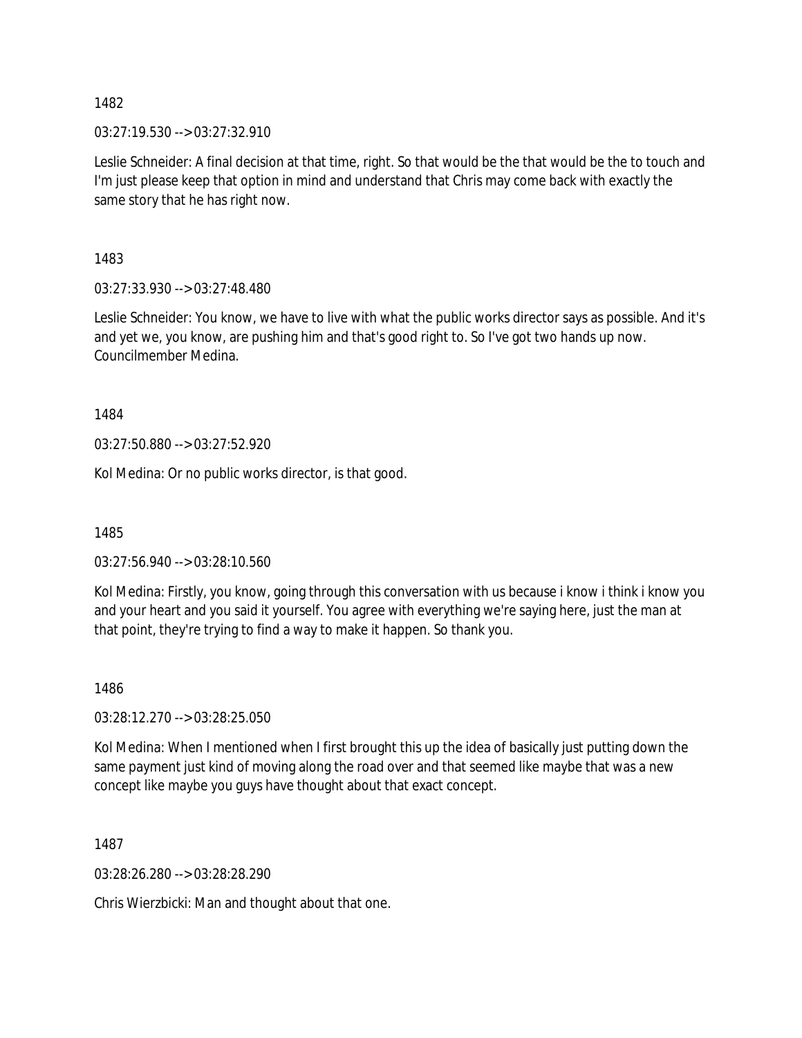1482

03:27:19.530 --> 03:27:32.910

Leslie Schneider: A final decision at that time, right. So that would be the that would be the to touch and I'm just please keep that option in mind and understand that Chris may come back with exactly the same story that he has right now.

1483

03:27:33.930 --> 03:27:48.480

Leslie Schneider: You know, we have to live with what the public works director says as possible. And it's and yet we, you know, are pushing him and that's good right to. So I've got two hands up now. Councilmember Medina.

1484

03:27:50.880 --> 03:27:52.920

Kol Medina: Or no public works director, is that good.

1485

03:27:56.940 --> 03:28:10.560

Kol Medina: Firstly, you know, going through this conversation with us because i know i think i know you and your heart and you said it yourself. You agree with everything we're saying here, just the man at that point, they're trying to find a way to make it happen. So thank you.

1486

03:28:12.270 --> 03:28:25.050

Kol Medina: When I mentioned when I first brought this up the idea of basically just putting down the same payment just kind of moving along the road over and that seemed like maybe that was a new concept like maybe you guys have thought about that exact concept.

1487

03:28:26.280 --> 03:28:28.290

Chris Wierzbicki: Man and thought about that one.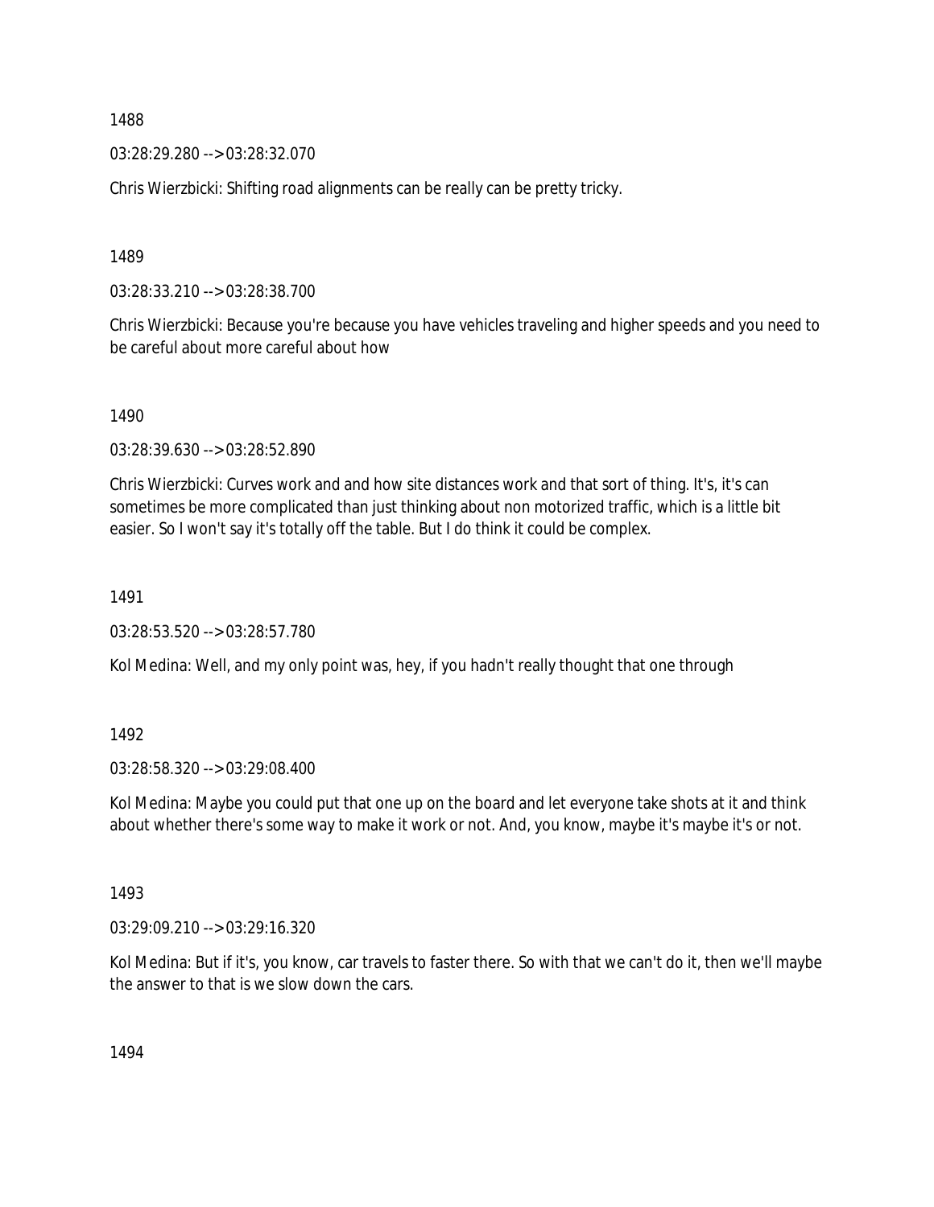1488

03:28:29.280 --> 03:28:32.070

Chris Wierzbicki: Shifting road alignments can be really can be pretty tricky.

1489

03:28:33.210 --> 03:28:38.700

Chris Wierzbicki: Because you're because you have vehicles traveling and higher speeds and you need to be careful about more careful about how

1490

03:28:39.630 --> 03:28:52.890

Chris Wierzbicki: Curves work and and how site distances work and that sort of thing. It's, it's can sometimes be more complicated than just thinking about non motorized traffic, which is a little bit easier. So I won't say it's totally off the table. But I do think it could be complex.

1491

03:28:53.520 --> 03:28:57.780

Kol Medina: Well, and my only point was, hey, if you hadn't really thought that one through

1492

03:28:58.320 --> 03:29:08.400

Kol Medina: Maybe you could put that one up on the board and let everyone take shots at it and think about whether there's some way to make it work or not. And, you know, maybe it's maybe it's or not.

1493

03:29:09.210 --> 03:29:16.320

Kol Medina: But if it's, you know, car travels to faster there. So with that we can't do it, then we'll maybe the answer to that is we slow down the cars.

1494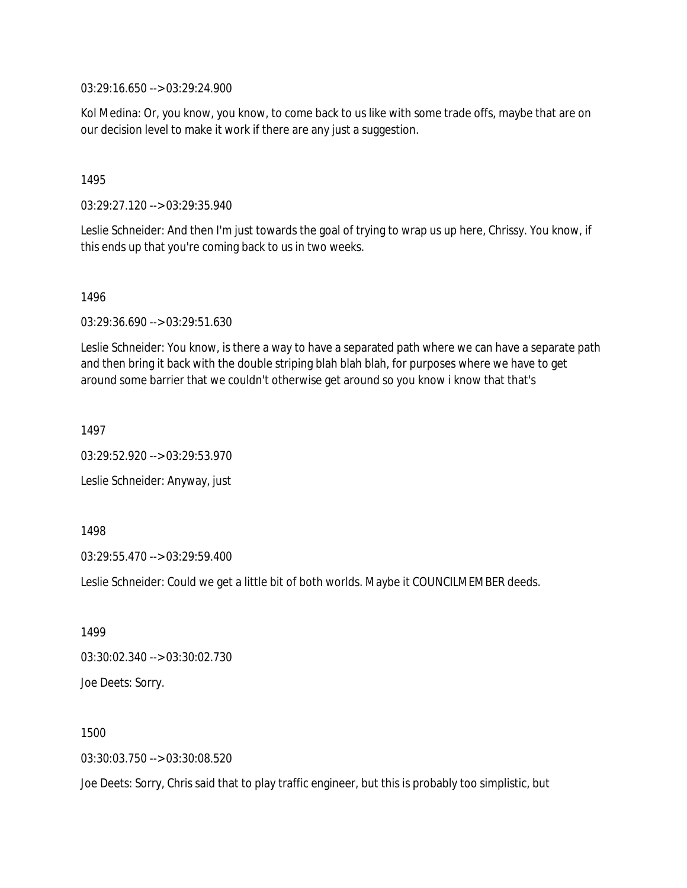03:29:16.650 --> 03:29:24.900

Kol Medina: Or, you know, you know, to come back to us like with some trade offs, maybe that are on our decision level to make it work if there are any just a suggestion.

1495

03:29:27.120 --> 03:29:35.940

Leslie Schneider: And then I'm just towards the goal of trying to wrap us up here, Chrissy. You know, if this ends up that you're coming back to us in two weeks.

1496

03:29:36.690 --> 03:29:51.630

Leslie Schneider: You know, is there a way to have a separated path where we can have a separate path and then bring it back with the double striping blah blah blah, for purposes where we have to get around some barrier that we couldn't otherwise get around so you know i know that that's

1497

03:29:52.920 --> 03:29:53.970

Leslie Schneider: Anyway, just

1498

03:29:55.470 --> 03:29:59.400

Leslie Schneider: Could we get a little bit of both worlds. Maybe it COUNCILMEMBER deeds.

1499

03:30:02.340 --> 03:30:02.730

Joe Deets: Sorry.

1500

03:30:03.750 --> 03:30:08.520

Joe Deets: Sorry, Chris said that to play traffic engineer, but this is probably too simplistic, but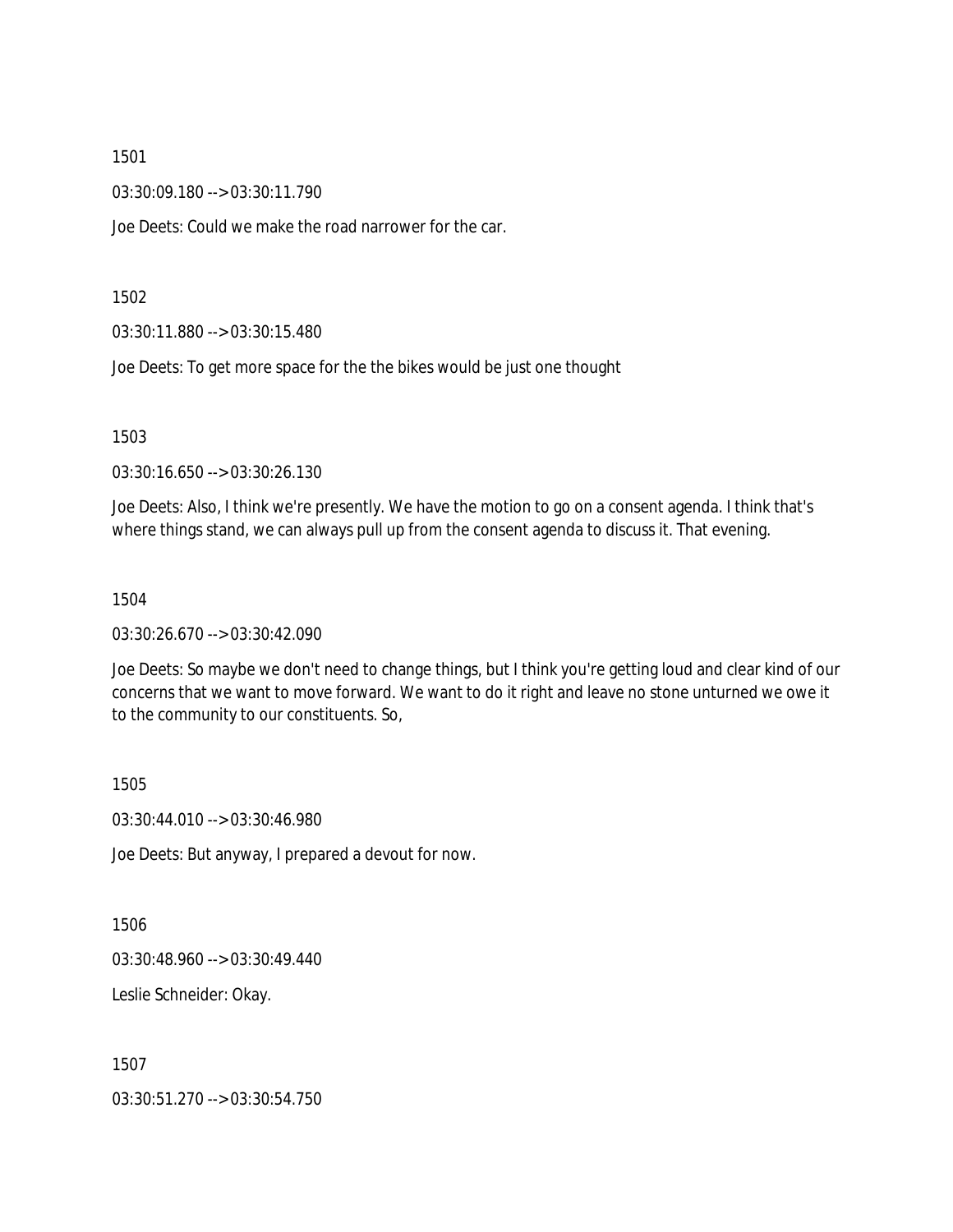1501

03:30:09.180 --> 03:30:11.790

Joe Deets: Could we make the road narrower for the car.

1502

03:30:11.880 --> 03:30:15.480

Joe Deets: To get more space for the the bikes would be just one thought

1503

03:30:16.650 --> 03:30:26.130

Joe Deets: Also, I think we're presently. We have the motion to go on a consent agenda. I think that's where things stand, we can always pull up from the consent agenda to discuss it. That evening.

1504

03:30:26.670 --> 03:30:42.090

Joe Deets: So maybe we don't need to change things, but I think you're getting loud and clear kind of our concerns that we want to move forward. We want to do it right and leave no stone unturned we owe it to the community to our constituents. So,

1505

03:30:44.010 --> 03:30:46.980

Joe Deets: But anyway, I prepared a devout for now.

1506

03:30:48.960 --> 03:30:49.440

Leslie Schneider: Okay.

1507

03:30:51.270 --> 03:30:54.750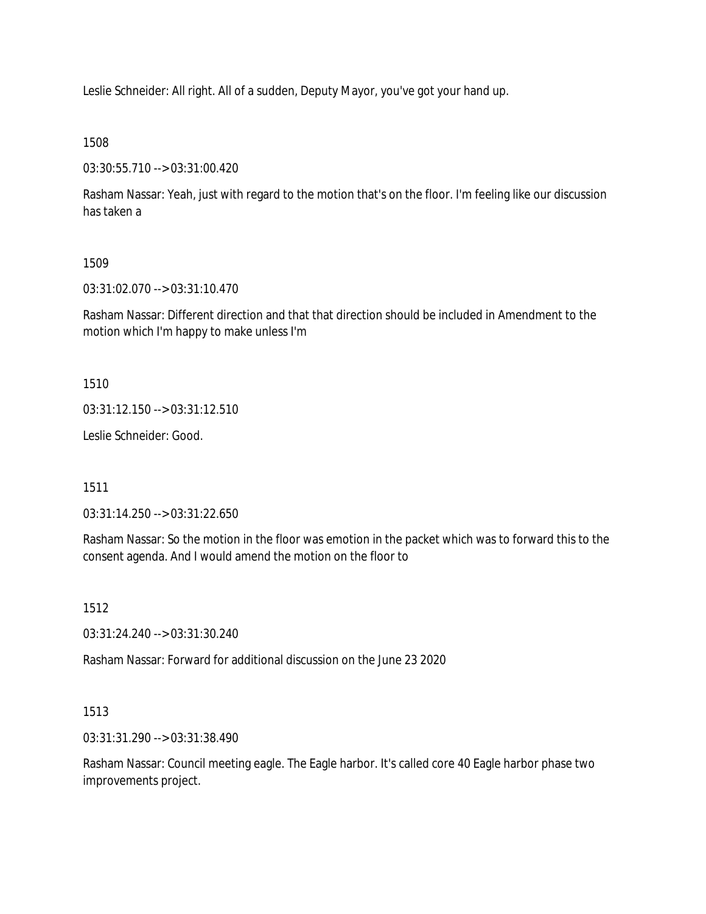Leslie Schneider: All right. All of a sudden, Deputy Mayor, you've got your hand up.

1508

03:30:55.710 --> 03:31:00.420

Rasham Nassar: Yeah, just with regard to the motion that's on the floor. I'm feeling like our discussion has taken a

1509

03:31:02.070 --> 03:31:10.470

Rasham Nassar: Different direction and that that direction should be included in Amendment to the motion which I'm happy to make unless I'm

1510

03:31:12.150 --> 03:31:12.510

Leslie Schneider: Good.

1511

03:31:14.250 --> 03:31:22.650

Rasham Nassar: So the motion in the floor was emotion in the packet which was to forward this to the consent agenda. And I would amend the motion on the floor to

1512

03:31:24.240 --> 03:31:30.240

Rasham Nassar: Forward for additional discussion on the June 23 2020

1513

03:31:31.290 --> 03:31:38.490

Rasham Nassar: Council meeting eagle. The Eagle harbor. It's called core 40 Eagle harbor phase two improvements project.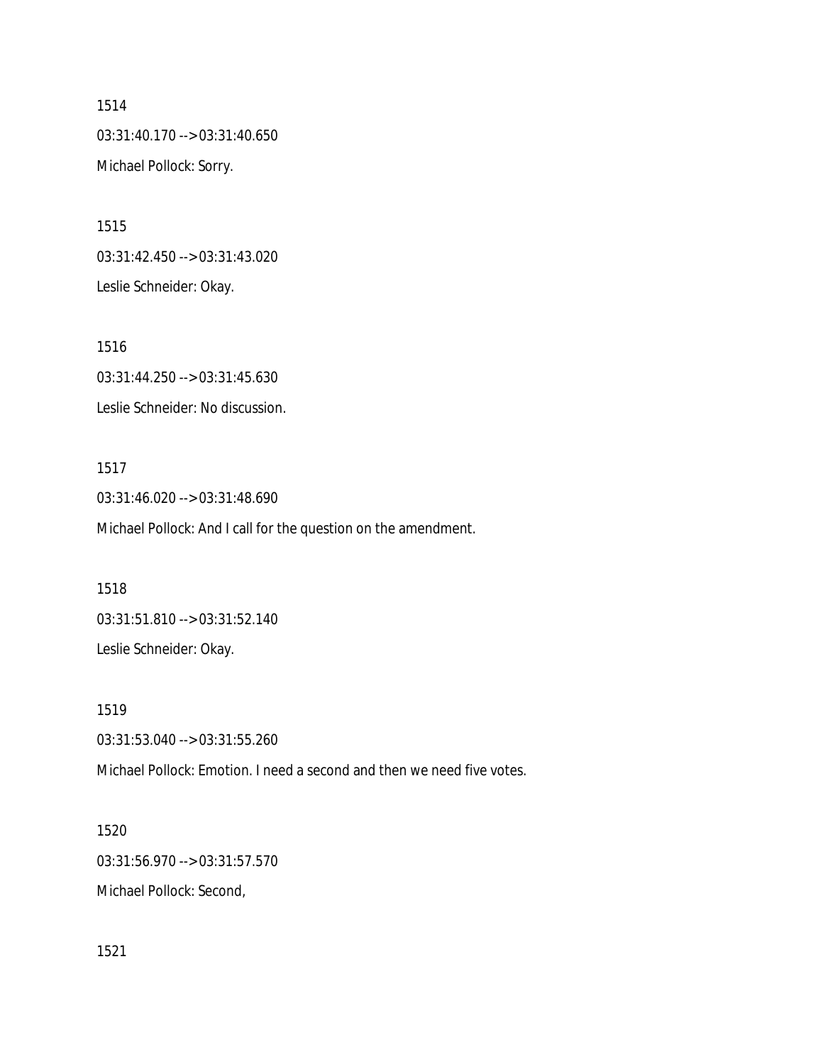1514

03:31:40.170 --> 03:31:40.650

Michael Pollock: Sorry.

1515

03:31:42.450 --> 03:31:43.020

Leslie Schneider: Okay.

1516

03:31:44.250 --> 03:31:45.630

Leslie Schneider: No discussion.

1517

03:31:46.020 --> 03:31:48.690

Michael Pollock: And I call for the question on the amendment.

1518

03:31:51.810 --> 03:31:52.140

Leslie Schneider: Okay.

1519

03:31:53.040 --> 03:31:55.260

Michael Pollock: Emotion. I need a second and then we need five votes.

1520

03:31:56.970 --> 03:31:57.570

Michael Pollock: Second,

1521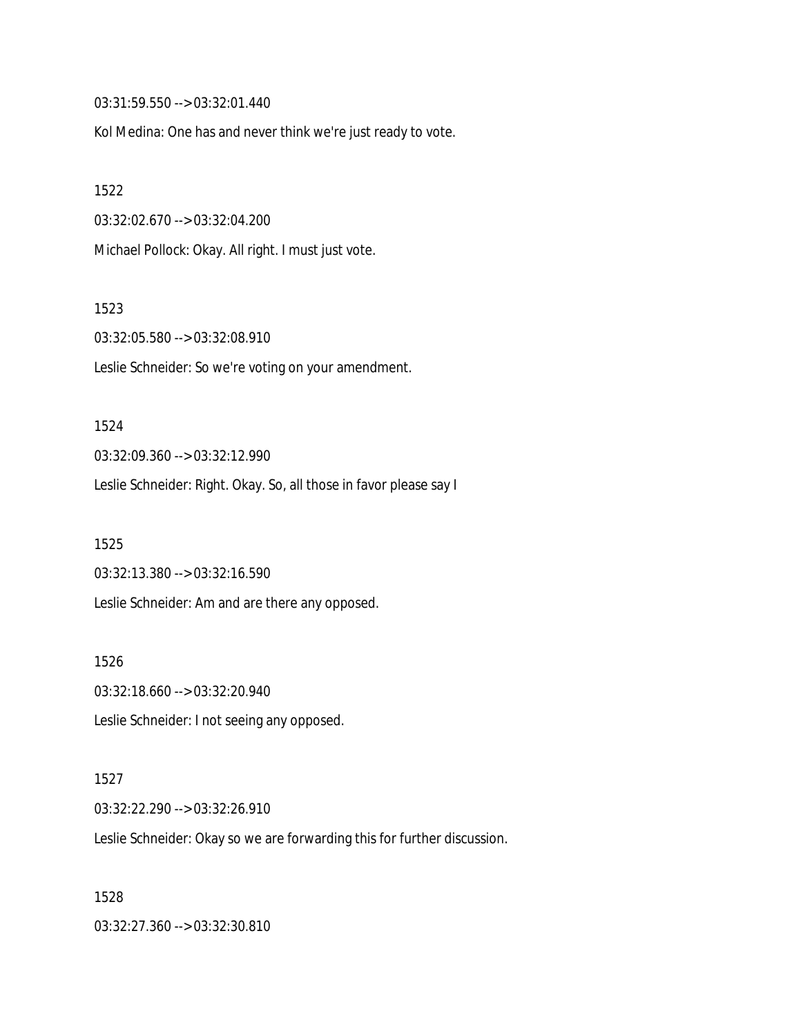03:31:59.550 --> 03:32:01.440

Kol Medina: One has and never think we're just ready to vote.

1522

03:32:02.670 --> 03:32:04.200

Michael Pollock: Okay. All right. I must just vote.

1523

03:32:05.580 --> 03:32:08.910

Leslie Schneider: So we're voting on your amendment.

1524

03:32:09.360 --> 03:32:12.990

Leslie Schneider: Right. Okay. So, all those in favor please say I

1525

03:32:13.380 --> 03:32:16.590

Leslie Schneider: Am and are there any opposed.

1526

03:32:18.660 --> 03:32:20.940

Leslie Schneider: I not seeing any opposed.

1527

03:32:22.290 --> 03:32:26.910

Leslie Schneider: Okay so we are forwarding this for further discussion.

1528

03:32:27.360 --> 03:32:30.810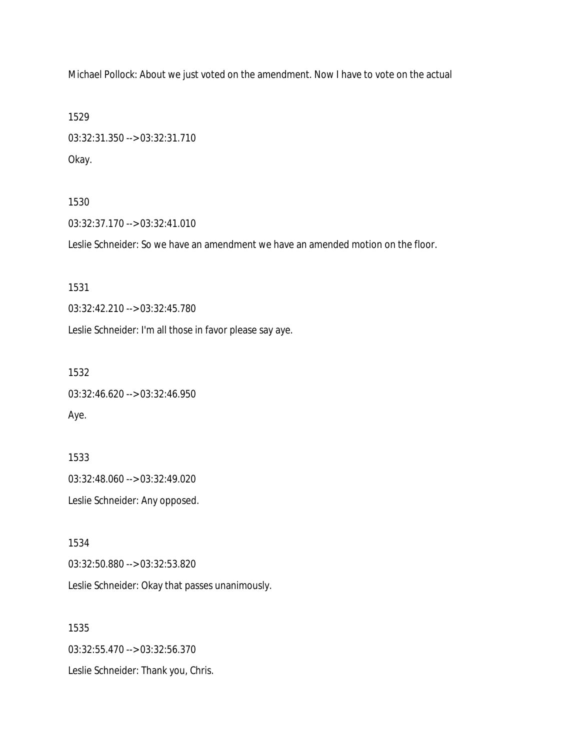Michael Pollock: About we just voted on the amendment. Now I have to vote on the actual

1529

03:32:31.350 --> 03:32:31.710

Okay.

1530

03:32:37.170 --> 03:32:41.010

Leslie Schneider: So we have an amendment we have an amended motion on the floor.

1531

03:32:42.210 --> 03:32:45.780

Leslie Schneider: I'm all those in favor please say aye.

1532

03:32:46.620 --> 03:32:46.950

Aye.

1533

03:32:48.060 --> 03:32:49.020

Leslie Schneider: Any opposed.

1534

03:32:50.880 --> 03:32:53.820

Leslie Schneider: Okay that passes unanimously.

1535

03:32:55.470 --> 03:32:56.370

Leslie Schneider: Thank you, Chris.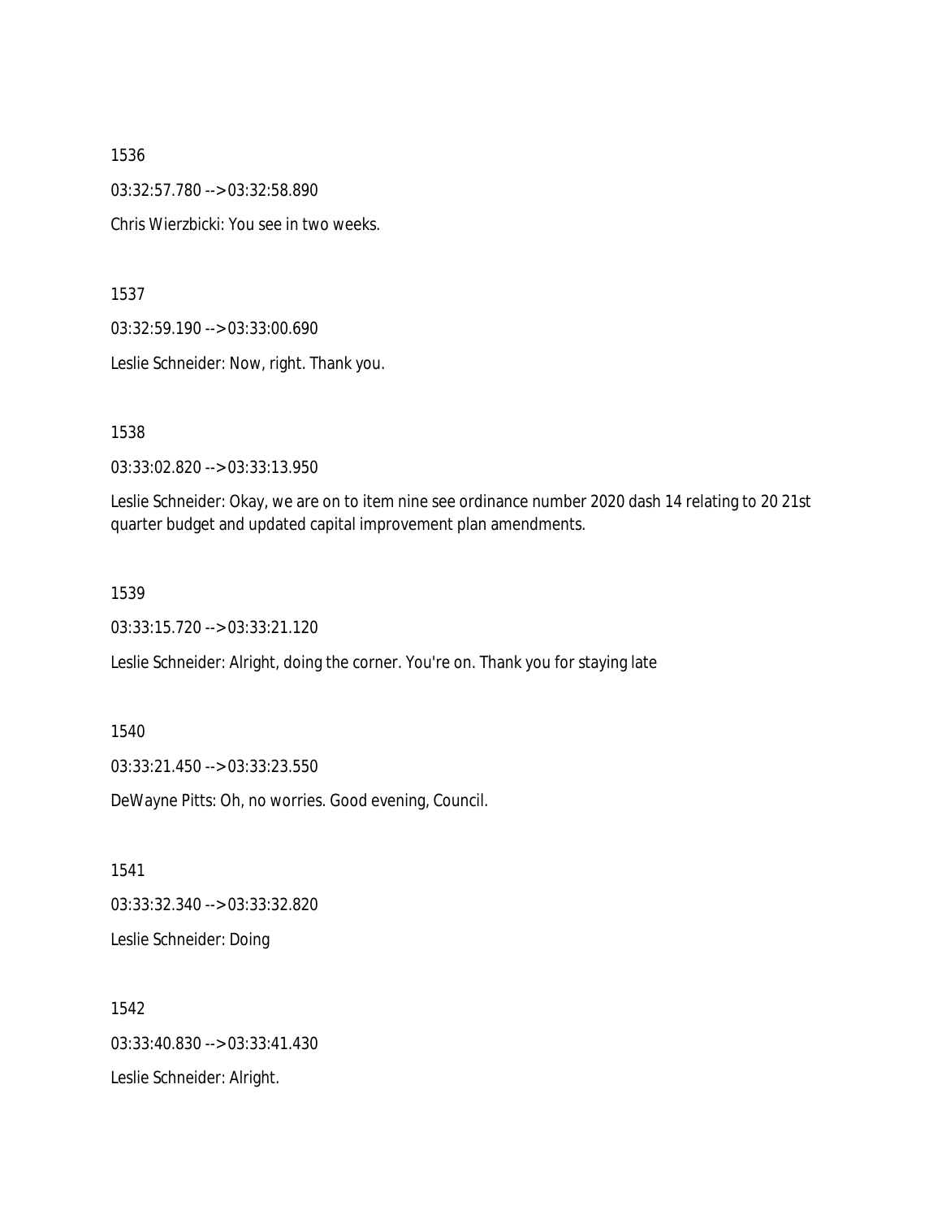1536

03:32:57.780 --> 03:32:58.890

Chris Wierzbicki: You see in two weeks.

1537

03:32:59.190 --> 03:33:00.690

Leslie Schneider: Now, right. Thank you.

1538

03:33:02.820 --> 03:33:13.950

Leslie Schneider: Okay, we are on to item nine see ordinance number 2020 dash 14 relating to 20 21st quarter budget and updated capital improvement plan amendments.

1539

03:33:15.720 --> 03:33:21.120

Leslie Schneider: Alright, doing the corner. You're on. Thank you for staying late

1540

03:33:21.450 --> 03:33:23.550

DeWayne Pitts: Oh, no worries. Good evening, Council.

1541

03:33:32.340 --> 03:33:32.820

Leslie Schneider: Doing

1542

03:33:40.830 --> 03:33:41.430

Leslie Schneider: Alright.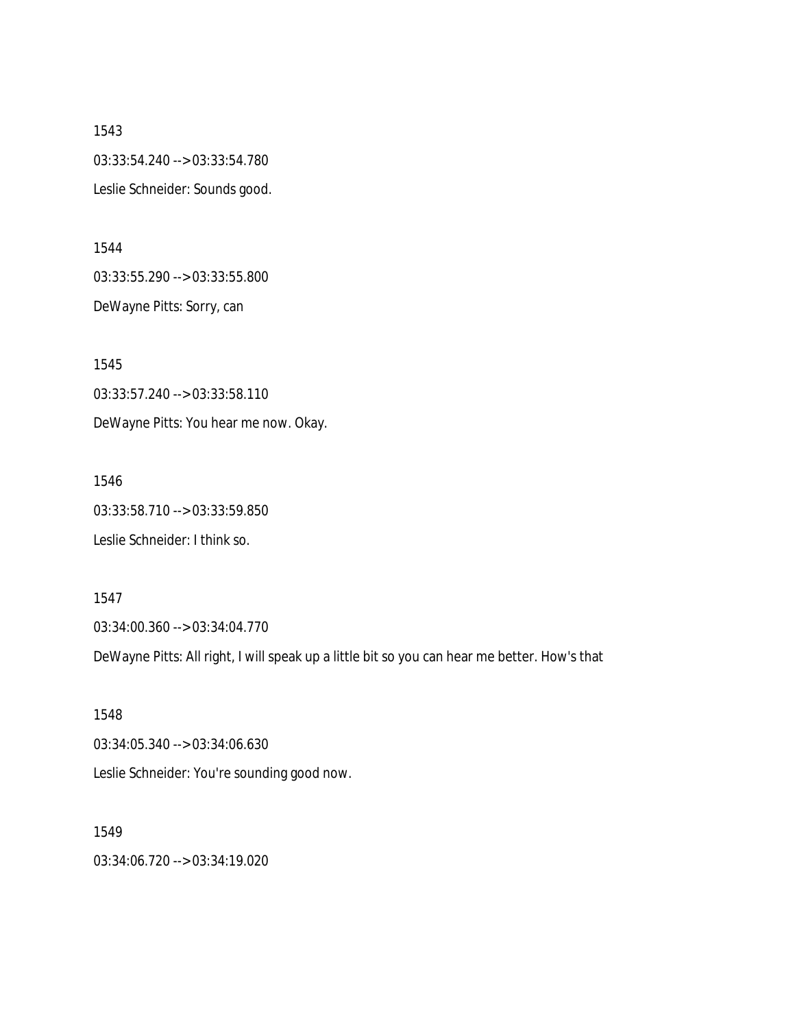1543

03:33:54.240 --> 03:33:54.780

Leslie Schneider: Sounds good.

1544

03:33:55.290 --> 03:33:55.800

DeWayne Pitts: Sorry, can

1545

03:33:57.240 --> 03:33:58.110

DeWayne Pitts: You hear me now. Okay.

1546

03:33:58.710 --> 03:33:59.850

Leslie Schneider: I think so.

1547

03:34:00.360 --> 03:34:04.770

DeWayne Pitts: All right, I will speak up a little bit so you can hear me better. How's that

1548

03:34:05.340 --> 03:34:06.630

Leslie Schneider: You're sounding good now.

1549

03:34:06.720 --> 03:34:19.020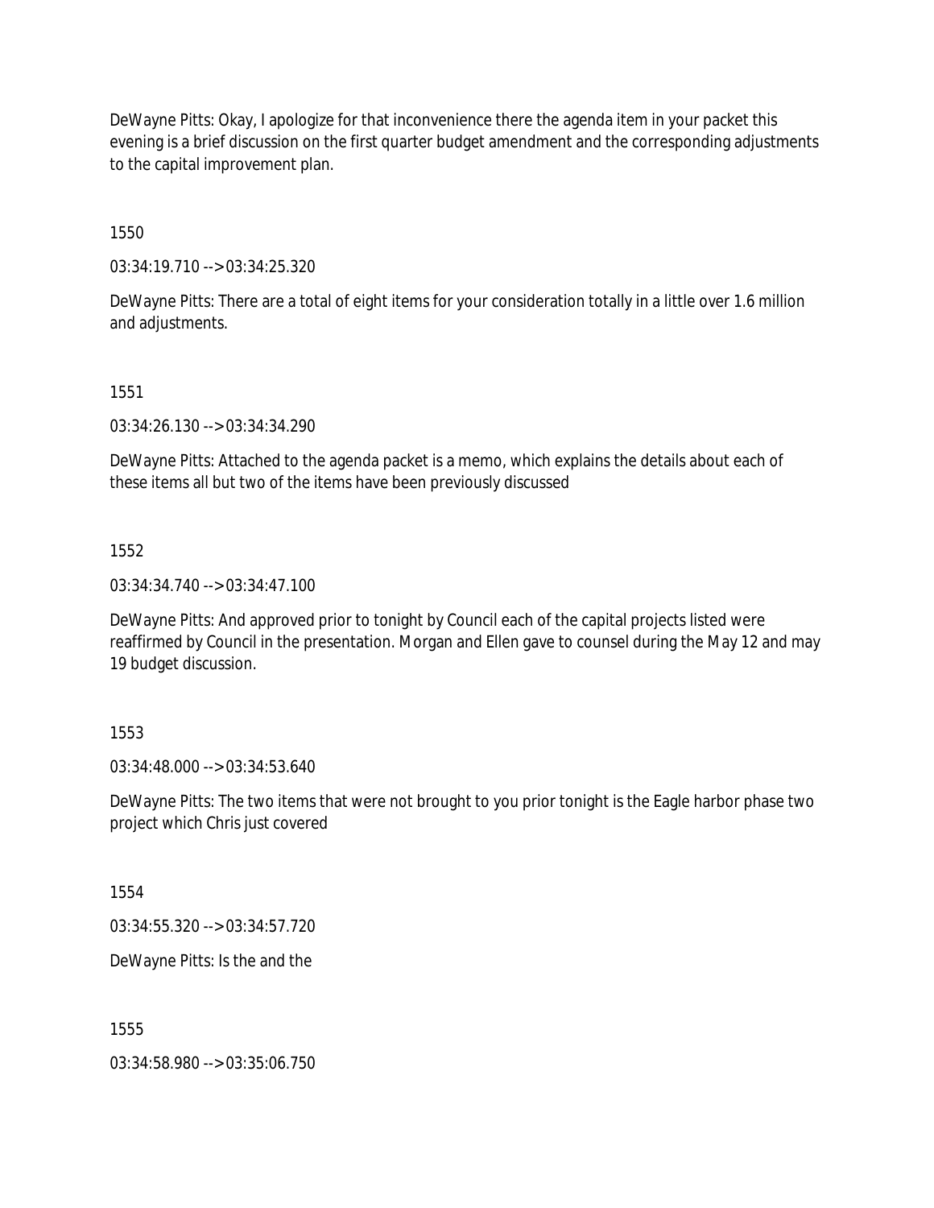DeWayne Pitts: Okay, I apologize for that inconvenience there the agenda item in your packet this evening is a brief discussion on the first quarter budget amendment and the corresponding adjustments to the capital improvement plan.

1550

03:34:19.710 --> 03:34:25.320

DeWayne Pitts: There are a total of eight items for your consideration totally in a little over 1.6 million and adjustments.

1551

03:34:26.130 --> 03:34:34.290

DeWayne Pitts: Attached to the agenda packet is a memo, which explains the details about each of these items all but two of the items have been previously discussed

1552

03:34:34.740 --> 03:34:47.100

DeWayne Pitts: And approved prior to tonight by Council each of the capital projects listed were reaffirmed by Council in the presentation. Morgan and Ellen gave to counsel during the May 12 and may 19 budget discussion.

1553

03:34:48.000 --> 03:34:53.640

DeWayne Pitts: The two items that were not brought to you prior tonight is the Eagle harbor phase two project which Chris just covered

1554

03:34:55.320 --> 03:34:57.720

DeWayne Pitts: Is the and the

1555

03:34:58.980 --> 03:35:06.750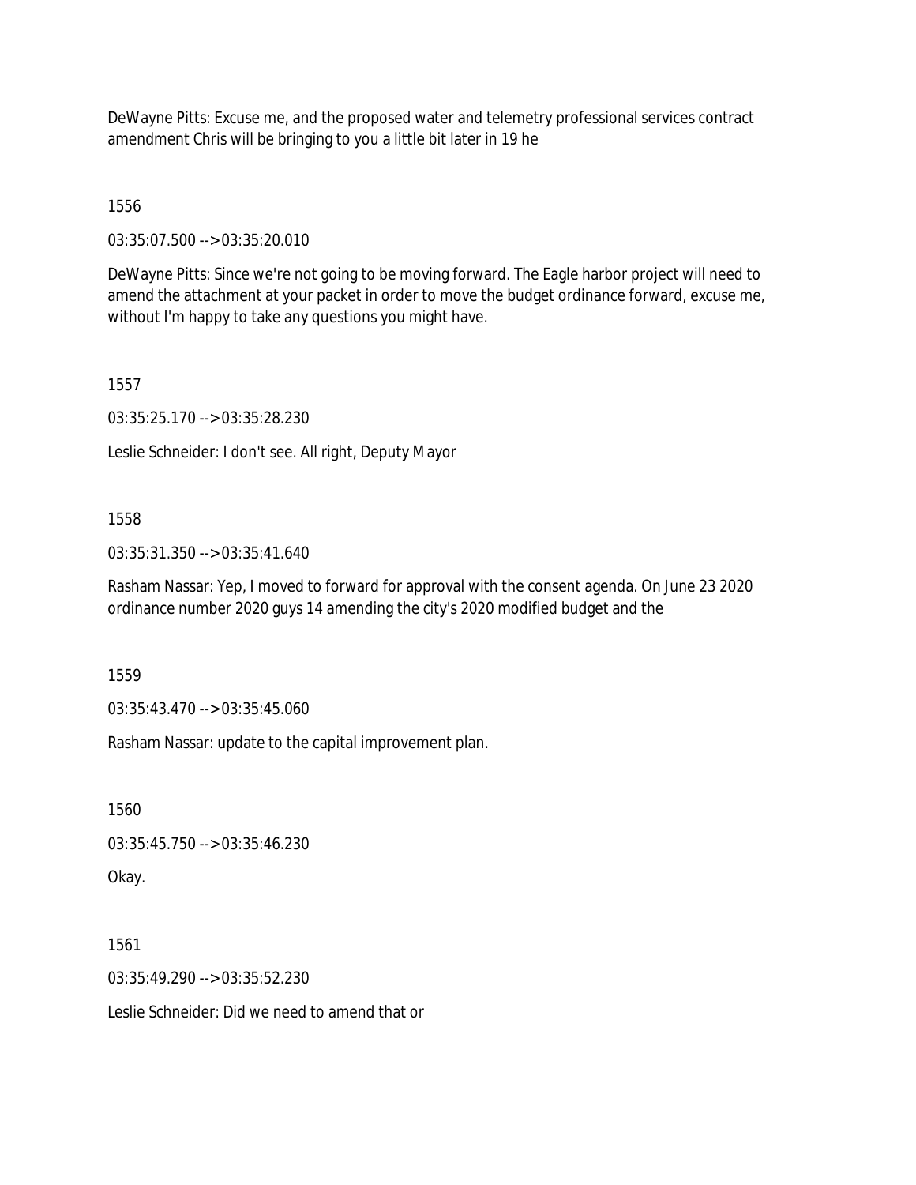DeWayne Pitts: Excuse me, and the proposed water and telemetry professional services contract amendment Chris will be bringing to you a little bit later in 19 he

1556

03:35:07.500 --> 03:35:20.010

DeWayne Pitts: Since we're not going to be moving forward. The Eagle harbor project will need to amend the attachment at your packet in order to move the budget ordinance forward, excuse me, without I'm happy to take any questions you might have.

1557

03:35:25.170 --> 03:35:28.230

Leslie Schneider: I don't see. All right, Deputy Mayor

1558

03:35:31.350 --> 03:35:41.640

Rasham Nassar: Yep, I moved to forward for approval with the consent agenda. On June 23 2020 ordinance number 2020 guys 14 amending the city's 2020 modified budget and the

1559

03:35:43.470 --> 03:35:45.060

Rasham Nassar: update to the capital improvement plan.

1560

03:35:45.750 --> 03:35:46.230

Okay.

1561

03:35:49.290 --> 03:35:52.230

Leslie Schneider: Did we need to amend that or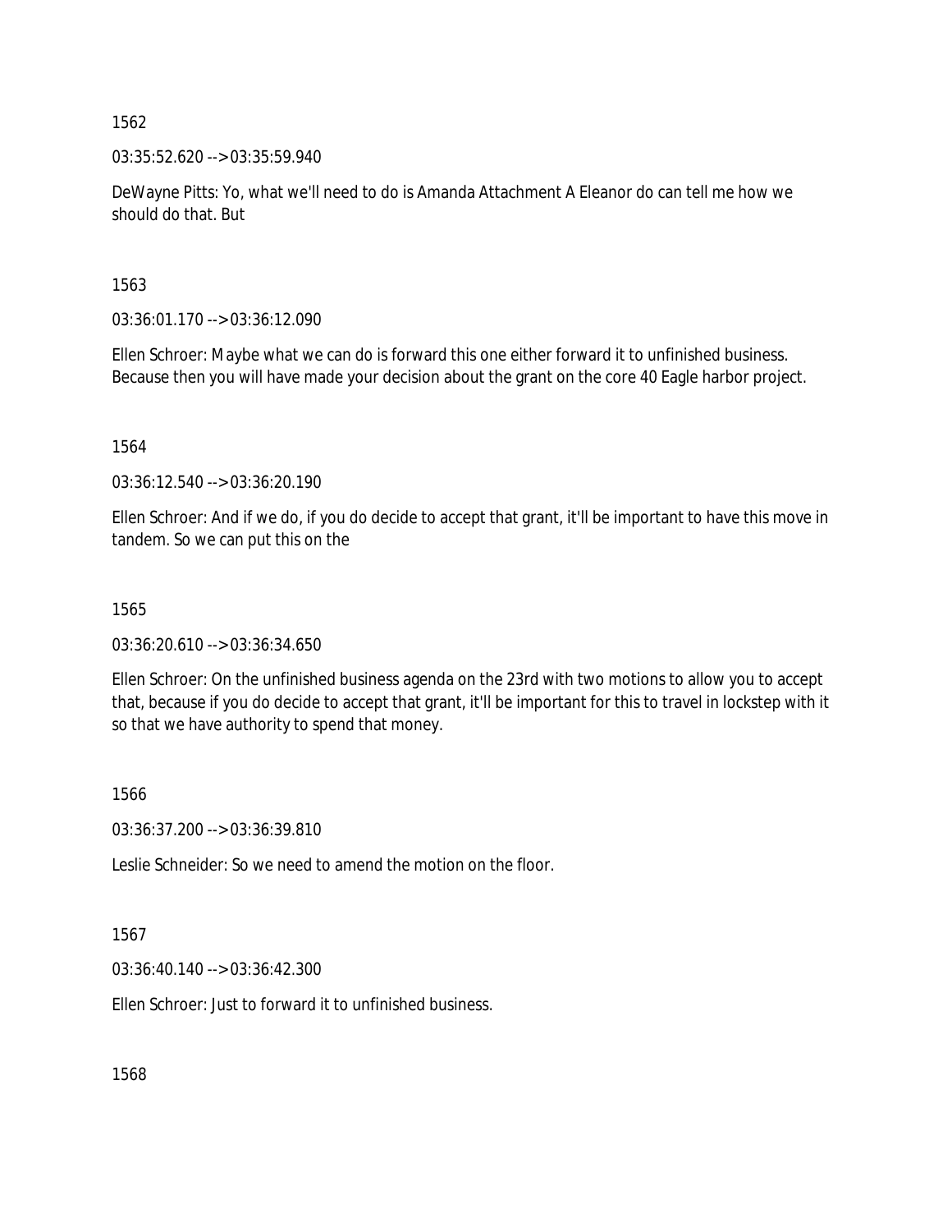1562

03:35:52.620 --> 03:35:59.940

DeWayne Pitts: Yo, what we'll need to do is Amanda Attachment A Eleanor do can tell me how we should do that. But

1563

03:36:01.170 --> 03:36:12.090

Ellen Schroer: Maybe what we can do is forward this one either forward it to unfinished business. Because then you will have made your decision about the grant on the core 40 Eagle harbor project.

1564

03:36:12.540 --> 03:36:20.190

Ellen Schroer: And if we do, if you do decide to accept that grant, it'll be important to have this move in tandem. So we can put this on the

1565

03:36:20.610 --> 03:36:34.650

Ellen Schroer: On the unfinished business agenda on the 23rd with two motions to allow you to accept that, because if you do decide to accept that grant, it'll be important for this to travel in lockstep with it so that we have authority to spend that money.

1566

03:36:37.200 --> 03:36:39.810

Leslie Schneider: So we need to amend the motion on the floor.

1567

03:36:40.140 --> 03:36:42.300

Ellen Schroer: Just to forward it to unfinished business.

1568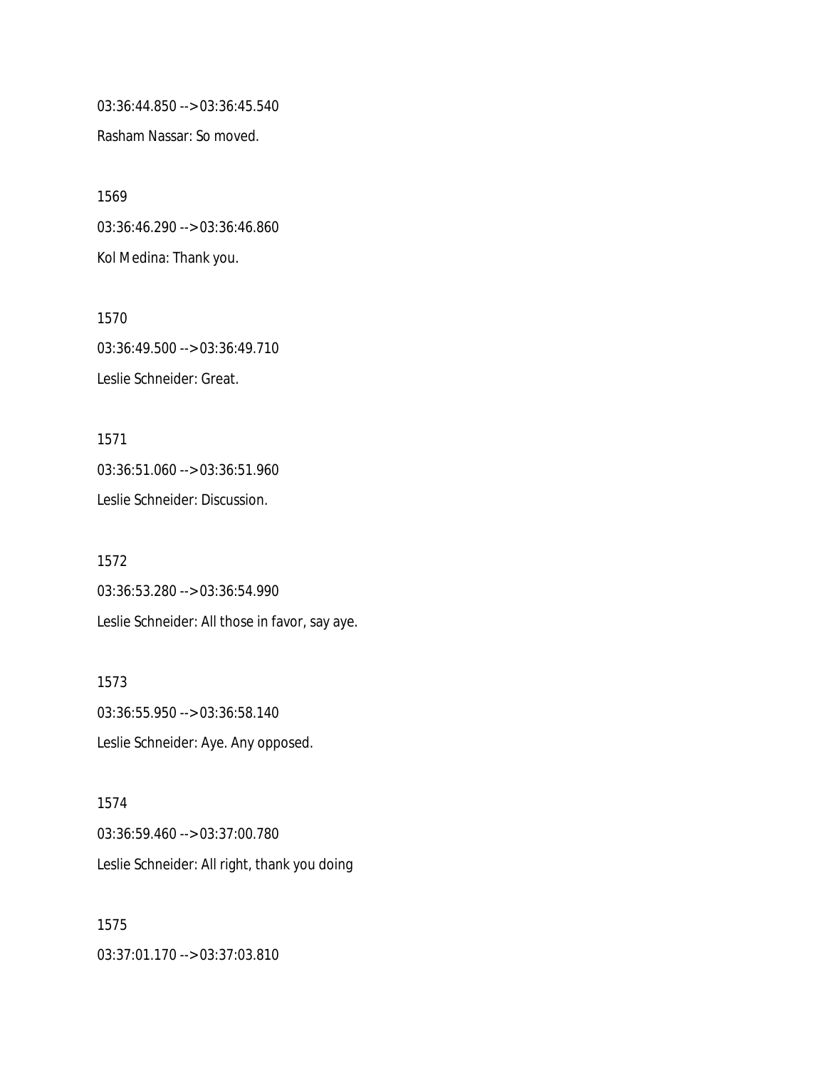03:36:44.850 --> 03:36:45.540

Rasham Nassar: So moved.

1569

03:36:46.290 --> 03:36:46.860

Kol Medina: Thank you.

1570

03:36:49.500 --> 03:36:49.710

Leslie Schneider: Great.

1571

03:36:51.060 --> 03:36:51.960

Leslie Schneider: Discussion.

1572

03:36:53.280 --> 03:36:54.990

Leslie Schneider: All those in favor, say aye.

1573

03:36:55.950 --> 03:36:58.140

Leslie Schneider: Aye. Any opposed.

1574

03:36:59.460 --> 03:37:00.780

Leslie Schneider: All right, thank you doing

1575

03:37:01.170 --> 03:37:03.810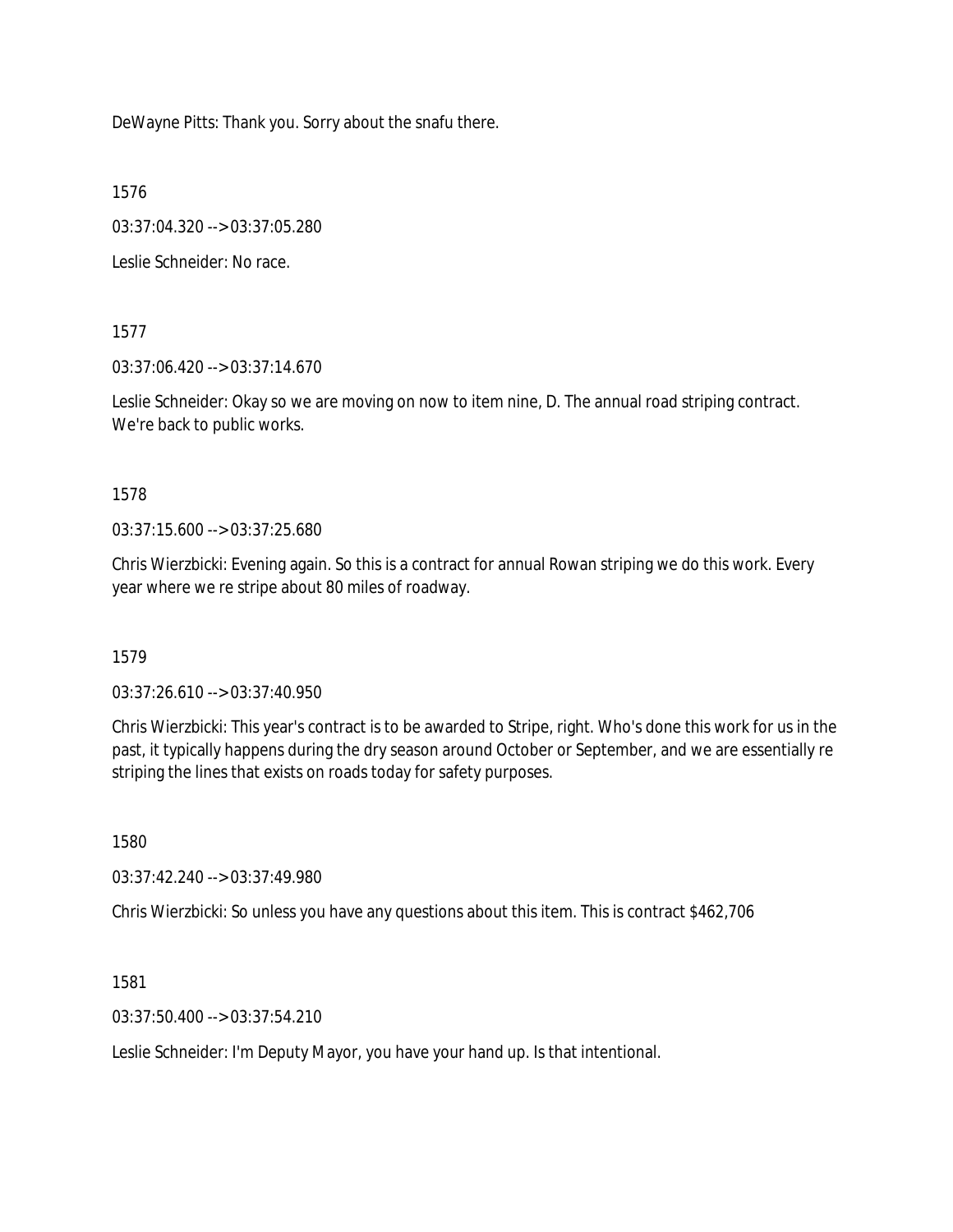DeWayne Pitts: Thank you. Sorry about the snafu there.

1576

03:37:04.320 --> 03:37:05.280

Leslie Schneider: No race.

1577

03:37:06.420 --> 03:37:14.670

Leslie Schneider: Okay so we are moving on now to item nine, D. The annual road striping contract. We're back to public works.

1578

03:37:15.600 --> 03:37:25.680

Chris Wierzbicki: Evening again. So this is a contract for annual Rowan striping we do this work. Every year where we re stripe about 80 miles of roadway.

1579

03:37:26.610 --> 03:37:40.950

Chris Wierzbicki: This year's contract is to be awarded to Stripe, right. Who's done this work for us in the past, it typically happens during the dry season around October or September, and we are essentially re striping the lines that exists on roads today for safety purposes.

1580

03:37:42.240 --> 03:37:49.980

Chris Wierzbicki: So unless you have any questions about this item. This is contract $462,706

1581

03:37:50.400 --> 03:37:54.210

Leslie Schneider: I'm Deputy Mayor, you have your hand up. Is that intentional.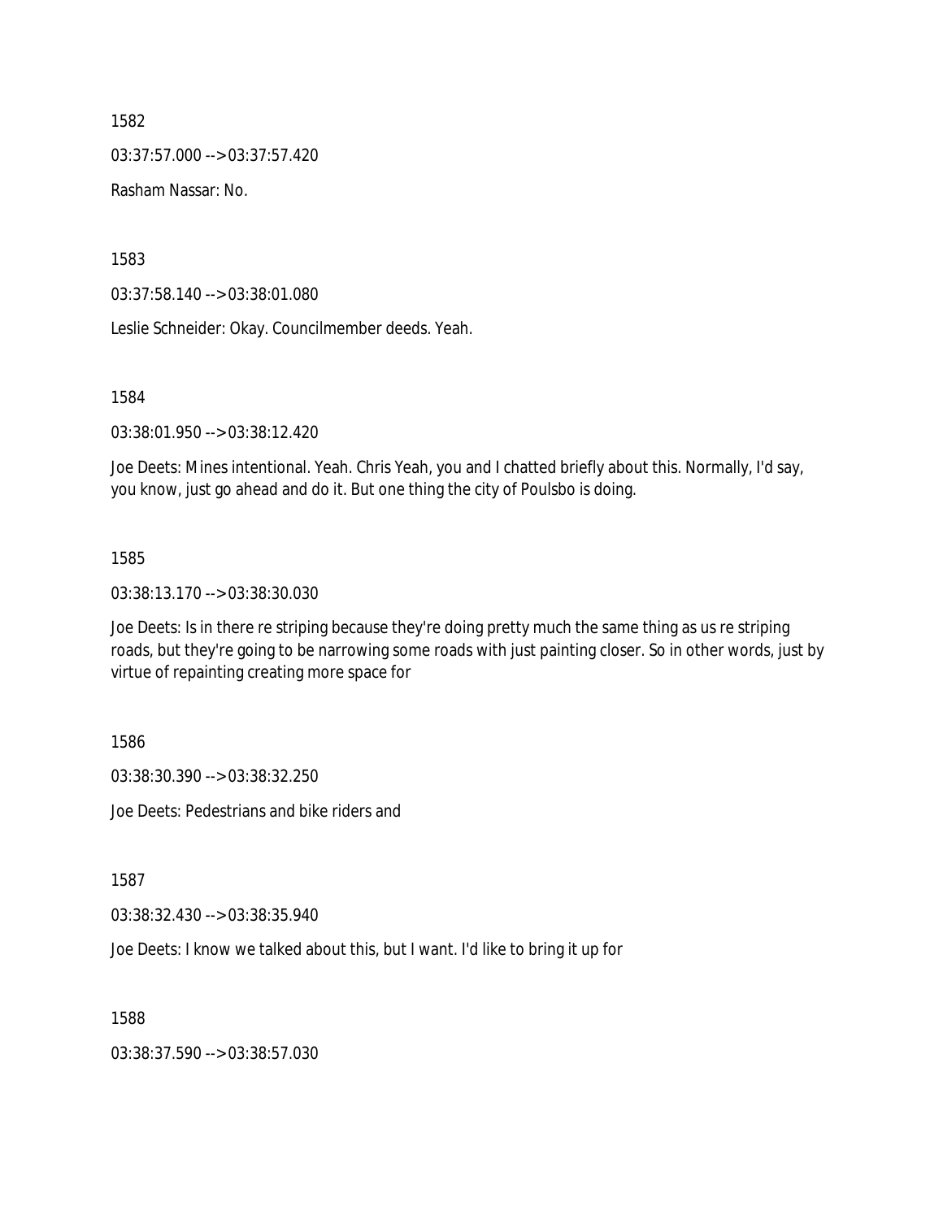1582

03:37:57.000 --> 03:37:57.420

Rasham Nassar: No.

1583

03:37:58.140 --> 03:38:01.080

Leslie Schneider: Okay. Councilmember deeds. Yeah.

1584

03:38:01.950 --> 03:38:12.420

Joe Deets: Mines intentional. Yeah. Chris Yeah, you and I chatted briefly about this. Normally, I'd say, you know, just go ahead and do it. But one thing the city of Poulsbo is doing.

1585

03:38:13.170 --> 03:38:30.030

Joe Deets: Is in there re striping because they're doing pretty much the same thing as us re striping roads, but they're going to be narrowing some roads with just painting closer. So in other words, just by virtue of repainting creating more space for

1586

03:38:30.390 --> 03:38:32.250

Joe Deets: Pedestrians and bike riders and

1587

03:38:32.430 --> 03:38:35.940

Joe Deets: I know we talked about this, but I want. I'd like to bring it up for

1588

03:38:37.590 --> 03:38:57.030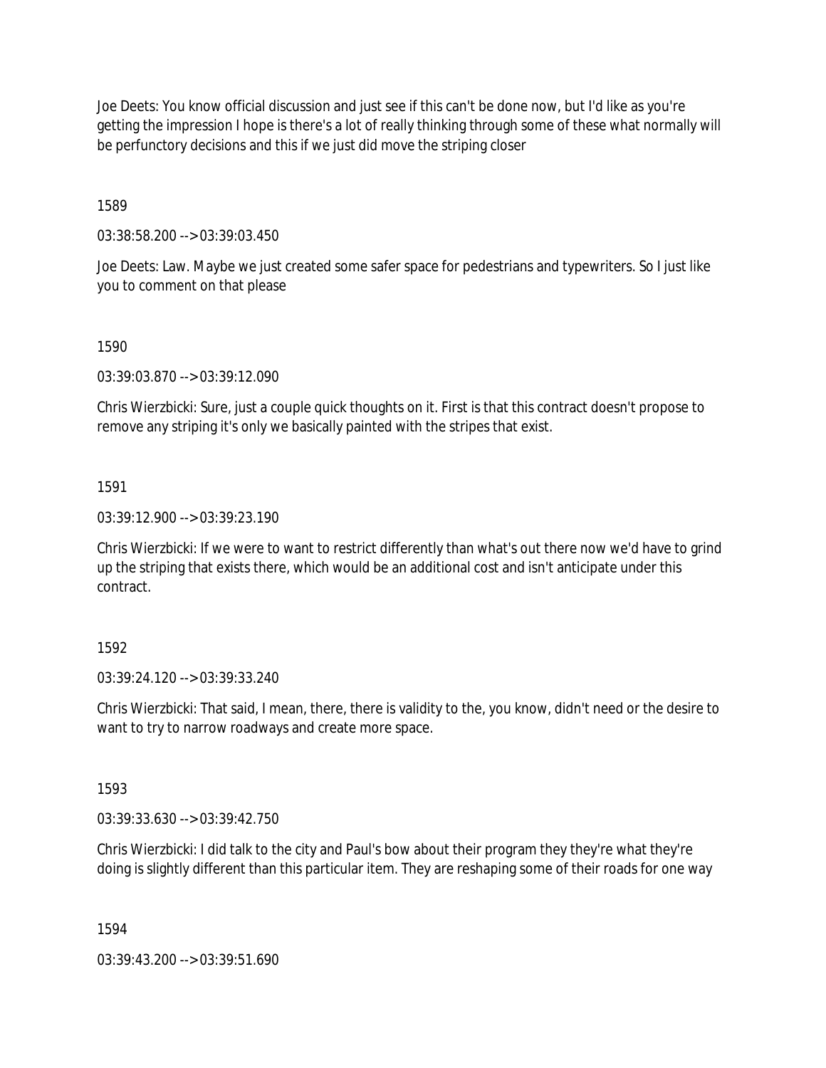Joe Deets: You know official discussion and just see if this can't be done now, but I'd like as you're getting the impression I hope is there's a lot of really thinking through some of these what normally will be perfunctory decisions and this if we just did move the striping closer

1589

03:38:58.200 --> 03:39:03.450

Joe Deets: Law. Maybe we just created some safer space for pedestrians and typewriters. So I just like you to comment on that please

1590

03:39:03.870 --> 03:39:12.090

Chris Wierzbicki: Sure, just a couple quick thoughts on it. First is that this contract doesn't propose to remove any striping it's only we basically painted with the stripes that exist.

1591

03:39:12.900 --> 03:39:23.190

Chris Wierzbicki: If we were to want to restrict differently than what's out there now we'd have to grind up the striping that exists there, which would be an additional cost and isn't anticipate under this contract.

1592

03:39:24.120 --> 03:39:33.240

Chris Wierzbicki: That said, I mean, there, there is validity to the, you know, didn't need or the desire to want to try to narrow roadways and create more space.

1593

03:39:33.630 --> 03:39:42.750

Chris Wierzbicki: I did talk to the city and Paul's bow about their program they they're what they're doing is slightly different than this particular item. They are reshaping some of their roads for one way

1594

03:39:43.200 --> 03:39:51.690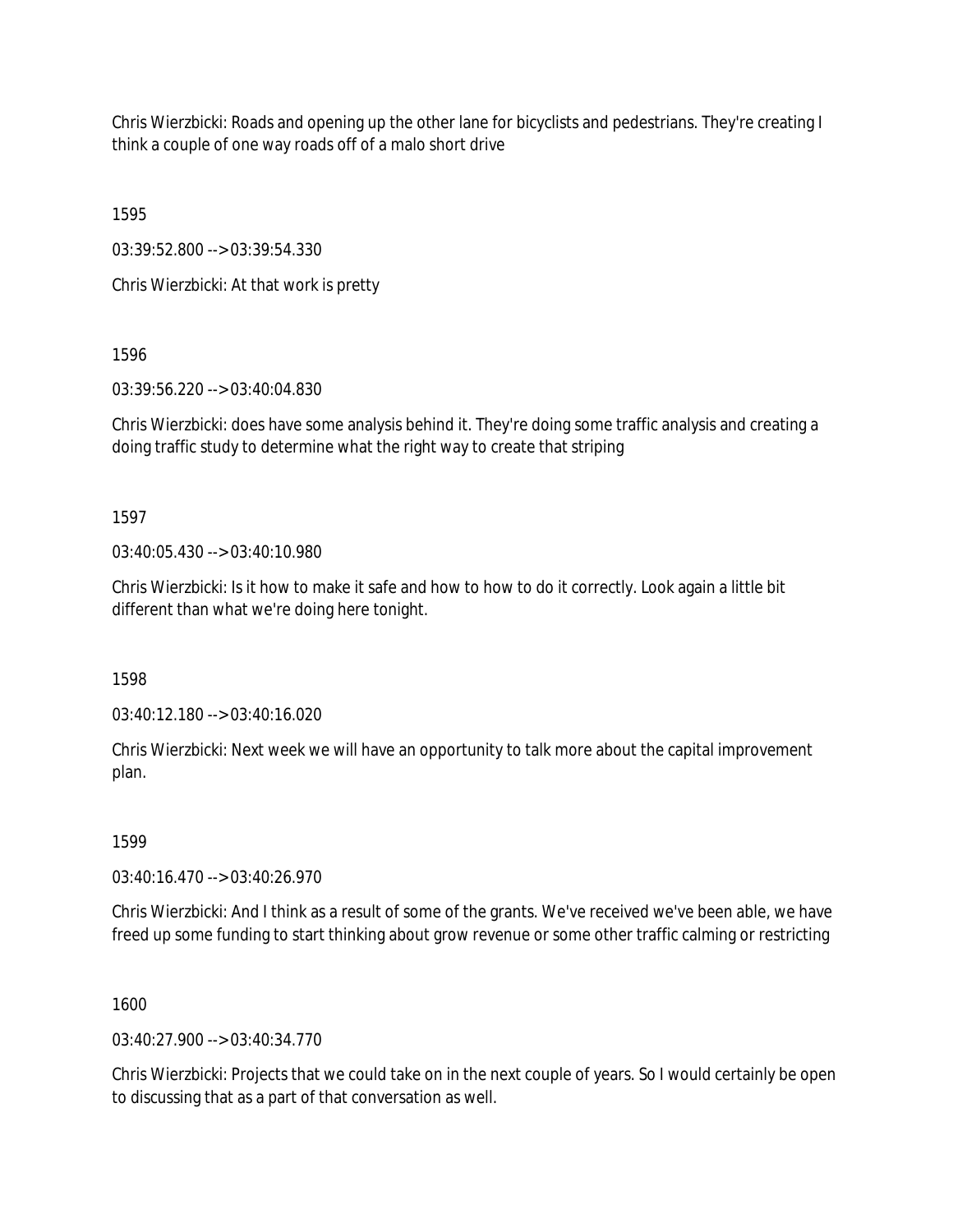Chris Wierzbicki: Roads and opening up the other lane for bicyclists and pedestrians. They're creating I think a couple of one way roads off of a malo short drive

1595

03:39:52.800 --> 03:39:54.330

Chris Wierzbicki: At that work is pretty

1596

03:39:56.220 --> 03:40:04.830

Chris Wierzbicki: does have some analysis behind it. They're doing some traffic analysis and creating a doing traffic study to determine what the right way to create that striping

1597

03:40:05.430 --> 03:40:10.980

Chris Wierzbicki: Is it how to make it safe and how to how to do it correctly. Look again a little bit different than what we're doing here tonight.

1598

03:40:12.180 --> 03:40:16.020

Chris Wierzbicki: Next week we will have an opportunity to talk more about the capital improvement plan.

1599

03:40:16.470 --> 03:40:26.970

Chris Wierzbicki: And I think as a result of some of the grants. We've received we've been able, we have freed up some funding to start thinking about grow revenue or some other traffic calming or restricting

1600

03:40:27.900 --> 03:40:34.770

Chris Wierzbicki: Projects that we could take on in the next couple of years. So I would certainly be open to discussing that as a part of that conversation as well.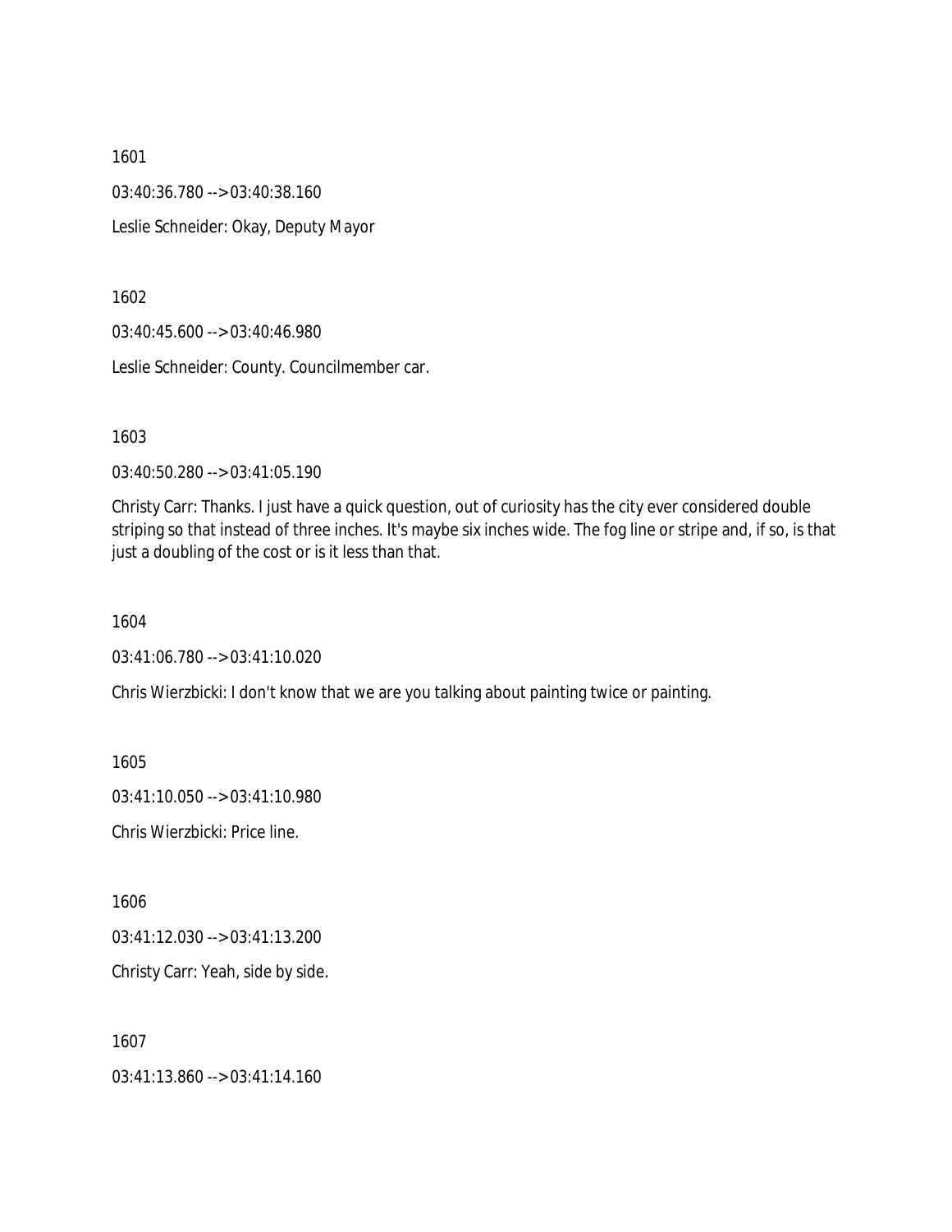1601

03:40:36.780 --> 03:40:38.160

Leslie Schneider: Okay, Deputy Mayor

1602

03:40:45.600 --> 03:40:46.980

Leslie Schneider: County. Councilmember car.

1603

03:40:50.280 --> 03:41:05.190

Christy Carr: Thanks. I just have a quick question, out of curiosity has the city ever considered double striping so that instead of three inches. It's maybe six inches wide. The fog line or stripe and, if so, is that just a doubling of the cost or is it less than that.

1604

03:41:06.780 --> 03:41:10.020

Chris Wierzbicki: I don't know that we are you talking about painting twice or painting.

1605

03:41:10.050 --> 03:41:10.980

Chris Wierzbicki: Price line.

1606

03:41:12.030 --> 03:41:13.200

Christy Carr: Yeah, side by side.

1607

03:41:13.860 --> 03:41:14.160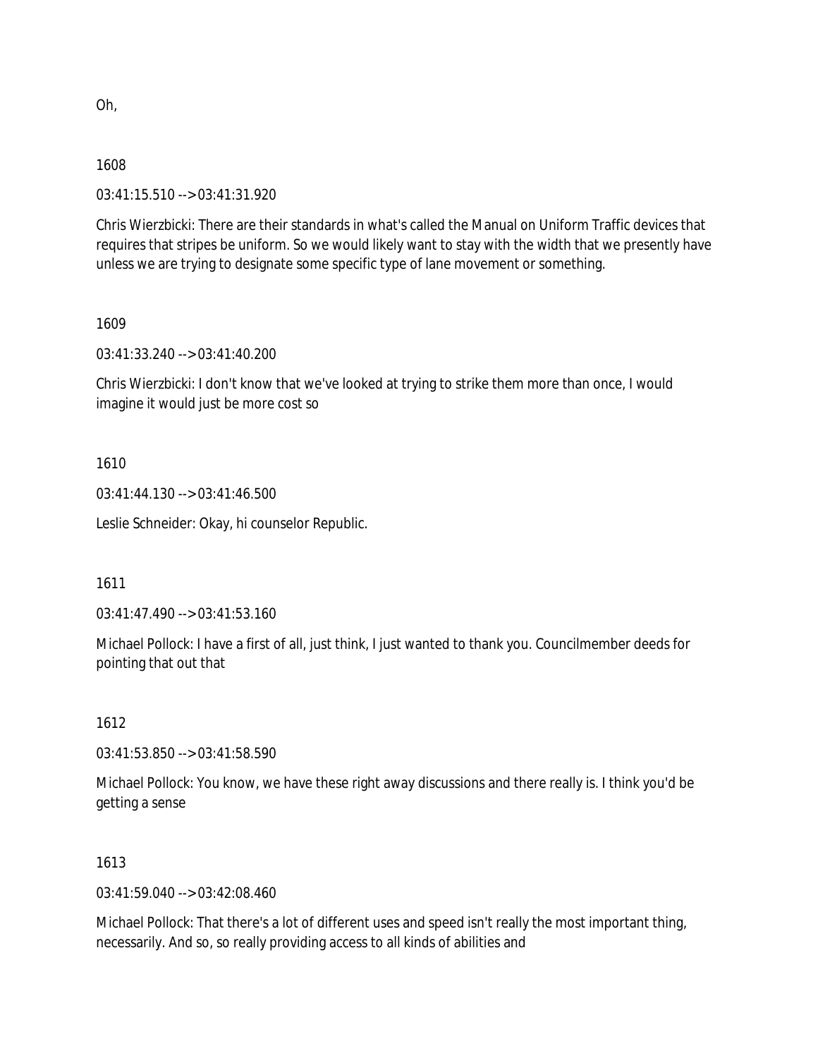Oh,

1608

03:41:15.510 --> 03:41:31.920

Chris Wierzbicki: There are their standards in what's called the Manual on Uniform Traffic devices that requires that stripes be uniform. So we would likely want to stay with the width that we presently have unless we are trying to designate some specific type of lane movement or something.

1609

03:41:33.240 --> 03:41:40.200

Chris Wierzbicki: I don't know that we've looked at trying to strike them more than once, I would imagine it would just be more cost so

1610

03:41:44.130 --> 03:41:46.500

Leslie Schneider: Okay, hi counselor Republic.

1611

03:41:47.490 --> 03:41:53.160

Michael Pollock: I have a first of all, just think, I just wanted to thank you. Councilmember deeds for pointing that out that

1612

03:41:53.850 --> 03:41:58.590

Michael Pollock: You know, we have these right away discussions and there really is. I think you'd be getting a sense

1613

03:41:59.040 --> 03:42:08.460

Michael Pollock: That there's a lot of different uses and speed isn't really the most important thing, necessarily. And so, so really providing access to all kinds of abilities and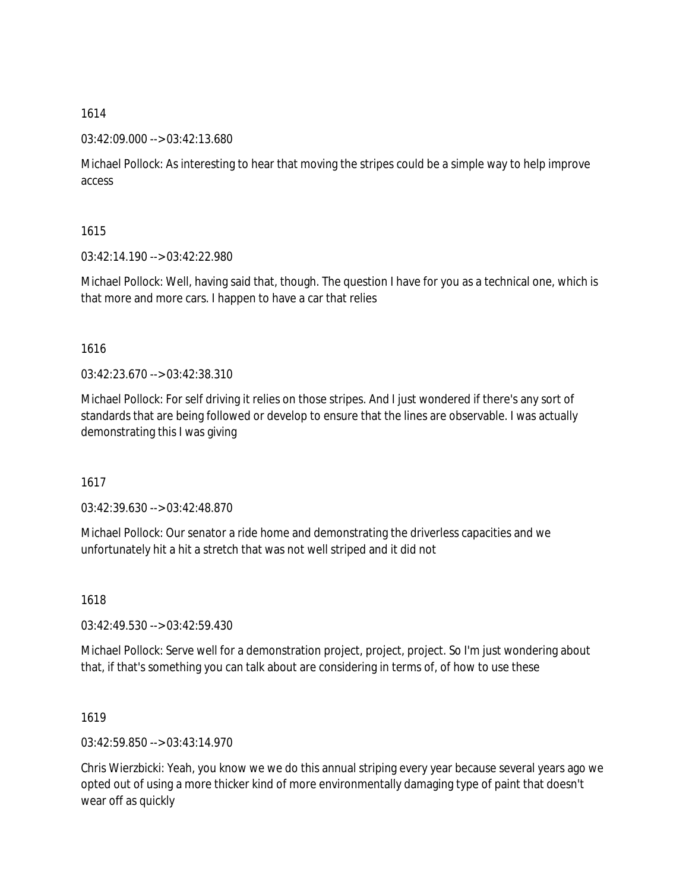1614

03:42:09.000 --> 03:42:13.680

Michael Pollock: As interesting to hear that moving the stripes could be a simple way to help improve access

1615

03:42:14.190 --> 03:42:22.980

Michael Pollock: Well, having said that, though. The question I have for you as a technical one, which is that more and more cars. I happen to have a car that relies

1616

03:42:23.670 --> 03:42:38.310

Michael Pollock: For self driving it relies on those stripes. And I just wondered if there's any sort of standards that are being followed or develop to ensure that the lines are observable. I was actually demonstrating this I was giving

1617

03:42:39.630 --> 03:42:48.870

Michael Pollock: Our senator a ride home and demonstrating the driverless capacities and we unfortunately hit a hit a stretch that was not well striped and it did not

1618

03:42:49.530 --> 03:42:59.430

Michael Pollock: Serve well for a demonstration project, project, project. So I'm just wondering about that, if that's something you can talk about are considering in terms of, of how to use these

1619

03:42:59.850 --> 03:43:14.970

Chris Wierzbicki: Yeah, you know we we do this annual striping every year because several years ago we opted out of using a more thicker kind of more environmentally damaging type of paint that doesn't wear off as quickly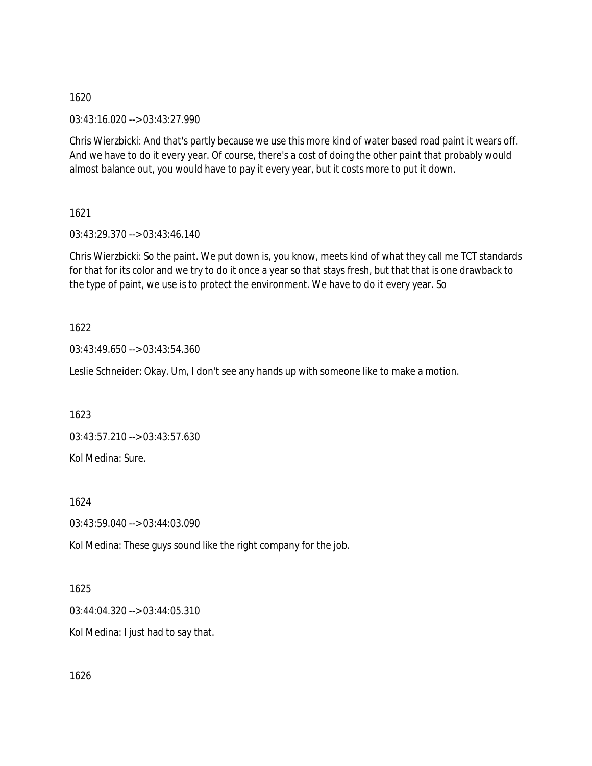1620

03:43:16.020 --> 03:43:27.990

Chris Wierzbicki: And that's partly because we use this more kind of water based road paint it wears off. And we have to do it every year. Of course, there's a cost of doing the other paint that probably would almost balance out, you would have to pay it every year, but it costs more to put it down.

1621

03:43:29.370 --> 03:43:46.140

Chris Wierzbicki: So the paint. We put down is, you know, meets kind of what they call me TCT standards for that for its color and we try to do it once a year so that stays fresh, but that that is one drawback to the type of paint, we use is to protect the environment. We have to do it every year. So

1622

03:43:49.650 --> 03:43:54.360

Leslie Schneider: Okay. Um, I don't see any hands up with someone like to make a motion.

1623

03:43:57.210 --> 03:43:57.630

Kol Medina: Sure.

1624

03:43:59.040 --> 03:44:03.090

Kol Medina: These guys sound like the right company for the job.

1625

03:44:04.320 --> 03:44:05.310

Kol Medina: I just had to say that.

1626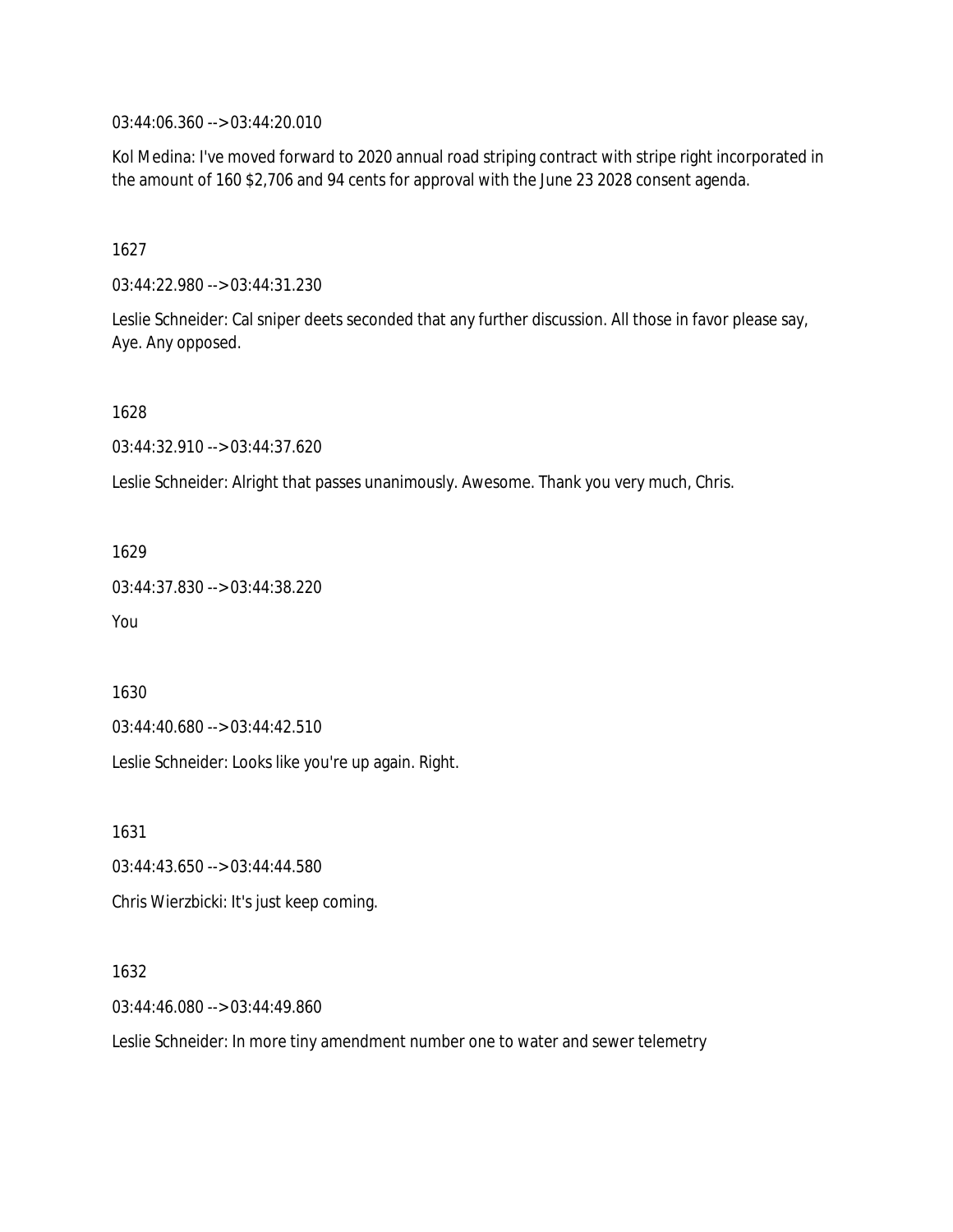03:44:06.360 --> 03:44:20.010

Kol Medina: I've moved forward to 2020 annual road striping contract with stripe right incorporated in the amount of 160 $2,706 and 94 cents for approval with the June 23 2028 consent agenda.

1627

03:44:22.980 --> 03:44:31.230

Leslie Schneider: Cal sniper deets seconded that any further discussion. All those in favor please say, Aye. Any opposed.

1628

03:44:32.910 --> 03:44:37.620

Leslie Schneider: Alright that passes unanimously. Awesome. Thank you very much, Chris.

1629

03:44:37.830 --> 03:44:38.220

You

1630

03:44:40.680 --> 03:44:42.510

Leslie Schneider: Looks like you're up again. Right.

1631

03:44:43.650 --> 03:44:44.580

Chris Wierzbicki: It's just keep coming.

1632

03:44:46.080 --> 03:44:49.860

Leslie Schneider: In more tiny amendment number one to water and sewer telemetry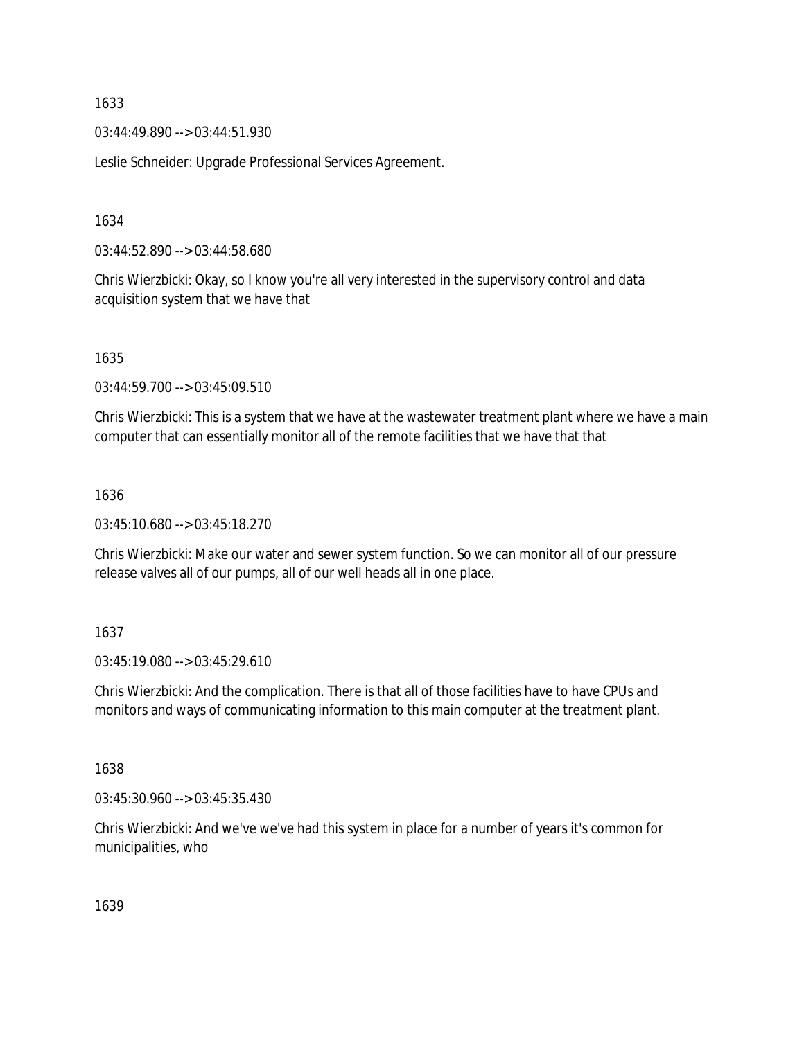1633

03:44:49.890 --> 03:44:51.930

Leslie Schneider: Upgrade Professional Services Agreement.

1634

03:44:52.890 --> 03:44:58.680

Chris Wierzbicki: Okay, so I know you're all very interested in the supervisory control and data acquisition system that we have that

1635

03:44:59.700 --> 03:45:09.510

Chris Wierzbicki: This is a system that we have at the wastewater treatment plant where we have a main computer that can essentially monitor all of the remote facilities that we have that that

1636

03:45:10.680 --> 03:45:18.270

Chris Wierzbicki: Make our water and sewer system function. So we can monitor all of our pressure release valves all of our pumps, all of our well heads all in one place.

1637

03:45:19.080 --> 03:45:29.610

Chris Wierzbicki: And the complication. There is that all of those facilities have to have CPUs and monitors and ways of communicating information to this main computer at the treatment plant.

1638

03:45:30.960 --> 03:45:35.430

Chris Wierzbicki: And we've we've had this system in place for a number of years it's common for municipalities, who

1639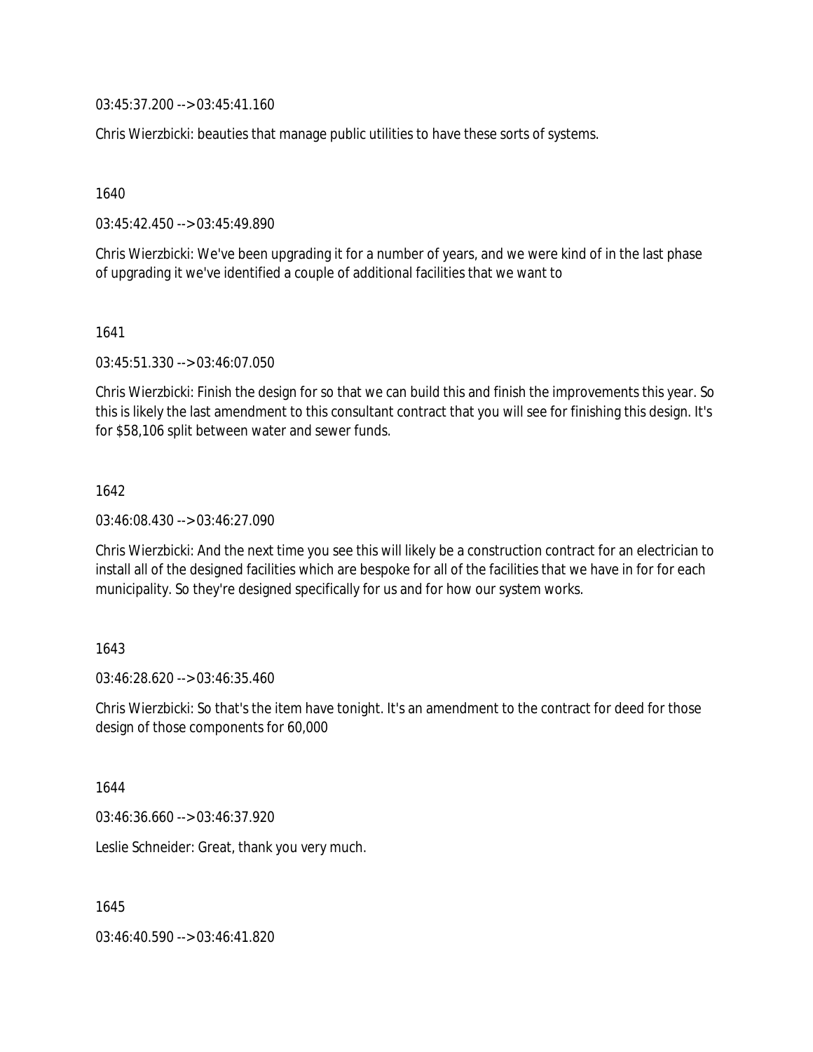03:45:37.200 --> 03:45:41.160

Chris Wierzbicki: beauties that manage public utilities to have these sorts of systems.

1640

03:45:42.450 --> 03:45:49.890

Chris Wierzbicki: We've been upgrading it for a number of years, and we were kind of in the last phase of upgrading it we've identified a couple of additional facilities that we want to

1641

03:45:51.330 --> 03:46:07.050

Chris Wierzbicki: Finish the design for so that we can build this and finish the improvements this year. So this is likely the last amendment to this consultant contract that you will see for finishing this design. It's for $58,106 split between water and sewer funds.

1642

03:46:08.430 --> 03:46:27.090

Chris Wierzbicki: And the next time you see this will likely be a construction contract for an electrician to install all of the designed facilities which are bespoke for all of the facilities that we have in for for each municipality. So they're designed specifically for us and for how our system works.

1643

03:46:28.620 --> 03:46:35.460

Chris Wierzbicki: So that's the item have tonight. It's an amendment to the contract for deed for those design of those components for 60,000

1644

03:46:36.660 --> 03:46:37.920

Leslie Schneider: Great, thank you very much.

1645

03:46:40.590 --> 03:46:41.820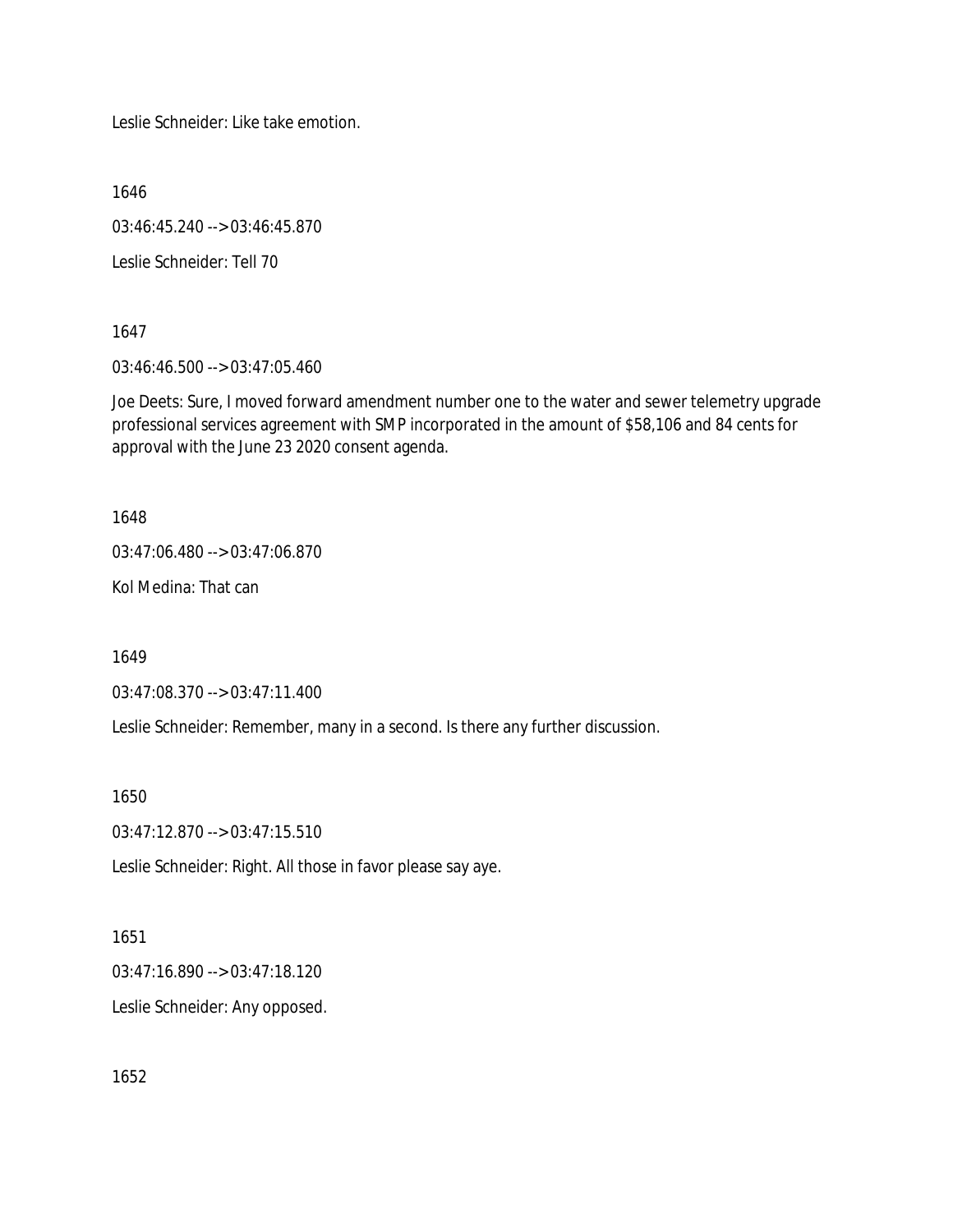Leslie Schneider: Like take emotion.

1646

03:46:45.240 --> 03:46:45.870

Leslie Schneider: Tell 70

1647

03:46:46.500 --> 03:47:05.460

Joe Deets: Sure, I moved forward amendment number one to the water and sewer telemetry upgrade professional services agreement with SMP incorporated in the amount of $58,106 and 84 cents for approval with the June 23 2020 consent agenda.

1648

03:47:06.480 --> 03:47:06.870

Kol Medina: That can

1649

03:47:08.370 --> 03:47:11.400

Leslie Schneider: Remember, many in a second. Is there any further discussion.

1650

03:47:12.870 --> 03:47:15.510

Leslie Schneider: Right. All those in favor please say aye.

1651

03:47:16.890 --> 03:47:18.120

Leslie Schneider: Any opposed.

1652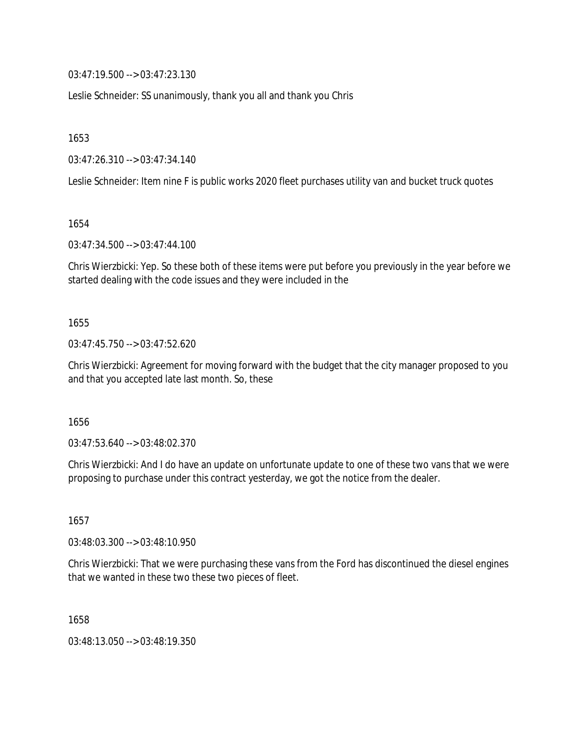03:47:19.500 --> 03:47:23.130

Leslie Schneider: SS unanimously, thank you all and thank you Chris

1653

03:47:26.310 --> 03:47:34.140

Leslie Schneider: Item nine F is public works 2020 fleet purchases utility van and bucket truck quotes

1654

03:47:34.500 --> 03:47:44.100

Chris Wierzbicki: Yep. So these both of these items were put before you previously in the year before we started dealing with the code issues and they were included in the

1655

03:47:45.750 --> 03:47:52.620

Chris Wierzbicki: Agreement for moving forward with the budget that the city manager proposed to you and that you accepted late last month. So, these

1656

03:47:53.640 --> 03:48:02.370

Chris Wierzbicki: And I do have an update on unfortunate update to one of these two vans that we were proposing to purchase under this contract yesterday, we got the notice from the dealer.

1657

03:48:03.300 --> 03:48:10.950

Chris Wierzbicki: That we were purchasing these vans from the Ford has discontinued the diesel engines that we wanted in these two these two pieces of fleet.

1658

03:48:13.050 --> 03:48:19.350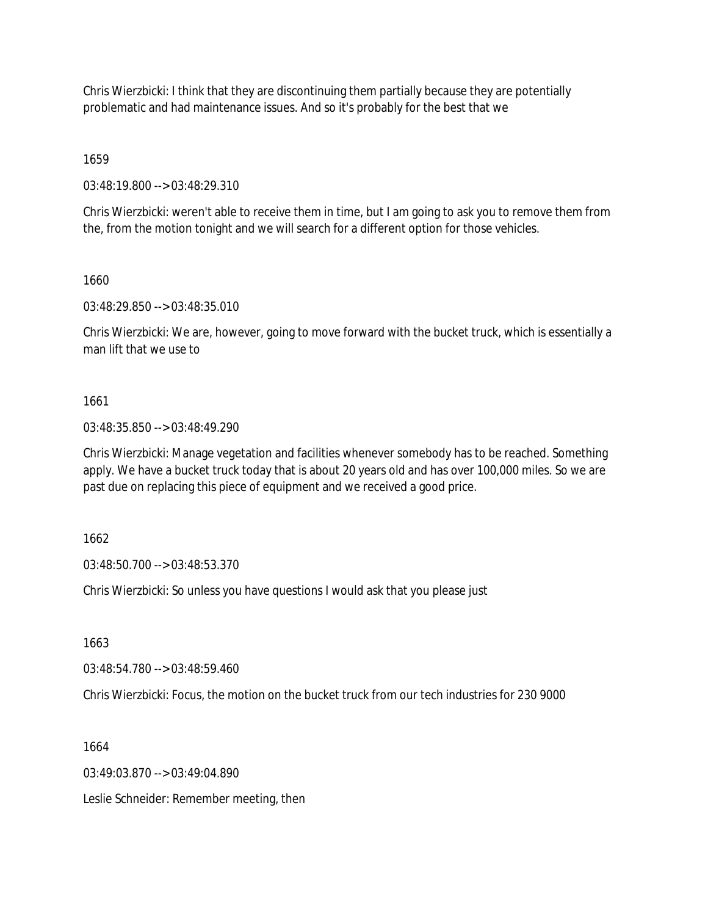Chris Wierzbicki: I think that they are discontinuing them partially because they are potentially problematic and had maintenance issues. And so it's probably for the best that we

1659

03:48:19.800 --> 03:48:29.310

Chris Wierzbicki: weren't able to receive them in time, but I am going to ask you to remove them from the, from the motion tonight and we will search for a different option for those vehicles.

1660

03:48:29.850 --> 03:48:35.010

Chris Wierzbicki: We are, however, going to move forward with the bucket truck, which is essentially a man lift that we use to

1661

03:48:35.850 --> 03:48:49.290

Chris Wierzbicki: Manage vegetation and facilities whenever somebody has to be reached. Something apply. We have a bucket truck today that is about 20 years old and has over 100,000 miles. So we are past due on replacing this piece of equipment and we received a good price.

1662

03:48:50.700 --> 03:48:53.370

Chris Wierzbicki: So unless you have questions I would ask that you please just

1663

03:48:54.780 --> 03:48:59.460

Chris Wierzbicki: Focus, the motion on the bucket truck from our tech industries for 230 9000

1664

03:49:03.870 --> 03:49:04.890

Leslie Schneider: Remember meeting, then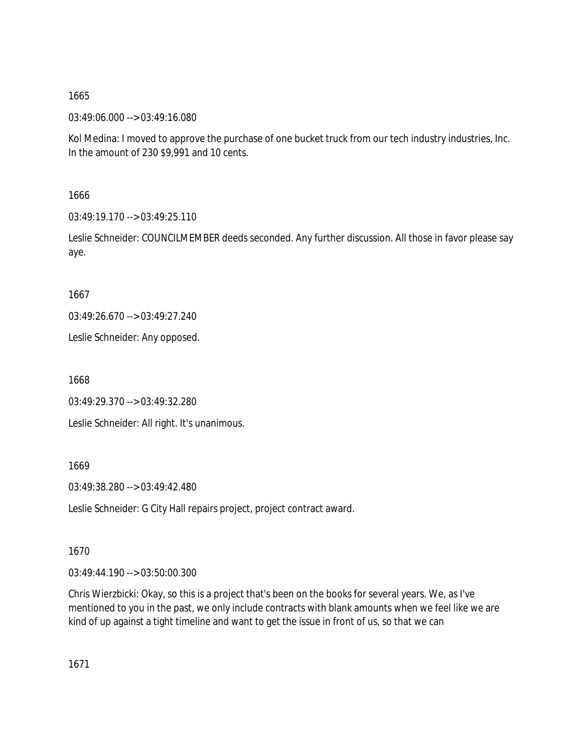1665

03:49:06.000 --> 03:49:16.080

Kol Medina: I moved to approve the purchase of one bucket truck from our tech industry industries, Inc. In the amount of 230 $9,991 and 10 cents.

1666

03:49:19.170 --> 03:49:25.110

Leslie Schneider: COUNCILMEMBER deeds seconded. Any further discussion. All those in favor please say aye.

1667

03:49:26.670 --> 03:49:27.240

Leslie Schneider: Any opposed.

1668

03:49:29.370 --> 03:49:32.280

Leslie Schneider: All right. It's unanimous.

1669

03:49:38.280 --> 03:49:42.480

Leslie Schneider: G City Hall repairs project, project contract award.

1670

03:49:44.190 --> 03:50:00.300

Chris Wierzbicki: Okay, so this is a project that's been on the books for several years. We, as I've mentioned to you in the past, we only include contracts with blank amounts when we feel like we are kind of up against a tight timeline and want to get the issue in front of us, so that we can

1671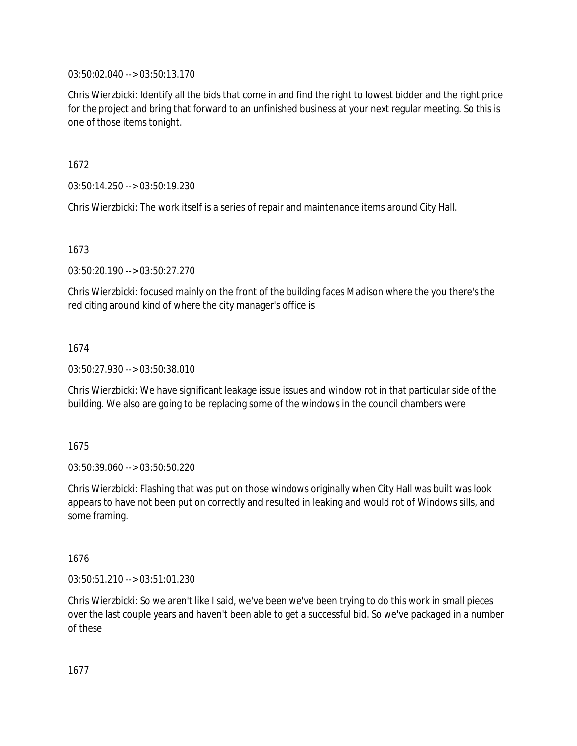03:50:02.040 --> 03:50:13.170

Chris Wierzbicki: Identify all the bids that come in and find the right to lowest bidder and the right price for the project and bring that forward to an unfinished business at your next regular meeting. So this is one of those items tonight.

1672

03:50:14.250 --> 03:50:19.230

Chris Wierzbicki: The work itself is a series of repair and maintenance items around City Hall.

1673

03:50:20.190 --> 03:50:27.270

Chris Wierzbicki: focused mainly on the front of the building faces Madison where the you there's the red citing around kind of where the city manager's office is

1674

03:50:27.930 --> 03:50:38.010

Chris Wierzbicki: We have significant leakage issue issues and window rot in that particular side of the building. We also are going to be replacing some of the windows in the council chambers were

1675

03:50:39.060 --> 03:50:50.220

Chris Wierzbicki: Flashing that was put on those windows originally when City Hall was built was look appears to have not been put on correctly and resulted in leaking and would rot of Windows sills, and some framing.

1676

03:50:51.210 --> 03:51:01.230

Chris Wierzbicki: So we aren't like I said, we've been we've been trying to do this work in small pieces over the last couple years and haven't been able to get a successful bid. So we've packaged in a number of these

1677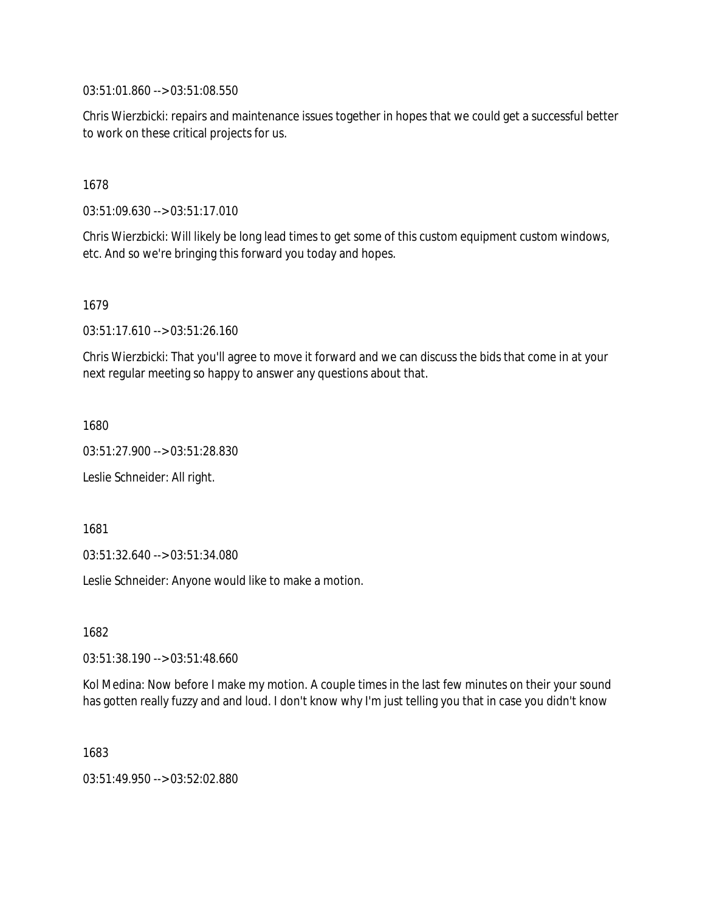03:51:01.860 --> 03:51:08.550

Chris Wierzbicki: repairs and maintenance issues together in hopes that we could get a successful better to work on these critical projects for us.

1678

03:51:09.630 --> 03:51:17.010

Chris Wierzbicki: Will likely be long lead times to get some of this custom equipment custom windows, etc. And so we're bringing this forward you today and hopes.

1679

03:51:17.610 --> 03:51:26.160

Chris Wierzbicki: That you'll agree to move it forward and we can discuss the bids that come in at your next regular meeting so happy to answer any questions about that.

1680

03:51:27.900 --> 03:51:28.830

Leslie Schneider: All right.

1681

03:51:32.640 --> 03:51:34.080

Leslie Schneider: Anyone would like to make a motion.

1682

03:51:38.190 --> 03:51:48.660

Kol Medina: Now before I make my motion. A couple times in the last few minutes on their your sound has gotten really fuzzy and and loud. I don't know why I'm just telling you that in case you didn't know

1683

03:51:49.950 --> 03:52:02.880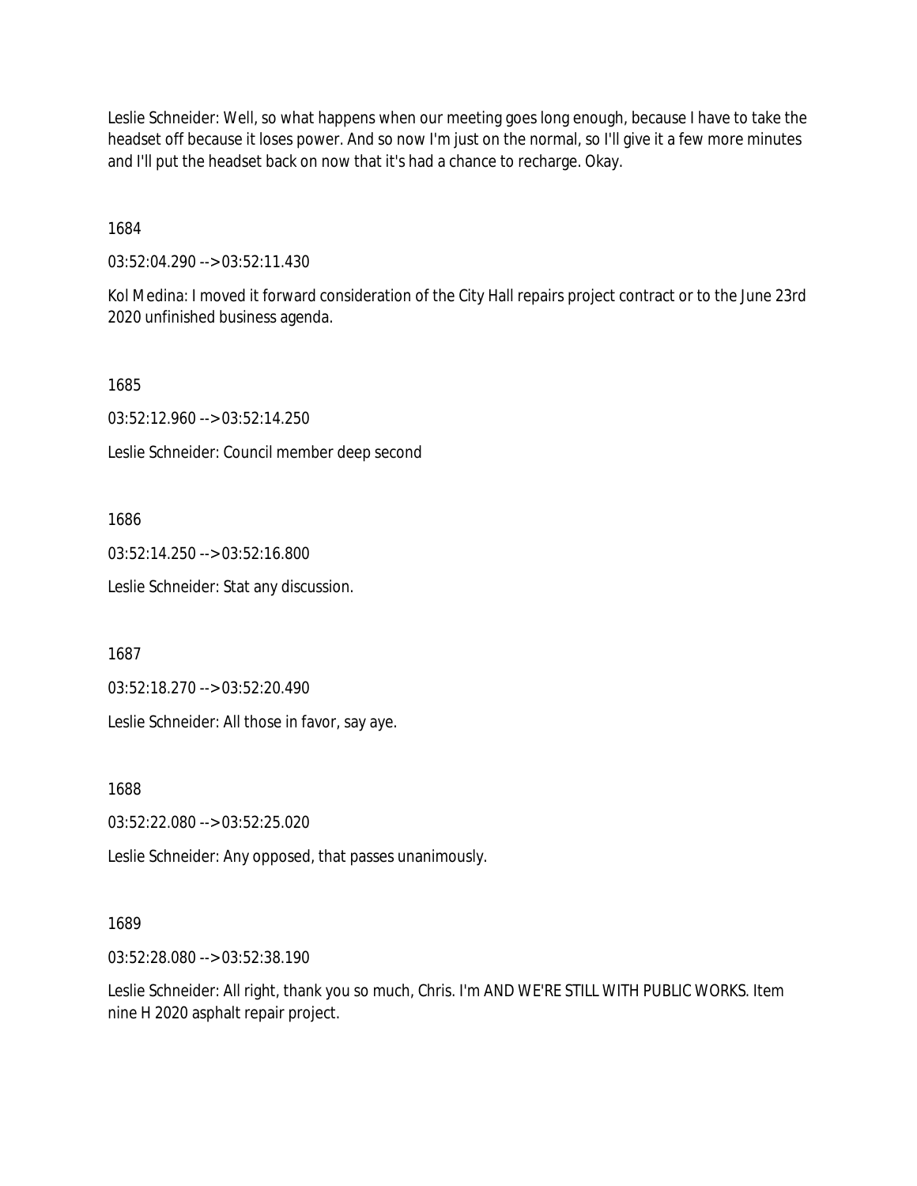Leslie Schneider: Well, so what happens when our meeting goes long enough, because I have to take the headset off because it loses power. And so now I'm just on the normal, so I'll give it a few more minutes and I'll put the headset back on now that it's had a chance to recharge. Okay.

1684

03:52:04.290 --> 03:52:11.430

Kol Medina: I moved it forward consideration of the City Hall repairs project contract or to the June 23rd 2020 unfinished business agenda.

1685

03:52:12.960 --> 03:52:14.250

Leslie Schneider: Council member deep second

1686

03:52:14.250 --> 03:52:16.800

Leslie Schneider: Stat any discussion.

1687

03:52:18.270 --> 03:52:20.490

Leslie Schneider: All those in favor, say aye.

1688

03:52:22.080 --> 03:52:25.020

Leslie Schneider: Any opposed, that passes unanimously.

1689

03:52:28.080 --> 03:52:38.190

Leslie Schneider: All right, thank you so much, Chris. I'm AND WE'RE STILL WITH PUBLIC WORKS. Item nine H 2020 asphalt repair project.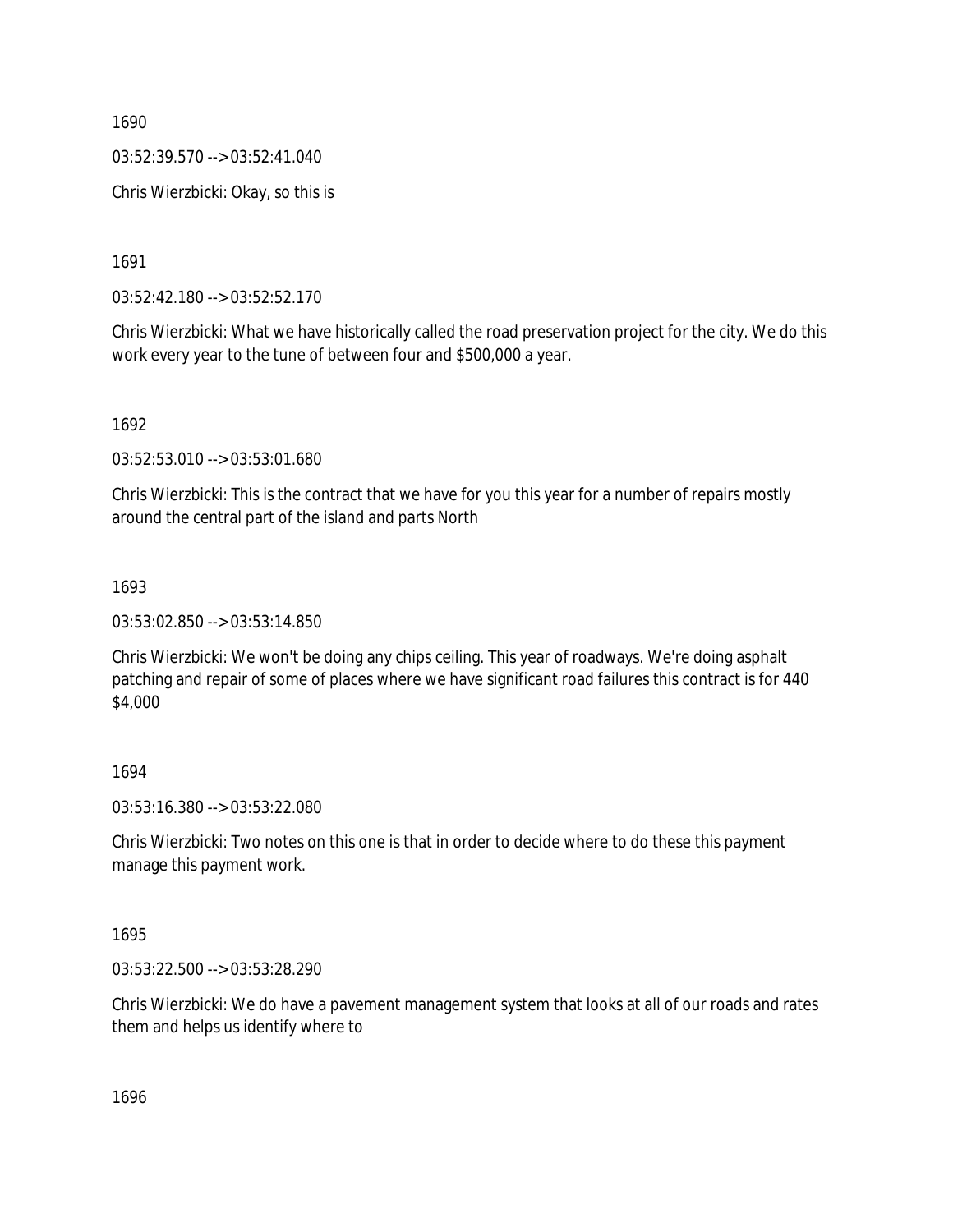1690

03:52:39.570 --> 03:52:41.040

Chris Wierzbicki: Okay, so this is

1691

03:52:42.180 --> 03:52:52.170

Chris Wierzbicki: What we have historically called the road preservation project for the city. We do this work every year to the tune of between four and $500,000 a year.

1692

03:52:53.010 --> 03:53:01.680

Chris Wierzbicki: This is the contract that we have for you this year for a number of repairs mostly around the central part of the island and parts North

1693

03:53:02.850 --> 03:53:14.850

Chris Wierzbicki: We won't be doing any chips ceiling. This year of roadways. We're doing asphalt patching and repair of some of places where we have significant road failures this contract is for 440 $4,000

1694

03:53:16.380 --> 03:53:22.080

Chris Wierzbicki: Two notes on this one is that in order to decide where to do these this payment manage this payment work.

1695

03:53:22.500 --> 03:53:28.290

Chris Wierzbicki: We do have a pavement management system that looks at all of our roads and rates them and helps us identify where to

1696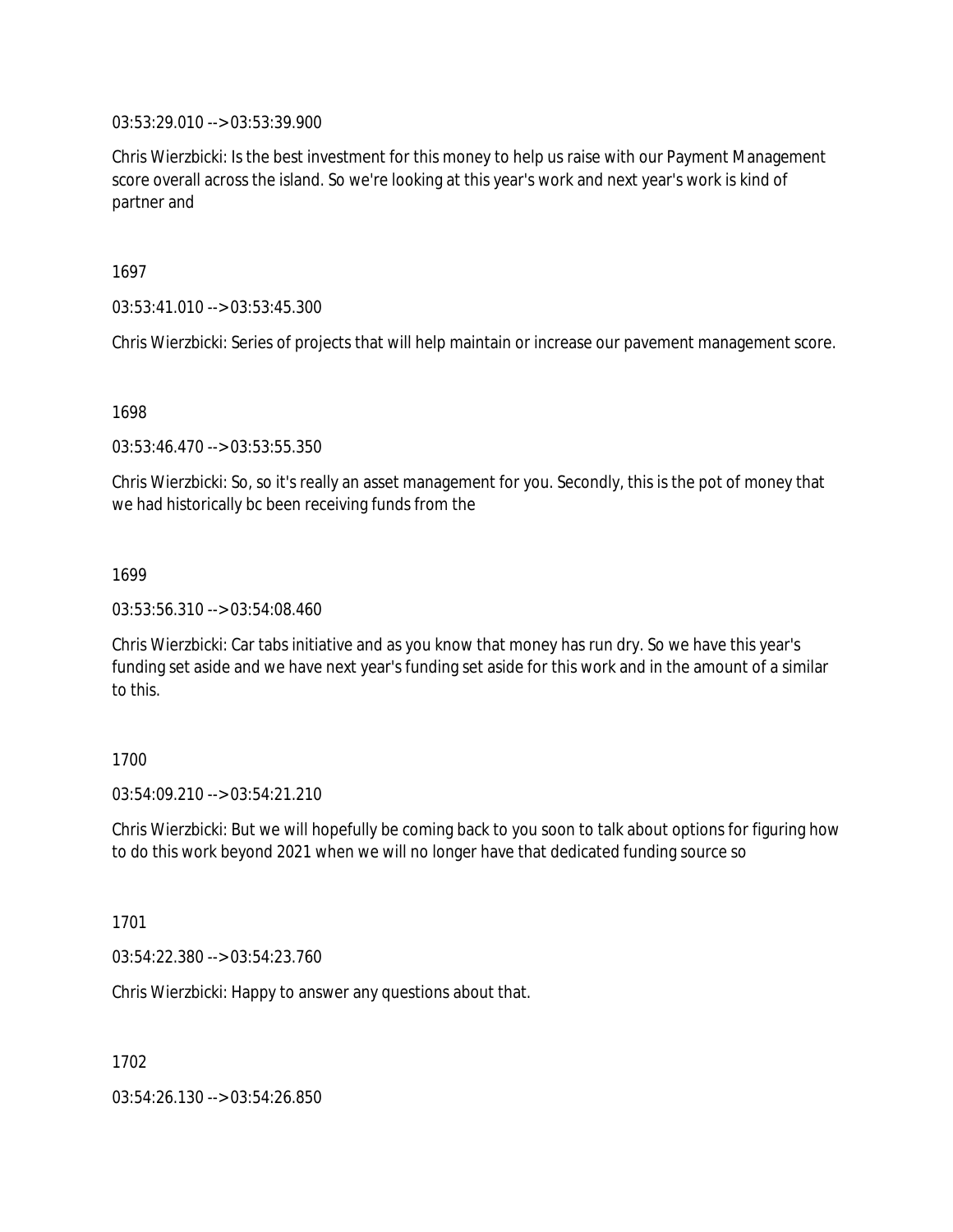03:53:29.010 --> 03:53:39.900

Chris Wierzbicki: Is the best investment for this money to help us raise with our Payment Management score overall across the island. So we're looking at this year's work and next year's work is kind of partner and

1697

03:53:41.010 --> 03:53:45.300

Chris Wierzbicki: Series of projects that will help maintain or increase our pavement management score.

1698

03:53:46.470 --> 03:53:55.350

Chris Wierzbicki: So, so it's really an asset management for you. Secondly, this is the pot of money that we had historically bc been receiving funds from the

1699

03:53:56.310 --> 03:54:08.460

Chris Wierzbicki: Car tabs initiative and as you know that money has run dry. So we have this year's funding set aside and we have next year's funding set aside for this work and in the amount of a similar to this.

1700

03:54:09.210 --> 03:54:21.210

Chris Wierzbicki: But we will hopefully be coming back to you soon to talk about options for figuring how to do this work beyond 2021 when we will no longer have that dedicated funding source so

1701

03:54:22.380 --> 03:54:23.760

Chris Wierzbicki: Happy to answer any questions about that.

1702

03:54:26.130 --> 03:54:26.850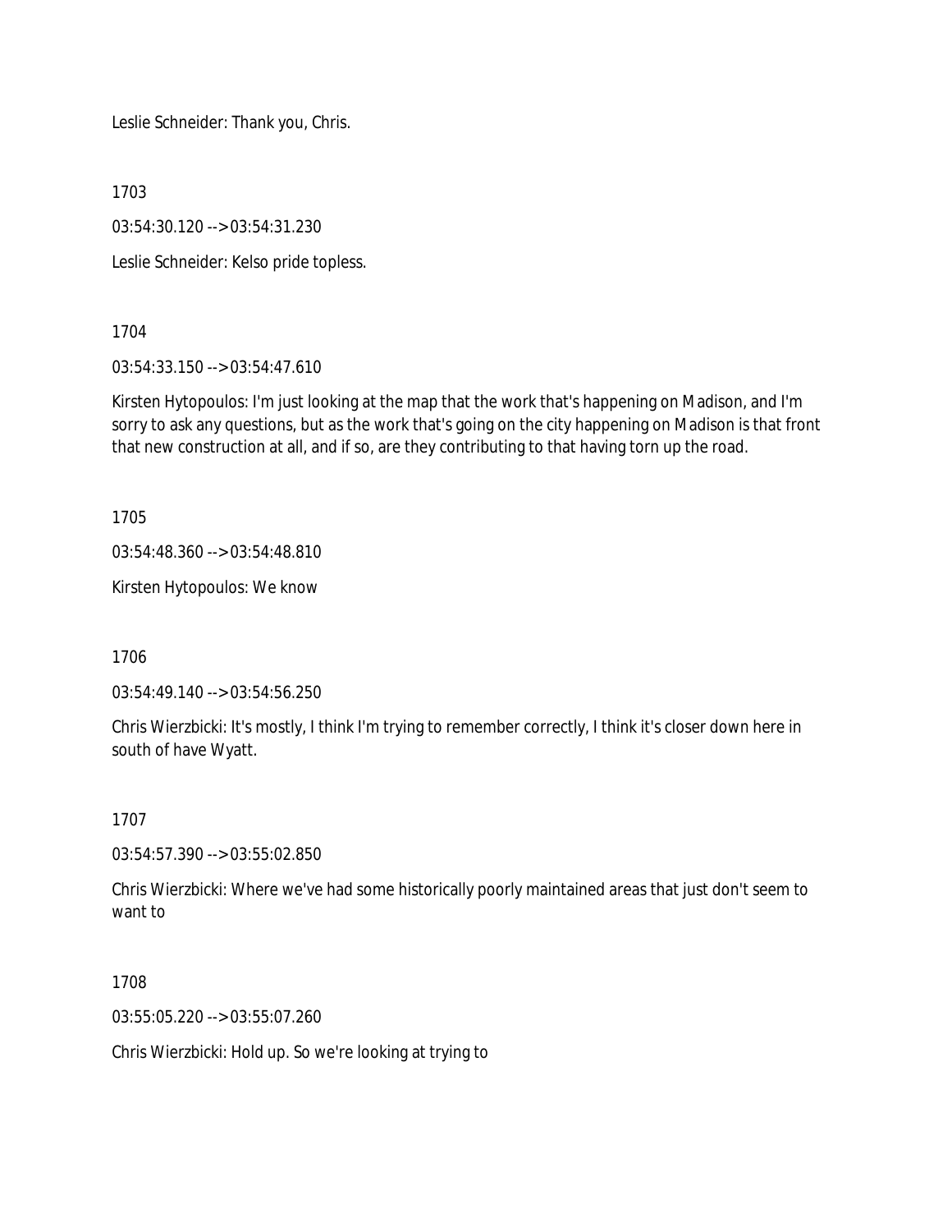Leslie Schneider: Thank you, Chris.

1703

03:54:30.120 --> 03:54:31.230

Leslie Schneider: Kelso pride topless.

1704

03:54:33.150 --> 03:54:47.610

Kirsten Hytopoulos: I'm just looking at the map that the work that's happening on Madison, and I'm sorry to ask any questions, but as the work that's going on the city happening on Madison is that front that new construction at all, and if so, are they contributing to that having torn up the road.

1705

03:54:48.360 --> 03:54:48.810

Kirsten Hytopoulos: We know

1706

03:54:49.140 --> 03:54:56.250

Chris Wierzbicki: It's mostly, I think I'm trying to remember correctly, I think it's closer down here in south of have Wyatt.

1707

03:54:57.390 --> 03:55:02.850

Chris Wierzbicki: Where we've had some historically poorly maintained areas that just don't seem to want to

1708

03:55:05.220 --> 03:55:07.260

Chris Wierzbicki: Hold up. So we're looking at trying to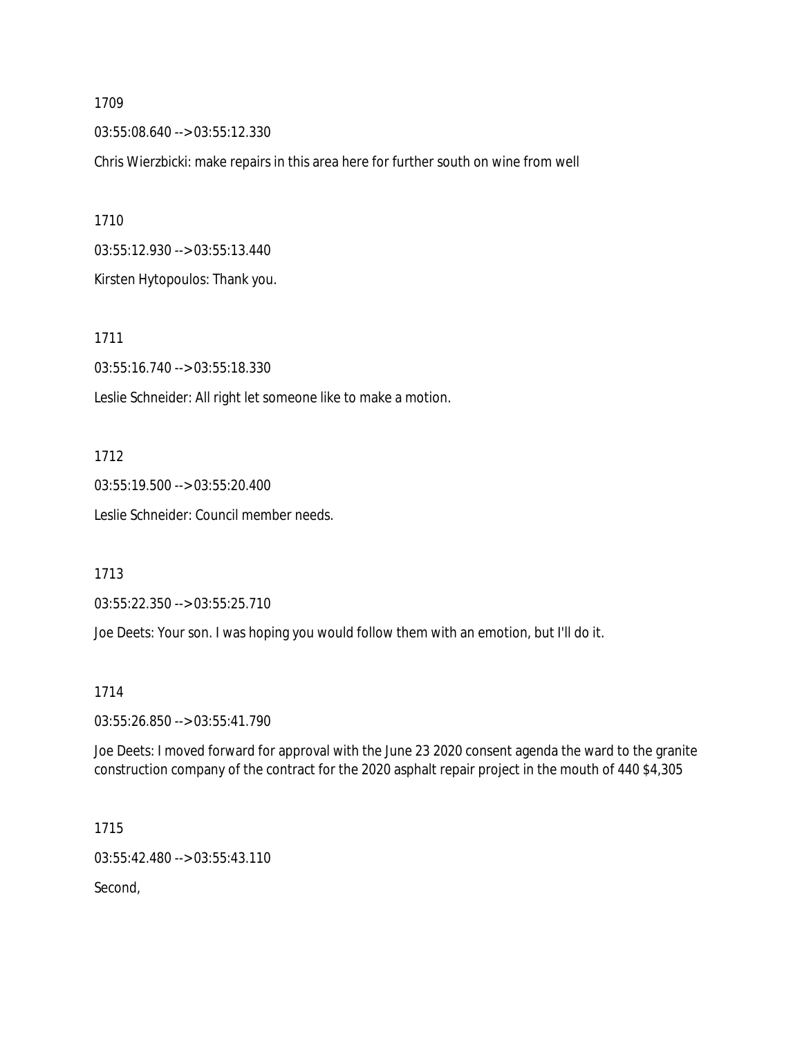1709

03:55:08.640 --> 03:55:12.330

Chris Wierzbicki: make repairs in this area here for further south on wine from well

1710

03:55:12.930 --> 03:55:13.440

Kirsten Hytopoulos: Thank you.

1711

03:55:16.740 --> 03:55:18.330

Leslie Schneider: All right let someone like to make a motion.

1712

03:55:19.500 --> 03:55:20.400

Leslie Schneider: Council member needs.

1713

03:55:22.350 --> 03:55:25.710

Joe Deets: Your son. I was hoping you would follow them with an emotion, but I'll do it.

1714

03:55:26.850 --> 03:55:41.790

Joe Deets: I moved forward for approval with the June 23 2020 consent agenda the ward to the granite construction company of the contract for the 2020 asphalt repair project in the mouth of 440 $4,305

1715

03:55:42.480 --> 03:55:43.110

Second,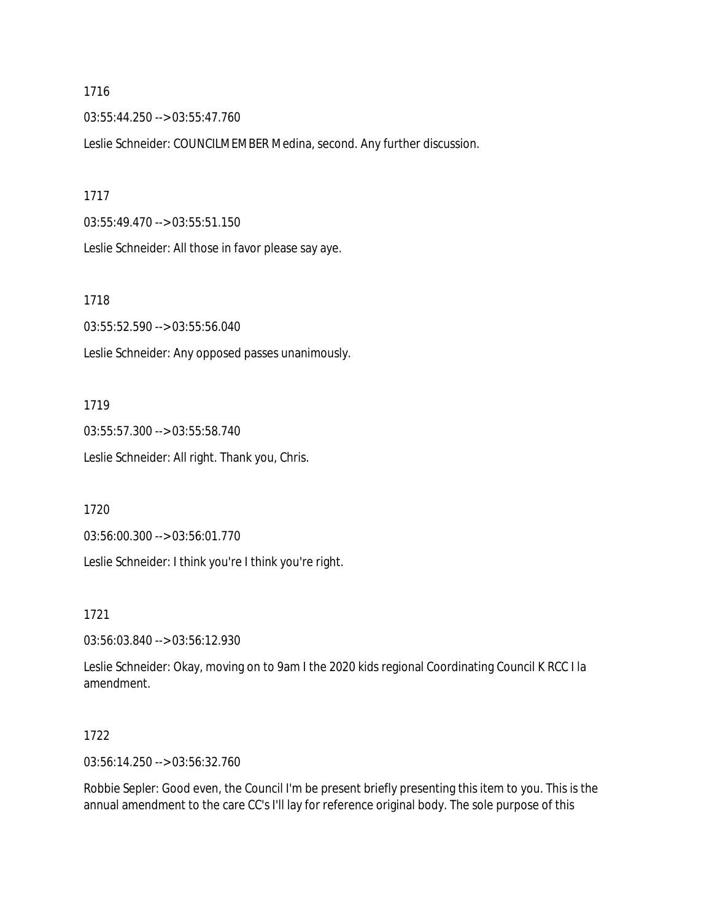1716

03:55:44.250 --> 03:55:47.760

Leslie Schneider: COUNCILMEMBER Medina, second. Any further discussion.

1717

03:55:49.470 --> 03:55:51.150

Leslie Schneider: All those in favor please say aye.

1718

03:55:52.590 --> 03:55:56.040

Leslie Schneider: Any opposed passes unanimously.

1719

03:55:57.300 --> 03:55:58.740

Leslie Schneider: All right. Thank you, Chris.

1720

03:56:00.300 --> 03:56:01.770

Leslie Schneider: I think you're I think you're right.

1721

03:56:03.840 --> 03:56:12.930

Leslie Schneider: Okay, moving on to 9am I the 2020 kids regional Coordinating Council K RCC I la amendment.

1722

03:56:14.250 --> 03:56:32.760

Robbie Sepler: Good even, the Council I'm be present briefly presenting this item to you. This is the annual amendment to the care CC's I'll lay for reference original body. The sole purpose of this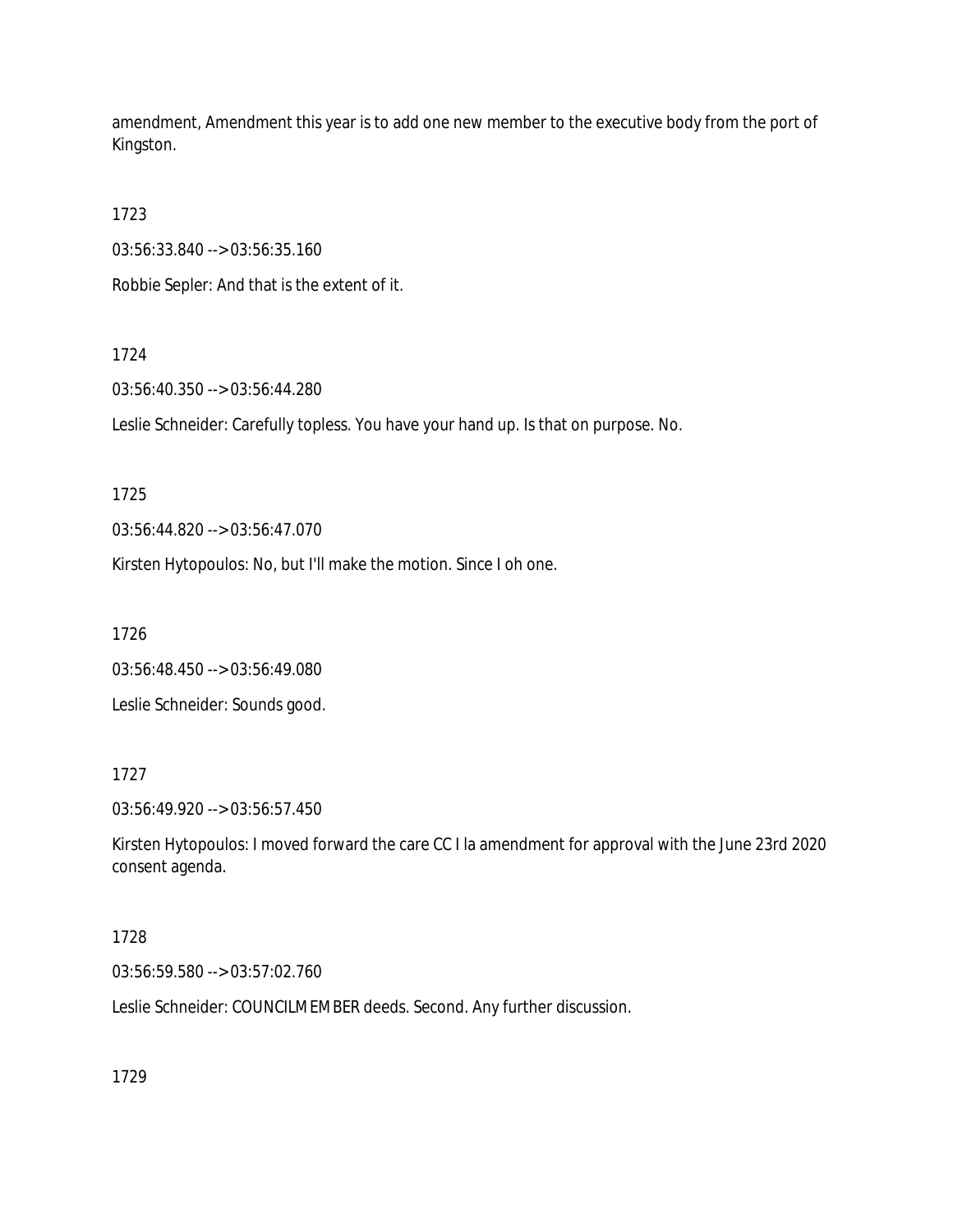amendment, Amendment this year is to add one new member to the executive body from the port of Kingston.

1723

03:56:33.840 --> 03:56:35.160

Robbie Sepler: And that is the extent of it.

1724

03:56:40.350 --> 03:56:44.280

Leslie Schneider: Carefully topless. You have your hand up. Is that on purpose. No.

1725

03:56:44.820 --> 03:56:47.070

Kirsten Hytopoulos: No, but I'll make the motion. Since I oh one.

1726

03:56:48.450 --> 03:56:49.080

Leslie Schneider: Sounds good.

1727

03:56:49.920 --> 03:56:57.450

Kirsten Hytopoulos: I moved forward the care CC I la amendment for approval with the June 23rd 2020 consent agenda.

1728

03:56:59.580 --> 03:57:02.760

Leslie Schneider: COUNCILMEMBER deeds. Second. Any further discussion.

1729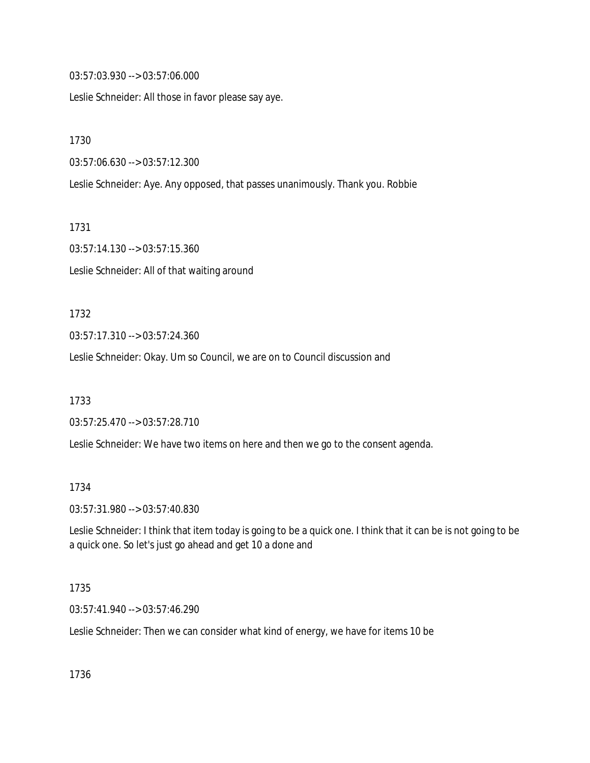03:57:03.930 --> 03:57:06.000

Leslie Schneider: All those in favor please say aye.

1730

03:57:06.630 --> 03:57:12.300

Leslie Schneider: Aye. Any opposed, that passes unanimously. Thank you. Robbie

1731

03:57:14.130 --> 03:57:15.360

Leslie Schneider: All of that waiting around

1732

03:57:17.310 --> 03:57:24.360

Leslie Schneider: Okay. Um so Council, we are on to Council discussion and

1733

03:57:25.470 --> 03:57:28.710

Leslie Schneider: We have two items on here and then we go to the consent agenda.

1734

03:57:31.980 --> 03:57:40.830

Leslie Schneider: I think that item today is going to be a quick one. I think that it can be is not going to be a quick one. So let's just go ahead and get 10 a done and

1735

03:57:41.940 --> 03:57:46.290

Leslie Schneider: Then we can consider what kind of energy, we have for items 10 be

1736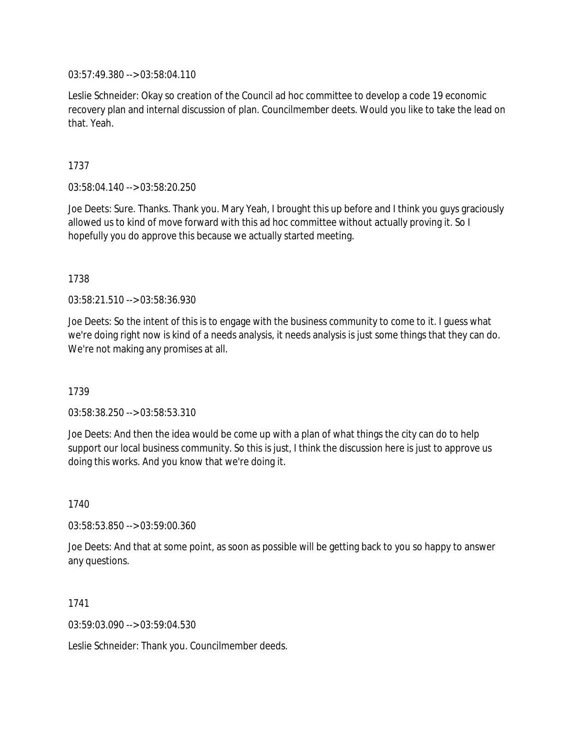03:57:49.380 --> 03:58:04.110

Leslie Schneider: Okay so creation of the Council ad hoc committee to develop a code 19 economic recovery plan and internal discussion of plan. Councilmember deets. Would you like to take the lead on that. Yeah.

1737

03:58:04.140 --> 03:58:20.250

Joe Deets: Sure. Thanks. Thank you. Mary Yeah, I brought this up before and I think you guys graciously allowed us to kind of move forward with this ad hoc committee without actually proving it. So I hopefully you do approve this because we actually started meeting.

1738

03:58:21.510 --> 03:58:36.930

Joe Deets: So the intent of this is to engage with the business community to come to it. I guess what we're doing right now is kind of a needs analysis, it needs analysis is just some things that they can do. We're not making any promises at all.

1739

03:58:38.250 --> 03:58:53.310

Joe Deets: And then the idea would be come up with a plan of what things the city can do to help support our local business community. So this is just, I think the discussion here is just to approve us doing this works. And you know that we're doing it.

1740

03:58:53.850 --> 03:59:00.360

Joe Deets: And that at some point, as soon as possible will be getting back to you so happy to answer any questions.

1741

03:59:03.090 --> 03:59:04.530

Leslie Schneider: Thank you. Councilmember deeds.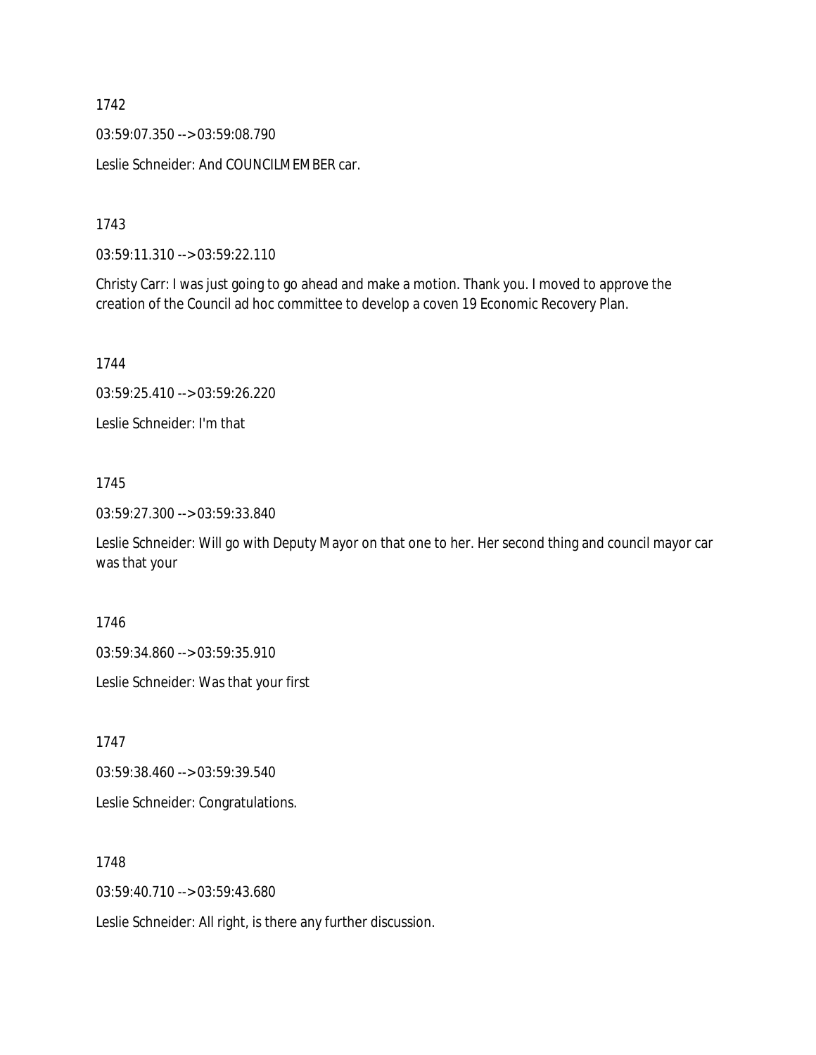1742

03:59:07.350 --> 03:59:08.790

Leslie Schneider: And COUNCILMEMBER car.

1743

03:59:11.310 --> 03:59:22.110

Christy Carr: I was just going to go ahead and make a motion. Thank you. I moved to approve the creation of the Council ad hoc committee to develop a coven 19 Economic Recovery Plan.

1744

03:59:25.410 --> 03:59:26.220

Leslie Schneider: I'm that

1745

03:59:27.300 --> 03:59:33.840

Leslie Schneider: Will go with Deputy Mayor on that one to her. Her second thing and council mayor car was that your

1746

03:59:34.860 --> 03:59:35.910

Leslie Schneider: Was that your first

1747

03:59:38.460 --> 03:59:39.540

Leslie Schneider: Congratulations.

1748

03:59:40.710 --> 03:59:43.680

Leslie Schneider: All right, is there any further discussion.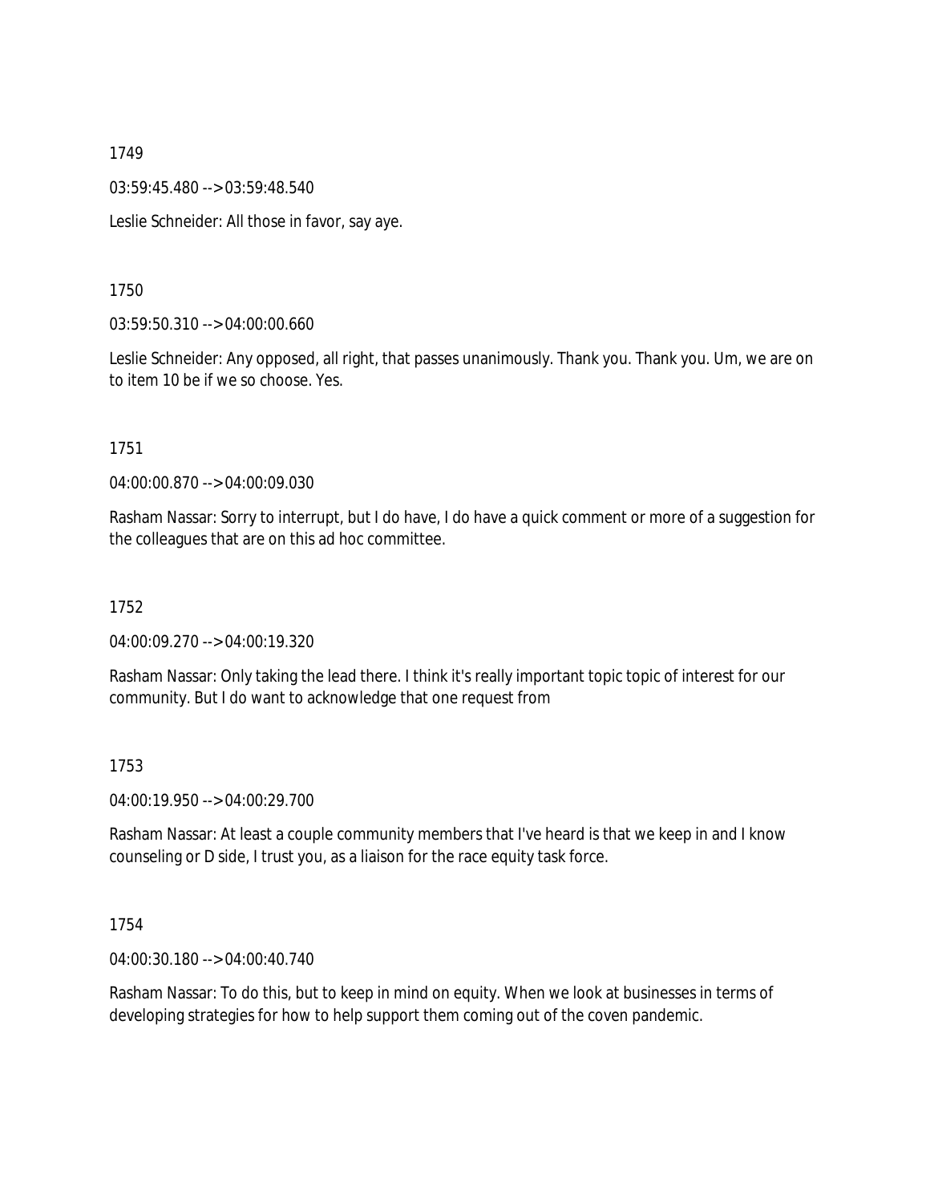1749

03:59:45.480 --> 03:59:48.540

Leslie Schneider: All those in favor, say aye.

1750

03:59:50.310 --> 04:00:00.660

Leslie Schneider: Any opposed, all right, that passes unanimously. Thank you. Thank you. Um, we are on to item 10 be if we so choose. Yes.

1751

04:00:00.870 --> 04:00:09.030

Rasham Nassar: Sorry to interrupt, but I do have, I do have a quick comment or more of a suggestion for the colleagues that are on this ad hoc committee.

1752

04:00:09.270 --> 04:00:19.320

Rasham Nassar: Only taking the lead there. I think it's really important topic topic of interest for our community. But I do want to acknowledge that one request from

1753

04:00:19.950 --> 04:00:29.700

Rasham Nassar: At least a couple community members that I've heard is that we keep in and I know counseling or D side, I trust you, as a liaison for the race equity task force.

1754

04:00:30.180 --> 04:00:40.740

Rasham Nassar: To do this, but to keep in mind on equity. When we look at businesses in terms of developing strategies for how to help support them coming out of the coven pandemic.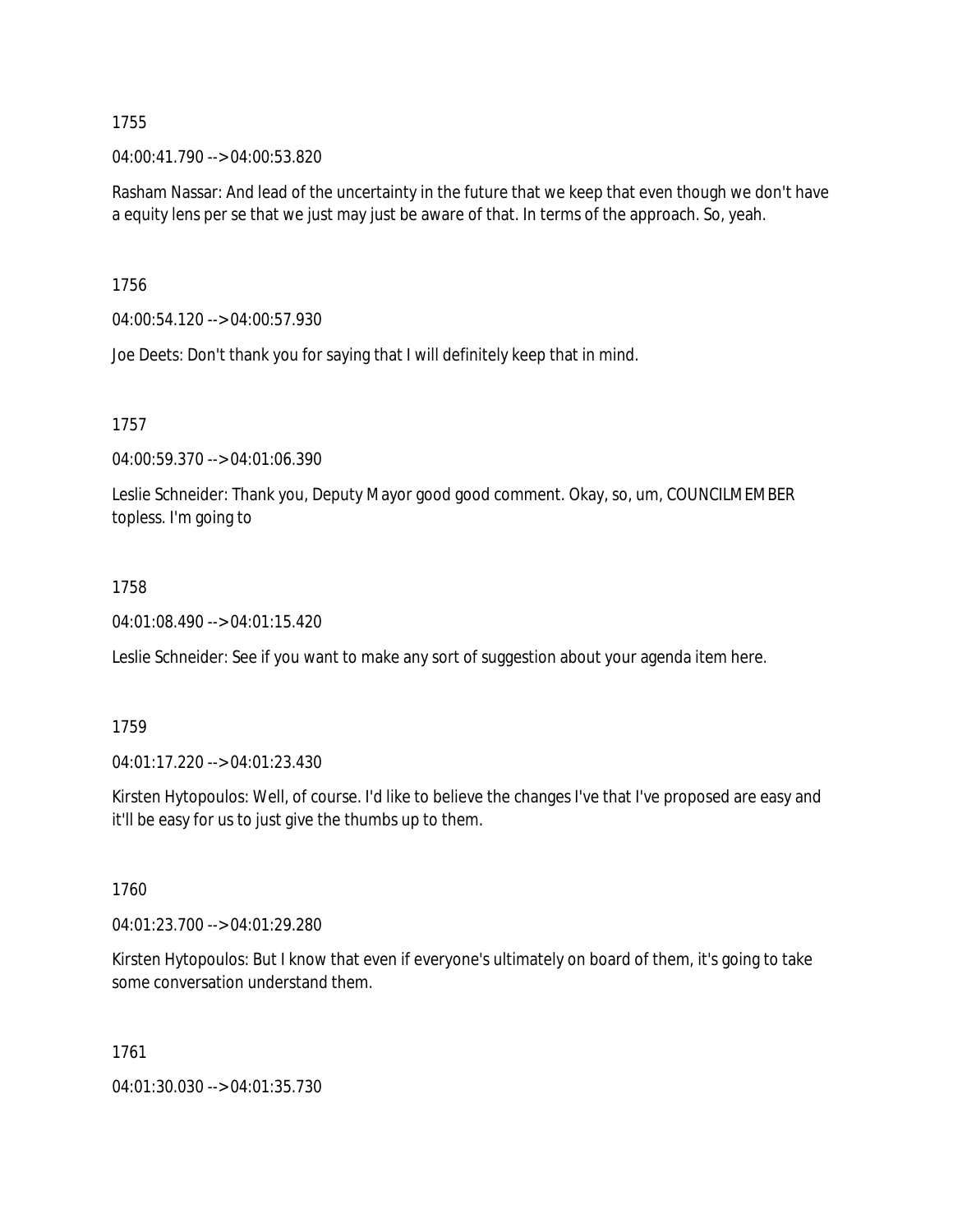1755

04:00:41.790 --> 04:00:53.820

Rasham Nassar: And lead of the uncertainty in the future that we keep that even though we don't have a equity lens per se that we just may just be aware of that. In terms of the approach. So, yeah.

1756

04:00:54.120 --> 04:00:57.930

Joe Deets: Don't thank you for saying that I will definitely keep that in mind.

1757

04:00:59.370 --> 04:01:06.390

Leslie Schneider: Thank you, Deputy Mayor good good comment. Okay, so, um, COUNCILMEMBER topless. I'm going to

1758

04:01:08.490 --> 04:01:15.420

Leslie Schneider: See if you want to make any sort of suggestion about your agenda item here.

1759

04:01:17.220 --> 04:01:23.430

Kirsten Hytopoulos: Well, of course. I'd like to believe the changes I've that I've proposed are easy and it'll be easy for us to just give the thumbs up to them.

1760

04:01:23.700 --> 04:01:29.280

Kirsten Hytopoulos: But I know that even if everyone's ultimately on board of them, it's going to take some conversation understand them.

1761

04:01:30.030 --> 04:01:35.730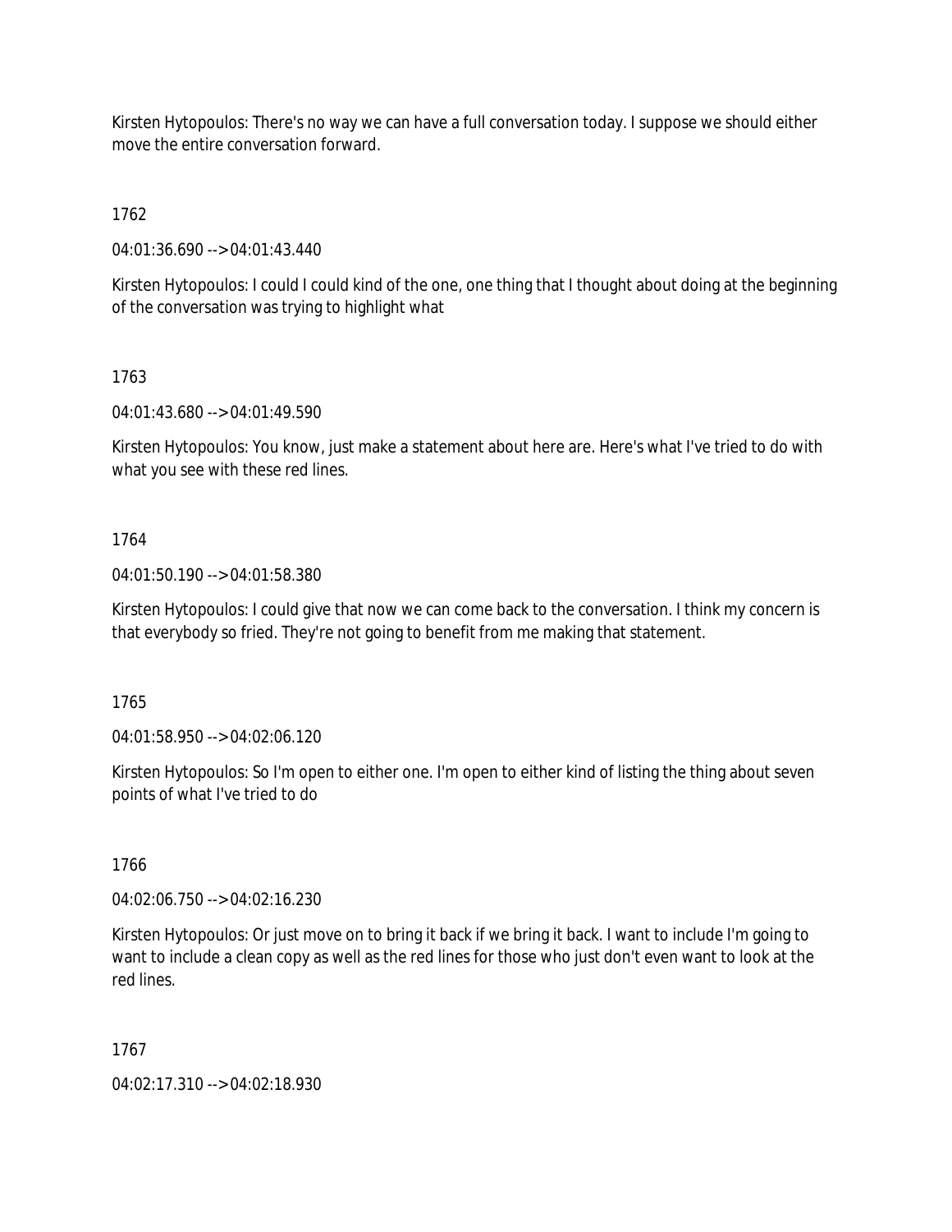Kirsten Hytopoulos: There's no way we can have a full conversation today. I suppose we should either move the entire conversation forward.

1762

04:01:36.690 --> 04:01:43.440

Kirsten Hytopoulos: I could I could kind of the one, one thing that I thought about doing at the beginning of the conversation was trying to highlight what

1763

04:01:43.680 --> 04:01:49.590

Kirsten Hytopoulos: You know, just make a statement about here are. Here's what I've tried to do with what you see with these red lines.

1764

04:01:50.190 --> 04:01:58.380

Kirsten Hytopoulos: I could give that now we can come back to the conversation. I think my concern is that everybody so fried. They're not going to benefit from me making that statement.

1765

04:01:58.950 --> 04:02:06.120

Kirsten Hytopoulos: So I'm open to either one. I'm open to either kind of listing the thing about seven points of what I've tried to do

1766

04:02:06.750 --> 04:02:16.230

Kirsten Hytopoulos: Or just move on to bring it back if we bring it back. I want to include I'm going to want to include a clean copy as well as the red lines for those who just don't even want to look at the red lines.

1767

04:02:17.310 --> 04:02:18.930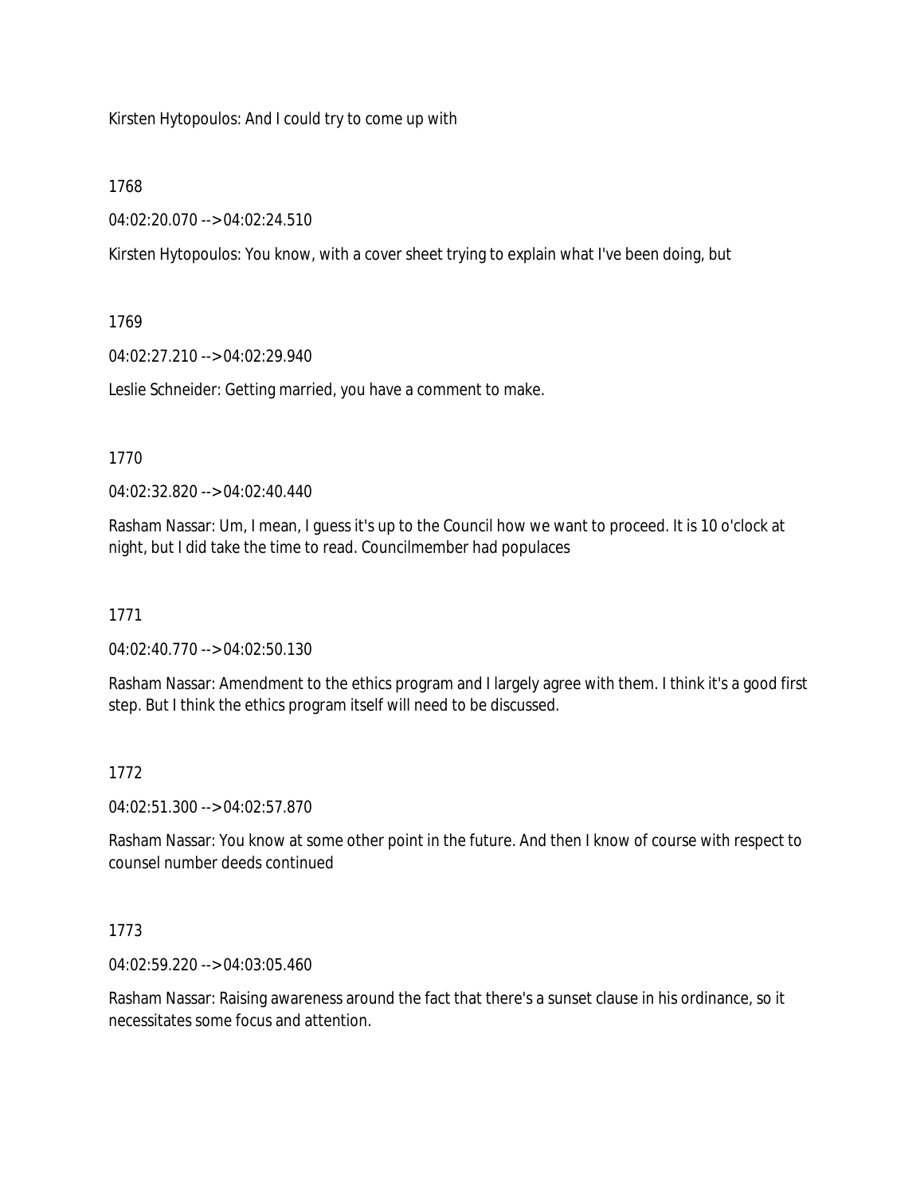Kirsten Hytopoulos: And I could try to come up with

1768

04:02:20.070 --> 04:02:24.510

Kirsten Hytopoulos: You know, with a cover sheet trying to explain what I've been doing, but

1769

04:02:27.210 --> 04:02:29.940

Leslie Schneider: Getting married, you have a comment to make.

1770

04:02:32.820 --> 04:02:40.440

Rasham Nassar: Um, I mean, I guess it's up to the Council how we want to proceed. It is 10 o'clock at night, but I did take the time to read. Councilmember had populaces

1771

04:02:40.770 --> 04:02:50.130

Rasham Nassar: Amendment to the ethics program and I largely agree with them. I think it's a good first step. But I think the ethics program itself will need to be discussed.

1772

04:02:51.300 --> 04:02:57.870

Rasham Nassar: You know at some other point in the future. And then I know of course with respect to counsel number deeds continued

1773

04:02:59.220 --> 04:03:05.460

Rasham Nassar: Raising awareness around the fact that there's a sunset clause in his ordinance, so it necessitates some focus and attention.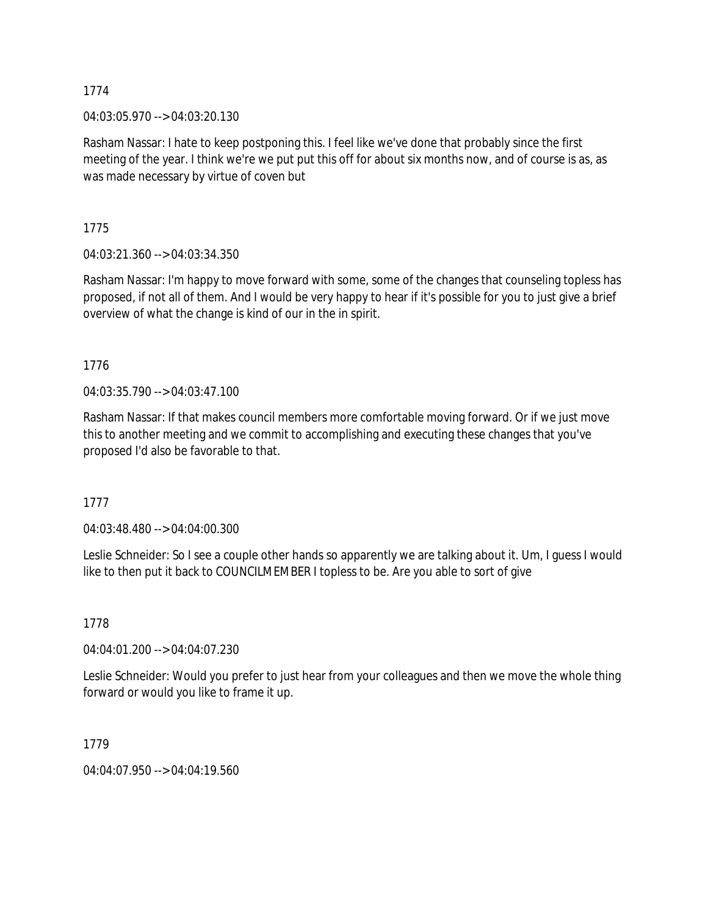1774

04:03:05.970 --> 04:03:20.130

Rasham Nassar: I hate to keep postponing this. I feel like we've done that probably since the first meeting of the year. I think we're we put put this off for about six months now, and of course is as, as was made necessary by virtue of coven but

1775

04:03:21.360 --> 04:03:34.350

Rasham Nassar: I'm happy to move forward with some, some of the changes that counseling topless has proposed, if not all of them. And I would be very happy to hear if it's possible for you to just give a brief overview of what the change is kind of our in the in spirit.

1776

04:03:35.790 --> 04:03:47.100

Rasham Nassar: If that makes council members more comfortable moving forward. Or if we just move this to another meeting and we commit to accomplishing and executing these changes that you've proposed I'd also be favorable to that.

1777

04:03:48.480 --> 04:04:00.300

Leslie Schneider: So I see a couple other hands so apparently we are talking about it. Um, I guess I would like to then put it back to COUNCILMEMBER I topless to be. Are you able to sort of give

1778

04:04:01.200 --> 04:04:07.230

Leslie Schneider: Would you prefer to just hear from your colleagues and then we move the whole thing forward or would you like to frame it up.

1779

04:04:07.950 --> 04:04:19.560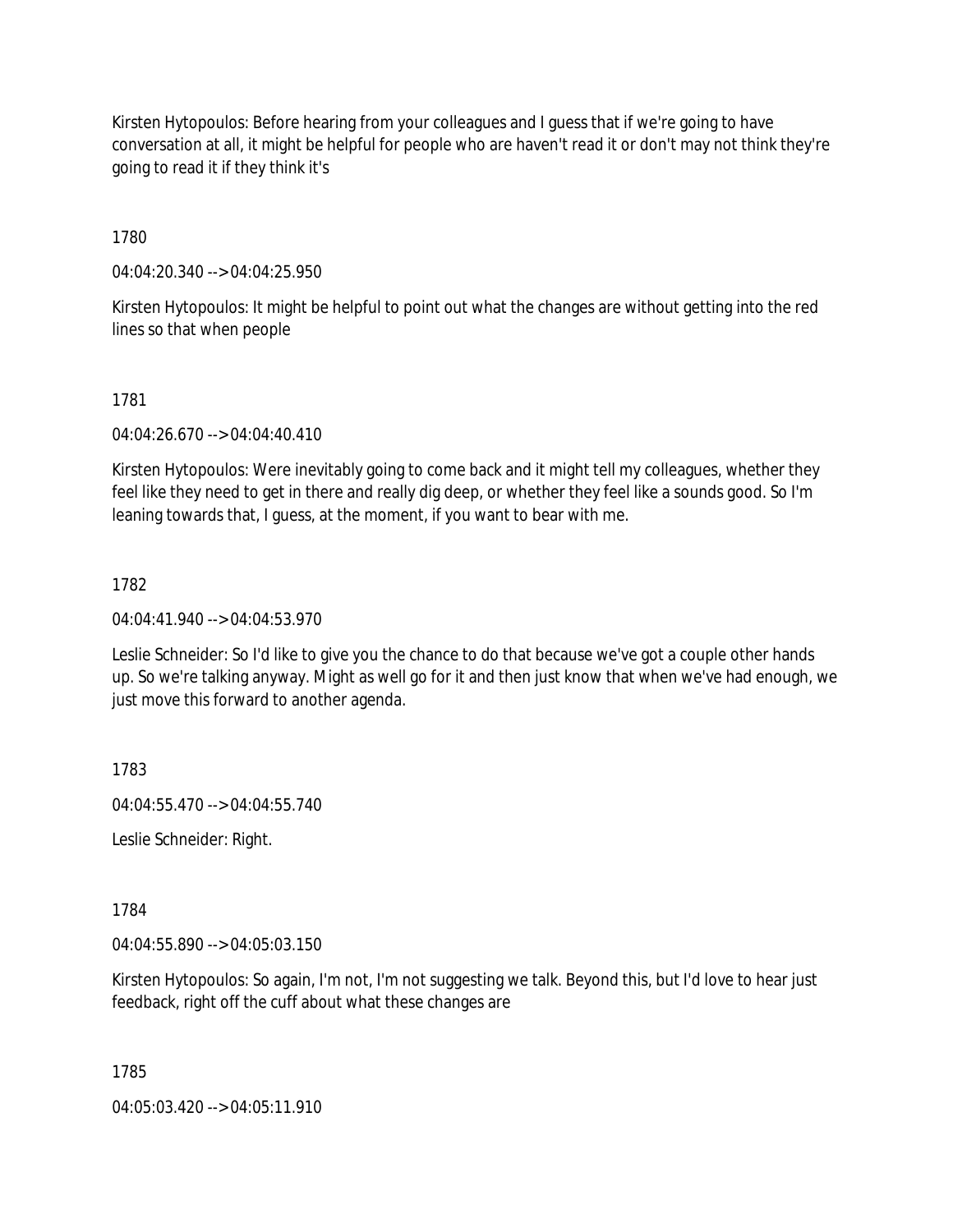Kirsten Hytopoulos: Before hearing from your colleagues and I guess that if we're going to have conversation at all, it might be helpful for people who are haven't read it or don't may not think they're going to read it if they think it's

1780

04:04:20.340 --> 04:04:25.950

Kirsten Hytopoulos: It might be helpful to point out what the changes are without getting into the red lines so that when people

1781

04:04:26.670 --> 04:04:40.410

Kirsten Hytopoulos: Were inevitably going to come back and it might tell my colleagues, whether they feel like they need to get in there and really dig deep, or whether they feel like a sounds good. So I'm leaning towards that, I guess, at the moment, if you want to bear with me.

1782

04:04:41.940 --> 04:04:53.970

Leslie Schneider: So I'd like to give you the chance to do that because we've got a couple other hands up. So we're talking anyway. Might as well go for it and then just know that when we've had enough, we just move this forward to another agenda.

1783

04:04:55.470 --> 04:04:55.740

Leslie Schneider: Right.

1784

04:04:55.890 --> 04:05:03.150

Kirsten Hytopoulos: So again, I'm not, I'm not suggesting we talk. Beyond this, but I'd love to hear just feedback, right off the cuff about what these changes are

1785

04:05:03.420 --> 04:05:11.910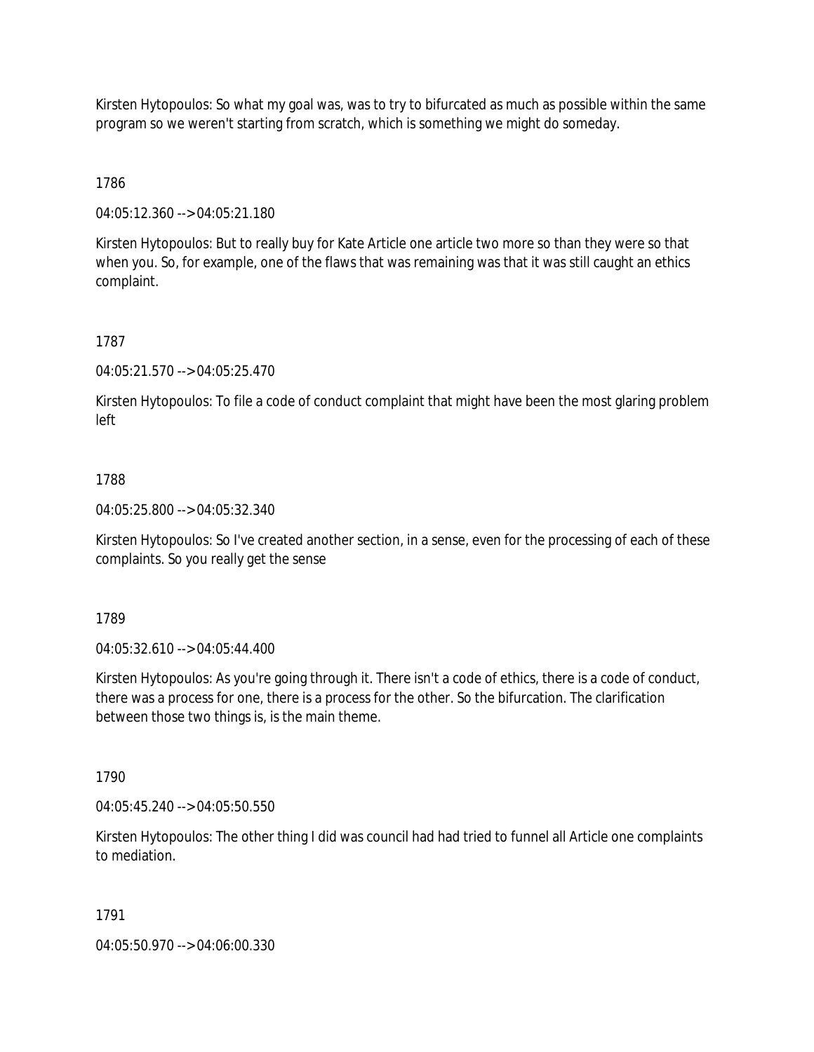Kirsten Hytopoulos: So what my goal was, was to try to bifurcated as much as possible within the same program so we weren't starting from scratch, which is something we might do someday.

1786

04:05:12.360 --> 04:05:21.180

Kirsten Hytopoulos: But to really buy for Kate Article one article two more so than they were so that when you. So, for example, one of the flaws that was remaining was that it was still caught an ethics complaint.

1787

04:05:21.570 --> 04:05:25.470

Kirsten Hytopoulos: To file a code of conduct complaint that might have been the most glaring problem left

1788

04:05:25.800 --> 04:05:32.340

Kirsten Hytopoulos: So I've created another section, in a sense, even for the processing of each of these complaints. So you really get the sense

1789

04:05:32.610 --> 04:05:44.400

Kirsten Hytopoulos: As you're going through it. There isn't a code of ethics, there is a code of conduct, there was a process for one, there is a process for the other. So the bifurcation. The clarification between those two things is, is the main theme.

1790

04:05:45.240 --> 04:05:50.550

Kirsten Hytopoulos: The other thing I did was council had had tried to funnel all Article one complaints to mediation.

1791

04:05:50.970 --> 04:06:00.330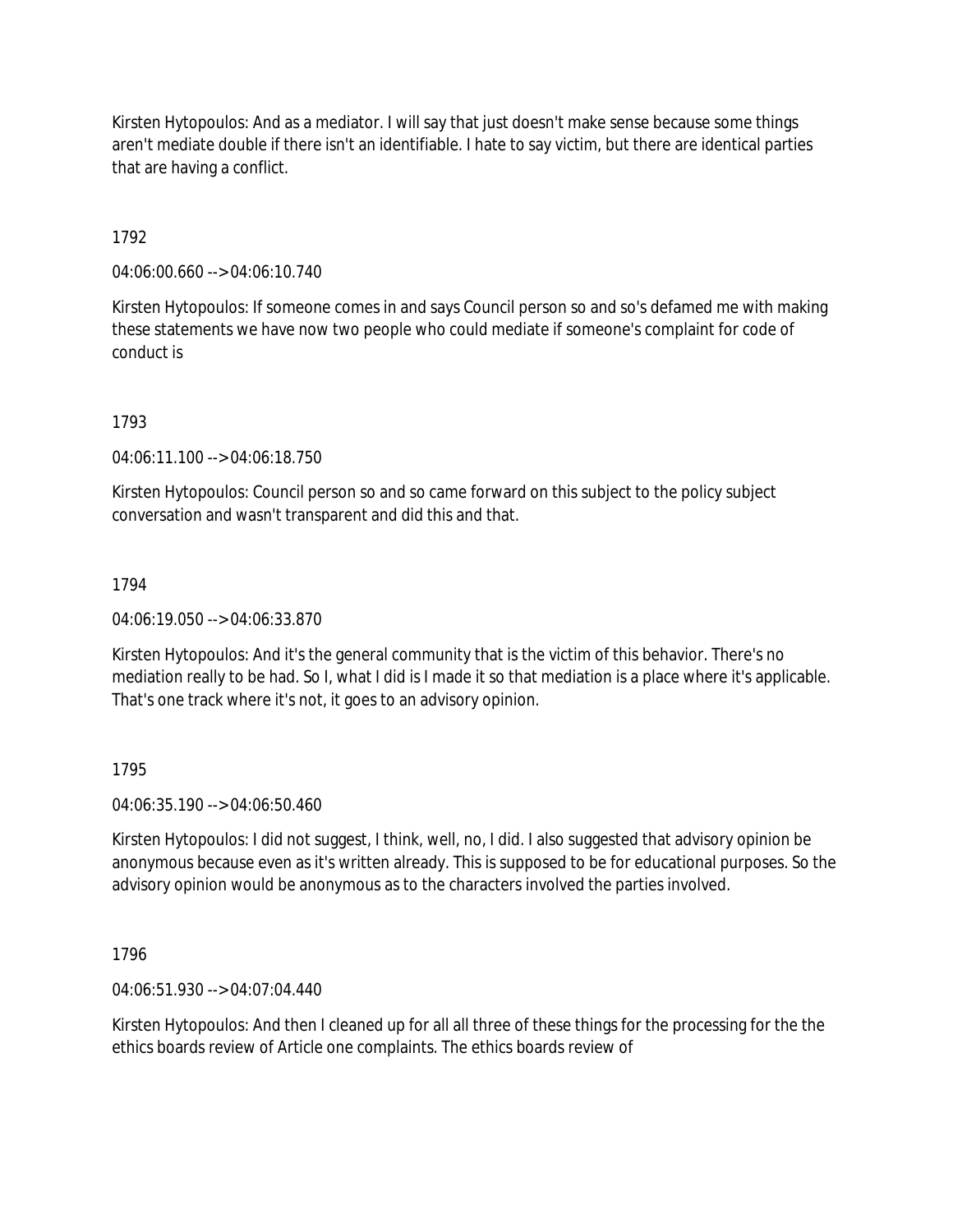Kirsten Hytopoulos: And as a mediator. I will say that just doesn't make sense because some things aren't mediate double if there isn't an identifiable. I hate to say victim, but there are identical parties that are having a conflict.

1792

04:06:00.660 --> 04:06:10.740

Kirsten Hytopoulos: If someone comes in and says Council person so and so's defamed me with making these statements we have now two people who could mediate if someone's complaint for code of conduct is

1793

04:06:11.100 --> 04:06:18.750

Kirsten Hytopoulos: Council person so and so came forward on this subject to the policy subject conversation and wasn't transparent and did this and that.

1794

04:06:19.050 --> 04:06:33.870

Kirsten Hytopoulos: And it's the general community that is the victim of this behavior. There's no mediation really to be had. So I, what I did is I made it so that mediation is a place where it's applicable. That's one track where it's not, it goes to an advisory opinion.

1795

04:06:35.190 --> 04:06:50.460

Kirsten Hytopoulos: I did not suggest, I think, well, no, I did. I also suggested that advisory opinion be anonymous because even as it's written already. This is supposed to be for educational purposes. So the advisory opinion would be anonymous as to the characters involved the parties involved.

1796

04:06:51.930 --> 04:07:04.440

Kirsten Hytopoulos: And then I cleaned up for all all three of these things for the processing for the the ethics boards review of Article one complaints. The ethics boards review of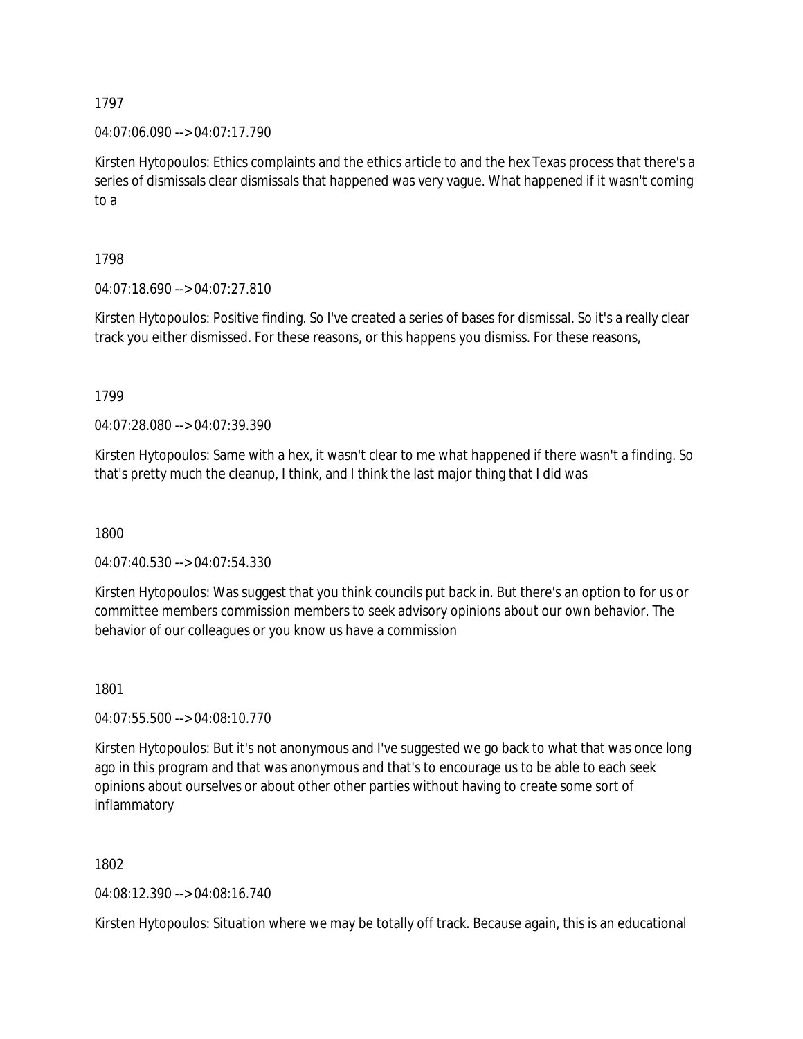1797

04:07:06.090 --> 04:07:17.790

Kirsten Hytopoulos: Ethics complaints and the ethics article to and the hex Texas process that there's a series of dismissals clear dismissals that happened was very vague. What happened if it wasn't coming to a

1798

04:07:18.690 --> 04:07:27.810

Kirsten Hytopoulos: Positive finding. So I've created a series of bases for dismissal. So it's a really clear track you either dismissed. For these reasons, or this happens you dismiss. For these reasons,

1799

04:07:28.080 --> 04:07:39.390

Kirsten Hytopoulos: Same with a hex, it wasn't clear to me what happened if there wasn't a finding. So that's pretty much the cleanup, I think, and I think the last major thing that I did was

1800

04:07:40.530 --> 04:07:54.330

Kirsten Hytopoulos: Was suggest that you think councils put back in. But there's an option to for us or committee members commission members to seek advisory opinions about our own behavior. The behavior of our colleagues or you know us have a commission

1801

04:07:55.500 --> 04:08:10.770

Kirsten Hytopoulos: But it's not anonymous and I've suggested we go back to what that was once long ago in this program and that was anonymous and that's to encourage us to be able to each seek opinions about ourselves or about other other parties without having to create some sort of inflammatory

1802

04:08:12.390 --> 04:08:16.740

Kirsten Hytopoulos: Situation where we may be totally off track. Because again, this is an educational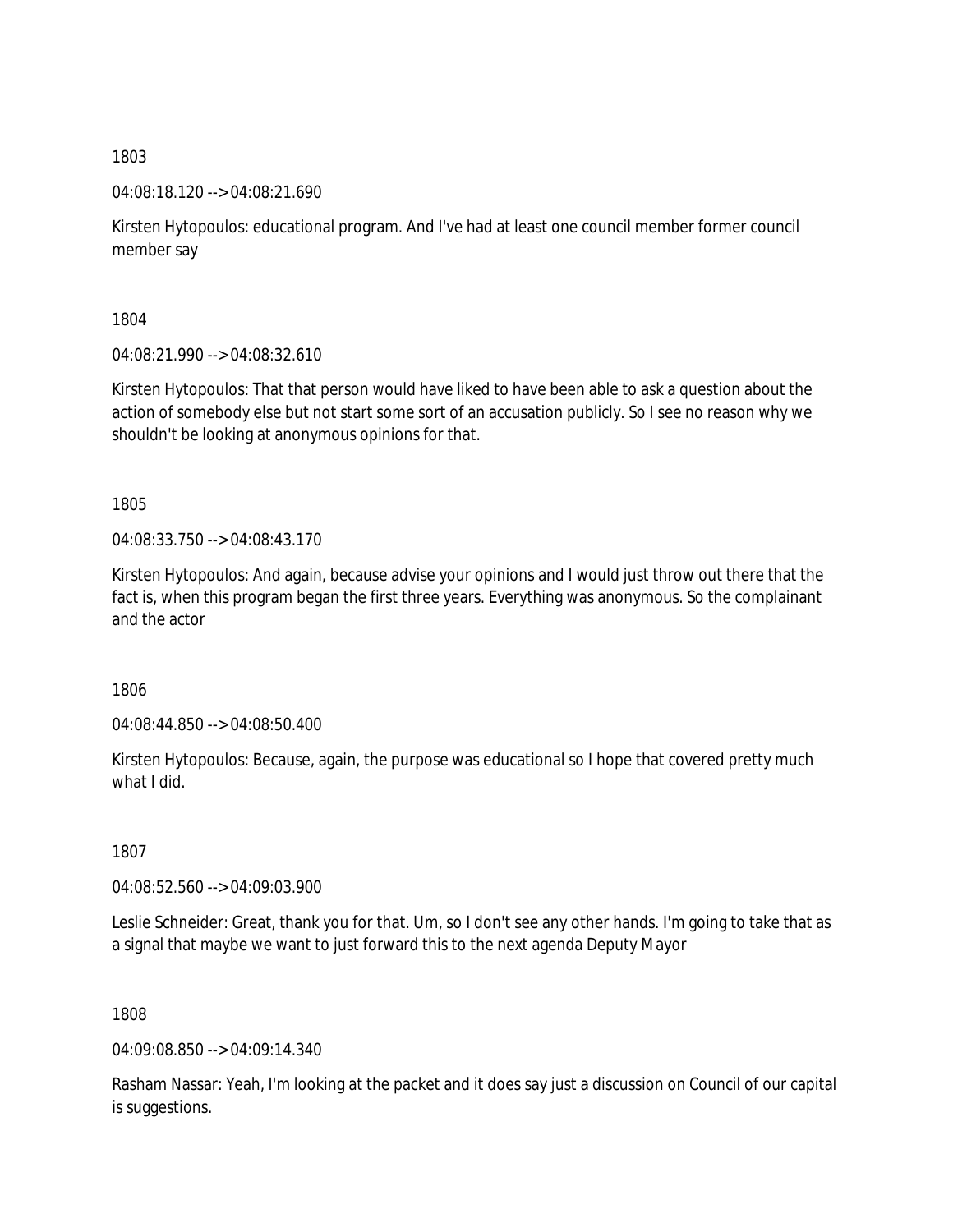1803

04:08:18.120 --> 04:08:21.690

Kirsten Hytopoulos: educational program. And I've had at least one council member former council member say

1804

04:08:21.990 --> 04:08:32.610

Kirsten Hytopoulos: That that person would have liked to have been able to ask a question about the action of somebody else but not start some sort of an accusation publicly. So I see no reason why we shouldn't be looking at anonymous opinions for that.

1805

04:08:33.750 --> 04:08:43.170

Kirsten Hytopoulos: And again, because advise your opinions and I would just throw out there that the fact is, when this program began the first three years. Everything was anonymous. So the complainant and the actor

1806

04:08:44.850 --> 04:08:50.400

Kirsten Hytopoulos: Because, again, the purpose was educational so I hope that covered pretty much what I did.

1807

04:08:52.560 --> 04:09:03.900

Leslie Schneider: Great, thank you for that. Um, so I don't see any other hands. I'm going to take that as a signal that maybe we want to just forward this to the next agenda Deputy Mayor

1808

04:09:08.850 --> 04:09:14.340

Rasham Nassar: Yeah, I'm looking at the packet and it does say just a discussion on Council of our capital is suggestions.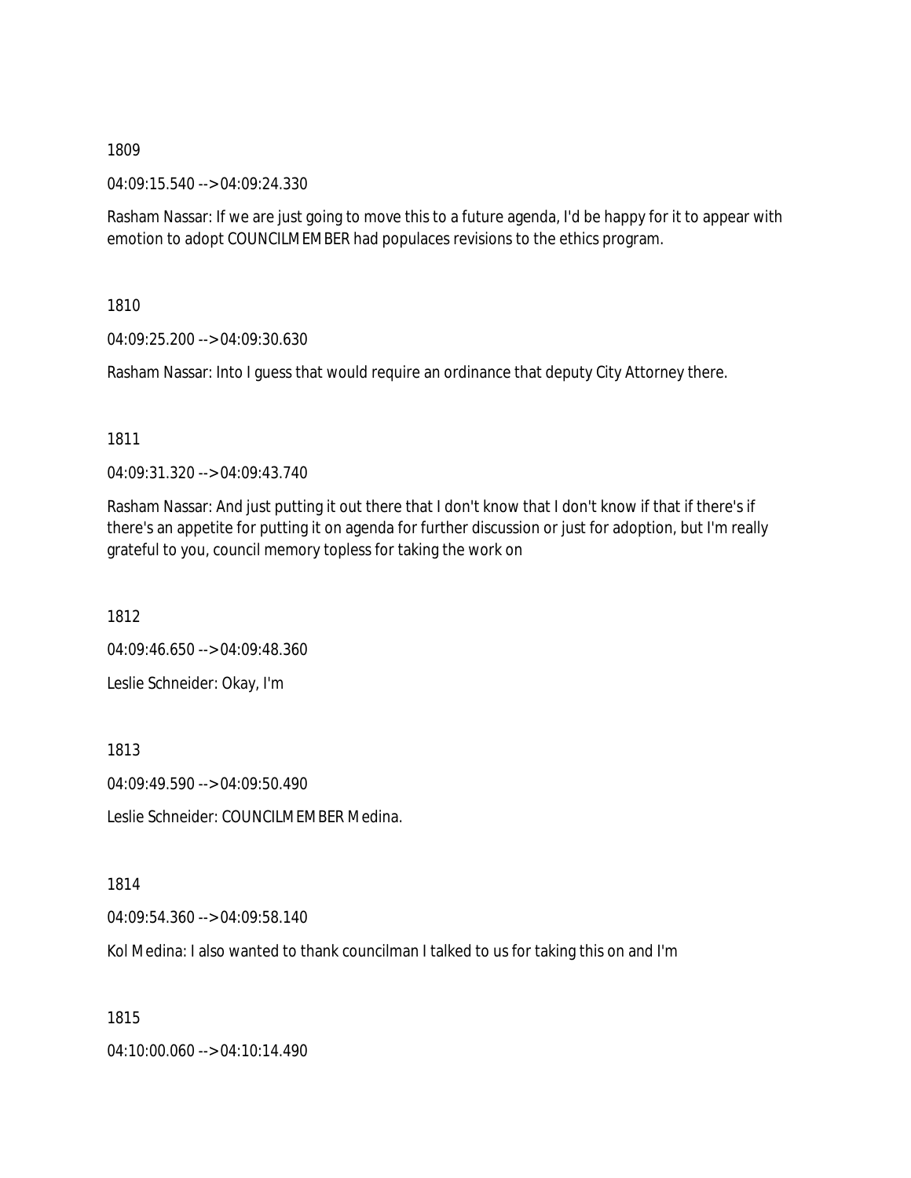1809

04:09:15.540 --> 04:09:24.330

Rasham Nassar: If we are just going to move this to a future agenda, I'd be happy for it to appear with emotion to adopt COUNCILMEMBER had populaces revisions to the ethics program.

1810

04:09:25.200 --> 04:09:30.630

Rasham Nassar: Into I guess that would require an ordinance that deputy City Attorney there.

1811

04:09:31.320 --> 04:09:43.740

Rasham Nassar: And just putting it out there that I don't know that I don't know if that if there's if there's an appetite for putting it on agenda for further discussion or just for adoption, but I'm really grateful to you, council memory topless for taking the work on

1812

04:09:46.650 --> 04:09:48.360

Leslie Schneider: Okay, I'm

1813

04:09:49.590 --> 04:09:50.490

Leslie Schneider: COUNCILMEMBER Medina.

1814

04:09:54.360 --> 04:09:58.140

Kol Medina: I also wanted to thank councilman I talked to us for taking this on and I'm

1815

04:10:00.060 --> 04:10:14.490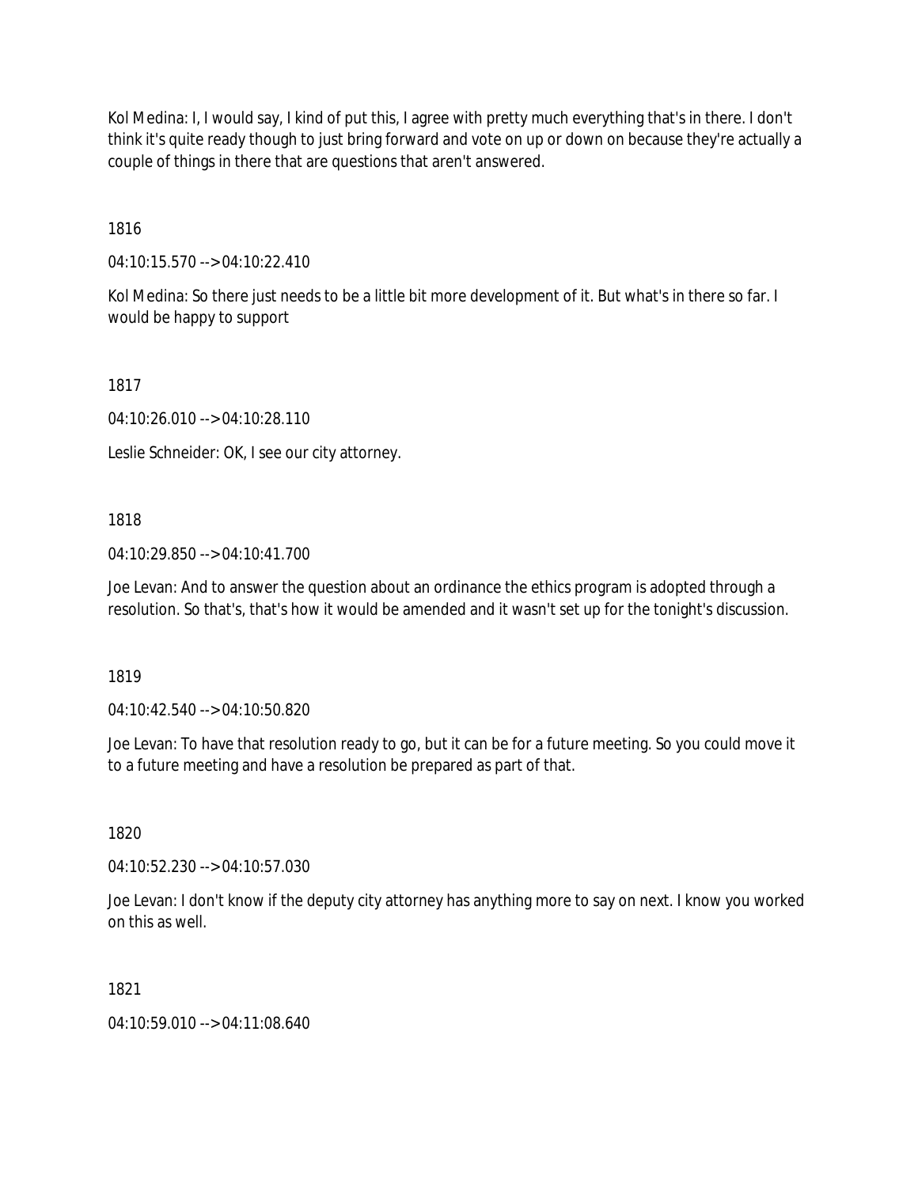Kol Medina: I, I would say, I kind of put this, I agree with pretty much everything that's in there. I don't think it's quite ready though to just bring forward and vote on up or down on because they're actually a couple of things in there that are questions that aren't answered.

1816

04:10:15.570 --> 04:10:22.410

Kol Medina: So there just needs to be a little bit more development of it. But what's in there so far. I would be happy to support

1817

04:10:26.010 --> 04:10:28.110

Leslie Schneider: OK, I see our city attorney.

1818

04:10:29.850 --> 04:10:41.700

Joe Levan: And to answer the question about an ordinance the ethics program is adopted through a resolution. So that's, that's how it would be amended and it wasn't set up for the tonight's discussion.

1819

04:10:42.540 --> 04:10:50.820

Joe Levan: To have that resolution ready to go, but it can be for a future meeting. So you could move it to a future meeting and have a resolution be prepared as part of that.

1820

04:10:52.230 --> 04:10:57.030

Joe Levan: I don't know if the deputy city attorney has anything more to say on next. I know you worked on this as well.

1821

04:10:59.010 --> 04:11:08.640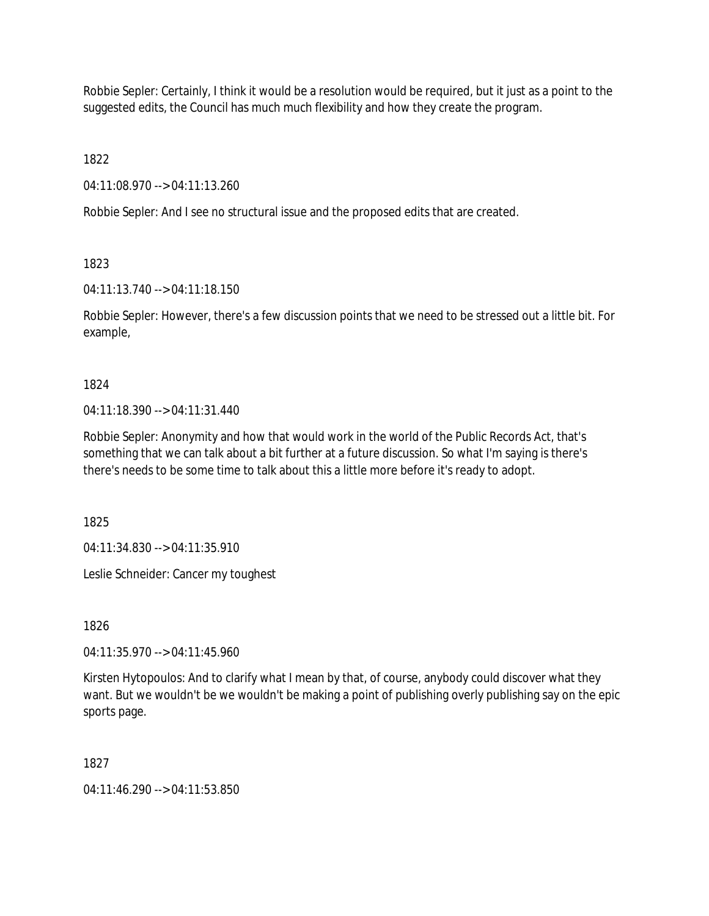Robbie Sepler: Certainly, I think it would be a resolution would be required, but it just as a point to the suggested edits, the Council has much much flexibility and how they create the program.

1822

04:11:08.970 --> 04:11:13.260

Robbie Sepler: And I see no structural issue and the proposed edits that are created.

1823

04:11:13.740 --> 04:11:18.150

Robbie Sepler: However, there's a few discussion points that we need to be stressed out a little bit. For example,

1824

04:11:18.390 --> 04:11:31.440

Robbie Sepler: Anonymity and how that would work in the world of the Public Records Act, that's something that we can talk about a bit further at a future discussion. So what I'm saying is there's there's needs to be some time to talk about this a little more before it's ready to adopt.

1825

04:11:34.830 --> 04:11:35.910

Leslie Schneider: Cancer my toughest

1826

04:11:35.970 --> 04:11:45.960

Kirsten Hytopoulos: And to clarify what I mean by that, of course, anybody could discover what they want. But we wouldn't be we wouldn't be making a point of publishing overly publishing say on the epic sports page.

1827

04:11:46.290 --> 04:11:53.850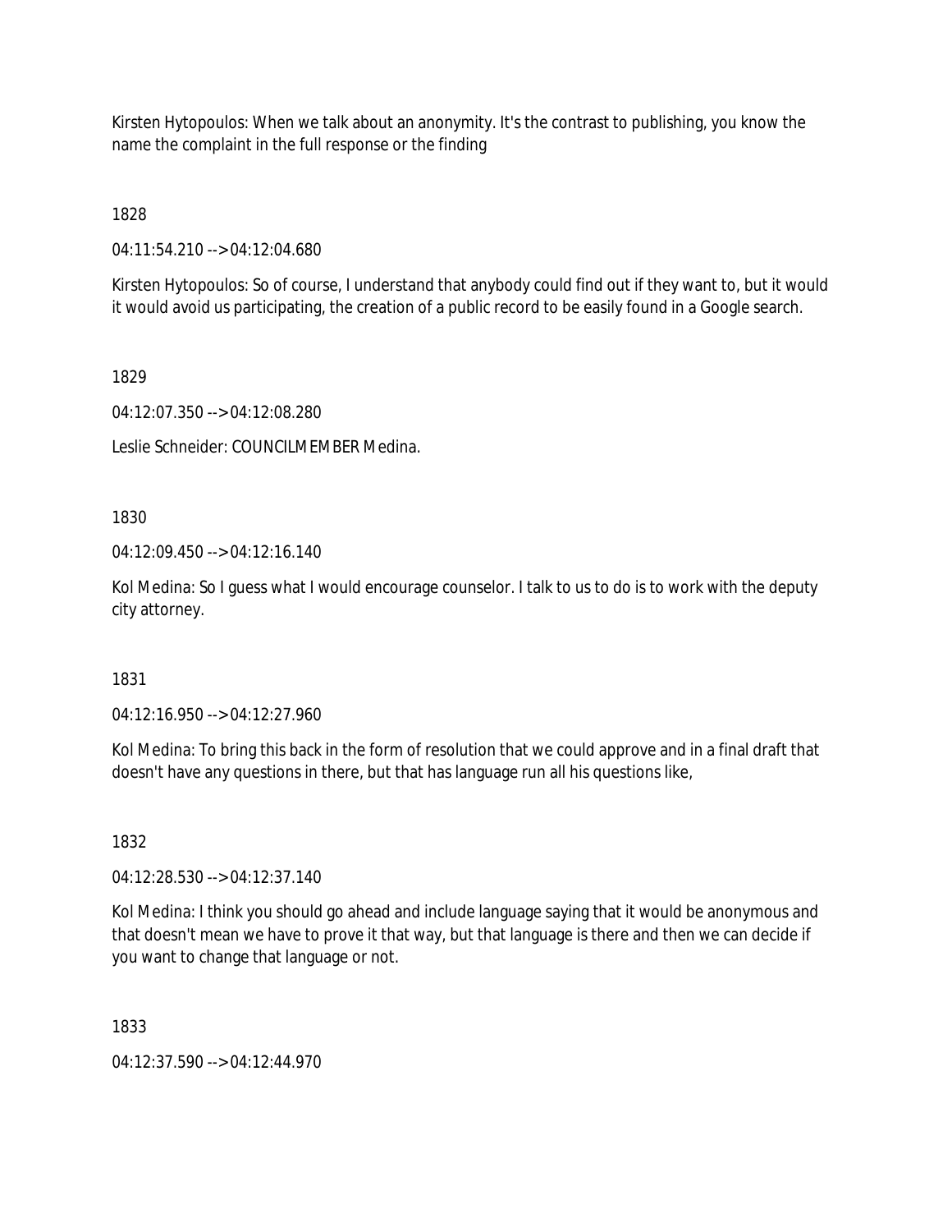Kirsten Hytopoulos: When we talk about an anonymity. It's the contrast to publishing, you know the name the complaint in the full response or the finding

1828

04:11:54.210 --> 04:12:04.680

Kirsten Hytopoulos: So of course, I understand that anybody could find out if they want to, but it would it would avoid us participating, the creation of a public record to be easily found in a Google search.

1829

04:12:07.350 --> 04:12:08.280

Leslie Schneider: COUNCILMEMBER Medina.

1830

04:12:09.450 --> 04:12:16.140

Kol Medina: So I guess what I would encourage counselor. I talk to us to do is to work with the deputy city attorney.

1831

04:12:16.950 --> 04:12:27.960

Kol Medina: To bring this back in the form of resolution that we could approve and in a final draft that doesn't have any questions in there, but that has language run all his questions like,

1832

04:12:28.530 --> 04:12:37.140

Kol Medina: I think you should go ahead and include language saying that it would be anonymous and that doesn't mean we have to prove it that way, but that language is there and then we can decide if you want to change that language or not.

1833

04:12:37.590 --> 04:12:44.970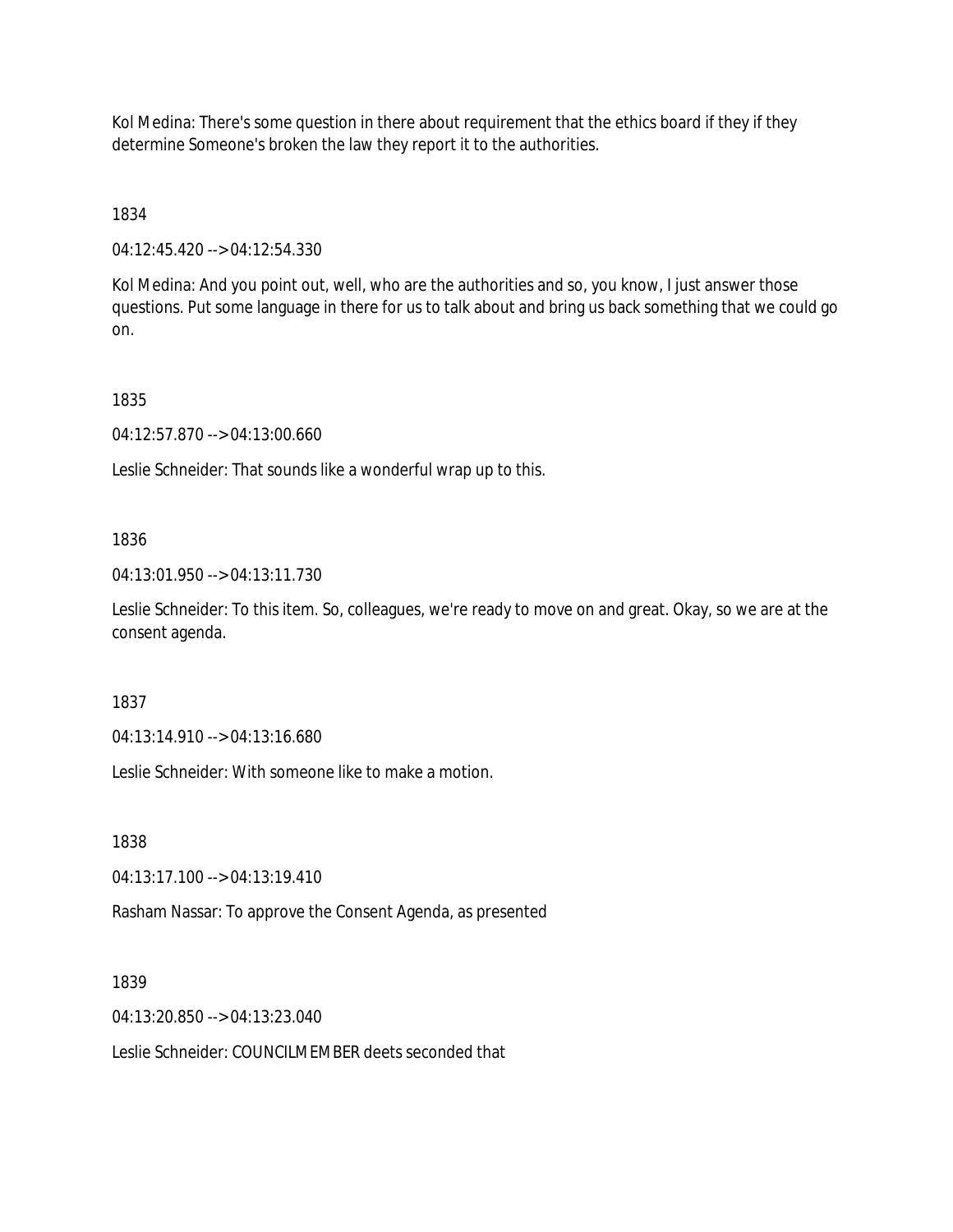Kol Medina: There's some question in there about requirement that the ethics board if they if they determine Someone's broken the law they report it to the authorities.

1834

04:12:45.420 --> 04:12:54.330

Kol Medina: And you point out, well, who are the authorities and so, you know, I just answer those questions. Put some language in there for us to talk about and bring us back something that we could go on.

1835

04:12:57.870 --> 04:13:00.660

Leslie Schneider: That sounds like a wonderful wrap up to this.

1836

04:13:01.950 --> 04:13:11.730

Leslie Schneider: To this item. So, colleagues, we're ready to move on and great. Okay, so we are at the consent agenda.

1837

04:13:14.910 --> 04:13:16.680

Leslie Schneider: With someone like to make a motion.

1838

04:13:17.100 --> 04:13:19.410

Rasham Nassar: To approve the Consent Agenda, as presented

1839

04:13:20.850 --> 04:13:23.040

Leslie Schneider: COUNCILMEMBER deets seconded that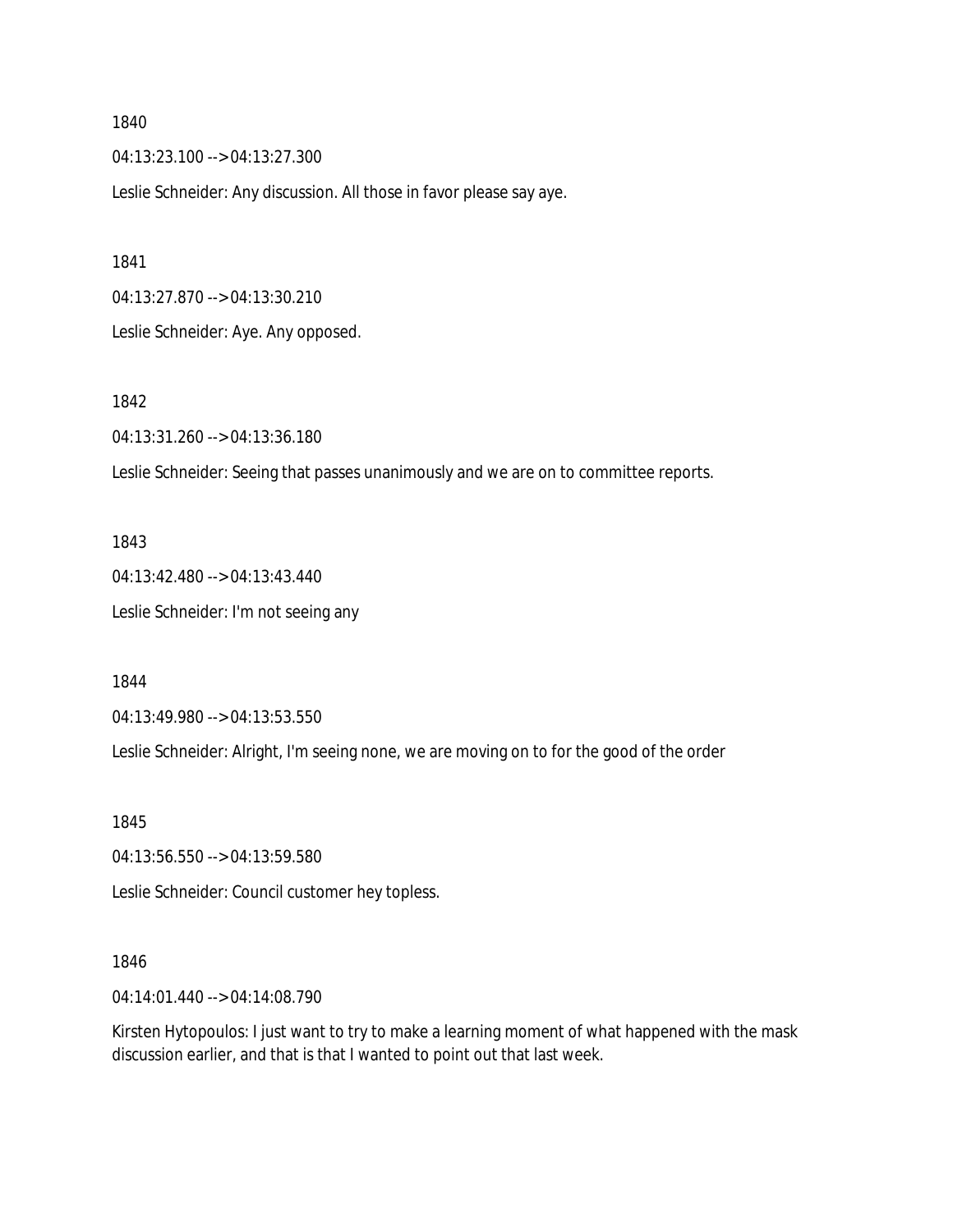1840

04:13:23.100 --> 04:13:27.300

Leslie Schneider: Any discussion. All those in favor please say aye.

1841

04:13:27.870 --> 04:13:30.210

Leslie Schneider: Aye. Any opposed.

1842

04:13:31.260 --> 04:13:36.180

Leslie Schneider: Seeing that passes unanimously and we are on to committee reports.

1843

04:13:42.480 --> 04:13:43.440

Leslie Schneider: I'm not seeing any

1844

04:13:49.980 --> 04:13:53.550

Leslie Schneider: Alright, I'm seeing none, we are moving on to for the good of the order

1845

04:13:56.550 --> 04:13:59.580

Leslie Schneider: Council customer hey topless.

1846

04:14:01.440 --> 04:14:08.790

Kirsten Hytopoulos: I just want to try to make a learning moment of what happened with the mask discussion earlier, and that is that I wanted to point out that last week.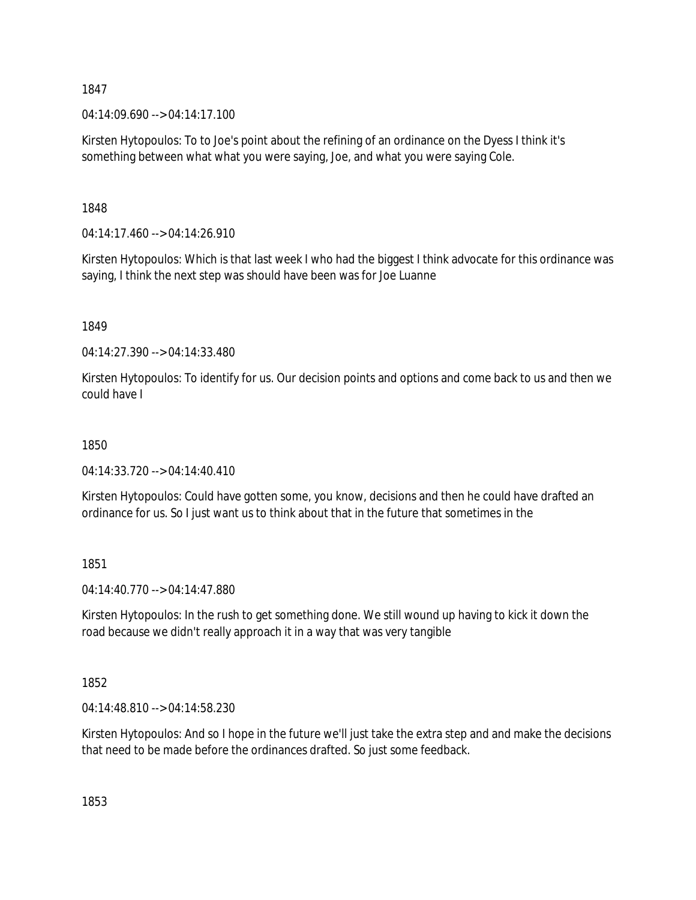1847

04:14:09.690 --> 04:14:17.100

Kirsten Hytopoulos: To to Joe's point about the refining of an ordinance on the Dyess I think it's something between what what you were saying, Joe, and what you were saying Cole.

1848

04:14:17.460 --> 04:14:26.910

Kirsten Hytopoulos: Which is that last week I who had the biggest I think advocate for this ordinance was saying, I think the next step was should have been was for Joe Luanne

1849

04:14:27.390 --> 04:14:33.480

Kirsten Hytopoulos: To identify for us. Our decision points and options and come back to us and then we could have I

1850

04:14:33.720 --> 04:14:40.410

Kirsten Hytopoulos: Could have gotten some, you know, decisions and then he could have drafted an ordinance for us. So I just want us to think about that in the future that sometimes in the

1851

04:14:40.770 --> 04:14:47.880

Kirsten Hytopoulos: In the rush to get something done. We still wound up having to kick it down the road because we didn't really approach it in a way that was very tangible

1852

04:14:48.810 --> 04:14:58.230

Kirsten Hytopoulos: And so I hope in the future we'll just take the extra step and and make the decisions that need to be made before the ordinances drafted. So just some feedback.

1853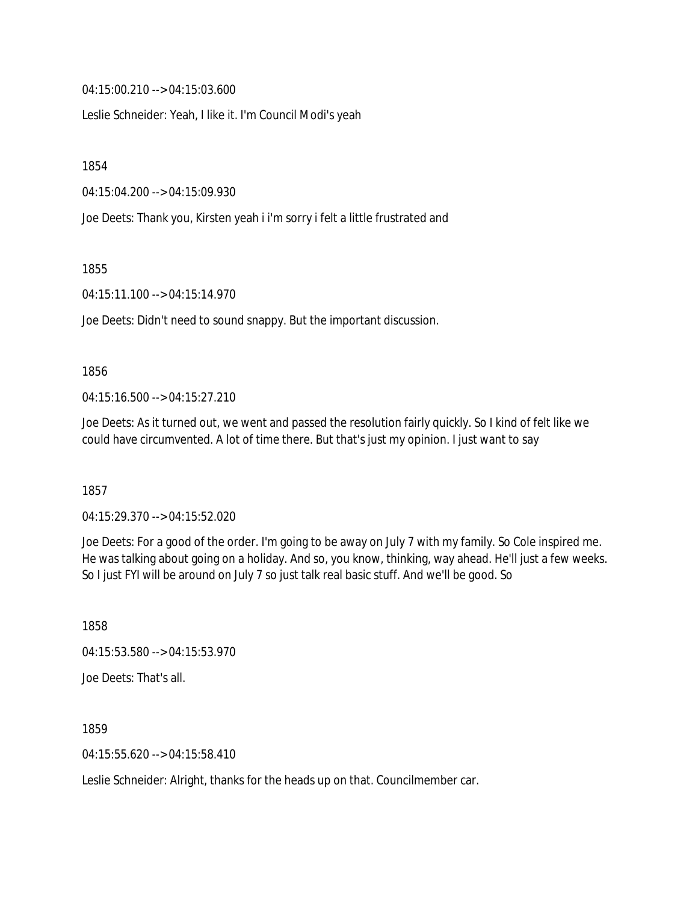04:15:00.210 --> 04:15:03.600

Leslie Schneider: Yeah, I like it. I'm Council Modi's yeah

1854

04:15:04.200 --> 04:15:09.930

Joe Deets: Thank you, Kirsten yeah i i'm sorry i felt a little frustrated and

1855

04:15:11.100 --> 04:15:14.970

Joe Deets: Didn't need to sound snappy. But the important discussion.

1856

04:15:16.500 --> 04:15:27.210

Joe Deets: As it turned out, we went and passed the resolution fairly quickly. So I kind of felt like we could have circumvented. A lot of time there. But that's just my opinion. I just want to say

1857

04:15:29.370 --> 04:15:52.020

Joe Deets: For a good of the order. I'm going to be away on July 7 with my family. So Cole inspired me. He was talking about going on a holiday. And so, you know, thinking, way ahead. He'll just a few weeks. So I just FYI will be around on July 7 so just talk real basic stuff. And we'll be good. So

1858

04:15:53.580 --> 04:15:53.970

Joe Deets: That's all.

1859

04:15:55.620 --> 04:15:58.410

Leslie Schneider: Alright, thanks for the heads up on that. Councilmember car.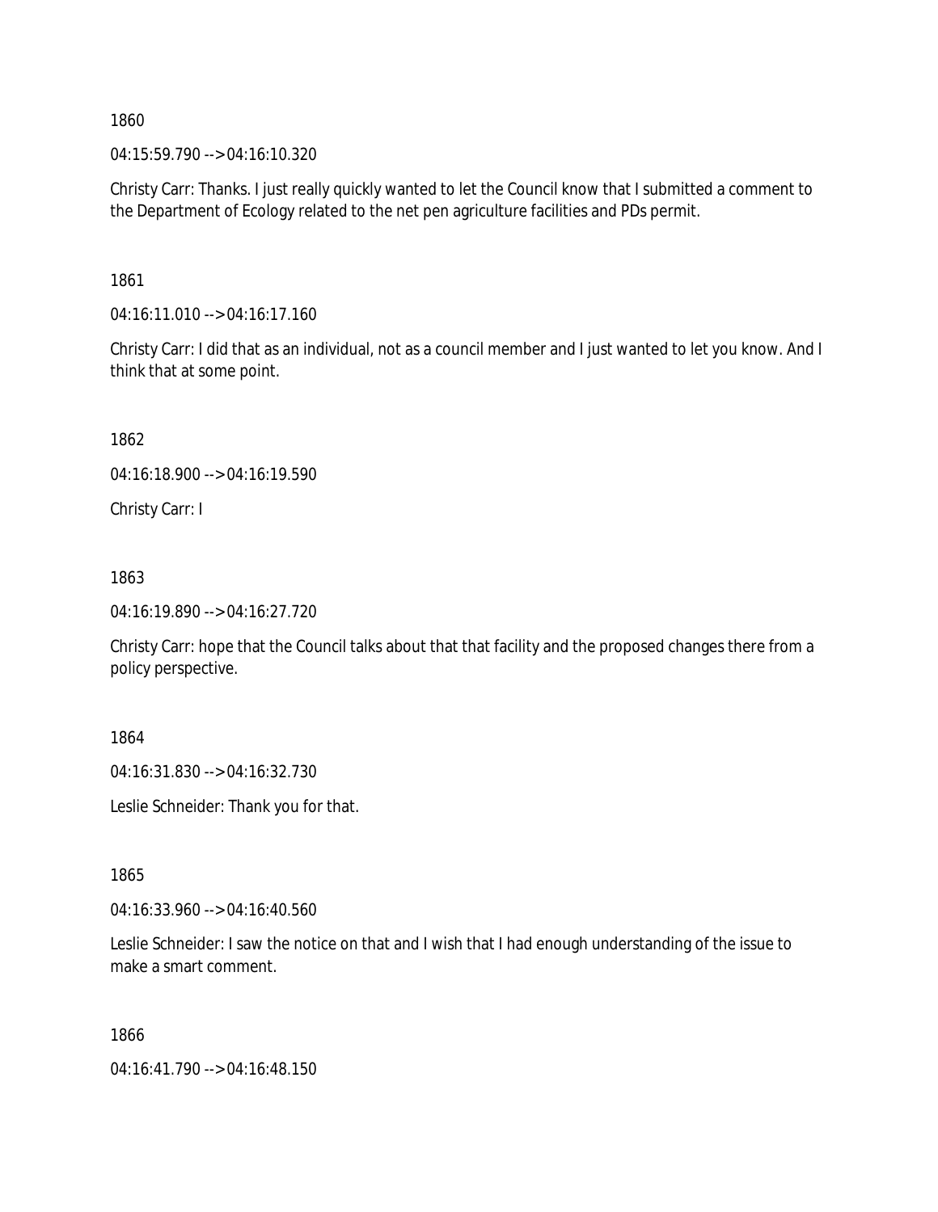1860

04:15:59.790 --> 04:16:10.320

Christy Carr: Thanks. I just really quickly wanted to let the Council know that I submitted a comment to the Department of Ecology related to the net pen agriculture facilities and PDs permit.

1861

04:16:11.010 --> 04:16:17.160

Christy Carr: I did that as an individual, not as a council member and I just wanted to let you know. And I think that at some point.

1862

04:16:18.900 --> 04:16:19.590

Christy Carr: I

1863

04:16:19.890 --> 04:16:27.720

Christy Carr: hope that the Council talks about that that facility and the proposed changes there from a policy perspective.

1864

04:16:31.830 --> 04:16:32.730

Leslie Schneider: Thank you for that.

1865

04:16:33.960 --> 04:16:40.560

Leslie Schneider: I saw the notice on that and I wish that I had enough understanding of the issue to make a smart comment.

1866

04:16:41.790 --> 04:16:48.150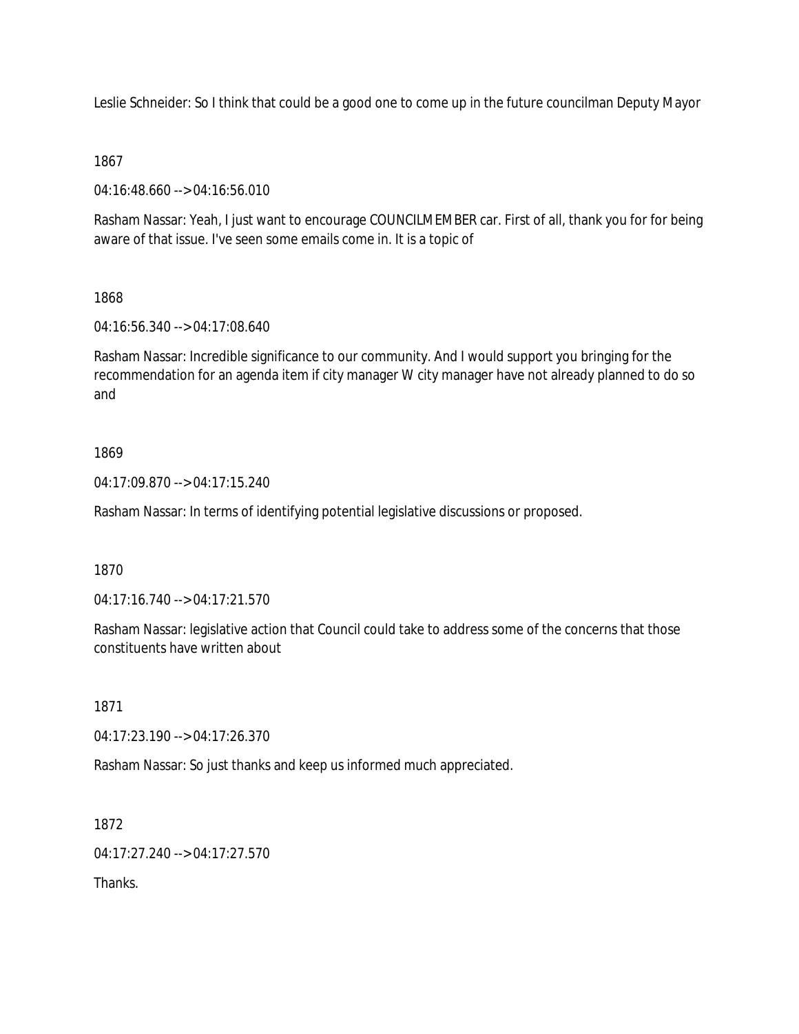Leslie Schneider: So I think that could be a good one to come up in the future councilman Deputy Mayor

1867

04:16:48.660 --> 04:16:56.010

Rasham Nassar: Yeah, I just want to encourage COUNCILMEMBER car. First of all, thank you for for being aware of that issue. I've seen some emails come in. It is a topic of

1868

04:16:56.340 --> 04:17:08.640

Rasham Nassar: Incredible significance to our community. And I would support you bringing for the recommendation for an agenda item if city manager W city manager have not already planned to do so and

1869

04:17:09.870 --> 04:17:15.240

Rasham Nassar: In terms of identifying potential legislative discussions or proposed.

1870

04:17:16.740 --> 04:17:21.570

Rasham Nassar: legislative action that Council could take to address some of the concerns that those constituents have written about

1871

04:17:23.190 --> 04:17:26.370

Rasham Nassar: So just thanks and keep us informed much appreciated.

1872

04:17:27.240 --> 04:17:27.570

Thanks.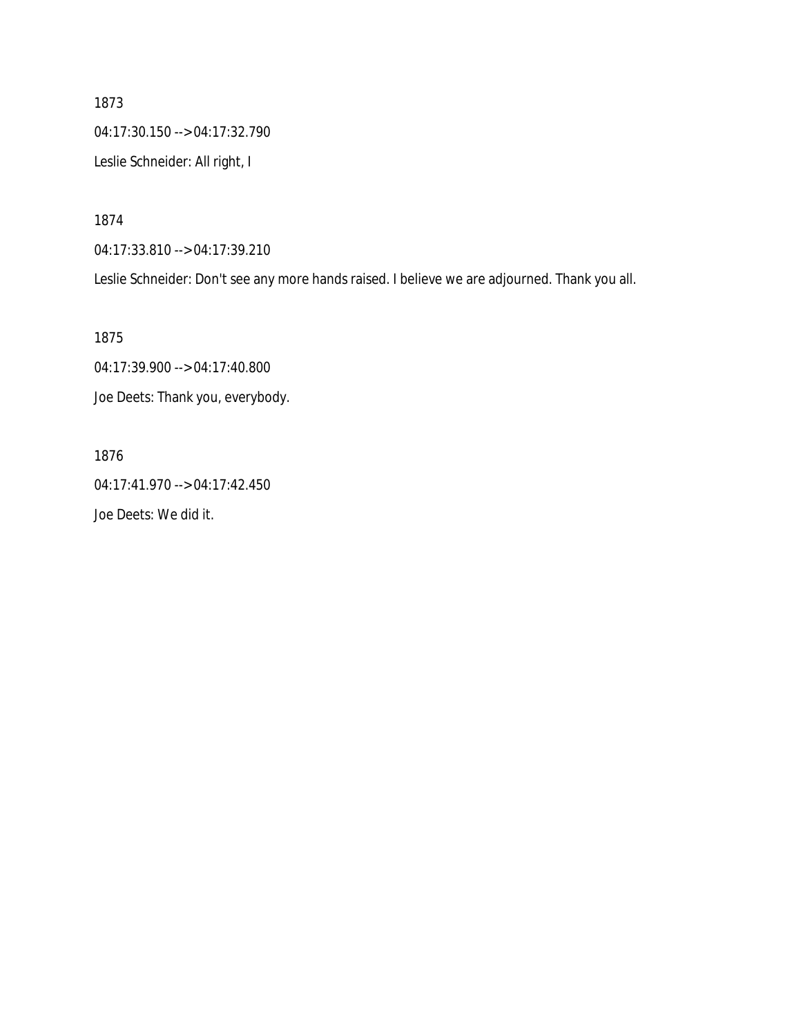1873

04:17:30.150 --> 04:17:32.790

Leslie Schneider: All right, I

1874

04:17:33.810 --> 04:17:39.210

Leslie Schneider: Don't see any more hands raised. I believe we are adjourned. Thank you all.

1875

04:17:39.900 --> 04:17:40.800

Joe Deets: Thank you, everybody.

1876

04:17:41.970 --> 04:17:42.450

Joe Deets: We did it.